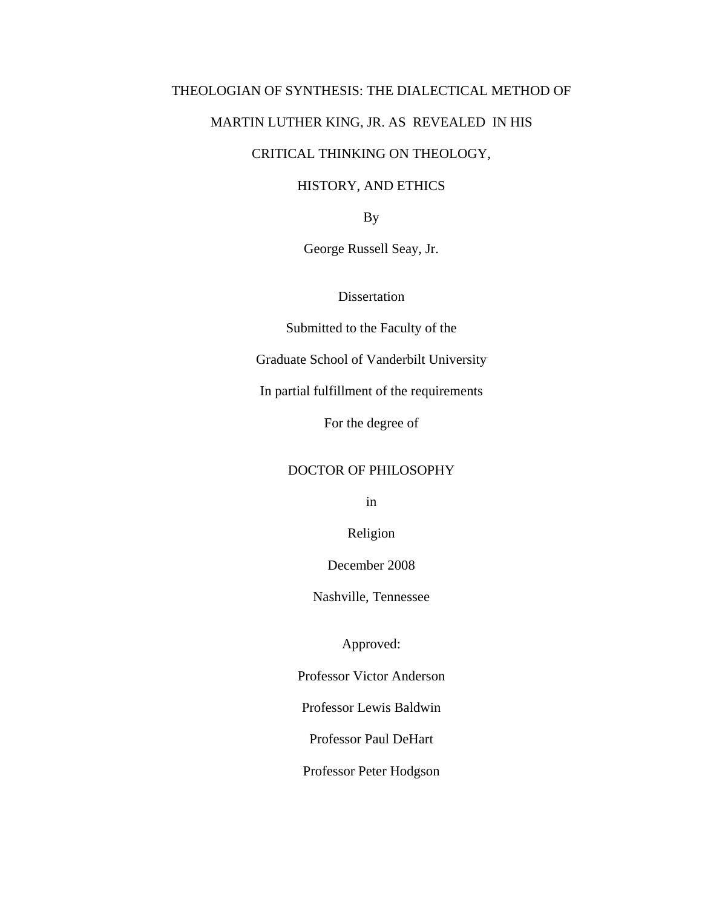# THEOLOGIAN OF SYNTHESIS: THE DIALECTICAL METHOD OF MARTIN LUTHER KING, JR. AS REVEALED IN HIS CRITICAL THINKING ON THEOLOGY, HISTORY, AND ETHICS

By

George Russell Seay, Jr.

Dissertation

Submitted to the Faculty of the

Graduate School of Vanderbilt University

In partial fulfillment of the requirements

For the degree of

DOCTOR OF PHILOSOPHY

in

Religion

December 2008

Nashville, Tennessee

Approved:

Professor Victor Anderson

Professor Lewis Baldwin

Professor Paul DeHart

Professor Peter Hodgson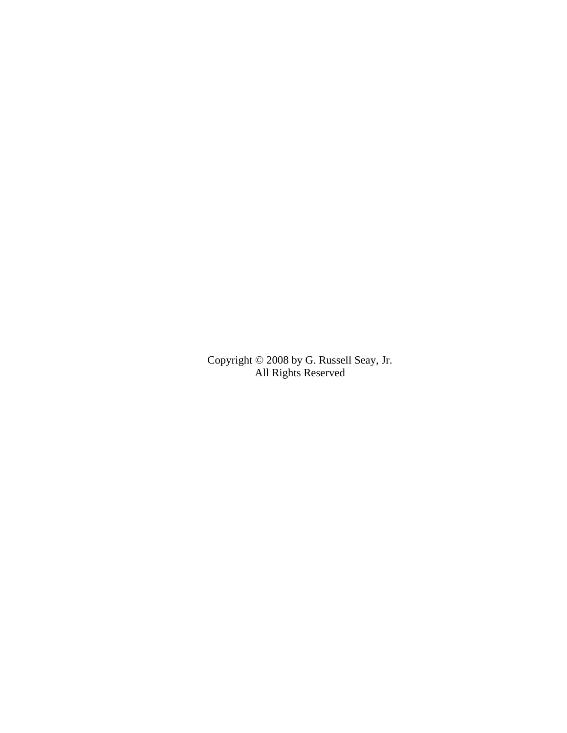Copyright © 2008 by G. Russell Seay, Jr.
All Rights Reserved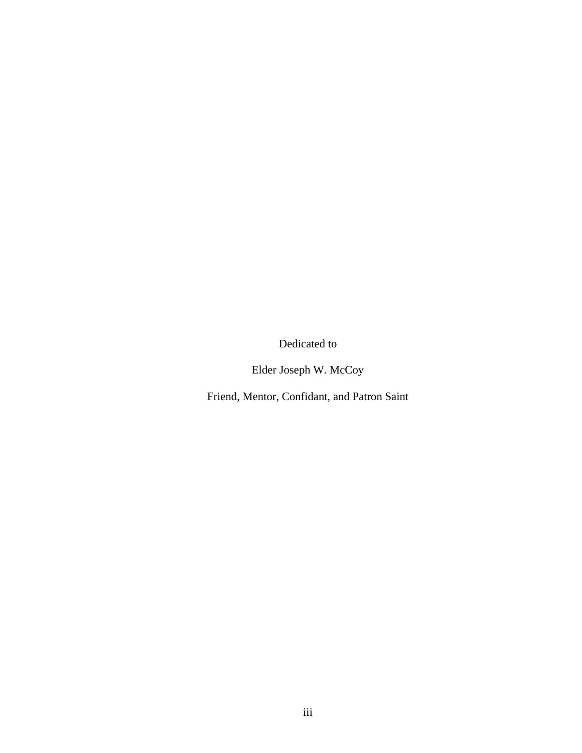Dedicated to

Elder Joseph W. McCoy

Friend, Mentor, Confidant, and Patron Saint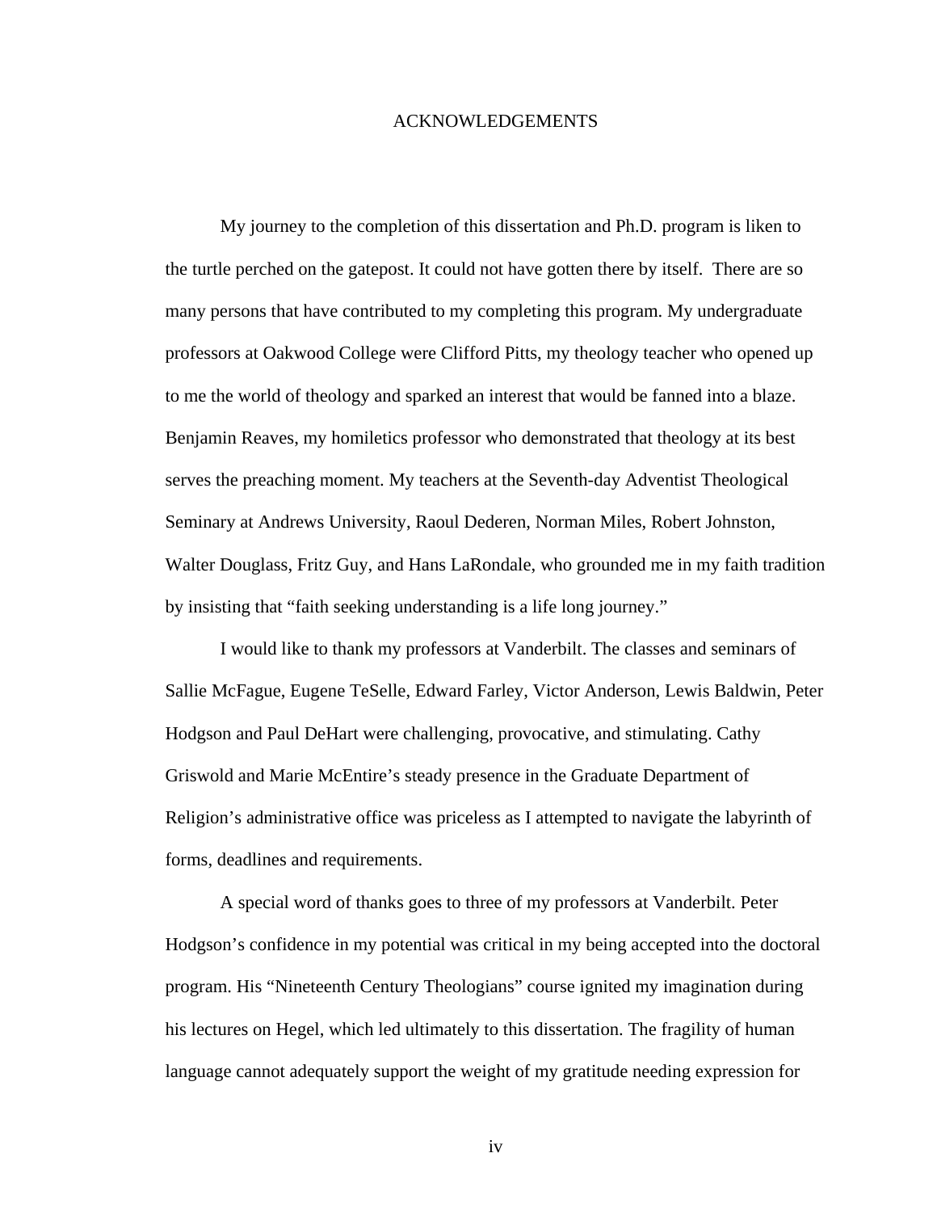# ACKNOWLEDGEMENTS

My journey to the completion of this dissertation and Ph.D. program is liken to the turtle perched on the gatepost. It could not have gotten there by itself. There are so many persons that have contributed to my completing this program. My undergraduate professors at Oakwood College were Clifford Pitts, my theology teacher who opened up to me the world of theology and sparked an interest that would be fanned into a blaze. Benjamin Reaves, my homiletics professor who demonstrated that theology at its best serves the preaching moment. My teachers at the Seventh-day Adventist Theological Seminary at Andrews University, Raoul Dederen, Norman Miles, Robert Johnston, Walter Douglass, Fritz Guy, and Hans LaRondale, who grounded me in my faith tradition by insisting that "faith seeking understanding is a life long journey."

I would like to thank my professors at Vanderbilt. The classes and seminars of Sallie McFague, Eugene TeSelle, Edward Farley, Victor Anderson, Lewis Baldwin, Peter Hodgson and Paul DeHart were challenging, provocative, and stimulating. Cathy Griswold and Marie McEntire's steady presence in the Graduate Department of Religion's administrative office was priceless as I attempted to navigate the labyrinth of forms, deadlines and requirements.

A special word of thanks goes to three of my professors at Vanderbilt. Peter Hodgson's confidence in my potential was critical in my being accepted into the doctoral program. His "Nineteenth Century Theologians" course ignited my imagination during his lectures on Hegel, which led ultimately to this dissertation. The fragility of human language cannot adequately support the weight of my gratitude needing expression for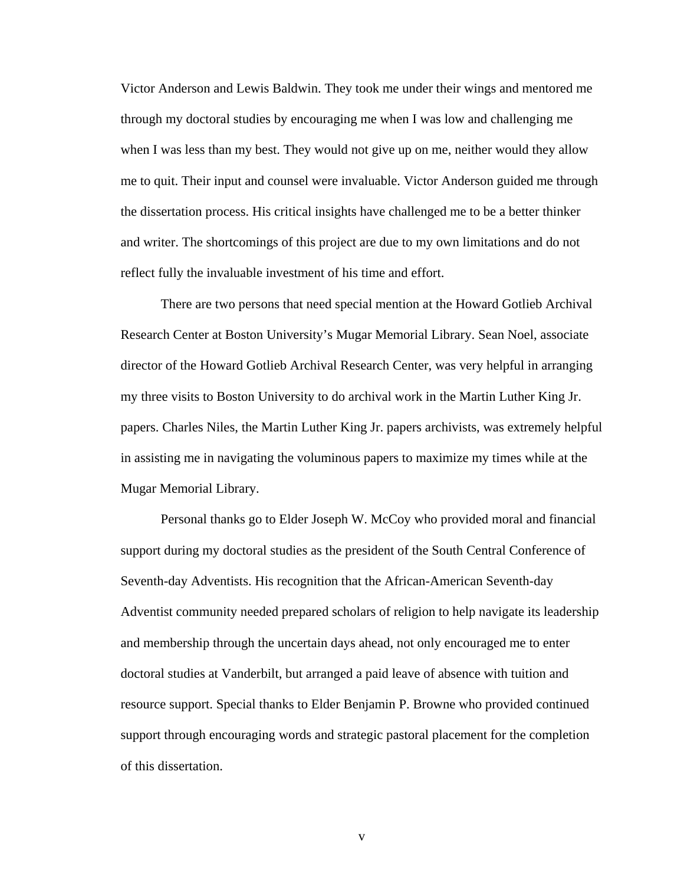Victor Anderson and Lewis Baldwin. They took me under their wings and mentored me through my doctoral studies by encouraging me when I was low and challenging me when I was less than my best. They would not give up on me, neither would they allow me to quit. Their input and counsel were invaluable. Victor Anderson guided me through the dissertation process. His critical insights have challenged me to be a better thinker and writer. The shortcomings of this project are due to my own limitations and do not reflect fully the invaluable investment of his time and effort.

There are two persons that need special mention at the Howard Gotlieb Archival Research Center at Boston University's Mugar Memorial Library. Sean Noel, associate director of the Howard Gotlieb Archival Research Center, was very helpful in arranging my three visits to Boston University to do archival work in the Martin Luther King Jr. papers. Charles Niles, the Martin Luther King Jr. papers archivists, was extremely helpful in assisting me in navigating the voluminous papers to maximize my times while at the Mugar Memorial Library.

Personal thanks go to Elder Joseph W. McCoy who provided moral and financial support during my doctoral studies as the president of the South Central Conference of Seventh-day Adventists. His recognition that the African-American Seventh-day Adventist community needed prepared scholars of religion to help navigate its leadership and membership through the uncertain days ahead, not only encouraged me to enter doctoral studies at Vanderbilt, but arranged a paid leave of absence with tuition and resource support. Special thanks to Elder Benjamin P. Browne who provided continued support through encouraging words and strategic pastoral placement for the completion of this dissertation.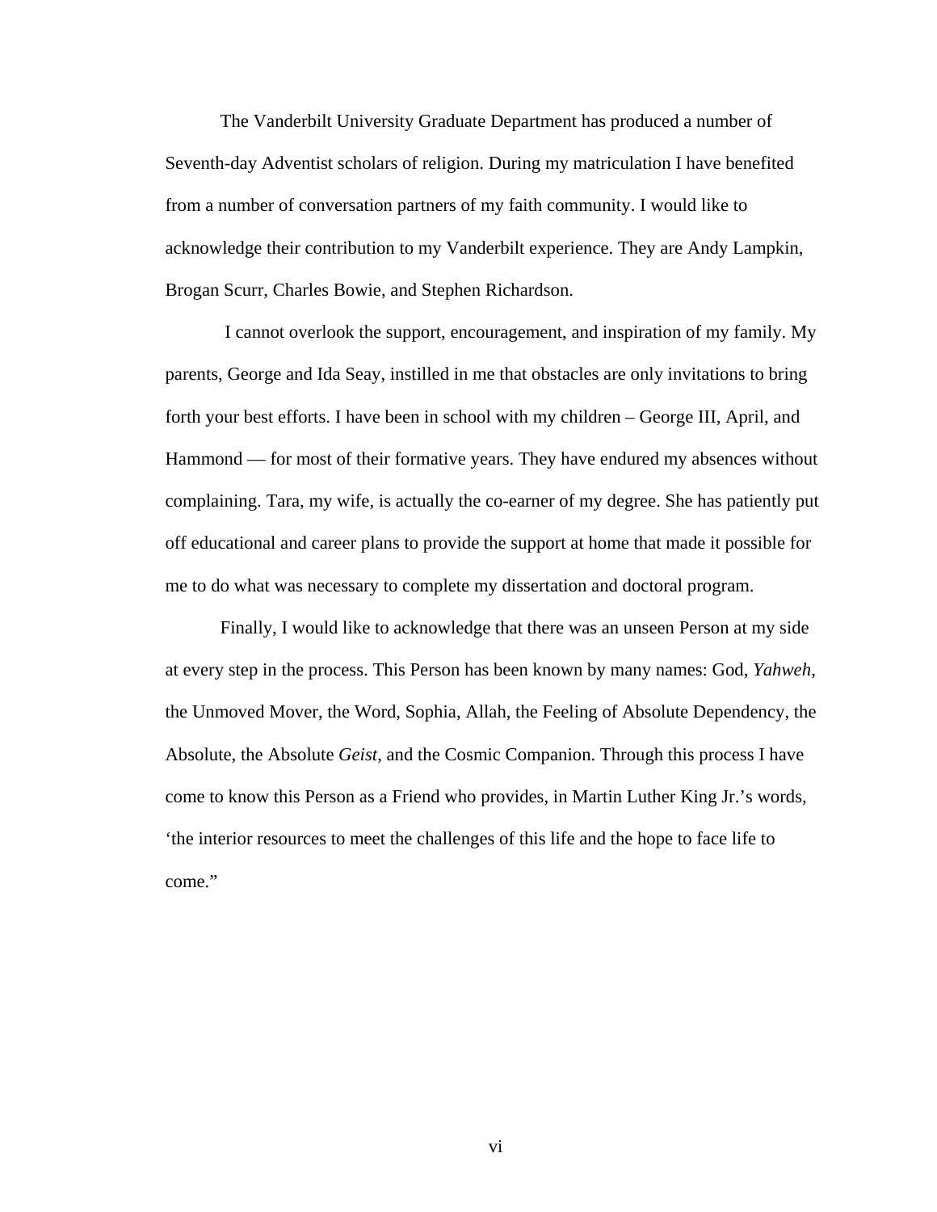The Vanderbilt University Graduate Department has produced a number of Seventh-day Adventist scholars of religion. During my matriculation I have benefited from a number of conversation partners of my faith community. I would like to acknowledge their contribution to my Vanderbilt experience. They are Andy Lampkin, Brogan Scurr, Charles Bowie, and Stephen Richardson.

I cannot overlook the support, encouragement, and inspiration of my family. My parents, George and Ida Seay, instilled in me that obstacles are only invitations to bring forth your best efforts. I have been in school with my children – George III, April, and Hammond — for most of their formative years. They have endured my absences without complaining. Tara, my wife, is actually the co-earner of my degree. She has patiently put off educational and career plans to provide the support at home that made it possible for me to do what was necessary to complete my dissertation and doctoral program.

Finally, I would like to acknowledge that there was an unseen Person at my side at every step in the process. This Person has been known by many names: God, *Yahweh*, the Unmoved Mover, the Word, Sophia, Allah, the Feeling of Absolute Dependency, the Absolute, the Absolute *Geist*, and the Cosmic Companion. Through this process I have come to know this Person as a Friend who provides, in Martin Luther King Jr.'s words, 'the interior resources to meet the challenges of this life and the hope to face life to come."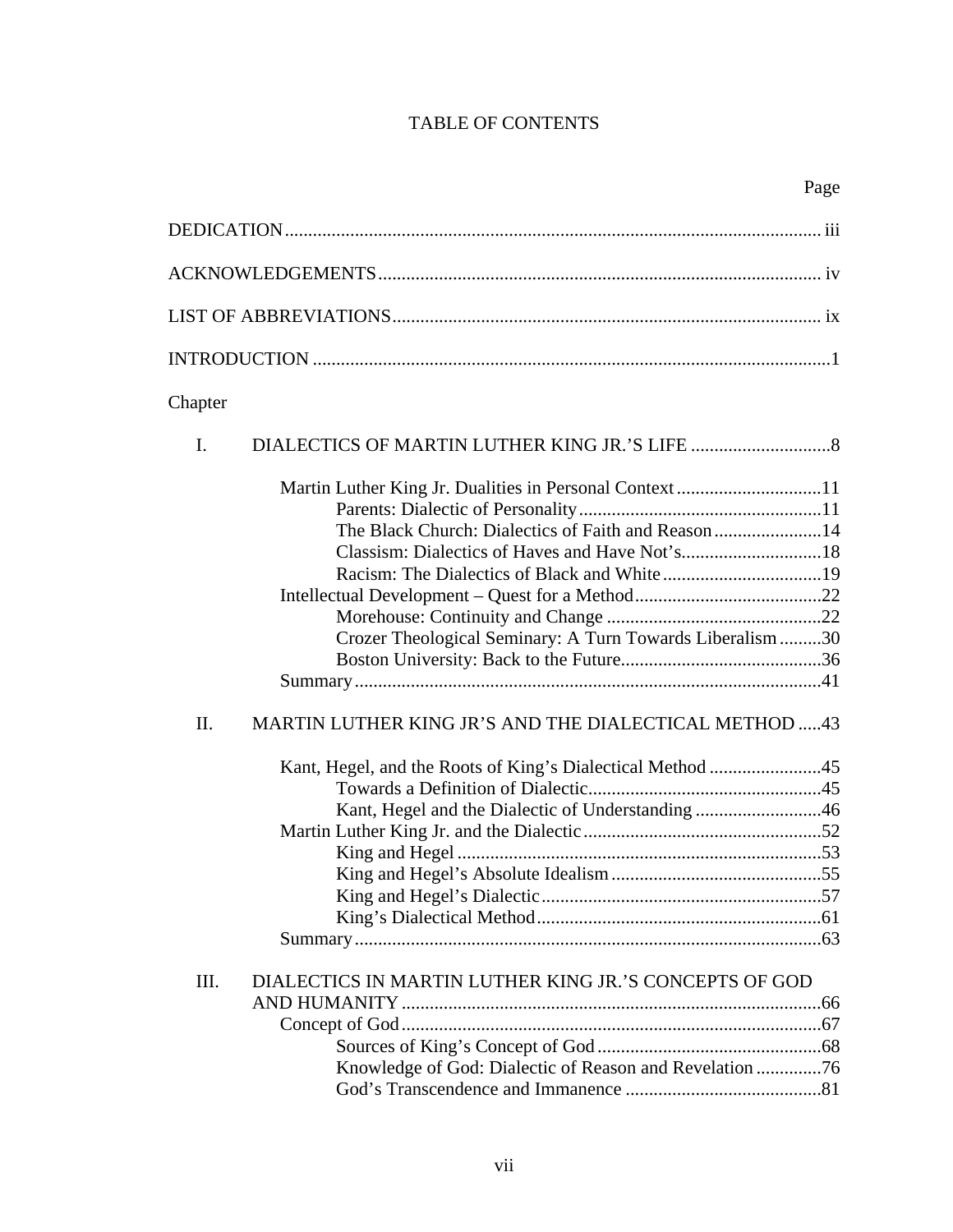# TABLE OF CONTENTS

Page

DEDICATION ..... iii

ACKNOWLEDGEMENTS ..... iv

LIST OF ABBREVIATIONS ..... ix

INTRODUCTION ..... 1

Chapter

I. DIALECTICS OF MARTIN LUTHER KING JR.'S LIFE ..... 8

- Martin Luther King Jr. Dualities in Personal Context ..... 11
  - Parents: Dialectic of Personality ..... 11
  - The Black Church: Dialectics of Faith and Reason ..... 14
  - Classism: Dialectics of Haves and Have Not's ..... 18
  - Racism: The Dialectics of Black and White ..... 19
- Intellectual Development – Quest for a Method ..... 22
  - Morehouse: Continuity and Change ..... 22
  - Crozer Theological Seminary: A Turn Towards Liberalism ..... 30
  - Boston University: Back to the Future ..... 36
- Summary ..... 41

II. MARTIN LUTHER KING JR'S AND THE DIALECTICAL METHOD ..... 43

- Kant, Hegel, and the Roots of King's Dialectical Method ..... 45
  - Towards a Definition of Dialectic ..... 45
  - Kant, Hegel and the Dialectic of Understanding ..... 46
- Martin Luther King Jr. and the Dialectic ..... 52
  - King and Hegel ..... 53
  - King and Hegel's Absolute Idealism ..... 55
  - King and Hegel's Dialectic ..... 57
  - King's Dialectical Method ..... 61
- Summary ..... 63

III. DIALECTICS IN MARTIN LUTHER KING JR.'S CONCEPTS OF GOD AND HUMANITY ..... 66

- Concept of God ..... 67
  - Sources of King's Concept of God ..... 68
  - Knowledge of God: Dialectic of Reason and Revelation ..... 76
  - God's Transcendence and Immanence ..... 81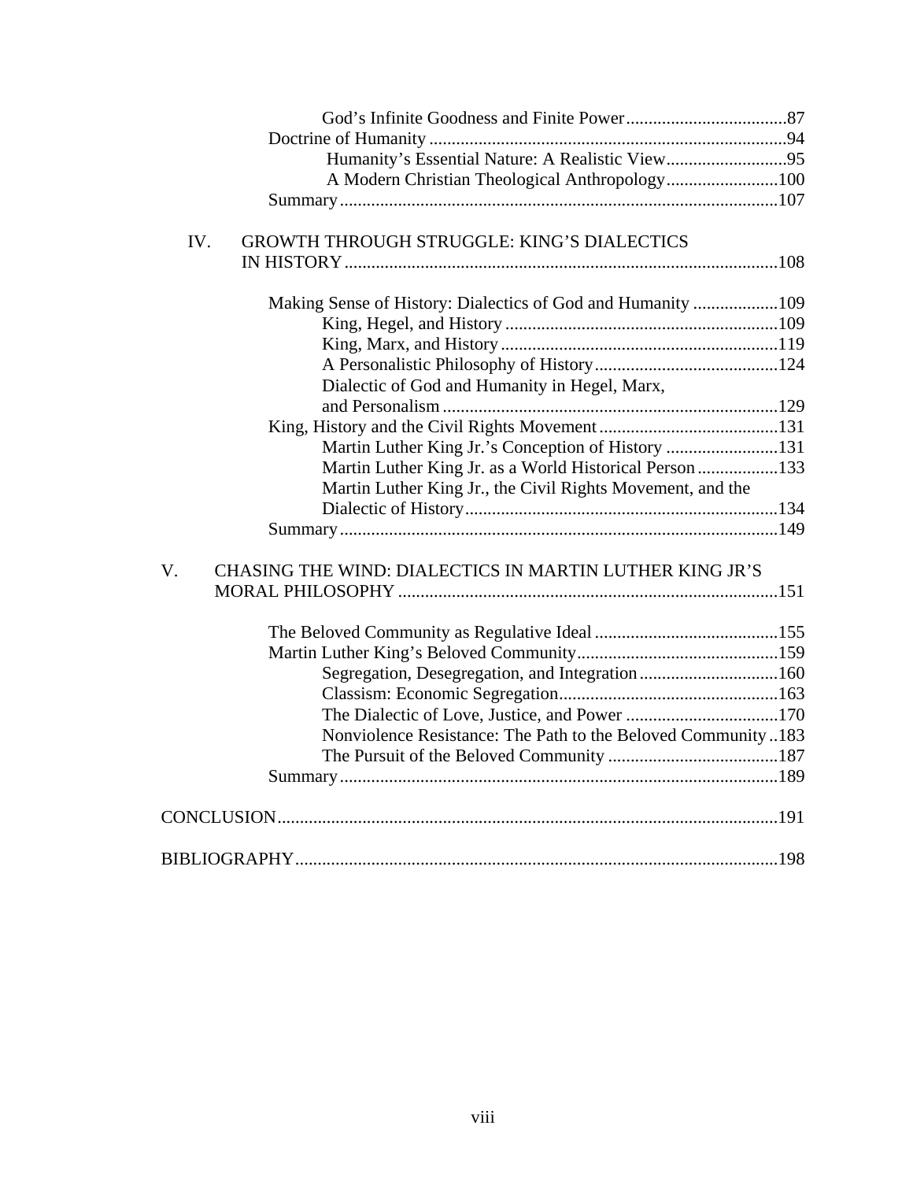God's Infinite Goodness and Finite Power....................................87
Doctrine of Humanity ................................................................................94
Humanity's Essential Nature: A Realistic View...........................95
A Modern Christian Theological Anthropology.........................100
Summary.................................................................................................107

IV. GROWTH THROUGH STRUGGLE: KING'S DIALECTICS IN HISTORY................................................................................................108

Making Sense of History: Dialectics of God and Humanity ...................109
King, Hegel, and History .............................................................109
King, Marx, and History..............................................................119
A Personalistic Philosophy of History.........................................124
Dialectic of God and Humanity in Hegel, Marx, and Personalism...........................................................................129
King, History and the Civil Rights Movement........................................131
Martin Luther King Jr.'s Conception of History .........................131
Martin Luther King Jr. as a World Historical Person..................133
Martin Luther King Jr., the Civil Rights Movement, and the Dialectic of History......................................................................134
Summary.................................................................................................149

V. CHASING THE WIND: DIALECTICS IN MARTIN LUTHER KING JR'S MORAL PHILOSOPHY .....................................................................................151

The Beloved Community as Regulative Ideal.........................................155
Martin Luther King's Beloved Community.............................................159
Segregation, Desegregation, and Integration...............................160
Classism: Economic Segregation.................................................163
The Dialectic of Love, Justice, and Power ..................................170
Nonviolence Resistance: The Path to the Beloved Community..183
The Pursuit of the Beloved Community ......................................187
Summary.................................................................................................189

CONCLUSION...............................................................................................................191

BIBLIOGRAPHY...........................................................................................................198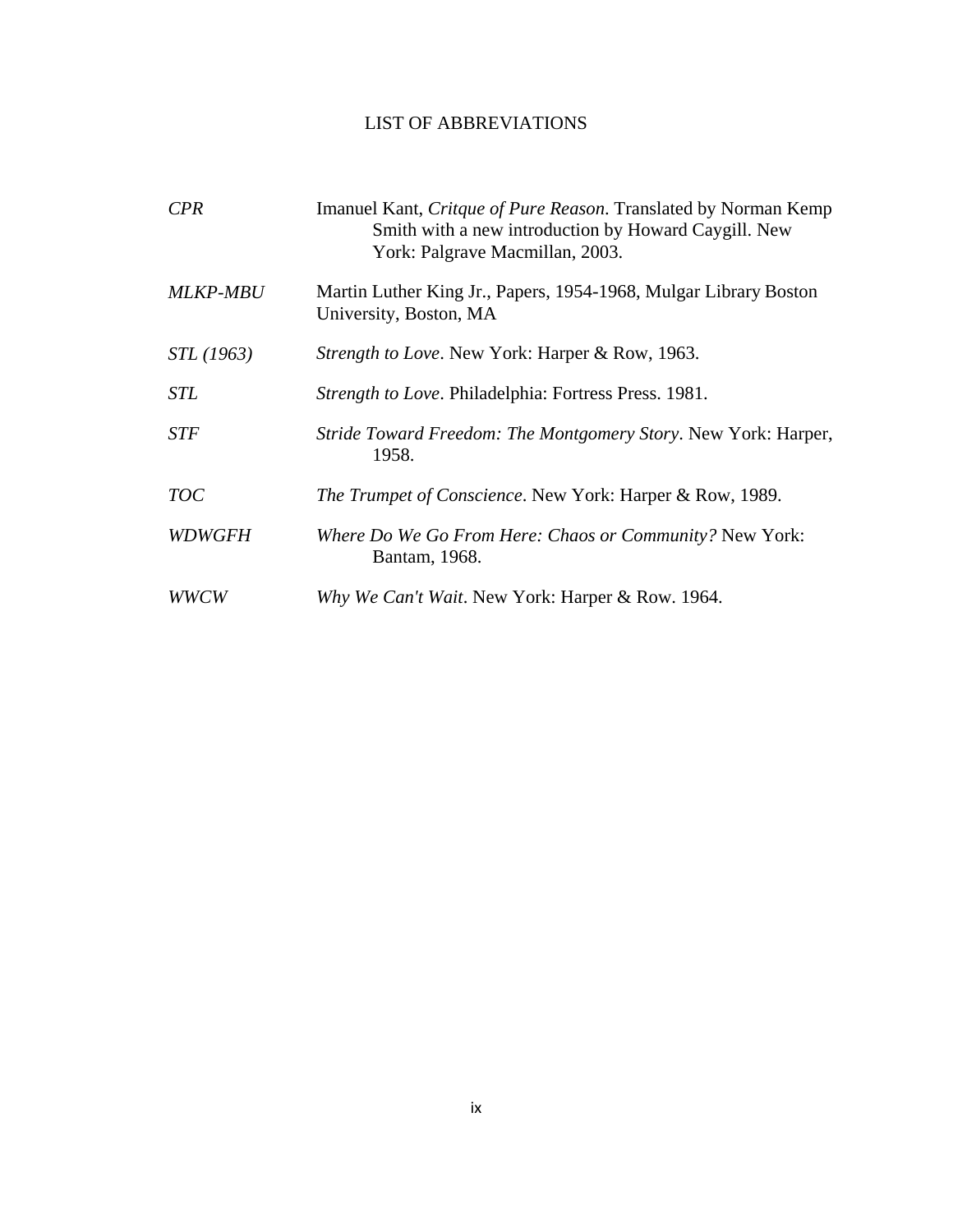# LIST OF ABBREVIATIONS

| | |
|---|---|
| *CPR* | Imanuel Kant, *Critque of Pure Reason*. Translated by Norman Kemp Smith with a new introduction by Howard Caygill. New York: Palgrave Macmillan, 2003. |
| *MLKP-MBU* | Martin Luther King Jr., Papers, 1954-1968, Mulgar Library Boston University, Boston, MA |
| *STL (1963)* | *Strength to Love*. New York: Harper & Row, 1963. |
| *STL* | *Strength to Love*. Philadelphia: Fortress Press. 1981. |
| *STF* | *Stride Toward Freedom: The Montgomery Story*. New York: Harper, 1958. |
| *TOC* | *The Trumpet of Conscience*. New York: Harper & Row, 1989. |
| *WDWGFH* | *Where Do We Go From Here: Chaos or Community?* New York: Bantam, 1968. |
| *WWCW* | *Why We Can't Wait*. New York: Harper & Row. 1964. |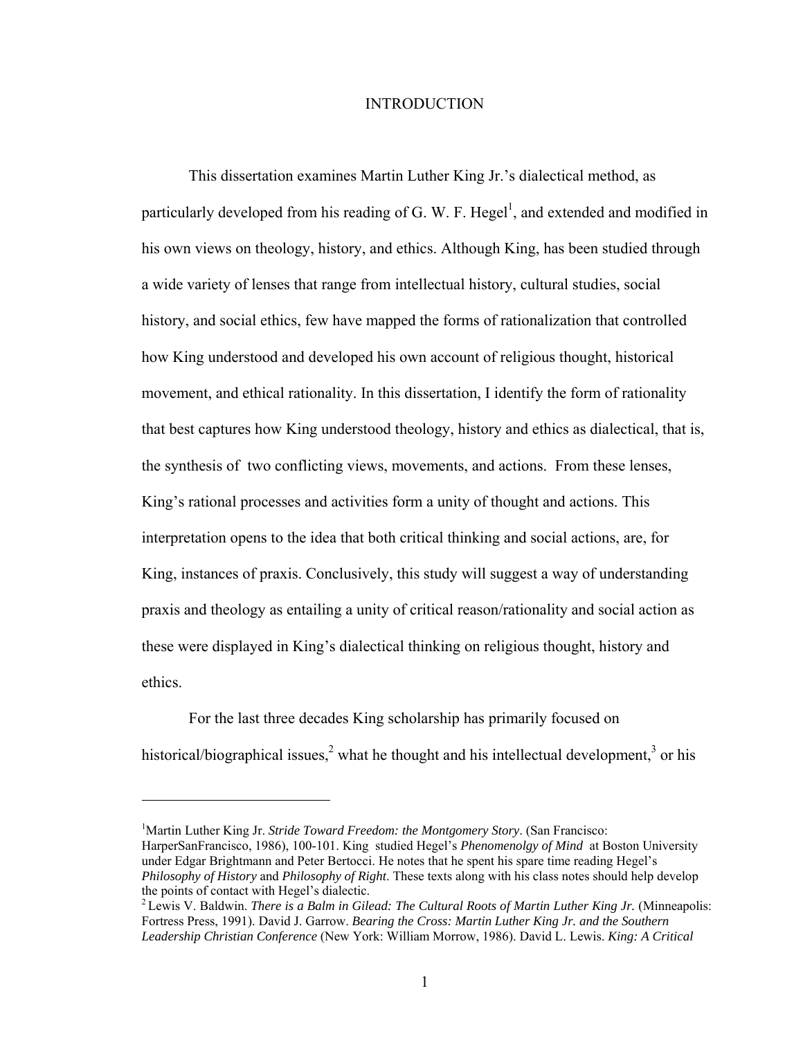# INTRODUCTION

This dissertation examines Martin Luther King Jr.'s dialectical method, as particularly developed from his reading of G. W. F. Hegel[1], and extended and modified in his own views on theology, history, and ethics. Although King, has been studied through a wide variety of lenses that range from intellectual history, cultural studies, social history, and social ethics, few have mapped the forms of rationalization that controlled how King understood and developed his own account of religious thought, historical movement, and ethical rationality. In this dissertation, I identify the form of rationality that best captures how King understood theology, history and ethics as dialectical, that is, the synthesis of two conflicting views, movements, and actions. From these lenses, King's rational processes and activities form a unity of thought and actions. This interpretation opens to the idea that both critical thinking and social actions, are, for King, instances of praxis. Conclusively, this study will suggest a way of understanding praxis and theology as entailing a unity of critical reason/rationality and social action as these were displayed in King's dialectical thinking on religious thought, history and ethics.

For the last three decades King scholarship has primarily focused on historical/biographical issues,[2] what he thought and his intellectual development,[3] or his

---

[1]Martin Luther King Jr. *Stride Toward Freedom: the Montgomery Story*. (San Francisco: HarperSanFrancisco, 1986), 100-101. King studied Hegel's *Phenomenolgy of Mind* at Boston University under Edgar Brightmann and Peter Bertocci. He notes that he spent his spare time reading Hegel's *Philosophy of History* and *Philosophy of Right*. These texts along with his class notes should help develop the points of contact with Hegel's dialectic.

[2] Lewis V. Baldwin. *There is a Balm in Gilead: The Cultural Roots of Martin Luther King Jr.* (Minneapolis: Fortress Press, 1991). David J. Garrow. *Bearing the Cross: Martin Luther King Jr. and the Southern Leadership Christian Conference* (New York: William Morrow, 1986). David L. Lewis. *King: A Critical*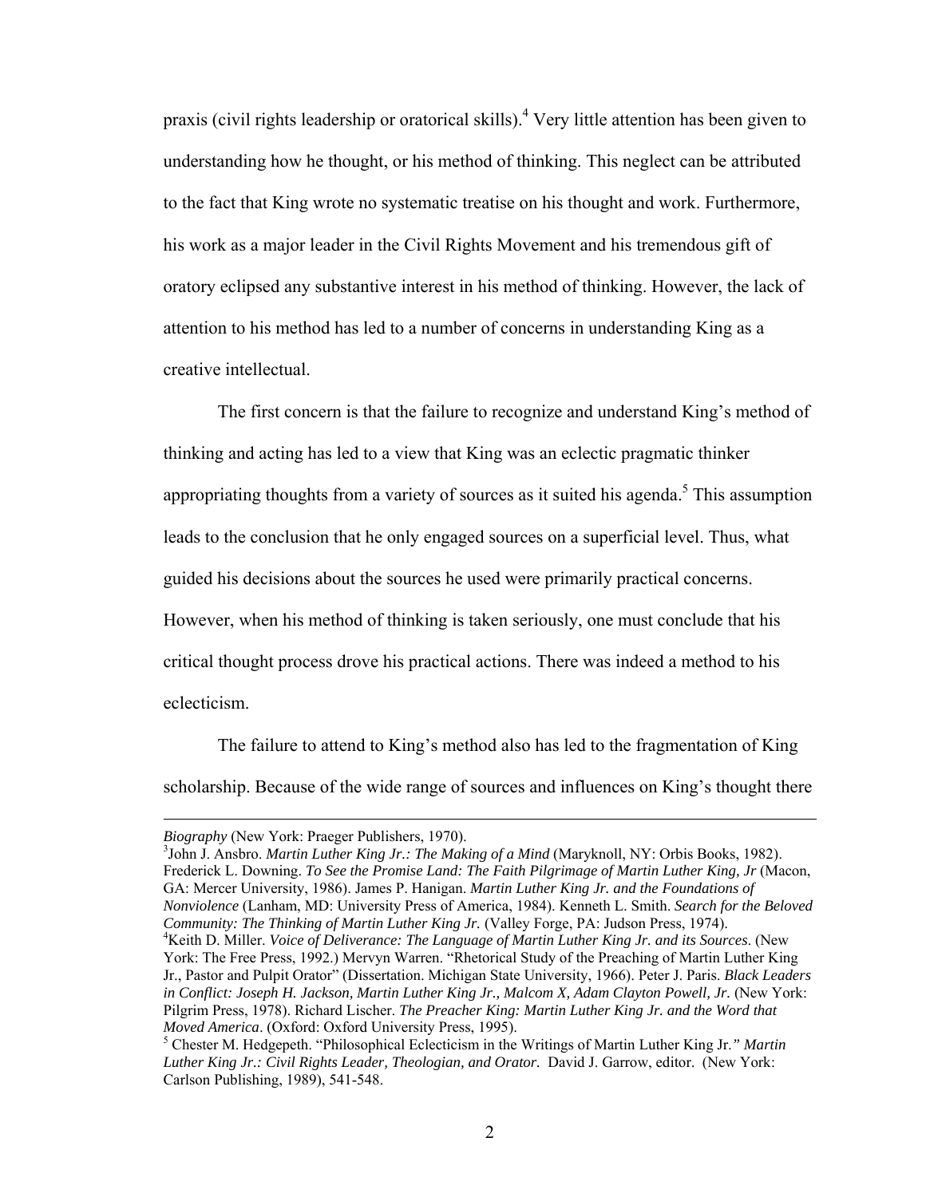praxis (civil rights leadership or oratorical skills).[4] Very little attention has been given to understanding how he thought, or his method of thinking. This neglect can be attributed to the fact that King wrote no systematic treatise on his thought and work. Furthermore, his work as a major leader in the Civil Rights Movement and his tremendous gift of oratory eclipsed any substantive interest in his method of thinking. However, the lack of attention to his method has led to a number of concerns in understanding King as a creative intellectual.

The first concern is that the failure to recognize and understand King's method of thinking and acting has led to a view that King was an eclectic pragmatic thinker appropriating thoughts from a variety of sources as it suited his agenda.[5] This assumption leads to the conclusion that he only engaged sources on a superficial level. Thus, what guided his decisions about the sources he used were primarily practical concerns. However, when his method of thinking is taken seriously, one must conclude that his critical thought process drove his practical actions. There was indeed a method to his eclecticism.

The failure to attend to King's method also has led to the fragmentation of King scholarship. Because of the wide range of sources and influences on King's thought there

---

*Biography* (New York: Praeger Publishers, 1970).

[3]John J. Ansbro. *Martin Luther King Jr.: The Making of a Mind* (Maryknoll, NY: Orbis Books, 1982). Frederick L. Downing. *To See the Promise Land: The Faith Pilgrimage of Martin Luther King, Jr* (Macon, GA: Mercer University, 1986). James P. Hanigan. *Martin Luther King Jr. and the Foundations of Nonviolence* (Lanham, MD: University Press of America, 1984). Kenneth L. Smith. *Search for the Beloved Community: The Thinking of Martin Luther King Jr.* (Valley Forge, PA: Judson Press, 1974).

[4]Keith D. Miller. *Voice of Deliverance: The Language of Martin Luther King Jr. and its Sources*. (New York: The Free Press, 1992.) Mervyn Warren. "Rhetorical Study of the Preaching of Martin Luther King Jr., Pastor and Pulpit Orator" (Dissertation. Michigan State University, 1966). Peter J. Paris. *Black Leaders in Conflict: Joseph H. Jackson, Martin Luther King Jr., Malcom X, Adam Clayton Powell, Jr.* (New York: Pilgrim Press, 1978). Richard Lischer. *The Preacher King: Martin Luther King Jr. and the Word that Moved America*. (Oxford: Oxford University Press, 1995).

[5] Chester M. Hedgepeth. "Philosophical Eclecticism in the Writings of Martin Luther King Jr." *Martin Luther King Jr.: Civil Rights Leader, Theologian, and Orator.* David J. Garrow, editor. (New York: Carlson Publishing, 1989), 541-548.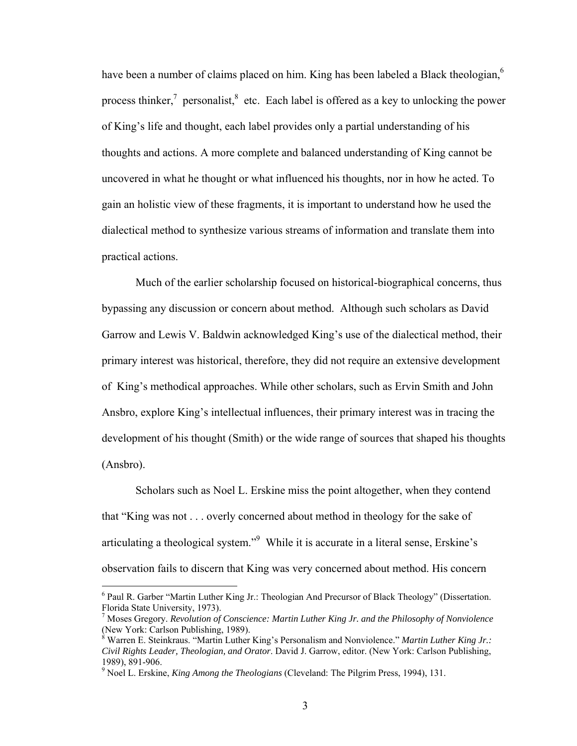have been a number of claims placed on him. King has been labeled a Black theologian,[6] process thinker,[7] personalist,[8] etc. Each label is offered as a key to unlocking the power of King's life and thought, each label provides only a partial understanding of his thoughts and actions. A more complete and balanced understanding of King cannot be uncovered in what he thought or what influenced his thoughts, nor in how he acted. To gain an holistic view of these fragments, it is important to understand how he used the dialectical method to synthesize various streams of information and translate them into practical actions.

Much of the earlier scholarship focused on historical-biographical concerns, thus bypassing any discussion or concern about method. Although such scholars as David Garrow and Lewis V. Baldwin acknowledged King's use of the dialectical method, their primary interest was historical, therefore, they did not require an extensive development of King's methodical approaches. While other scholars, such as Ervin Smith and John Ansbro, explore King's intellectual influences, their primary interest was in tracing the development of his thought (Smith) or the wide range of sources that shaped his thoughts (Ansbro).

Scholars such as Noel L. Erskine miss the point altogether, when they contend that "King was not . . . overly concerned about method in theology for the sake of articulating a theological system."[9] While it is accurate in a literal sense, Erskine's observation fails to discern that King was very concerned about method. His concern

---

[6] Paul R. Garber "Martin Luther King Jr.: Theologian And Precursor of Black Theology" (Dissertation. Florida State University, 1973).

[7] Moses Gregory. *Revolution of Conscience: Martin Luther King Jr. and the Philosophy of Nonviolence* (New York: Carlson Publishing, 1989).

[8] Warren E. Steinkraus. "Martin Luther King's Personalism and Nonviolence." *Martin Luther King Jr.: Civil Rights Leader, Theologian, and Orator*. David J. Garrow, editor. (New York: Carlson Publishing, 1989), 891-906.

[9] Noel L. Erskine, *King Among the Theologians* (Cleveland: The Pilgrim Press, 1994), 131.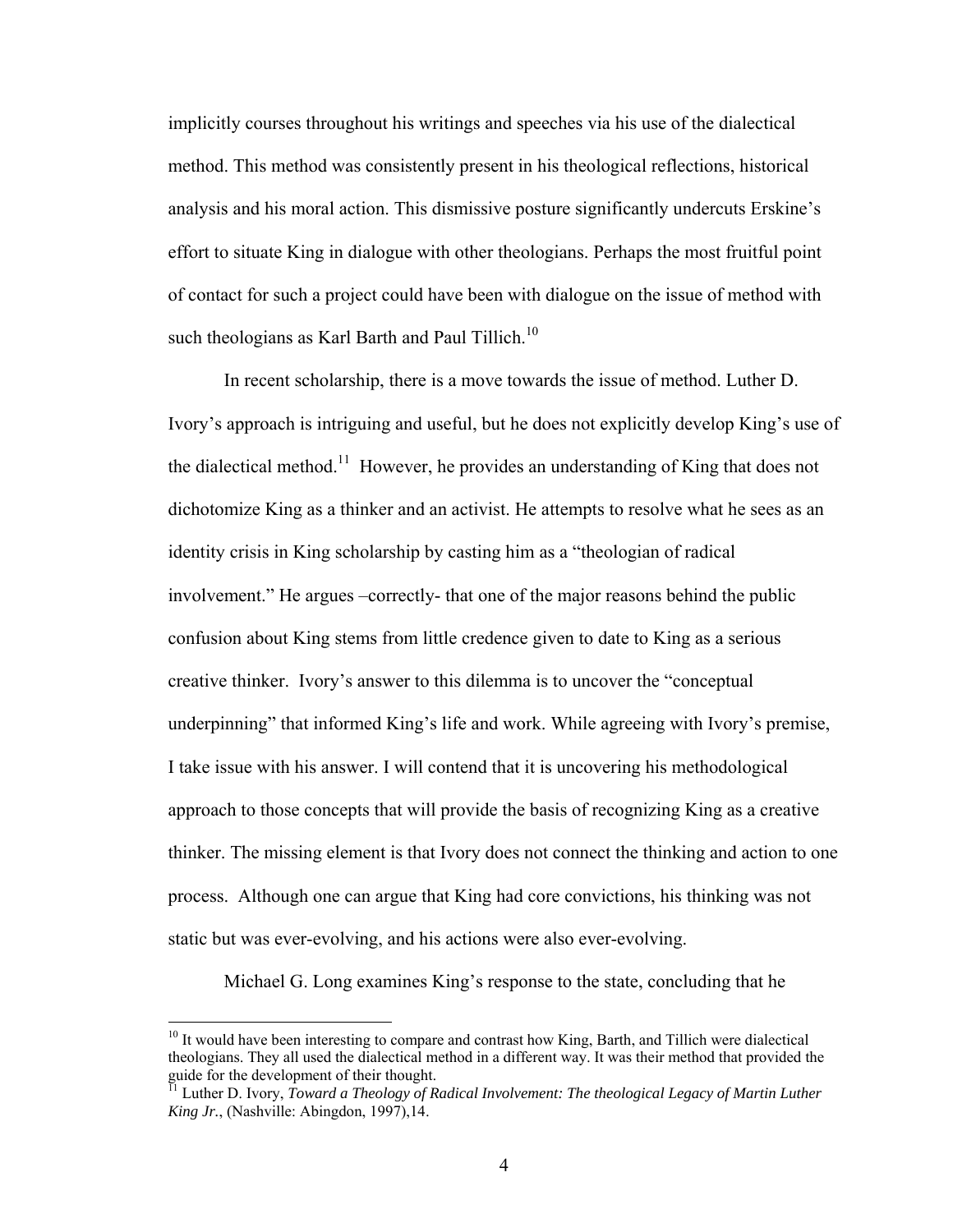implicitly courses throughout his writings and speeches via his use of the dialectical method. This method was consistently present in his theological reflections, historical analysis and his moral action. This dismissive posture significantly undercuts Erskine's effort to situate King in dialogue with other theologians. Perhaps the most fruitful point of contact for such a project could have been with dialogue on the issue of method with such theologians as Karl Barth and Paul Tillich.[10]

In recent scholarship, there is a move towards the issue of method. Luther D. Ivory's approach is intriguing and useful, but he does not explicitly develop King's use of the dialectical method.[11] However, he provides an understanding of King that does not dichotomize King as a thinker and an activist. He attempts to resolve what he sees as an identity crisis in King scholarship by casting him as a "theologian of radical involvement." He argues –correctly- that one of the major reasons behind the public confusion about King stems from little credence given to date to King as a serious creative thinker. Ivory's answer to this dilemma is to uncover the "conceptual underpinning" that informed King's life and work. While agreeing with Ivory's premise, I take issue with his answer. I will contend that it is uncovering his methodological approach to those concepts that will provide the basis of recognizing King as a creative thinker. The missing element is that Ivory does not connect the thinking and action to one process. Although one can argue that King had core convictions, his thinking was not static but was ever-evolving, and his actions were also ever-evolving.

Michael G. Long examines King's response to the state, concluding that he

---

[10] It would have been interesting to compare and contrast how King, Barth, and Tillich were dialectical theologians. They all used the dialectical method in a different way. It was their method that provided the guide for the development of their thought.

[11] Luther D. Ivory, *Toward a Theology of Radical Involvement: The theological Legacy of Martin Luther King Jr.*, (Nashville: Abingdon, 1997),14.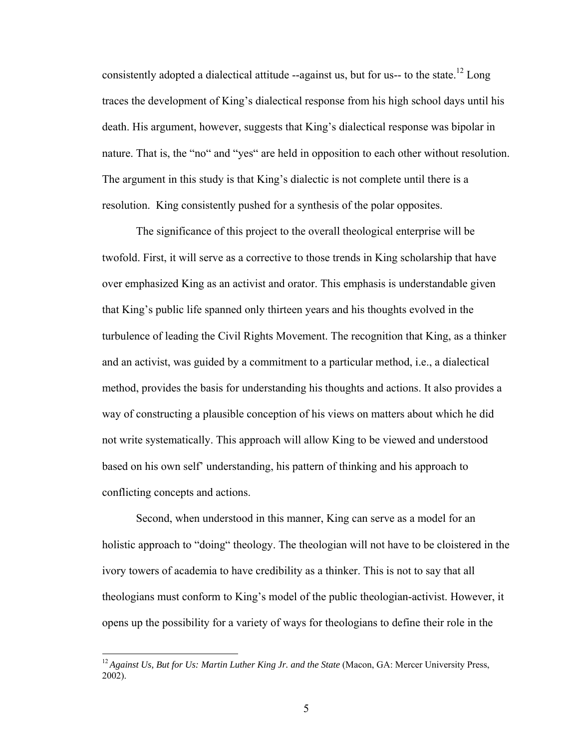consistently adopted a dialectical attitude --against us, but for us-- to the state.[12] Long traces the development of King's dialectical response from his high school days until his death. His argument, however, suggests that King's dialectical response was bipolar in nature. That is, the "no" and "yes" are held in opposition to each other without resolution. The argument in this study is that King's dialectic is not complete until there is a resolution. King consistently pushed for a synthesis of the polar opposites.

The significance of this project to the overall theological enterprise will be twofold. First, it will serve as a corrective to those trends in King scholarship that have over emphasized King as an activist and orator. This emphasis is understandable given that King's public life spanned only thirteen years and his thoughts evolved in the turbulence of leading the Civil Rights Movement. The recognition that King, as a thinker and an activist, was guided by a commitment to a particular method, i.e., a dialectical method, provides the basis for understanding his thoughts and actions. It also provides a way of constructing a plausible conception of his views on matters about which he did not write systematically. This approach will allow King to be viewed and understood based on his own self' understanding, his pattern of thinking and his approach to conflicting concepts and actions.

Second, when understood in this manner, King can serve as a model for an holistic approach to "doing" theology. The theologian will not have to be cloistered in the ivory towers of academia to have credibility as a thinker. This is not to say that all theologians must conform to King's model of the public theologian-activist. However, it opens up the possibility for a variety of ways for theologians to define their role in the

---

[12] *Against Us, But for Us: Martin Luther King Jr. and the State* (Macon, GA: Mercer University Press, 2002).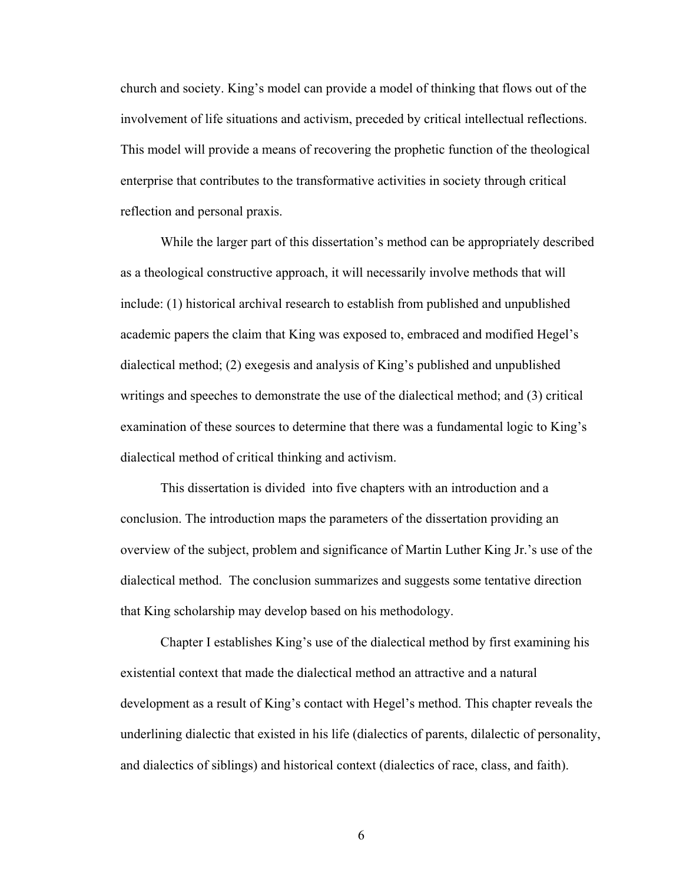church and society. King's model can provide a model of thinking that flows out of the involvement of life situations and activism, preceded by critical intellectual reflections. This model will provide a means of recovering the prophetic function of the theological enterprise that contributes to the transformative activities in society through critical reflection and personal praxis.

While the larger part of this dissertation's method can be appropriately described as a theological constructive approach, it will necessarily involve methods that will include: (1) historical archival research to establish from published and unpublished academic papers the claim that King was exposed to, embraced and modified Hegel's dialectical method; (2) exegesis and analysis of King's published and unpublished writings and speeches to demonstrate the use of the dialectical method; and (3) critical examination of these sources to determine that there was a fundamental logic to King's dialectical method of critical thinking and activism.

This dissertation is divided into five chapters with an introduction and a conclusion. The introduction maps the parameters of the dissertation providing an overview of the subject, problem and significance of Martin Luther King Jr.'s use of the dialectical method. The conclusion summarizes and suggests some tentative direction that King scholarship may develop based on his methodology.

Chapter I establishes King's use of the dialectical method by first examining his existential context that made the dialectical method an attractive and a natural development as a result of King's contact with Hegel's method. This chapter reveals the underlining dialectic that existed in his life (dialectics of parents, dilalectic of personality, and dialectics of siblings) and historical context (dialectics of race, class, and faith).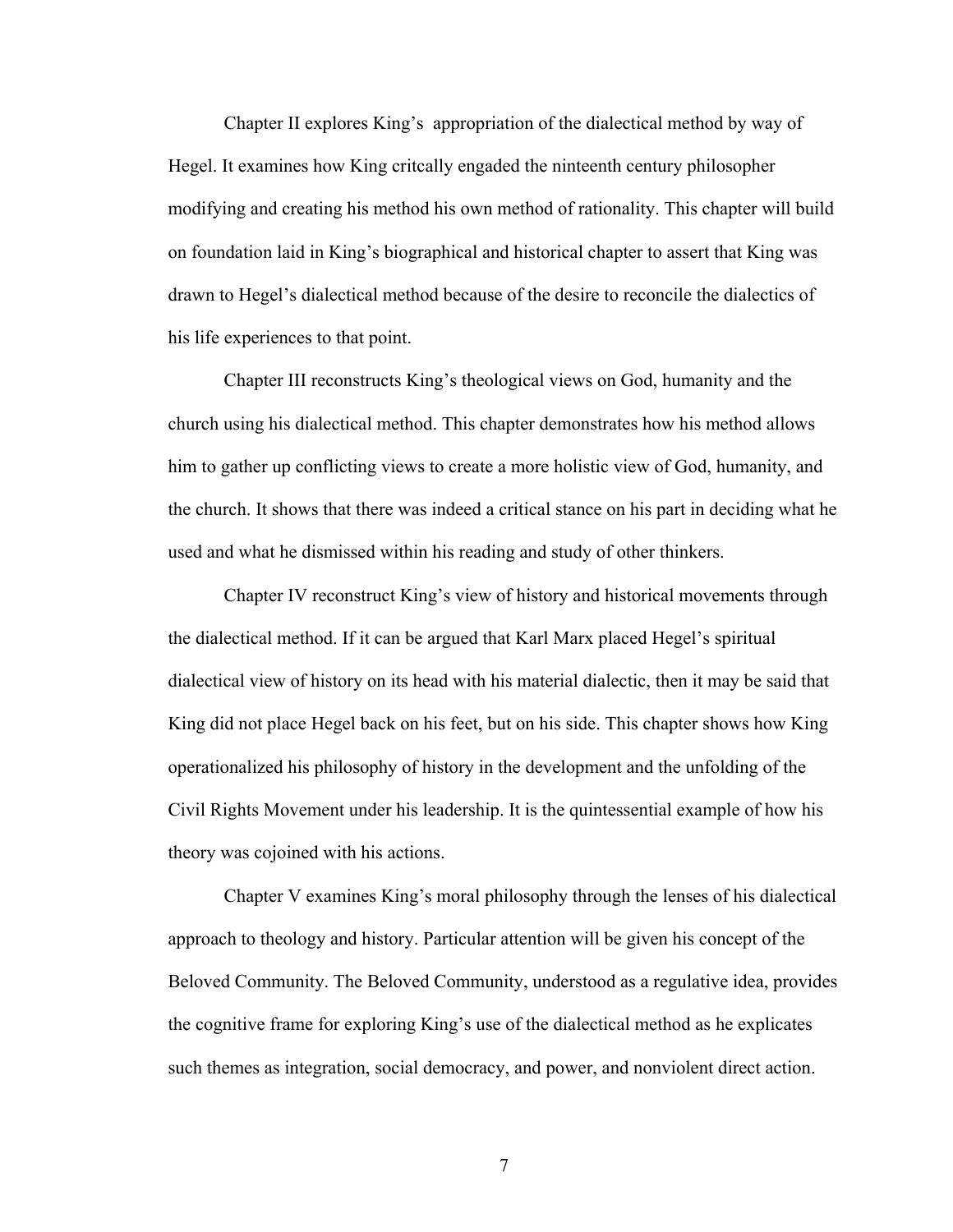Chapter II explores King's  appropriation of the dialectical method by way of Hegel. It examines how King critcally engaged the ninteenth century philosopher modifying and creating his method his own method of rationality. This chapter will build on foundation laid in King's biographical and historical chapter to assert that King was drawn to Hegel's dialectical method because of the desire to reconcile the dialectics of his life experiences to that point.

Chapter III reconstructs King's theological views on God, humanity and the church using his dialectical method. This chapter demonstrates how his method allows him to gather up conflicting views to create a more holistic view of God, humanity, and the church. It shows that there was indeed a critical stance on his part in deciding what he used and what he dismissed within his reading and study of other thinkers.

Chapter IV reconstruct King's view of history and historical movements through the dialectical method. If it can be argued that Karl Marx placed Hegel's spiritual dialectical view of history on its head with his material dialectic, then it may be said that King did not place Hegel back on his feet, but on his side. This chapter shows how King operationalized his philosophy of history in the development and the unfolding of the Civil Rights Movement under his leadership. It is the quintessential example of how his theory was cojoined with his actions.

Chapter V examines King's moral philosophy through the lenses of his dialectical approach to theology and history. Particular attention will be given his concept of the Beloved Community. The Beloved Community, understood as a regulative idea, provides the cognitive frame for exploring King's use of the dialectical method as he explicates such themes as integration, social democracy, and power, and nonviolent direct action.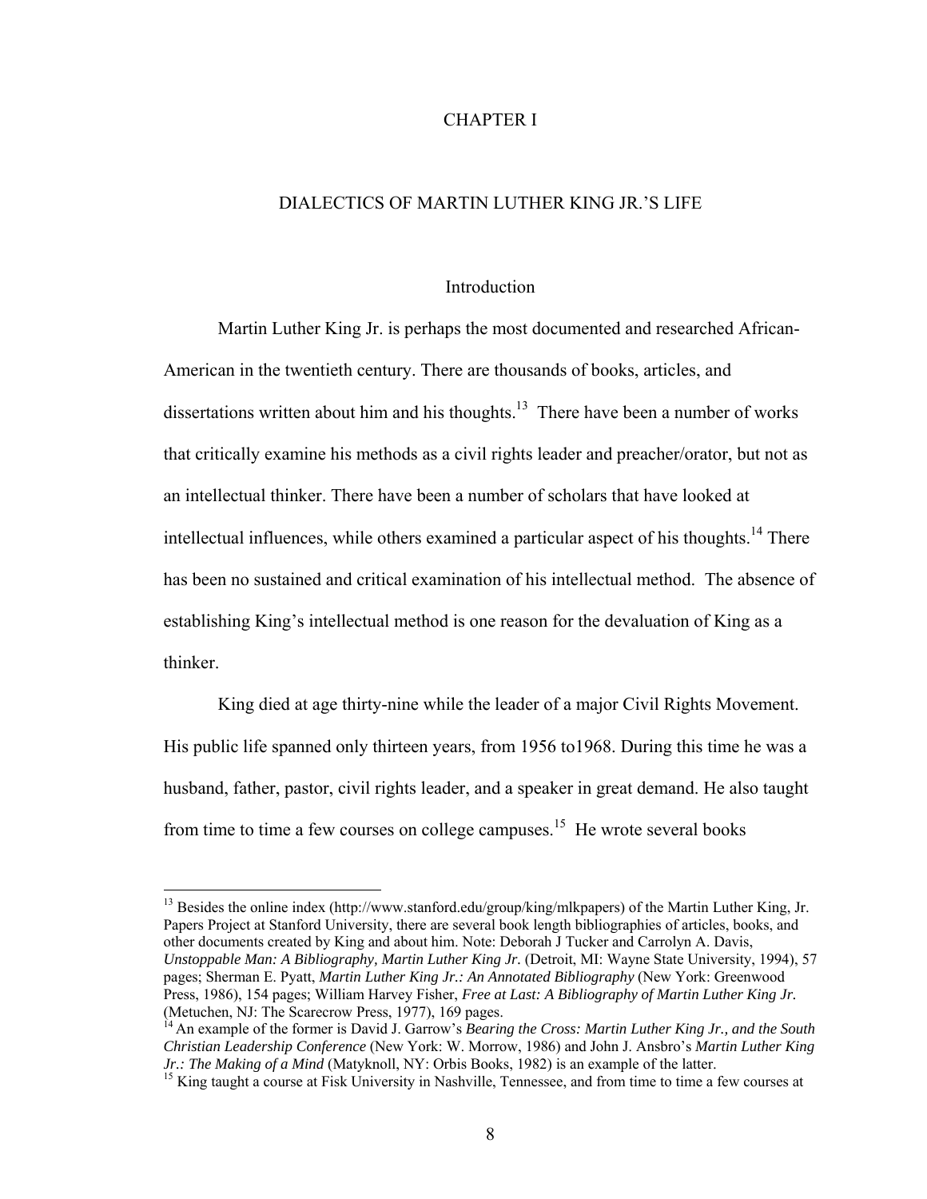# CHAPTER I

## DIALECTICS OF MARTIN LUTHER KING JR.'S LIFE

### Introduction

Martin Luther King Jr. is perhaps the most documented and researched African-American in the twentieth century. There are thousands of books, articles, and dissertations written about him and his thoughts.[13] There have been a number of works that critically examine his methods as a civil rights leader and preacher/orator, but not as an intellectual thinker. There have been a number of scholars that have looked at intellectual influences, while others examined a particular aspect of his thoughts.[14] There has been no sustained and critical examination of his intellectual method. The absence of establishing King's intellectual method is one reason for the devaluation of King as a thinker.

King died at age thirty-nine while the leader of a major Civil Rights Movement. His public life spanned only thirteen years, from 1956 to1968. During this time he was a husband, father, pastor, civil rights leader, and a speaker in great demand. He also taught from time to time a few courses on college campuses.[15] He wrote several books

---

[13] Besides the online index (http://www.stanford.edu/group/king/mlkpapers) of the Martin Luther King, Jr. Papers Project at Stanford University, there are several book length bibliographies of articles, books, and other documents created by King and about him. Note: Deborah J Tucker and Carrolyn A. Davis, *Unstoppable Man: A Bibliography, Martin Luther King Jr.* (Detroit, MI: Wayne State University, 1994), 57 pages; Sherman E. Pyatt, *Martin Luther King Jr.: An Annotated Bibliography* (New York: Greenwood Press, 1986), 154 pages; William Harvey Fisher, *Free at Last: A Bibliography of Martin Luther King Jr.* (Metuchen, NJ: The Scarecrow Press, 1977), 169 pages.

[14] An example of the former is David J. Garrow's *Bearing the Cross: Martin Luther King Jr., and the South Christian Leadership Conference* (New York: W. Morrow, 1986) and John J. Ansbro's *Martin Luther King Jr.: The Making of a Mind* (Matyknoll, NY: Orbis Books, 1982) is an example of the latter.

[15] King taught a course at Fisk University in Nashville, Tennessee, and from time to time a few courses at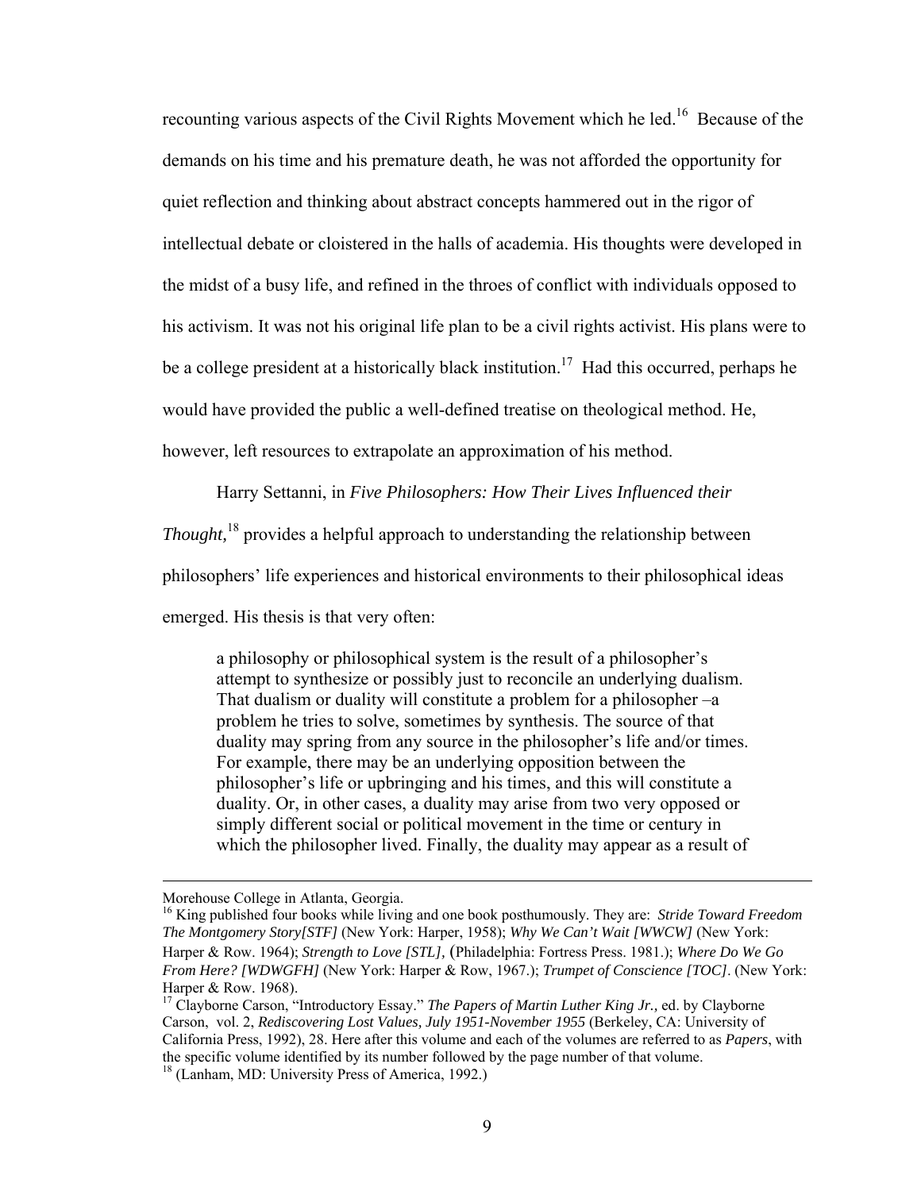recounting various aspects of the Civil Rights Movement which he led.[16] Because of the demands on his time and his premature death, he was not afforded the opportunity for quiet reflection and thinking about abstract concepts hammered out in the rigor of intellectual debate or cloistered in the halls of academia. His thoughts were developed in the midst of a busy life, and refined in the throes of conflict with individuals opposed to his activism. It was not his original life plan to be a civil rights activist. His plans were to be a college president at a historically black institution.[17] Had this occurred, perhaps he would have provided the public a well-defined treatise on theological method. He, however, left resources to extrapolate an approximation of his method.

Harry Settanni, in *Five Philosophers: How Their Lives Influenced their Thought,*[18] provides a helpful approach to understanding the relationship between philosophers' life experiences and historical environments to their philosophical ideas emerged. His thesis is that very often:

> a philosophy or philosophical system is the result of a philosopher's attempt to synthesize or possibly just to reconcile an underlying dualism. That dualism or duality will constitute a problem for a philosopher –a problem he tries to solve, sometimes by synthesis. The source of that duality may spring from any source in the philosopher's life and/or times. For example, there may be an underlying opposition between the philosopher's life or upbringing and his times, and this will constitute a duality. Or, in other cases, a duality may arise from two very opposed or simply different social or political movement in the time or century in which the philosopher lived. Finally, the duality may appear as a result of

---

Morehouse College in Atlanta, Georgia.

[16] King published four books while living and one book posthumously. They are: *Stride Toward Freedom The Montgomery Story[STF]* (New York: Harper, 1958); *Why We Can't Wait [WWCW]* (New York: Harper & Row. 1964); *Strength to Love [STL]*, (Philadelphia: Fortress Press. 1981.); *Where Do We Go From Here? [WDWGFH]* (New York: Harper & Row, 1967.); *Trumpet of Conscience [TOC]*. (New York: Harper & Row. 1968).

[17] Clayborne Carson, "Introductory Essay." *The Papers of Martin Luther King Jr.,* ed. by Clayborne Carson, vol. 2, *Rediscovering Lost Values, July 1951-November 1955* (Berkeley, CA: University of California Press, 1992), 28. Here after this volume and each of the volumes are referred to as *Papers*, with the specific volume identified by its number followed by the page number of that volume.

[18] (Lanham, MD: University Press of America, 1992.)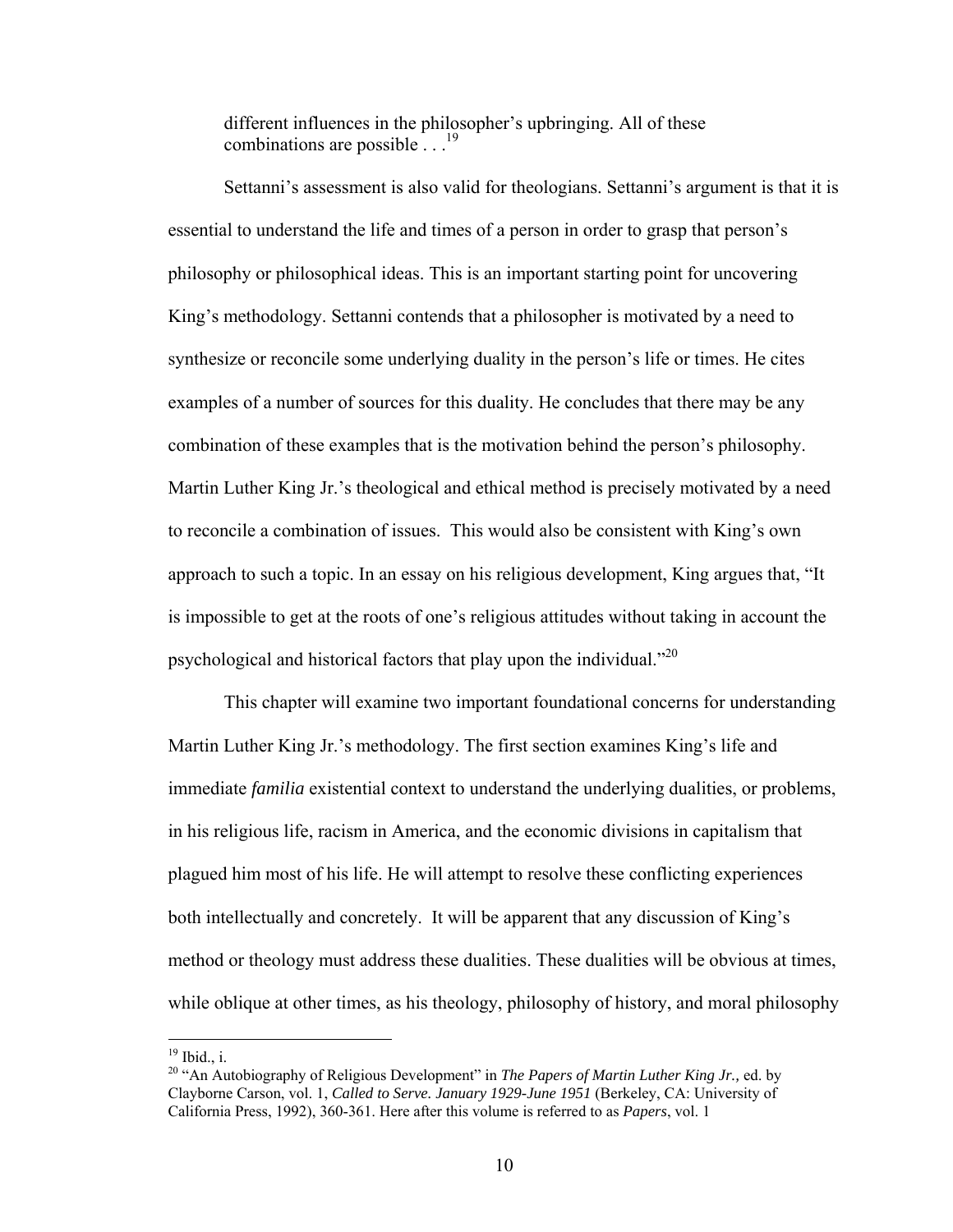> different influences in the philosopher's upbringing. All of these combinations are possible . . .[19]

Settanni's assessment is also valid for theologians. Settanni's argument is that it is essential to understand the life and times of a person in order to grasp that person's philosophy or philosophical ideas. This is an important starting point for uncovering King's methodology. Settanni contends that a philosopher is motivated by a need to synthesize or reconcile some underlying duality in the person's life or times. He cites examples of a number of sources for this duality. He concludes that there may be any combination of these examples that is the motivation behind the person's philosophy. Martin Luther King Jr.'s theological and ethical method is precisely motivated by a need to reconcile a combination of issues. This would also be consistent with King's own approach to such a topic. In an essay on his religious development, King argues that, "It is impossible to get at the roots of one's religious attitudes without taking in account the psychological and historical factors that play upon the individual."[20]

This chapter will examine two important foundational concerns for understanding Martin Luther King Jr.'s methodology. The first section examines King's life and immediate *familia* existential context to understand the underlying dualities, or problems, in his religious life, racism in America, and the economic divisions in capitalism that plagued him most of his life. He will attempt to resolve these conflicting experiences both intellectually and concretely. It will be apparent that any discussion of King's method or theology must address these dualities. These dualities will be obvious at times, while oblique at other times, as his theology, philosophy of history, and moral philosophy

---

[19] Ibid., i.

[20] "An Autobiography of Religious Development" in *The Papers of Martin Luther King Jr.,* ed. by Clayborne Carson, vol. 1, *Called to Serve. January 1929-June 1951* (Berkeley, CA: University of California Press, 1992), 360-361. Here after this volume is referred to as *Papers*, vol. 1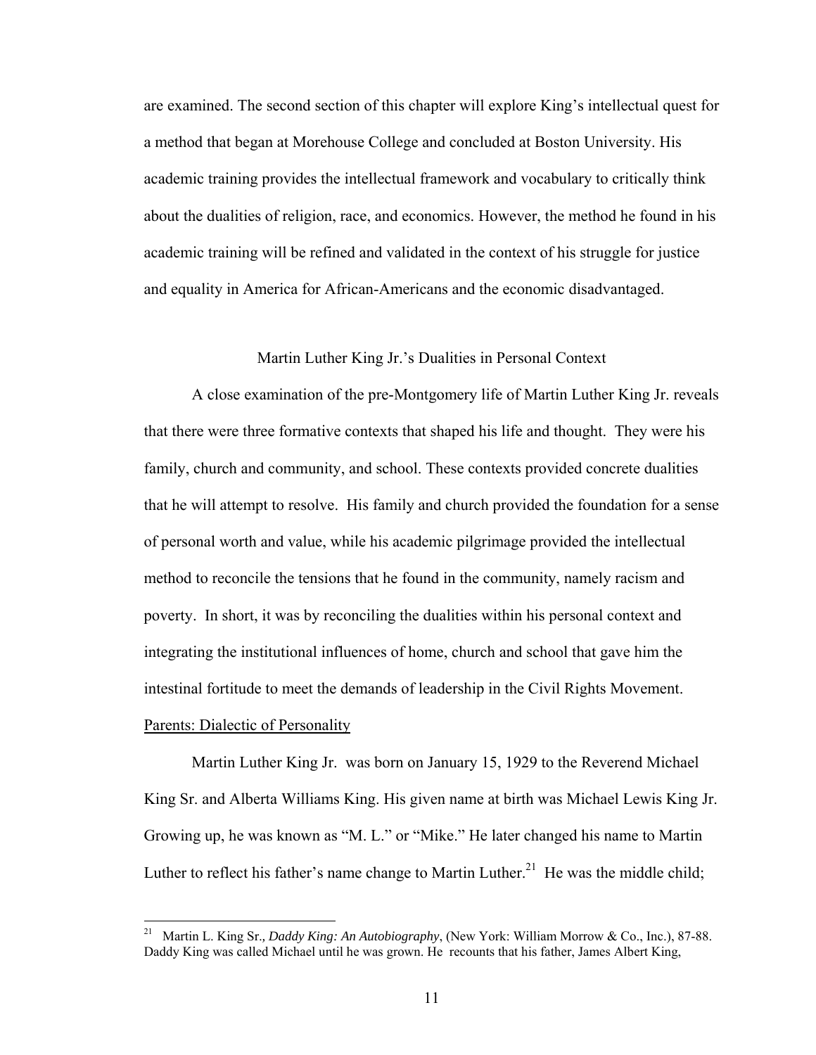are examined. The second section of this chapter will explore King's intellectual quest for a method that began at Morehouse College and concluded at Boston University. His academic training provides the intellectual framework and vocabulary to critically think about the dualities of religion, race, and economics. However, the method he found in his academic training will be refined and validated in the context of his struggle for justice and equality in America for African-Americans and the economic disadvantaged.

## Martin Luther King Jr.'s Dualities in Personal Context

A close examination of the pre-Montgomery life of Martin Luther King Jr. reveals that there were three formative contexts that shaped his life and thought. They were his family, church and community, and school. These contexts provided concrete dualities that he will attempt to resolve. His family and church provided the foundation for a sense of personal worth and value, while his academic pilgrimage provided the intellectual method to reconcile the tensions that he found in the community, namely racism and poverty. In short, it was by reconciling the dualities within his personal context and integrating the institutional influences of home, church and school that gave him the intestinal fortitude to meet the demands of leadership in the Civil Rights Movement.

### Parents: Dialectic of Personality

Martin Luther King Jr. was born on January 15, 1929 to the Reverend Michael King Sr. and Alberta Williams King. His given name at birth was Michael Lewis King Jr. Growing up, he was known as "M. L." or "Mike." He later changed his name to Martin Luther to reflect his father's name change to Martin Luther.[21] He was the middle child;

---

[21] Martin L. King Sr., *Daddy King: An Autobiography*, (New York: William Morrow & Co., Inc.), 87-88. Daddy King was called Michael until he was grown. He recounts that his father, James Albert King,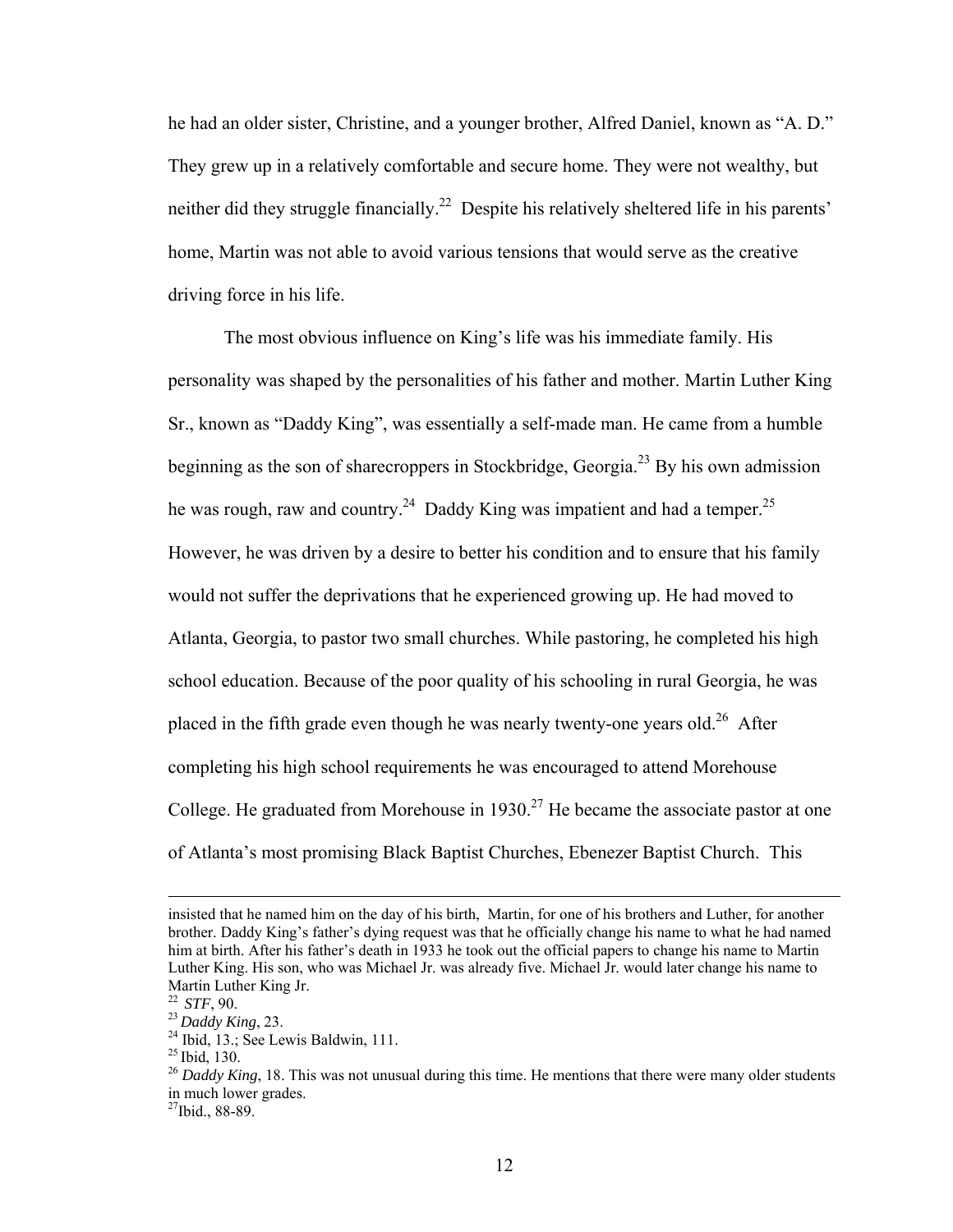he had an older sister, Christine, and a younger brother, Alfred Daniel, known as "A. D." They grew up in a relatively comfortable and secure home. They were not wealthy, but neither did they struggle financially.[22] Despite his relatively sheltered life in his parents' home, Martin was not able to avoid various tensions that would serve as the creative driving force in his life.

The most obvious influence on King's life was his immediate family. His personality was shaped by the personalities of his father and mother. Martin Luther King Sr., known as "Daddy King", was essentially a self-made man. He came from a humble beginning as the son of sharecroppers in Stockbridge, Georgia.[23] By his own admission he was rough, raw and country.[24] Daddy King was impatient and had a temper.[25] However, he was driven by a desire to better his condition and to ensure that his family would not suffer the deprivations that he experienced growing up. He had moved to Atlanta, Georgia, to pastor two small churches. While pastoring, he completed his high school education. Because of the poor quality of his schooling in rural Georgia, he was placed in the fifth grade even though he was nearly twenty-one years old.[26] After completing his high school requirements he was encouraged to attend Morehouse College. He graduated from Morehouse in 1930.[27] He became the associate pastor at one of Atlanta's most promising Black Baptist Churches, Ebenezer Baptist Church. This

---

insisted that he named him on the day of his birth, Martin, for one of his brothers and Luther, for another brother. Daddy King's father's dying request was that he officially change his name to what he had named him at birth. After his father's death in 1933 he took out the official papers to change his name to Martin Luther King. His son, who was Michael Jr. was already five. Michael Jr. would later change his name to Martin Luther King Jr.

[22] *STF*, 90.

[23] *Daddy King*, 23.

[24] Ibid, 13.; See Lewis Baldwin, 111.

[25] Ibid, 130.

[26] *Daddy King*, 18. This was not unusual during this time. He mentions that there were many older students in much lower grades.

[27] Ibid., 88-89.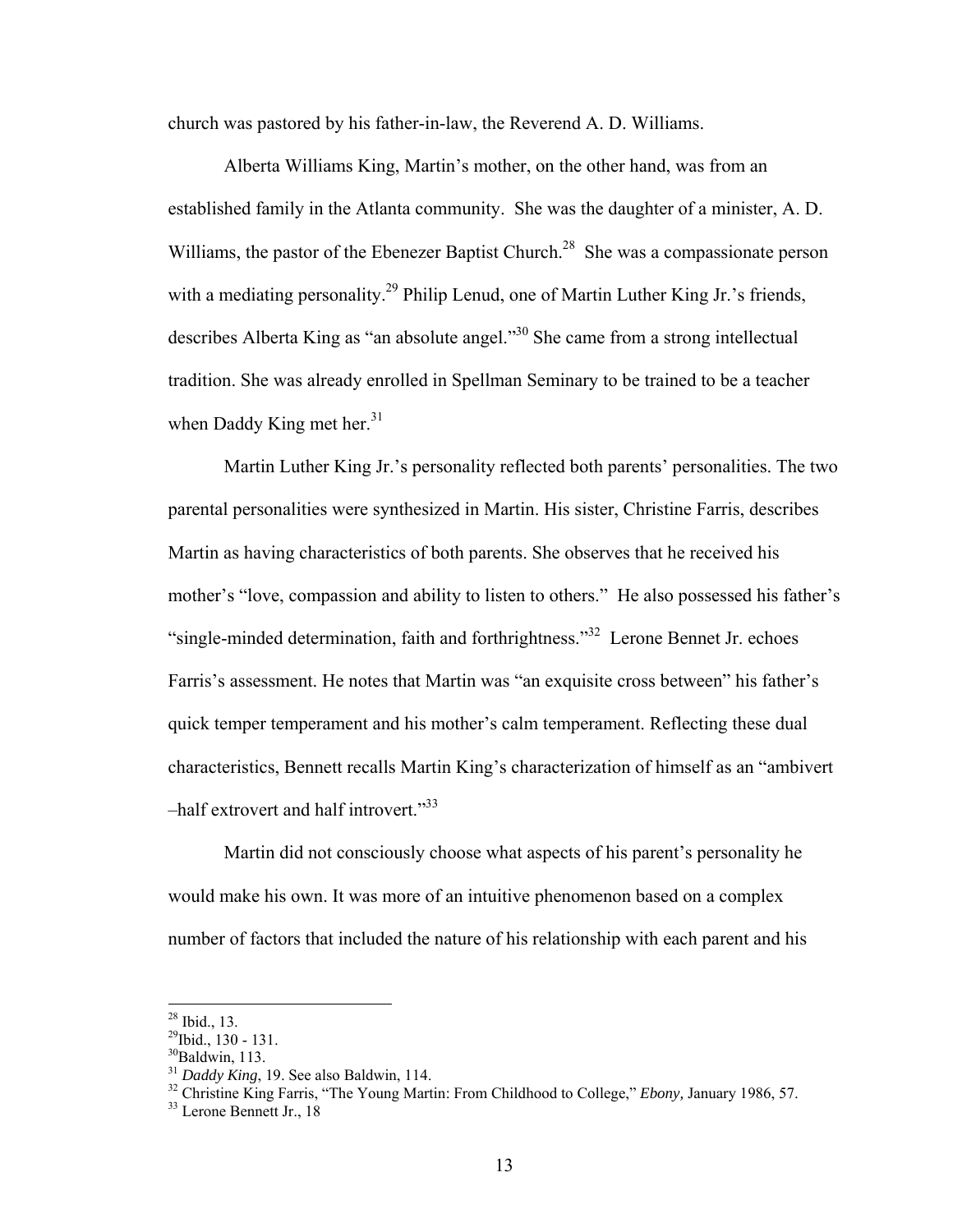church was pastored by his father-in-law, the Reverend A. D. Williams.

Alberta Williams King, Martin's mother, on the other hand, was from an established family in the Atlanta community. She was the daughter of a minister, A. D. Williams, the pastor of the Ebenezer Baptist Church.[28] She was a compassionate person with a mediating personality.[29] Philip Lenud, one of Martin Luther King Jr.'s friends, describes Alberta King as "an absolute angel."[30] She came from a strong intellectual tradition. She was already enrolled in Spellman Seminary to be trained to be a teacher when Daddy King met her.[31]

Martin Luther King Jr.'s personality reflected both parents' personalities. The two parental personalities were synthesized in Martin. His sister, Christine Farris, describes Martin as having characteristics of both parents. She observes that he received his mother's "love, compassion and ability to listen to others." He also possessed his father's "single-minded determination, faith and forthrightness."[32] Lerone Bennet Jr. echoes Farris's assessment. He notes that Martin was "an exquisite cross between" his father's quick temper temperament and his mother's calm temperament. Reflecting these dual characteristics, Bennett recalls Martin King's characterization of himself as an "ambivert –half extrovert and half introvert."[33]

Martin did not consciously choose what aspects of his parent's personality he would make his own. It was more of an intuitive phenomenon based on a complex number of factors that included the nature of his relationship with each parent and his

---

[28] Ibid., 13.

[29] Ibid., 130 - 131.

[30] Baldwin, 113.

[31] *Daddy King*, 19. See also Baldwin, 114.

[32] Christine King Farris, "The Young Martin: From Childhood to College," *Ebony,* January 1986, 57.

[33] Lerone Bennett Jr., 18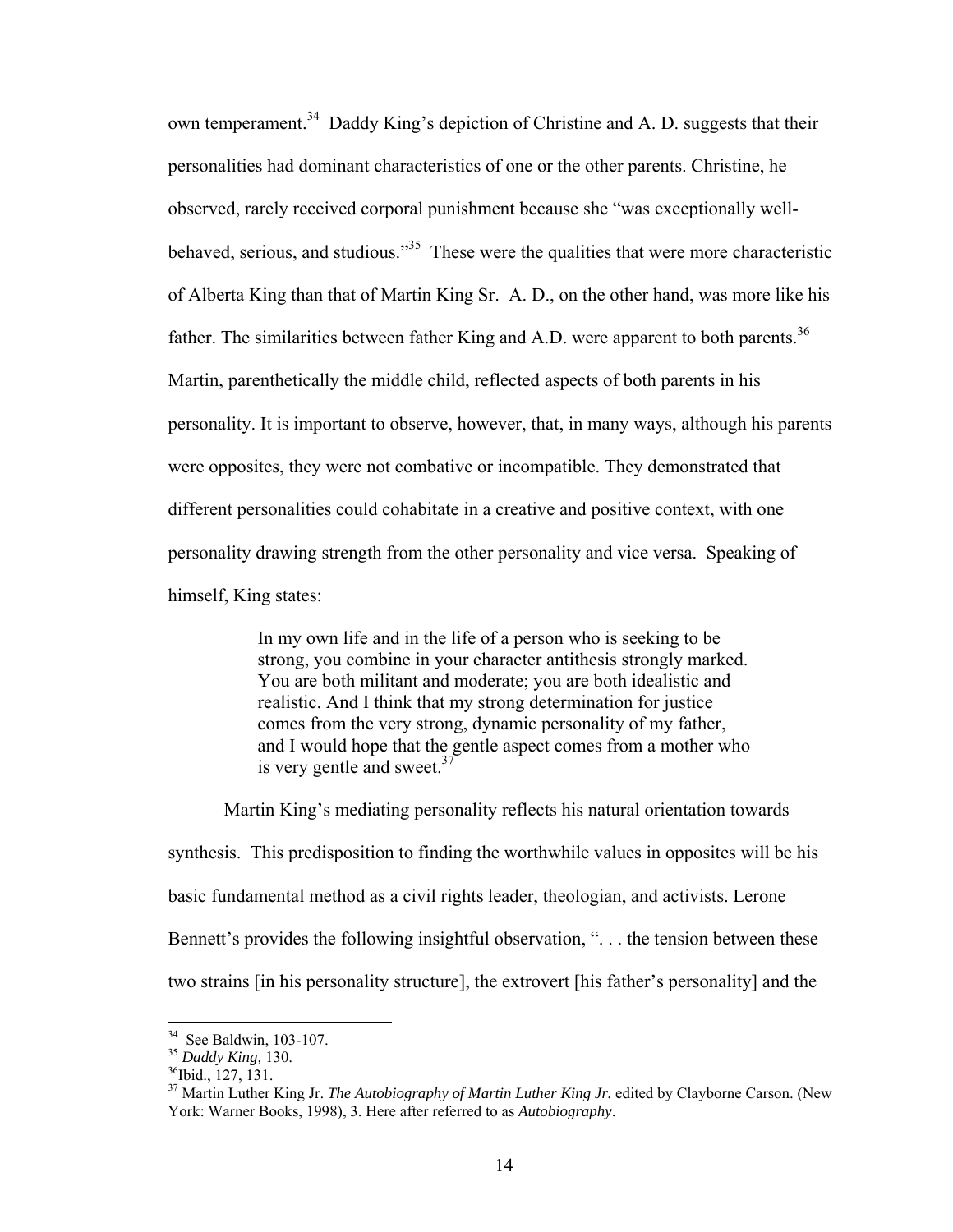own temperament.[34] Daddy King's depiction of Christine and A. D. suggests that their personalities had dominant characteristics of one or the other parents. Christine, he observed, rarely received corporal punishment because she "was exceptionally well-behaved, serious, and studious."[35] These were the qualities that were more characteristic of Alberta King than that of Martin King Sr. A. D., on the other hand, was more like his father. The similarities between father King and A.D. were apparent to both parents.[36] Martin, parenthetically the middle child, reflected aspects of both parents in his personality. It is important to observe, however, that, in many ways, although his parents were opposites, they were not combative or incompatible. They demonstrated that different personalities could cohabitate in a creative and positive context, with one personality drawing strength from the other personality and vice versa. Speaking of himself, King states:

> In my own life and in the life of a person who is seeking to be strong, you combine in your character antithesis strongly marked. You are both militant and moderate; you are both idealistic and realistic. And I think that my strong determination for justice comes from the very strong, dynamic personality of my father, and I would hope that the gentle aspect comes from a mother who is very gentle and sweet.[37]

Martin King's mediating personality reflects his natural orientation towards synthesis. This predisposition to finding the worthwhile values in opposites will be his basic fundamental method as a civil rights leader, theologian, and activists. Lerone Bennett's provides the following insightful observation, ". . . the tension between these two strains [in his personality structure], the extrovert [his father's personality] and the

---

[34] See Baldwin, 103-107.

[35] *Daddy King,* 130.

[36] Ibid., 127, 131.

[37] Martin Luther King Jr. *The Autobiography of Martin Luther King Jr.* edited by Clayborne Carson. (New York: Warner Books, 1998), 3. Here after referred to as *Autobiography*.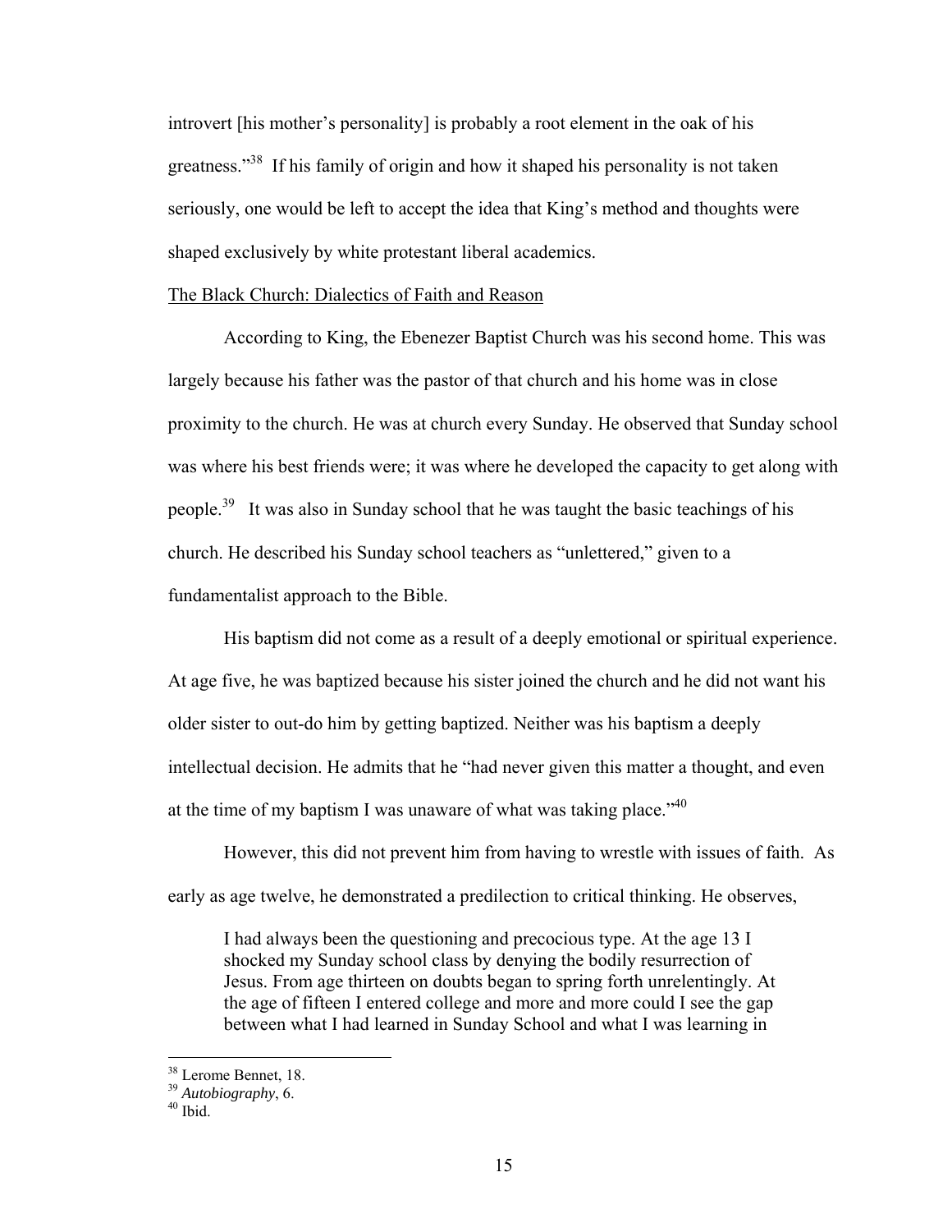introvert [his mother's personality] is probably a root element in the oak of his greatness."[38] If his family of origin and how it shaped his personality is not taken seriously, one would be left to accept the idea that King's method and thoughts were shaped exclusively by white protestant liberal academics.

<u>The Black Church: Dialectics of Faith and Reason</u>

According to King, the Ebenezer Baptist Church was his second home. This was largely because his father was the pastor of that church and his home was in close proximity to the church. He was at church every Sunday. He observed that Sunday school was where his best friends were; it was where he developed the capacity to get along with people.[39] It was also in Sunday school that he was taught the basic teachings of his church. He described his Sunday school teachers as "unlettered," given to a fundamentalist approach to the Bible.

His baptism did not come as a result of a deeply emotional or spiritual experience. At age five, he was baptized because his sister joined the church and he did not want his older sister to out-do him by getting baptized. Neither was his baptism a deeply intellectual decision. He admits that he "had never given this matter a thought, and even at the time of my baptism I was unaware of what was taking place."[40]

However, this did not prevent him from having to wrestle with issues of faith. As early as age twelve, he demonstrated a predilection to critical thinking. He observes,

> I had always been the questioning and precocious type. At the age 13 I shocked my Sunday school class by denying the bodily resurrection of Jesus. From age thirteen on doubts began to spring forth unrelentingly. At the age of fifteen I entered college and more and more could I see the gap between what I had learned in Sunday School and what I was learning in

---

[38] Lerome Bennet, 18.
[39] *Autobiography*, 6.
[40] Ibid.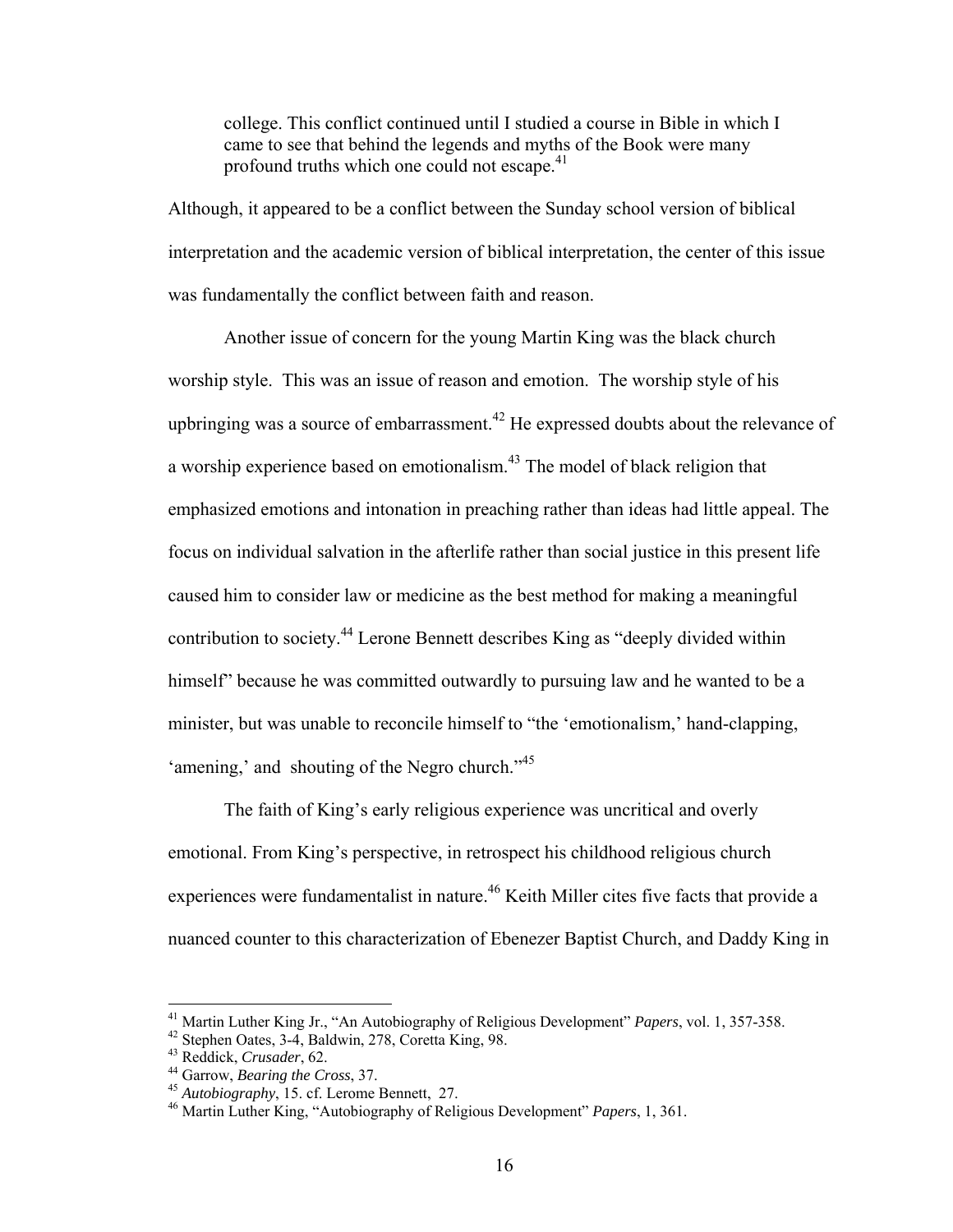> college. This conflict continued until I studied a course in Bible in which I came to see that behind the legends and myths of the Book were many profound truths which one could not escape.[41]

Although, it appeared to be a conflict between the Sunday school version of biblical interpretation and the academic version of biblical interpretation, the center of this issue was fundamentally the conflict between faith and reason.

Another issue of concern for the young Martin King was the black church worship style. This was an issue of reason and emotion. The worship style of his upbringing was a source of embarrassment.[42] He expressed doubts about the relevance of a worship experience based on emotionalism.[43] The model of black religion that emphasized emotions and intonation in preaching rather than ideas had little appeal. The focus on individual salvation in the afterlife rather than social justice in this present life caused him to consider law or medicine as the best method for making a meaningful contribution to society.[44] Lerone Bennett describes King as "deeply divided within himself" because he was committed outwardly to pursuing law and he wanted to be a minister, but was unable to reconcile himself to "the 'emotionalism,' hand-clapping, 'amening,' and shouting of the Negro church."[45]

The faith of King's early religious experience was uncritical and overly emotional. From King's perspective, in retrospect his childhood religious church experiences were fundamentalist in nature.[46] Keith Miller cites five facts that provide a nuanced counter to this characterization of Ebenezer Baptist Church, and Daddy King in

---

[41] Martin Luther King Jr., "An Autobiography of Religious Development" *Papers*, vol. 1, 357-358.
[42] Stephen Oates, 3-4, Baldwin, 278, Coretta King, 98.
[43] Reddick, *Crusader*, 62.
[44] Garrow, *Bearing the Cross*, 37.
[45] *Autobiography*, 15. cf. Lerome Bennett, 27.
[46] Martin Luther King, "Autobiography of Religious Development" *Papers*, 1, 361.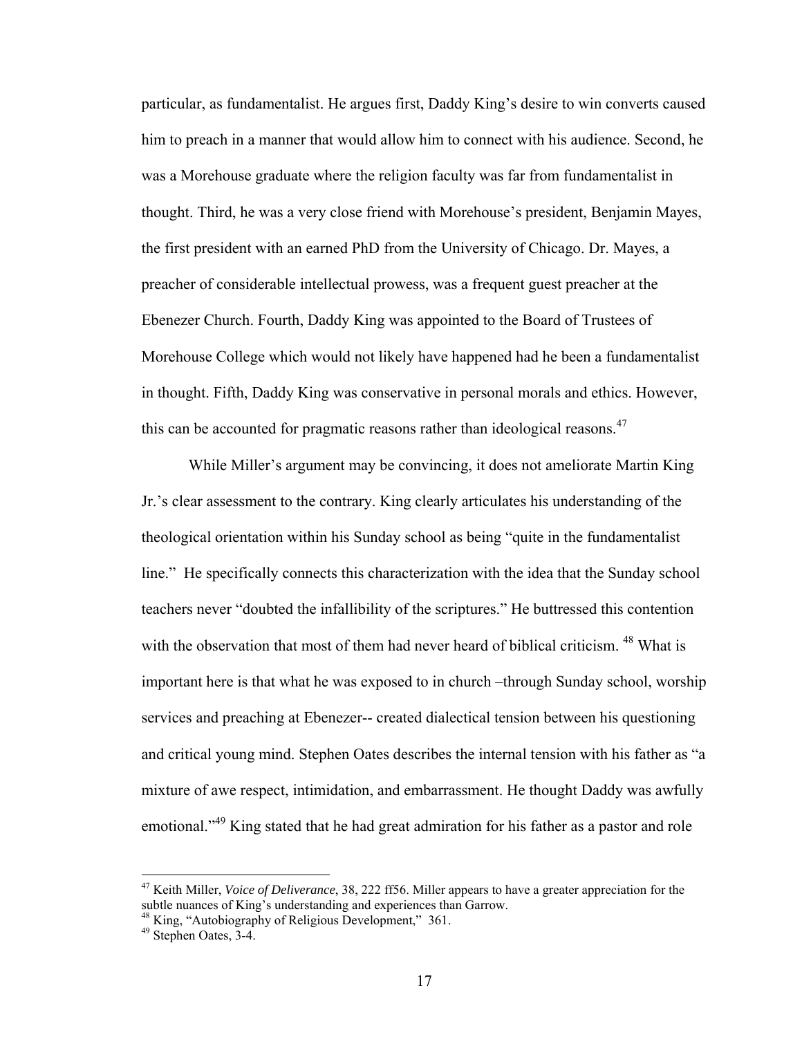particular, as fundamentalist. He argues first, Daddy King's desire to win converts caused him to preach in a manner that would allow him to connect with his audience. Second, he was a Morehouse graduate where the religion faculty was far from fundamentalist in thought. Third, he was a very close friend with Morehouse's president, Benjamin Mayes, the first president with an earned PhD from the University of Chicago. Dr. Mayes, a preacher of considerable intellectual prowess, was a frequent guest preacher at the Ebenezer Church. Fourth, Daddy King was appointed to the Board of Trustees of Morehouse College which would not likely have happened had he been a fundamentalist in thought. Fifth, Daddy King was conservative in personal morals and ethics. However, this can be accounted for pragmatic reasons rather than ideological reasons.[47]

While Miller's argument may be convincing, it does not ameliorate Martin King Jr.'s clear assessment to the contrary. King clearly articulates his understanding of the theological orientation within his Sunday school as being "quite in the fundamentalist line." He specifically connects this characterization with the idea that the Sunday school teachers never "doubted the infallibility of the scriptures." He buttressed this contention with the observation that most of them had never heard of biblical criticism. [48] What is important here is that what he was exposed to in church –through Sunday school, worship services and preaching at Ebenezer-- created dialectical tension between his questioning and critical young mind. Stephen Oates describes the internal tension with his father as "a mixture of awe respect, intimidation, and embarrassment. He thought Daddy was awfully emotional."[49] King stated that he had great admiration for his father as a pastor and role

---

[47] Keith Miller, *Voice of Deliverance*, 38, 222 ff56. Miller appears to have a greater appreciation for the subtle nuances of King's understanding and experiences than Garrow.

[48] King, "Autobiography of Religious Development," 361.

[49] Stephen Oates, 3-4.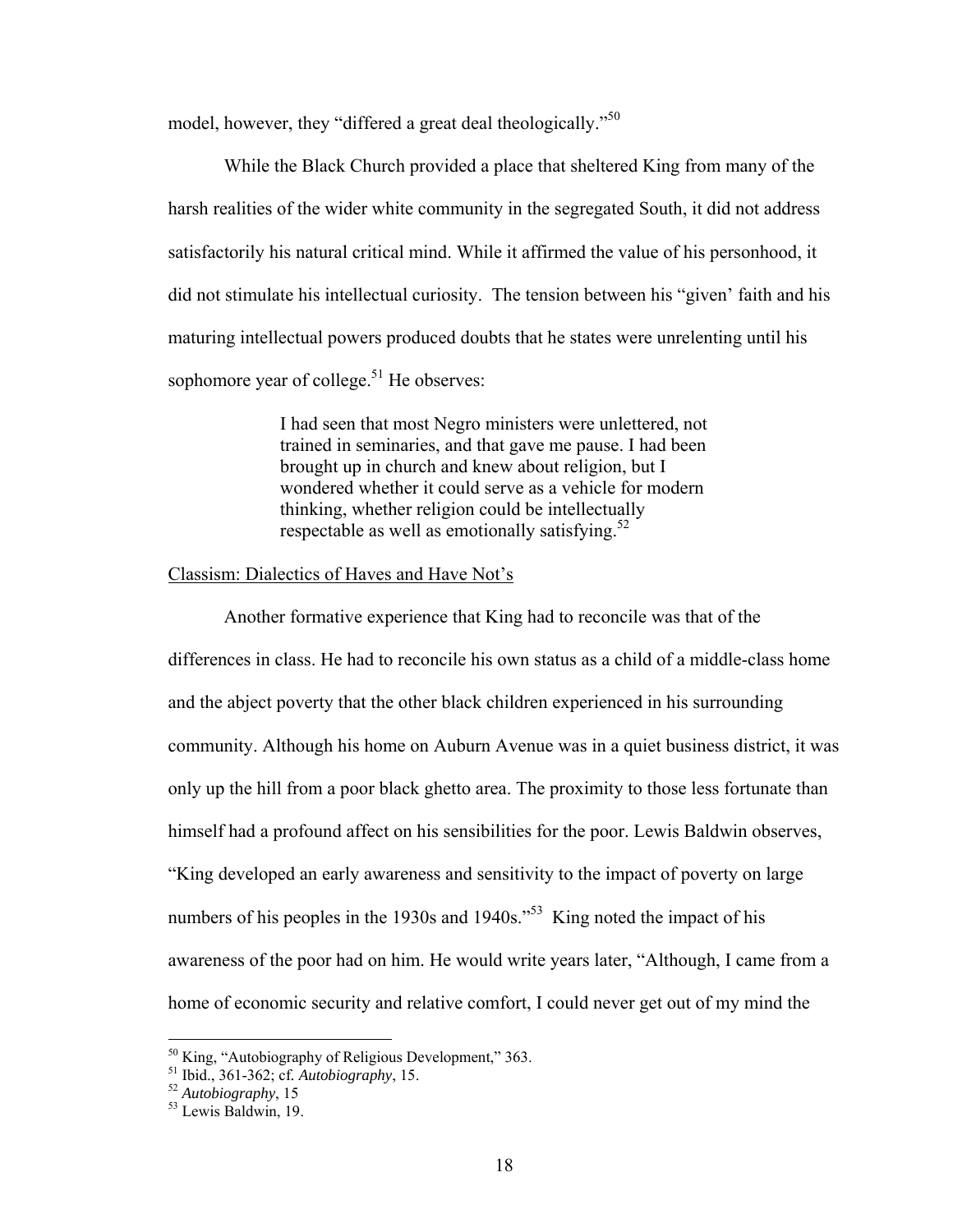model, however, they "differed a great deal theologically."[50]

While the Black Church provided a place that sheltered King from many of the harsh realities of the wider white community in the segregated South, it did not address satisfactorily his natural critical mind. While it affirmed the value of his personhood, it did not stimulate his intellectual curiosity. The tension between his "given' faith and his maturing intellectual powers produced doubts that he states were unrelenting until his sophomore year of college.[51] He observes:

> I had seen that most Negro ministers were unlettered, not trained in seminaries, and that gave me pause. I had been brought up in church and knew about religion, but I wondered whether it could serve as a vehicle for modern thinking, whether religion could be intellectually respectable as well as emotionally satisfying.[52]

<u>Classism: Dialectics of Haves and Have Not's</u>

Another formative experience that King had to reconcile was that of the differences in class. He had to reconcile his own status as a child of a middle-class home and the abject poverty that the other black children experienced in his surrounding community. Although his home on Auburn Avenue was in a quiet business district, it was only up the hill from a poor black ghetto area. The proximity to those less fortunate than himself had a profound affect on his sensibilities for the poor. Lewis Baldwin observes, "King developed an early awareness and sensitivity to the impact of poverty on large numbers of his peoples in the 1930s and 1940s."[53] King noted the impact of his awareness of the poor had on him. He would write years later, "Although, I came from a home of economic security and relative comfort, I could never get out of my mind the

---

[50] King, "Autobiography of Religious Development," 363.
[51] Ibid., 361-362; cf. *Autobiography*, 15.
[52] *Autobiography*, 15
[53] Lewis Baldwin, 19.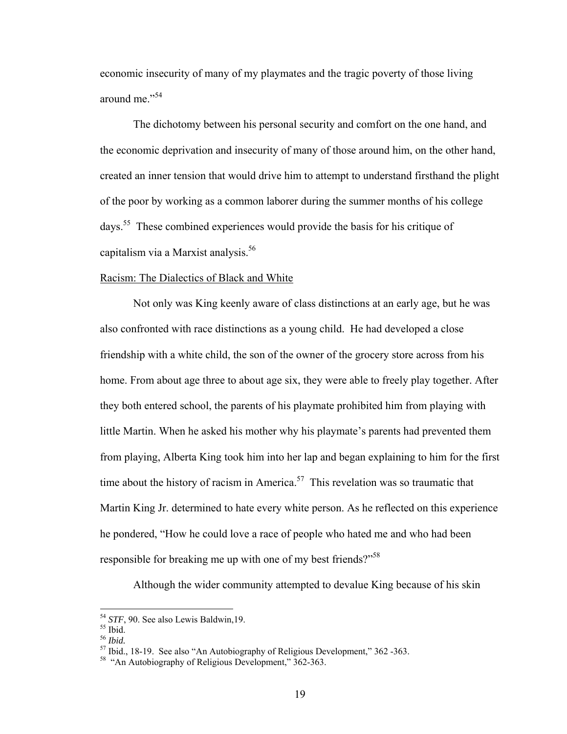economic insecurity of many of my playmates and the tragic poverty of those living around me."[54]

The dichotomy between his personal security and comfort on the one hand, and the economic deprivation and insecurity of many of those around him, on the other hand, created an inner tension that would drive him to attempt to understand firsthand the plight of the poor by working as a common laborer during the summer months of his college days.[55] These combined experiences would provide the basis for his critique of capitalism via a Marxist analysis.[56]

<u>Racism: The Dialectics of Black and White</u>

Not only was King keenly aware of class distinctions at an early age, but he was also confronted with race distinctions as a young child. He had developed a close friendship with a white child, the son of the owner of the grocery store across from his home. From about age three to about age six, they were able to freely play together. After they both entered school, the parents of his playmate prohibited him from playing with little Martin. When he asked his mother why his playmate's parents had prevented them from playing, Alberta King took him into her lap and began explaining to him for the first time about the history of racism in America.[57] This revelation was so traumatic that Martin King Jr. determined to hate every white person. As he reflected on this experience he pondered, "How he could love a race of people who hated me and who had been responsible for breaking me up with one of my best friends?"[58]

Although the wider community attempted to devalue King because of his skin

---

[54] *STF*, 90. See also Lewis Baldwin,19.
[55] Ibid.
[56] *Ibid.*
[57] Ibid., 18-19. See also "An Autobiography of Religious Development," 362 -363.
[58] "An Autobiography of Religious Development," 362-363.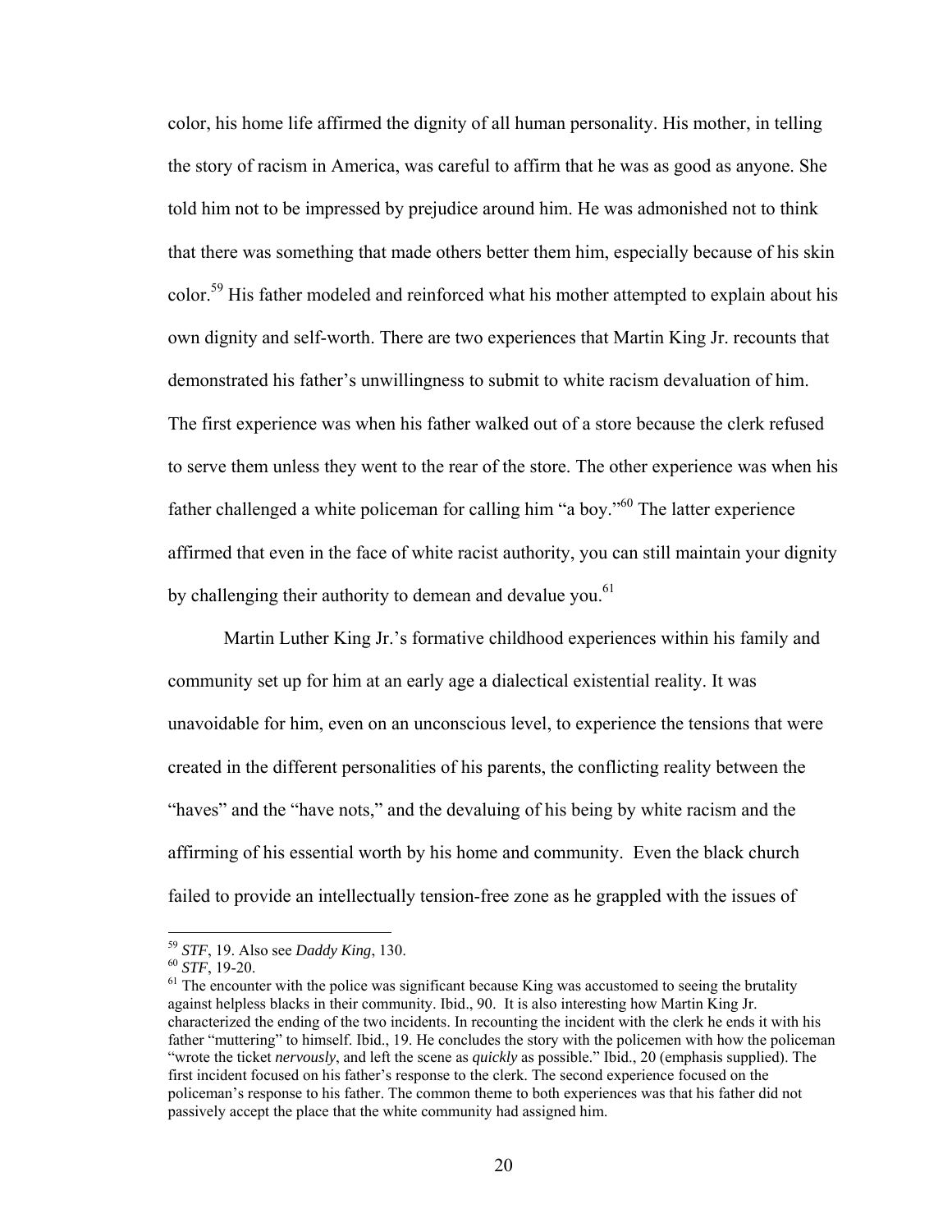color, his home life affirmed the dignity of all human personality. His mother, in telling the story of racism in America, was careful to affirm that he was as good as anyone. She told him not to be impressed by prejudice around him. He was admonished not to think that there was something that made others better them him, especially because of his skin color.[59] His father modeled and reinforced what his mother attempted to explain about his own dignity and self-worth. There are two experiences that Martin King Jr. recounts that demonstrated his father's unwillingness to submit to white racism devaluation of him. The first experience was when his father walked out of a store because the clerk refused to serve them unless they went to the rear of the store. The other experience was when his father challenged a white policeman for calling him "a boy."[60] The latter experience affirmed that even in the face of white racist authority, you can still maintain your dignity by challenging their authority to demean and devalue you.[61]

Martin Luther King Jr.'s formative childhood experiences within his family and community set up for him at an early age a dialectical existential reality. It was unavoidable for him, even on an unconscious level, to experience the tensions that were created in the different personalities of his parents, the conflicting reality between the "haves" and the "have nots," and the devaluing of his being by white racism and the affirming of his essential worth by his home and community. Even the black church failed to provide an intellectually tension-free zone as he grappled with the issues of

---

[59] *STF*, 19. Also see *Daddy King*, 130.

[60] *STF*, 19-20.

[61] The encounter with the police was significant because King was accustomed to seeing the brutality against helpless blacks in their community. Ibid., 90. It is also interesting how Martin King Jr. characterized the ending of the two incidents. In recounting the incident with the clerk he ends it with his father "muttering" to himself. Ibid., 19. He concludes the story with the policemen with how the policeman "wrote the ticket *nervously*, and left the scene as *quickly* as possible." Ibid., 20 (emphasis supplied). The first incident focused on his father's response to the clerk. The second experience focused on the policeman's response to his father. The common theme to both experiences was that his father did not passively accept the place that the white community had assigned him.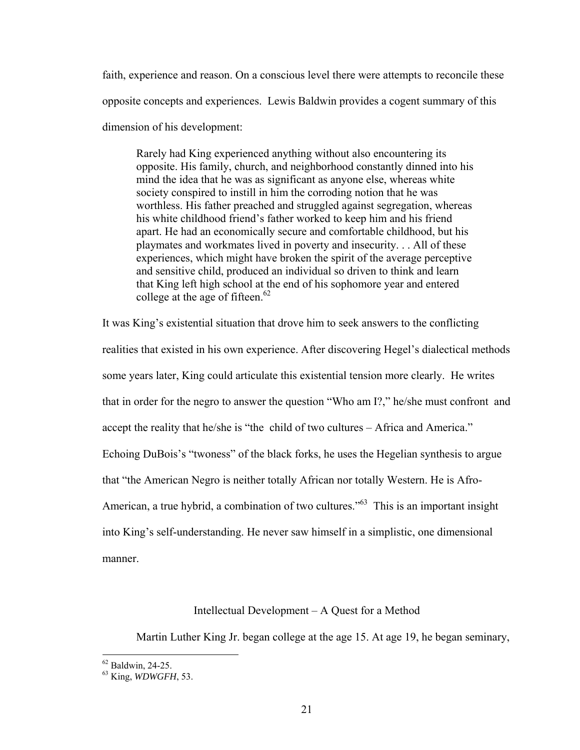faith, experience and reason. On a conscious level there were attempts to reconcile these opposite concepts and experiences. Lewis Baldwin provides a cogent summary of this dimension of his development:

> Rarely had King experienced anything without also encountering its opposite. His family, church, and neighborhood constantly dinned into his mind the idea that he was as significant as anyone else, whereas white society conspired to instill in him the corroding notion that he was worthless. His father preached and struggled against segregation, whereas his white childhood friend's father worked to keep him and his friend apart. He had an economically secure and comfortable childhood, but his playmates and workmates lived in poverty and insecurity. . . All of these experiences, which might have broken the spirit of the average perceptive and sensitive child, produced an individual so driven to think and learn that King left high school at the end of his sophomore year and entered college at the age of fifteen.[62]

It was King's existential situation that drove him to seek answers to the conflicting realities that existed in his own experience. After discovering Hegel's dialectical methods some years later, King could articulate this existential tension more clearly. He writes that in order for the negro to answer the question "Who am I?," he/she must confront and accept the reality that he/she is "the child of two cultures – Africa and America." Echoing DuBois's "twoness" of the black forks, he uses the Hegelian synthesis to argue that "the American Negro is neither totally African nor totally Western. He is Afro-American, a true hybrid, a combination of two cultures."[63] This is an important insight into King's self-understanding. He never saw himself in a simplistic, one dimensional manner.

## Intellectual Development – A Quest for a Method

Martin Luther King Jr. began college at the age 15. At age 19, he began seminary,

---

[62] Baldwin, 24-25.

[63] King, *WDWGFH*, 53.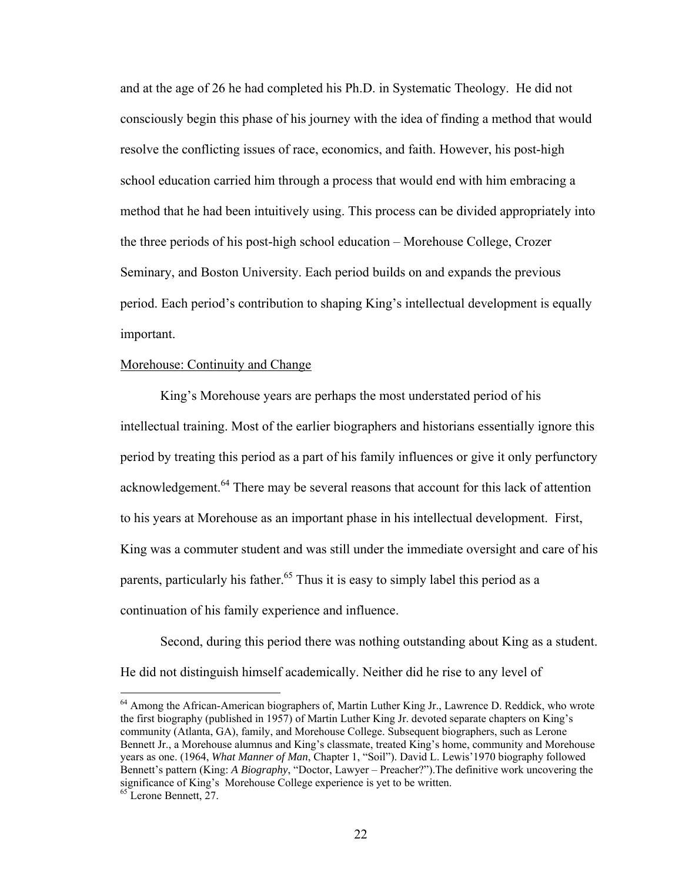and at the age of 26 he had completed his Ph.D. in Systematic Theology. He did not consciously begin this phase of his journey with the idea of finding a method that would resolve the conflicting issues of race, economics, and faith. However, his post-high school education carried him through a process that would end with him embracing a method that he had been intuitively using. This process can be divided appropriately into the three periods of his post-high school education – Morehouse College, Crozer Seminary, and Boston University. Each period builds on and expands the previous period. Each period's contribution to shaping King's intellectual development is equally important.

<u>Morehouse: Continuity and Change</u>

King's Morehouse years are perhaps the most understated period of his intellectual training. Most of the earlier biographers and historians essentially ignore this period by treating this period as a part of his family influences or give it only perfunctory acknowledgement.[64] There may be several reasons that account for this lack of attention to his years at Morehouse as an important phase in his intellectual development. First, King was a commuter student and was still under the immediate oversight and care of his parents, particularly his father.[65] Thus it is easy to simply label this period as a continuation of his family experience and influence.

Second, during this period there was nothing outstanding about King as a student. He did not distinguish himself academically. Neither did he rise to any level of

---

[64] Among the African-American biographers of, Martin Luther King Jr., Lawrence D. Reddick, who wrote the first biography (published in 1957) of Martin Luther King Jr. devoted separate chapters on King's community (Atlanta, GA), family, and Morehouse College. Subsequent biographers, such as Lerone Bennett Jr., a Morehouse alumnus and King's classmate, treated King's home, community and Morehouse years as one. (1964, *What Manner of Man*, Chapter 1, "Soil"). David L. Lewis'1970 biography followed Bennett's pattern (King: *A Biography*, "Doctor, Lawyer – Preacher?").The definitive work uncovering the significance of King's Morehouse College experience is yet to be written.

[65] Lerone Bennett, 27.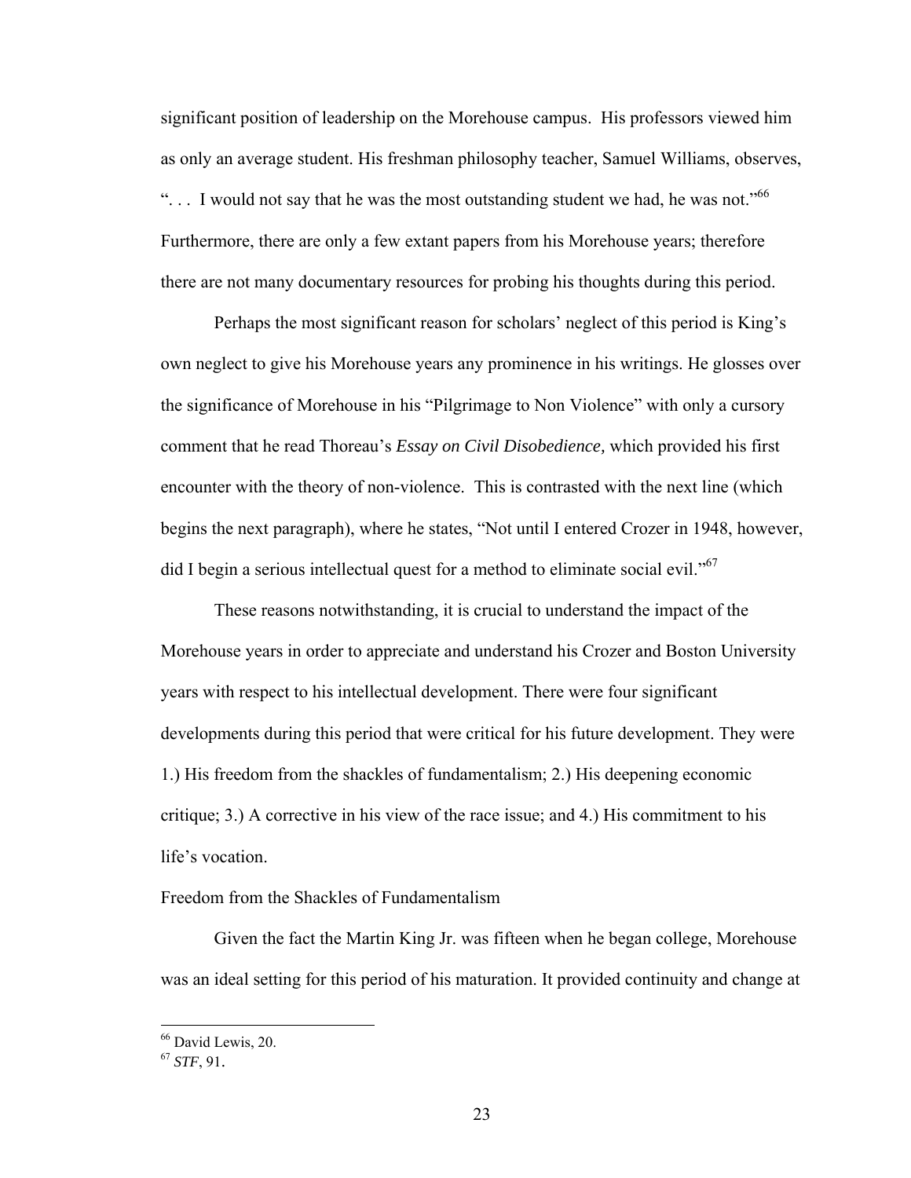significant position of leadership on the Morehouse campus. His professors viewed him as only an average student. His freshman philosophy teacher, Samuel Williams, observes, ". . . I would not say that he was the most outstanding student we had, he was not."[66] Furthermore, there are only a few extant papers from his Morehouse years; therefore there are not many documentary resources for probing his thoughts during this period.

Perhaps the most significant reason for scholars' neglect of this period is King's own neglect to give his Morehouse years any prominence in his writings. He glosses over the significance of Morehouse in his "Pilgrimage to Non Violence" with only a cursory comment that he read Thoreau's *Essay on Civil Disobedience,* which provided his first encounter with the theory of non-violence. This is contrasted with the next line (which begins the next paragraph), where he states, "Not until I entered Crozer in 1948, however, did I begin a serious intellectual quest for a method to eliminate social evil."[67]

These reasons notwithstanding, it is crucial to understand the impact of the Morehouse years in order to appreciate and understand his Crozer and Boston University years with respect to his intellectual development. There were four significant developments during this period that were critical for his future development. They were 1.) His freedom from the shackles of fundamentalism; 2.) His deepening economic critique; 3.) A corrective in his view of the race issue; and 4.) His commitment to his life's vocation.

Freedom from the Shackles of Fundamentalism

Given the fact the Martin King Jr. was fifteen when he began college, Morehouse was an ideal setting for this period of his maturation. It provided continuity and change at

---

[66] David Lewis, 20.

[67] *STF*, 91.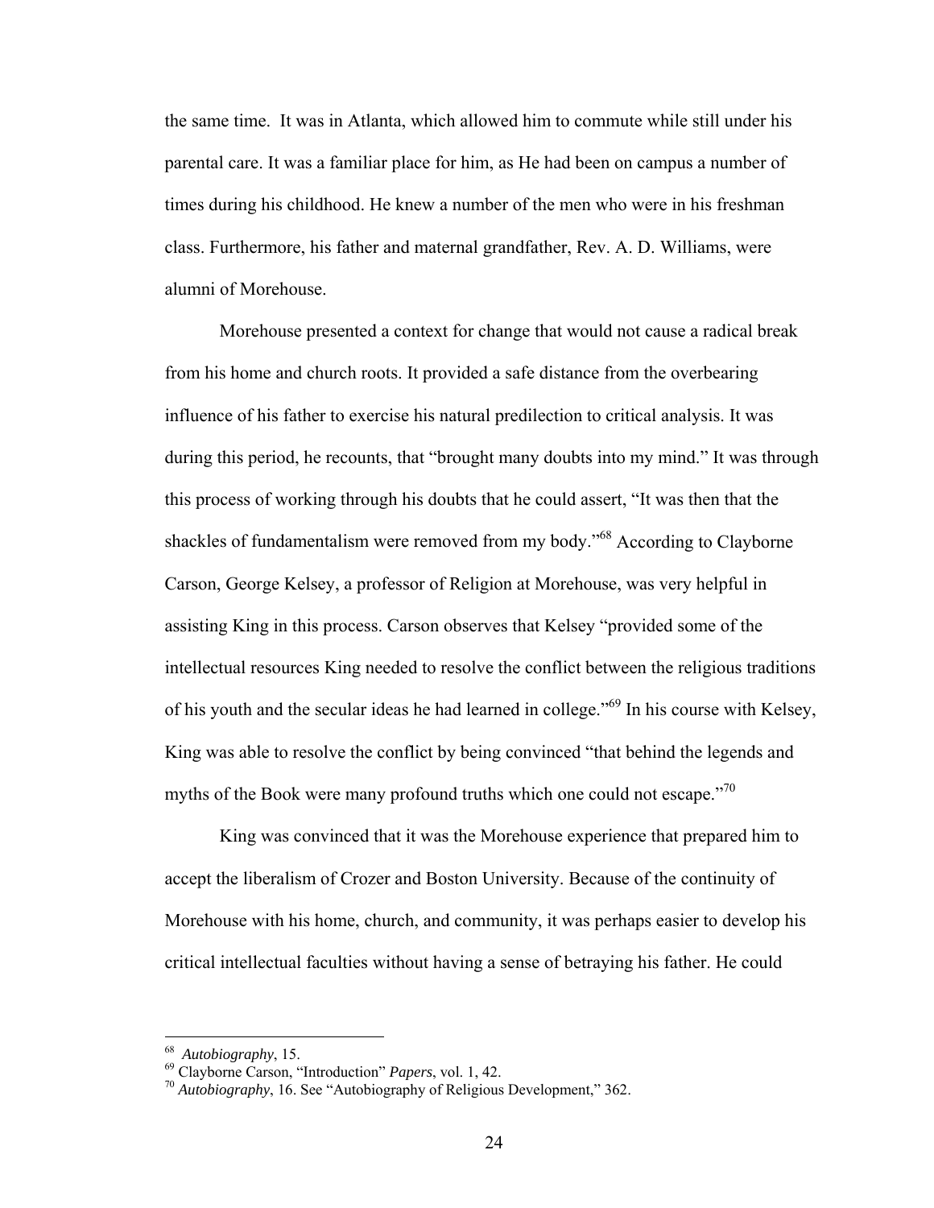the same time. It was in Atlanta, which allowed him to commute while still under his parental care. It was a familiar place for him, as He had been on campus a number of times during his childhood. He knew a number of the men who were in his freshman class. Furthermore, his father and maternal grandfather, Rev. A. D. Williams, were alumni of Morehouse.

Morehouse presented a context for change that would not cause a radical break from his home and church roots. It provided a safe distance from the overbearing influence of his father to exercise his natural predilection to critical analysis. It was during this period, he recounts, that "brought many doubts into my mind." It was through this process of working through his doubts that he could assert, "It was then that the shackles of fundamentalism were removed from my body."[68] According to Clayborne Carson, George Kelsey, a professor of Religion at Morehouse, was very helpful in assisting King in this process. Carson observes that Kelsey "provided some of the intellectual resources King needed to resolve the conflict between the religious traditions of his youth and the secular ideas he had learned in college."[69] In his course with Kelsey, King was able to resolve the conflict by being convinced "that behind the legends and myths of the Book were many profound truths which one could not escape."[70]

King was convinced that it was the Morehouse experience that prepared him to accept the liberalism of Crozer and Boston University. Because of the continuity of Morehouse with his home, church, and community, it was perhaps easier to develop his critical intellectual faculties without having a sense of betraying his father. He could

---

[68] *Autobiography*, 15.

[69] Clayborne Carson, "Introduction" *Papers*, vol. 1, 42.

[70] *Autobiography*, 16. See "Autobiography of Religious Development," 362.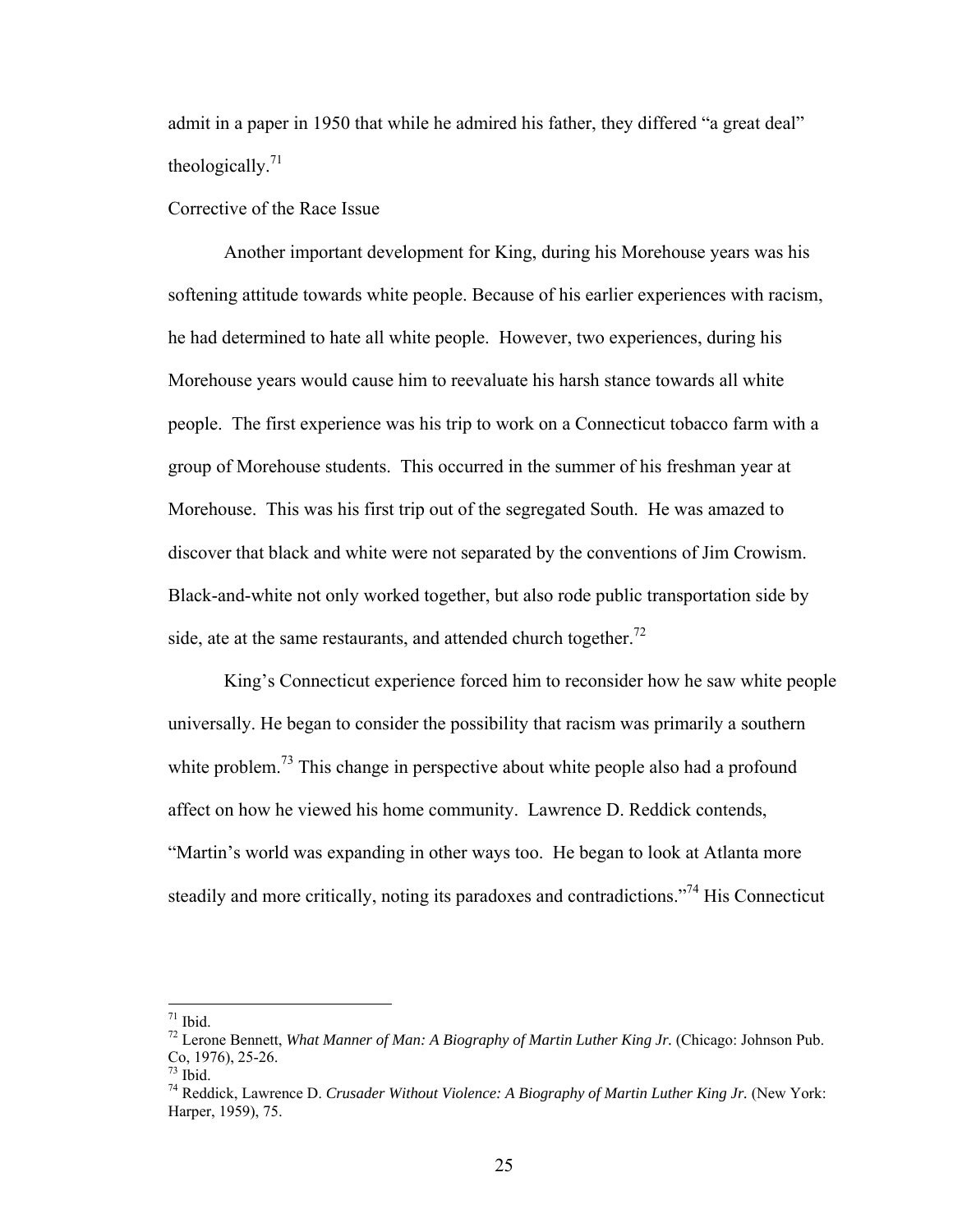admit in a paper in 1950 that while he admired his father, they differed "a great deal" theologically.[71]

## Corrective of the Race Issue

Another important development for King, during his Morehouse years was his softening attitude towards white people. Because of his earlier experiences with racism, he had determined to hate all white people. However, two experiences, during his Morehouse years would cause him to reevaluate his harsh stance towards all white people. The first experience was his trip to work on a Connecticut tobacco farm with a group of Morehouse students. This occurred in the summer of his freshman year at Morehouse. This was his first trip out of the segregated South. He was amazed to discover that black and white were not separated by the conventions of Jim Crowism. Black-and-white not only worked together, but also rode public transportation side by side, ate at the same restaurants, and attended church together.[72]

King's Connecticut experience forced him to reconsider how he saw white people universally. He began to consider the possibility that racism was primarily a southern white problem.[73] This change in perspective about white people also had a profound affect on how he viewed his home community. Lawrence D. Reddick contends, "Martin's world was expanding in other ways too. He began to look at Atlanta more steadily and more critically, noting its paradoxes and contradictions."[74] His Connecticut

---

[71] Ibid.

[72] Lerone Bennett, *What Manner of Man: A Biography of Martin Luther King Jr.* (Chicago: Johnson Pub. Co, 1976), 25-26.

[73] Ibid.

[74] Reddick, Lawrence D. *Crusader Without Violence: A Biography of Martin Luther King Jr.* (New York: Harper, 1959), 75.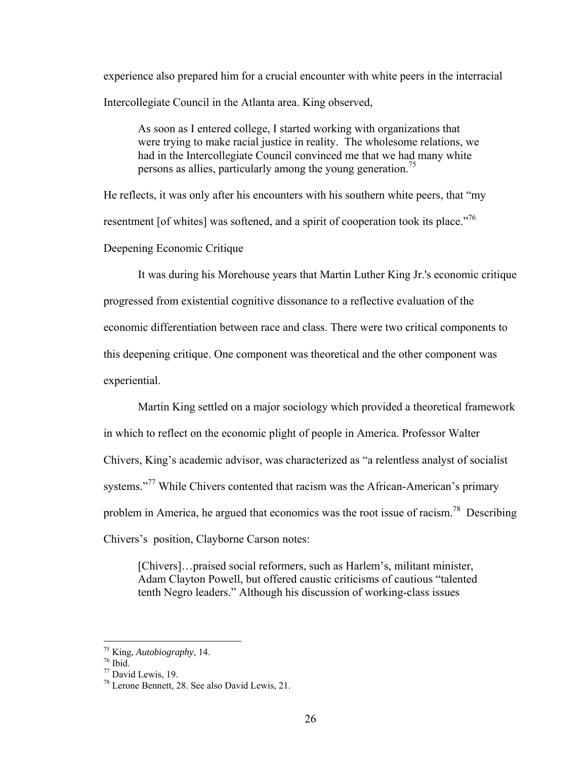experience also prepared him for a crucial encounter with white peers in the interracial Intercollegiate Council in the Atlanta area. King observed,

> As soon as I entered college, I started working with organizations that were trying to make racial justice in reality. The wholesome relations, we had in the Intercollegiate Council convinced me that we had many white persons as allies, particularly among the young generation.[75]

He reflects, it was only after his encounters with his southern white peers, that "my resentment [of whites] was softened, and a spirit of cooperation took its place."[76]

Deepening Economic Critique

It was during his Morehouse years that Martin Luther King Jr.'s economic critique progressed from existential cognitive dissonance to a reflective evaluation of the economic differentiation between race and class. There were two critical components to this deepening critique. One component was theoretical and the other component was experiential.

Martin King settled on a major sociology which provided a theoretical framework in which to reflect on the economic plight of people in America. Professor Walter Chivers, King's academic advisor, was characterized as "a relentless analyst of socialist systems."[77] While Chivers contented that racism was the African-American's primary problem in America, he argued that economics was the root issue of racism.[78] Describing Chivers's position, Clayborne Carson notes:

> [Chivers]…praised social reformers, such as Harlem's, militant minister, Adam Clayton Powell, but offered caustic criticisms of cautious "talented tenth Negro leaders." Although his discussion of working-class issues

---

[75] King, *Autobiography*, 14.

[76] Ibid.

[77] David Lewis, 19.

[78] Lerone Bennett, 28. See also David Lewis, 21.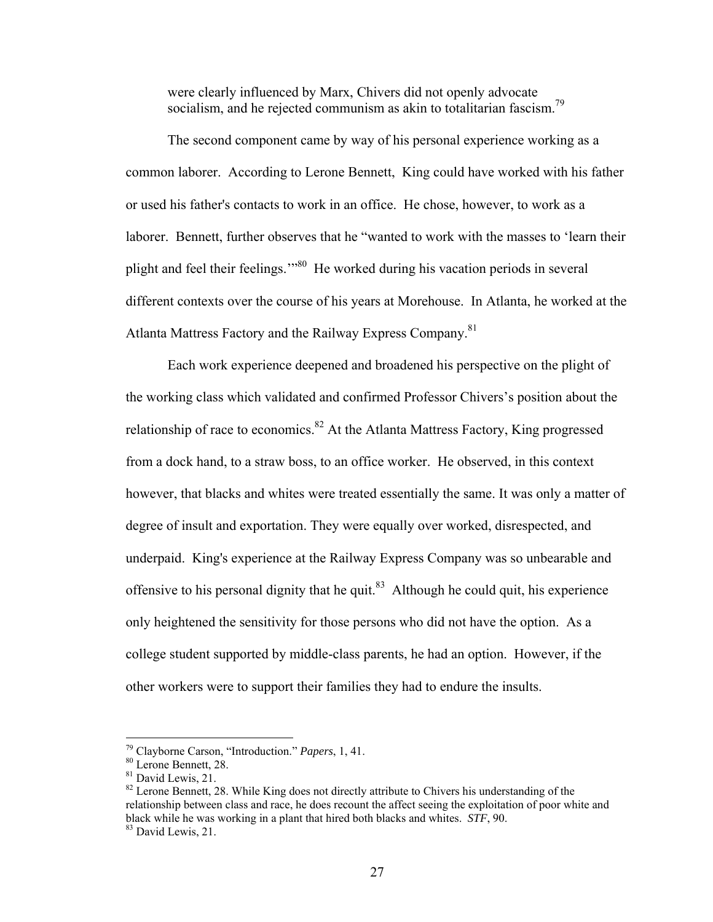were clearly influenced by Marx, Chivers did not openly advocate socialism, and he rejected communism as akin to totalitarian fascism.[79]

The second component came by way of his personal experience working as a common laborer. According to Lerone Bennett, King could have worked with his father or used his father's contacts to work in an office. He chose, however, to work as a laborer. Bennett, further observes that he "wanted to work with the masses to 'learn their plight and feel their feelings.'"[80] He worked during his vacation periods in several different contexts over the course of his years at Morehouse. In Atlanta, he worked at the Atlanta Mattress Factory and the Railway Express Company.[81]

Each work experience deepened and broadened his perspective on the plight of the working class which validated and confirmed Professor Chivers's position about the relationship of race to economics.[82] At the Atlanta Mattress Factory, King progressed from a dock hand, to a straw boss, to an office worker. He observed, in this context however, that blacks and whites were treated essentially the same. It was only a matter of degree of insult and exportation. They were equally over worked, disrespected, and underpaid. King's experience at the Railway Express Company was so unbearable and offensive to his personal dignity that he quit.[83] Although he could quit, his experience only heightened the sensitivity for those persons who did not have the option. As a college student supported by middle-class parents, he had an option. However, if the other workers were to support their families they had to endure the insults.

---

[79] Clayborne Carson, "Introduction." *Papers*, 1, 41.

[80] Lerone Bennett, 28.

[81] David Lewis, 21.

[82] Lerone Bennett, 28. While King does not directly attribute to Chivers his understanding of the relationship between class and race, he does recount the affect seeing the exploitation of poor white and black while he was working in a plant that hired both blacks and whites. *STF*, 90.

[83] David Lewis, 21.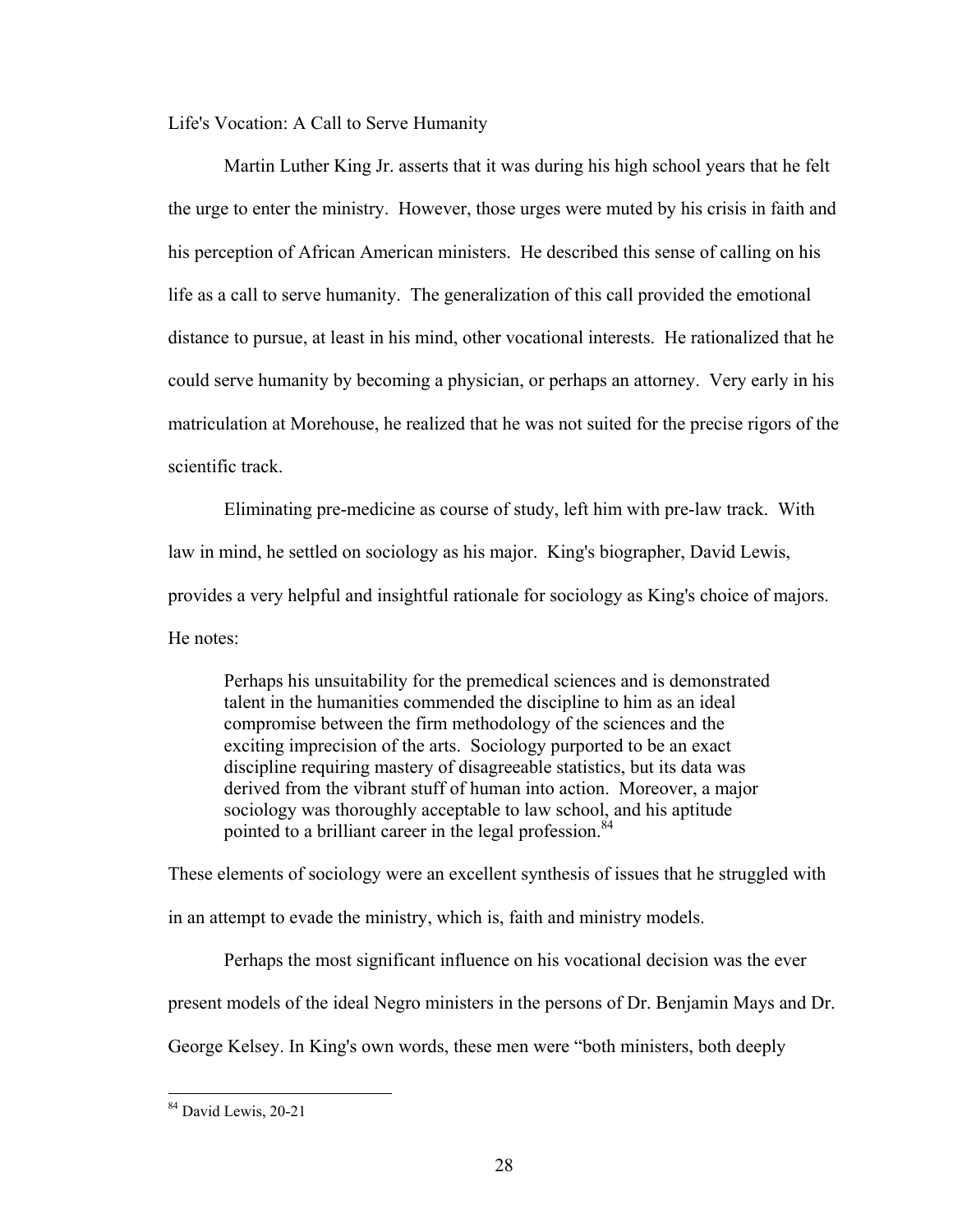Life's Vocation: A Call to Serve Humanity

Martin Luther King Jr. asserts that it was during his high school years that he felt the urge to enter the ministry. However, those urges were muted by his crisis in faith and his perception of African American ministers. He described this sense of calling on his life as a call to serve humanity. The generalization of this call provided the emotional distance to pursue, at least in his mind, other vocational interests. He rationalized that he could serve humanity by becoming a physician, or perhaps an attorney. Very early in his matriculation at Morehouse, he realized that he was not suited for the precise rigors of the scientific track.

Eliminating pre-medicine as course of study, left him with pre-law track. With law in mind, he settled on sociology as his major. King's biographer, David Lewis, provides a very helpful and insightful rationale for sociology as King's choice of majors. He notes:

> Perhaps his unsuitability for the premedical sciences and is demonstrated talent in the humanities commended the discipline to him as an ideal compromise between the firm methodology of the sciences and the exciting imprecision of the arts. Sociology purported to be an exact discipline requiring mastery of disagreeable statistics, but its data was derived from the vibrant stuff of human into action. Moreover, a major sociology was thoroughly acceptable to law school, and his aptitude pointed to a brilliant career in the legal profession.[84]

These elements of sociology were an excellent synthesis of issues that he struggled with in an attempt to evade the ministry, which is, faith and ministry models.

Perhaps the most significant influence on his vocational decision was the ever present models of the ideal Negro ministers in the persons of Dr. Benjamin Mays and Dr. George Kelsey. In King's own words, these men were "both ministers, both deeply

---

[84] David Lewis, 20-21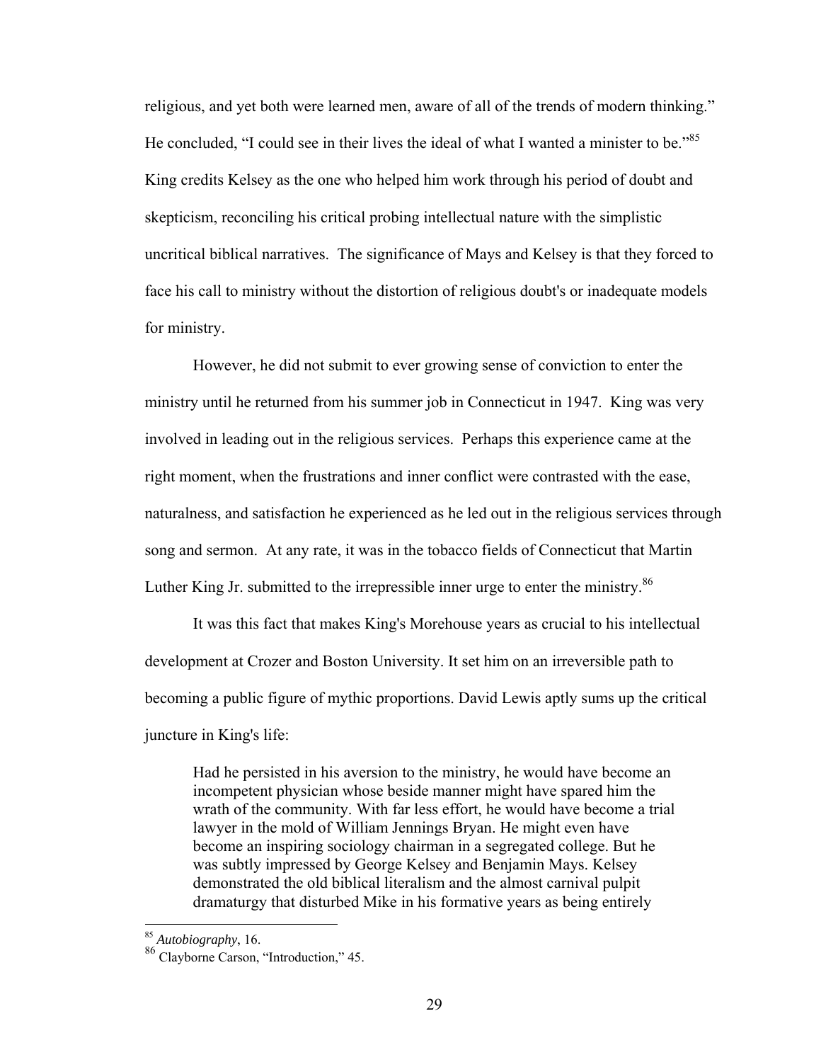religious, and yet both were learned men, aware of all of the trends of modern thinking." He concluded, "I could see in their lives the ideal of what I wanted a minister to be."[85] King credits Kelsey as the one who helped him work through his period of doubt and skepticism, reconciling his critical probing intellectual nature with the simplistic uncritical biblical narratives. The significance of Mays and Kelsey is that they forced to face his call to ministry without the distortion of religious doubt's or inadequate models for ministry.

However, he did not submit to ever growing sense of conviction to enter the ministry until he returned from his summer job in Connecticut in 1947. King was very involved in leading out in the religious services. Perhaps this experience came at the right moment, when the frustrations and inner conflict were contrasted with the ease, naturalness, and satisfaction he experienced as he led out in the religious services through song and sermon. At any rate, it was in the tobacco fields of Connecticut that Martin Luther King Jr. submitted to the irrepressible inner urge to enter the ministry.[86]

It was this fact that makes King's Morehouse years as crucial to his intellectual development at Crozer and Boston University. It set him on an irreversible path to becoming a public figure of mythic proportions. David Lewis aptly sums up the critical juncture in King's life:

> Had he persisted in his aversion to the ministry, he would have become an incompetent physician whose beside manner might have spared him the wrath of the community. With far less effort, he would have become a trial lawyer in the mold of William Jennings Bryan. He might even have become an inspiring sociology chairman in a segregated college. But he was subtly impressed by George Kelsey and Benjamin Mays. Kelsey demonstrated the old biblical literalism and the almost carnival pulpit dramaturgy that disturbed Mike in his formative years as being entirely

---

[85] *Autobiography*, 16.

[86] Clayborne Carson, "Introduction," 45.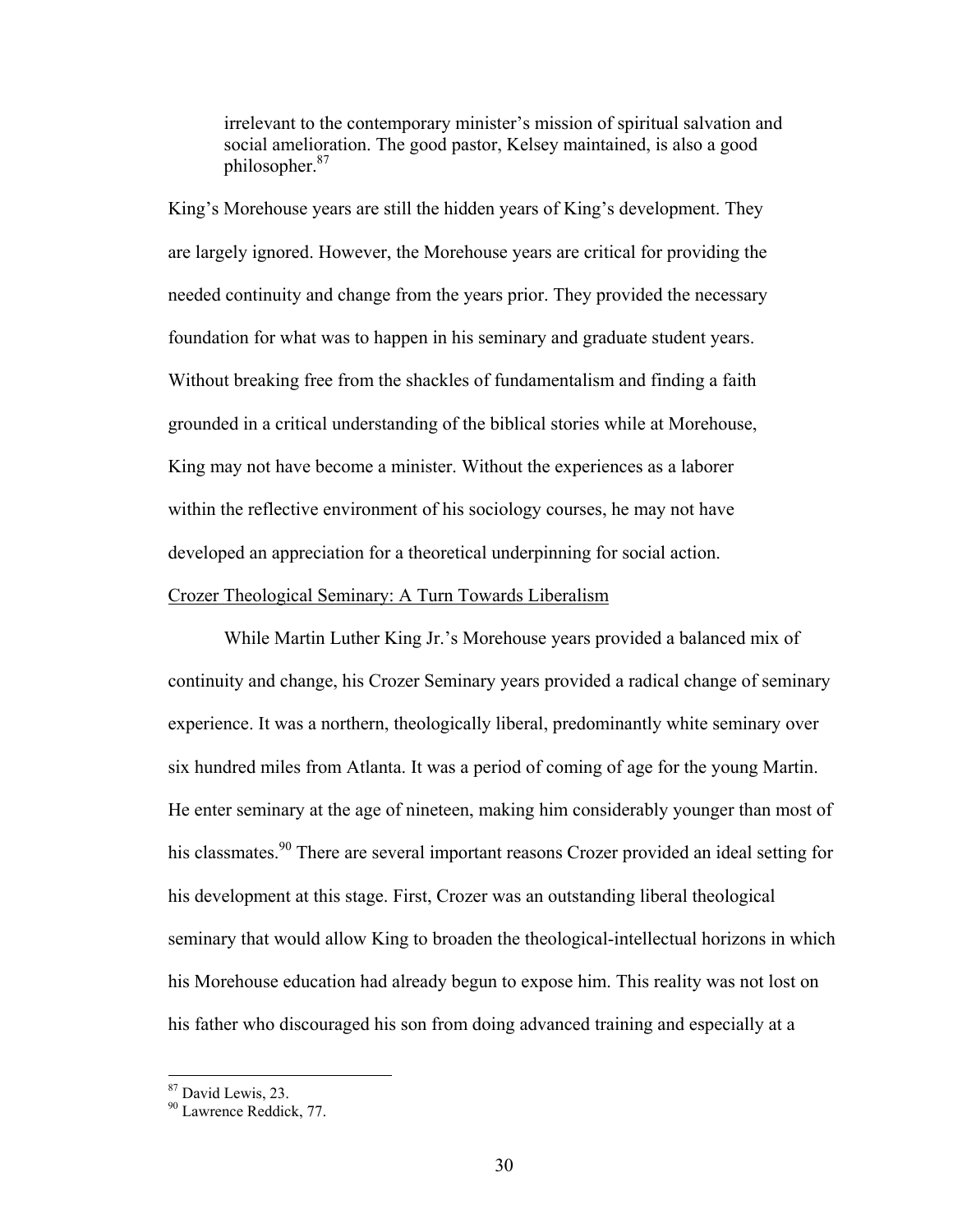> irrelevant to the contemporary minister's mission of spiritual salvation and social amelioration. The good pastor, Kelsey maintained, is also a good philosopher.[87]

King's Morehouse years are still the hidden years of King's development. They are largely ignored. However, the Morehouse years are critical for providing the needed continuity and change from the years prior. They provided the necessary foundation for what was to happen in his seminary and graduate student years. Without breaking free from the shackles of fundamentalism and finding a faith grounded in a critical understanding of the biblical stories while at Morehouse, King may not have become a minister. Without the experiences as a laborer within the reflective environment of his sociology courses, he may not have developed an appreciation for a theoretical underpinning for social action.

Crozer Theological Seminary: A Turn Towards Liberalism

While Martin Luther King Jr.'s Morehouse years provided a balanced mix of continuity and change, his Crozer Seminary years provided a radical change of seminary experience. It was a northern, theologically liberal, predominantly white seminary over six hundred miles from Atlanta. It was a period of coming of age for the young Martin. He enter seminary at the age of nineteen, making him considerably younger than most of his classmates.[90] There are several important reasons Crozer provided an ideal setting for his development at this stage. First, Crozer was an outstanding liberal theological seminary that would allow King to broaden the theological-intellectual horizons in which his Morehouse education had already begun to expose him. This reality was not lost on his father who discouraged his son from doing advanced training and especially at a

---

[87] David Lewis, 23.

[90] Lawrence Reddick, 77.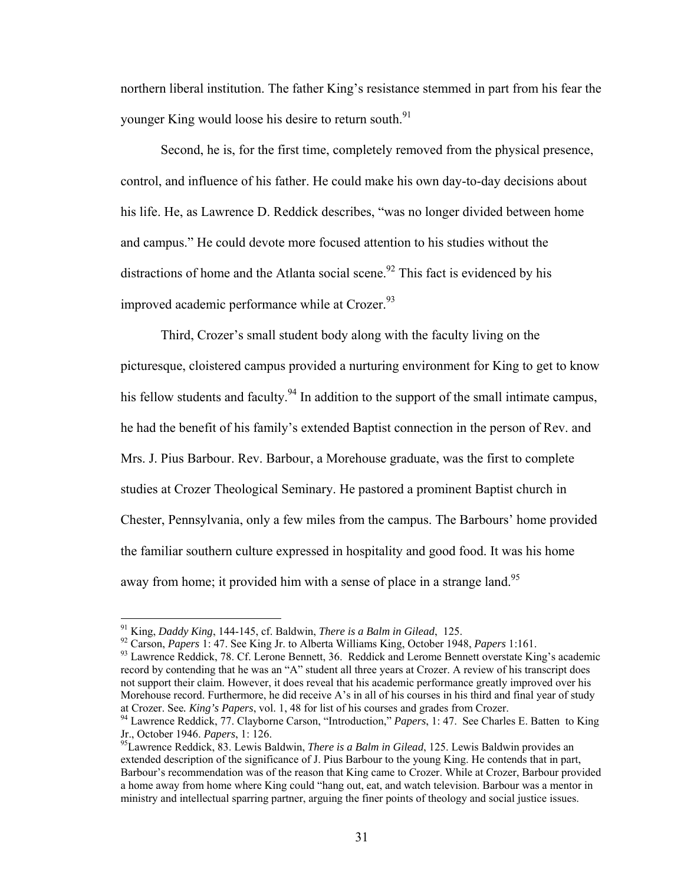northern liberal institution. The father King's resistance stemmed in part from his fear the younger King would loose his desire to return south.[91]

Second, he is, for the first time, completely removed from the physical presence, control, and influence of his father. He could make his own day-to-day decisions about his life. He, as Lawrence D. Reddick describes, "was no longer divided between home and campus." He could devote more focused attention to his studies without the distractions of home and the Atlanta social scene.[92] This fact is evidenced by his improved academic performance while at Crozer.[93]

Third, Crozer's small student body along with the faculty living on the picturesque, cloistered campus provided a nurturing environment for King to get to know his fellow students and faculty.[94] In addition to the support of the small intimate campus, he had the benefit of his family's extended Baptist connection in the person of Rev. and Mrs. J. Pius Barbour. Rev. Barbour, a Morehouse graduate, was the first to complete studies at Crozer Theological Seminary. He pastored a prominent Baptist church in Chester, Pennsylvania, only a few miles from the campus. The Barbours' home provided the familiar southern culture expressed in hospitality and good food. It was his home away from home; it provided him with a sense of place in a strange land.[95]

---

[91] King, *Daddy King*, 144-145, cf. Baldwin, *There is a Balm in Gilead*, 125.

[92] Carson, *Papers* 1: 47. See King Jr. to Alberta Williams King, October 1948, *Papers* 1:161.

[93] Lawrence Reddick, 78. Cf. Lerone Bennett, 36. Reddick and Lerome Bennett overstate King's academic record by contending that he was an "A" student all three years at Crozer. A review of his transcript does not support their claim. However, it does reveal that his academic performance greatly improved over his Morehouse record. Furthermore, he did receive A's in all of his courses in his third and final year of study at Crozer. See. *King's Papers*, vol. 1, 48 for list of his courses and grades from Crozer.

[94] Lawrence Reddick, 77. Clayborne Carson, "Introduction," *Papers*, 1: 47. See Charles E. Batten to King Jr., October 1946. *Papers*, 1: 126.

[95] Lawrence Reddick, 83. Lewis Baldwin, *There is a Balm in Gilead*, 125. Lewis Baldwin provides an extended description of the significance of J. Pius Barbour to the young King. He contends that in part, Barbour's recommendation was of the reason that King came to Crozer. While at Crozer, Barbour provided a home away from home where King could "hang out, eat, and watch television. Barbour was a mentor in ministry and intellectual sparring partner, arguing the finer points of theology and social justice issues.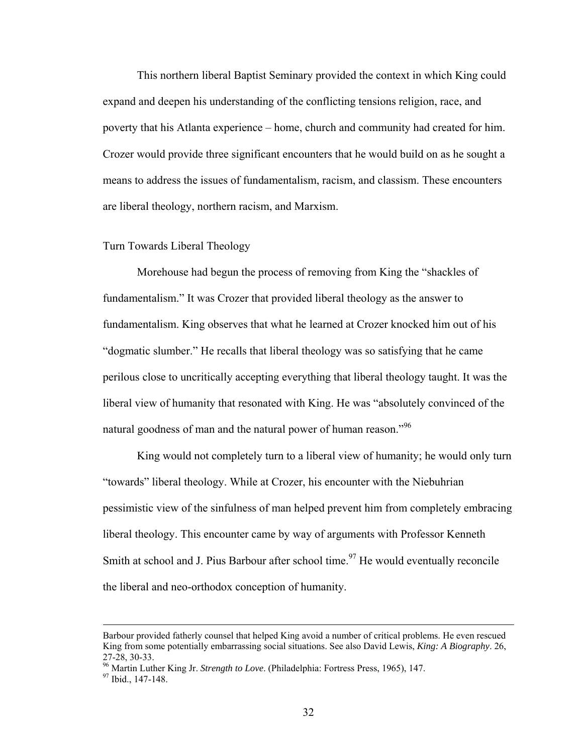This northern liberal Baptist Seminary provided the context in which King could expand and deepen his understanding of the conflicting tensions religion, race, and poverty that his Atlanta experience – home, church and community had created for him. Crozer would provide three significant encounters that he would build on as he sought a means to address the issues of fundamentalism, racism, and classism. These encounters are liberal theology, northern racism, and Marxism.

## Turn Towards Liberal Theology

Morehouse had begun the process of removing from King the "shackles of fundamentalism." It was Crozer that provided liberal theology as the answer to fundamentalism. King observes that what he learned at Crozer knocked him out of his "dogmatic slumber." He recalls that liberal theology was so satisfying that he came perilous close to uncritically accepting everything that liberal theology taught. It was the liberal view of humanity that resonated with King. He was "absolutely convinced of the natural goodness of man and the natural power of human reason."[96]

King would not completely turn to a liberal view of humanity; he would only turn "towards" liberal theology. While at Crozer, his encounter with the Niebuhrian pessimistic view of the sinfulness of man helped prevent him from completely embracing liberal theology. This encounter came by way of arguments with Professor Kenneth Smith at school and J. Pius Barbour after school time.[97] He would eventually reconcile the liberal and neo-orthodox conception of humanity.

---

Barbour provided fatherly counsel that helped King avoid a number of critical problems. He even rescued King from some potentially embarrassing social situations. See also David Lewis, *King: A Biography*. 26, 27-28, 30-33.

[96] Martin Luther King Jr. *Strength to Love*. (Philadelphia: Fortress Press, 1965), 147.

[97] Ibid., 147-148.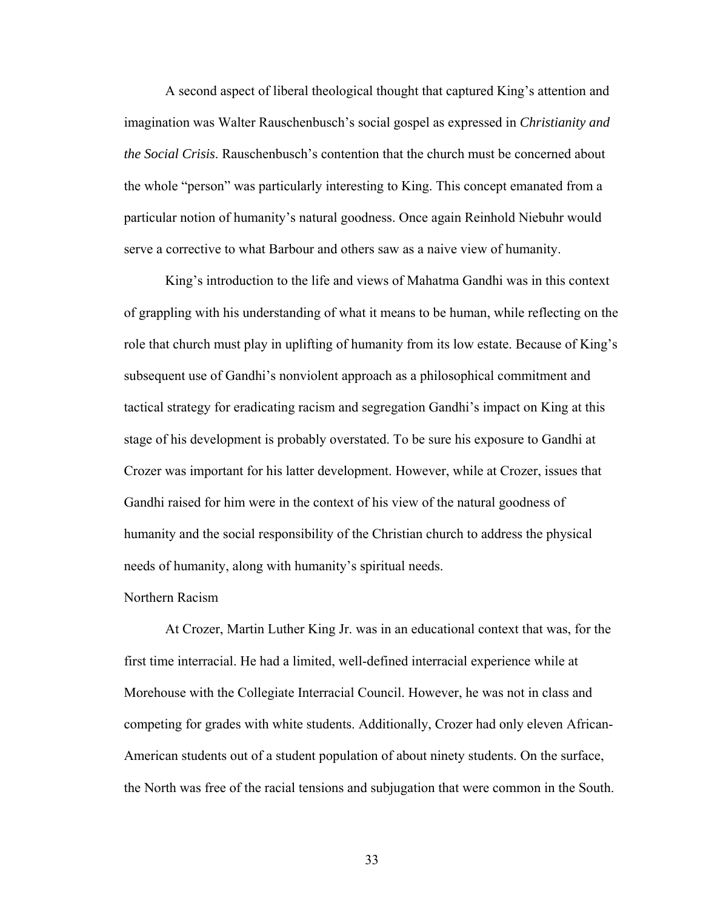A second aspect of liberal theological thought that captured King's attention and imagination was Walter Rauschenbusch's social gospel as expressed in *Christianity and the Social Crisis*. Rauschenbusch's contention that the church must be concerned about the whole "person" was particularly interesting to King. This concept emanated from a particular notion of humanity's natural goodness. Once again Reinhold Niebuhr would serve a corrective to what Barbour and others saw as a naive view of humanity.

King's introduction to the life and views of Mahatma Gandhi was in this context of grappling with his understanding of what it means to be human, while reflecting on the role that church must play in uplifting of humanity from its low estate. Because of King's subsequent use of Gandhi's nonviolent approach as a philosophical commitment and tactical strategy for eradicating racism and segregation Gandhi's impact on King at this stage of his development is probably overstated. To be sure his exposure to Gandhi at Crozer was important for his latter development. However, while at Crozer, issues that Gandhi raised for him were in the context of his view of the natural goodness of humanity and the social responsibility of the Christian church to address the physical needs of humanity, along with humanity's spiritual needs.

### Northern Racism

At Crozer, Martin Luther King Jr. was in an educational context that was, for the first time interracial. He had a limited, well-defined interracial experience while at Morehouse with the Collegiate Interracial Council. However, he was not in class and competing for grades with white students. Additionally, Crozer had only eleven African-American students out of a student population of about ninety students. On the surface, the North was free of the racial tensions and subjugation that were common in the South.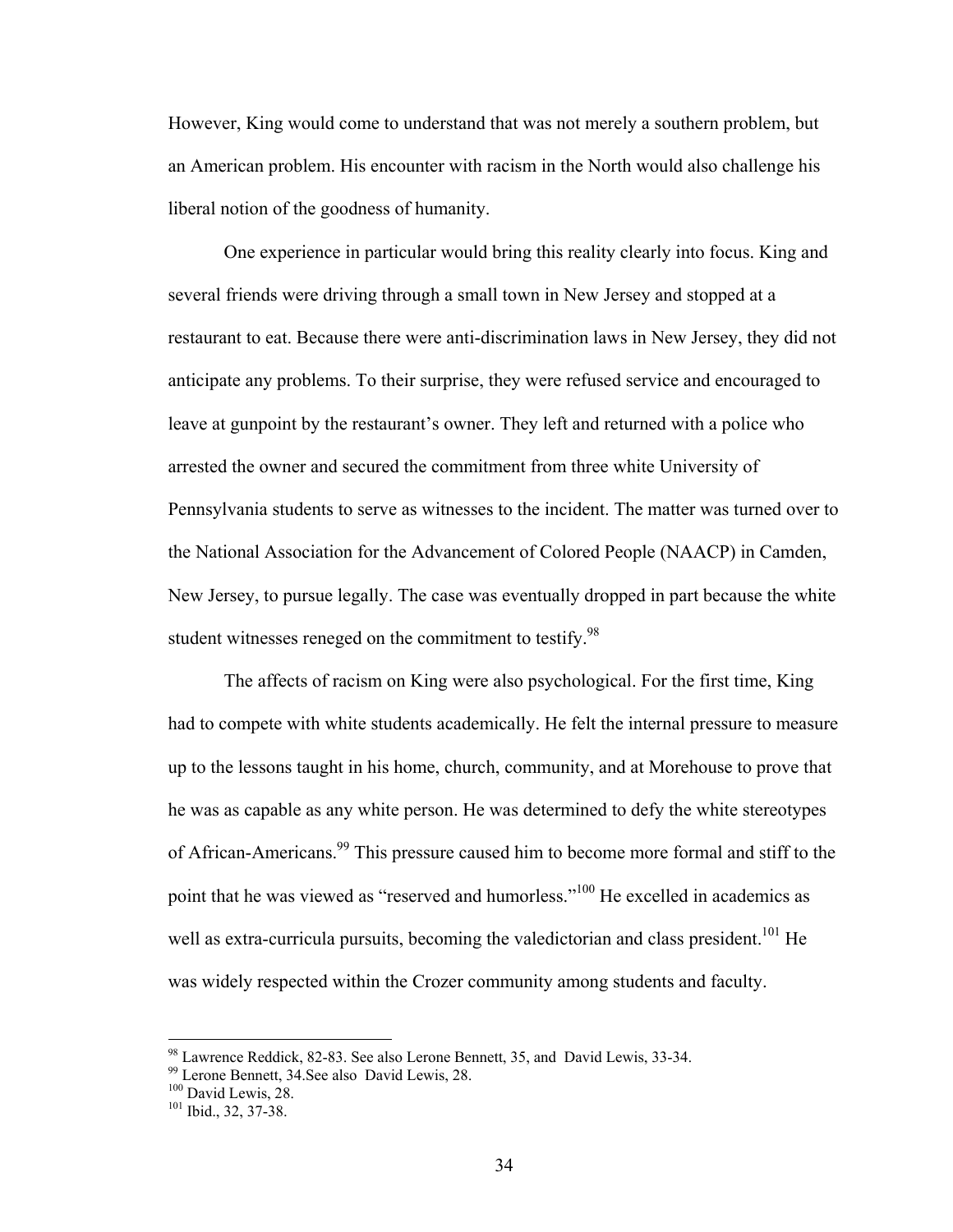However, King would come to understand that was not merely a southern problem, but an American problem. His encounter with racism in the North would also challenge his liberal notion of the goodness of humanity.

One experience in particular would bring this reality clearly into focus. King and several friends were driving through a small town in New Jersey and stopped at a restaurant to eat. Because there were anti-discrimination laws in New Jersey, they did not anticipate any problems. To their surprise, they were refused service and encouraged to leave at gunpoint by the restaurant's owner. They left and returned with a police who arrested the owner and secured the commitment from three white University of Pennsylvania students to serve as witnesses to the incident. The matter was turned over to the National Association for the Advancement of Colored People (NAACP) in Camden, New Jersey, to pursue legally. The case was eventually dropped in part because the white student witnesses reneged on the commitment to testify.[98]

The affects of racism on King were also psychological. For the first time, King had to compete with white students academically. He felt the internal pressure to measure up to the lessons taught in his home, church, community, and at Morehouse to prove that he was as capable as any white person. He was determined to defy the white stereotypes of African-Americans.[99] This pressure caused him to become more formal and stiff to the point that he was viewed as "reserved and humorless."[100] He excelled in academics as well as extra-curricula pursuits, becoming the valedictorian and class president.[101] He was widely respected within the Crozer community among students and faculty.

---

[98] Lawrence Reddick, 82-83. See also Lerone Bennett, 35, and David Lewis, 33-34.
[99] Lerone Bennett, 34.See also David Lewis, 28.
[100] David Lewis, 28.
[101] Ibid., 32, 37-38.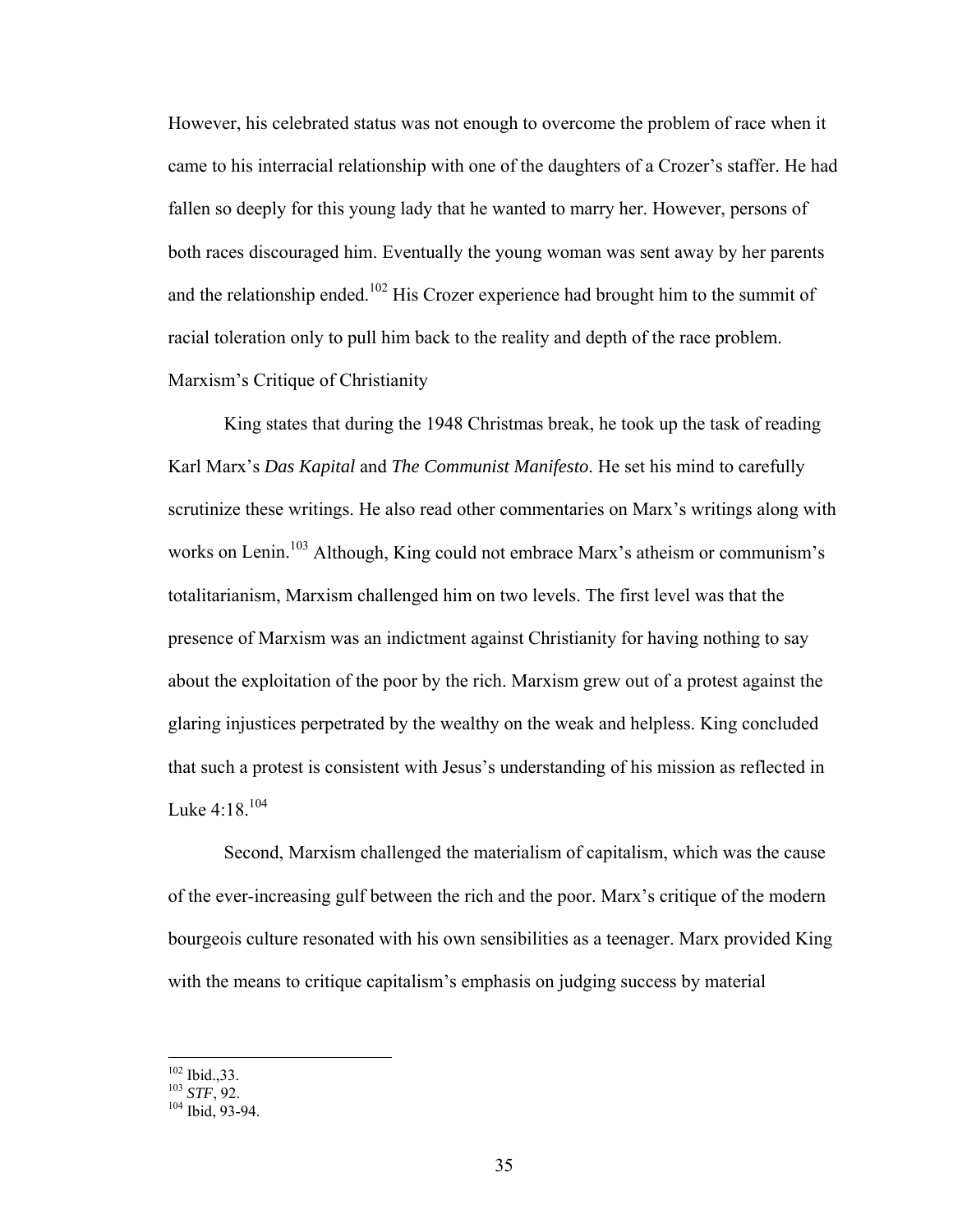However, his celebrated status was not enough to overcome the problem of race when it came to his interracial relationship with one of the daughters of a Crozer's staffer. He had fallen so deeply for this young lady that he wanted to marry her. However, persons of both races discouraged him. Eventually the young woman was sent away by her parents and the relationship ended.[102] His Crozer experience had brought him to the summit of racial toleration only to pull him back to the reality and depth of the race problem.

## Marxism's Critique of Christianity

King states that during the 1948 Christmas break, he took up the task of reading Karl Marx's *Das Kapital* and *The Communist Manifesto*. He set his mind to carefully scrutinize these writings. He also read other commentaries on Marx's writings along with works on Lenin.[103] Although, King could not embrace Marx's atheism or communism's totalitarianism, Marxism challenged him on two levels. The first level was that the presence of Marxism was an indictment against Christianity for having nothing to say about the exploitation of the poor by the rich. Marxism grew out of a protest against the glaring injustices perpetrated by the wealthy on the weak and helpless. King concluded that such a protest is consistent with Jesus's understanding of his mission as reflected in Luke 4:18.[104]

Second, Marxism challenged the materialism of capitalism, which was the cause of the ever-increasing gulf between the rich and the poor. Marx's critique of the modern bourgeois culture resonated with his own sensibilities as a teenager. Marx provided King with the means to critique capitalism's emphasis on judging success by material

---

[102] Ibid.,33.

[103] *STF*, 92.

[104] Ibid, 93-94.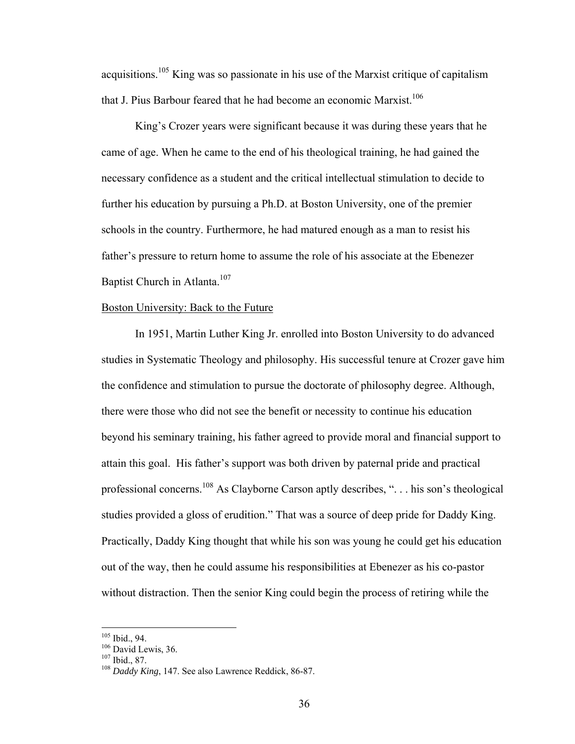acquisitions.[105] King was so passionate in his use of the Marxist critique of capitalism that J. Pius Barbour feared that he had become an economic Marxist.[106]

King's Crozer years were significant because it was during these years that he came of age. When he came to the end of his theological training, he had gained the necessary confidence as a student and the critical intellectual stimulation to decide to further his education by pursuing a Ph.D. at Boston University, one of the premier schools in the country. Furthermore, he had matured enough as a man to resist his father's pressure to return home to assume the role of his associate at the Ebenezer Baptist Church in Atlanta.[107]

<u>Boston University: Back to the Future</u>

In 1951, Martin Luther King Jr. enrolled into Boston University to do advanced studies in Systematic Theology and philosophy. His successful tenure at Crozer gave him the confidence and stimulation to pursue the doctorate of philosophy degree. Although, there were those who did not see the benefit or necessity to continue his education beyond his seminary training, his father agreed to provide moral and financial support to attain this goal. His father's support was both driven by paternal pride and practical professional concerns.[108] As Clayborne Carson aptly describes, ". . . his son's theological studies provided a gloss of erudition." That was a source of deep pride for Daddy King. Practically, Daddy King thought that while his son was young he could get his education out of the way, then he could assume his responsibilities at Ebenezer as his co-pastor without distraction. Then the senior King could begin the process of retiring while the

---

[105] Ibid., 94.
[106] David Lewis, 36.
[107] Ibid., 87.
[108] *Daddy King*, 147. See also Lawrence Reddick, 86-87.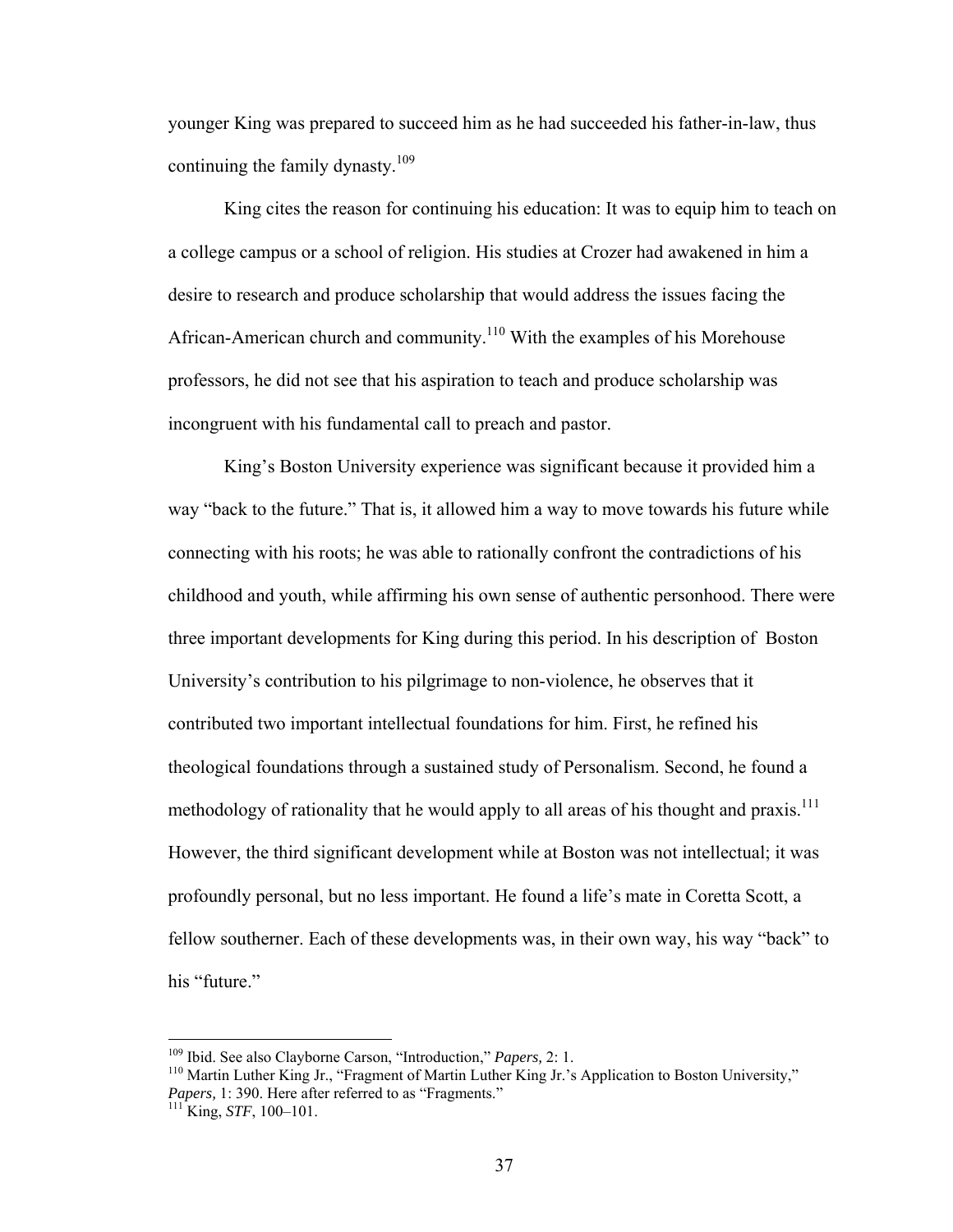younger King was prepared to succeed him as he had succeeded his father-in-law, thus continuing the family dynasty.[109]

King cites the reason for continuing his education: It was to equip him to teach on a college campus or a school of religion. His studies at Crozer had awakened in him a desire to research and produce scholarship that would address the issues facing the African-American church and community.[110] With the examples of his Morehouse professors, he did not see that his aspiration to teach and produce scholarship was incongruent with his fundamental call to preach and pastor.

King's Boston University experience was significant because it provided him a way "back to the future." That is, it allowed him a way to move towards his future while connecting with his roots; he was able to rationally confront the contradictions of his childhood and youth, while affirming his own sense of authentic personhood. There were three important developments for King during this period. In his description of Boston University's contribution to his pilgrimage to non-violence, he observes that it contributed two important intellectual foundations for him. First, he refined his theological foundations through a sustained study of Personalism. Second, he found a methodology of rationality that he would apply to all areas of his thought and praxis.[111] However, the third significant development while at Boston was not intellectual; it was profoundly personal, but no less important. He found a life's mate in Coretta Scott, a fellow southerner. Each of these developments was, in their own way, his way "back" to his "future."

---

[109] Ibid. See also Clayborne Carson, "Introduction," *Papers,* 2: 1.

[110] Martin Luther King Jr., "Fragment of Martin Luther King Jr.'s Application to Boston University," *Papers,* 1: 390. Here after referred to as "Fragments."

[111] King, *STF*, 100–101.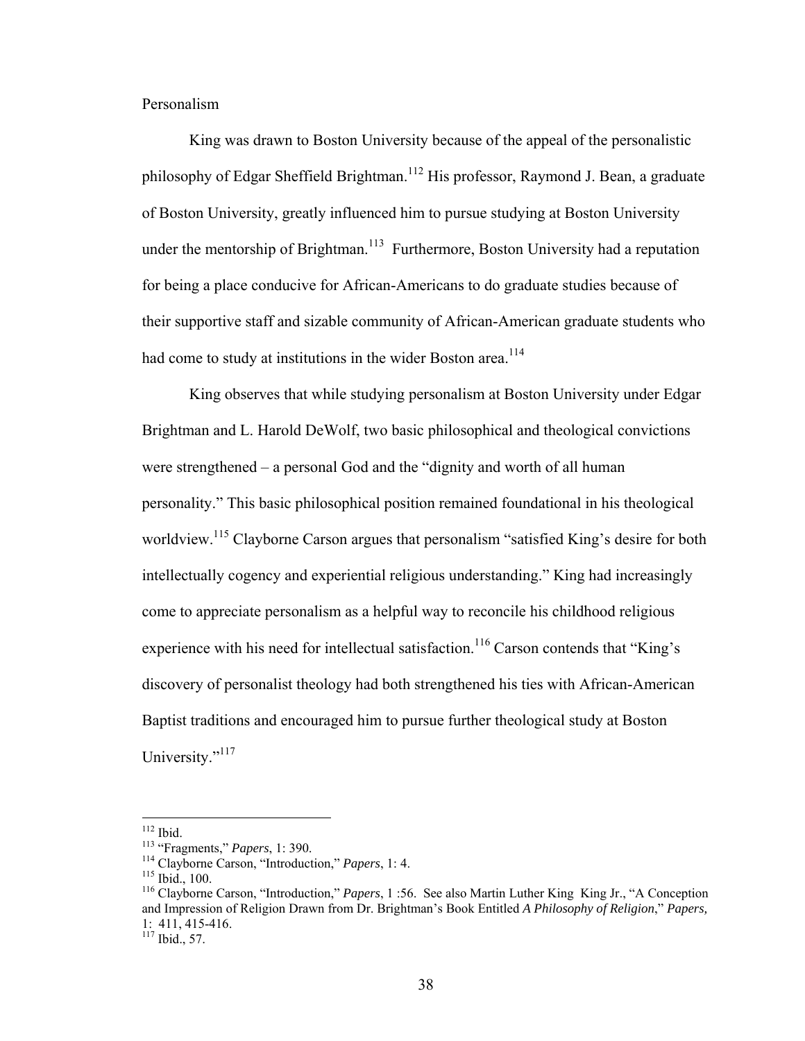Personalism

King was drawn to Boston University because of the appeal of the personalistic philosophy of Edgar Sheffield Brightman.[112] His professor, Raymond J. Bean, a graduate of Boston University, greatly influenced him to pursue studying at Boston University under the mentorship of Brightman.[113] Furthermore, Boston University had a reputation for being a place conducive for African-Americans to do graduate studies because of their supportive staff and sizable community of African-American graduate students who had come to study at institutions in the wider Boston area.[114]

King observes that while studying personalism at Boston University under Edgar Brightman and L. Harold DeWolf, two basic philosophical and theological convictions were strengthened – a personal God and the "dignity and worth of all human personality." This basic philosophical position remained foundational in his theological worldview.[115] Clayborne Carson argues that personalism "satisfied King's desire for both intellectually cogency and experiential religious understanding." King had increasingly come to appreciate personalism as a helpful way to reconcile his childhood religious experience with his need for intellectual satisfaction.[116] Carson contends that "King's discovery of personalist theology had both strengthened his ties with African-American Baptist traditions and encouraged him to pursue further theological study at Boston University."[117]

---

[112] Ibid.

[113] "Fragments," *Papers*, 1: 390.

[114] Clayborne Carson, "Introduction," *Papers*, 1: 4.

[115] Ibid., 100.

[116] Clayborne Carson, "Introduction," *Papers*, 1 :56. See also Martin Luther King King Jr., "A Conception and Impression of Religion Drawn from Dr. Brightman's Book Entitled *A Philosophy of Religion*," *Papers,* 1: 411, 415-416.

[117] Ibid., 57.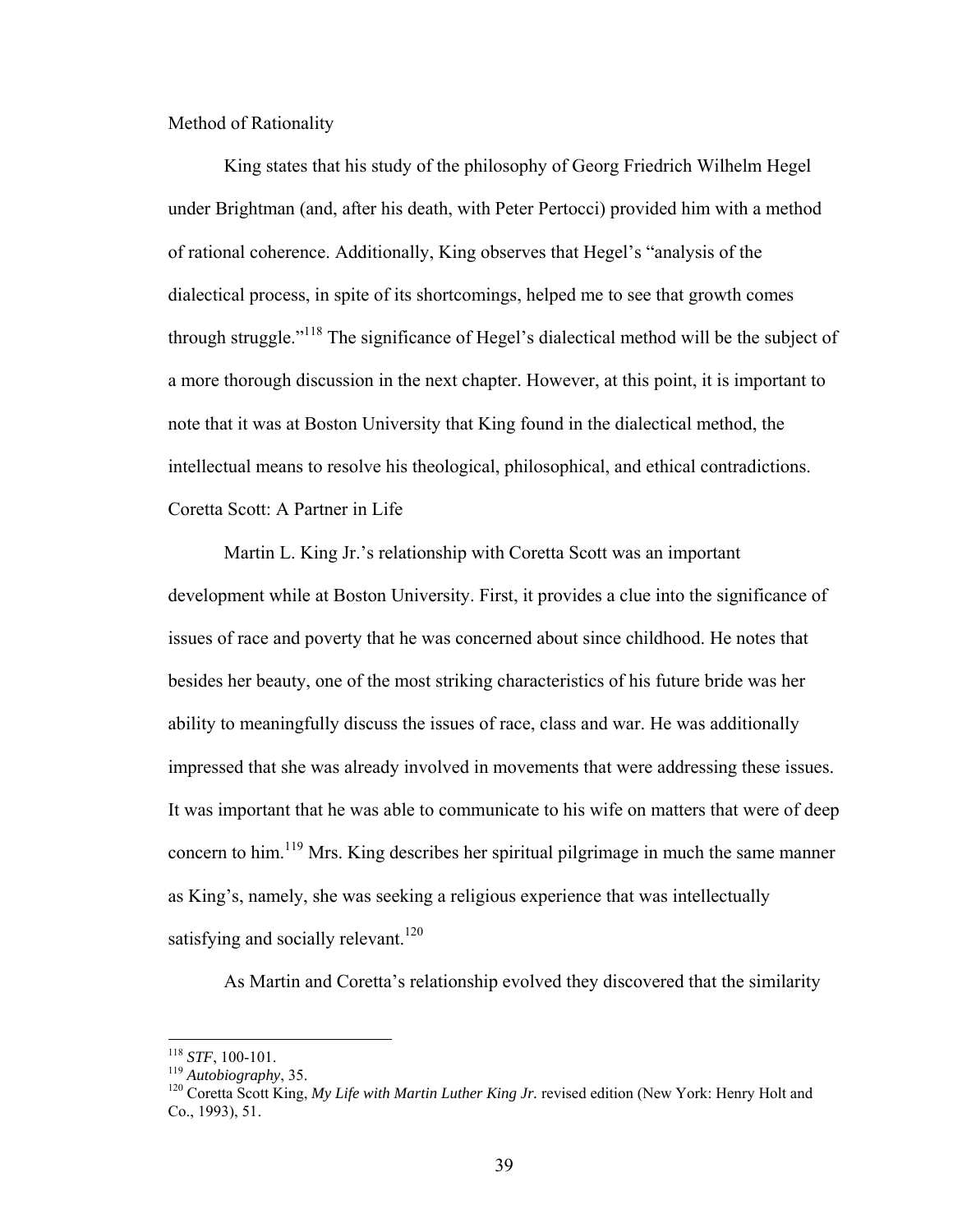## Method of Rationality

King states that his study of the philosophy of Georg Friedrich Wilhelm Hegel under Brightman (and, after his death, with Peter Pertocci) provided him with a method of rational coherence. Additionally, King observes that Hegel's "analysis of the dialectical process, in spite of its shortcomings, helped me to see that growth comes through struggle."[118] The significance of Hegel's dialectical method will be the subject of a more thorough discussion in the next chapter. However, at this point, it is important to note that it was at Boston University that King found in the dialectical method, the intellectual means to resolve his theological, philosophical, and ethical contradictions.

## Coretta Scott: A Partner in Life

Martin L. King Jr.'s relationship with Coretta Scott was an important development while at Boston University. First, it provides a clue into the significance of issues of race and poverty that he was concerned about since childhood. He notes that besides her beauty, one of the most striking characteristics of his future bride was her ability to meaningfully discuss the issues of race, class and war. He was additionally impressed that she was already involved in movements that were addressing these issues. It was important that he was able to communicate to his wife on matters that were of deep concern to him.[119] Mrs. King describes her spiritual pilgrimage in much the same manner as King's, namely, she was seeking a religious experience that was intellectually satisfying and socially relevant.[120]

As Martin and Coretta's relationship evolved they discovered that the similarity

---

[118] *STF*, 100-101.

[119] *Autobiography*, 35.

[120] Coretta Scott King, *My Life with Martin Luther King Jr.* revised edition (New York: Henry Holt and Co., 1993), 51.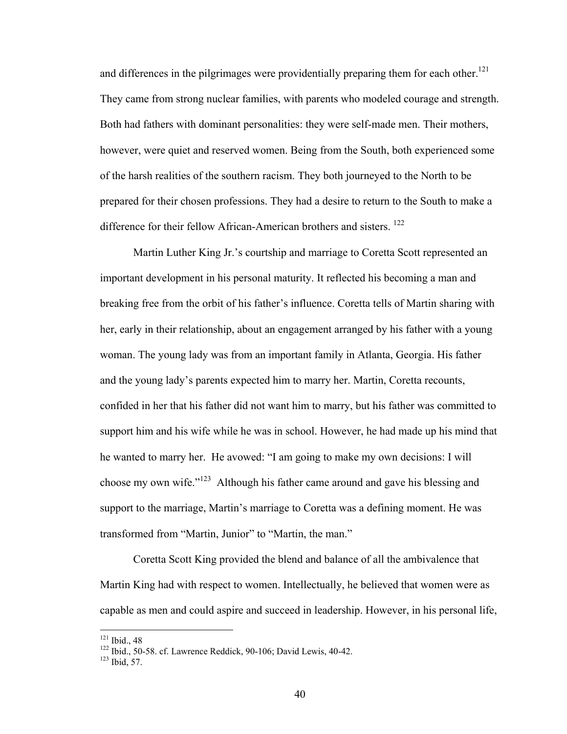and differences in the pilgrimages were providentially preparing them for each other.[121] They came from strong nuclear families, with parents who modeled courage and strength. Both had fathers with dominant personalities: they were self-made men. Their mothers, however, were quiet and reserved women. Being from the South, both experienced some of the harsh realities of the southern racism. They both journeyed to the North to be prepared for their chosen professions. They had a desire to return to the South to make a difference for their fellow African-American brothers and sisters. [122]

Martin Luther King Jr.'s courtship and marriage to Coretta Scott represented an important development in his personal maturity. It reflected his becoming a man and breaking free from the orbit of his father's influence. Coretta tells of Martin sharing with her, early in their relationship, about an engagement arranged by his father with a young woman. The young lady was from an important family in Atlanta, Georgia. His father and the young lady's parents expected him to marry her. Martin, Coretta recounts, confided in her that his father did not want him to marry, but his father was committed to support him and his wife while he was in school. However, he had made up his mind that he wanted to marry her. He avowed: "I am going to make my own decisions: I will choose my own wife."[123] Although his father came around and gave his blessing and support to the marriage, Martin's marriage to Coretta was a defining moment. He was transformed from "Martin, Junior" to "Martin, the man."

Coretta Scott King provided the blend and balance of all the ambivalence that Martin King had with respect to women. Intellectually, he believed that women were as capable as men and could aspire and succeed in leadership. However, in his personal life,

---

[121] Ibid., 48

[122] Ibid., 50-58. cf. Lawrence Reddick, 90-106; David Lewis, 40-42.

[123] Ibid, 57.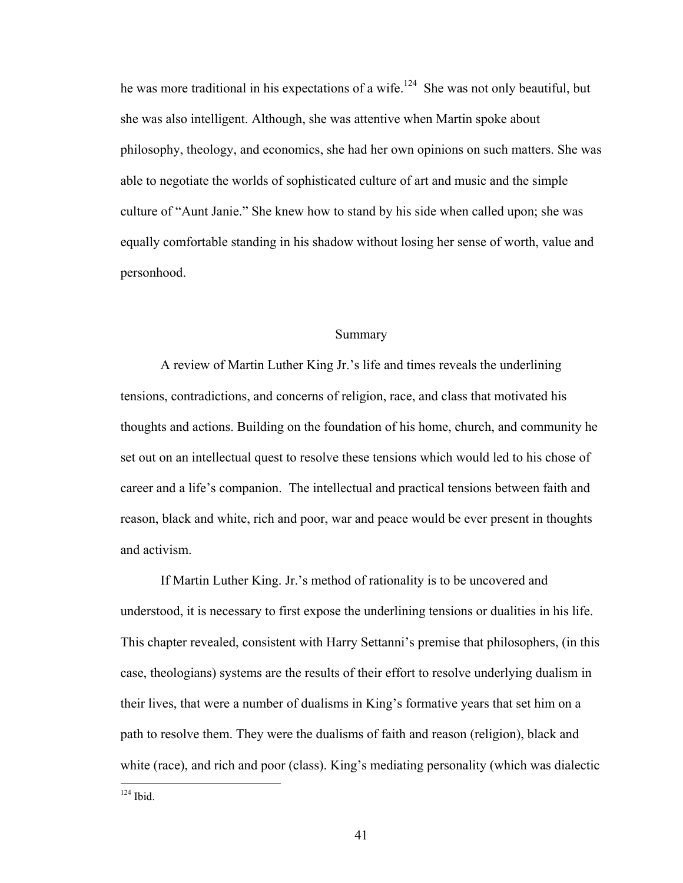he was more traditional in his expectations of a wife.[124] She was not only beautiful, but she was also intelligent. Although, she was attentive when Martin spoke about philosophy, theology, and economics, she had her own opinions on such matters. She was able to negotiate the worlds of sophisticated culture of art and music and the simple culture of "Aunt Janie." She knew how to stand by his side when called upon; she was equally comfortable standing in his shadow without losing her sense of worth, value and personhood.

## Summary

A review of Martin Luther King Jr.'s life and times reveals the underlining tensions, contradictions, and concerns of religion, race, and class that motivated his thoughts and actions. Building on the foundation of his home, church, and community he set out on an intellectual quest to resolve these tensions which would led to his chose of career and a life's companion. The intellectual and practical tensions between faith and reason, black and white, rich and poor, war and peace would be ever present in thoughts and activism.

If Martin Luther King. Jr.'s method of rationality is to be uncovered and understood, it is necessary to first expose the underlining tensions or dualities in his life. This chapter revealed, consistent with Harry Settanni's premise that philosophers, (in this case, theologians) systems are the results of their effort to resolve underlying dualism in their lives, that were a number of dualisms in King's formative years that set him on a path to resolve them. They were the dualisms of faith and reason (religion), black and white (race), and rich and poor (class). King's mediating personality (which was dialectic

---

[124] Ibid.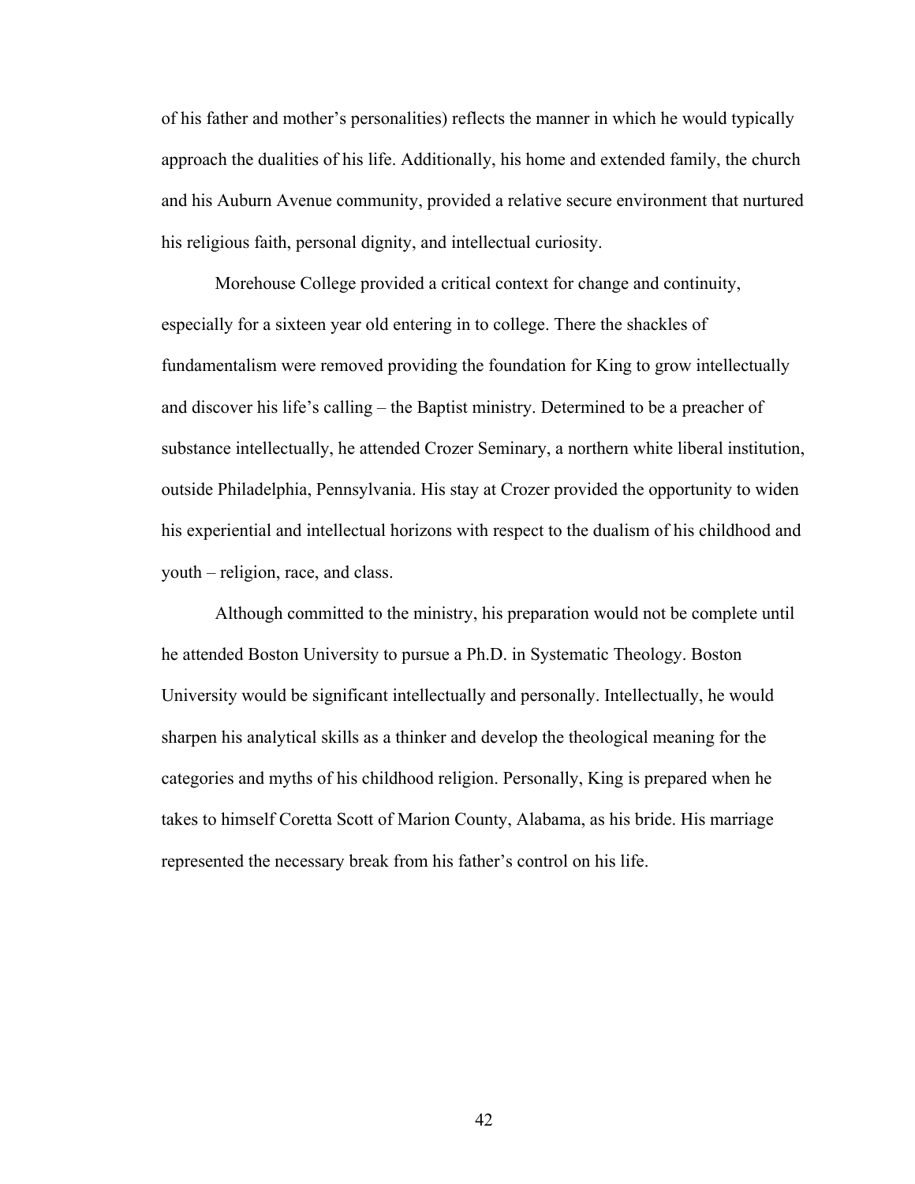of his father and mother's personalities) reflects the manner in which he would typically approach the dualities of his life. Additionally, his home and extended family, the church and his Auburn Avenue community, provided a relative secure environment that nurtured his religious faith, personal dignity, and intellectual curiosity.

Morehouse College provided a critical context for change and continuity, especially for a sixteen year old entering in to college. There the shackles of fundamentalism were removed providing the foundation for King to grow intellectually and discover his life's calling – the Baptist ministry. Determined to be a preacher of substance intellectually, he attended Crozer Seminary, a northern white liberal institution, outside Philadelphia, Pennsylvania. His stay at Crozer provided the opportunity to widen his experiential and intellectual horizons with respect to the dualism of his childhood and youth – religion, race, and class.

Although committed to the ministry, his preparation would not be complete until he attended Boston University to pursue a Ph.D. in Systematic Theology. Boston University would be significant intellectually and personally. Intellectually, he would sharpen his analytical skills as a thinker and develop the theological meaning for the categories and myths of his childhood religion. Personally, King is prepared when he takes to himself Coretta Scott of Marion County, Alabama, as his bride. His marriage represented the necessary break from his father's control on his life.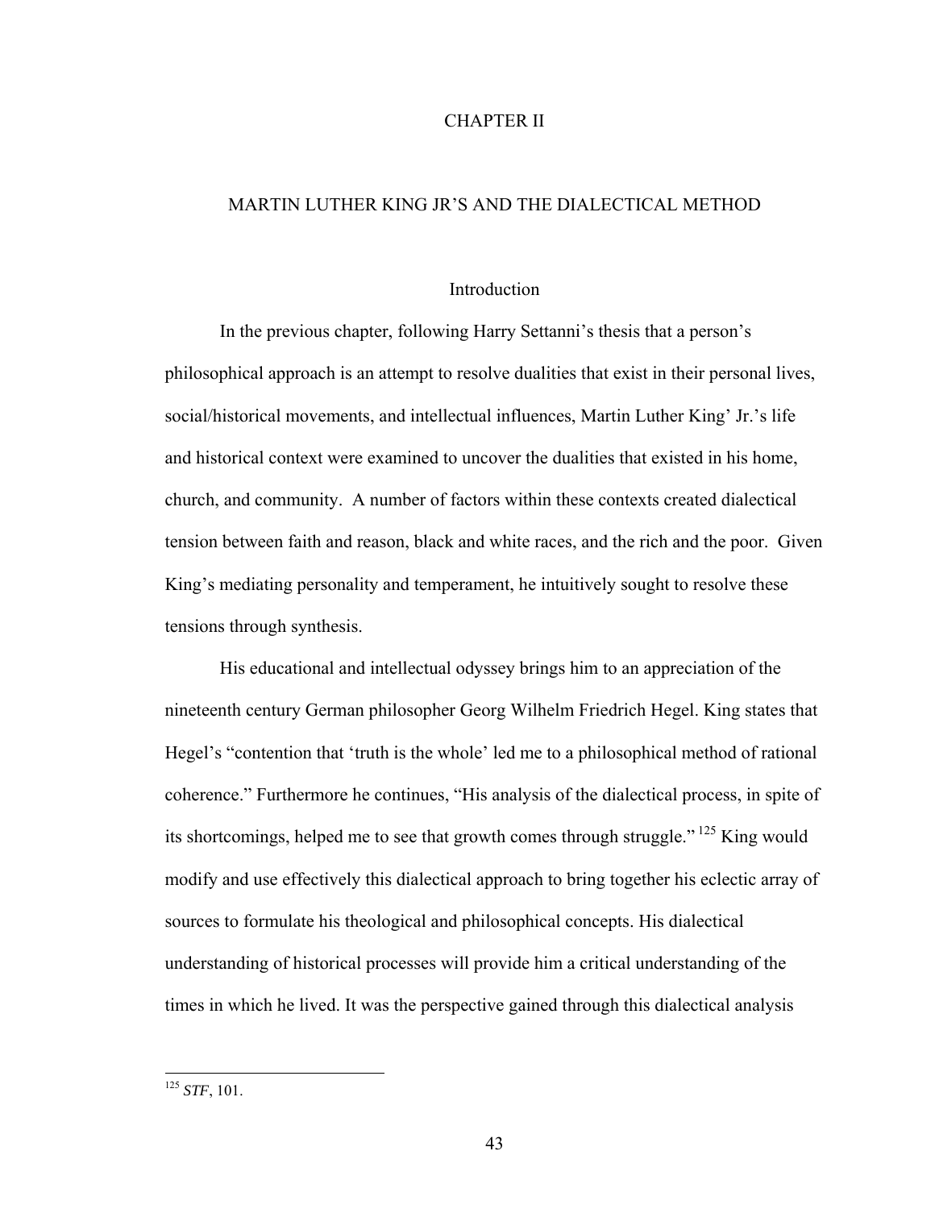# CHAPTER II

## MARTIN LUTHER KING JR'S AND THE DIALECTICAL METHOD

### Introduction

In the previous chapter, following Harry Settanni's thesis that a person's philosophical approach is an attempt to resolve dualities that exist in their personal lives, social/historical movements, and intellectual influences, Martin Luther King' Jr.'s life and historical context were examined to uncover the dualities that existed in his home, church, and community. A number of factors within these contexts created dialectical tension between faith and reason, black and white races, and the rich and the poor. Given King's mediating personality and temperament, he intuitively sought to resolve these tensions through synthesis.

His educational and intellectual odyssey brings him to an appreciation of the nineteenth century German philosopher Georg Wilhelm Friedrich Hegel. King states that Hegel's "contention that 'truth is the whole' led me to a philosophical method of rational coherence." Furthermore he continues, "His analysis of the dialectical process, in spite of its shortcomings, helped me to see that growth comes through struggle." [125] King would modify and use effectively this dialectical approach to bring together his eclectic array of sources to formulate his theological and philosophical concepts. His dialectical understanding of historical processes will provide him a critical understanding of the times in which he lived. It was the perspective gained through this dialectical analysis

---

[125] *STF*, 101.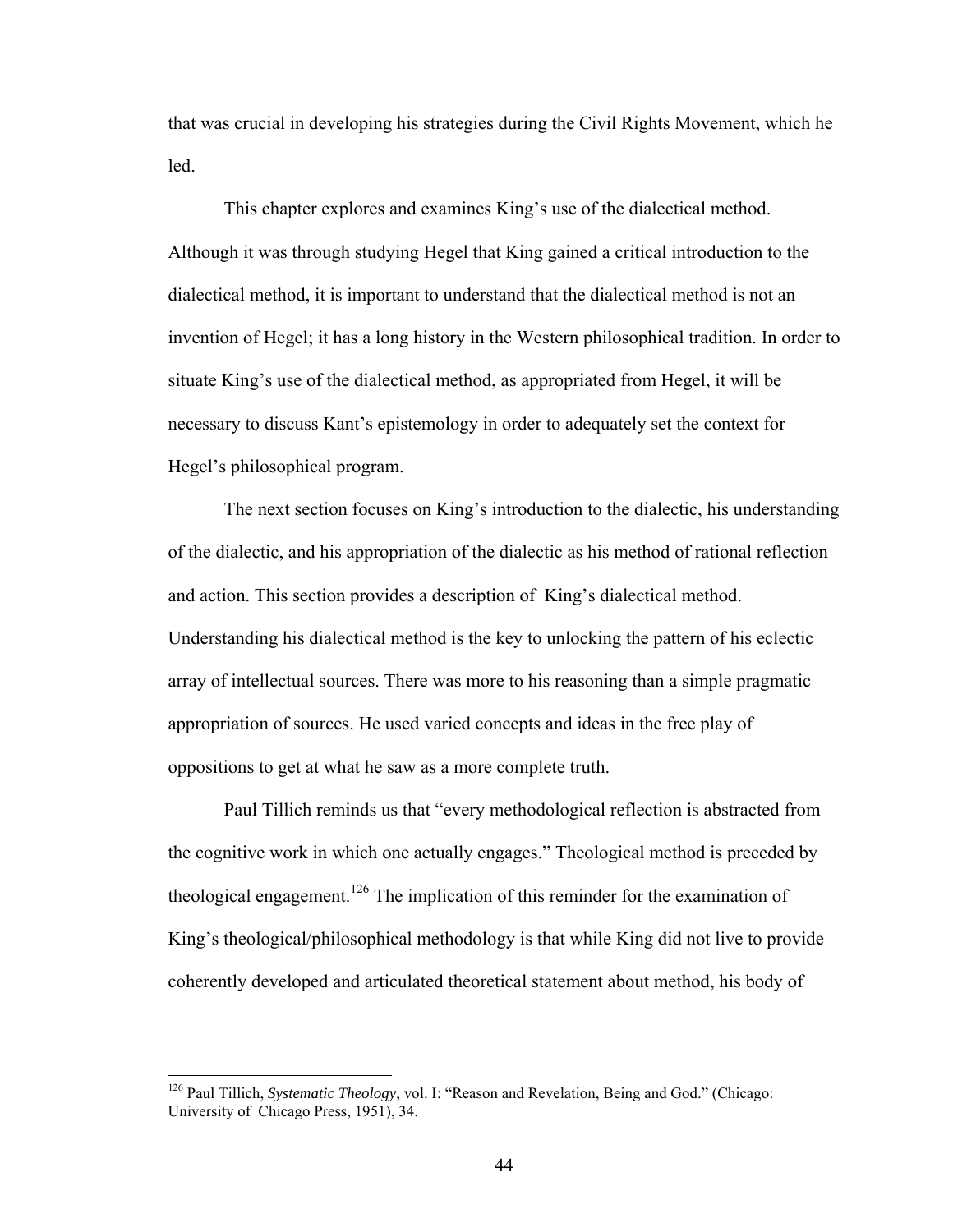that was crucial in developing his strategies during the Civil Rights Movement, which he led.

This chapter explores and examines King's use of the dialectical method. Although it was through studying Hegel that King gained a critical introduction to the dialectical method, it is important to understand that the dialectical method is not an invention of Hegel; it has a long history in the Western philosophical tradition. In order to situate King's use of the dialectical method, as appropriated from Hegel, it will be necessary to discuss Kant's epistemology in order to adequately set the context for Hegel's philosophical program.

The next section focuses on King's introduction to the dialectic, his understanding of the dialectic, and his appropriation of the dialectic as his method of rational reflection and action. This section provides a description of King's dialectical method. Understanding his dialectical method is the key to unlocking the pattern of his eclectic array of intellectual sources. There was more to his reasoning than a simple pragmatic appropriation of sources. He used varied concepts and ideas in the free play of oppositions to get at what he saw as a more complete truth.

Paul Tillich reminds us that "every methodological reflection is abstracted from the cognitive work in which one actually engages." Theological method is preceded by theological engagement.[126] The implication of this reminder for the examination of King's theological/philosophical methodology is that while King did not live to provide coherently developed and articulated theoretical statement about method, his body of

---

[126] Paul Tillich, *Systematic Theology*, vol. I: "Reason and Revelation, Being and God." (Chicago: University of Chicago Press, 1951), 34.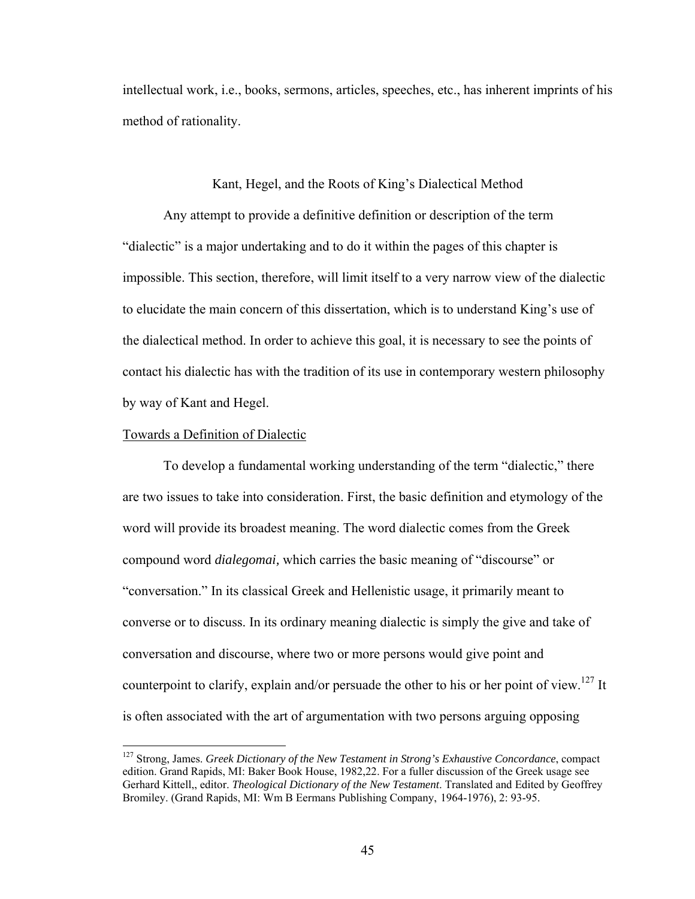intellectual work, i.e., books, sermons, articles, speeches, etc., has inherent imprints of his method of rationality.

## Kant, Hegel, and the Roots of King's Dialectical Method

Any attempt to provide a definitive definition or description of the term "dialectic" is a major undertaking and to do it within the pages of this chapter is impossible. This section, therefore, will limit itself to a very narrow view of the dialectic to elucidate the main concern of this dissertation, which is to understand King's use of the dialectical method. In order to achieve this goal, it is necessary to see the points of contact his dialectic has with the tradition of its use in contemporary western philosophy by way of Kant and Hegel.

### Towards a Definition of Dialectic

To develop a fundamental working understanding of the term "dialectic," there are two issues to take into consideration. First, the basic definition and etymology of the word will provide its broadest meaning. The word dialectic comes from the Greek compound word *dialegomai,* which carries the basic meaning of "discourse" or "conversation." In its classical Greek and Hellenistic usage, it primarily meant to converse or to discuss. In its ordinary meaning dialectic is simply the give and take of conversation and discourse, where two or more persons would give point and counterpoint to clarify, explain and/or persuade the other to his or her point of view.[127] It is often associated with the art of argumentation with two persons arguing opposing

[127] Strong, James. *Greek Dictionary of the New Testament in Strong's Exhaustive Concordance*, compact edition. Grand Rapids, MI: Baker Book House, 1982,22. For a fuller discussion of the Greek usage see Gerhard Kittell,, editor. *Theological Dictionary of the New Testament*. Translated and Edited by Geoffrey Bromiley. (Grand Rapids, MI: Wm B Eermans Publishing Company, 1964-1976), 2: 93-95.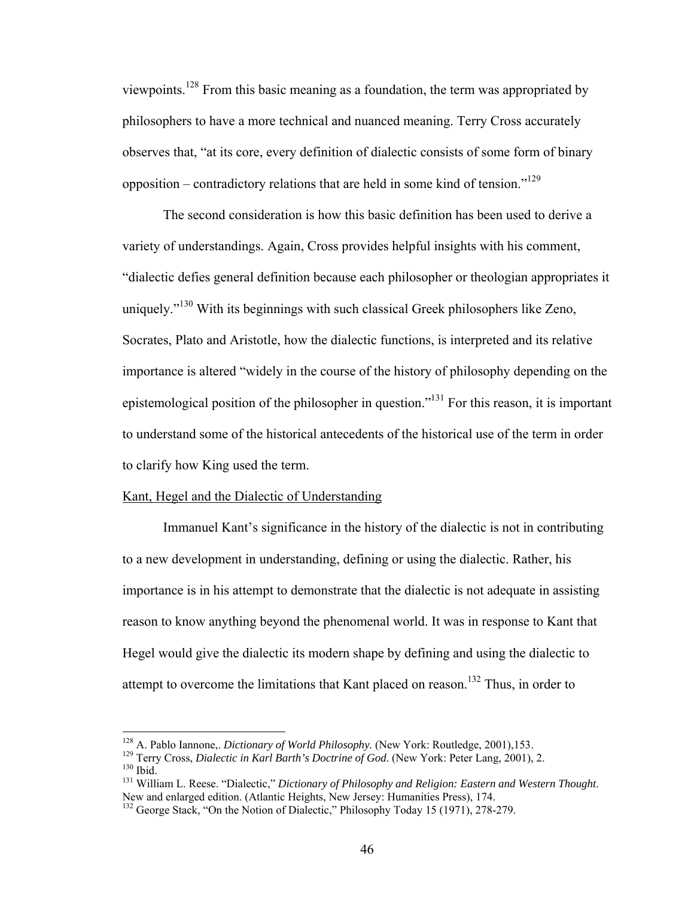viewpoints.[128] From this basic meaning as a foundation, the term was appropriated by philosophers to have a more technical and nuanced meaning. Terry Cross accurately observes that, "at its core, every definition of dialectic consists of some form of binary opposition – contradictory relations that are held in some kind of tension."[129]

The second consideration is how this basic definition has been used to derive a variety of understandings. Again, Cross provides helpful insights with his comment, "dialectic defies general definition because each philosopher or theologian appropriates it uniquely."[130] With its beginnings with such classical Greek philosophers like Zeno, Socrates, Plato and Aristotle, how the dialectic functions, is interpreted and its relative importance is altered "widely in the course of the history of philosophy depending on the epistemological position of the philosopher in question."[131] For this reason, it is important to understand some of the historical antecedents of the historical use of the term in order to clarify how King used the term.

<u>Kant, Hegel and the Dialectic of Understanding</u>

Immanuel Kant's significance in the history of the dialectic is not in contributing to a new development in understanding, defining or using the dialectic. Rather, his importance is in his attempt to demonstrate that the dialectic is not adequate in assisting reason to know anything beyond the phenomenal world. It was in response to Kant that Hegel would give the dialectic its modern shape by defining and using the dialectic to attempt to overcome the limitations that Kant placed on reason.[132] Thus, in order to

---

[128] A. Pablo Iannone,. *Dictionary of World Philosophy.* (New York: Routledge, 2001),153.

[129] Terry Cross, *Dialectic in Karl Barth's Doctrine of God*. (New York: Peter Lang, 2001), 2.

[130] Ibid.

[131] William L. Reese. "Dialectic," *Dictionary of Philosophy and Religion: Eastern and Western Thought.* New and enlarged edition. (Atlantic Heights, New Jersey: Humanities Press), 174.

[132] George Stack, "On the Notion of Dialectic," Philosophy Today 15 (1971), 278-279.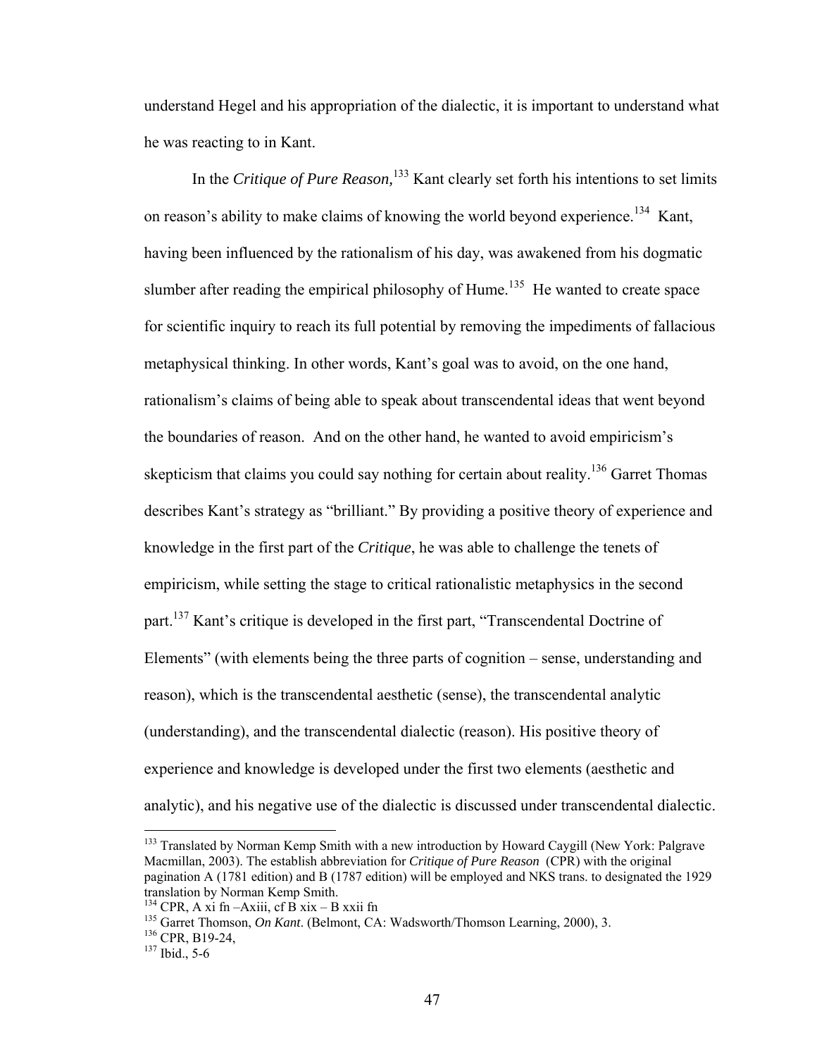understand Hegel and his appropriation of the dialectic, it is important to understand what he was reacting to in Kant.

In the *Critique of Pure Reason,*[133] Kant clearly set forth his intentions to set limits on reason's ability to make claims of knowing the world beyond experience.[134] Kant, having been influenced by the rationalism of his day, was awakened from his dogmatic slumber after reading the empirical philosophy of Hume.[135] He wanted to create space for scientific inquiry to reach its full potential by removing the impediments of fallacious metaphysical thinking. In other words, Kant's goal was to avoid, on the one hand, rationalism's claims of being able to speak about transcendental ideas that went beyond the boundaries of reason. And on the other hand, he wanted to avoid empiricism's skepticism that claims you could say nothing for certain about reality.[136] Garret Thomas describes Kant's strategy as "brilliant." By providing a positive theory of experience and knowledge in the first part of the *Critique*, he was able to challenge the tenets of empiricism, while setting the stage to critical rationalistic metaphysics in the second part.[137] Kant's critique is developed in the first part, "Transcendental Doctrine of Elements" (with elements being the three parts of cognition – sense, understanding and reason), which is the transcendental aesthetic (sense), the transcendental analytic (understanding), and the transcendental dialectic (reason). His positive theory of experience and knowledge is developed under the first two elements (aesthetic and analytic), and his negative use of the dialectic is discussed under transcendental dialectic.

---

[133] Translated by Norman Kemp Smith with a new introduction by Howard Caygill (New York: Palgrave Macmillan, 2003). The establish abbreviation for *Critique of Pure Reason* (CPR) with the original pagination A (1781 edition) and B (1787 edition) will be employed and NKS trans. to designated the 1929 translation by Norman Kemp Smith.

[134] CPR, A xi fn –Axiii, cf B xix – B xxii fn

[135] Garret Thomson, *On Kant*. (Belmont, CA: Wadsworth/Thomson Learning, 2000), 3.

[136] CPR, B19-24,

[137] Ibid., 5-6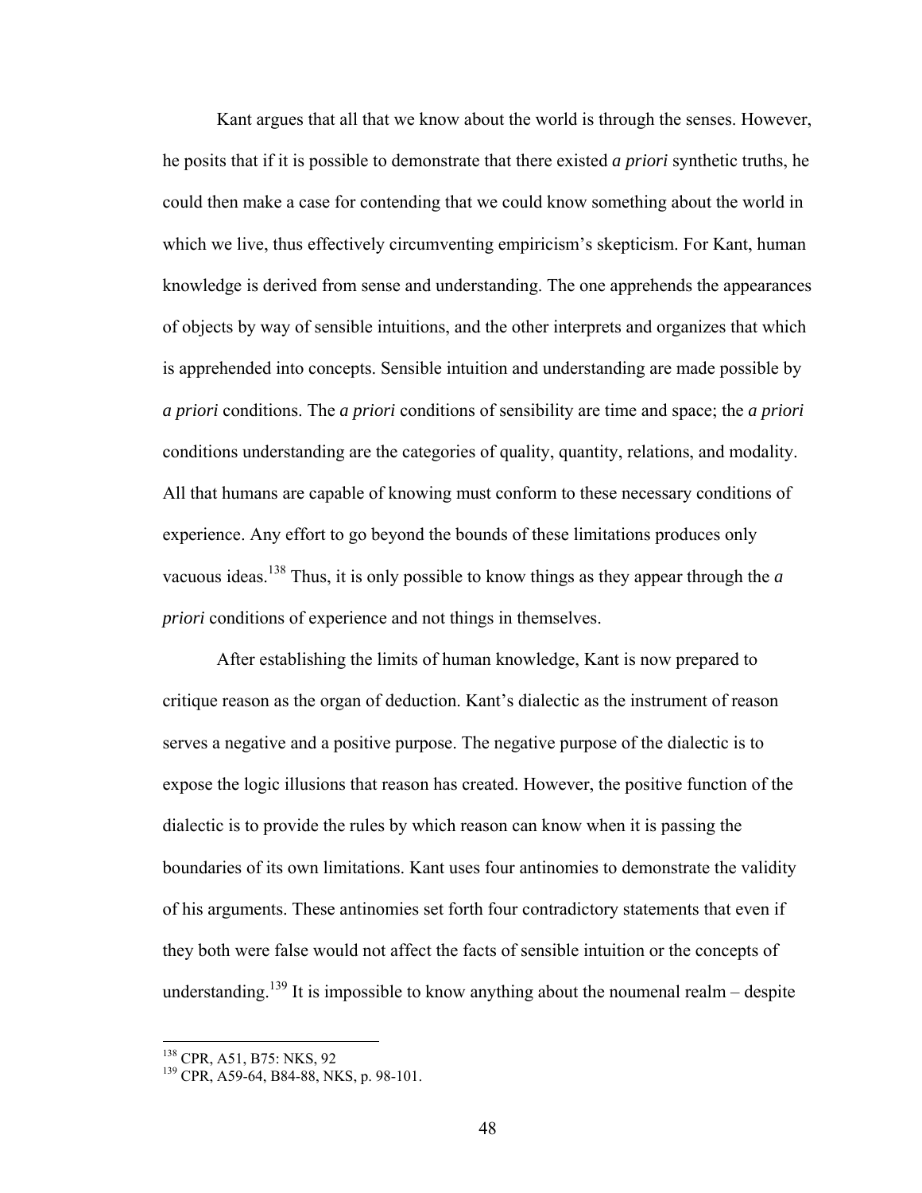Kant argues that all that we know about the world is through the senses. However, he posits that if it is possible to demonstrate that there existed *a priori* synthetic truths, he could then make a case for contending that we could know something about the world in which we live, thus effectively circumventing empiricism's skepticism. For Kant, human knowledge is derived from sense and understanding. The one apprehends the appearances of objects by way of sensible intuitions, and the other interprets and organizes that which is apprehended into concepts. Sensible intuition and understanding are made possible by *a priori* conditions. The *a priori* conditions of sensibility are time and space; the *a priori* conditions understanding are the categories of quality, quantity, relations, and modality. All that humans are capable of knowing must conform to these necessary conditions of experience. Any effort to go beyond the bounds of these limitations produces only vacuous ideas.[138] Thus, it is only possible to know things as they appear through the *a priori* conditions of experience and not things in themselves.

After establishing the limits of human knowledge, Kant is now prepared to critique reason as the organ of deduction. Kant's dialectic as the instrument of reason serves a negative and a positive purpose. The negative purpose of the dialectic is to expose the logic illusions that reason has created. However, the positive function of the dialectic is to provide the rules by which reason can know when it is passing the boundaries of its own limitations. Kant uses four antinomies to demonstrate the validity of his arguments. These antinomies set forth four contradictory statements that even if they both were false would not affect the facts of sensible intuition or the concepts of understanding.[139] It is impossible to know anything about the noumenal realm – despite

[138] CPR, A51, B75: NKS, 92

[139] CPR, A59-64, B84-88, NKS, p. 98-101.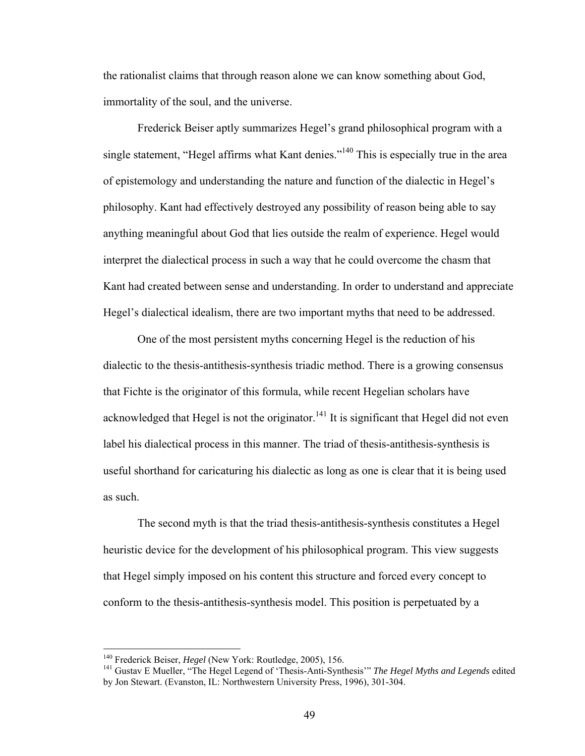the rationalist claims that through reason alone we can know something about God, immortality of the soul, and the universe.

Frederick Beiser aptly summarizes Hegel's grand philosophical program with a single statement, "Hegel affirms what Kant denies."[140] This is especially true in the area of epistemology and understanding the nature and function of the dialectic in Hegel's philosophy. Kant had effectively destroyed any possibility of reason being able to say anything meaningful about God that lies outside the realm of experience. Hegel would interpret the dialectical process in such a way that he could overcome the chasm that Kant had created between sense and understanding. In order to understand and appreciate Hegel's dialectical idealism, there are two important myths that need to be addressed.

One of the most persistent myths concerning Hegel is the reduction of his dialectic to the thesis-antithesis-synthesis triadic method. There is a growing consensus that Fichte is the originator of this formula, while recent Hegelian scholars have acknowledged that Hegel is not the originator.[141] It is significant that Hegel did not even label his dialectical process in this manner. The triad of thesis-antithesis-synthesis is useful shorthand for caricaturing his dialectic as long as one is clear that it is being used as such.

The second myth is that the triad thesis-antithesis-synthesis constitutes a Hegel heuristic device for the development of his philosophical program. This view suggests that Hegel simply imposed on his content this structure and forced every concept to conform to the thesis-antithesis-synthesis model. This position is perpetuated by a

---

[140] Frederick Beiser, *Hegel* (New York: Routledge, 2005), 156.

[141] Gustav E Mueller, "The Hegel Legend of 'Thesis-Anti-Synthesis'" *The Hegel Myths and Legends* edited by Jon Stewart. (Evanston, IL: Northwestern University Press, 1996), 301-304.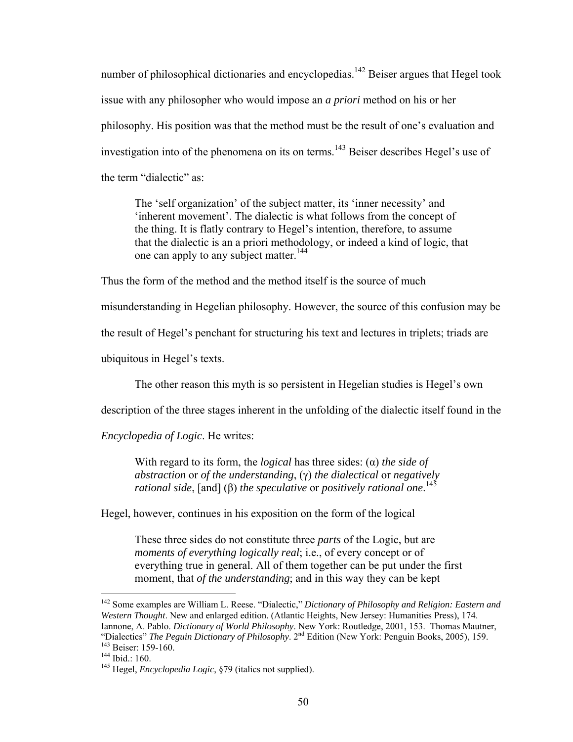number of philosophical dictionaries and encyclopedias.[142] Beiser argues that Hegel took issue with any philosopher who would impose an *a priori* method on his or her philosophy. His position was that the method must be the result of one's evaluation and investigation into of the phenomena on its on terms.[143] Beiser describes Hegel's use of the term "dialectic" as:

> The 'self organization' of the subject matter, its 'inner necessity' and 'inherent movement'. The dialectic is what follows from the concept of the thing. It is flatly contrary to Hegel's intention, therefore, to assume that the dialectic is an a priori methodology, or indeed a kind of logic, that one can apply to any subject matter.[144]

Thus the form of the method and the method itself is the source of much misunderstanding in Hegelian philosophy. However, the source of this confusion may be the result of Hegel's penchant for structuring his text and lectures in triplets; triads are ubiquitous in Hegel's texts.

The other reason this myth is so persistent in Hegelian studies is Hegel's own description of the three stages inherent in the unfolding of the dialectic itself found in the *Encyclopedia of Logic*. He writes:

> With regard to its form, the *logical* has three sides: (α) *the side of abstraction* or *of the understanding*, (γ) *the dialectical* or *negatively rational side*, [and] (β) *the speculative* or *positively rational one*.[145]

Hegel, however, continues in his exposition on the form of the logical

> These three sides do not constitute three *parts* of the Logic, but are *moments of everything logically real*; i.e., of every concept or of everything true in general. All of them together can be put under the first moment, that *of the understanding*; and in this way they can be kept

---

[142] Some examples are William L. Reese. "Dialectic," *Dictionary of Philosophy and Religion: Eastern and Western Thought*. New and enlarged edition. (Atlantic Heights, New Jersey: Humanities Press), 174. Iannone, A. Pablo. *Dictionary of World Philosophy*. New York: Routledge, 2001, 153. Thomas Mautner, "Dialectics" *The Peguin Dictionary of Philosophy*. 2nd Edition (New York: Penguin Books, 2005), 159.

[143] Beiser: 159-160.

[144] Ibid.: 160.

[145] Hegel, *Encyclopedia Logic*, §79 (italics not supplied).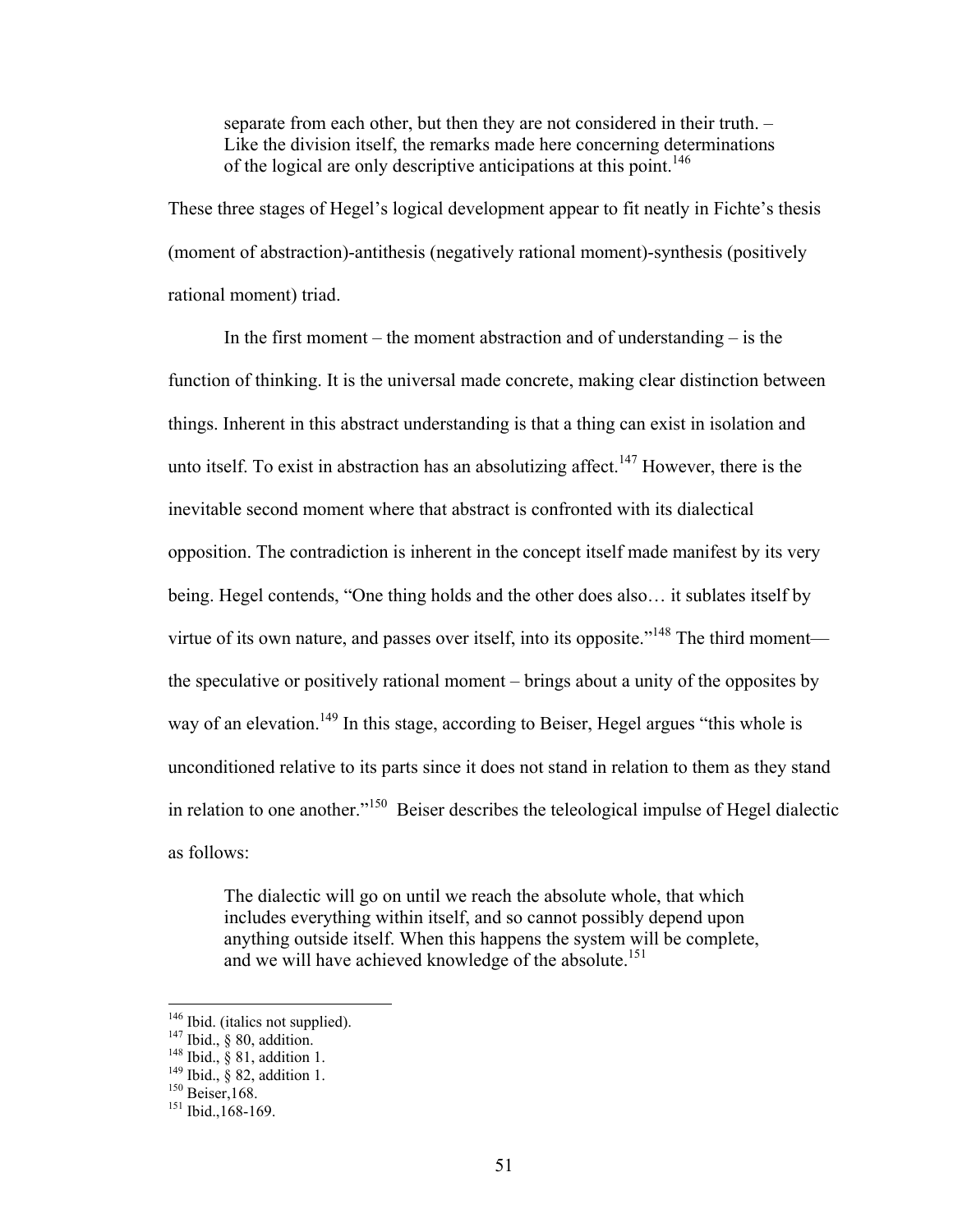> separate from each other, but then they are not considered in their truth. – Like the division itself, the remarks made here concerning determinations of the logical are only descriptive anticipations at this point.[146]

These three stages of Hegel's logical development appear to fit neatly in Fichte's thesis (moment of abstraction)-antithesis (negatively rational moment)-synthesis (positively rational moment) triad.

In the first moment – the moment abstraction and of understanding – is the function of thinking. It is the universal made concrete, making clear distinction between things. Inherent in this abstract understanding is that a thing can exist in isolation and unto itself. To exist in abstraction has an absolutizing affect.[147] However, there is the inevitable second moment where that abstract is confronted with its dialectical opposition. The contradiction is inherent in the concept itself made manifest by its very being. Hegel contends, "One thing holds and the other does also… it sublates itself by virtue of its own nature, and passes over itself, into its opposite."[148] The third moment—the speculative or positively rational moment – brings about a unity of the opposites by way of an elevation.[149] In this stage, according to Beiser, Hegel argues "this whole is unconditioned relative to its parts since it does not stand in relation to them as they stand in relation to one another."[150] Beiser describes the teleological impulse of Hegel dialectic as follows:

> The dialectic will go on until we reach the absolute whole, that which includes everything within itself, and so cannot possibly depend upon anything outside itself. When this happens the system will be complete, and we will have achieved knowledge of the absolute.[151]

---

[146] Ibid. (italics not supplied).
[147] Ibid., § 80, addition.
[148] Ibid., § 81, addition 1.
[149] Ibid., § 82, addition 1.
[150] Beiser,168.
[151] Ibid.,168-169.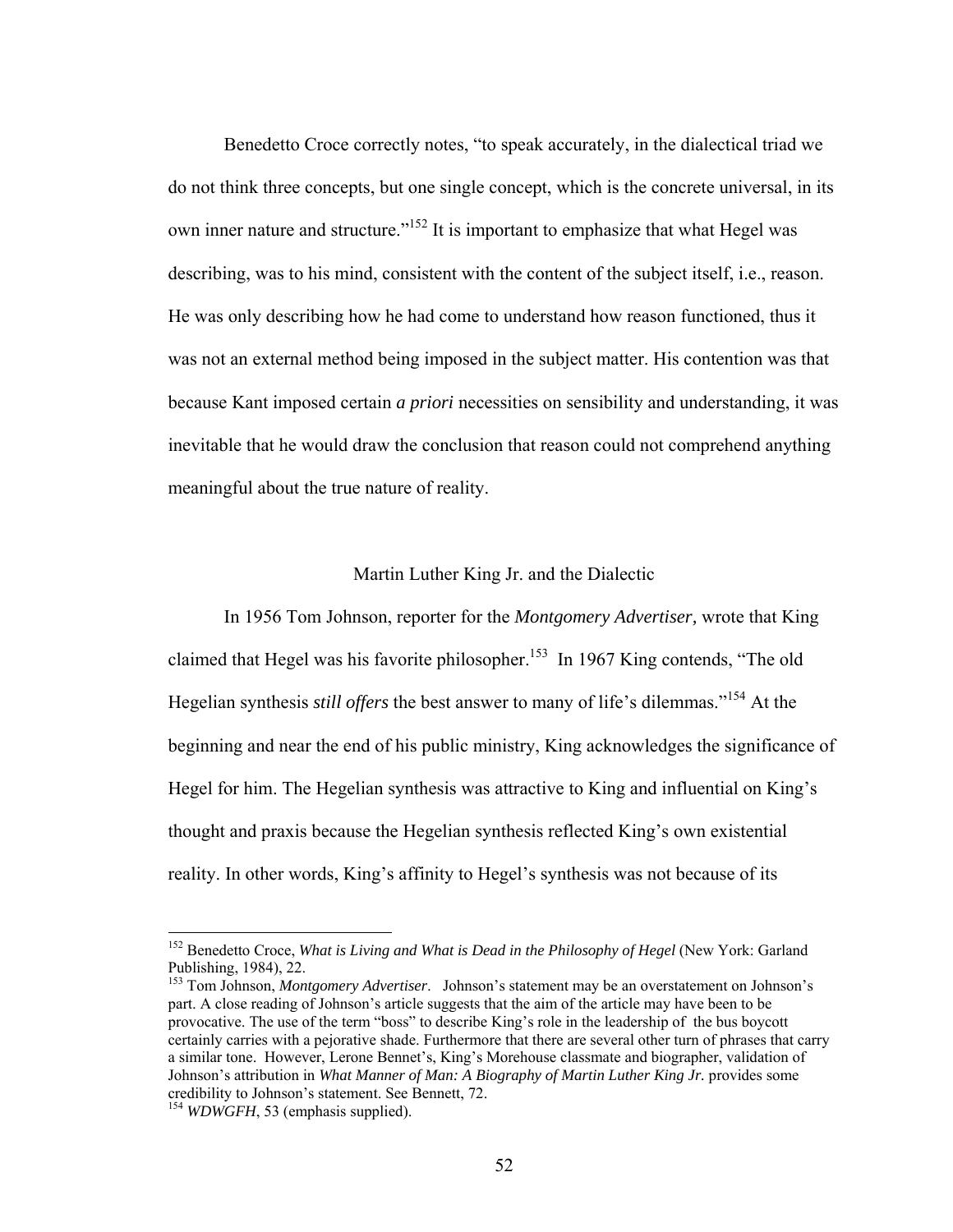Benedetto Croce correctly notes, "to speak accurately, in the dialectical triad we do not think three concepts, but one single concept, which is the concrete universal, in its own inner nature and structure."[152] It is important to emphasize that what Hegel was describing, was to his mind, consistent with the content of the subject itself, i.e., reason. He was only describing how he had come to understand how reason functioned, thus it was not an external method being imposed in the subject matter. His contention was that because Kant imposed certain *a priori* necessities on sensibility and understanding, it was inevitable that he would draw the conclusion that reason could not comprehend anything meaningful about the true nature of reality.

## Martin Luther King Jr. and the Dialectic

In 1956 Tom Johnson, reporter for the *Montgomery Advertiser,* wrote that King claimed that Hegel was his favorite philosopher.[153] In 1967 King contends, "The old Hegelian synthesis *still offers* the best answer to many of life's dilemmas."[154] At the beginning and near the end of his public ministry, King acknowledges the significance of Hegel for him. The Hegelian synthesis was attractive to King and influential on King's thought and praxis because the Hegelian synthesis reflected King's own existential reality. In other words, King's affinity to Hegel's synthesis was not because of its

---

[152] Benedetto Croce, *What is Living and What is Dead in the Philosophy of Hegel* (New York: Garland Publishing, 1984), 22.

[153] Tom Johnson, *Montgomery Advertiser*. Johnson's statement may be an overstatement on Johnson's part. A close reading of Johnson's article suggests that the aim of the article may have been to be provocative. The use of the term "boss" to describe King's role in the leadership of the bus boycott certainly carries with a pejorative shade. Furthermore that there are several other turn of phrases that carry a similar tone. However, Lerone Bennet's, King's Morehouse classmate and biographer, validation of Johnson's attribution in *What Manner of Man: A Biography of Martin Luther King Jr.* provides some credibility to Johnson's statement. See Bennett, 72.

[154] *WDWGFH*, 53 (emphasis supplied).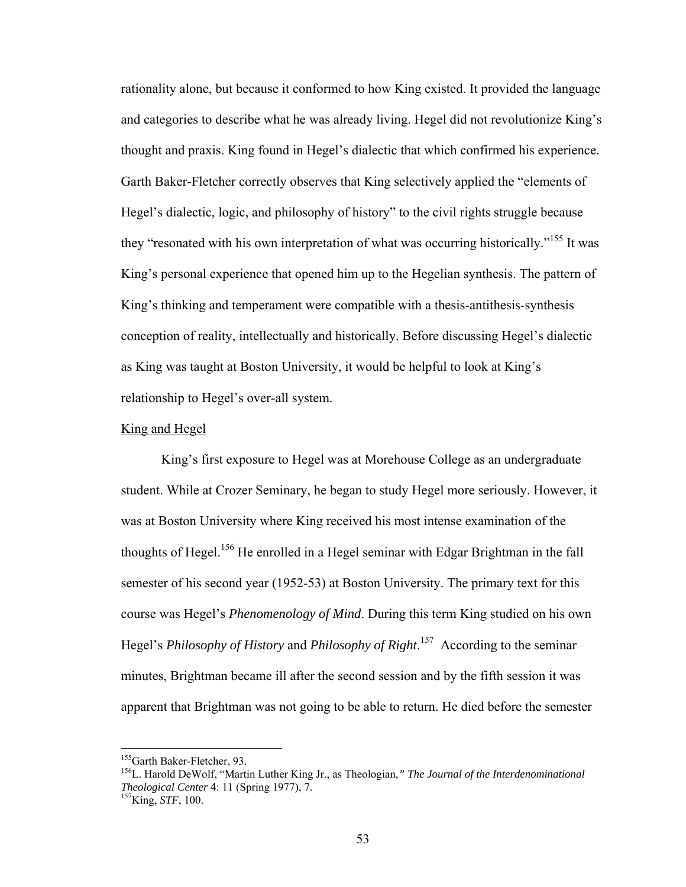rationality alone, but because it conformed to how King existed. It provided the language and categories to describe what he was already living. Hegel did not revolutionize King's thought and praxis. King found in Hegel's dialectic that which confirmed his experience. Garth Baker-Fletcher correctly observes that King selectively applied the "elements of Hegel's dialectic, logic, and philosophy of history" to the civil rights struggle because they "resonated with his own interpretation of what was occurring historically."[155] It was King's personal experience that opened him up to the Hegelian synthesis. The pattern of King's thinking and temperament were compatible with a thesis-antithesis-synthesis conception of reality, intellectually and historically. Before discussing Hegel's dialectic as King was taught at Boston University, it would be helpful to look at King's relationship to Hegel's over-all system.

King and Hegel

King's first exposure to Hegel was at Morehouse College as an undergraduate student. While at Crozer Seminary, he began to study Hegel more seriously. However, it was at Boston University where King received his most intense examination of the thoughts of Hegel.[156] He enrolled in a Hegel seminar with Edgar Brightman in the fall semester of his second year (1952-53) at Boston University. The primary text for this course was Hegel's *Phenomenology of Mind*. During this term King studied on his own Hegel's *Philosophy of History* and *Philosophy of Right*.[157] According to the seminar minutes, Brightman became ill after the second session and by the fifth session it was apparent that Brightman was not going to be able to return. He died before the semester

---

[155]Garth Baker-Fletcher, 93.

[156]L. Harold DeWolf, "Martin Luther King Jr., as Theologian," *The Journal of the Interdenominational Theological Center* 4: 11 (Spring 1977), 7.

[157]King, *STF*, 100.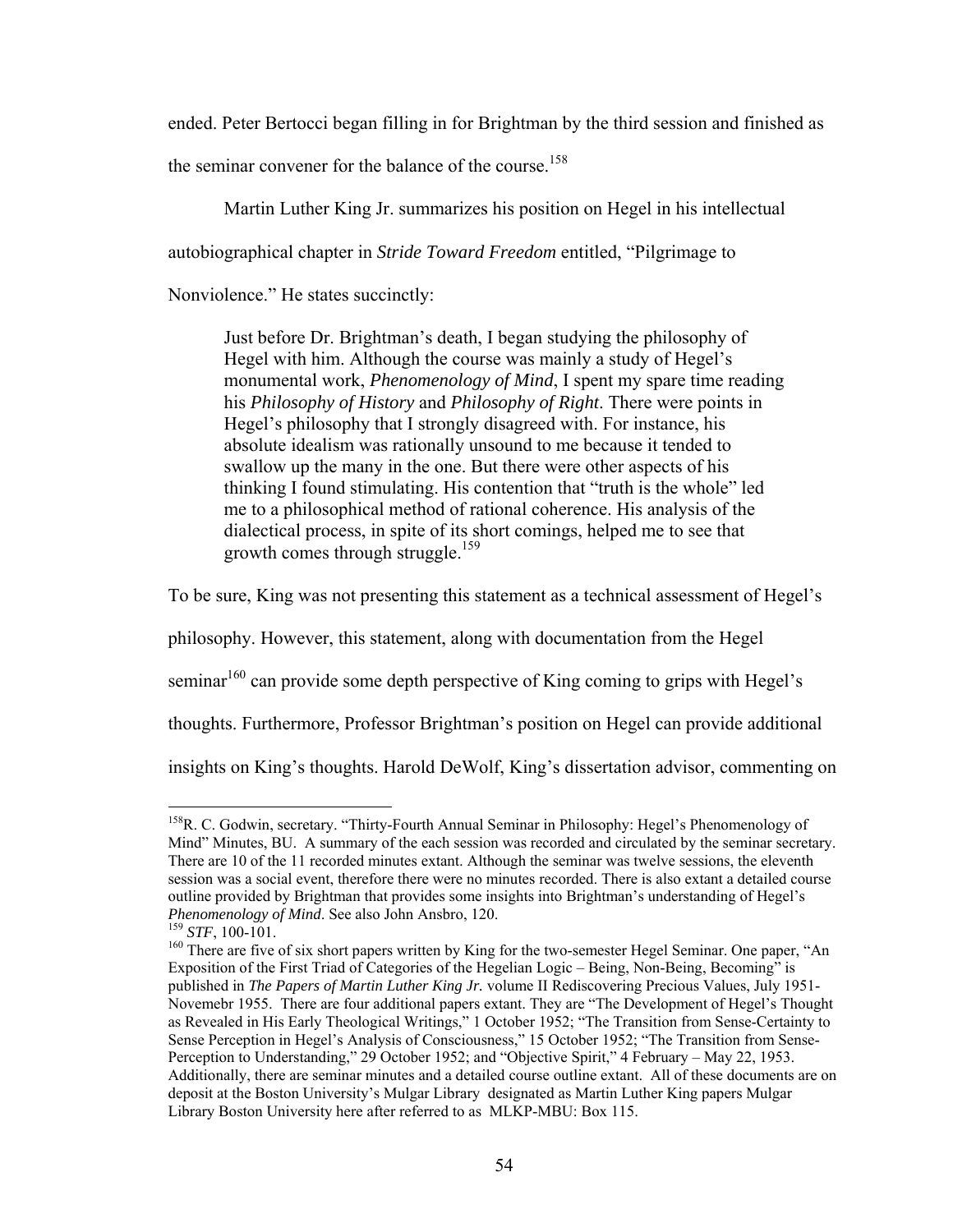ended. Peter Bertocci began filling in for Brightman by the third session and finished as the seminar convener for the balance of the course.[158]

Martin Luther King Jr. summarizes his position on Hegel in his intellectual autobiographical chapter in *Stride Toward Freedom* entitled, "Pilgrimage to Nonviolence." He states succinctly:

> Just before Dr. Brightman's death, I began studying the philosophy of Hegel with him. Although the course was mainly a study of Hegel's monumental work, *Phenomenology of Mind*, I spent my spare time reading his *Philosophy of History* and *Philosophy of Right*. There were points in Hegel's philosophy that I strongly disagreed with. For instance, his absolute idealism was rationally unsound to me because it tended to swallow up the many in the one. But there were other aspects of his thinking I found stimulating. His contention that "truth is the whole" led me to a philosophical method of rational coherence. His analysis of the dialectical process, in spite of its short comings, helped me to see that growth comes through struggle.[159]

To be sure, King was not presenting this statement as a technical assessment of Hegel's philosophy. However, this statement, along with documentation from the Hegel seminar[160] can provide some depth perspective of King coming to grips with Hegel's thoughts. Furthermore, Professor Brightman's position on Hegel can provide additional insights on King's thoughts. Harold DeWolf, King's dissertation advisor, commenting on

---

[158]R. C. Godwin, secretary. "Thirty-Fourth Annual Seminar in Philosophy: Hegel's Phenomenology of Mind" Minutes, BU. A summary of the each session was recorded and circulated by the seminar secretary. There are 10 of the 11 recorded minutes extant. Although the seminar was twelve sessions, the eleventh session was a social event, therefore there were no minutes recorded. There is also extant a detailed course outline provided by Brightman that provides some insights into Brightman's understanding of Hegel's *Phenomenology of Mind*. See also John Ansbro, 120.

[159] *STF*, 100-101.

[160] There are five of six short papers written by King for the two-semester Hegel Seminar. One paper, "An Exposition of the First Triad of Categories of the Hegelian Logic – Being, Non-Being, Becoming" is published in *The Papers of Martin Luther King Jr.* volume II Rediscovering Precious Values, July 1951-Novemebr 1955. There are four additional papers extant. They are "The Development of Hegel's Thought as Revealed in His Early Theological Writings," 1 October 1952; "The Transition from Sense-Certainty to Sense Perception in Hegel's Analysis of Consciousness," 15 October 1952; "The Transition from Sense-Perception to Understanding," 29 October 1952; and "Objective Spirit," 4 February – May 22, 1953. Additionally, there are seminar minutes and a detailed course outline extant. All of these documents are on deposit at the Boston University's Mulgar Library designated as Martin Luther King papers Mulgar Library Boston University here after referred to as MLKP-MBU: Box 115.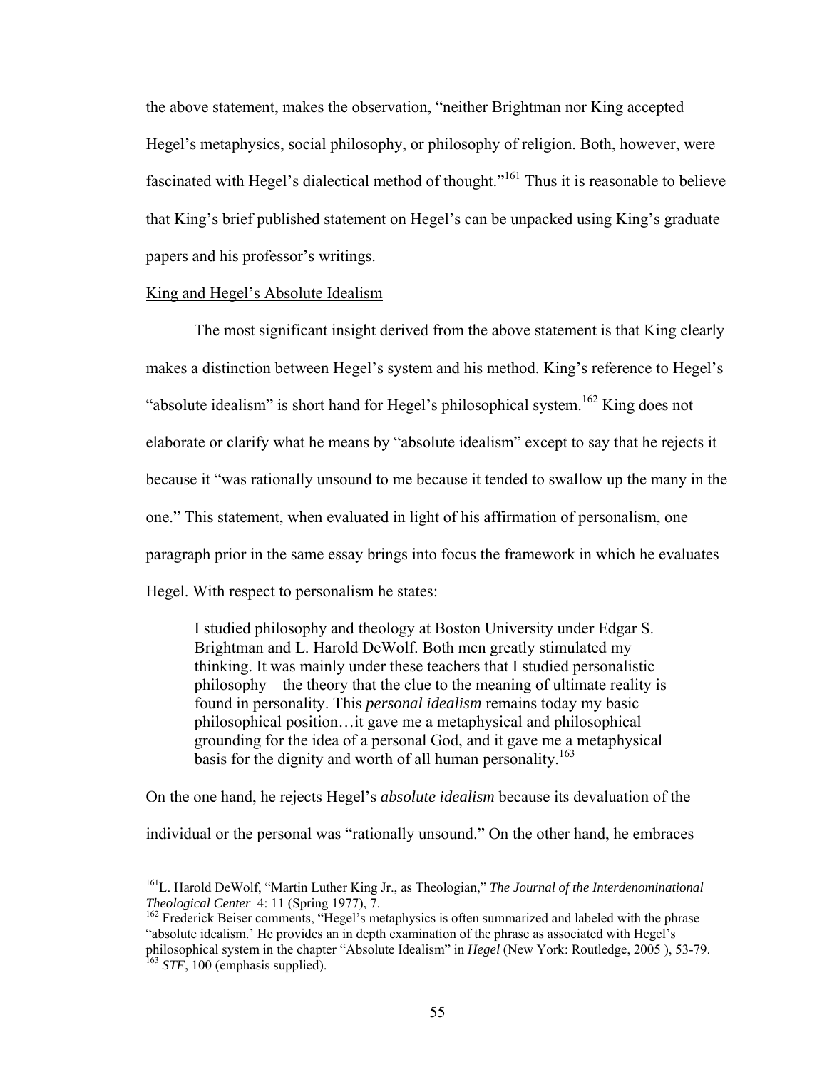the above statement, makes the observation, "neither Brightman nor King accepted Hegel's metaphysics, social philosophy, or philosophy of religion. Both, however, were fascinated with Hegel's dialectical method of thought."[161] Thus it is reasonable to believe that King's brief published statement on Hegel's can be unpacked using King's graduate papers and his professor's writings.

King and Hegel's Absolute Idealism

The most significant insight derived from the above statement is that King clearly makes a distinction between Hegel's system and his method. King's reference to Hegel's "absolute idealism" is short hand for Hegel's philosophical system.[162] King does not elaborate or clarify what he means by "absolute idealism" except to say that he rejects it because it "was rationally unsound to me because it tended to swallow up the many in the one." This statement, when evaluated in light of his affirmation of personalism, one paragraph prior in the same essay brings into focus the framework in which he evaluates Hegel. With respect to personalism he states:

> I studied philosophy and theology at Boston University under Edgar S. Brightman and L. Harold DeWolf. Both men greatly stimulated my thinking. It was mainly under these teachers that I studied personalistic philosophy – the theory that the clue to the meaning of ultimate reality is found in personality. This *personal idealism* remains today my basic philosophical position…it gave me a metaphysical and philosophical grounding for the idea of a personal God, and it gave me a metaphysical basis for the dignity and worth of all human personality.[163]

On the one hand, he rejects Hegel's *absolute idealism* because its devaluation of the individual or the personal was "rationally unsound." On the other hand, he embraces

---

[161] L. Harold DeWolf, "Martin Luther King Jr., as Theologian," *The Journal of the Interdenominational Theological Center* 4: 11 (Spring 1977), 7.

[162] Frederick Beiser comments, "Hegel's metaphysics is often summarized and labeled with the phrase "absolute idealism.' He provides an in depth examination of the phrase as associated with Hegel's philosophical system in the chapter "Absolute Idealism" in *Hegel* (New York: Routledge, 2005 ), 53-79.

[163] *STF*, 100 (emphasis supplied).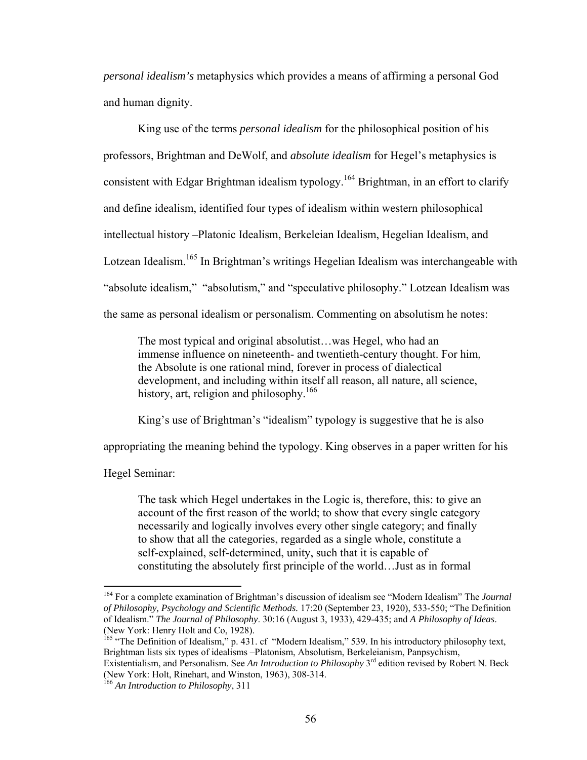*personal idealism's* metaphysics which provides a means of affirming a personal God and human dignity.

King use of the terms *personal idealism* for the philosophical position of his professors, Brightman and DeWolf, and *absolute idealism* for Hegel's metaphysics is consistent with Edgar Brightman idealism typology.[164] Brightman, in an effort to clarify and define idealism, identified four types of idealism within western philosophical intellectual history –Platonic Idealism, Berkeleian Idealism, Hegelian Idealism, and Lotzean Idealism.[165] In Brightman's writings Hegelian Idealism was interchangeable with "absolute idealism," "absolutism," and "speculative philosophy." Lotzean Idealism was the same as personal idealism or personalism. Commenting on absolutism he notes:

> The most typical and original absolutist…was Hegel, who had an immense influence on nineteenth- and twentieth-century thought. For him, the Absolute is one rational mind, forever in process of dialectical development, and including within itself all reason, all nature, all science, history, art, religion and philosophy.[166]

King's use of Brightman's "idealism" typology is suggestive that he is also appropriating the meaning behind the typology. King observes in a paper written for his Hegel Seminar:

> The task which Hegel undertakes in the Logic is, therefore, this: to give an account of the first reason of the world; to show that every single category necessarily and logically involves every other single category; and finally to show that all the categories, regarded as a single whole, constitute a self-explained, self-determined, unity, such that it is capable of constituting the absolutely first principle of the world…Just as in formal

---

[164] For a complete examination of Brightman's discussion of idealism see "Modern Idealism" The *Journal of Philosophy, Psychology and Scientific Methods.* 17:20 (September 23, 1920), 533-550; "The Definition of Idealism." *The Journal of Philosophy*. 30:16 (August 3, 1933), 429-435; and *A Philosophy of Ideas*. (New York: Henry Holt and Co, 1928).

[165] "The Definition of Idealism," p. 431. cf "Modern Idealism," 539. In his introductory philosophy text, Brightman lists six types of idealisms –Platonism, Absolutism, Berkeleianism, Panpsychism, Existentialism, and Personalism. See *An Introduction to Philosophy* 3rd edition revised by Robert N. Beck (New York: Holt, Rinehart, and Winston, 1963), 308-314.

[166] *An Introduction to Philosophy*, 311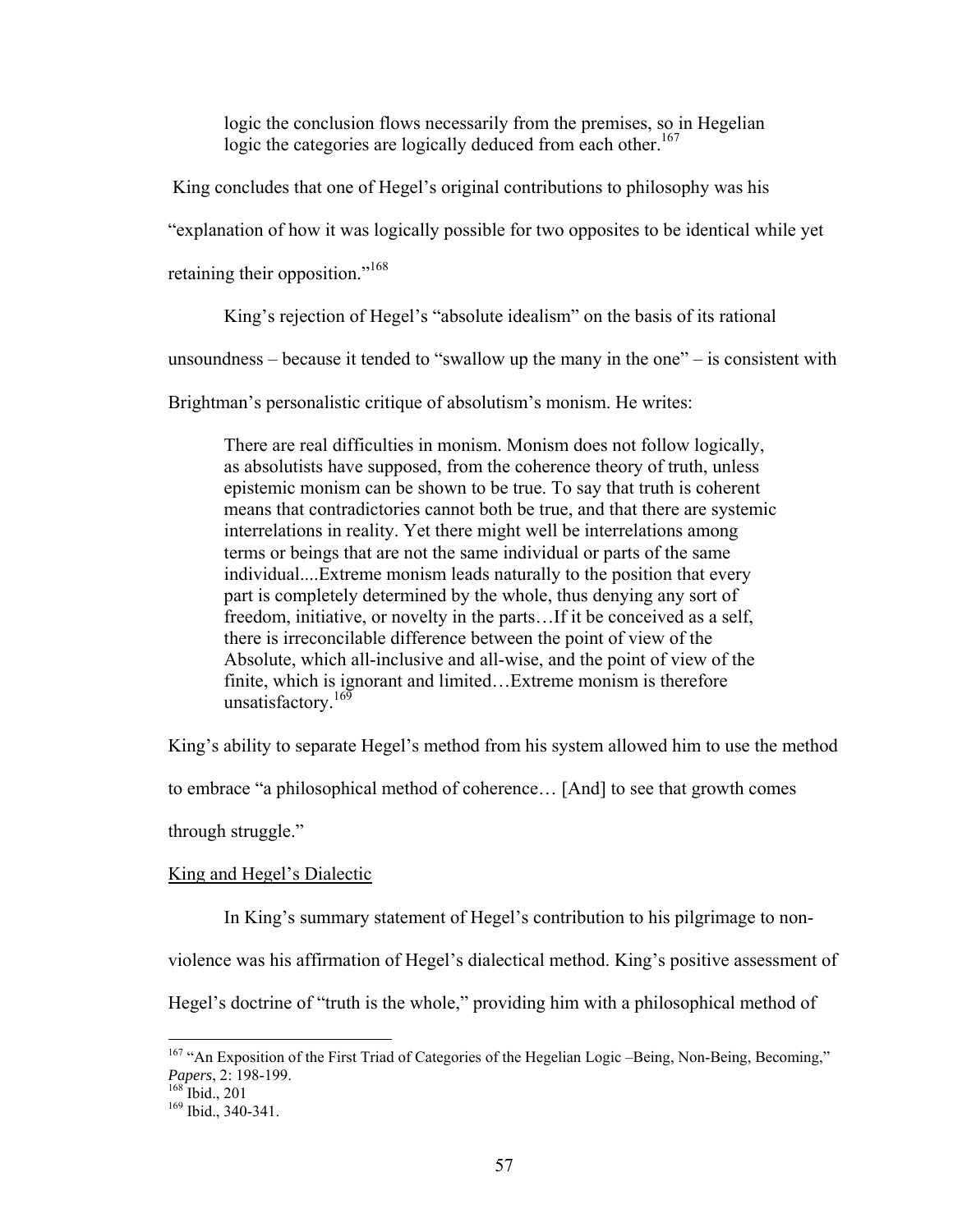> logic the conclusion flows necessarily from the premises, so in Hegelian logic the categories are logically deduced from each other.[167]

King concludes that one of Hegel's original contributions to philosophy was his "explanation of how it was logically possible for two opposites to be identical while yet retaining their opposition."[168]

King's rejection of Hegel's "absolute idealism" on the basis of its rational unsoundness – because it tended to "swallow up the many in the one" – is consistent with Brightman's personalistic critique of absolutism's monism. He writes:

> There are real difficulties in monism. Monism does not follow logically, as absolutists have supposed, from the coherence theory of truth, unless epistemic monism can be shown to be true. To say that truth is coherent means that contradictories cannot both be true, and that there are systemic interrelations in reality. Yet there might well be interrelations among terms or beings that are not the same individual or parts of the same individual....Extreme monism leads naturally to the position that every part is completely determined by the whole, thus denying any sort of freedom, initiative, or novelty in the parts…If it be conceived as a self, there is irreconcilable difference between the point of view of the Absolute, which all-inclusive and all-wise, and the point of view of the finite, which is ignorant and limited…Extreme monism is therefore unsatisfactory.[169]

King's ability to separate Hegel's method from his system allowed him to use the method to embrace "a philosophical method of coherence… [And] to see that growth comes through struggle."

<u>King and Hegel's Dialectic</u>

In King's summary statement of Hegel's contribution to his pilgrimage to non-violence was his affirmation of Hegel's dialectical method. King's positive assessment of Hegel's doctrine of "truth is the whole," providing him with a philosophical method of

---

[167] "An Exposition of the First Triad of Categories of the Hegelian Logic –Being, Non-Being, Becoming," *Papers*, 2: 198-199.

[168] Ibid., 201

[169] Ibid., 340-341.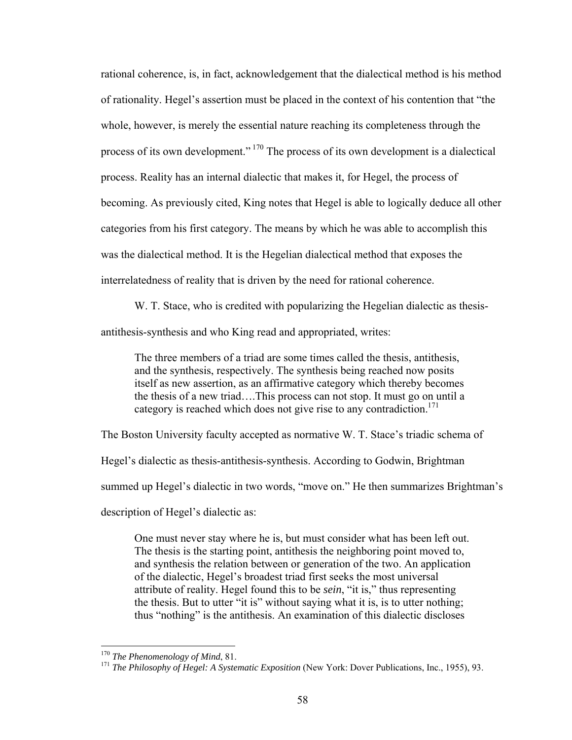rational coherence, is, in fact, acknowledgement that the dialectical method is his method of rationality. Hegel's assertion must be placed in the context of his contention that "the whole, however, is merely the essential nature reaching its completeness through the process of its own development."[170] The process of its own development is a dialectical process. Reality has an internal dialectic that makes it, for Hegel, the process of becoming. As previously cited, King notes that Hegel is able to logically deduce all other categories from his first category. The means by which he was able to accomplish this was the dialectical method. It is the Hegelian dialectical method that exposes the interrelatedness of reality that is driven by the need for rational coherence.

W. T. Stace, who is credited with popularizing the Hegelian dialectic as thesis-antithesis-synthesis and who King read and appropriated, writes:

> The three members of a triad are some times called the thesis, antithesis, and the synthesis, respectively. The synthesis being reached now posits itself as new assertion, as an affirmative category which thereby becomes the thesis of a new triad….This process can not stop. It must go on until a category is reached which does not give rise to any contradiction.[171]

The Boston University faculty accepted as normative W. T. Stace's triadic schema of Hegel's dialectic as thesis-antithesis-synthesis. According to Godwin, Brightman summed up Hegel's dialectic in two words, "move on." He then summarizes Brightman's description of Hegel's dialectic as:

> One must never stay where he is, but must consider what has been left out. The thesis is the starting point, antithesis the neighboring point moved to, and synthesis the relation between or generation of the two. An application of the dialectic, Hegel's broadest triad first seeks the most universal attribute of reality. Hegel found this to be *sein*, "it is," thus representing the thesis. But to utter "it is" without saying what it is, is to utter nothing; thus "nothing" is the antithesis. An examination of this dialectic discloses

---

[170] *The Phenomenology of Mind*, 81.

[171] *The Philosophy of Hegel: A Systematic Exposition* (New York: Dover Publications, Inc., 1955), 93.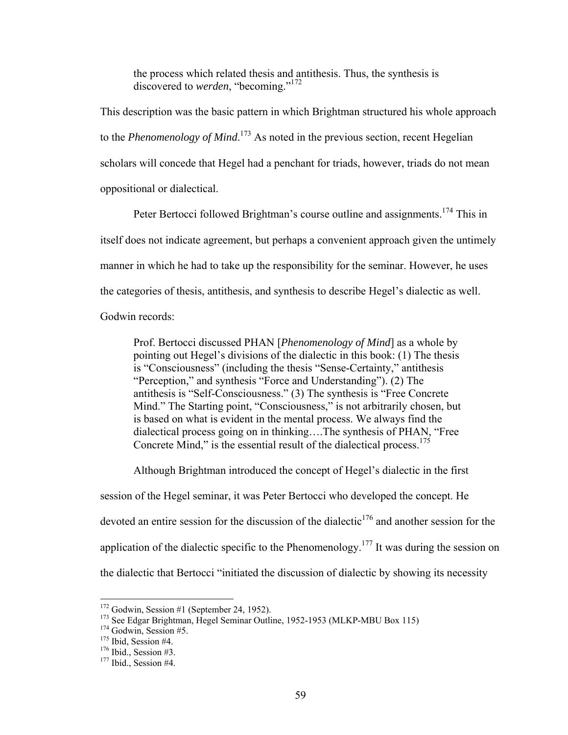> the process which related thesis and antithesis. Thus, the synthesis is discovered to *werden*, "becoming."[172]

This description was the basic pattern in which Brightman structured his whole approach to the *Phenomenology of Mind*.[173] As noted in the previous section, recent Hegelian scholars will concede that Hegel had a penchant for triads, however, triads do not mean oppositional or dialectical.

Peter Bertocci followed Brightman's course outline and assignments.[174] This in itself does not indicate agreement, but perhaps a convenient approach given the untimely manner in which he had to take up the responsibility for the seminar. However, he uses the categories of thesis, antithesis, and synthesis to describe Hegel's dialectic as well. Godwin records:

> Prof. Bertocci discussed PHAN [*Phenomenology of Mind*] as a whole by pointing out Hegel's divisions of the dialectic in this book: (1) The thesis is "Consciousness" (including the thesis "Sense-Certainty," antithesis "Perception," and synthesis "Force and Understanding"). (2) The antithesis is "Self-Consciousness." (3) The synthesis is "Free Concrete Mind." The Starting point, "Consciousness," is not arbitrarily chosen, but is based on what is evident in the mental process. We always find the dialectical process going on in thinking….The synthesis of PHAN, "Free Concrete Mind," is the essential result of the dialectical process.[175]

Although Brightman introduced the concept of Hegel's dialectic in the first session of the Hegel seminar, it was Peter Bertocci who developed the concept. He devoted an entire session for the discussion of the dialectic[176] and another session for the application of the dialectic specific to the Phenomenology.[177] It was during the session on the dialectic that Bertocci "initiated the discussion of dialectic by showing its necessity

---

[172] Godwin, Session #1 (September 24, 1952).
[173] See Edgar Brightman, Hegel Seminar Outline, 1952-1953 (MLKP-MBU Box 115)
[174] Godwin, Session #5.
[175] Ibid, Session #4.
[176] Ibid., Session #3.
[177] Ibid., Session #4.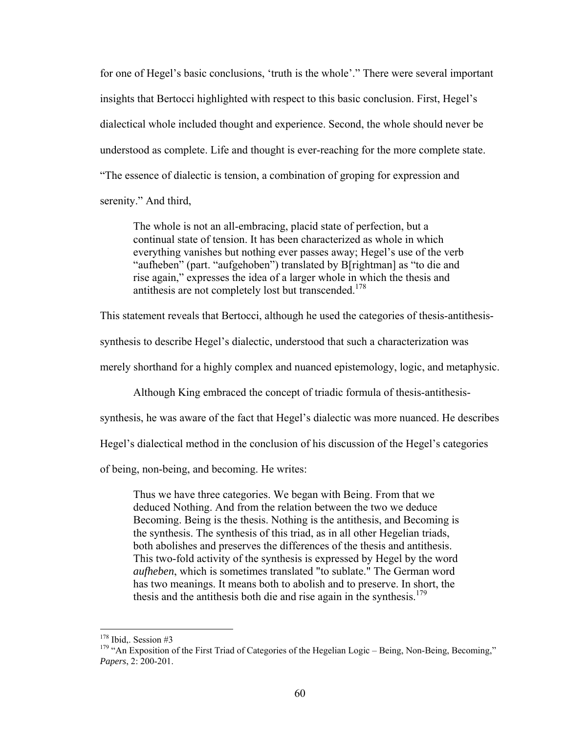for one of Hegel's basic conclusions, 'truth is the whole'." There were several important insights that Bertocci highlighted with respect to this basic conclusion. First, Hegel's dialectical whole included thought and experience. Second, the whole should never be understood as complete. Life and thought is ever-reaching for the more complete state. "The essence of dialectic is tension, a combination of groping for expression and serenity." And third,

> The whole is not an all-embracing, placid state of perfection, but a continual state of tension. It has been characterized as whole in which everything vanishes but nothing ever passes away; Hegel's use of the verb "aufheben" (part. "aufgehoben") translated by B[rightman] as "to die and rise again," expresses the idea of a larger whole in which the thesis and antithesis are not completely lost but transcended.[178]

This statement reveals that Bertocci, although he used the categories of thesis-antithesis-synthesis to describe Hegel's dialectic, understood that such a characterization was merely shorthand for a highly complex and nuanced epistemology, logic, and metaphysic.

Although King embraced the concept of triadic formula of thesis-antithesis-synthesis, he was aware of the fact that Hegel's dialectic was more nuanced. He describes Hegel's dialectical method in the conclusion of his discussion of the Hegel's categories of being, non-being, and becoming. He writes:

> Thus we have three categories. We began with Being. From that we deduced Nothing. And from the relation between the two we deduce Becoming. Being is the thesis. Nothing is the antithesis, and Becoming is the synthesis. The synthesis of this triad, as in all other Hegelian triads, both abolishes and preserves the differences of the thesis and antithesis. This two-fold activity of the synthesis is expressed by Hegel by the word *aufheben*, which is sometimes translated "to sublate." The German word has two meanings. It means both to abolish and to preserve. In short, the thesis and the antithesis both die and rise again in the synthesis.[179]

---

[178] Ibid,. Session #3

[179] "An Exposition of the First Triad of Categories of the Hegelian Logic – Being, Non-Being, Becoming," *Papers*, 2: 200-201.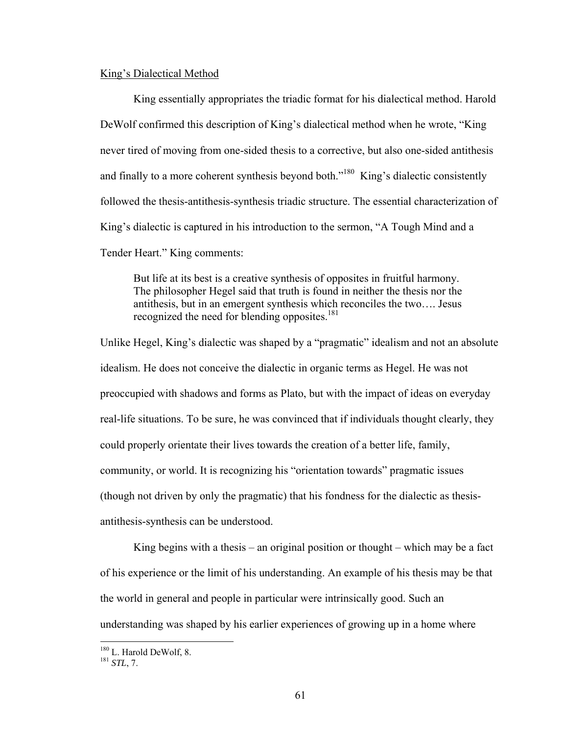King's Dialectical Method

King essentially appropriates the triadic format for his dialectical method. Harold DeWolf confirmed this description of King's dialectical method when he wrote, "King never tired of moving from one-sided thesis to a corrective, but also one-sided antithesis and finally to a more coherent synthesis beyond both."[180] King's dialectic consistently followed the thesis-antithesis-synthesis triadic structure. The essential characterization of King's dialectic is captured in his introduction to the sermon, "A Tough Mind and a Tender Heart." King comments:

> But life at its best is a creative synthesis of opposites in fruitful harmony. The philosopher Hegel said that truth is found in neither the thesis nor the antithesis, but in an emergent synthesis which reconciles the two…. Jesus recognized the need for blending opposites.[181]

Unlike Hegel, King's dialectic was shaped by a "pragmatic" idealism and not an absolute idealism. He does not conceive the dialectic in organic terms as Hegel. He was not preoccupied with shadows and forms as Plato, but with the impact of ideas on everyday real-life situations. To be sure, he was convinced that if individuals thought clearly, they could properly orientate their lives towards the creation of a better life, family, community, or world. It is recognizing his "orientation towards" pragmatic issues (though not driven by only the pragmatic) that his fondness for the dialectic as thesis-antithesis-synthesis can be understood.

King begins with a thesis – an original position or thought – which may be a fact of his experience or the limit of his understanding. An example of his thesis may be that the world in general and people in particular were intrinsically good. Such an understanding was shaped by his earlier experiences of growing up in a home where

---

[180] L. Harold DeWolf, 8.

[181] *STL*, 7.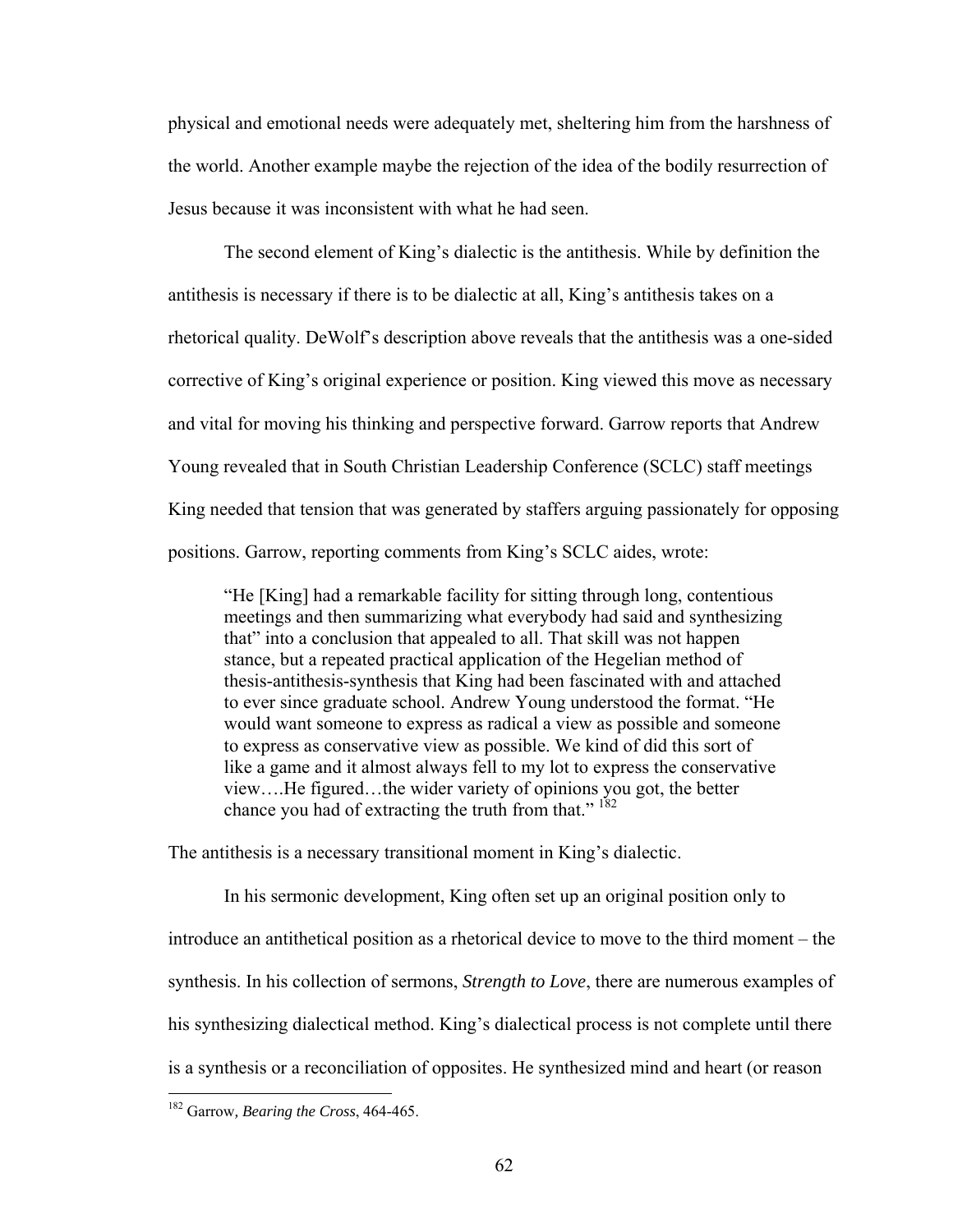physical and emotional needs were adequately met, sheltering him from the harshness of the world. Another example maybe the rejection of the idea of the bodily resurrection of Jesus because it was inconsistent with what he had seen.

The second element of King's dialectic is the antithesis. While by definition the antithesis is necessary if there is to be dialectic at all, King's antithesis takes on a rhetorical quality. DeWolf's description above reveals that the antithesis was a one-sided corrective of King's original experience or position. King viewed this move as necessary and vital for moving his thinking and perspective forward. Garrow reports that Andrew Young revealed that in South Christian Leadership Conference (SCLC) staff meetings King needed that tension that was generated by staffers arguing passionately for opposing positions. Garrow, reporting comments from King's SCLC aides, wrote:

> "He [King] had a remarkable facility for sitting through long, contentious meetings and then summarizing what everybody had said and synthesizing that" into a conclusion that appealed to all. That skill was not happen stance, but a repeated practical application of the Hegelian method of thesis-antithesis-synthesis that King had been fascinated with and attached to ever since graduate school. Andrew Young understood the format. "He would want someone to express as radical a view as possible and someone to express as conservative view as possible. We kind of did this sort of like a game and it almost always fell to my lot to express the conservative view….He figured…the wider variety of opinions you got, the better chance you had of extracting the truth from that." [182]

The antithesis is a necessary transitional moment in King's dialectic.

In his sermonic development, King often set up an original position only to introduce an antithetical position as a rhetorical device to move to the third moment – the synthesis. In his collection of sermons, *Strength to Love*, there are numerous examples of his synthesizing dialectical method. King's dialectical process is not complete until there is a synthesis or a reconciliation of opposites. He synthesized mind and heart (or reason

---

[182] Garrow*, Bearing the Cross*, 464-465.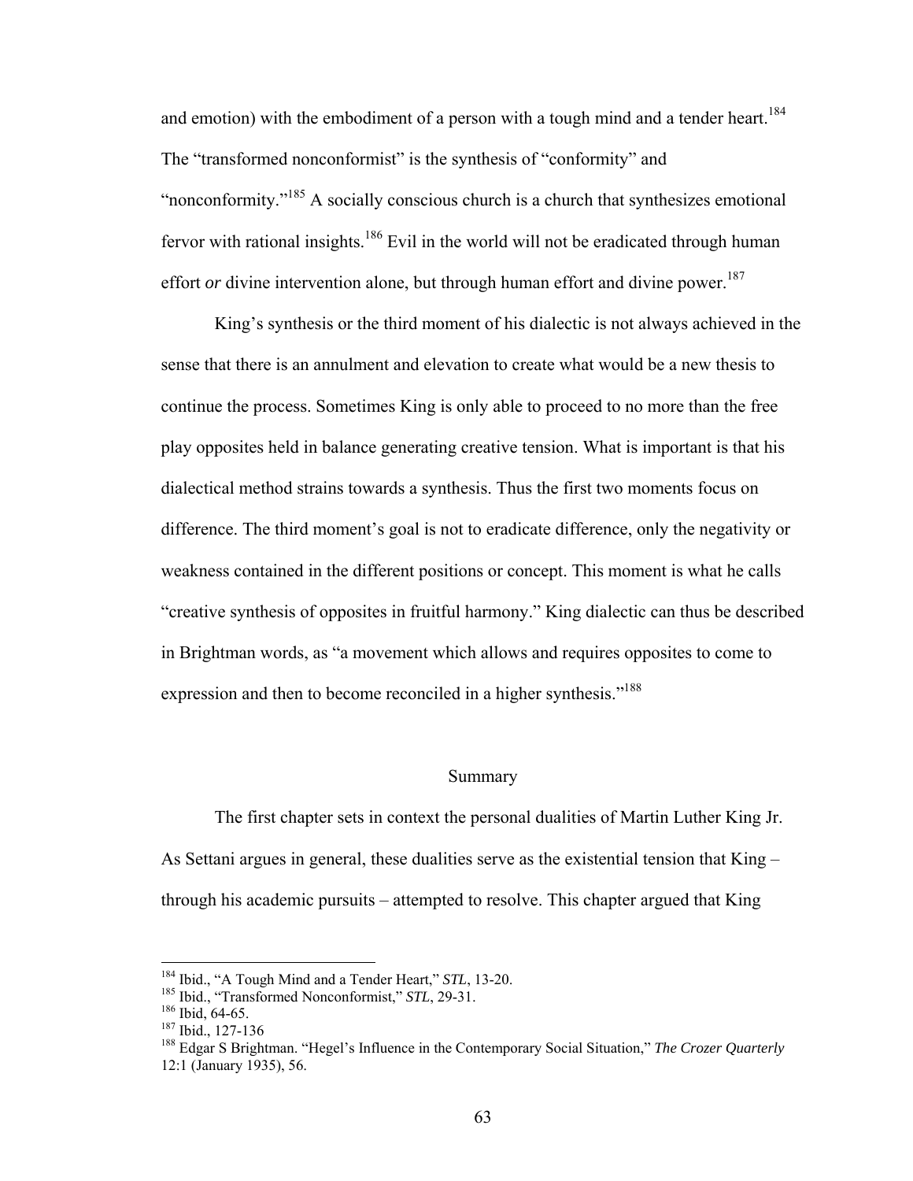and emotion) with the embodiment of a person with a tough mind and a tender heart.[184] The "transformed nonconformist" is the synthesis of "conformity" and "nonconformity."[185] A socially conscious church is a church that synthesizes emotional fervor with rational insights.[186] Evil in the world will not be eradicated through human effort *or* divine intervention alone, but through human effort and divine power.[187]

King's synthesis or the third moment of his dialectic is not always achieved in the sense that there is an annulment and elevation to create what would be a new thesis to continue the process. Sometimes King is only able to proceed to no more than the free play opposites held in balance generating creative tension. What is important is that his dialectical method strains towards a synthesis. Thus the first two moments focus on difference. The third moment's goal is not to eradicate difference, only the negativity or weakness contained in the different positions or concept. This moment is what he calls "creative synthesis of opposites in fruitful harmony." King dialectic can thus be described in Brightman words, as "a movement which allows and requires opposites to come to expression and then to become reconciled in a higher synthesis."[188]

## Summary

The first chapter sets in context the personal dualities of Martin Luther King Jr. As Settani argues in general, these dualities serve as the existential tension that King – through his academic pursuits – attempted to resolve. This chapter argued that King

---

[184] Ibid., "A Tough Mind and a Tender Heart," *STL*, 13-20.
[185] Ibid., "Transformed Nonconformist," *STL*, 29-31.
[186] Ibid, 64-65.
[187] Ibid., 127-136
[188] Edgar S Brightman. "Hegel's Influence in the Contemporary Social Situation," *The Crozer Quarterly* 12:1 (January 1935), 56.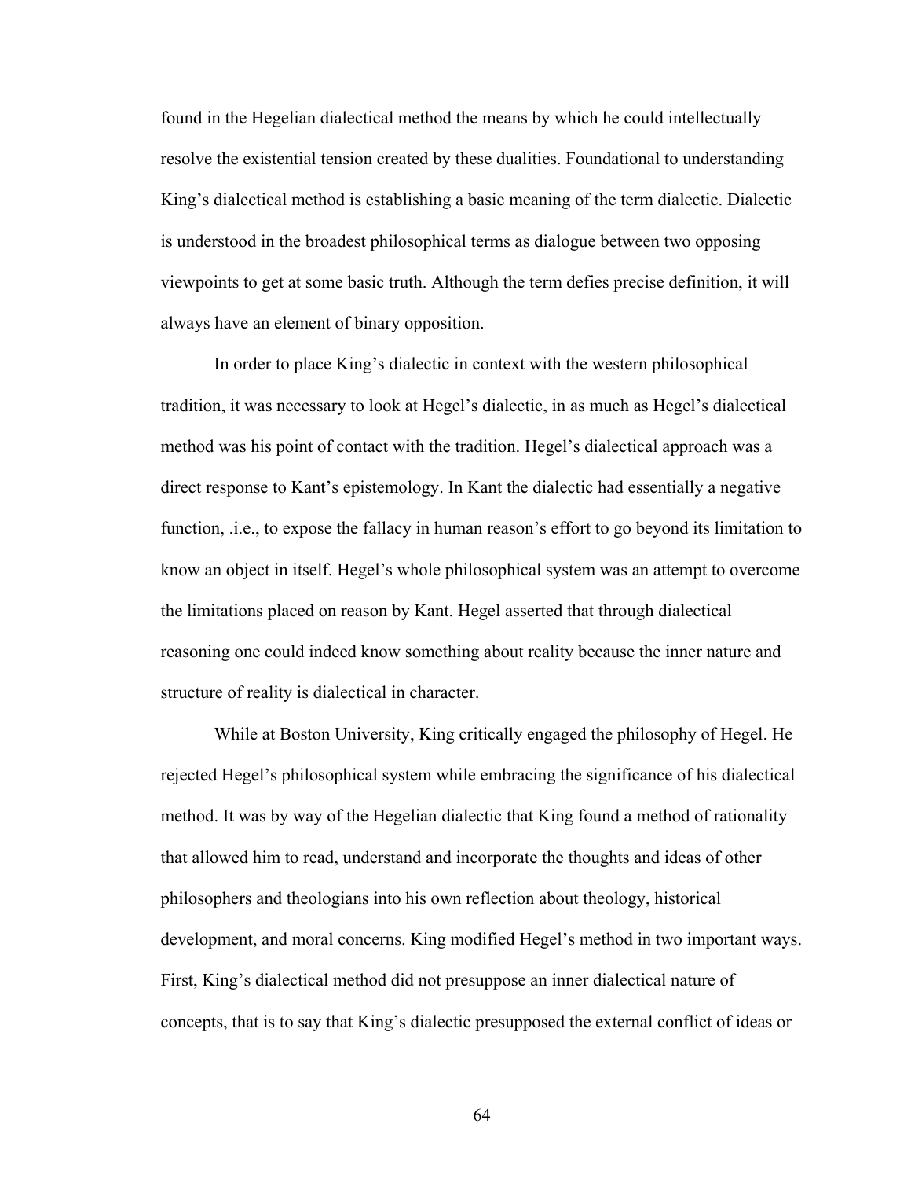found in the Hegelian dialectical method the means by which he could intellectually resolve the existential tension created by these dualities. Foundational to understanding King's dialectical method is establishing a basic meaning of the term dialectic. Dialectic is understood in the broadest philosophical terms as dialogue between two opposing viewpoints to get at some basic truth. Although the term defies precise definition, it will always have an element of binary opposition.

In order to place King's dialectic in context with the western philosophical tradition, it was necessary to look at Hegel's dialectic, in as much as Hegel's dialectical method was his point of contact with the tradition. Hegel's dialectical approach was a direct response to Kant's epistemology. In Kant the dialectic had essentially a negative function, .i.e., to expose the fallacy in human reason's effort to go beyond its limitation to know an object in itself. Hegel's whole philosophical system was an attempt to overcome the limitations placed on reason by Kant. Hegel asserted that through dialectical reasoning one could indeed know something about reality because the inner nature and structure of reality is dialectical in character.

While at Boston University, King critically engaged the philosophy of Hegel. He rejected Hegel's philosophical system while embracing the significance of his dialectical method. It was by way of the Hegelian dialectic that King found a method of rationality that allowed him to read, understand and incorporate the thoughts and ideas of other philosophers and theologians into his own reflection about theology, historical development, and moral concerns. King modified Hegel's method in two important ways. First, King's dialectical method did not presuppose an inner dialectical nature of concepts, that is to say that King's dialectic presupposed the external conflict of ideas or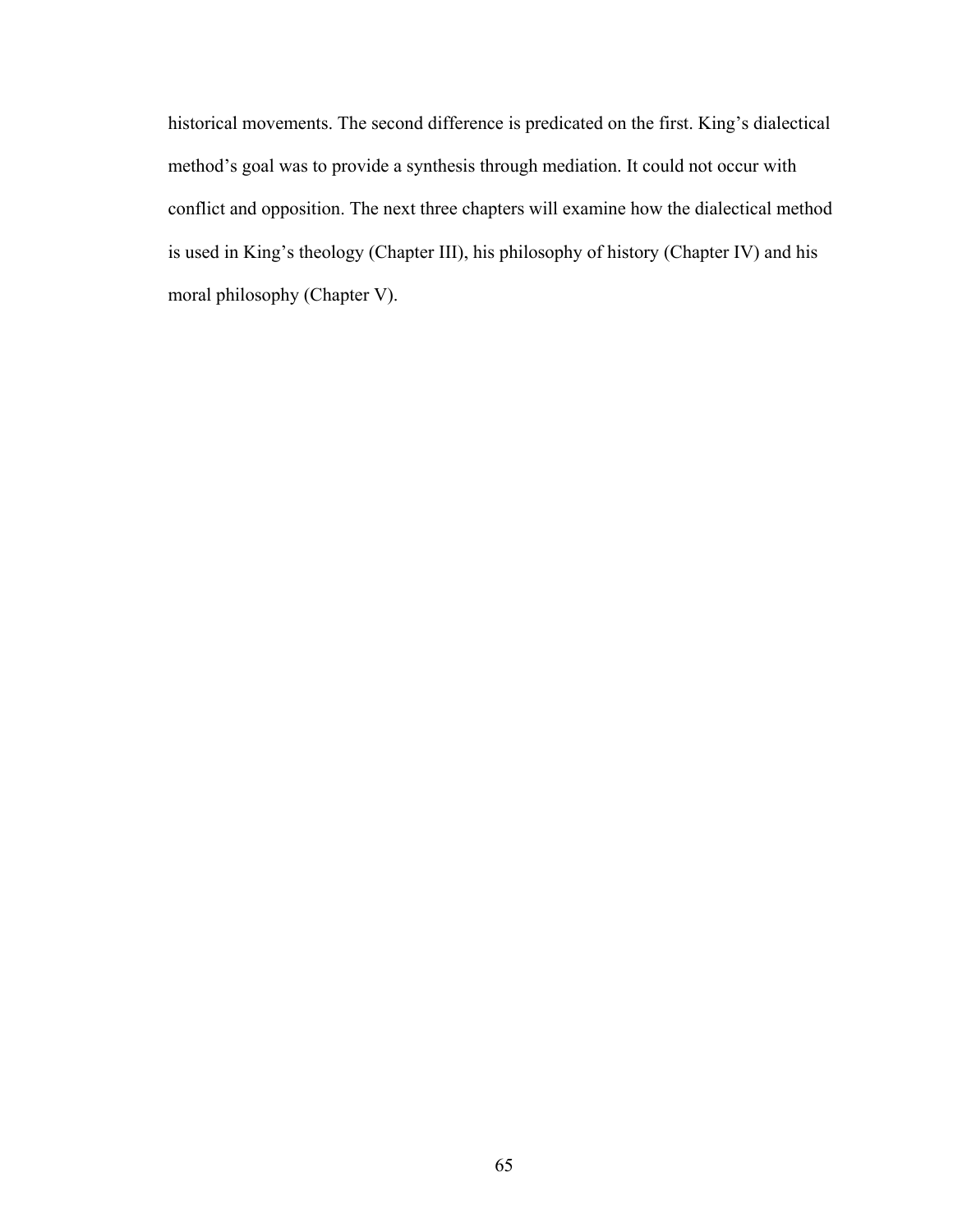historical movements. The second difference is predicated on the first. King's dialectical method's goal was to provide a synthesis through mediation. It could not occur with conflict and opposition. The next three chapters will examine how the dialectical method is used in King's theology (Chapter III), his philosophy of history (Chapter IV) and his moral philosophy (Chapter V).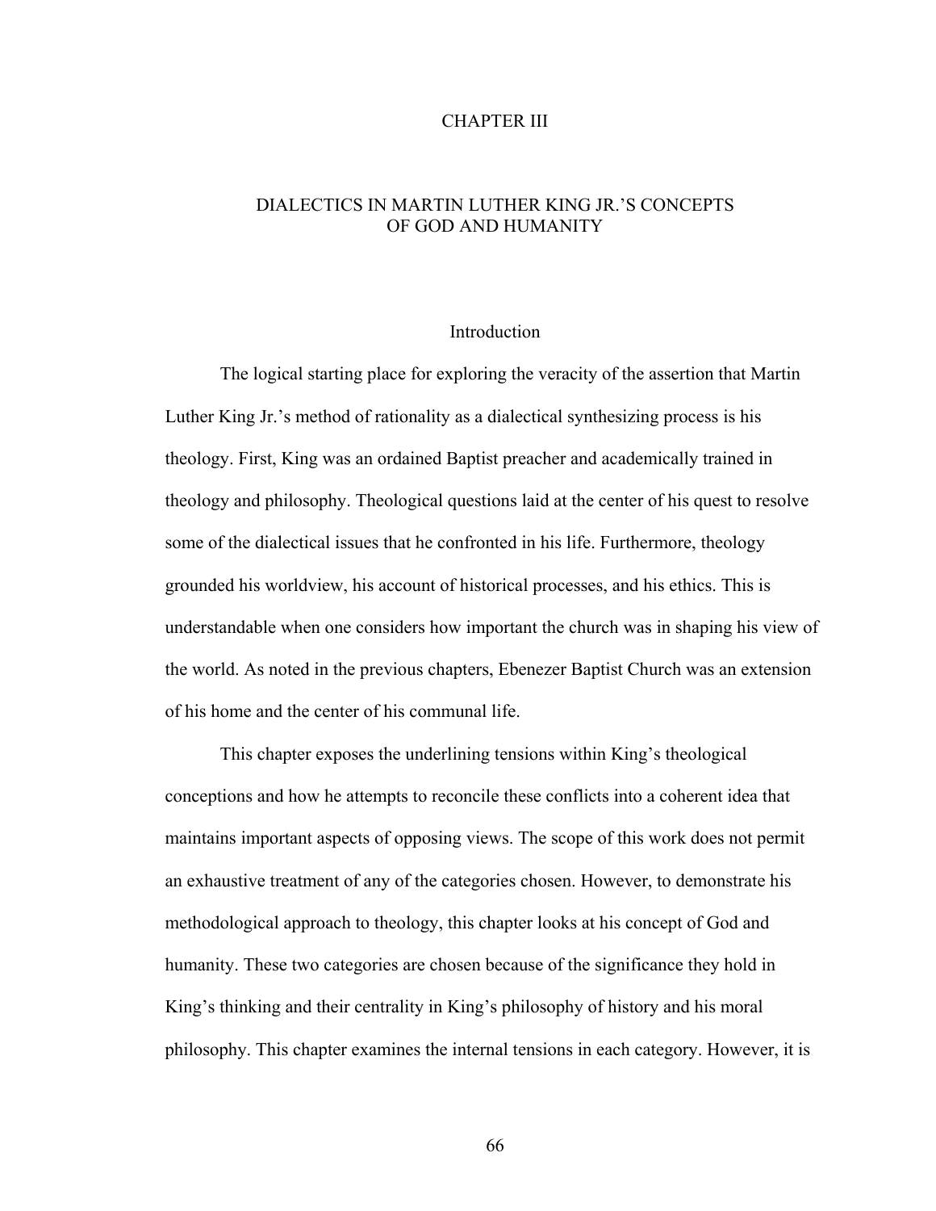# CHAPTER III

## DIALECTICS IN MARTIN LUTHER KING JR.'S CONCEPTS OF GOD AND HUMANITY

### Introduction

The logical starting place for exploring the veracity of the assertion that Martin Luther King Jr.'s method of rationality as a dialectical synthesizing process is his theology. First, King was an ordained Baptist preacher and academically trained in theology and philosophy. Theological questions laid at the center of his quest to resolve some of the dialectical issues that he confronted in his life. Furthermore, theology grounded his worldview, his account of historical processes, and his ethics. This is understandable when one considers how important the church was in shaping his view of the world. As noted in the previous chapters, Ebenezer Baptist Church was an extension of his home and the center of his communal life.

This chapter exposes the underlining tensions within King's theological conceptions and how he attempts to reconcile these conflicts into a coherent idea that maintains important aspects of opposing views. The scope of this work does not permit an exhaustive treatment of any of the categories chosen. However, to demonstrate his methodological approach to theology, this chapter looks at his concept of God and humanity. These two categories are chosen because of the significance they hold in King's thinking and their centrality in King's philosophy of history and his moral philosophy. This chapter examines the internal tensions in each category. However, it is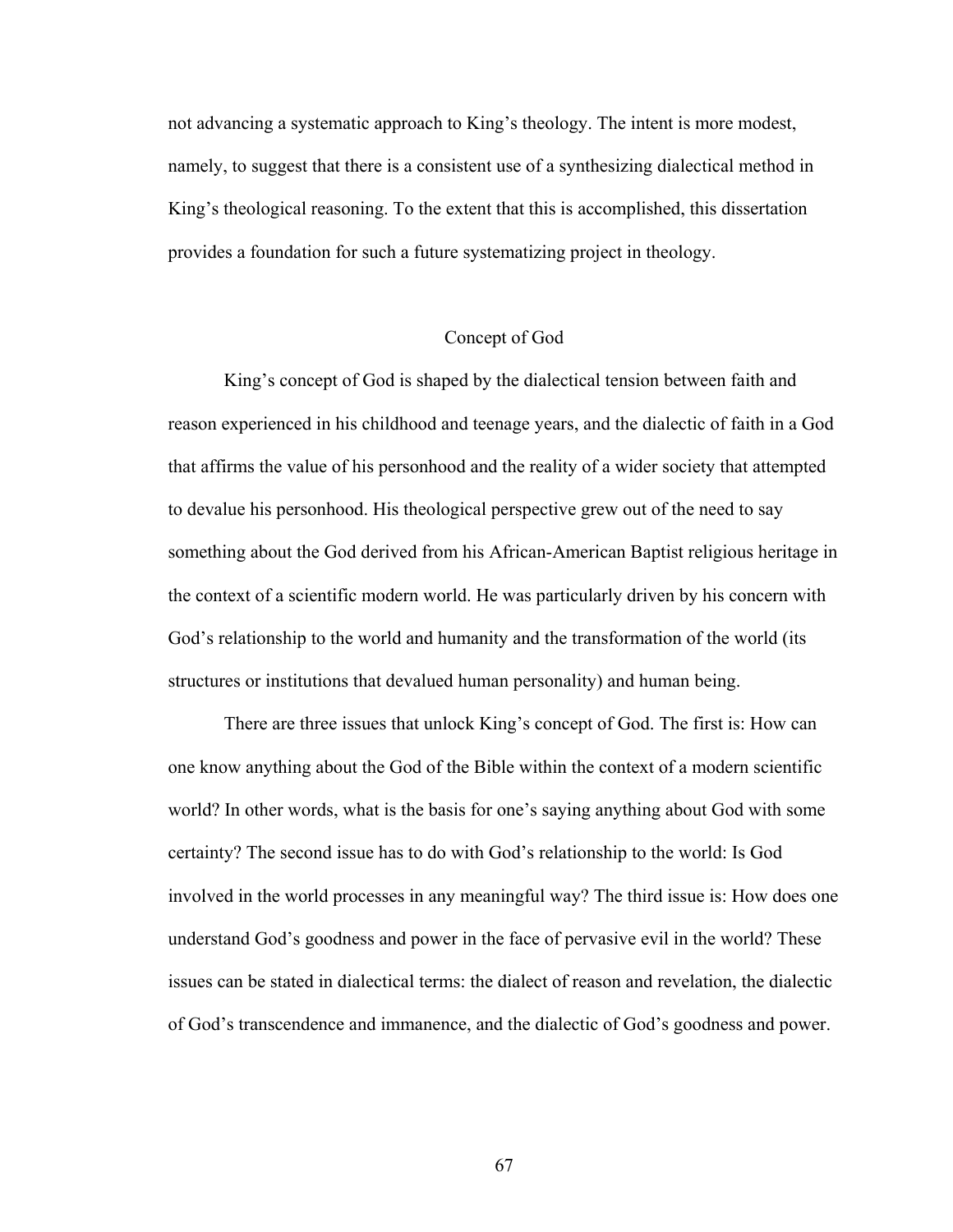not advancing a systematic approach to King's theology. The intent is more modest, namely, to suggest that there is a consistent use of a synthesizing dialectical method in King's theological reasoning. To the extent that this is accomplished, this dissertation provides a foundation for such a future systematizing project in theology.

## Concept of God

King's concept of God is shaped by the dialectical tension between faith and reason experienced in his childhood and teenage years, and the dialectic of faith in a God that affirms the value of his personhood and the reality of a wider society that attempted to devalue his personhood. His theological perspective grew out of the need to say something about the God derived from his African-American Baptist religious heritage in the context of a scientific modern world. He was particularly driven by his concern with God's relationship to the world and humanity and the transformation of the world (its structures or institutions that devalued human personality) and human being.

There are three issues that unlock King's concept of God. The first is: How can one know anything about the God of the Bible within the context of a modern scientific world? In other words, what is the basis for one's saying anything about God with some certainty? The second issue has to do with God's relationship to the world: Is God involved in the world processes in any meaningful way? The third issue is: How does one understand God's goodness and power in the face of pervasive evil in the world? These issues can be stated in dialectical terms: the dialect of reason and revelation, the dialectic of God's transcendence and immanence, and the dialectic of God's goodness and power.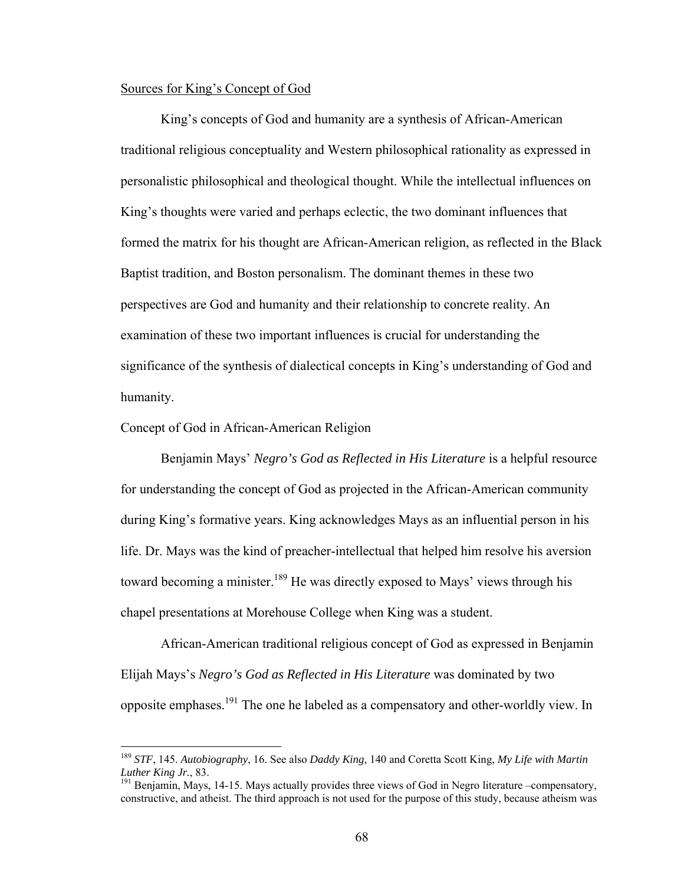Sources for King's Concept of God

King's concepts of God and humanity are a synthesis of African-American traditional religious conceptuality and Western philosophical rationality as expressed in personalistic philosophical and theological thought. While the intellectual influences on King's thoughts were varied and perhaps eclectic, the two dominant influences that formed the matrix for his thought are African-American religion, as reflected in the Black Baptist tradition, and Boston personalism. The dominant themes in these two perspectives are God and humanity and their relationship to concrete reality. An examination of these two important influences is crucial for understanding the significance of the synthesis of dialectical concepts in King's understanding of God and humanity.

Concept of God in African-American Religion

Benjamin Mays' *Negro's God as Reflected in His Literature* is a helpful resource for understanding the concept of God as projected in the African-American community during King's formative years. King acknowledges Mays as an influential person in his life. Dr. Mays was the kind of preacher-intellectual that helped him resolve his aversion toward becoming a minister.[189] He was directly exposed to Mays' views through his chapel presentations at Morehouse College when King was a student.

African-American traditional religious concept of God as expressed in Benjamin Elijah Mays's *Negro's God as Reflected in His Literature* was dominated by two opposite emphases.[191] The one he labeled as a compensatory and other-worldly view. In

---

[189] *STF*, 145. *Autobiography*, 16. See also *Daddy King*, 140 and Coretta Scott King, *My Life with Martin Luther King Jr.*, 83.

[191] Benjamin, Mays, 14-15. Mays actually provides three views of God in Negro literature –compensatory, constructive, and atheist. The third approach is not used for the purpose of this study, because atheism was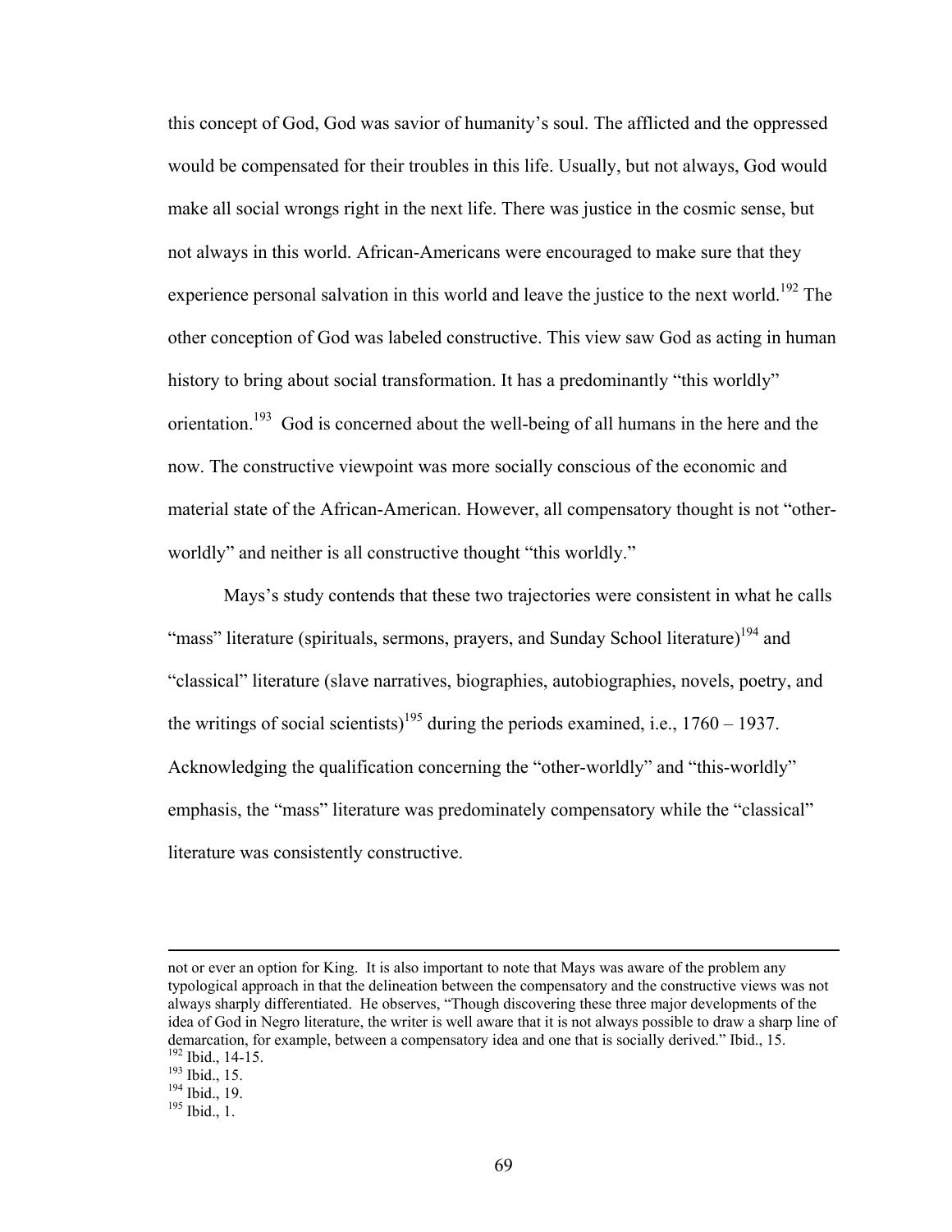this concept of God, God was savior of humanity's soul. The afflicted and the oppressed would be compensated for their troubles in this life. Usually, but not always, God would make all social wrongs right in the next life. There was justice in the cosmic sense, but not always in this world. African-Americans were encouraged to make sure that they experience personal salvation in this world and leave the justice to the next world.[192] The other conception of God was labeled constructive. This view saw God as acting in human history to bring about social transformation. It has a predominantly "this worldly" orientation.[193] God is concerned about the well-being of all humans in the here and the now. The constructive viewpoint was more socially conscious of the economic and material state of the African-American. However, all compensatory thought is not "other-worldly" and neither is all constructive thought "this worldly."

Mays's study contends that these two trajectories were consistent in what he calls "mass" literature (spirituals, sermons, prayers, and Sunday School literature)[194] and "classical" literature (slave narratives, biographies, autobiographies, novels, poetry, and the writings of social scientists)[195] during the periods examined, i.e., 1760 – 1937. Acknowledging the qualification concerning the "other-worldly" and "this-worldly" emphasis, the "mass" literature was predominately compensatory while the "classical" literature was consistently constructive.

---

not or ever an option for King. It is also important to note that Mays was aware of the problem any typological approach in that the delineation between the compensatory and the constructive views was not always sharply differentiated. He observes, "Though discovering these three major developments of the idea of God in Negro literature, the writer is well aware that it is not always possible to draw a sharp line of demarcation, for example, between a compensatory idea and one that is socially derived." Ibid., 15.

[192] Ibid., 14-15.

[193] Ibid., 15.

[194] Ibid., 19.

[195] Ibid., 1.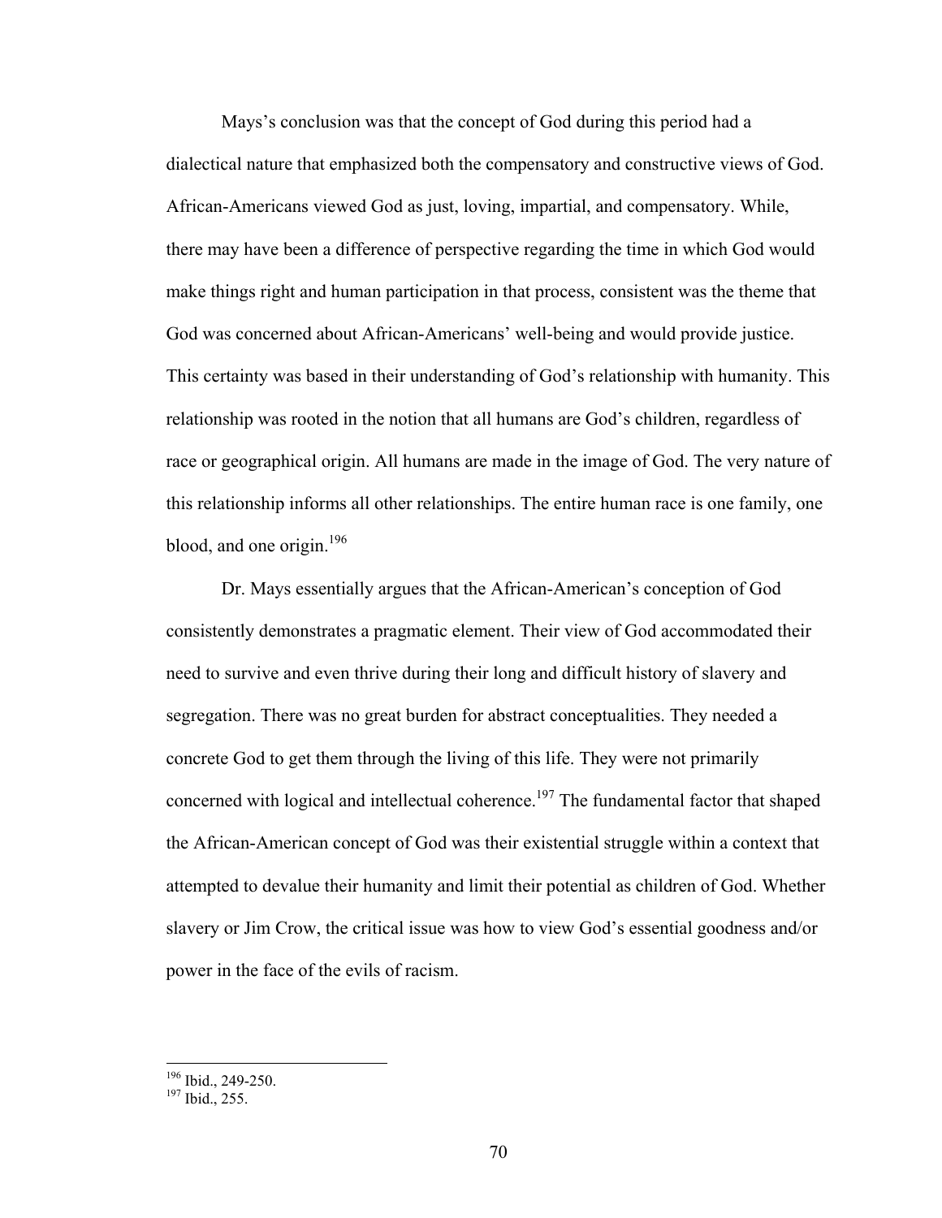Mays's conclusion was that the concept of God during this period had a dialectical nature that emphasized both the compensatory and constructive views of God. African-Americans viewed God as just, loving, impartial, and compensatory. While, there may have been a difference of perspective regarding the time in which God would make things right and human participation in that process, consistent was the theme that God was concerned about African-Americans' well-being and would provide justice. This certainty was based in their understanding of God's relationship with humanity. This relationship was rooted in the notion that all humans are God's children, regardless of race or geographical origin. All humans are made in the image of God. The very nature of this relationship informs all other relationships. The entire human race is one family, one blood, and one origin.[196]

Dr. Mays essentially argues that the African-American's conception of God consistently demonstrates a pragmatic element. Their view of God accommodated their need to survive and even thrive during their long and difficult history of slavery and segregation. There was no great burden for abstract conceptualities. They needed a concrete God to get them through the living of this life. They were not primarily concerned with logical and intellectual coherence.[197] The fundamental factor that shaped the African-American concept of God was their existential struggle within a context that attempted to devalue their humanity and limit their potential as children of God. Whether slavery or Jim Crow, the critical issue was how to view God's essential goodness and/or power in the face of the evils of racism.

---

[196] Ibid., 249-250.
[197] Ibid., 255.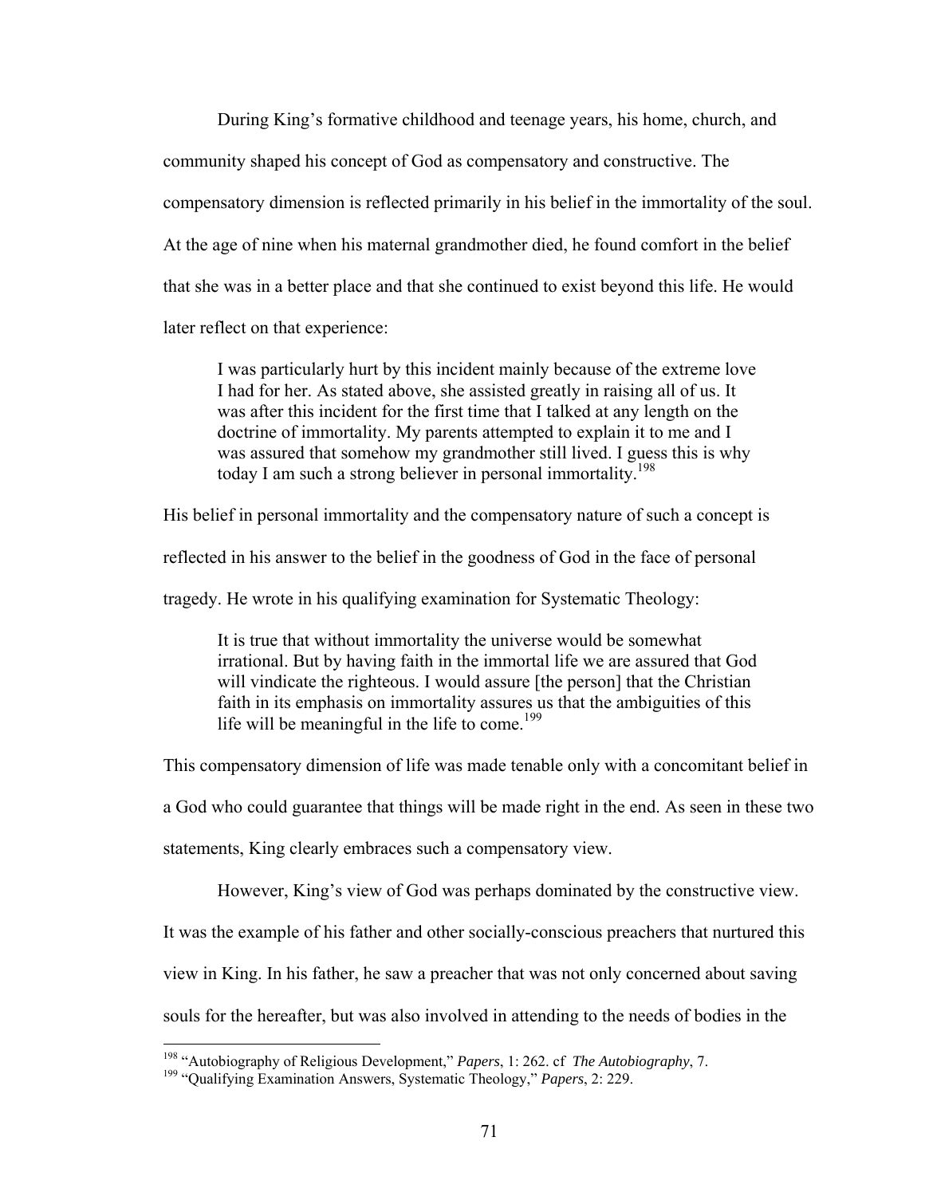During King's formative childhood and teenage years, his home, church, and community shaped his concept of God as compensatory and constructive. The compensatory dimension is reflected primarily in his belief in the immortality of the soul. At the age of nine when his maternal grandmother died, he found comfort in the belief that she was in a better place and that she continued to exist beyond this life. He would later reflect on that experience:

> I was particularly hurt by this incident mainly because of the extreme love I had for her. As stated above, she assisted greatly in raising all of us. It was after this incident for the first time that I talked at any length on the doctrine of immortality. My parents attempted to explain it to me and I was assured that somehow my grandmother still lived. I guess this is why today I am such a strong believer in personal immortality.[198]

His belief in personal immortality and the compensatory nature of such a concept is reflected in his answer to the belief in the goodness of God in the face of personal tragedy. He wrote in his qualifying examination for Systematic Theology:

> It is true that without immortality the universe would be somewhat irrational. But by having faith in the immortal life we are assured that God will vindicate the righteous. I would assure [the person] that the Christian faith in its emphasis on immortality assures us that the ambiguities of this life will be meaningful in the life to come.[199]

This compensatory dimension of life was made tenable only with a concomitant belief in a God who could guarantee that things will be made right in the end. As seen in these two statements, King clearly embraces such a compensatory view.

However, King's view of God was perhaps dominated by the constructive view. It was the example of his father and other socially-conscious preachers that nurtured this view in King. In his father, he saw a preacher that was not only concerned about saving souls for the hereafter, but was also involved in attending to the needs of bodies in the

---

[198] "Autobiography of Religious Development," *Papers*, 1: 262. cf *The Autobiography*, 7.

[199] "Qualifying Examination Answers, Systematic Theology," *Papers*, 2: 229.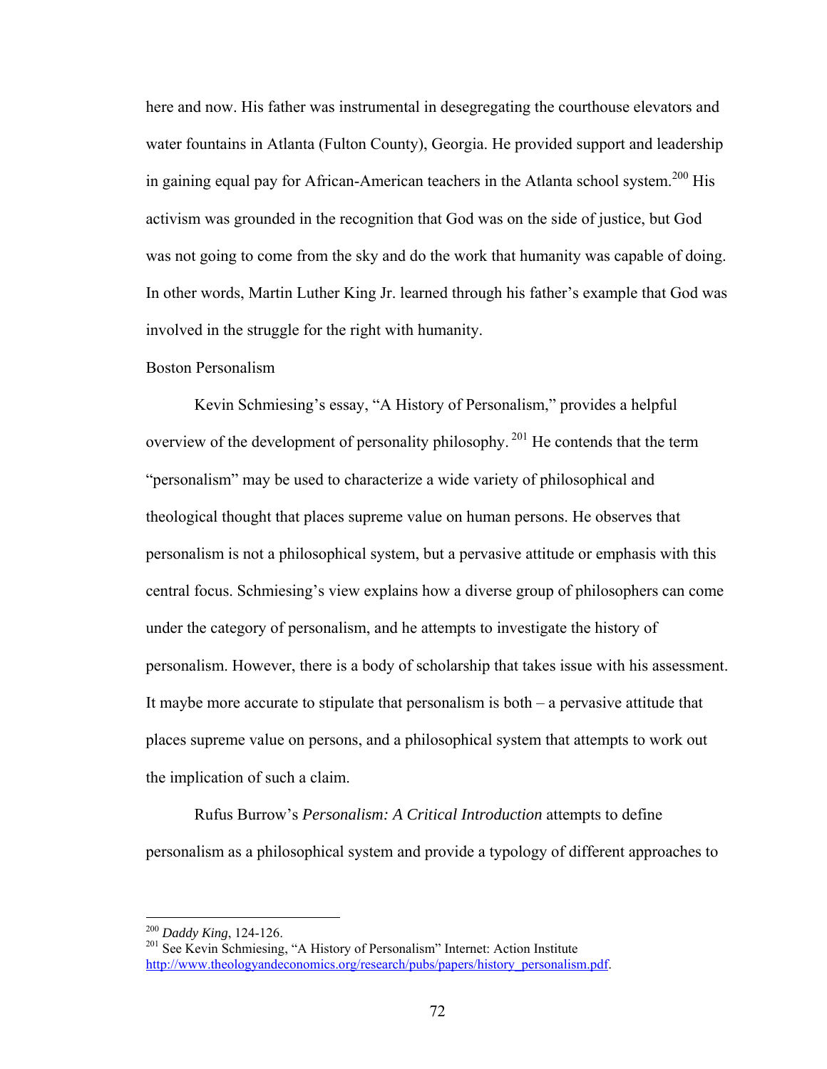here and now. His father was instrumental in desegregating the courthouse elevators and water fountains in Atlanta (Fulton County), Georgia. He provided support and leadership in gaining equal pay for African-American teachers in the Atlanta school system.[200] His activism was grounded in the recognition that God was on the side of justice, but God was not going to come from the sky and do the work that humanity was capable of doing. In other words, Martin Luther King Jr. learned through his father's example that God was involved in the struggle for the right with humanity.

## Boston Personalism

Kevin Schmiesing's essay, "A History of Personalism," provides a helpful overview of the development of personality philosophy.[201] He contends that the term "personalism" may be used to characterize a wide variety of philosophical and theological thought that places supreme value on human persons. He observes that personalism is not a philosophical system, but a pervasive attitude or emphasis with this central focus. Schmiesing's view explains how a diverse group of philosophers can come under the category of personalism, and he attempts to investigate the history of personalism. However, there is a body of scholarship that takes issue with his assessment. It maybe more accurate to stipulate that personalism is both – a pervasive attitude that places supreme value on persons, and a philosophical system that attempts to work out the implication of such a claim.

Rufus Burrow's *Personalism: A Critical Introduction* attempts to define personalism as a philosophical system and provide a typology of different approaches to

---

[200] *Daddy King*, 124-126.

[201] See Kevin Schmiesing, "A History of Personalism" Internet: Action Institute http://www.theologyandeconomics.org/research/pubs/papers/history_personalism.pdf.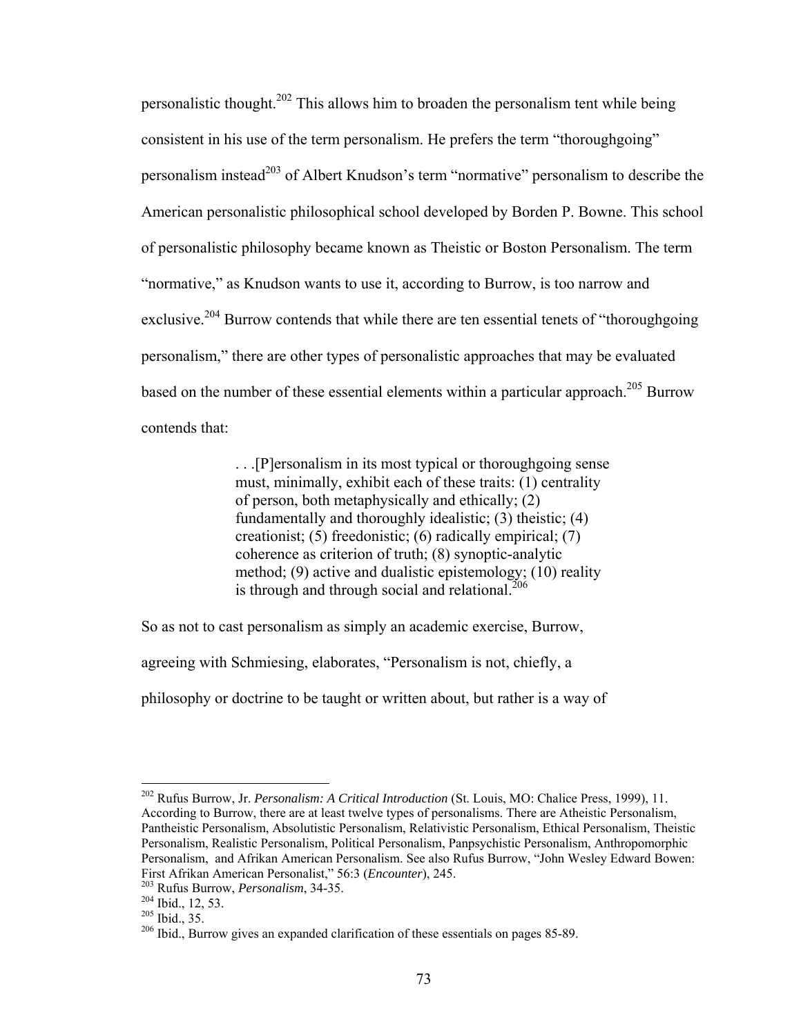personalistic thought.[202] This allows him to broaden the personalism tent while being consistent in his use of the term personalism. He prefers the term "thoroughgoing" personalism instead[203] of Albert Knudson's term "normative" personalism to describe the American personalistic philosophical school developed by Borden P. Bowne. This school of personalistic philosophy became known as Theistic or Boston Personalism. The term "normative," as Knudson wants to use it, according to Burrow, is too narrow and exclusive.[204] Burrow contends that while there are ten essential tenets of "thoroughgoing personalism," there are other types of personalistic approaches that may be evaluated based on the number of these essential elements within a particular approach.[205] Burrow contends that:

> . . .[P]ersonalism in its most typical or thoroughgoing sense must, minimally, exhibit each of these traits: (1) centrality of person, both metaphysically and ethically; (2) fundamentally and thoroughly idealistic; (3) theistic; (4) creationist; (5) freedonistic; (6) radically empirical; (7) coherence as criterion of truth; (8) synoptic-analytic method; (9) active and dualistic epistemology; (10) reality is through and through social and relational.[206]

So as not to cast personalism as simply an academic exercise, Burrow, agreeing with Schmiesing, elaborates, "Personalism is not, chiefly, a philosophy or doctrine to be taught or written about, but rather is a way of

---

[202] Rufus Burrow, Jr. *Personalism: A Critical Introduction* (St. Louis, MO: Chalice Press, 1999), 11. According to Burrow, there are at least twelve types of personalisms. There are Atheistic Personalism, Pantheistic Personalism, Absolutistic Personalism, Relativistic Personalism, Ethical Personalism, Theistic Personalism, Realistic Personalism, Political Personalism, Panpsychistic Personalism, Anthropomorphic Personalism, and Afrikan American Personalism. See also Rufus Burrow, "John Wesley Edward Bowen: First Afrikan American Personalist," 56:3 (*Encounter*), 245.

[203] Rufus Burrow, *Personalism*, 34-35.

[204] Ibid., 12, 53.

[205] Ibid., 35.

[206] Ibid., Burrow gives an expanded clarification of these essentials on pages 85-89.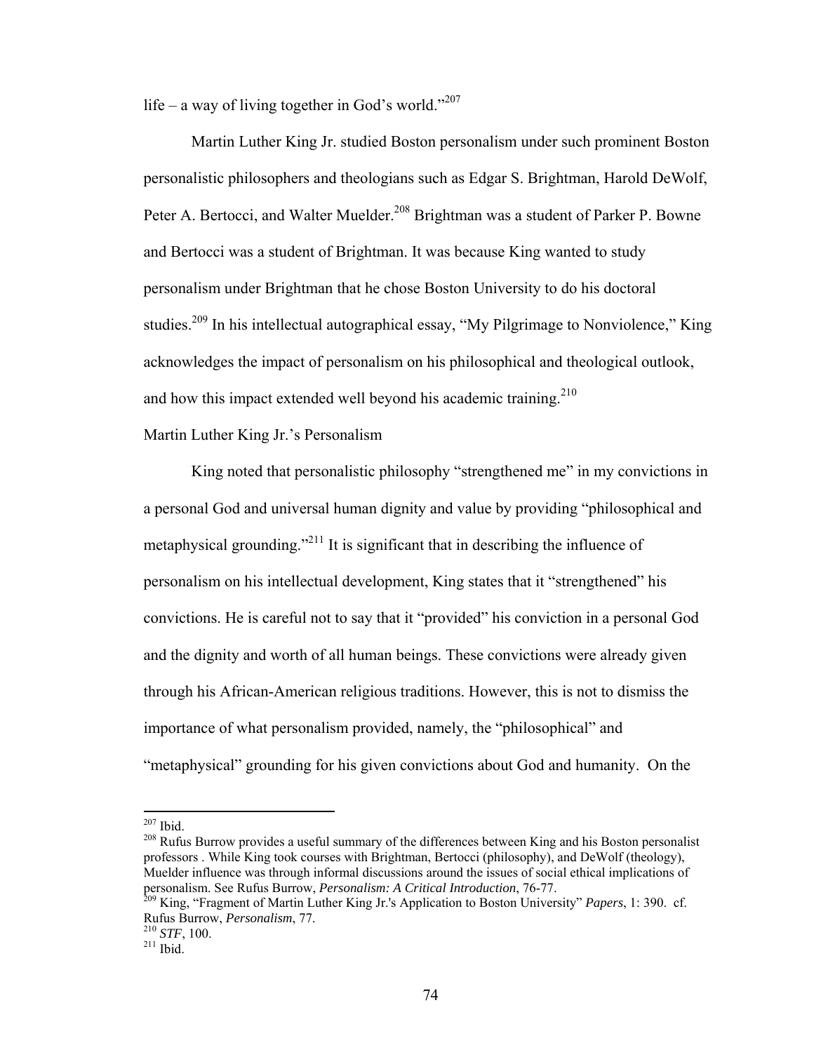life – a way of living together in God's world."[207]

Martin Luther King Jr. studied Boston personalism under such prominent Boston personalistic philosophers and theologians such as Edgar S. Brightman, Harold DeWolf, Peter A. Bertocci, and Walter Muelder.[208] Brightman was a student of Parker P. Bowne and Bertocci was a student of Brightman. It was because King wanted to study personalism under Brightman that he chose Boston University to do his doctoral studies.[209] In his intellectual autographical essay, "My Pilgrimage to Nonviolence," King acknowledges the impact of personalism on his philosophical and theological outlook, and how this impact extended well beyond his academic training.[210]

## Martin Luther King Jr.'s Personalism

King noted that personalistic philosophy "strengthened me" in my convictions in a personal God and universal human dignity and value by providing "philosophical and metaphysical grounding."[211] It is significant that in describing the influence of personalism on his intellectual development, King states that it "strengthened" his convictions. He is careful not to say that it "provided" his conviction in a personal God and the dignity and worth of all human beings. These convictions were already given through his African-American religious traditions. However, this is not to dismiss the importance of what personalism provided, namely, the "philosophical" and "metaphysical" grounding for his given convictions about God and humanity. On the

---

[207] Ibid.

[208] Rufus Burrow provides a useful summary of the differences between King and his Boston personalist professors . While King took courses with Brightman, Bertocci (philosophy), and DeWolf (theology), Muelder influence was through informal discussions around the issues of social ethical implications of personalism. See Rufus Burrow, *Personalism: A Critical Introduction*, 76-77.

[209] King, "Fragment of Martin Luther King Jr.'s Application to Boston University" *Papers*, 1: 390. cf. Rufus Burrow, *Personalism*, 77.

[210] *STF*, 100.

[211] Ibid.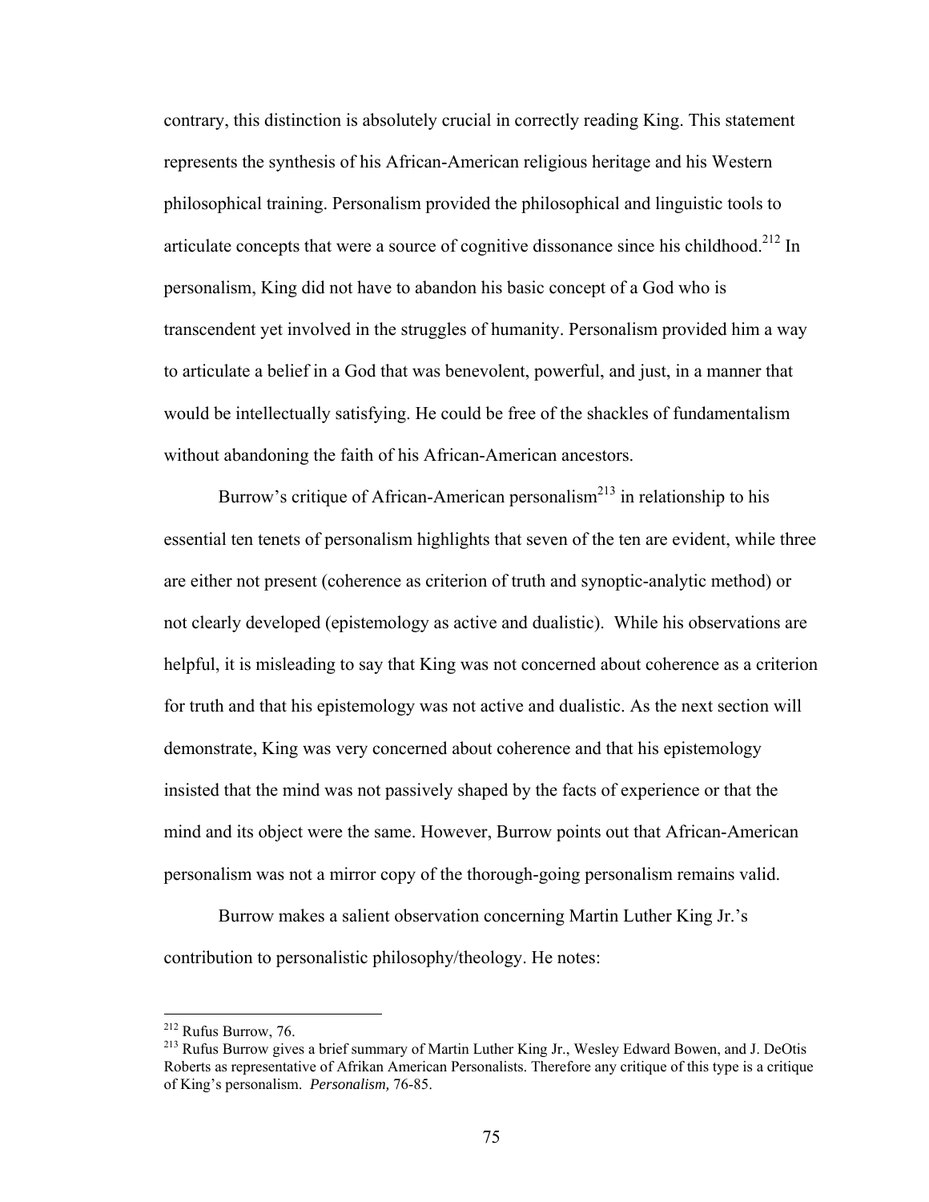contrary, this distinction is absolutely crucial in correctly reading King. This statement represents the synthesis of his African-American religious heritage and his Western philosophical training. Personalism provided the philosophical and linguistic tools to articulate concepts that were a source of cognitive dissonance since his childhood.[212] In personalism, King did not have to abandon his basic concept of a God who is transcendent yet involved in the struggles of humanity. Personalism provided him a way to articulate a belief in a God that was benevolent, powerful, and just, in a manner that would be intellectually satisfying. He could be free of the shackles of fundamentalism without abandoning the faith of his African-American ancestors.

Burrow's critique of African-American personalism[213] in relationship to his essential ten tenets of personalism highlights that seven of the ten are evident, while three are either not present (coherence as criterion of truth and synoptic-analytic method) or not clearly developed (epistemology as active and dualistic). While his observations are helpful, it is misleading to say that King was not concerned about coherence as a criterion for truth and that his epistemology was not active and dualistic. As the next section will demonstrate, King was very concerned about coherence and that his epistemology insisted that the mind was not passively shaped by the facts of experience or that the mind and its object were the same. However, Burrow points out that African-American personalism was not a mirror copy of the thorough-going personalism remains valid.

Burrow makes a salient observation concerning Martin Luther King Jr.'s contribution to personalistic philosophy/theology. He notes:

---

[212] Rufus Burrow, 76.

[213] Rufus Burrow gives a brief summary of Martin Luther King Jr., Wesley Edward Bowen, and J. DeOtis Roberts as representative of Afrikan American Personalists. Therefore any critique of this type is a critique of King's personalism. *Personalism,* 76-85.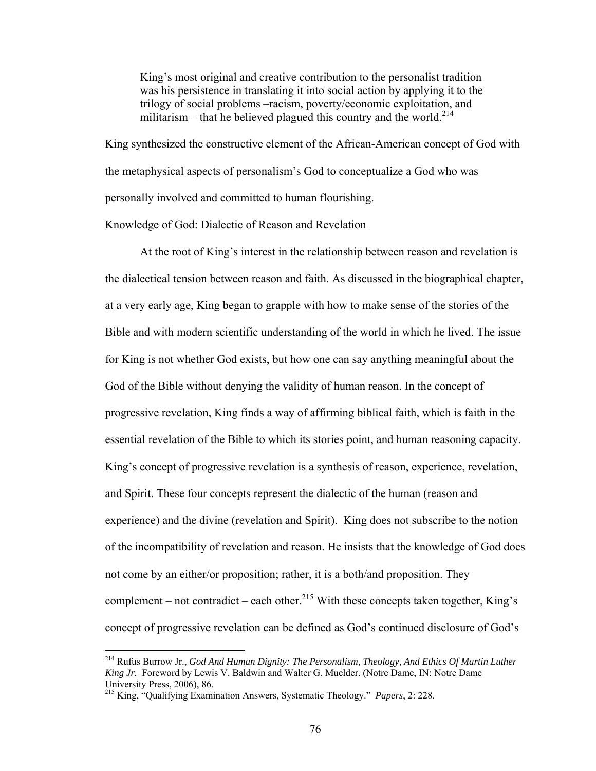> King's most original and creative contribution to the personalist tradition was his persistence in translating it into social action by applying it to the trilogy of social problems –racism, poverty/economic exploitation, and militarism – that he believed plagued this country and the world.[214]

King synthesized the constructive element of the African-American concept of God with the metaphysical aspects of personalism's God to conceptualize a God who was personally involved and committed to human flourishing.

<u>Knowledge of God: Dialectic of Reason and Revelation</u>

At the root of King's interest in the relationship between reason and revelation is the dialectical tension between reason and faith. As discussed in the biographical chapter, at a very early age, King began to grapple with how to make sense of the stories of the Bible and with modern scientific understanding of the world in which he lived. The issue for King is not whether God exists, but how one can say anything meaningful about the God of the Bible without denying the validity of human reason. In the concept of progressive revelation, King finds a way of affirming biblical faith, which is faith in the essential revelation of the Bible to which its stories point, and human reasoning capacity. King's concept of progressive revelation is a synthesis of reason, experience, revelation, and Spirit. These four concepts represent the dialectic of the human (reason and experience) and the divine (revelation and Spirit). King does not subscribe to the notion of the incompatibility of revelation and reason. He insists that the knowledge of God does not come by an either/or proposition; rather, it is a both/and proposition. They complement – not contradict – each other.[215] With these concepts taken together, King's concept of progressive revelation can be defined as God's continued disclosure of God's

---

[214] Rufus Burrow Jr., *God And Human Dignity: The Personalism, Theology, And Ethics Of Martin Luther King Jr.* Foreword by Lewis V. Baldwin and Walter G. Muelder. (Notre Dame, IN: Notre Dame University Press, 2006), 86.

[215] King, "Qualifying Examination Answers, Systematic Theology." *Papers*, 2: 228.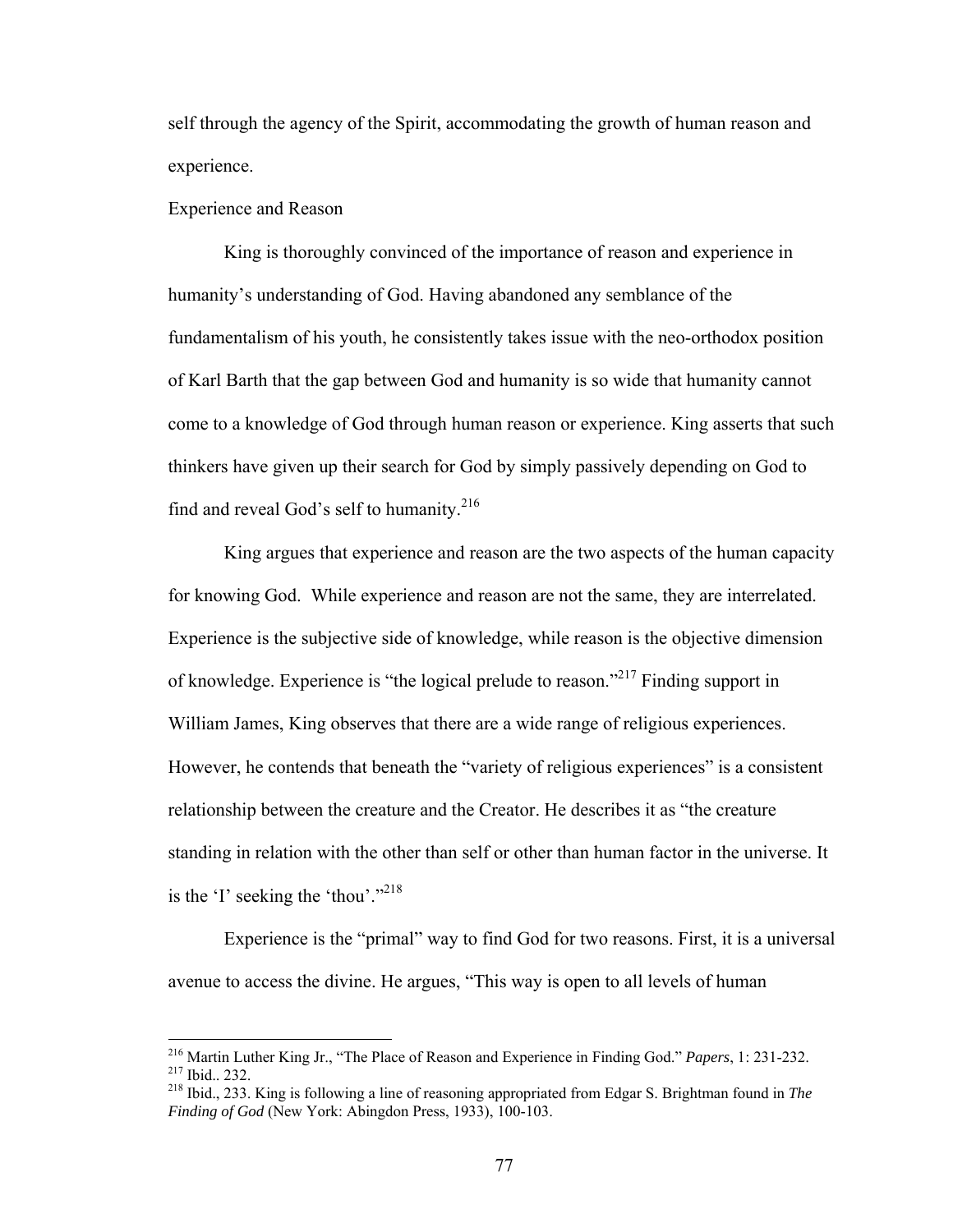self through the agency of the Spirit, accommodating the growth of human reason and experience.

## Experience and Reason

King is thoroughly convinced of the importance of reason and experience in humanity's understanding of God. Having abandoned any semblance of the fundamentalism of his youth, he consistently takes issue with the neo-orthodox position of Karl Barth that the gap between God and humanity is so wide that humanity cannot come to a knowledge of God through human reason or experience. King asserts that such thinkers have given up their search for God by simply passively depending on God to find and reveal God's self to humanity.[216]

King argues that experience and reason are the two aspects of the human capacity for knowing God. While experience and reason are not the same, they are interrelated. Experience is the subjective side of knowledge, while reason is the objective dimension of knowledge. Experience is "the logical prelude to reason."[217] Finding support in William James, King observes that there are a wide range of religious experiences. However, he contends that beneath the "variety of religious experiences" is a consistent relationship between the creature and the Creator. He describes it as "the creature standing in relation with the other than self or other than human factor in the universe. It is the 'I' seeking the 'thou'."[218]

Experience is the "primal" way to find God for two reasons. First, it is a universal avenue to access the divine. He argues, "This way is open to all levels of human

---

[216] Martin Luther King Jr., "The Place of Reason and Experience in Finding God." *Papers*, 1: 231-232.
[217] Ibid.. 232.
[218] Ibid., 233. King is following a line of reasoning appropriated from Edgar S. Brightman found in *The Finding of God* (New York: Abingdon Press, 1933), 100-103.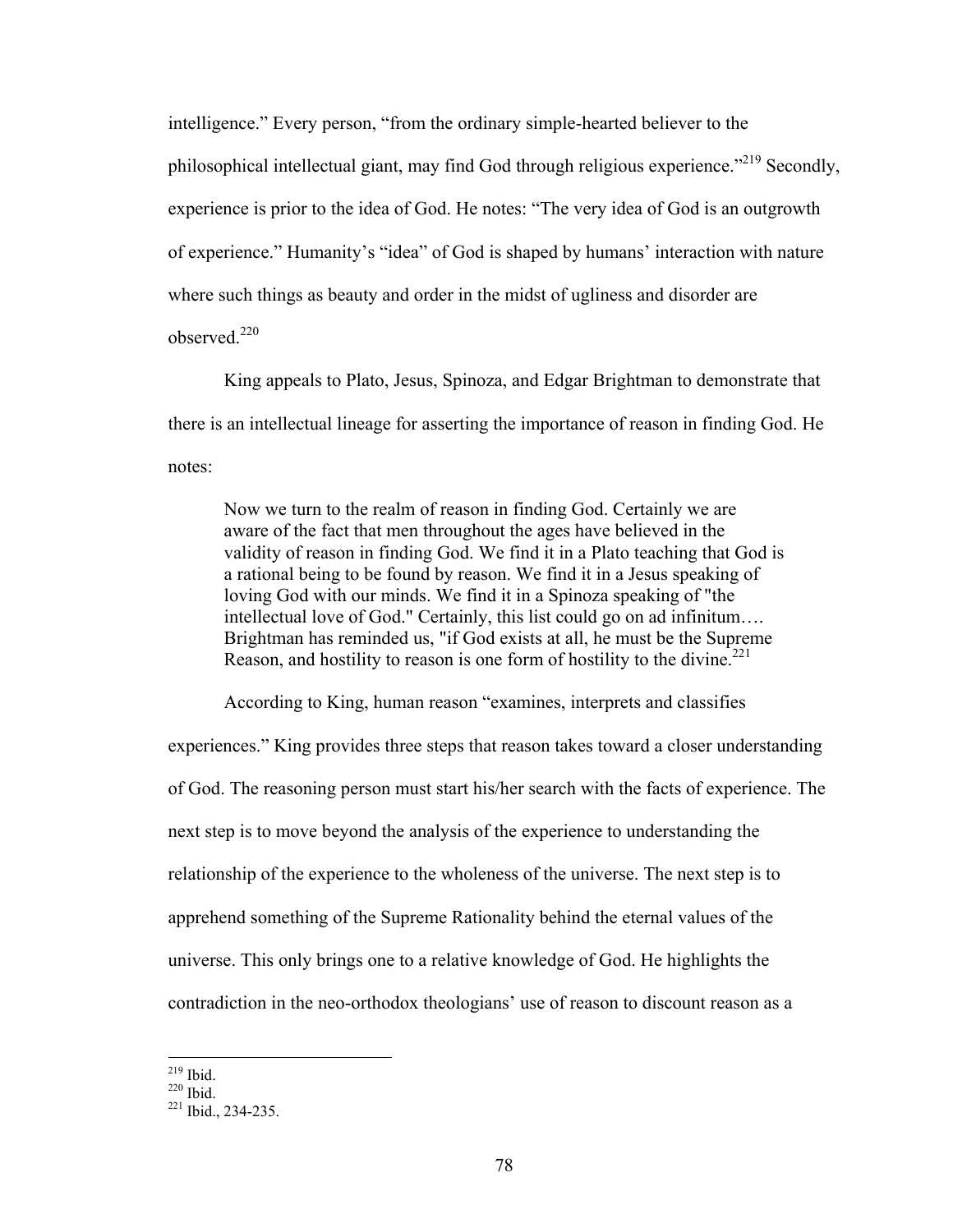intelligence." Every person, "from the ordinary simple-hearted believer to the philosophical intellectual giant, may find God through religious experience."[219] Secondly, experience is prior to the idea of God. He notes: "The very idea of God is an outgrowth of experience." Humanity's "idea" of God is shaped by humans' interaction with nature where such things as beauty and order in the midst of ugliness and disorder are observed.[220]

King appeals to Plato, Jesus, Spinoza, and Edgar Brightman to demonstrate that there is an intellectual lineage for asserting the importance of reason in finding God. He notes:

> Now we turn to the realm of reason in finding God. Certainly we are aware of the fact that men throughout the ages have believed in the validity of reason in finding God. We find it in a Plato teaching that God is a rational being to be found by reason. We find it in a Jesus speaking of loving God with our minds. We find it in a Spinoza speaking of "the intellectual love of God." Certainly, this list could go on ad infinitum…. Brightman has reminded us, "if God exists at all, he must be the Supreme Reason, and hostility to reason is one form of hostility to the divine.[221]

According to King, human reason "examines, interprets and classifies experiences." King provides three steps that reason takes toward a closer understanding of God. The reasoning person must start his/her search with the facts of experience. The next step is to move beyond the analysis of the experience to understanding the relationship of the experience to the wholeness of the universe. The next step is to apprehend something of the Supreme Rationality behind the eternal values of the universe. This only brings one to a relative knowledge of God. He highlights the contradiction in the neo-orthodox theologians' use of reason to discount reason as a

---

[219] Ibid.

[220] Ibid.

[221] Ibid., 234-235.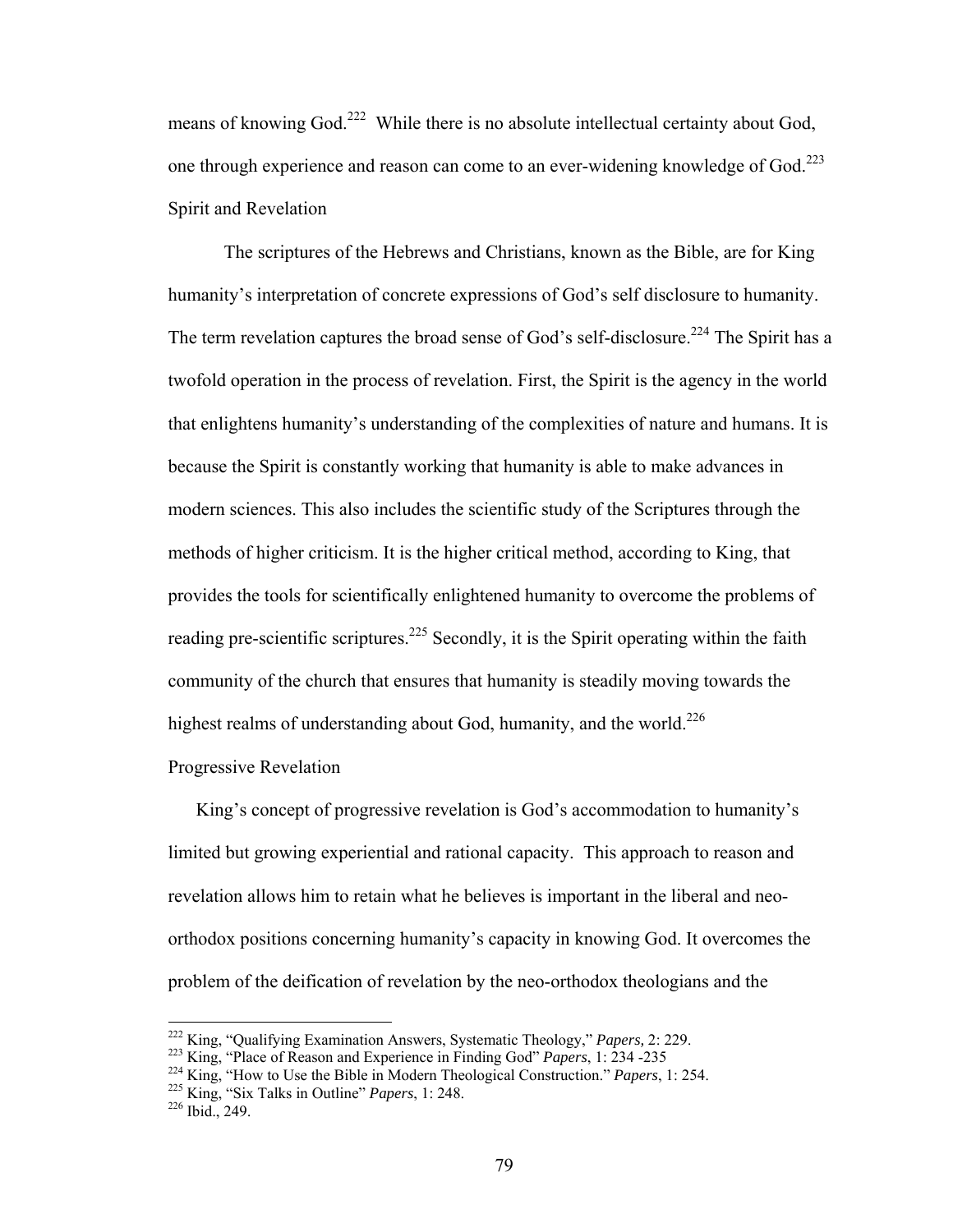means of knowing God.[222] While there is no absolute intellectual certainty about God, one through experience and reason can come to an ever-widening knowledge of God.[223]

### Spirit and Revelation

The scriptures of the Hebrews and Christians, known as the Bible, are for King humanity's interpretation of concrete expressions of God's self disclosure to humanity. The term revelation captures the broad sense of God's self-disclosure.[224] The Spirit has a twofold operation in the process of revelation. First, the Spirit is the agency in the world that enlightens humanity's understanding of the complexities of nature and humans. It is because the Spirit is constantly working that humanity is able to make advances in modern sciences. This also includes the scientific study of the Scriptures through the methods of higher criticism. It is the higher critical method, according to King, that provides the tools for scientifically enlightened humanity to overcome the problems of reading pre-scientific scriptures.[225] Secondly, it is the Spirit operating within the faith community of the church that ensures that humanity is steadily moving towards the highest realms of understanding about God, humanity, and the world.[226]

### Progressive Revelation

King's concept of progressive revelation is God's accommodation to humanity's limited but growing experiential and rational capacity. This approach to reason and revelation allows him to retain what he believes is important in the liberal and neo-orthodox positions concerning humanity's capacity in knowing God. It overcomes the problem of the deification of revelation by the neo-orthodox theologians and the

---

[222] King, "Qualifying Examination Answers, Systematic Theology," *Papers,* 2: 229.
[223] King, "Place of Reason and Experience in Finding God" *Papers*, 1: 234 -235
[224] King, "How to Use the Bible in Modern Theological Construction." *Papers*, 1: 254.
[225] King, "Six Talks in Outline" *Papers*, 1: 248.
[226] Ibid., 249.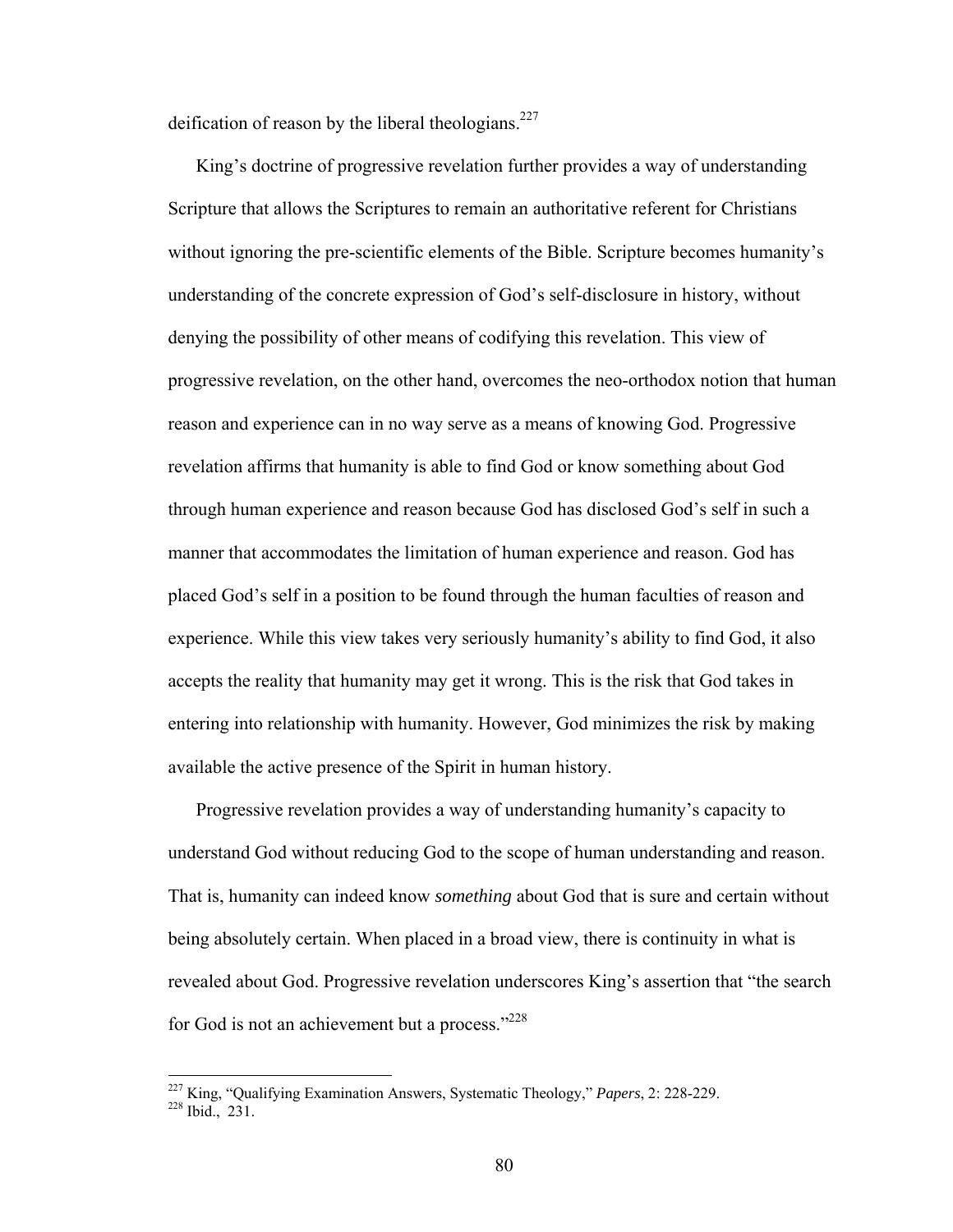deification of reason by the liberal theologians.[227]

King's doctrine of progressive revelation further provides a way of understanding Scripture that allows the Scriptures to remain an authoritative referent for Christians without ignoring the pre-scientific elements of the Bible. Scripture becomes humanity's understanding of the concrete expression of God's self-disclosure in history, without denying the possibility of other means of codifying this revelation. This view of progressive revelation, on the other hand, overcomes the neo-orthodox notion that human reason and experience can in no way serve as a means of knowing God. Progressive revelation affirms that humanity is able to find God or know something about God through human experience and reason because God has disclosed God's self in such a manner that accommodates the limitation of human experience and reason. God has placed God's self in a position to be found through the human faculties of reason and experience. While this view takes very seriously humanity's ability to find God, it also accepts the reality that humanity may get it wrong. This is the risk that God takes in entering into relationship with humanity. However, God minimizes the risk by making available the active presence of the Spirit in human history.

Progressive revelation provides a way of understanding humanity's capacity to understand God without reducing God to the scope of human understanding and reason. That is, humanity can indeed know *something* about God that is sure and certain without being absolutely certain. When placed in a broad view, there is continuity in what is revealed about God. Progressive revelation underscores King's assertion that "the search for God is not an achievement but a process."[228]

---

[227] King, "Qualifying Examination Answers, Systematic Theology," *Papers*, 2: 228-229.
[228] Ibid., 231.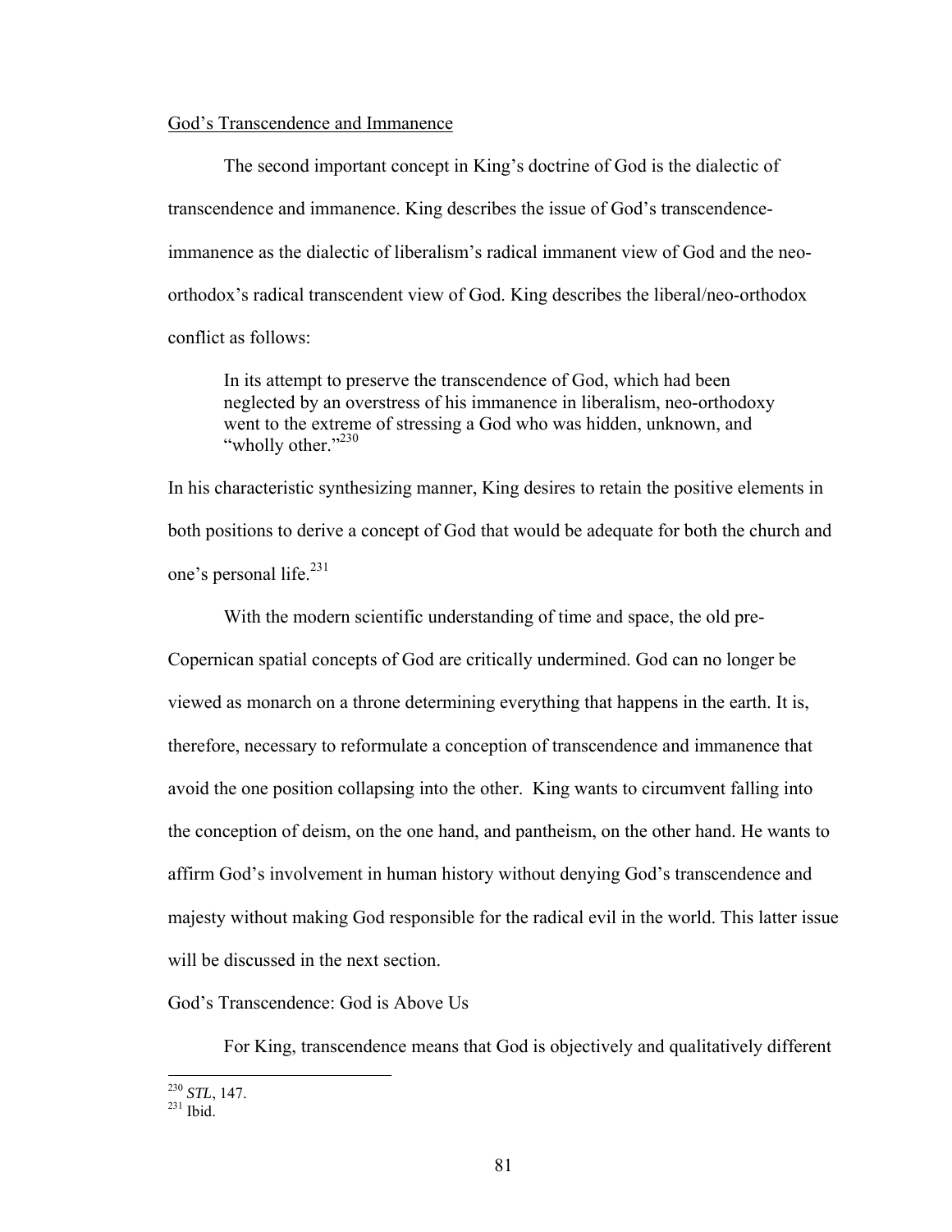God's Transcendence and Immanence

The second important concept in King's doctrine of God is the dialectic of transcendence and immanence. King describes the issue of God's transcendence-immanence as the dialectic of liberalism's radical immanent view of God and the neo-orthodox's radical transcendent view of God. King describes the liberal/neo-orthodox conflict as follows:

> In its attempt to preserve the transcendence of God, which had been neglected by an overstress of his immanence in liberalism, neo-orthodoxy went to the extreme of stressing a God who was hidden, unknown, and "wholly other."[230]

In his characteristic synthesizing manner, King desires to retain the positive elements in both positions to derive a concept of God that would be adequate for both the church and one's personal life.[231]

With the modern scientific understanding of time and space, the old pre-Copernican spatial concepts of God are critically undermined. God can no longer be viewed as monarch on a throne determining everything that happens in the earth. It is, therefore, necessary to reformulate a conception of transcendence and immanence that avoid the one position collapsing into the other. King wants to circumvent falling into the conception of deism, on the one hand, and pantheism, on the other hand. He wants to affirm God's involvement in human history without denying God's transcendence and majesty without making God responsible for the radical evil in the world. This latter issue will be discussed in the next section.

God's Transcendence: God is Above Us

For King, transcendence means that God is objectively and qualitatively different

[230] *STL*, 147.
[231] Ibid.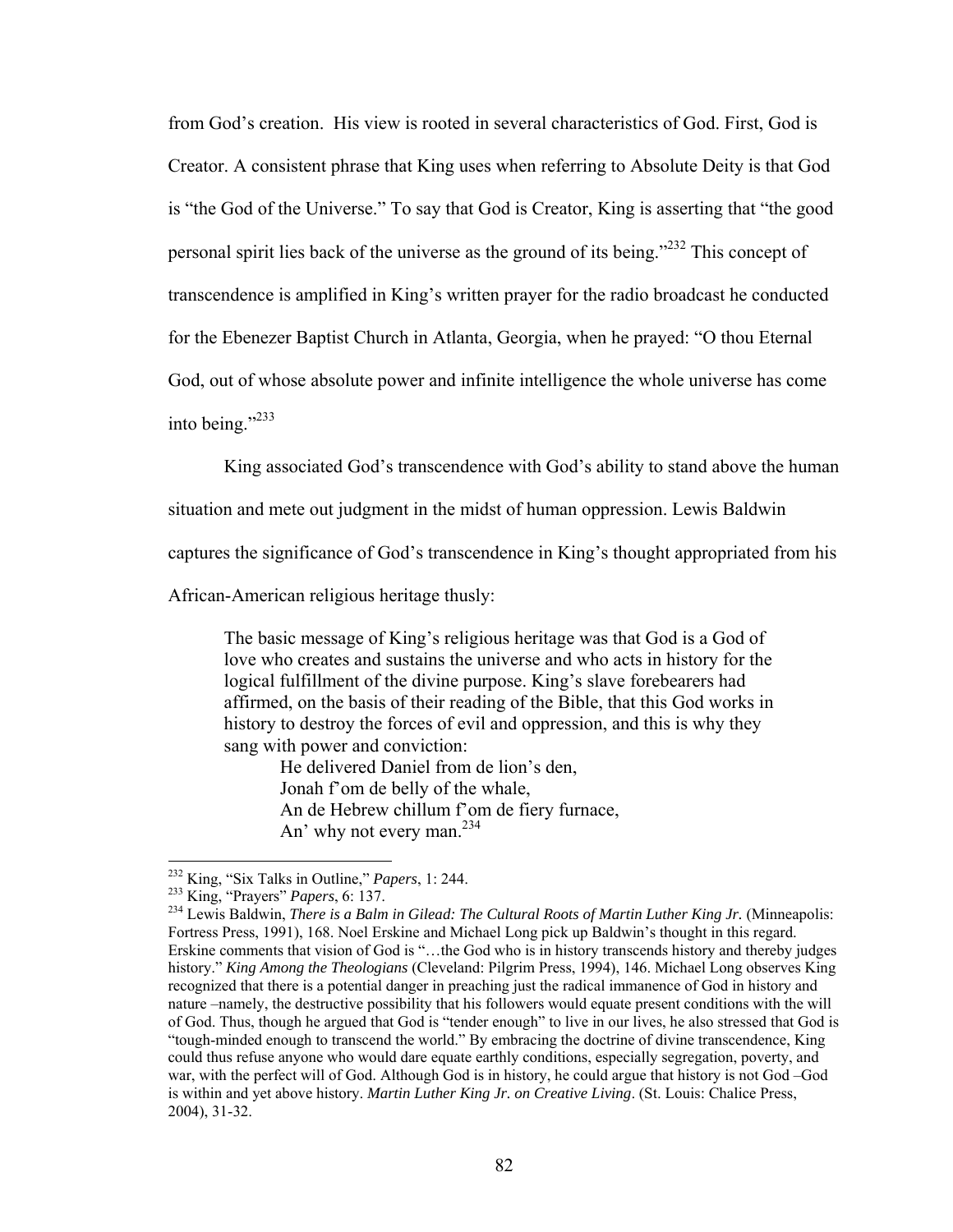from God's creation. His view is rooted in several characteristics of God. First, God is Creator. A consistent phrase that King uses when referring to Absolute Deity is that God is "the God of the Universe." To say that God is Creator, King is asserting that "the good personal spirit lies back of the universe as the ground of its being."[232] This concept of transcendence is amplified in King's written prayer for the radio broadcast he conducted for the Ebenezer Baptist Church in Atlanta, Georgia, when he prayed: "O thou Eternal God, out of whose absolute power and infinite intelligence the whole universe has come into being."[233]

King associated God's transcendence with God's ability to stand above the human situation and mete out judgment in the midst of human oppression. Lewis Baldwin captures the significance of God's transcendence in King's thought appropriated from his African-American religious heritage thusly:

> The basic message of King's religious heritage was that God is a God of love who creates and sustains the universe and who acts in history for the logical fulfillment of the divine purpose. King's slave forebearers had affirmed, on the basis of their reading of the Bible, that this God works in history to destroy the forces of evil and oppression, and this is why they sang with power and conviction:
>
> He delivered Daniel from de lion's den,
> Jonah f'om de belly of the whale,
> An de Hebrew chillum f'om de fiery furnace,
> An' why not every man.[234]

---

[232] King, "Six Talks in Outline," *Papers*, 1: 244.

[233] King, "Prayers" *Papers*, 6: 137.

[234] Lewis Baldwin, *There is a Balm in Gilead: The Cultural Roots of Martin Luther King Jr.* (Minneapolis: Fortress Press, 1991), 168. Noel Erskine and Michael Long pick up Baldwin's thought in this regard. Erskine comments that vision of God is "…the God who is in history transcends history and thereby judges history." *King Among the Theologians* (Cleveland: Pilgrim Press, 1994), 146. Michael Long observes King recognized that there is a potential danger in preaching just the radical immanence of God in history and nature –namely, the destructive possibility that his followers would equate present conditions with the will of God. Thus, though he argued that God is "tender enough" to live in our lives, he also stressed that God is "tough-minded enough to transcend the world." By embracing the doctrine of divine transcendence, King could thus refuse anyone who would dare equate earthly conditions, especially segregation, poverty, and war, with the perfect will of God. Although God is in history, he could argue that history is not God –God is within and yet above history. *Martin Luther King Jr. on Creative Living*. (St. Louis: Chalice Press, 2004), 31-32.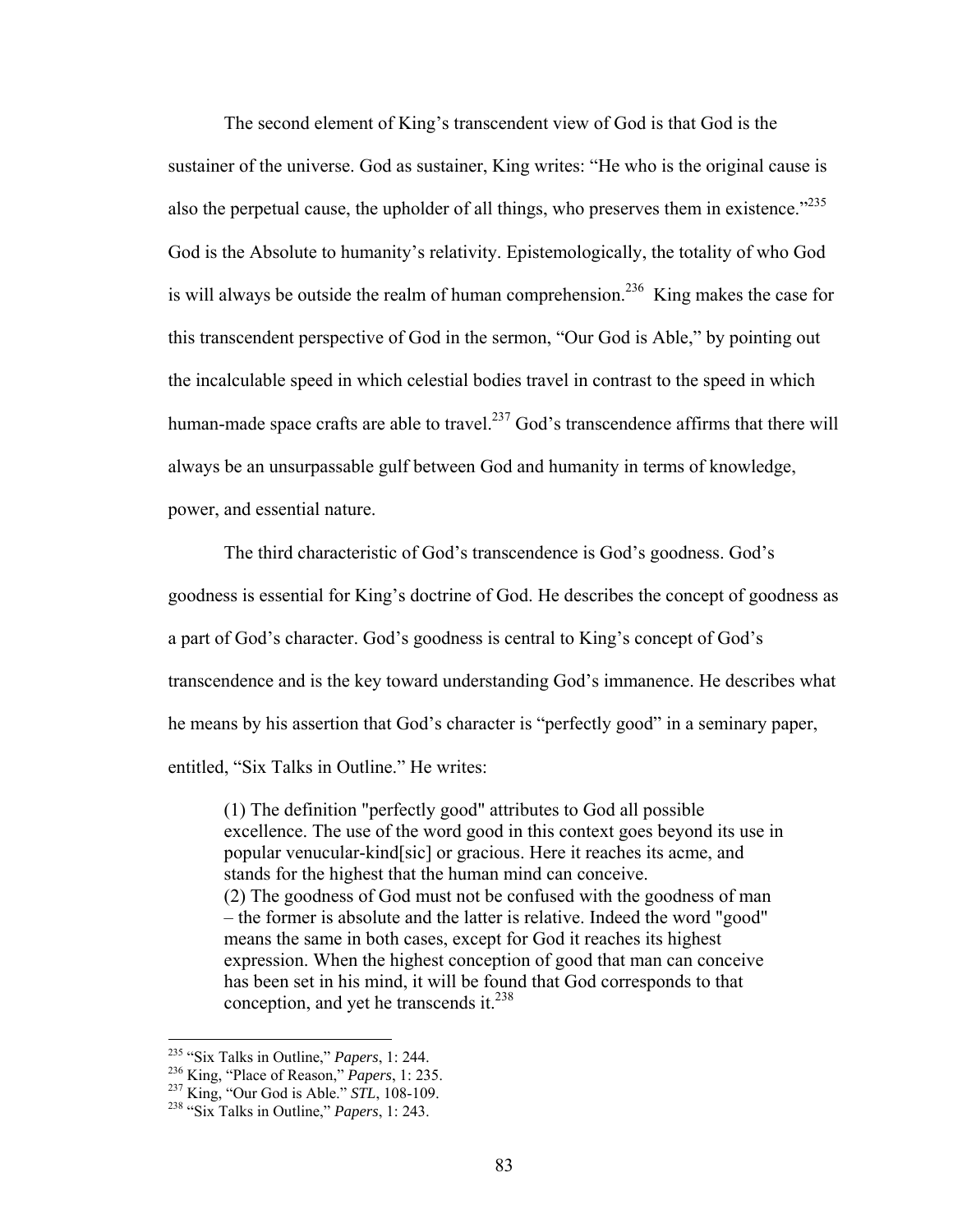The second element of King's transcendent view of God is that God is the sustainer of the universe. God as sustainer, King writes: "He who is the original cause is also the perpetual cause, the upholder of all things, who preserves them in existence."[235] God is the Absolute to humanity's relativity. Epistemologically, the totality of who God is will always be outside the realm of human comprehension.[236] King makes the case for this transcendent perspective of God in the sermon, "Our God is Able," by pointing out the incalculable speed in which celestial bodies travel in contrast to the speed in which human-made space crafts are able to travel.[237] God's transcendence affirms that there will always be an unsurpassable gulf between God and humanity in terms of knowledge, power, and essential nature.

The third characteristic of God's transcendence is God's goodness. God's goodness is essential for King's doctrine of God. He describes the concept of goodness as a part of God's character. God's goodness is central to King's concept of God's transcendence and is the key toward understanding God's immanence. He describes what he means by his assertion that God's character is "perfectly good" in a seminary paper, entitled, "Six Talks in Outline." He writes:

> (1) The definition "perfectly good" attributes to God all possible excellence. The use of the word good in this context goes beyond its use in popular venucular-kind[sic] or gracious. Here it reaches its acme, and stands for the highest that the human mind can conceive.
> (2) The goodness of God must not be confused with the goodness of man – the former is absolute and the latter is relative. Indeed the word "good" means the same in both cases, except for God it reaches its highest expression. When the highest conception of good that man can conceive has been set in his mind, it will be found that God corresponds to that conception, and yet he transcends it.[238]

---

[235] "Six Talks in Outline," *Papers*, 1: 244.
[236] King, "Place of Reason," *Papers*, 1: 235.
[237] King, "Our God is Able." *STL*, 108-109.
[238] "Six Talks in Outline," *Papers*, 1: 243.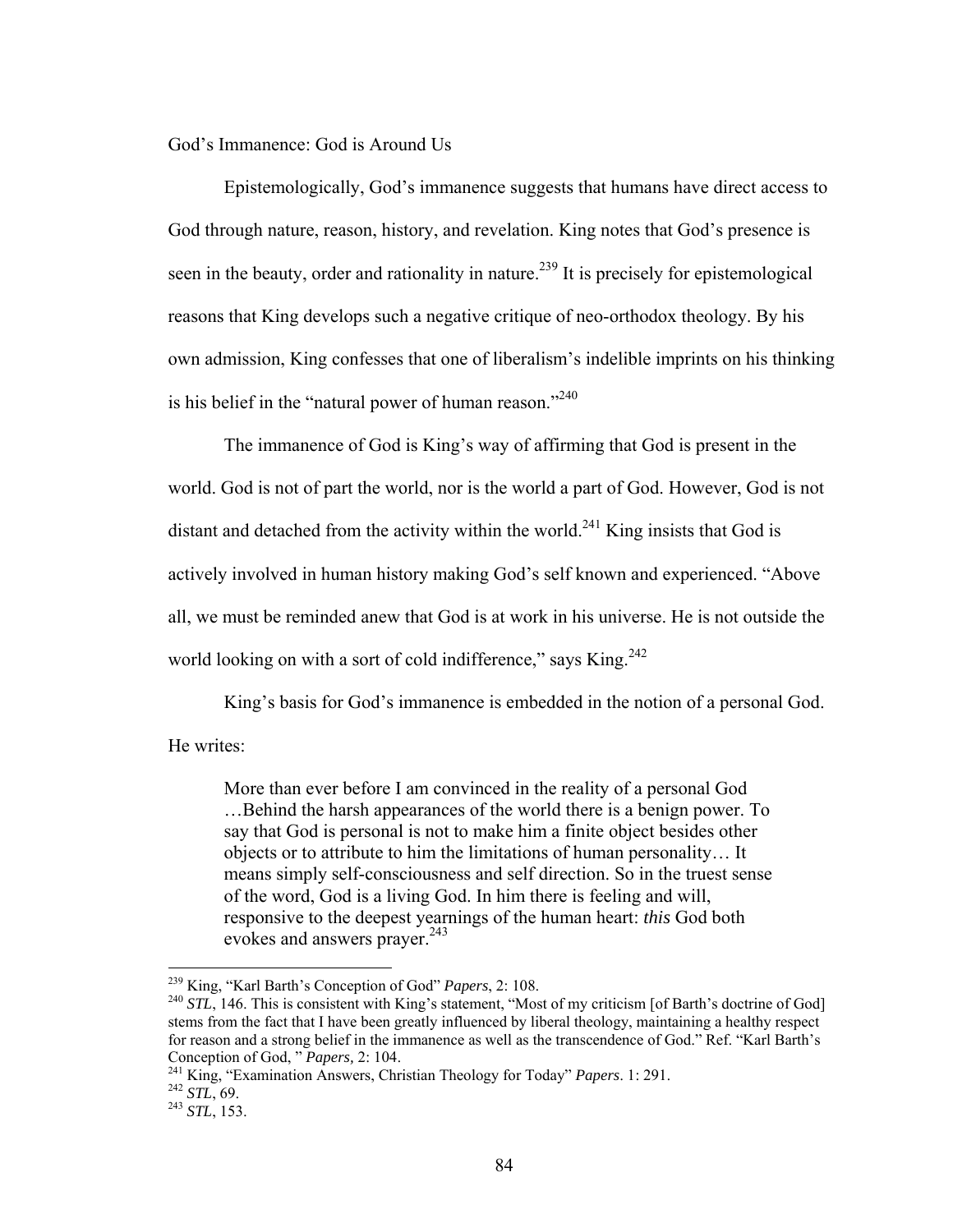God's Immanence: God is Around Us

Epistemologically, God's immanence suggests that humans have direct access to God through nature, reason, history, and revelation. King notes that God's presence is seen in the beauty, order and rationality in nature.[239] It is precisely for epistemological reasons that King develops such a negative critique of neo-orthodox theology. By his own admission, King confesses that one of liberalism's indelible imprints on his thinking is his belief in the "natural power of human reason."[240]

The immanence of God is King's way of affirming that God is present in the world. God is not of part the world, nor is the world a part of God. However, God is not distant and detached from the activity within the world.[241] King insists that God is actively involved in human history making God's self known and experienced. "Above all, we must be reminded anew that God is at work in his universe. He is not outside the world looking on with a sort of cold indifference," says King.[242]

King's basis for God's immanence is embedded in the notion of a personal God. He writes:

> More than ever before I am convinced in the reality of a personal God …Behind the harsh appearances of the world there is a benign power. To say that God is personal is not to make him a finite object besides other objects or to attribute to him the limitations of human personality… It means simply self-consciousness and self direction. So in the truest sense of the word, God is a living God. In him there is feeling and will, responsive to the deepest yearnings of the human heart: *this* God both evokes and answers prayer.[243]

---

[239] King, "Karl Barth's Conception of God" *Papers*, 2: 108.

[240] *STL*, 146. This is consistent with King's statement, "Most of my criticism [of Barth's doctrine of God] stems from the fact that I have been greatly influenced by liberal theology, maintaining a healthy respect for reason and a strong belief in the immanence as well as the transcendence of God." Ref. "Karl Barth's Conception of God, " *Papers,* 2: 104.

[241] King, "Examination Answers, Christian Theology for Today" *Papers*. 1: 291.

[242] *STL*, 69.

[243] *STL*, 153.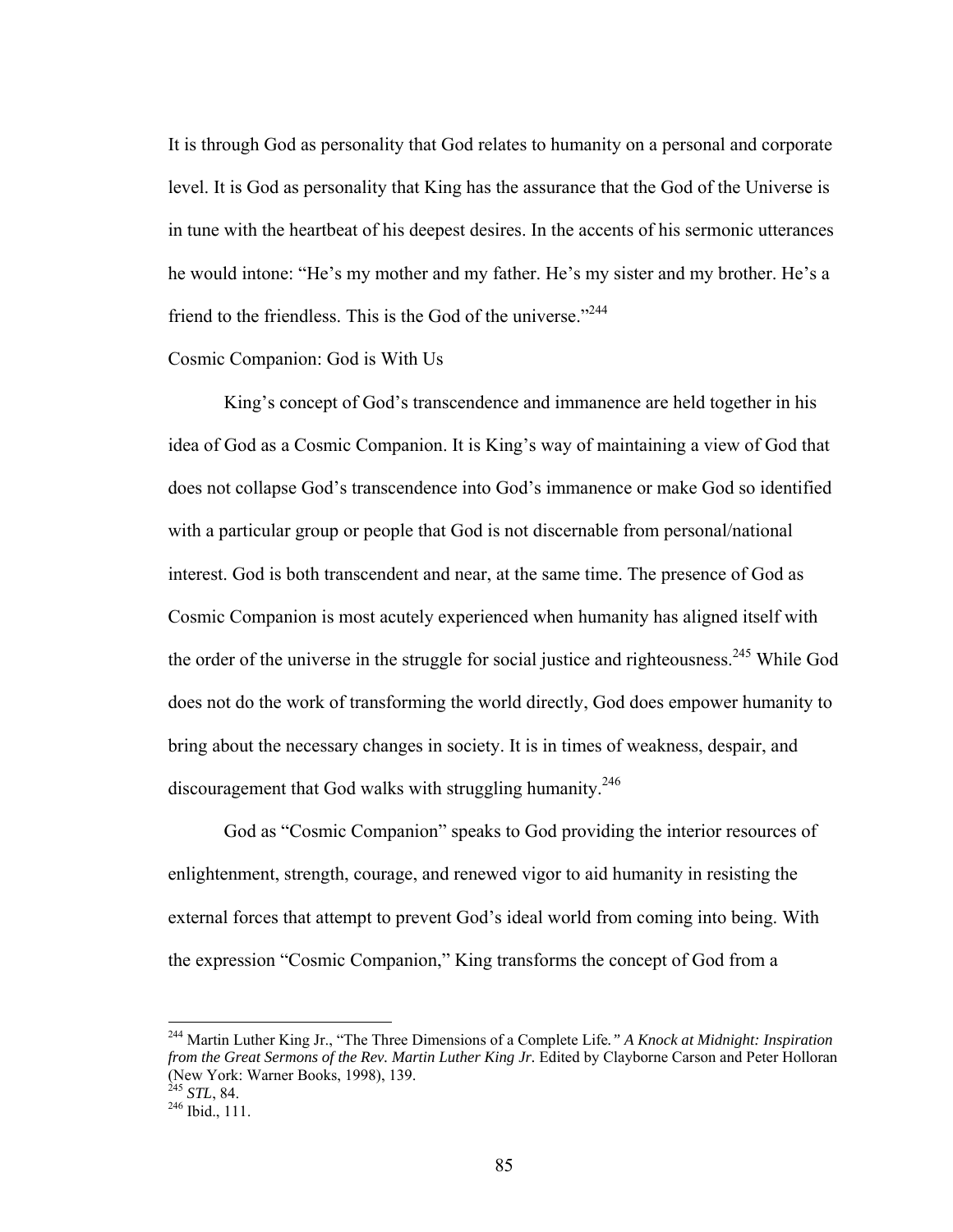It is through God as personality that God relates to humanity on a personal and corporate level. It is God as personality that King has the assurance that the God of the Universe is in tune with the heartbeat of his deepest desires. In the accents of his sermonic utterances he would intone: "He's my mother and my father. He's my sister and my brother. He's a friend to the friendless. This is the God of the universe."[244]

## Cosmic Companion: God is With Us

King's concept of God's transcendence and immanence are held together in his idea of God as a Cosmic Companion. It is King's way of maintaining a view of God that does not collapse God's transcendence into God's immanence or make God so identified with a particular group or people that God is not discernable from personal/national interest. God is both transcendent and near, at the same time. The presence of God as Cosmic Companion is most acutely experienced when humanity has aligned itself with the order of the universe in the struggle for social justice and righteousness.[245] While God does not do the work of transforming the world directly, God does empower humanity to bring about the necessary changes in society. It is in times of weakness, despair, and discouragement that God walks with struggling humanity.[246]

God as "Cosmic Companion" speaks to God providing the interior resources of enlightenment, strength, courage, and renewed vigor to aid humanity in resisting the external forces that attempt to prevent God's ideal world from coming into being. With the expression "Cosmic Companion," King transforms the concept of God from a

---

[244] Martin Luther King Jr., "The Three Dimensions of a Complete Life*." A Knock at Midnight: Inspiration from the Great Sermons of the Rev. Martin Luther King Jr.* Edited by Clayborne Carson and Peter Holloran (New York: Warner Books, 1998), 139.

[245] *STL*, 84.

[246] Ibid., 111.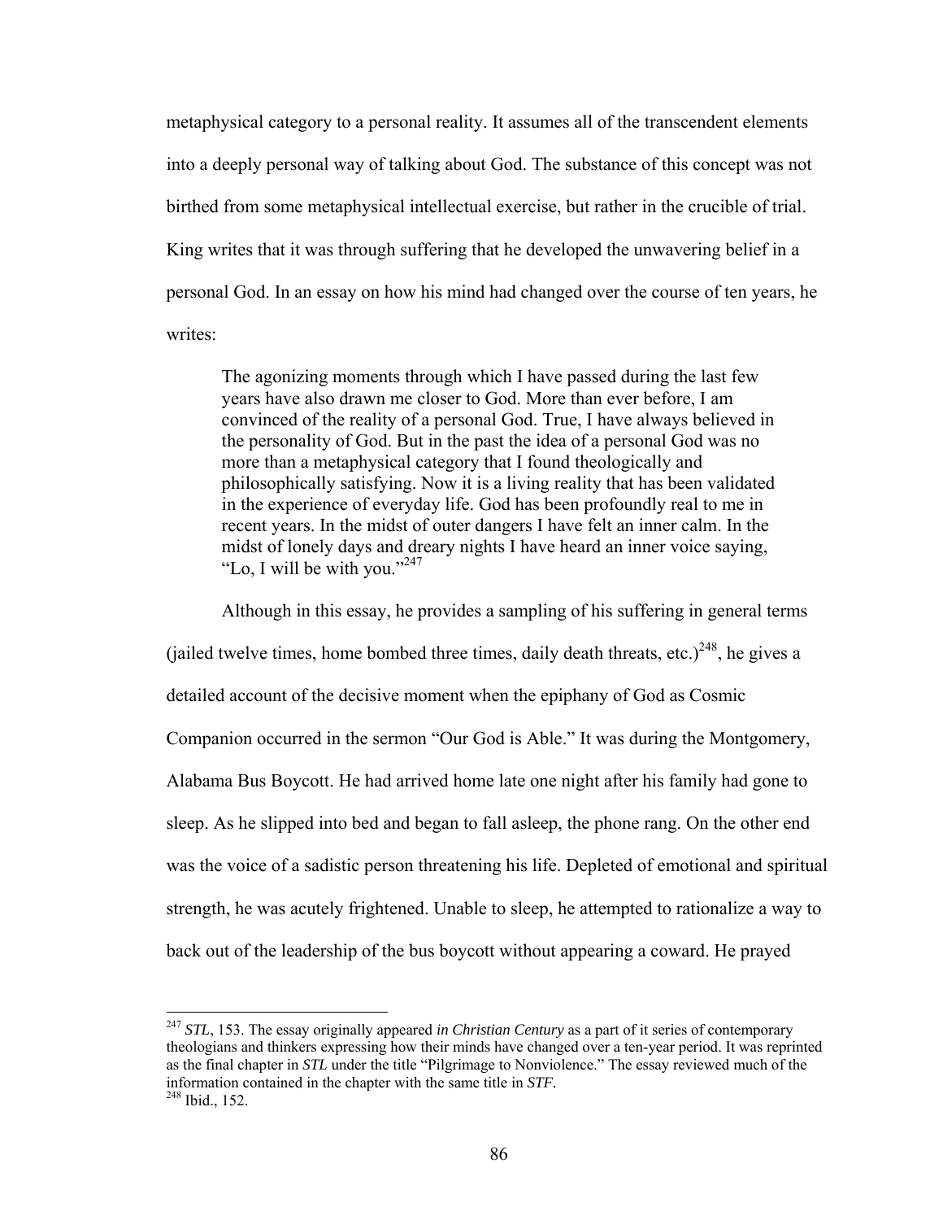metaphysical category to a personal reality. It assumes all of the transcendent elements into a deeply personal way of talking about God. The substance of this concept was not birthed from some metaphysical intellectual exercise, but rather in the crucible of trial. King writes that it was through suffering that he developed the unwavering belief in a personal God. In an essay on how his mind had changed over the course of ten years, he writes:

> The agonizing moments through which I have passed during the last few years have also drawn me closer to God. More than ever before, I am convinced of the reality of a personal God. True, I have always believed in the personality of God. But in the past the idea of a personal God was no more than a metaphysical category that I found theologically and philosophically satisfying. Now it is a living reality that has been validated in the experience of everyday life. God has been profoundly real to me in recent years. In the midst of outer dangers I have felt an inner calm. In the midst of lonely days and dreary nights I have heard an inner voice saying, "Lo, I will be with you."[247]

Although in this essay, he provides a sampling of his suffering in general terms (jailed twelve times, home bombed three times, daily death threats, etc.)[248], he gives a detailed account of the decisive moment when the epiphany of God as Cosmic Companion occurred in the sermon "Our God is Able." It was during the Montgomery, Alabama Bus Boycott. He had arrived home late one night after his family had gone to sleep. As he slipped into bed and began to fall asleep, the phone rang. On the other end was the voice of a sadistic person threatening his life. Depleted of emotional and spiritual strength, he was acutely frightened. Unable to sleep, he attempted to rationalize a way to back out of the leadership of the bus boycott without appearing a coward. He prayed

---

[247] *STL*, 153. The essay originally appeared *in Christian Century* as a part of it series of contemporary theologians and thinkers expressing how their minds have changed over a ten-year period. It was reprinted as the final chapter in *STL* under the title "Pilgrimage to Nonviolence." The essay reviewed much of the information contained in the chapter with the same title in *STF*.

[248] Ibid., 152.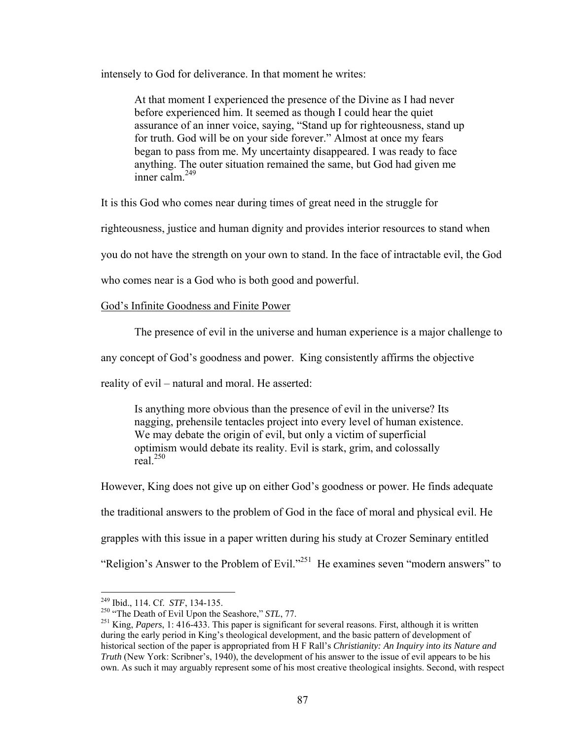intensely to God for deliverance. In that moment he writes:

> At that moment I experienced the presence of the Divine as I had never before experienced him. It seemed as though I could hear the quiet assurance of an inner voice, saying, "Stand up for righteousness, stand up for truth. God will be on your side forever." Almost at once my fears began to pass from me. My uncertainty disappeared. I was ready to face anything. The outer situation remained the same, but God had given me inner calm.[249]

It is this God who comes near during times of great need in the struggle for righteousness, justice and human dignity and provides interior resources to stand when you do not have the strength on your own to stand. In the face of intractable evil, the God who comes near is a God who is both good and powerful.

<u>God's Infinite Goodness and Finite Power</u>

The presence of evil in the universe and human experience is a major challenge to any concept of God's goodness and power. King consistently affirms the objective reality of evil – natural and moral. He asserted:

> Is anything more obvious than the presence of evil in the universe? Its nagging, prehensile tentacles project into every level of human existence. We may debate the origin of evil, but only a victim of superficial optimism would debate its reality. Evil is stark, grim, and colossally real.[250]

However, King does not give up on either God's goodness or power. He finds adequate the traditional answers to the problem of God in the face of moral and physical evil. He grapples with this issue in a paper written during his study at Crozer Seminary entitled "Religion's Answer to the Problem of Evil."[251] He examines seven "modern answers" to

---

[249] Ibid., 114. Cf. *STF*, 134-135.

[250] "The Death of Evil Upon the Seashore," *STL*, 77.

[251] King, *Papers*, 1: 416-433. This paper is significant for several reasons. First, although it is written during the early period in King's theological development, and the basic pattern of development of historical section of the paper is appropriated from H F Rall's *Christianity: An Inquiry into its Nature and Truth* (New York: Scribner's, 1940), the development of his answer to the issue of evil appears to be his own. As such it may arguably represent some of his most creative theological insights. Second, with respect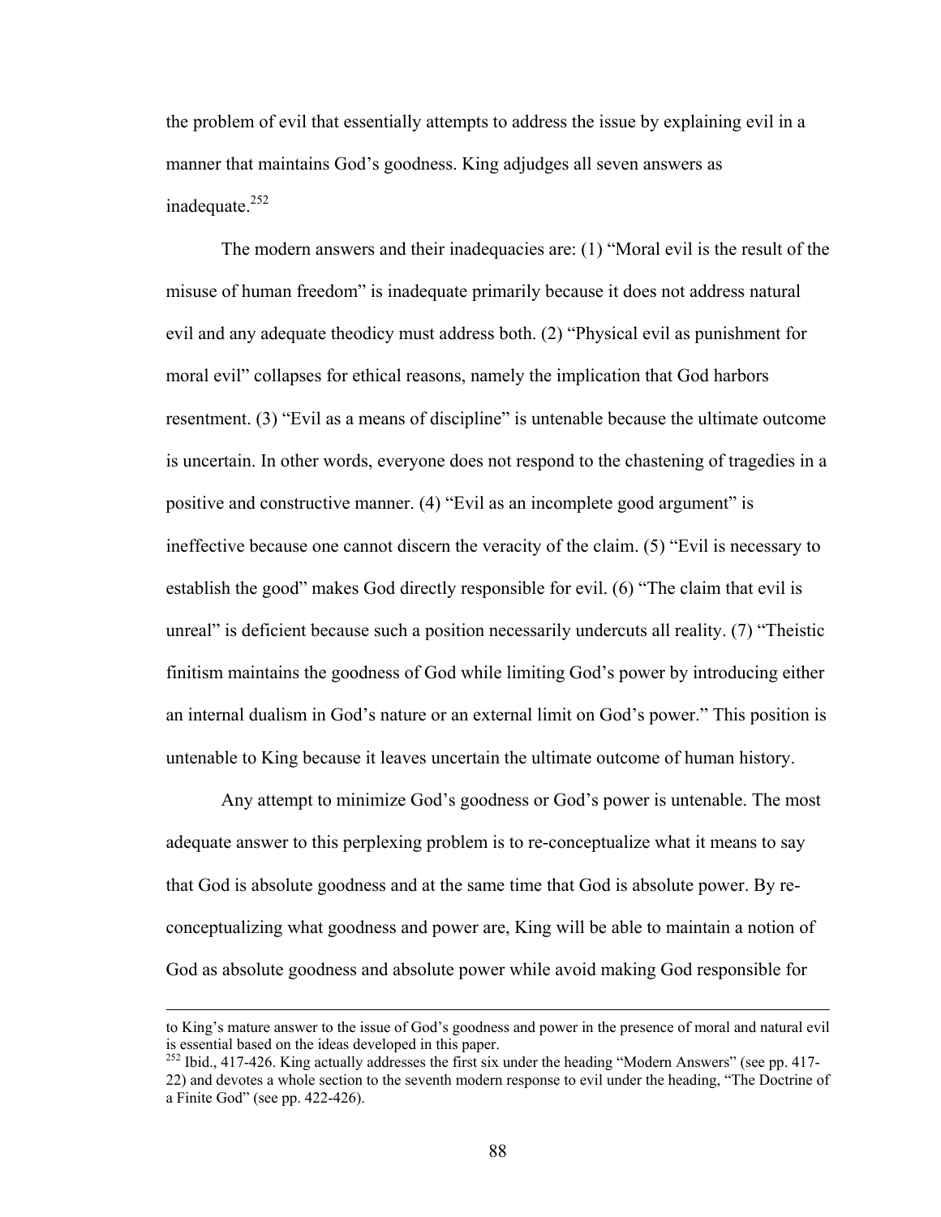the problem of evil that essentially attempts to address the issue by explaining evil in a manner that maintains God's goodness. King adjudges all seven answers as inadequate.[252]

The modern answers and their inadequacies are: (1) "Moral evil is the result of the misuse of human freedom" is inadequate primarily because it does not address natural evil and any adequate theodicy must address both. (2) "Physical evil as punishment for moral evil" collapses for ethical reasons, namely the implication that God harbors resentment. (3) "Evil as a means of discipline" is untenable because the ultimate outcome is uncertain. In other words, everyone does not respond to the chastening of tragedies in a positive and constructive manner. (4) "Evil as an incomplete good argument" is ineffective because one cannot discern the veracity of the claim. (5) "Evil is necessary to establish the good" makes God directly responsible for evil. (6) "The claim that evil is unreal" is deficient because such a position necessarily undercuts all reality. (7) "Theistic finitism maintains the goodness of God while limiting God's power by introducing either an internal dualism in God's nature or an external limit on God's power." This position is untenable to King because it leaves uncertain the ultimate outcome of human history.

Any attempt to minimize God's goodness or God's power is untenable. The most adequate answer to this perplexing problem is to re-conceptualize what it means to say that God is absolute goodness and at the same time that God is absolute power. By re-conceptualizing what goodness and power are, King will be able to maintain a notion of God as absolute goodness and absolute power while avoid making God responsible for

---

to King's mature answer to the issue of God's goodness and power in the presence of moral and natural evil is essential based on the ideas developed in this paper.

[252] Ibid., 417-426. King actually addresses the first six under the heading "Modern Answers" (see pp. 417-22) and devotes a whole section to the seventh modern response to evil under the heading, "The Doctrine of a Finite God" (see pp. 422-426).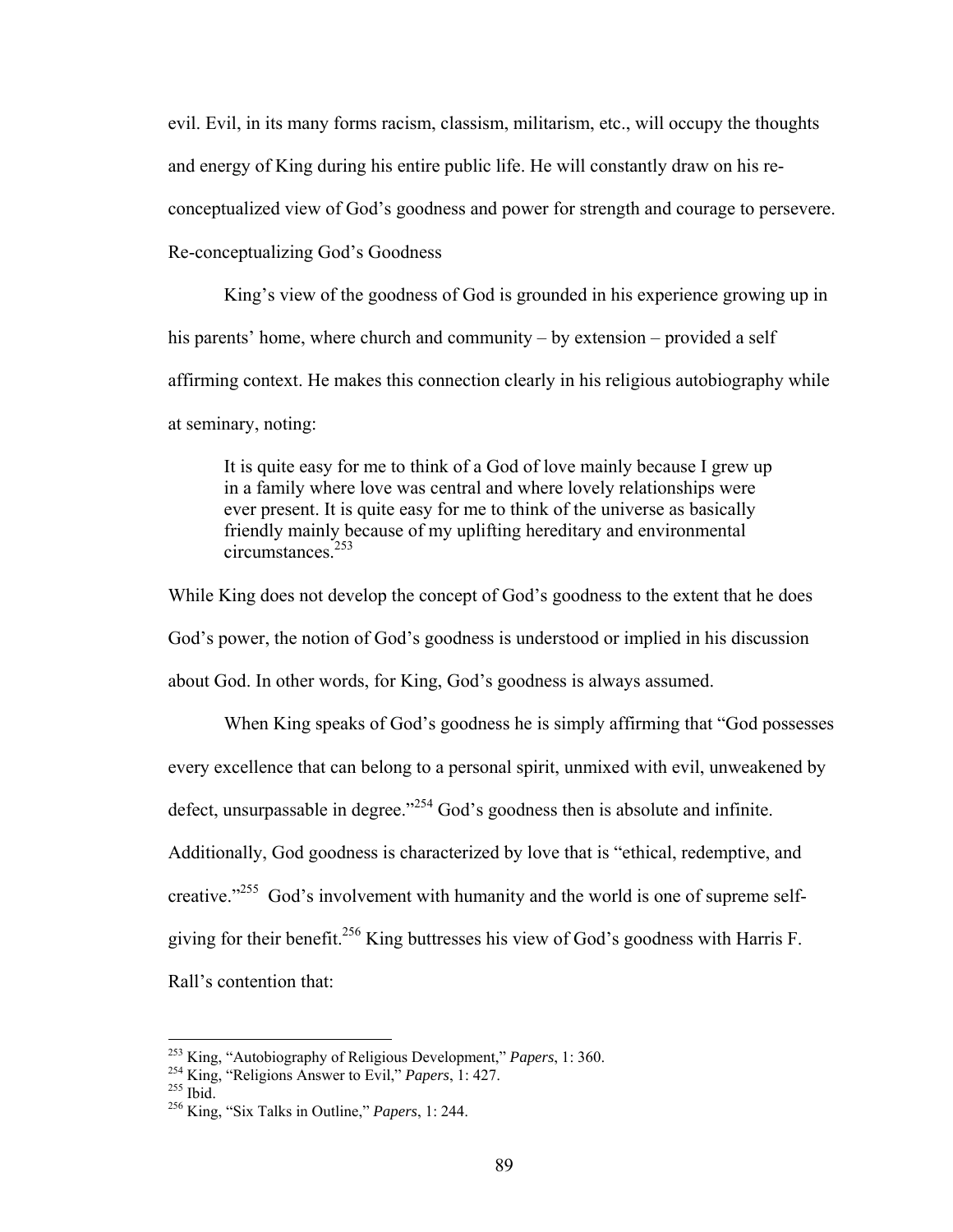evil. Evil, in its many forms racism, classism, militarism, etc., will occupy the thoughts and energy of King during his entire public life. He will constantly draw on his re-conceptualized view of God's goodness and power for strength and courage to persevere.

### Re-conceptualizing God's Goodness

King's view of the goodness of God is grounded in his experience growing up in his parents' home, where church and community – by extension – provided a self affirming context. He makes this connection clearly in his religious autobiography while at seminary, noting:

> It is quite easy for me to think of a God of love mainly because I grew up in a family where love was central and where lovely relationships were ever present. It is quite easy for me to think of the universe as basically friendly mainly because of my uplifting hereditary and environmental circumstances.[253]

While King does not develop the concept of God's goodness to the extent that he does God's power, the notion of God's goodness is understood or implied in his discussion about God. In other words, for King, God's goodness is always assumed.

When King speaks of God's goodness he is simply affirming that "God possesses every excellence that can belong to a personal spirit, unmixed with evil, unweakened by defect, unsurpassable in degree."[254] God's goodness then is absolute and infinite. Additionally, God goodness is characterized by love that is "ethical, redemptive, and creative."[255] God's involvement with humanity and the world is one of supreme self-giving for their benefit.[256] King buttresses his view of God's goodness with Harris F. Rall's contention that:

---

[253] King, "Autobiography of Religious Development," *Papers*, 1: 360.

[254] King, "Religions Answer to Evil," *Papers*, 1: 427.

[255] Ibid.

[256] King, "Six Talks in Outline," *Papers*, 1: 244.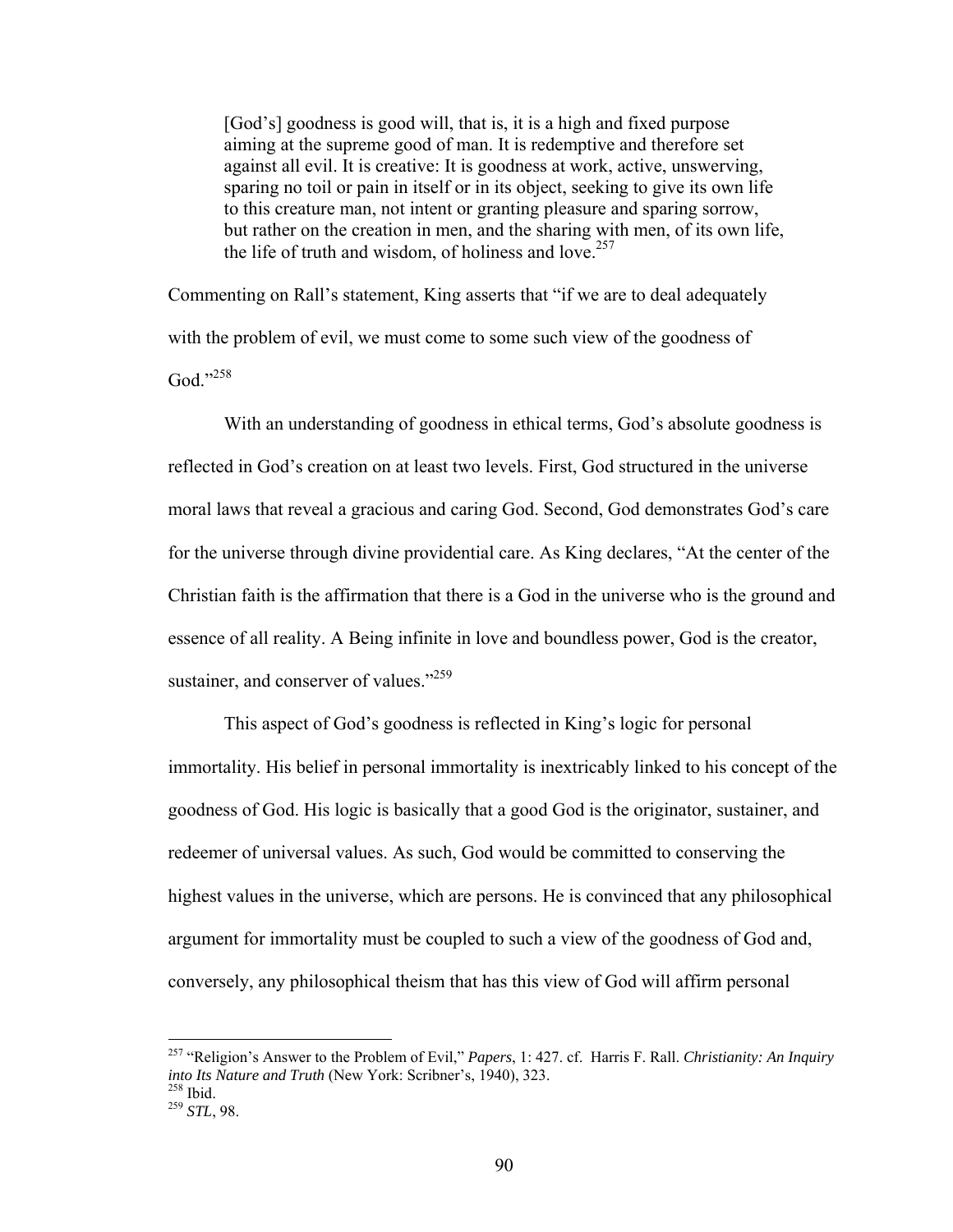> [God's] goodness is good will, that is, it is a high and fixed purpose aiming at the supreme good of man. It is redemptive and therefore set against all evil. It is creative: It is goodness at work, active, unswerving, sparing no toil or pain in itself or in its object, seeking to give its own life to this creature man, not intent or granting pleasure and sparing sorrow, but rather on the creation in men, and the sharing with men, of its own life, the life of truth and wisdom, of holiness and love.[257]

Commenting on Rall's statement, King asserts that "if we are to deal adequately with the problem of evil, we must come to some such view of the goodness of God."[258]

With an understanding of goodness in ethical terms, God's absolute goodness is reflected in God's creation on at least two levels. First, God structured in the universe moral laws that reveal a gracious and caring God. Second, God demonstrates God's care for the universe through divine providential care. As King declares, "At the center of the Christian faith is the affirmation that there is a God in the universe who is the ground and essence of all reality. A Being infinite in love and boundless power, God is the creator, sustainer, and conserver of values."[259]

This aspect of God's goodness is reflected in King's logic for personal immortality. His belief in personal immortality is inextricably linked to his concept of the goodness of God. His logic is basically that a good God is the originator, sustainer, and redeemer of universal values. As such, God would be committed to conserving the highest values in the universe, which are persons. He is convinced that any philosophical argument for immortality must be coupled to such a view of the goodness of God and, conversely, any philosophical theism that has this view of God will affirm personal

---

[257] "Religion's Answer to the Problem of Evil," *Papers*, 1: 427. cf. Harris F. Rall. *Christianity: An Inquiry into Its Nature and Truth* (New York: Scribner's, 1940), 323.

[258] Ibid.

[259] *STL*, 98.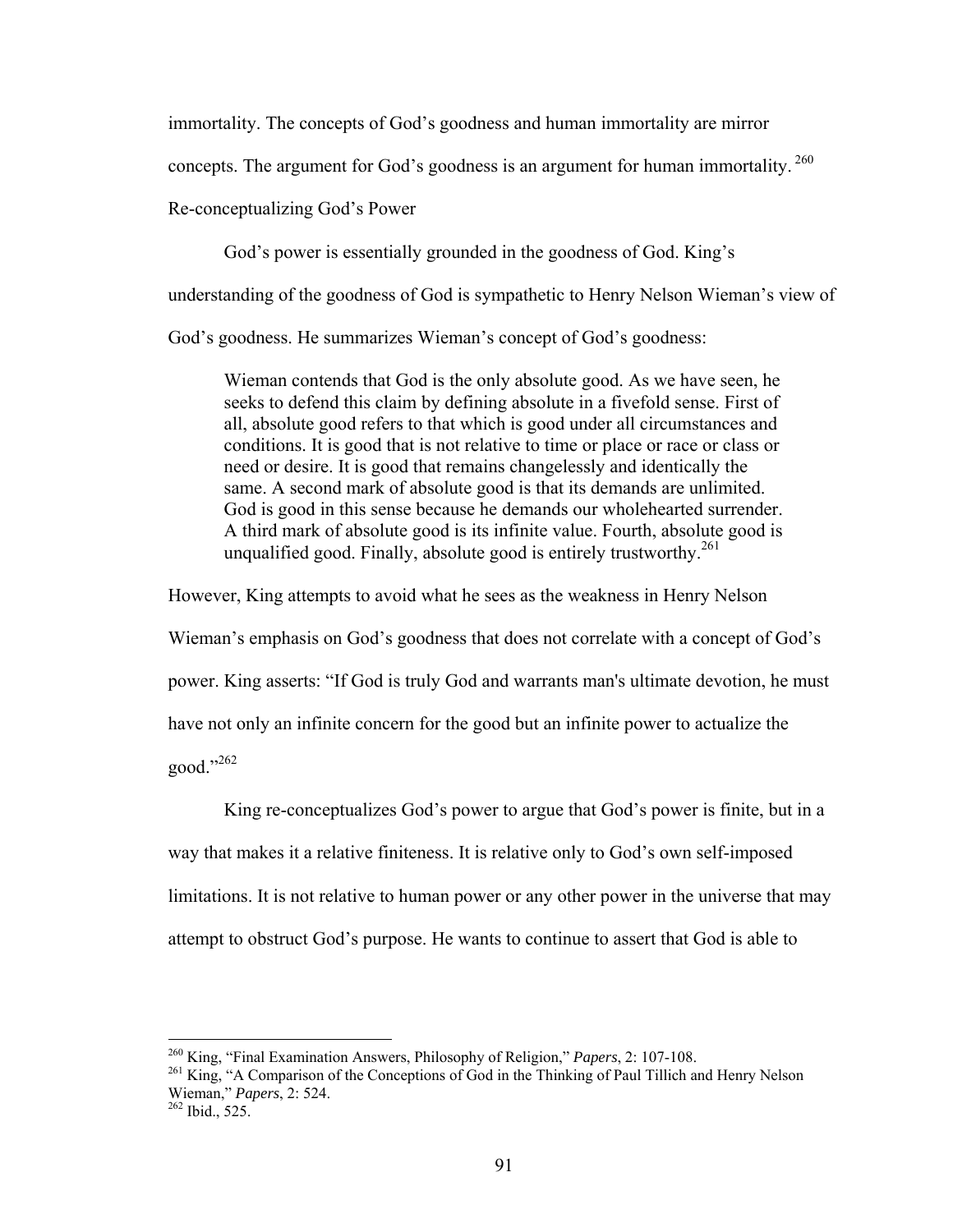immortality. The concepts of God's goodness and human immortality are mirror concepts. The argument for God's goodness is an argument for human immortality.[260]

## Re-conceptualizing God's Power

God's power is essentially grounded in the goodness of God. King's understanding of the goodness of God is sympathetic to Henry Nelson Wieman's view of God's goodness. He summarizes Wieman's concept of God's goodness:

> Wieman contends that God is the only absolute good. As we have seen, he seeks to defend this claim by defining absolute in a fivefold sense. First of all, absolute good refers to that which is good under all circumstances and conditions. It is good that is not relative to time or place or race or class or need or desire. It is good that remains changelessly and identically the same. A second mark of absolute good is that its demands are unlimited. God is good in this sense because he demands our wholehearted surrender. A third mark of absolute good is its infinite value. Fourth, absolute good is unqualified good. Finally, absolute good is entirely trustworthy.[261]

However, King attempts to avoid what he sees as the weakness in Henry Nelson Wieman's emphasis on God's goodness that does not correlate with a concept of God's power. King asserts: "If God is truly God and warrants man's ultimate devotion, he must have not only an infinite concern for the good but an infinite power to actualize the good."[262]

King re-conceptualizes God's power to argue that God's power is finite, but in a way that makes it a relative finiteness. It is relative only to God's own self-imposed limitations. It is not relative to human power or any other power in the universe that may attempt to obstruct God's purpose. He wants to continue to assert that God is able to

---

[260] King, "Final Examination Answers, Philosophy of Religion," *Papers*, 2: 107-108.

[261] King, "A Comparison of the Conceptions of God in the Thinking of Paul Tillich and Henry Nelson Wieman," *Papers*, 2: 524.

[262] Ibid., 525.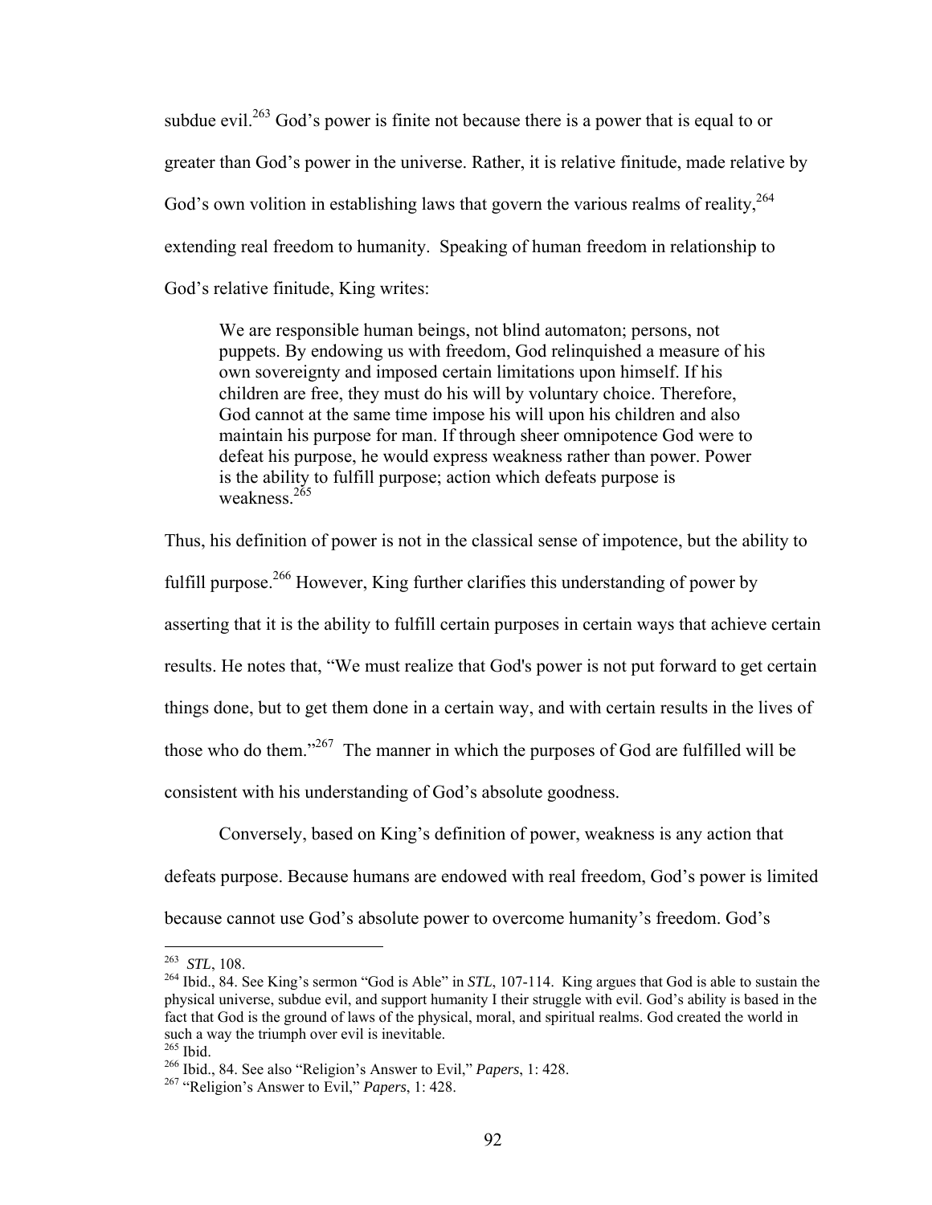subdue evil.[263] God's power is finite not because there is a power that is equal to or greater than God's power in the universe. Rather, it is relative finitude, made relative by God's own volition in establishing laws that govern the various realms of reality,[264] extending real freedom to humanity. Speaking of human freedom in relationship to God's relative finitude, King writes:

> We are responsible human beings, not blind automaton; persons, not puppets. By endowing us with freedom, God relinquished a measure of his own sovereignty and imposed certain limitations upon himself. If his children are free, they must do his will by voluntary choice. Therefore, God cannot at the same time impose his will upon his children and also maintain his purpose for man. If through sheer omnipotence God were to defeat his purpose, he would express weakness rather than power. Power is the ability to fulfill purpose; action which defeats purpose is weakness.[265]

Thus, his definition of power is not in the classical sense of impotence, but the ability to fulfill purpose.[266] However, King further clarifies this understanding of power by asserting that it is the ability to fulfill certain purposes in certain ways that achieve certain results. He notes that, "We must realize that God's power is not put forward to get certain things done, but to get them done in a certain way, and with certain results in the lives of those who do them."[267] The manner in which the purposes of God are fulfilled will be consistent with his understanding of God's absolute goodness.

Conversely, based on King's definition of power, weakness is any action that defeats purpose. Because humans are endowed with real freedom, God's power is limited because cannot use God's absolute power to overcome humanity's freedom. God's

---

[263] *STL*, 108.

[264] Ibid., 84. See King's sermon "God is Able" in *STL*, 107-114. King argues that God is able to sustain the physical universe, subdue evil, and support humanity I their struggle with evil. God's ability is based in the fact that God is the ground of laws of the physical, moral, and spiritual realms. God created the world in such a way the triumph over evil is inevitable.

[265] Ibid.

[266] Ibid., 84. See also "Religion's Answer to Evil," *Papers*, 1: 428.

[267] "Religion's Answer to Evil," *Papers*, 1: 428.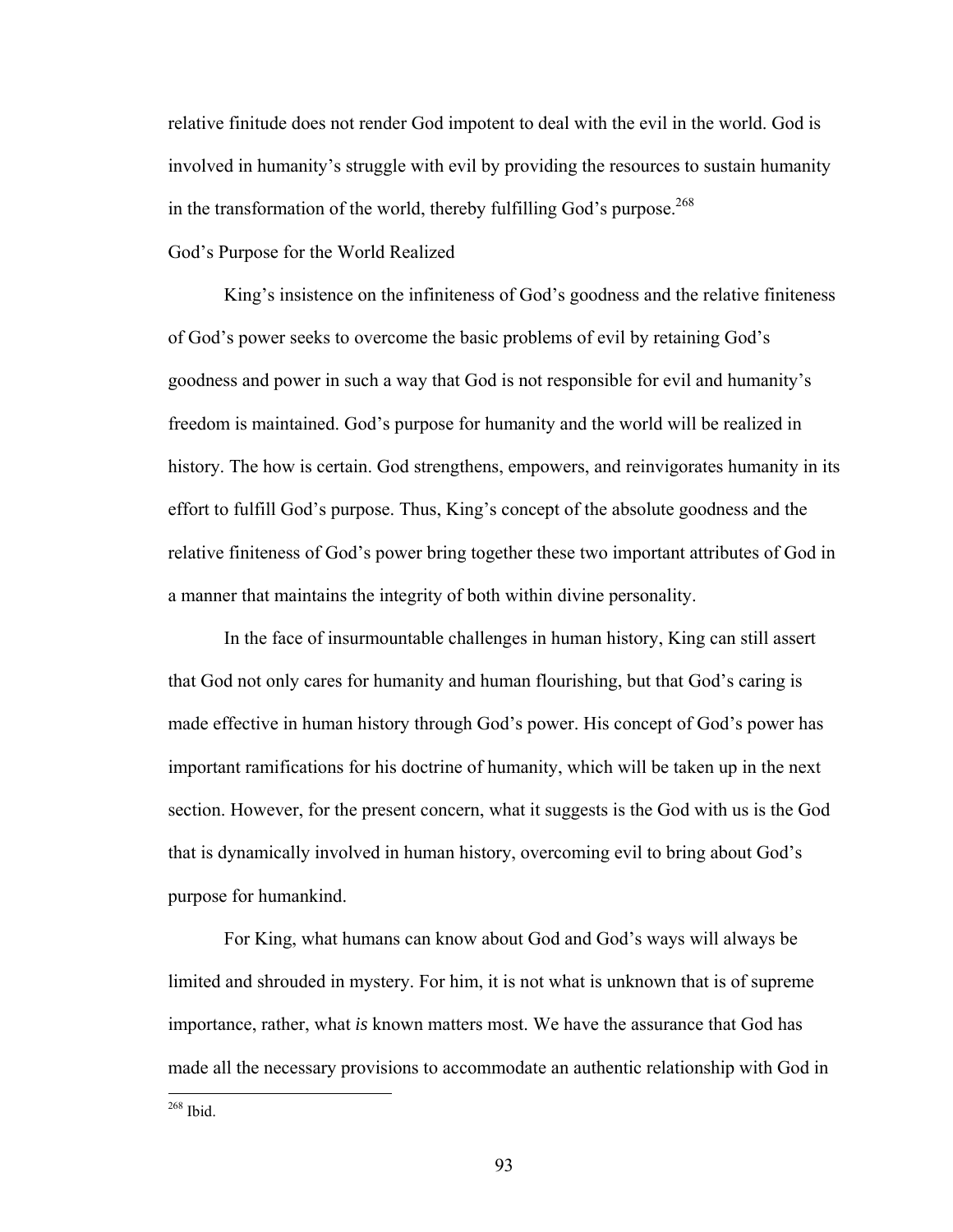relative finitude does not render God impotent to deal with the evil in the world. God is involved in humanity's struggle with evil by providing the resources to sustain humanity in the transformation of the world, thereby fulfilling God's purpose.[268]

God's Purpose for the World Realized

King's insistence on the infiniteness of God's goodness and the relative finiteness of God's power seeks to overcome the basic problems of evil by retaining God's goodness and power in such a way that God is not responsible for evil and humanity's freedom is maintained. God's purpose for humanity and the world will be realized in history. The how is certain. God strengthens, empowers, and reinvigorates humanity in its effort to fulfill God's purpose. Thus, King's concept of the absolute goodness and the relative finiteness of God's power bring together these two important attributes of God in a manner that maintains the integrity of both within divine personality.

In the face of insurmountable challenges in human history, King can still assert that God not only cares for humanity and human flourishing, but that God's caring is made effective in human history through God's power. His concept of God's power has important ramifications for his doctrine of humanity, which will be taken up in the next section. However, for the present concern, what it suggests is the God with us is the God that is dynamically involved in human history, overcoming evil to bring about God's purpose for humankind.

For King, what humans can know about God and God's ways will always be limited and shrouded in mystery. For him, it is not what is unknown that is of supreme importance, rather, what *is* known matters most. We have the assurance that God has made all the necessary provisions to accommodate an authentic relationship with God in

[268] Ibid.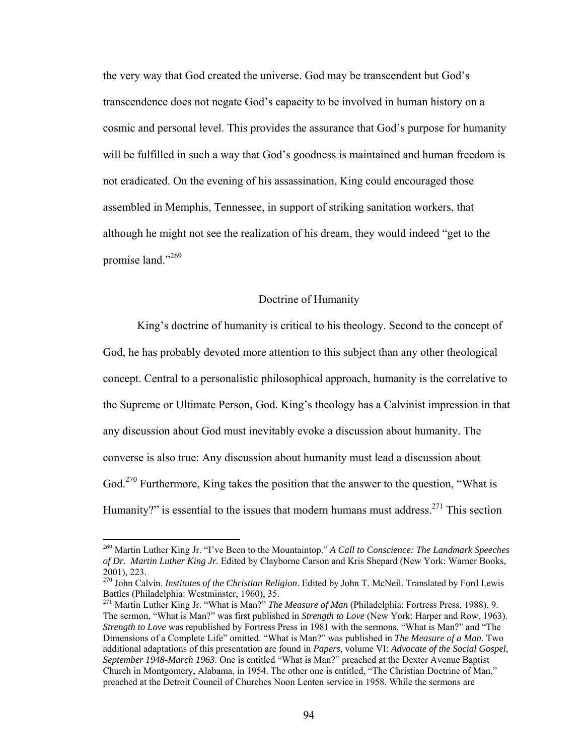the very way that God created the universe. God may be transcendent but God's transcendence does not negate God's capacity to be involved in human history on a cosmic and personal level. This provides the assurance that God's purpose for humanity will be fulfilled in such a way that God's goodness is maintained and human freedom is not eradicated. On the evening of his assassination, King could encouraged those assembled in Memphis, Tennessee, in support of striking sanitation workers, that although he might not see the realization of his dream, they would indeed "get to the promise land."[269]

## Doctrine of Humanity

King's doctrine of humanity is critical to his theology. Second to the concept of God, he has probably devoted more attention to this subject than any other theological concept. Central to a personalistic philosophical approach, humanity is the correlative to the Supreme or Ultimate Person, God. King's theology has a Calvinist impression in that any discussion about God must inevitably evoke a discussion about humanity. The converse is also true: Any discussion about humanity must lead a discussion about God.[270] Furthermore, King takes the position that the answer to the question, "What is Humanity?" is essential to the issues that modern humans must address.[271] This section

---

[269] Martin Luther King Jr. "I've Been to the Mountaintop." *A Call to Conscience: The Landmark Speeches of Dr. Martin Luther King Jr.* Edited by Clayborne Carson and Kris Shepard (New York: Warner Books, 2001), 223.

[270] John Calvin. *Institutes of the Christian Religion*. Edited by John T. McNeil. Translated by Ford Lewis Battles (Philadelphia: Westminster, 1960), 35.

[271] Martin Luther King Jr. "What is Man?" *The Measure of Man* (Philadelphia: Fortress Press, 1988), 9. The sermon, "What is Man?" was first published in *Strength to Love* (New York: Harper and Row, 1963). *Strength to Love* was republished by Fortress Press in 1981 with the sermons, "What is Man?" and "The Dimensions of a Complete Life" omitted. "What is Man?" was published in *The Measure of a Man*. Two additional adaptations of this presentation are found in *Papers*, volume VI: *Advocate of the Social Gospel, September 1948-March 1963*. One is entitled "What is Man?" preached at the Dexter Avenue Baptist Church in Montgomery, Alabama, in 1954. The other one is entitled, "The Christian Doctrine of Man," preached at the Detroit Council of Churches Noon Lenten service in 1958. While the sermons are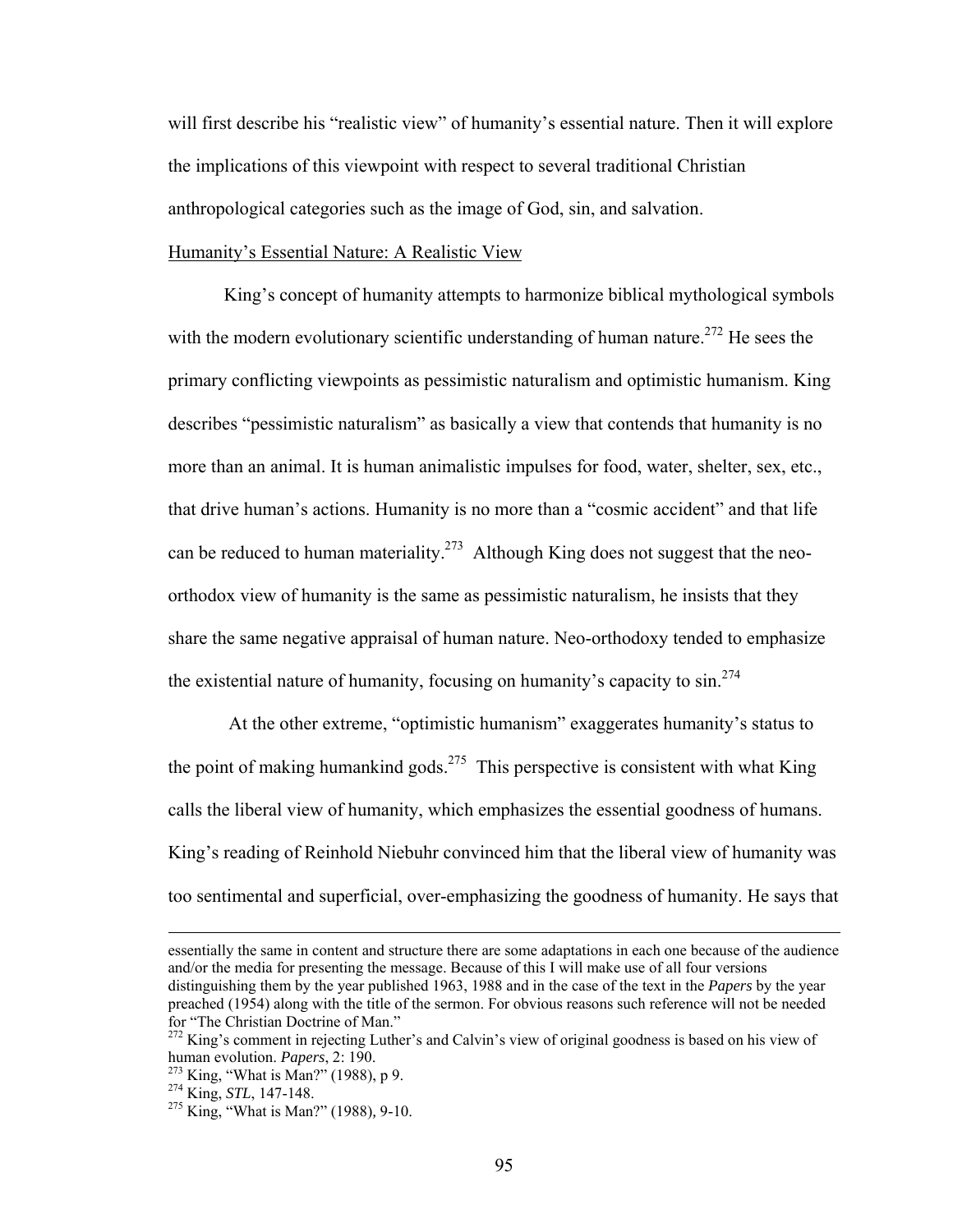will first describe his "realistic view" of humanity's essential nature. Then it will explore the implications of this viewpoint with respect to several traditional Christian anthropological categories such as the image of God, sin, and salvation.

<u>Humanity's Essential Nature: A Realistic View</u>

King's concept of humanity attempts to harmonize biblical mythological symbols with the modern evolutionary scientific understanding of human nature.[272] He sees the primary conflicting viewpoints as pessimistic naturalism and optimistic humanism. King describes "pessimistic naturalism" as basically a view that contends that humanity is no more than an animal. It is human animalistic impulses for food, water, shelter, sex, etc., that drive human's actions. Humanity is no more than a "cosmic accident" and that life can be reduced to human materiality.[273] Although King does not suggest that the neo-orthodox view of humanity is the same as pessimistic naturalism, he insists that they share the same negative appraisal of human nature. Neo-orthodoxy tended to emphasize the existential nature of humanity, focusing on humanity's capacity to sin.[274]

At the other extreme, "optimistic humanism" exaggerates humanity's status to the point of making humankind gods.[275] This perspective is consistent with what King calls the liberal view of humanity, which emphasizes the essential goodness of humans. King's reading of Reinhold Niebuhr convinced him that the liberal view of humanity was too sentimental and superficial, over-emphasizing the goodness of humanity. He says that

---

essentially the same in content and structure there are some adaptations in each one because of the audience and/or the media for presenting the message. Because of this I will make use of all four versions distinguishing them by the year published 1963, 1988 and in the case of the text in the *Papers* by the year preached (1954) along with the title of the sermon. For obvious reasons such reference will not be needed for "The Christian Doctrine of Man."

[272] King's comment in rejecting Luther's and Calvin's view of original goodness is based on his view of human evolution. *Papers*, 2: 190.

[273] King, "What is Man?" (1988), p 9.

[274] King, *STL*, 147-148.

[275] King, "What is Man?" (1988), 9-10.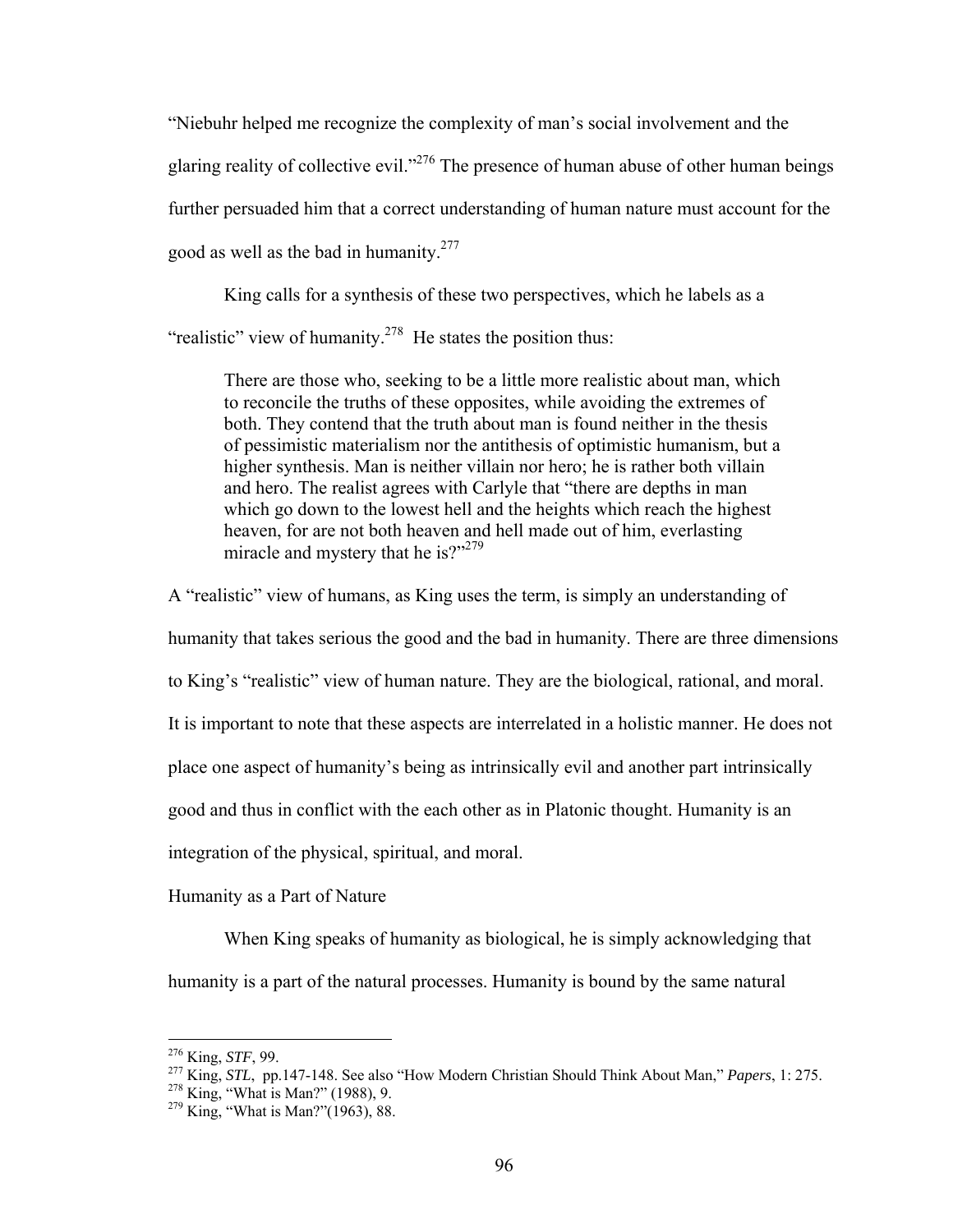"Niebuhr helped me recognize the complexity of man's social involvement and the glaring reality of collective evil."[276] The presence of human abuse of other human beings further persuaded him that a correct understanding of human nature must account for the good as well as the bad in humanity.[277]

King calls for a synthesis of these two perspectives, which he labels as a "realistic" view of humanity.[278] He states the position thus:

> There are those who, seeking to be a little more realistic about man, which to reconcile the truths of these opposites, while avoiding the extremes of both. They contend that the truth about man is found neither in the thesis of pessimistic materialism nor the antithesis of optimistic humanism, but a higher synthesis. Man is neither villain nor hero; he is rather both villain and hero. The realist agrees with Carlyle that "there are depths in man which go down to the lowest hell and the heights which reach the highest heaven, for are not both heaven and hell made out of him, everlasting miracle and mystery that he is?"[279]

A "realistic" view of humans, as King uses the term, is simply an understanding of humanity that takes serious the good and the bad in humanity. There are three dimensions to King's "realistic" view of human nature. They are the biological, rational, and moral. It is important to note that these aspects are interrelated in a holistic manner. He does not place one aspect of humanity's being as intrinsically evil and another part intrinsically good and thus in conflict with the each other as in Platonic thought. Humanity is an integration of the physical, spiritual, and moral.

Humanity as a Part of Nature

When King speaks of humanity as biological, he is simply acknowledging that humanity is a part of the natural processes. Humanity is bound by the same natural

---

[276] King, *STF*, 99.

[277] King, *STL*, pp.147-148. See also "How Modern Christian Should Think About Man," *Papers*, 1: 275.

[278] King, "What is Man?" (1988), 9.

[279] King, "What is Man?"(1963), 88.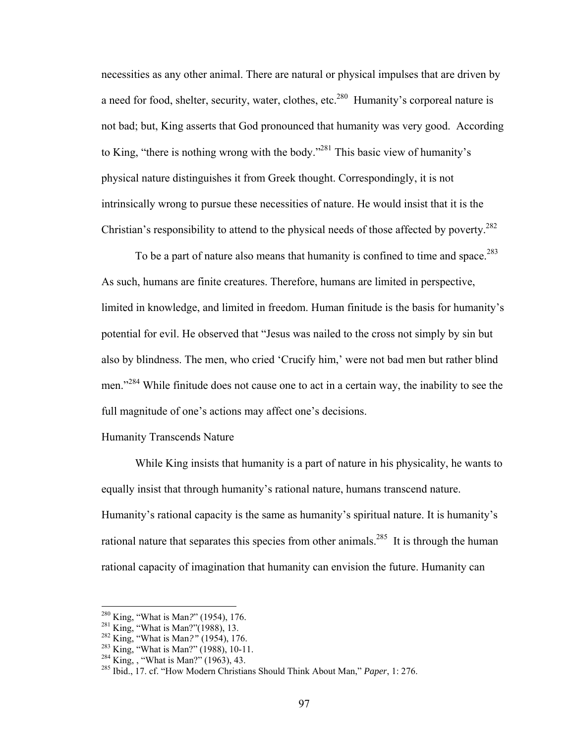necessities as any other animal. There are natural or physical impulses that are driven by a need for food, shelter, security, water, clothes, etc.[280] Humanity's corporeal nature is not bad; but, King asserts that God pronounced that humanity was very good. According to King, "there is nothing wrong with the body."[281] This basic view of humanity's physical nature distinguishes it from Greek thought. Correspondingly, it is not intrinsically wrong to pursue these necessities of nature. He would insist that it is the Christian's responsibility to attend to the physical needs of those affected by poverty.[282]

To be a part of nature also means that humanity is confined to time and space.[283] As such, humans are finite creatures. Therefore, humans are limited in perspective, limited in knowledge, and limited in freedom. Human finitude is the basis for humanity's potential for evil. He observed that "Jesus was nailed to the cross not simply by sin but also by blindness. The men, who cried 'Crucify him,' were not bad men but rather blind men."[284] While finitude does not cause one to act in a certain way, the inability to see the full magnitude of one's actions may affect one's decisions.

### Humanity Transcends Nature

While King insists that humanity is a part of nature in his physicality, he wants to equally insist that through humanity's rational nature, humans transcend nature. Humanity's rational capacity is the same as humanity's spiritual nature. It is humanity's rational nature that separates this species from other animals.[285] It is through the human rational capacity of imagination that humanity can envision the future. Humanity can

---

[280] King, "What is Man*?*" (1954), 176.
[281] King, "What is Man?"(1988), 13.
[282] King, "What is Man*?"* (1954), 176.
[283] King, "What is Man?" (1988), 10-11.
[284] King, , "What is Man?" (1963), 43.
[285] Ibid., 17. cf. "How Modern Christians Should Think About Man," *Paper*, 1: 276.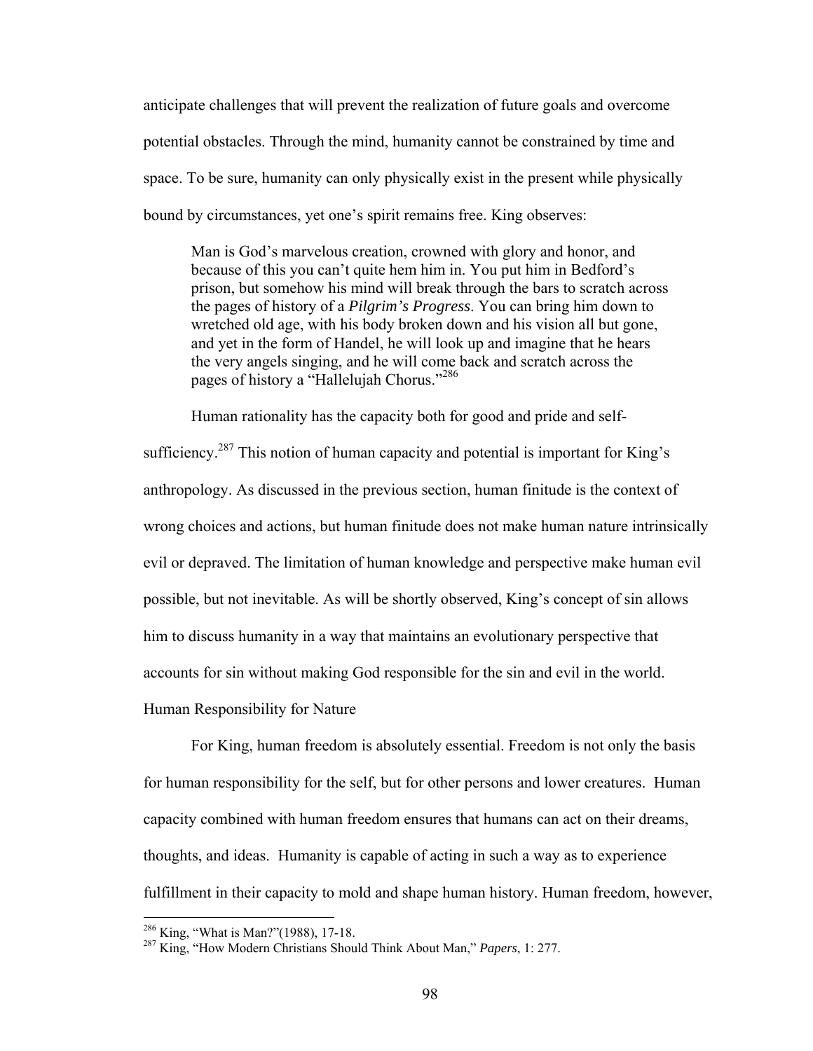anticipate challenges that will prevent the realization of future goals and overcome potential obstacles. Through the mind, humanity cannot be constrained by time and space. To be sure, humanity can only physically exist in the present while physically bound by circumstances, yet one's spirit remains free. King observes:

> Man is God's marvelous creation, crowned with glory and honor, and because of this you can't quite hem him in. You put him in Bedford's prison, but somehow his mind will break through the bars to scratch across the pages of history of a *Pilgrim's Progress*. You can bring him down to wretched old age, with his body broken down and his vision all but gone, and yet in the form of Handel, he will look up and imagine that he hears the very angels singing, and he will come back and scratch across the pages of history a "Hallelujah Chorus."[286]

Human rationality has the capacity both for good and pride and self-sufficiency.[287] This notion of human capacity and potential is important for King's anthropology. As discussed in the previous section, human finitude is the context of wrong choices and actions, but human finitude does not make human nature intrinsically evil or depraved. The limitation of human knowledge and perspective make human evil possible, but not inevitable. As will be shortly observed, King's concept of sin allows him to discuss humanity in a way that maintains an evolutionary perspective that accounts for sin without making God responsible for the sin and evil in the world.

### Human Responsibility for Nature

For King, human freedom is absolutely essential. Freedom is not only the basis for human responsibility for the self, but for other persons and lower creatures. Human capacity combined with human freedom ensures that humans can act on their dreams, thoughts, and ideas. Humanity is capable of acting in such a way as to experience fulfillment in their capacity to mold and shape human history. Human freedom, however,

---

[286] King, "What is Man?"(1988), 17-18.

[287] King, "How Modern Christians Should Think About Man," *Papers*, 1: 277.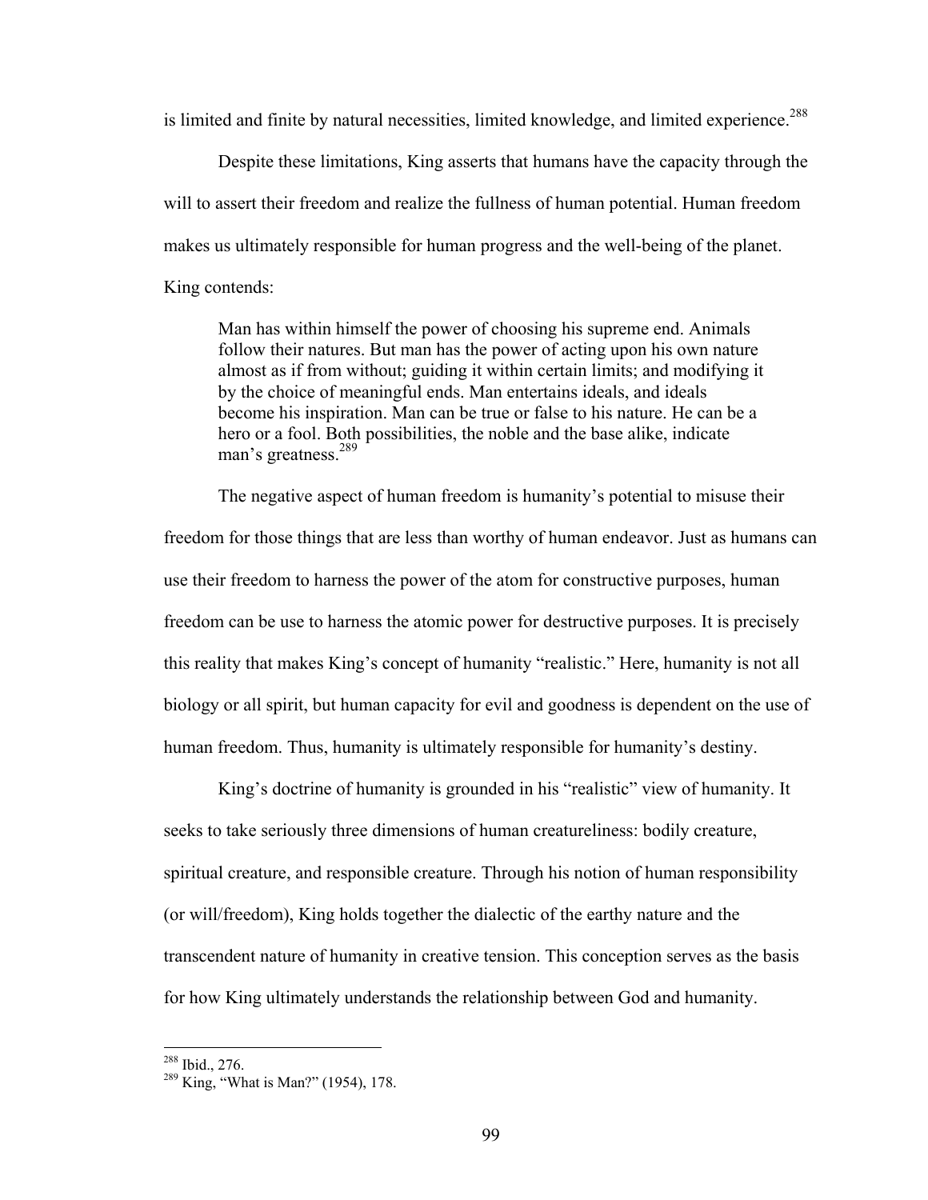is limited and finite by natural necessities, limited knowledge, and limited experience.[288]

Despite these limitations, King asserts that humans have the capacity through the will to assert their freedom and realize the fullness of human potential. Human freedom makes us ultimately responsible for human progress and the well-being of the planet. King contends:

> Man has within himself the power of choosing his supreme end. Animals follow their natures. But man has the power of acting upon his own nature almost as if from without; guiding it within certain limits; and modifying it by the choice of meaningful ends. Man entertains ideals, and ideals become his inspiration. Man can be true or false to his nature. He can be a hero or a fool. Both possibilities, the noble and the base alike, indicate man's greatness.[289]

The negative aspect of human freedom is humanity's potential to misuse their freedom for those things that are less than worthy of human endeavor. Just as humans can use their freedom to harness the power of the atom for constructive purposes, human freedom can be use to harness the atomic power for destructive purposes. It is precisely this reality that makes King's concept of humanity "realistic." Here, humanity is not all biology or all spirit, but human capacity for evil and goodness is dependent on the use of human freedom. Thus, humanity is ultimately responsible for humanity's destiny.

King's doctrine of humanity is grounded in his "realistic" view of humanity. It seeks to take seriously three dimensions of human creatureliness: bodily creature, spiritual creature, and responsible creature. Through his notion of human responsibility (or will/freedom), King holds together the dialectic of the earthy nature and the transcendent nature of humanity in creative tension. This conception serves as the basis for how King ultimately understands the relationship between God and humanity.

---

[288] Ibid., 276.

[289] King, "What is Man?" (1954), 178.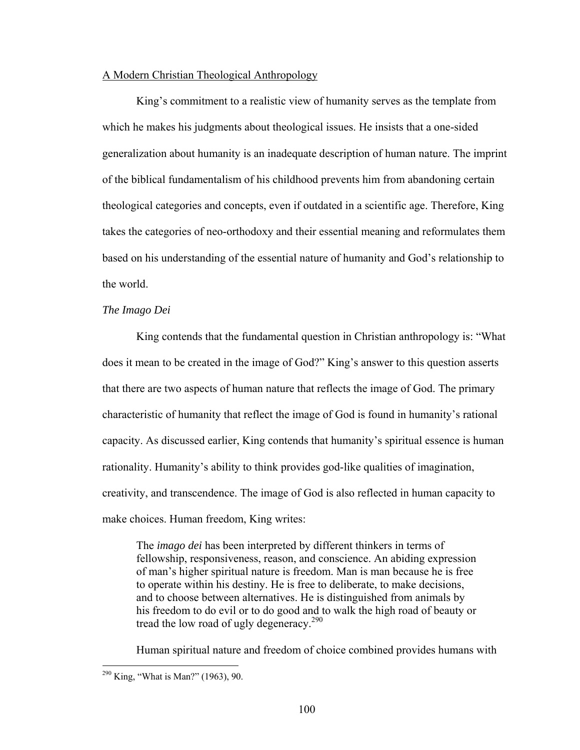A Modern Christian Theological Anthropology

King's commitment to a realistic view of humanity serves as the template from which he makes his judgments about theological issues. He insists that a one-sided generalization about humanity is an inadequate description of human nature. The imprint of the biblical fundamentalism of his childhood prevents him from abandoning certain theological categories and concepts, even if outdated in a scientific age. Therefore, King takes the categories of neo-orthodoxy and their essential meaning and reformulates them based on his understanding of the essential nature of humanity and God's relationship to the world.

*The Imago Dei*

King contends that the fundamental question in Christian anthropology is: "What does it mean to be created in the image of God?" King's answer to this question asserts that there are two aspects of human nature that reflects the image of God. The primary characteristic of humanity that reflect the image of God is found in humanity's rational capacity. As discussed earlier, King contends that humanity's spiritual essence is human rationality. Humanity's ability to think provides god-like qualities of imagination, creativity, and transcendence. The image of God is also reflected in human capacity to make choices. Human freedom, King writes:

> The *imago dei* has been interpreted by different thinkers in terms of fellowship, responsiveness, reason, and conscience. An abiding expression of man's higher spiritual nature is freedom. Man is man because he is free to operate within his destiny. He is free to deliberate, to make decisions, and to choose between alternatives. He is distinguished from animals by his freedom to do evil or to do good and to walk the high road of beauty or tread the low road of ugly degeneracy.[290]

Human spiritual nature and freedom of choice combined provides humans with

[290] King, "What is Man?" (1963), 90.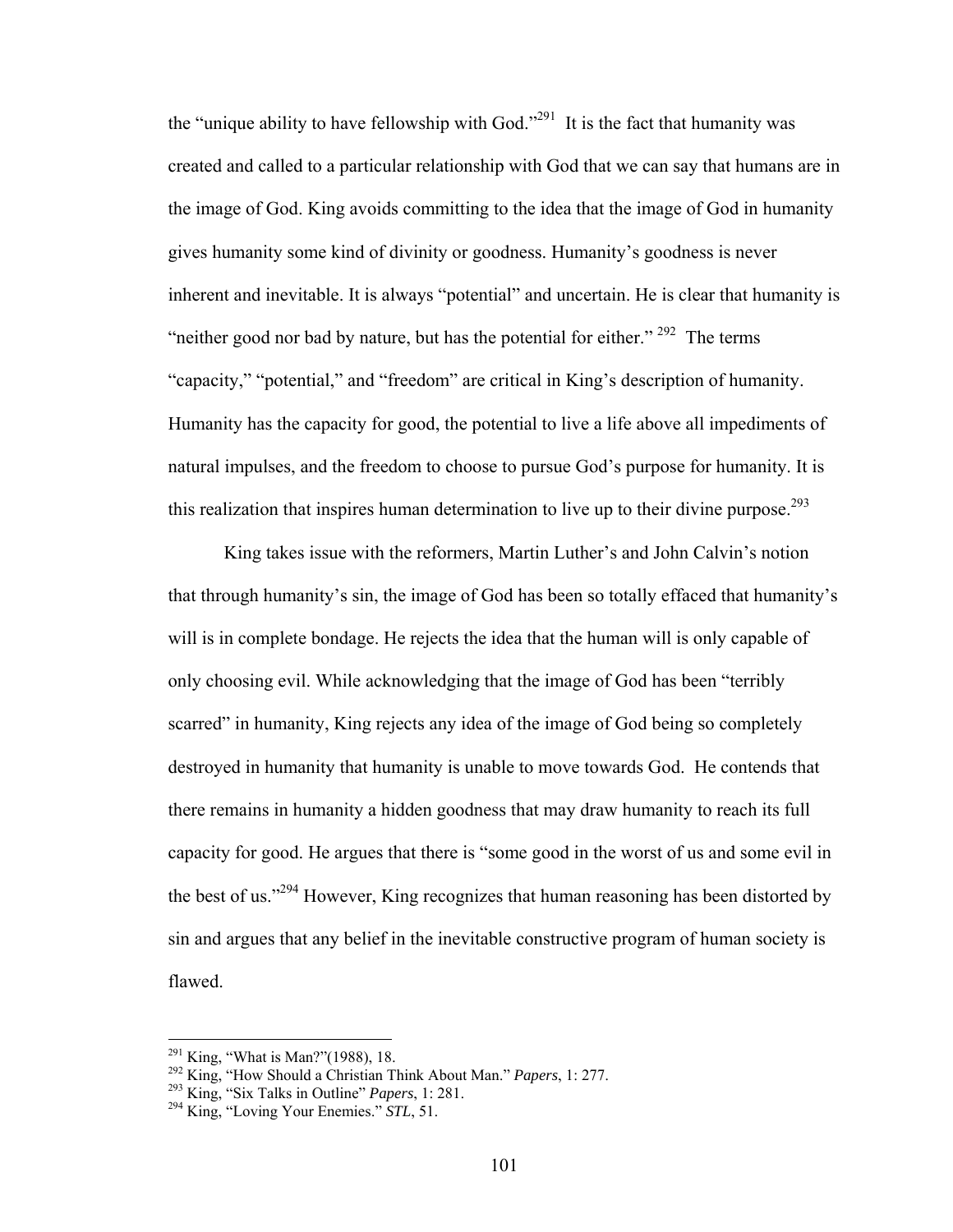the "unique ability to have fellowship with God."[291] It is the fact that humanity was created and called to a particular relationship with God that we can say that humans are in the image of God. King avoids committing to the idea that the image of God in humanity gives humanity some kind of divinity or goodness. Humanity's goodness is never inherent and inevitable. It is always "potential" and uncertain. He is clear that humanity is "neither good nor bad by nature, but has the potential for either." [292] The terms "capacity," "potential," and "freedom" are critical in King's description of humanity. Humanity has the capacity for good, the potential to live a life above all impediments of natural impulses, and the freedom to choose to pursue God's purpose for humanity. It is this realization that inspires human determination to live up to their divine purpose.[293]

King takes issue with the reformers, Martin Luther's and John Calvin's notion that through humanity's sin, the image of God has been so totally effaced that humanity's will is in complete bondage. He rejects the idea that the human will is only capable of only choosing evil. While acknowledging that the image of God has been "terribly scarred" in humanity, King rejects any idea of the image of God being so completely destroyed in humanity that humanity is unable to move towards God. He contends that there remains in humanity a hidden goodness that may draw humanity to reach its full capacity for good. He argues that there is "some good in the worst of us and some evil in the best of us."[294] However, King recognizes that human reasoning has been distorted by sin and argues that any belief in the inevitable constructive program of human society is flawed.

---

[291] King, "What is Man?"(1988), 18.
[292] King, "How Should a Christian Think About Man." *Papers*, 1: 277.
[293] King, "Six Talks in Outline" *Papers*, 1: 281.
[294] King, "Loving Your Enemies." *STL*, 51.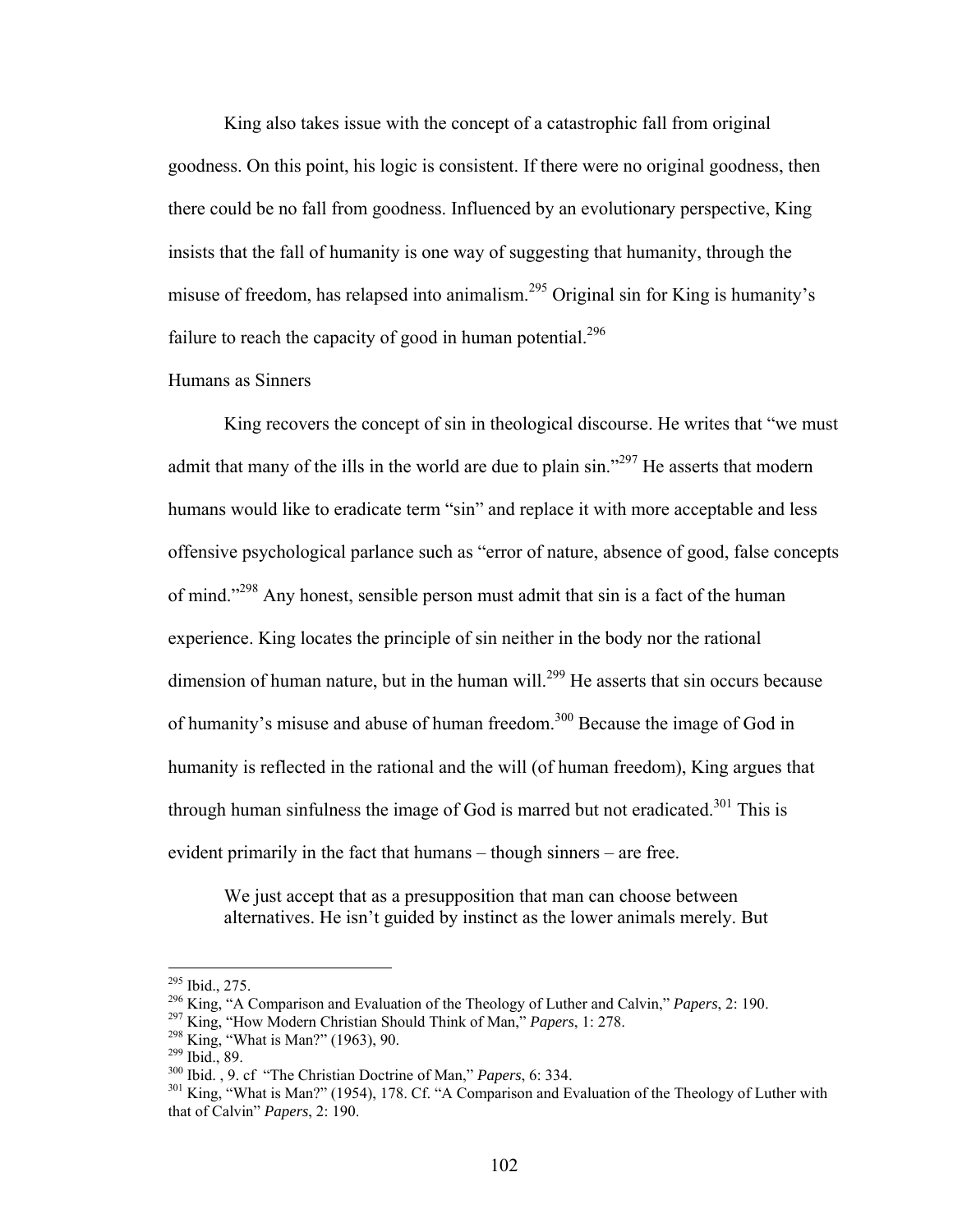King also takes issue with the concept of a catastrophic fall from original goodness. On this point, his logic is consistent. If there were no original goodness, then there could be no fall from goodness. Influenced by an evolutionary perspective, King insists that the fall of humanity is one way of suggesting that humanity, through the misuse of freedom, has relapsed into animalism.[295] Original sin for King is humanity's failure to reach the capacity of good in human potential.[296]

### Humans as Sinners

King recovers the concept of sin in theological discourse. He writes that "we must admit that many of the ills in the world are due to plain sin."[297] He asserts that modern humans would like to eradicate term "sin" and replace it with more acceptable and less offensive psychological parlance such as "error of nature, absence of good, false concepts of mind."[298] Any honest, sensible person must admit that sin is a fact of the human experience. King locates the principle of sin neither in the body nor the rational dimension of human nature, but in the human will.[299] He asserts that sin occurs because of humanity's misuse and abuse of human freedom.[300] Because the image of God in humanity is reflected in the rational and the will (of human freedom), King argues that through human sinfulness the image of God is marred but not eradicated.[301] This is evident primarily in the fact that humans – though sinners – are free.

> We just accept that as a presupposition that man can choose between alternatives. He isn't guided by instinct as the lower animals merely. But

---

[295] Ibid., 275.

[296] King, "A Comparison and Evaluation of the Theology of Luther and Calvin," *Papers*, 2: 190.

[297] King, "How Modern Christian Should Think of Man," *Papers*, 1: 278.

[298] King, "What is Man?" (1963), 90.

[299] Ibid., 89.

[300] Ibid. , 9. cf "The Christian Doctrine of Man," *Papers*, 6: 334.

[301] King, "What is Man?" (1954), 178. Cf. "A Comparison and Evaluation of the Theology of Luther with that of Calvin" *Papers*, 2: 190.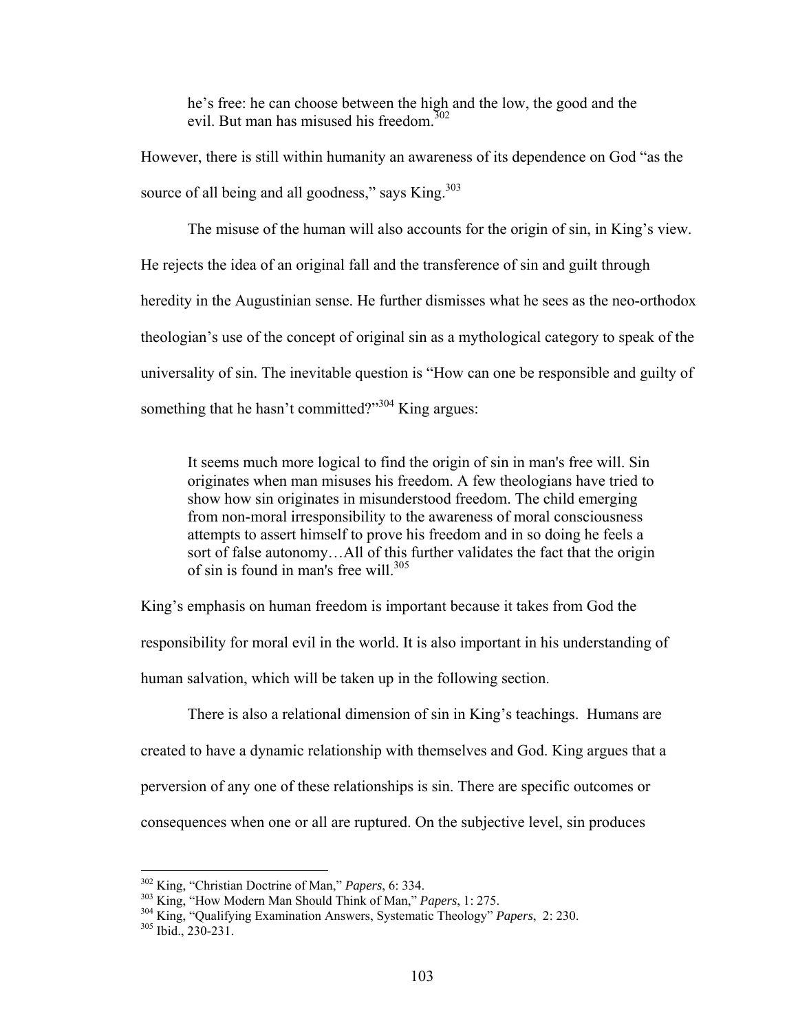> he's free: he can choose between the high and the low, the good and the evil. But man has misused his freedom.[302]

However, there is still within humanity an awareness of its dependence on God "as the source of all being and all goodness," says King.[303]

The misuse of the human will also accounts for the origin of sin, in King's view. He rejects the idea of an original fall and the transference of sin and guilt through heredity in the Augustinian sense. He further dismisses what he sees as the neo-orthodox theologian's use of the concept of original sin as a mythological category to speak of the universality of sin. The inevitable question is "How can one be responsible and guilty of something that he hasn't committed?"[304] King argues:

> It seems much more logical to find the origin of sin in man's free will. Sin originates when man misuses his freedom. A few theologians have tried to show how sin originates in misunderstood freedom. The child emerging from non-moral irresponsibility to the awareness of moral consciousness attempts to assert himself to prove his freedom and in so doing he feels a sort of false autonomy…All of this further validates the fact that the origin of sin is found in man's free will.[305]

King's emphasis on human freedom is important because it takes from God the responsibility for moral evil in the world. It is also important in his understanding of human salvation, which will be taken up in the following section.

There is also a relational dimension of sin in King's teachings. Humans are created to have a dynamic relationship with themselves and God. King argues that a perversion of any one of these relationships is sin. There are specific outcomes or consequences when one or all are ruptured. On the subjective level, sin produces

---

[302] King, "Christian Doctrine of Man," *Papers*, 6: 334.
[303] King, "How Modern Man Should Think of Man," *Papers*, 1: 275.
[304] King, "Qualifying Examination Answers, Systematic Theology" *Papers*, 2: 230.
[305] Ibid., 230-231.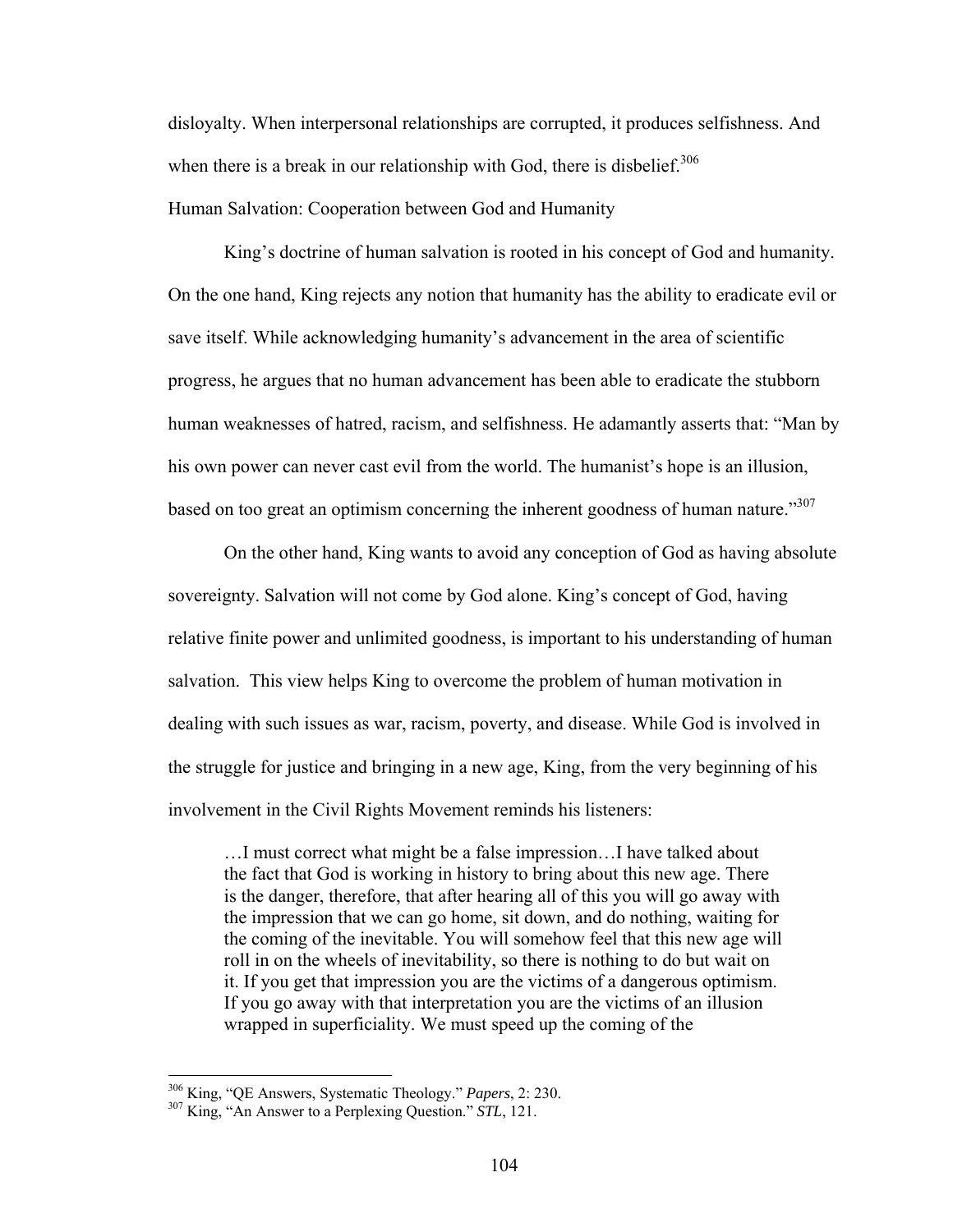disloyalty. When interpersonal relationships are corrupted, it produces selfishness. And when there is a break in our relationship with God, there is disbelief.[306]

## Human Salvation: Cooperation between God and Humanity

King's doctrine of human salvation is rooted in his concept of God and humanity. On the one hand, King rejects any notion that humanity has the ability to eradicate evil or save itself. While acknowledging humanity's advancement in the area of scientific progress, he argues that no human advancement has been able to eradicate the stubborn human weaknesses of hatred, racism, and selfishness. He adamantly asserts that: "Man by his own power can never cast evil from the world. The humanist's hope is an illusion, based on too great an optimism concerning the inherent goodness of human nature."[307]

On the other hand, King wants to avoid any conception of God as having absolute sovereignty. Salvation will not come by God alone. King's concept of God, having relative finite power and unlimited goodness, is important to his understanding of human salvation. This view helps King to overcome the problem of human motivation in dealing with such issues as war, racism, poverty, and disease. While God is involved in the struggle for justice and bringing in a new age, King, from the very beginning of his involvement in the Civil Rights Movement reminds his listeners:

> …I must correct what might be a false impression…I have talked about the fact that God is working in history to bring about this new age. There is the danger, therefore, that after hearing all of this you will go away with the impression that we can go home, sit down, and do nothing, waiting for the coming of the inevitable. You will somehow feel that this new age will roll in on the wheels of inevitability, so there is nothing to do but wait on it. If you get that impression you are the victims of a dangerous optimism. If you go away with that interpretation you are the victims of an illusion wrapped in superficiality. We must speed up the coming of the

---

[306] King, "QE Answers, Systematic Theology." *Papers*, 2: 230.

[307] King, "An Answer to a Perplexing Question." *STL*, 121.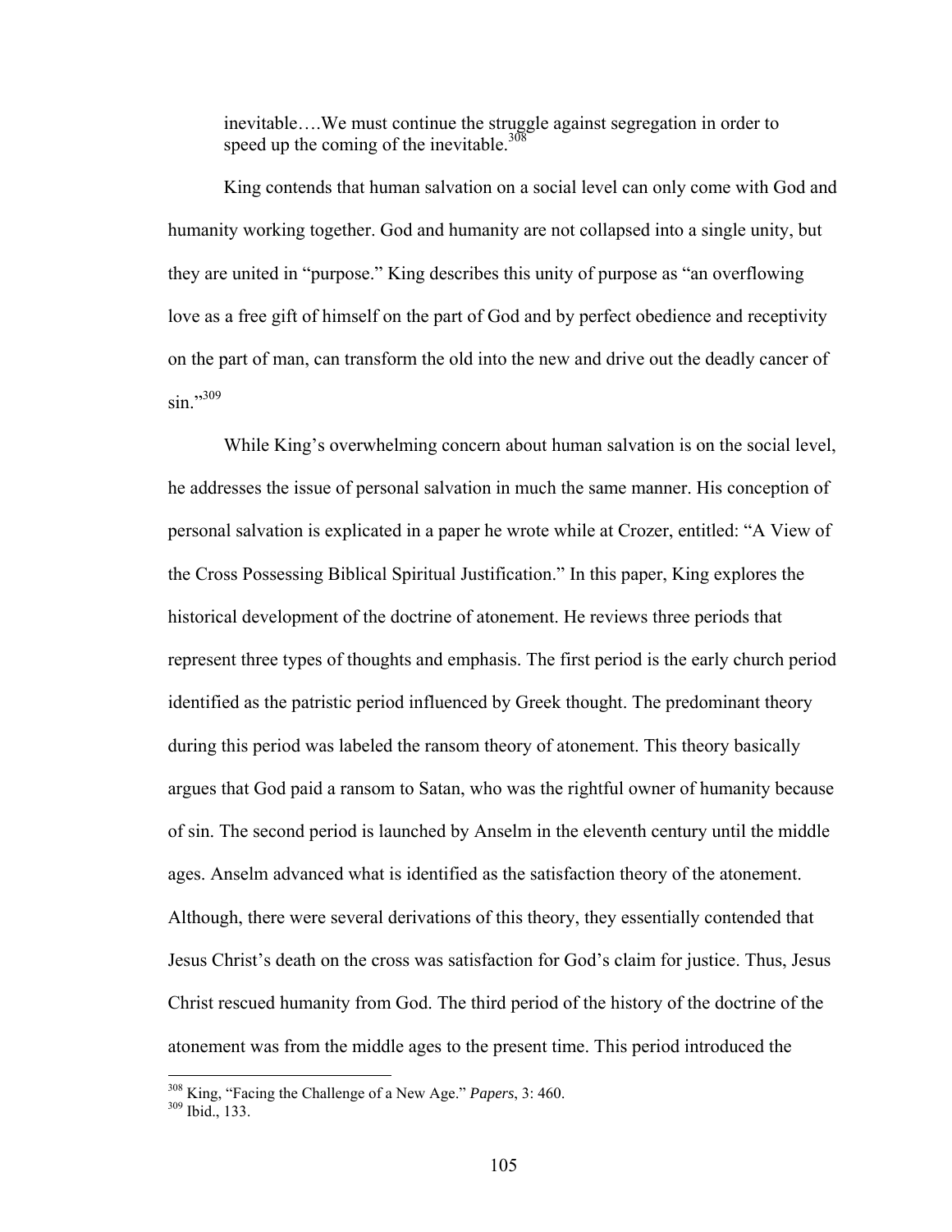> inevitable….We must continue the struggle against segregation in order to speed up the coming of the inevitable.[308]

King contends that human salvation on a social level can only come with God and humanity working together. God and humanity are not collapsed into a single unity, but they are united in "purpose." King describes this unity of purpose as "an overflowing love as a free gift of himself on the part of God and by perfect obedience and receptivity on the part of man, can transform the old into the new and drive out the deadly cancer of sin."[309]

While King's overwhelming concern about human salvation is on the social level, he addresses the issue of personal salvation in much the same manner. His conception of personal salvation is explicated in a paper he wrote while at Crozer, entitled: "A View of the Cross Possessing Biblical Spiritual Justification." In this paper, King explores the historical development of the doctrine of atonement. He reviews three periods that represent three types of thoughts and emphasis. The first period is the early church period identified as the patristic period influenced by Greek thought. The predominant theory during this period was labeled the ransom theory of atonement. This theory basically argues that God paid a ransom to Satan, who was the rightful owner of humanity because of sin. The second period is launched by Anselm in the eleventh century until the middle ages. Anselm advanced what is identified as the satisfaction theory of the atonement. Although, there were several derivations of this theory, they essentially contended that Jesus Christ's death on the cross was satisfaction for God's claim for justice. Thus, Jesus Christ rescued humanity from God. The third period of the history of the doctrine of the atonement was from the middle ages to the present time. This period introduced the

---

[308] King, "Facing the Challenge of a New Age." *Papers*, 3: 460.

[309] Ibid., 133.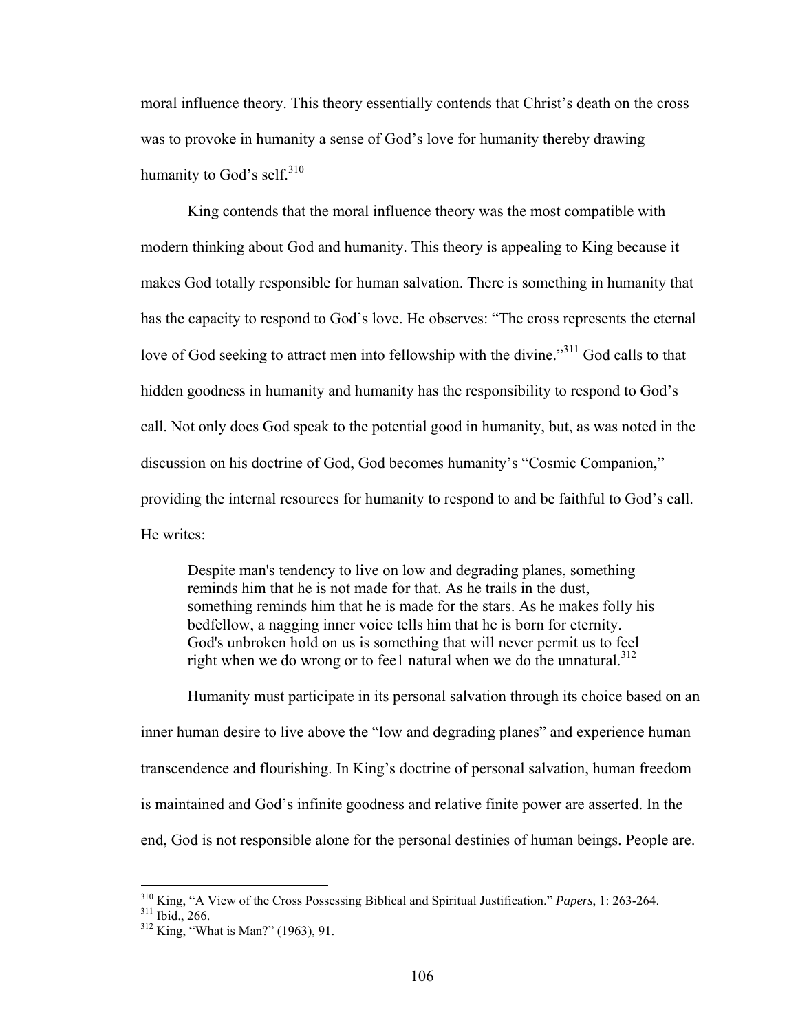moral influence theory. This theory essentially contends that Christ's death on the cross was to provoke in humanity a sense of God's love for humanity thereby drawing humanity to God's self.[310]

King contends that the moral influence theory was the most compatible with modern thinking about God and humanity. This theory is appealing to King because it makes God totally responsible for human salvation. There is something in humanity that has the capacity to respond to God's love. He observes: "The cross represents the eternal love of God seeking to attract men into fellowship with the divine."[311] God calls to that hidden goodness in humanity and humanity has the responsibility to respond to God's call. Not only does God speak to the potential good in humanity, but, as was noted in the discussion on his doctrine of God, God becomes humanity's "Cosmic Companion," providing the internal resources for humanity to respond to and be faithful to God's call. He writes:

> Despite man's tendency to live on low and degrading planes, something reminds him that he is not made for that. As he trails in the dust, something reminds him that he is made for the stars. As he makes folly his bedfellow, a nagging inner voice tells him that he is born for eternity. God's unbroken hold on us is something that will never permit us to feel right when we do wrong or to fee1 natural when we do the unnatural.[312]

Humanity must participate in its personal salvation through its choice based on an inner human desire to live above the "low and degrading planes" and experience human transcendence and flourishing. In King's doctrine of personal salvation, human freedom is maintained and God's infinite goodness and relative finite power are asserted. In the end, God is not responsible alone for the personal destinies of human beings. People are.

---

[310] King, "A View of the Cross Possessing Biblical and Spiritual Justification." *Papers*, 1: 263-264.

[311] Ibid., 266.

[312] King, "What is Man?" (1963), 91.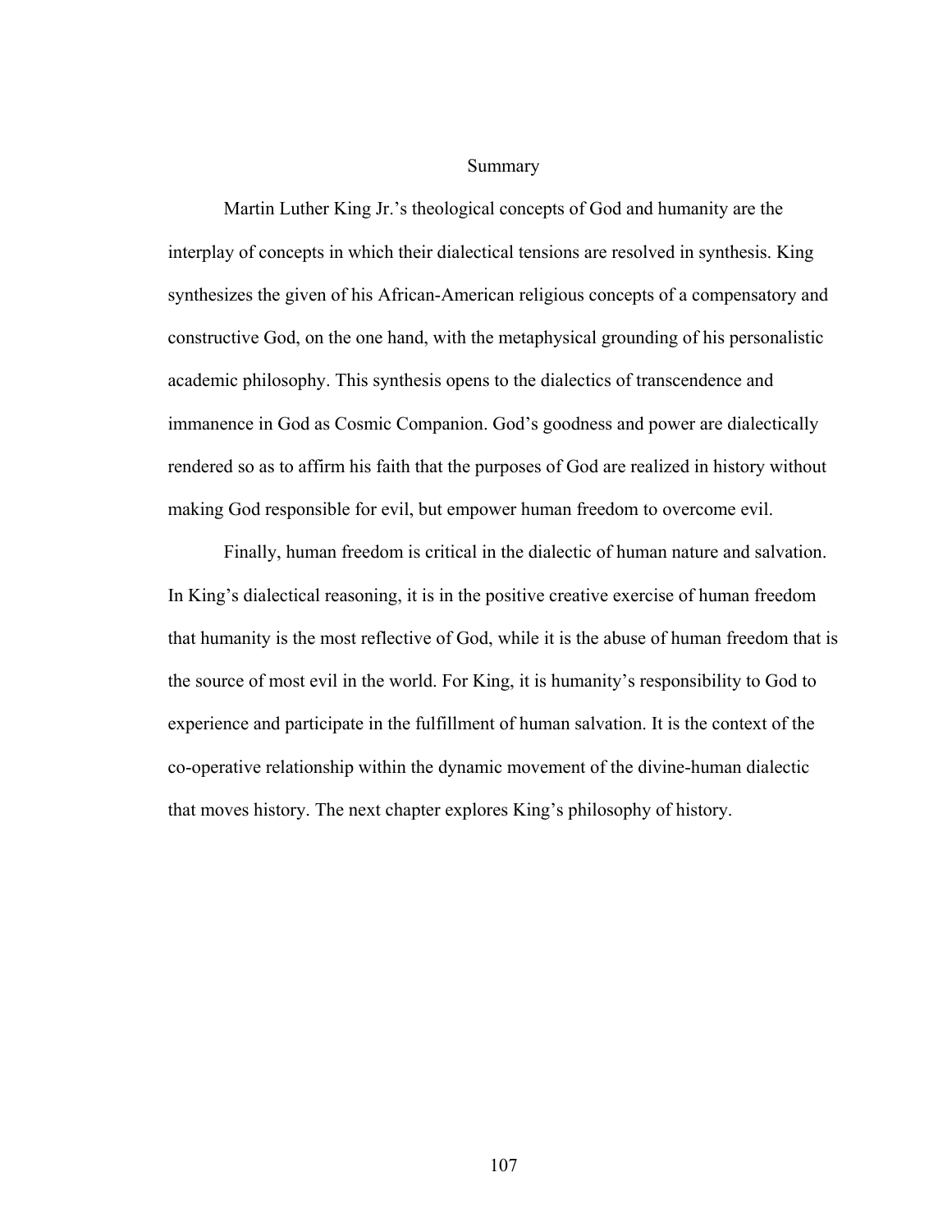## Summary

Martin Luther King Jr.'s theological concepts of God and humanity are the interplay of concepts in which their dialectical tensions are resolved in synthesis. King synthesizes the given of his African-American religious concepts of a compensatory and constructive God, on the one hand, with the metaphysical grounding of his personalistic academic philosophy. This synthesis opens to the dialectics of transcendence and immanence in God as Cosmic Companion. God's goodness and power are dialectically rendered so as to affirm his faith that the purposes of God are realized in history without making God responsible for evil, but empower human freedom to overcome evil.

Finally, human freedom is critical in the dialectic of human nature and salvation. In King's dialectical reasoning, it is in the positive creative exercise of human freedom that humanity is the most reflective of God, while it is the abuse of human freedom that is the source of most evil in the world. For King, it is humanity's responsibility to God to experience and participate in the fulfillment of human salvation. It is the context of the co-operative relationship within the dynamic movement of the divine-human dialectic that moves history. The next chapter explores King's philosophy of history.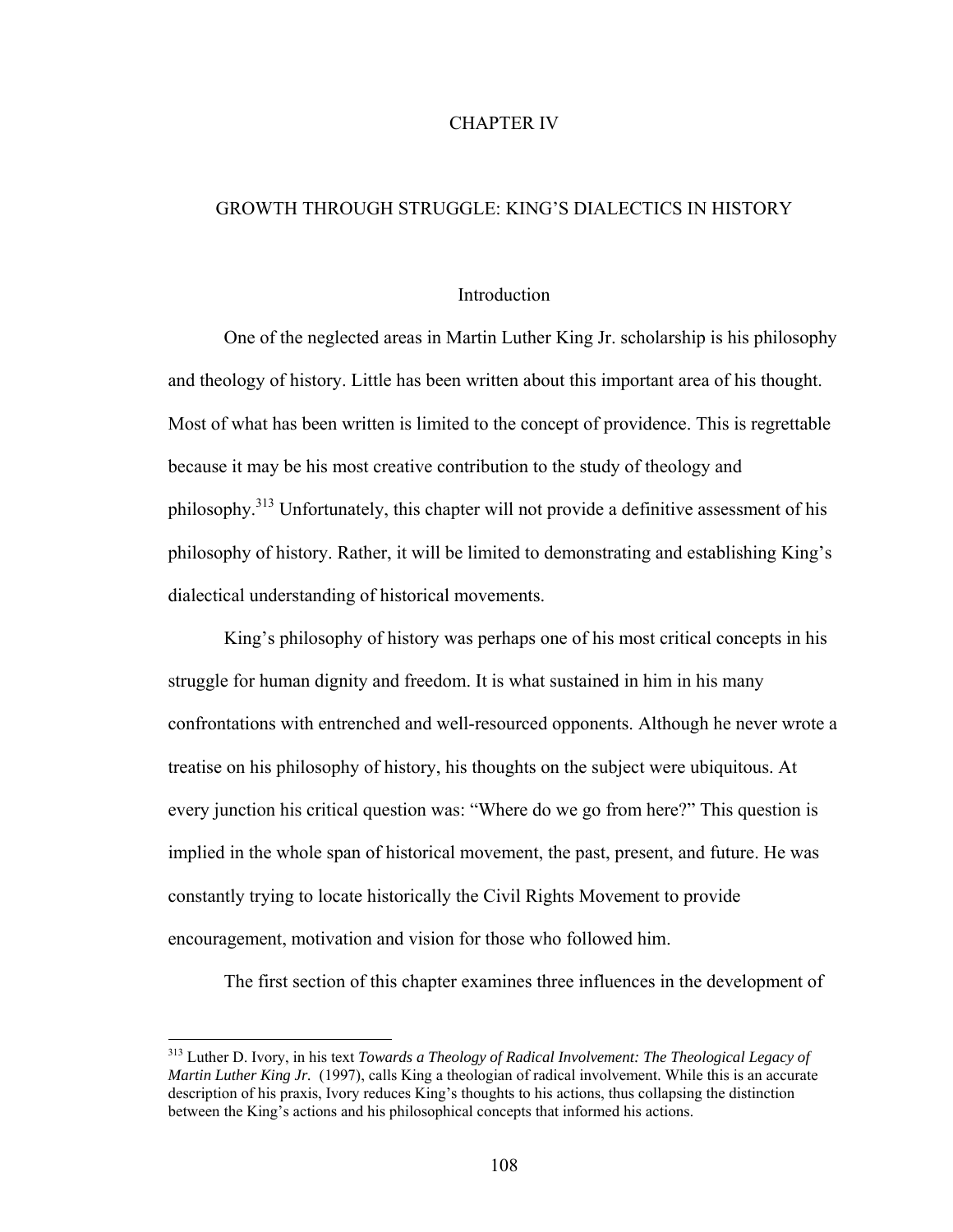# CHAPTER IV

## GROWTH THROUGH STRUGGLE: KING'S DIALECTICS IN HISTORY

### Introduction

One of the neglected areas in Martin Luther King Jr. scholarship is his philosophy and theology of history. Little has been written about this important area of his thought. Most of what has been written is limited to the concept of providence. This is regrettable because it may be his most creative contribution to the study of theology and philosophy.[313] Unfortunately, this chapter will not provide a definitive assessment of his philosophy of history. Rather, it will be limited to demonstrating and establishing King's dialectical understanding of historical movements.

King's philosophy of history was perhaps one of his most critical concepts in his struggle for human dignity and freedom. It is what sustained in him in his many confrontations with entrenched and well-resourced opponents. Although he never wrote a treatise on his philosophy of history, his thoughts on the subject were ubiquitous. At every junction his critical question was: "Where do we go from here?" This question is implied in the whole span of historical movement, the past, present, and future. He was constantly trying to locate historically the Civil Rights Movement to provide encouragement, motivation and vision for those who followed him.

The first section of this chapter examines three influences in the development of

---

[313] Luther D. Ivory, in his text *Towards a Theology of Radical Involvement: The Theological Legacy of Martin Luther King Jr.* (1997), calls King a theologian of radical involvement. While this is an accurate description of his praxis, Ivory reduces King's thoughts to his actions, thus collapsing the distinction between the King's actions and his philosophical concepts that informed his actions.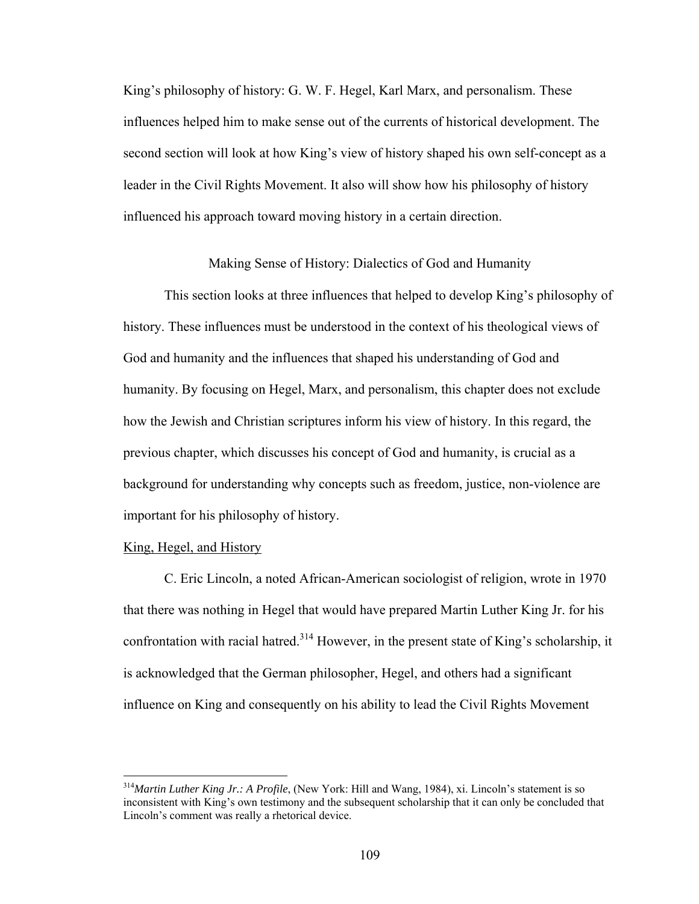King's philosophy of history: G. W. F. Hegel, Karl Marx, and personalism. These influences helped him to make sense out of the currents of historical development. The second section will look at how King's view of history shaped his own self-concept as a leader in the Civil Rights Movement. It also will show how his philosophy of history influenced his approach toward moving history in a certain direction.

## Making Sense of History: Dialectics of God and Humanity

This section looks at three influences that helped to develop King's philosophy of history. These influences must be understood in the context of his theological views of God and humanity and the influences that shaped his understanding of God and humanity. By focusing on Hegel, Marx, and personalism, this chapter does not exclude how the Jewish and Christian scriptures inform his view of history. In this regard, the previous chapter, which discusses his concept of God and humanity, is crucial as a background for understanding why concepts such as freedom, justice, non-violence are important for his philosophy of history.

### King, Hegel, and History

C. Eric Lincoln, a noted African-American sociologist of religion, wrote in 1970 that there was nothing in Hegel that would have prepared Martin Luther King Jr. for his confrontation with racial hatred.[314] However, in the present state of King's scholarship, it is acknowledged that the German philosopher, Hegel, and others had a significant influence on King and consequently on his ability to lead the Civil Rights Movement

---

[314] *Martin Luther King Jr.: A Profile*, (New York: Hill and Wang, 1984), xi. Lincoln's statement is so inconsistent with King's own testimony and the subsequent scholarship that it can only be concluded that Lincoln's comment was really a rhetorical device.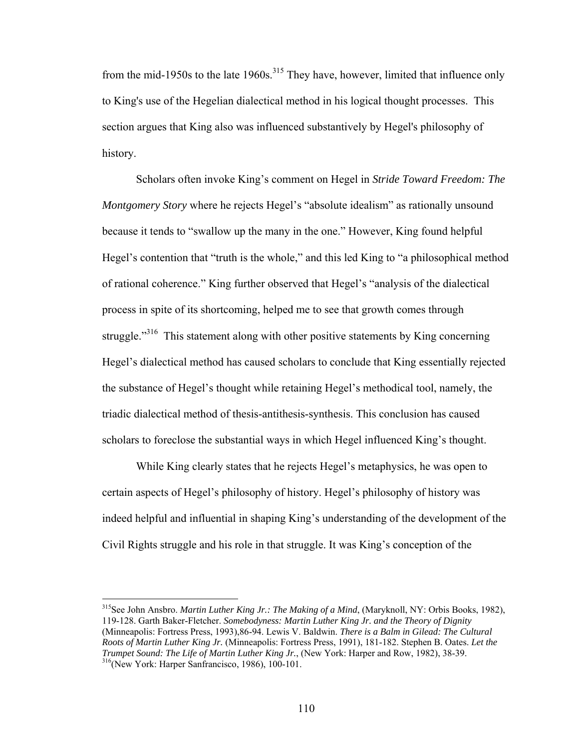from the mid-1950s to the late 1960s.[315] They have, however, limited that influence only to King's use of the Hegelian dialectical method in his logical thought processes. This section argues that King also was influenced substantively by Hegel's philosophy of history.

Scholars often invoke King's comment on Hegel in *Stride Toward Freedom: The Montgomery Story* where he rejects Hegel's "absolute idealism" as rationally unsound because it tends to "swallow up the many in the one." However, King found helpful Hegel's contention that "truth is the whole," and this led King to "a philosophical method of rational coherence." King further observed that Hegel's "analysis of the dialectical process in spite of its shortcoming, helped me to see that growth comes through struggle."[316] This statement along with other positive statements by King concerning Hegel's dialectical method has caused scholars to conclude that King essentially rejected the substance of Hegel's thought while retaining Hegel's methodical tool, namely, the triadic dialectical method of thesis-antithesis-synthesis. This conclusion has caused scholars to foreclose the substantial ways in which Hegel influenced King's thought.

While King clearly states that he rejects Hegel's metaphysics, he was open to certain aspects of Hegel's philosophy of history. Hegel's philosophy of history was indeed helpful and influential in shaping King's understanding of the development of the Civil Rights struggle and his role in that struggle. It was King's conception of the

[315]See John Ansbro. *Martin Luther King Jr.: The Making of a Mind*, (Maryknoll, NY: Orbis Books, 1982), 119-128. Garth Baker-Fletcher. *Somebodyness: Martin Luther King Jr. and the Theory of Dignity* (Minneapolis: Fortress Press, 1993),86-94. Lewis V. Baldwin. *There is a Balm in Gilead: The Cultural Roots of Martin Luther King Jr.* (Minneapolis: Fortress Press, 1991), 181-182. Stephen B. Oates. *Let the Trumpet Sound: The Life of Martin Luther King Jr.*, (New York: Harper and Row, 1982), 38-39.
[316](New York: Harper Sanfrancisco, 1986), 100-101.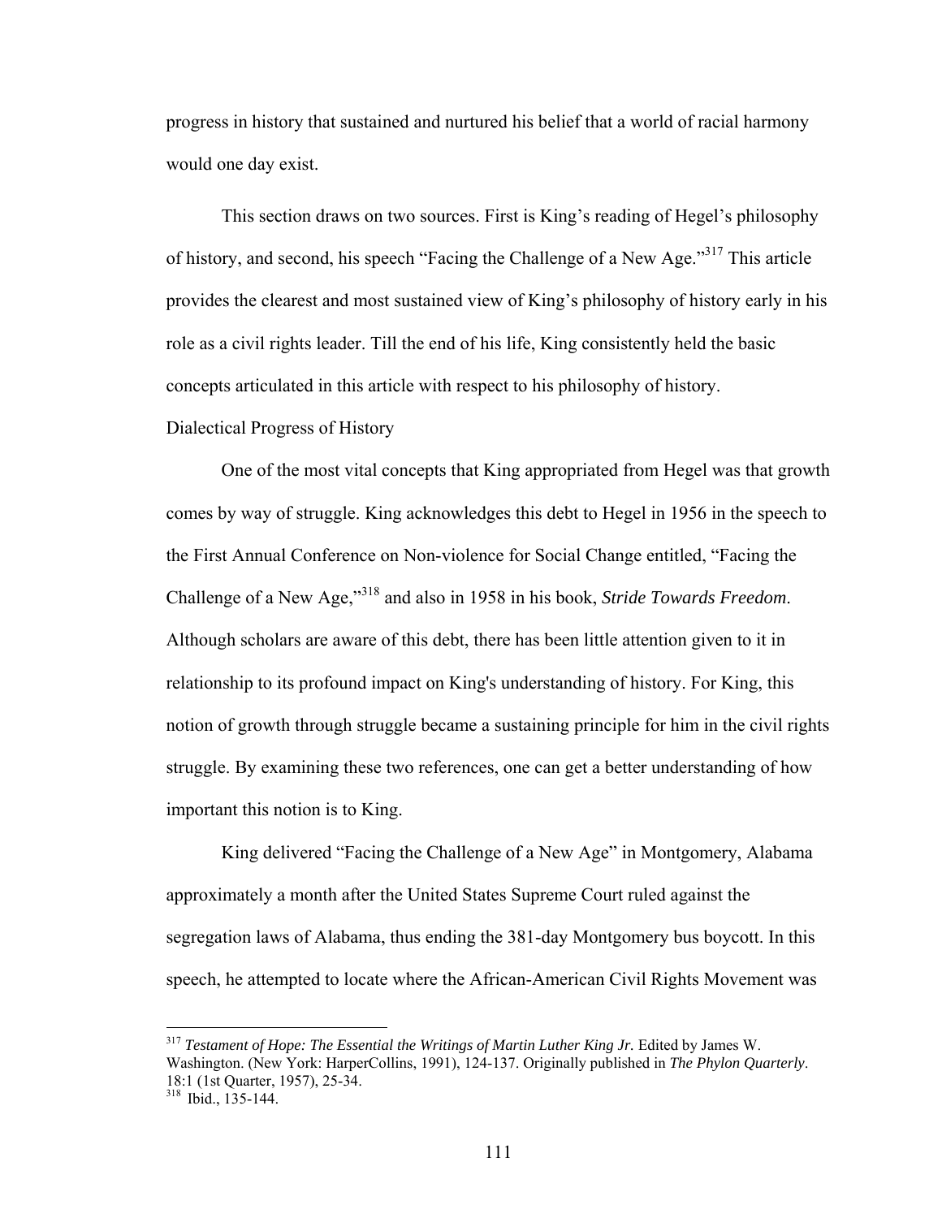progress in history that sustained and nurtured his belief that a world of racial harmony would one day exist.

This section draws on two sources. First is King's reading of Hegel's philosophy of history, and second, his speech "Facing the Challenge of a New Age."[317] This article provides the clearest and most sustained view of King's philosophy of history early in his role as a civil rights leader. Till the end of his life, King consistently held the basic concepts articulated in this article with respect to his philosophy of history.

### Dialectical Progress of History

One of the most vital concepts that King appropriated from Hegel was that growth comes by way of struggle. King acknowledges this debt to Hegel in 1956 in the speech to the First Annual Conference on Non-violence for Social Change entitled, "Facing the Challenge of a New Age,"[318] and also in 1958 in his book, *Stride Towards Freedom*. Although scholars are aware of this debt, there has been little attention given to it in relationship to its profound impact on King's understanding of history. For King, this notion of growth through struggle became a sustaining principle for him in the civil rights struggle. By examining these two references, one can get a better understanding of how important this notion is to King.

King delivered "Facing the Challenge of a New Age" in Montgomery, Alabama approximately a month after the United States Supreme Court ruled against the segregation laws of Alabama, thus ending the 381-day Montgomery bus boycott. In this speech, he attempted to locate where the African-American Civil Rights Movement was

---

[317] *Testament of Hope: The Essential the Writings of Martin Luther King Jr.* Edited by James W. Washington. (New York: HarperCollins, 1991), 124-137. Originally published in *The Phylon Quarterly*. 18:1 (1st Quarter, 1957), 25-34.

[318] Ibid., 135-144.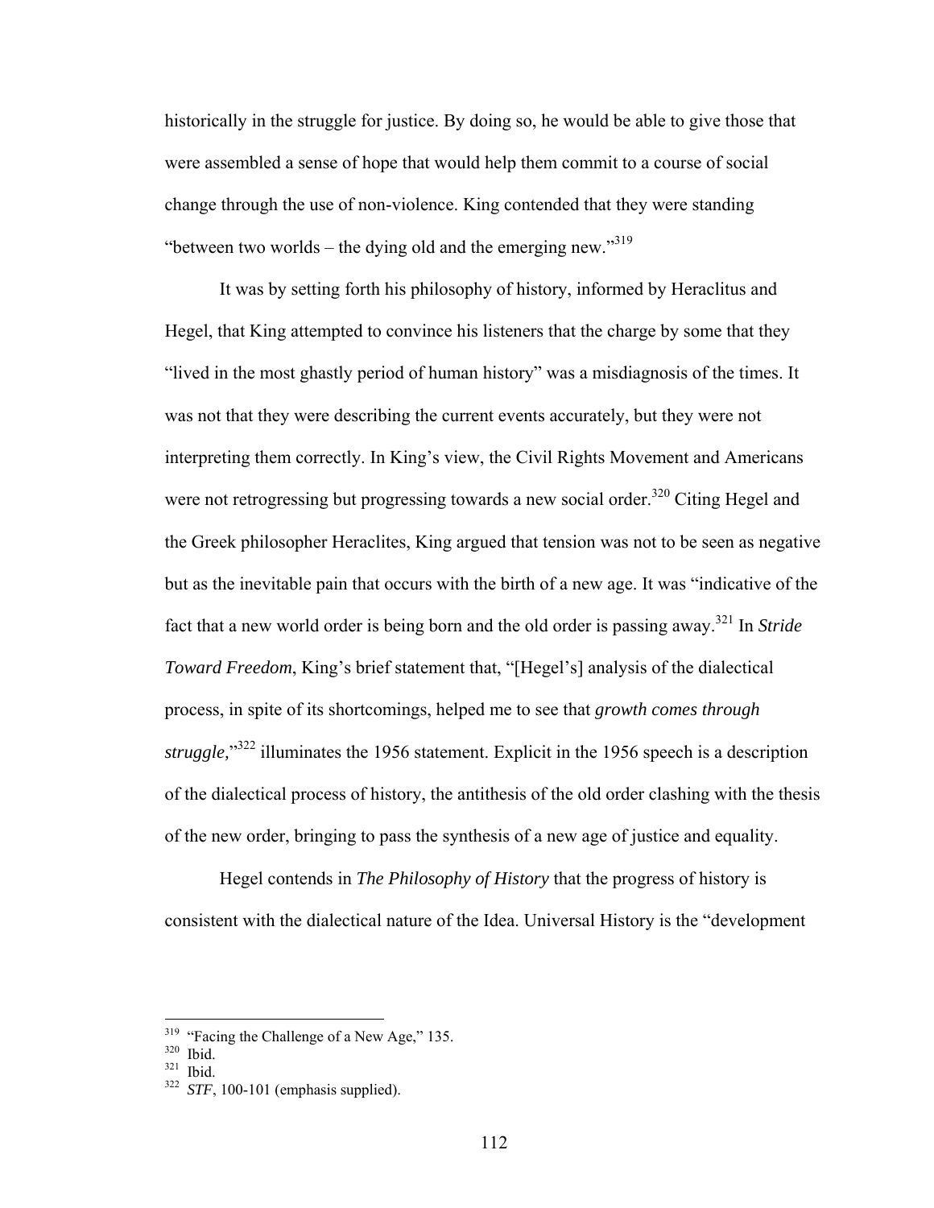historically in the struggle for justice. By doing so, he would be able to give those that were assembled a sense of hope that would help them commit to a course of social change through the use of non-violence. King contended that they were standing "between two worlds – the dying old and the emerging new."[319]

It was by setting forth his philosophy of history, informed by Heraclitus and Hegel, that King attempted to convince his listeners that the charge by some that they "lived in the most ghastly period of human history" was a misdiagnosis of the times. It was not that they were describing the current events accurately, but they were not interpreting them correctly. In King's view, the Civil Rights Movement and Americans were not retrogressing but progressing towards a new social order.[320] Citing Hegel and the Greek philosopher Heraclites, King argued that tension was not to be seen as negative but as the inevitable pain that occurs with the birth of a new age. It was "indicative of the fact that a new world order is being born and the old order is passing away.[321] In *Stride Toward Freedom*, King's brief statement that, "[Hegel's] analysis of the dialectical process, in spite of its shortcomings, helped me to see that *growth comes through struggle,*"[322] illuminates the 1956 statement. Explicit in the 1956 speech is a description of the dialectical process of history, the antithesis of the old order clashing with the thesis of the new order, bringing to pass the synthesis of a new age of justice and equality.

Hegel contends in *The Philosophy of History* that the progress of history is consistent with the dialectical nature of the Idea. Universal History is the "development

---

[319] "Facing the Challenge of a New Age," 135.
[320] Ibid.
[321] Ibid.
[322] *STF*, 100-101 (emphasis supplied).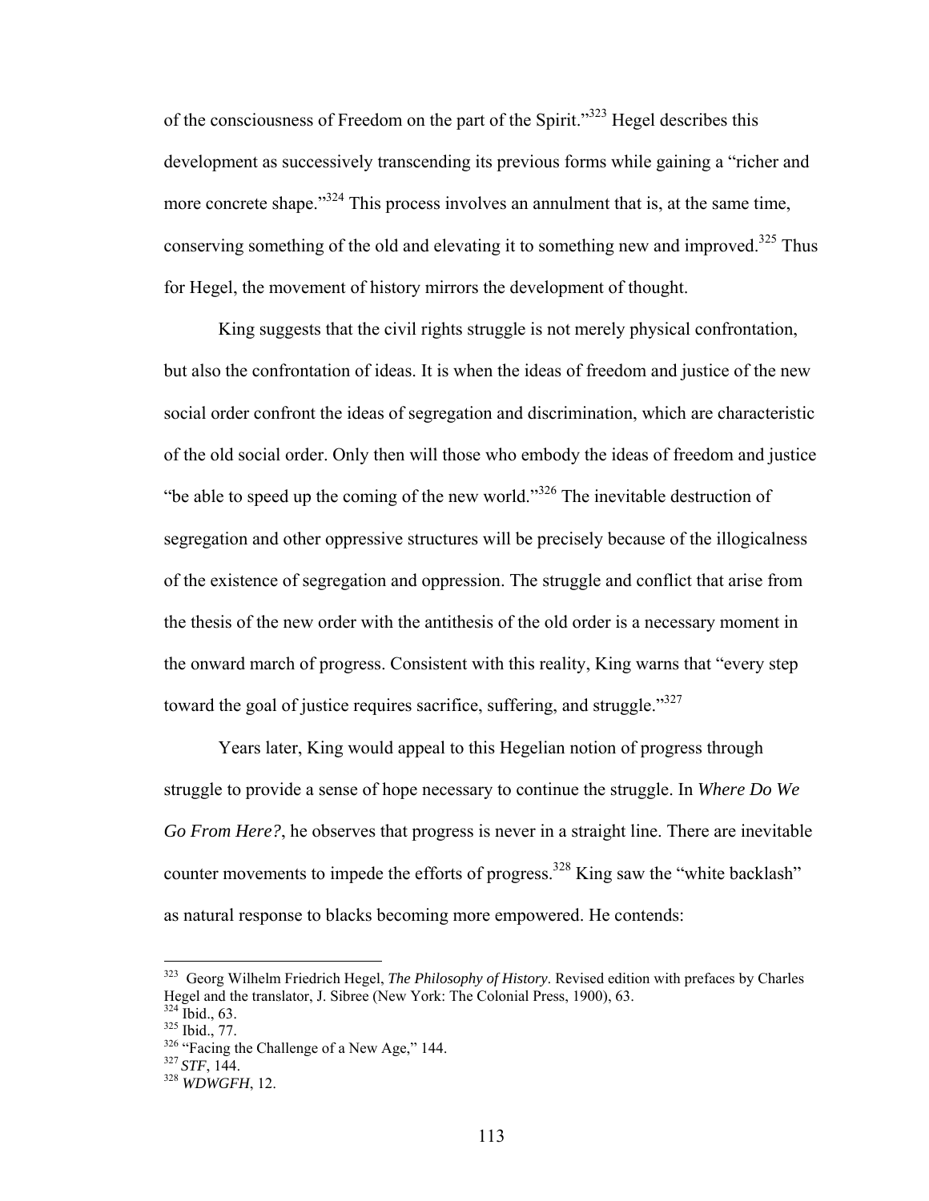of the consciousness of Freedom on the part of the Spirit."[323] Hegel describes this development as successively transcending its previous forms while gaining a "richer and more concrete shape."[324] This process involves an annulment that is, at the same time, conserving something of the old and elevating it to something new and improved.[325] Thus for Hegel, the movement of history mirrors the development of thought.

King suggests that the civil rights struggle is not merely physical confrontation, but also the confrontation of ideas. It is when the ideas of freedom and justice of the new social order confront the ideas of segregation and discrimination, which are characteristic of the old social order. Only then will those who embody the ideas of freedom and justice "be able to speed up the coming of the new world."[326] The inevitable destruction of segregation and other oppressive structures will be precisely because of the illogicalness of the existence of segregation and oppression. The struggle and conflict that arise from the thesis of the new order with the antithesis of the old order is a necessary moment in the onward march of progress. Consistent with this reality, King warns that "every step toward the goal of justice requires sacrifice, suffering, and struggle."[327]

Years later, King would appeal to this Hegelian notion of progress through struggle to provide a sense of hope necessary to continue the struggle. In *Where Do We Go From Here?*, he observes that progress is never in a straight line. There are inevitable counter movements to impede the efforts of progress.[328] King saw the "white backlash" as natural response to blacks becoming more empowered. He contends:

---

[323] Georg Wilhelm Friedrich Hegel, *The Philosophy of History*. Revised edition with prefaces by Charles Hegel and the translator, J. Sibree (New York: The Colonial Press, 1900), 63.
[324] Ibid., 63.
[325] Ibid., 77.
[326] "Facing the Challenge of a New Age," 144.
[327] *STF*, 144.
[328] *WDWGFH*, 12.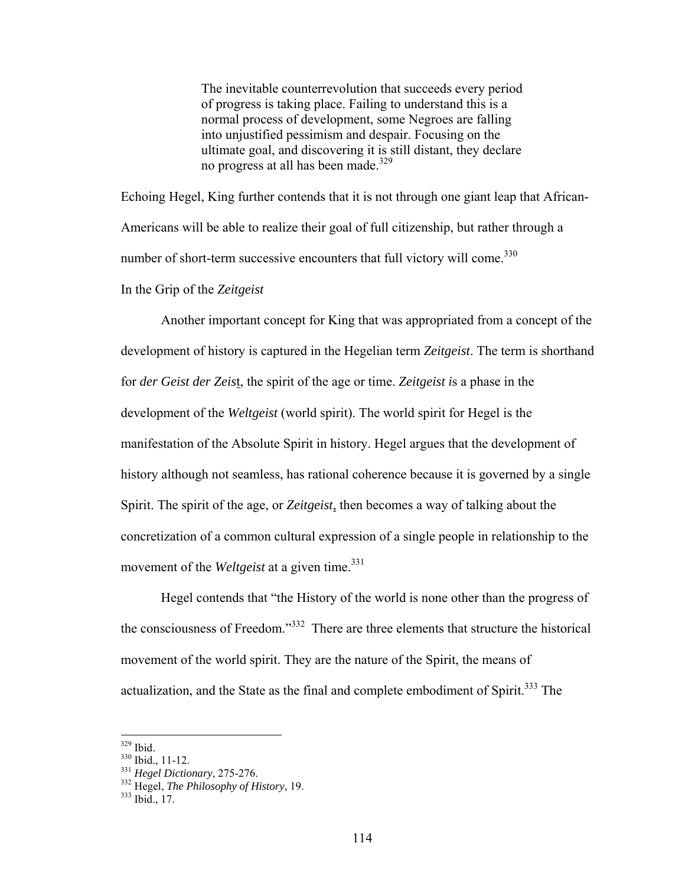> The inevitable counterrevolution that succeeds every period of progress is taking place. Failing to understand this is a normal process of development, some Negroes are falling into unjustified pessimism and despair. Focusing on the ultimate goal, and discovering it is still distant, they declare no progress at all has been made.[329]

Echoing Hegel, King further contends that it is not through one giant leap that African-Americans will be able to realize their goal of full citizenship, but rather through a number of short-term successive encounters that full victory will come.[330]

### In the Grip of the *Zeitgeist*

Another important concept for King that was appropriated from a concept of the development of history is captured in the Hegelian term *Zeitgeist*. The term is shorthand for *der Geist der Zeist*, the spirit of the age or time. *Zeitgeist i*s a phase in the development of the *Weltgeist* (world spirit). The world spirit for Hegel is the manifestation of the Absolute Spirit in history. Hegel argues that the development of history although not seamless, has rational coherence because it is governed by a single Spirit. The spirit of the age, or *Zeitgeist*, then becomes a way of talking about the concretization of a common cultural expression of a single people in relationship to the movement of the *Weltgeist* at a given time.[331]

Hegel contends that "the History of the world is none other than the progress of the consciousness of Freedom."[332] There are three elements that structure the historical movement of the world spirit. They are the nature of the Spirit, the means of actualization, and the State as the final and complete embodiment of Spirit.[333] The

---

[329] Ibid.
[330] Ibid., 11-12.
[331] *Hegel Dictionary*, 275-276.
[332] Hegel, *The Philosophy of History*, 19.
[333] Ibid., 17.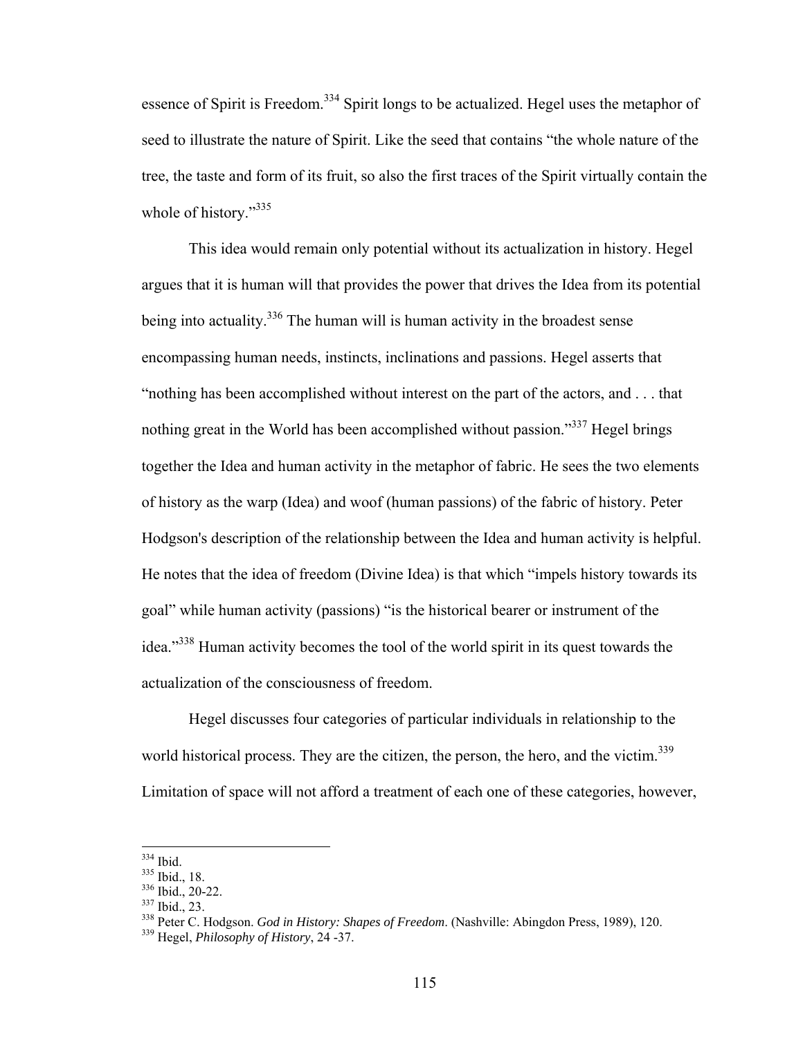essence of Spirit is Freedom.[334] Spirit longs to be actualized. Hegel uses the metaphor of seed to illustrate the nature of Spirit. Like the seed that contains "the whole nature of the tree, the taste and form of its fruit, so also the first traces of the Spirit virtually contain the whole of history."[335]

This idea would remain only potential without its actualization in history. Hegel argues that it is human will that provides the power that drives the Idea from its potential being into actuality.[336] The human will is human activity in the broadest sense encompassing human needs, instincts, inclinations and passions. Hegel asserts that "nothing has been accomplished without interest on the part of the actors, and . . . that nothing great in the World has been accomplished without passion."[337] Hegel brings together the Idea and human activity in the metaphor of fabric. He sees the two elements of history as the warp (Idea) and woof (human passions) of the fabric of history. Peter Hodgson's description of the relationship between the Idea and human activity is helpful. He notes that the idea of freedom (Divine Idea) is that which "impels history towards its goal" while human activity (passions) "is the historical bearer or instrument of the idea."[338] Human activity becomes the tool of the world spirit in its quest towards the actualization of the consciousness of freedom.

Hegel discusses four categories of particular individuals in relationship to the world historical process. They are the citizen, the person, the hero, and the victim.[339] Limitation of space will not afford a treatment of each one of these categories, however,

---

[334] Ibid.
[335] Ibid., 18.
[336] Ibid., 20-22.
[337] Ibid., 23.
[338] Peter C. Hodgson. *God in History: Shapes of Freedom*. (Nashville: Abingdon Press, 1989), 120.
[339] Hegel, *Philosophy of History*, 24 -37.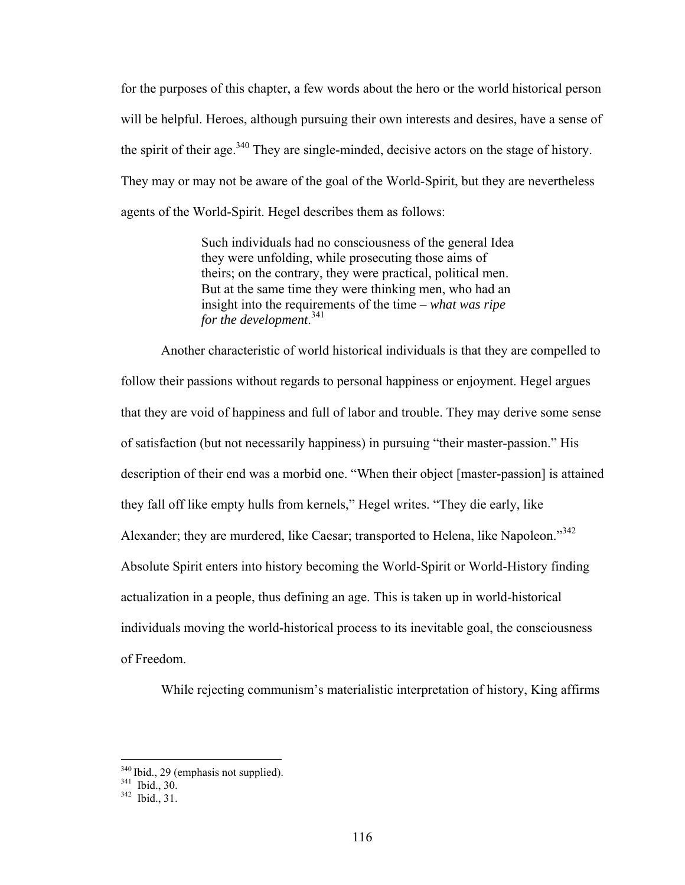for the purposes of this chapter, a few words about the hero or the world historical person will be helpful. Heroes, although pursuing their own interests and desires, have a sense of the spirit of their age.[340] They are single-minded, decisive actors on the stage of history. They may or may not be aware of the goal of the World-Spirit, but they are nevertheless agents of the World-Spirit. Hegel describes them as follows:

> Such individuals had no consciousness of the general Idea they were unfolding, while prosecuting those aims of theirs; on the contrary, they were practical, political men. But at the same time they were thinking men, who had an insight into the requirements of the time – *what was ripe for the development*.[341]

Another characteristic of world historical individuals is that they are compelled to follow their passions without regards to personal happiness or enjoyment. Hegel argues that they are void of happiness and full of labor and trouble. They may derive some sense of satisfaction (but not necessarily happiness) in pursuing "their master-passion." His description of their end was a morbid one. "When their object [master-passion] is attained they fall off like empty hulls from kernels," Hegel writes. "They die early, like Alexander; they are murdered, like Caesar; transported to Helena, like Napoleon."[342] Absolute Spirit enters into history becoming the World-Spirit or World-History finding actualization in a people, thus defining an age. This is taken up in world-historical individuals moving the world-historical process to its inevitable goal, the consciousness of Freedom.

While rejecting communism's materialistic interpretation of history, King affirms

---

[340] Ibid., 29 (emphasis not supplied).
[341] Ibid., 30.
[342] Ibid., 31.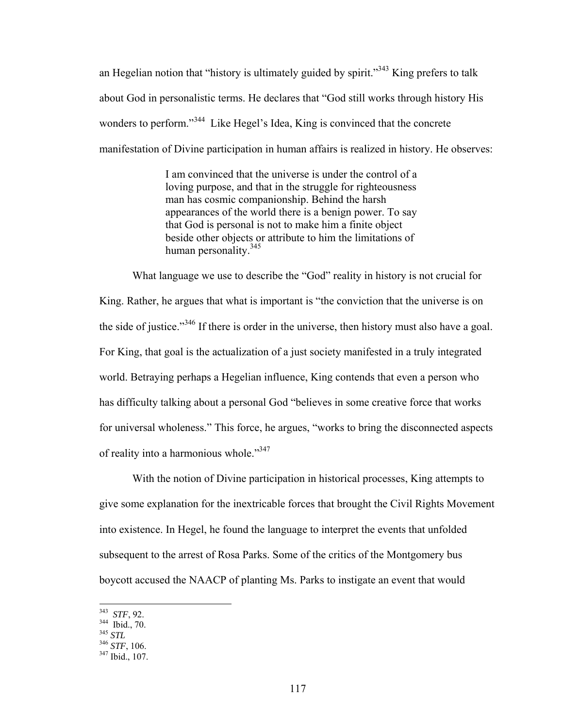an Hegelian notion that "history is ultimately guided by spirit."[343] King prefers to talk about God in personalistic terms. He declares that "God still works through history His wonders to perform."[344] Like Hegel's Idea, King is convinced that the concrete manifestation of Divine participation in human affairs is realized in history. He observes:

> I am convinced that the universe is under the control of a loving purpose, and that in the struggle for righteousness man has cosmic companionship. Behind the harsh appearances of the world there is a benign power. To say that God is personal is not to make him a finite object beside other objects or attribute to him the limitations of human personality.[345]

What language we use to describe the "God" reality in history is not crucial for King. Rather, he argues that what is important is "the conviction that the universe is on the side of justice."[346] If there is order in the universe, then history must also have a goal. For King, that goal is the actualization of a just society manifested in a truly integrated world. Betraying perhaps a Hegelian influence, King contends that even a person who has difficulty talking about a personal God "believes in some creative force that works for universal wholeness." This force, he argues, "works to bring the disconnected aspects of reality into a harmonious whole."[347]

With the notion of Divine participation in historical processes, King attempts to give some explanation for the inextricable forces that brought the Civil Rights Movement into existence. In Hegel, he found the language to interpret the events that unfolded subsequent to the arrest of Rosa Parks. Some of the critics of the Montgomery bus boycott accused the NAACP of planting Ms. Parks to instigate an event that would

---

[343] *STF*, 92.
[344] Ibid., 70.
[345] *STL*
[346] *STF*, 106.
[347] Ibid., 107.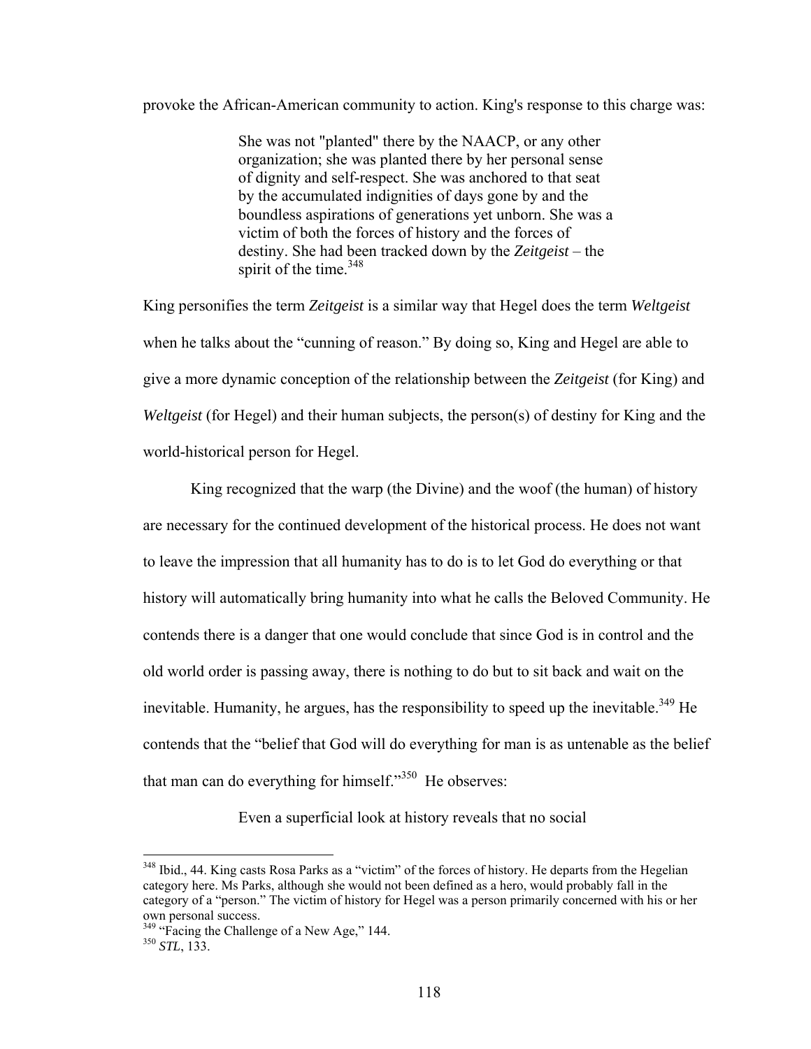provoke the African-American community to action. King's response to this charge was:

> She was not "planted" there by the NAACP, or any other organization; she was planted there by her personal sense of dignity and self-respect. She was anchored to that seat by the accumulated indignities of days gone by and the boundless aspirations of generations yet unborn. She was a victim of both the forces of history and the forces of destiny. She had been tracked down by the *Zeitgeist* – the spirit of the time.[348]

King personifies the term *Zeitgeist* is a similar way that Hegel does the term *Weltgeist* when he talks about the "cunning of reason." By doing so, King and Hegel are able to give a more dynamic conception of the relationship between the *Zeitgeist* (for King) and *Weltgeist* (for Hegel) and their human subjects, the person(s) of destiny for King and the world-historical person for Hegel.

King recognized that the warp (the Divine) and the woof (the human) of history are necessary for the continued development of the historical process. He does not want to leave the impression that all humanity has to do is to let God do everything or that history will automatically bring humanity into what he calls the Beloved Community. He contends there is a danger that one would conclude that since God is in control and the old world order is passing away, there is nothing to do but to sit back and wait on the inevitable. Humanity, he argues, has the responsibility to speed up the inevitable.[349] He contends that the "belief that God will do everything for man is as untenable as the belief that man can do everything for himself."[350] He observes:

> Even a superficial look at history reveals that no social

---

[348] Ibid., 44. King casts Rosa Parks as a "victim" of the forces of history. He departs from the Hegelian category here. Ms Parks, although she would not been defined as a hero, would probably fall in the category of a "person." The victim of history for Hegel was a person primarily concerned with his or her own personal success.

[349] "Facing the Challenge of a New Age," 144.

[350] *STL*, 133.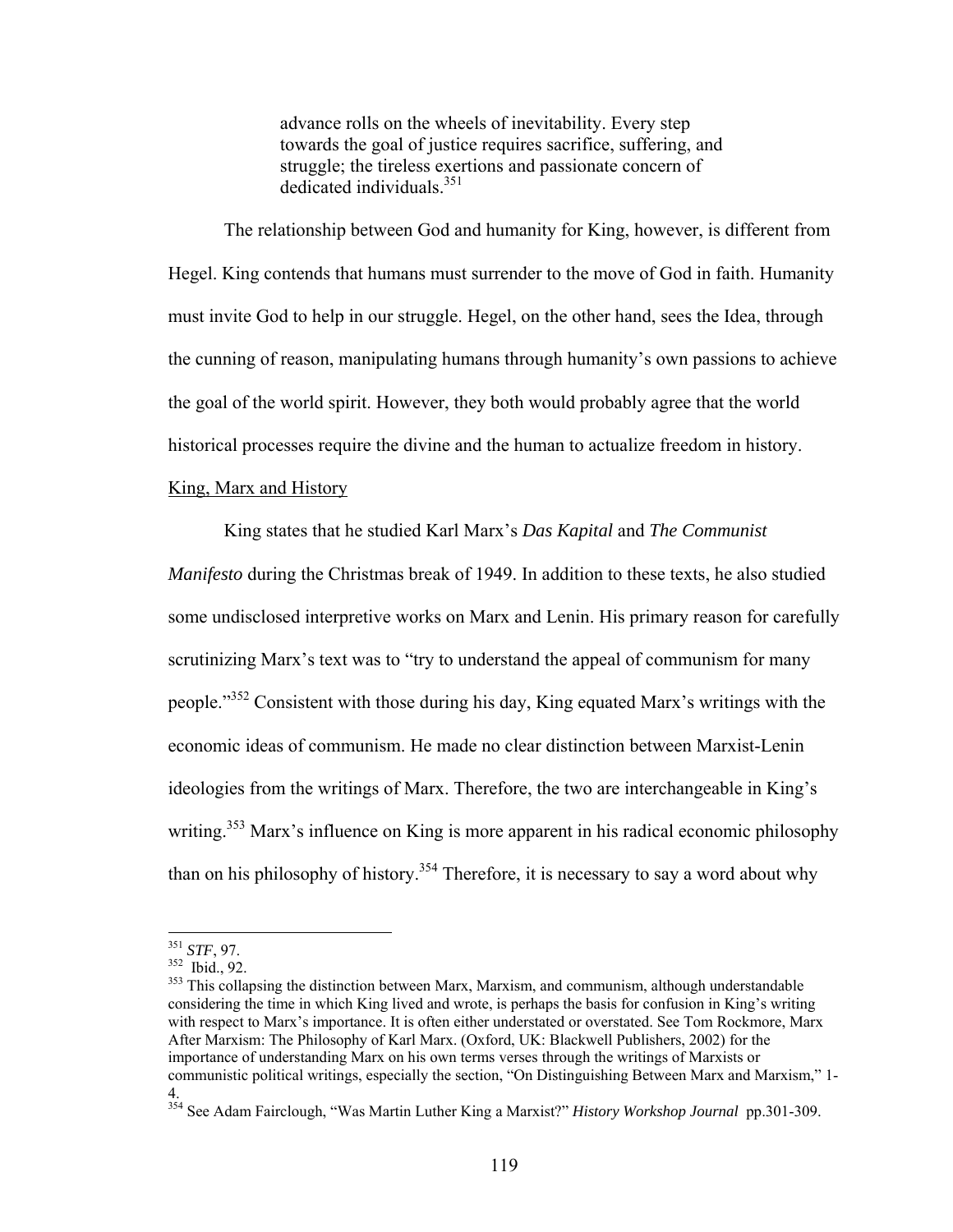> advance rolls on the wheels of inevitability. Every step towards the goal of justice requires sacrifice, suffering, and struggle; the tireless exertions and passionate concern of dedicated individuals.[351]

The relationship between God and humanity for King, however, is different from Hegel. King contends that humans must surrender to the move of God in faith. Humanity must invite God to help in our struggle. Hegel, on the other hand, sees the Idea, through the cunning of reason, manipulating humans through humanity's own passions to achieve the goal of the world spirit. However, they both would probably agree that the world historical processes require the divine and the human to actualize freedom in history.

King, Marx and History

King states that he studied Karl Marx's *Das Kapital* and *The Communist Manifesto* during the Christmas break of 1949. In addition to these texts, he also studied some undisclosed interpretive works on Marx and Lenin. His primary reason for carefully scrutinizing Marx's text was to "try to understand the appeal of communism for many people."[352] Consistent with those during his day, King equated Marx's writings with the economic ideas of communism. He made no clear distinction between Marxist-Lenin ideologies from the writings of Marx. Therefore, the two are interchangeable in King's writing.[353] Marx's influence on King is more apparent in his radical economic philosophy than on his philosophy of history.[354] Therefore, it is necessary to say a word about why

---

[351] *STF*, 97.

[352] Ibid., 92.

[353] This collapsing the distinction between Marx, Marxism, and communism, although understandable considering the time in which King lived and wrote, is perhaps the basis for confusion in King's writing with respect to Marx's importance. It is often either understated or overstated. See Tom Rockmore, Marx After Marxism: The Philosophy of Karl Marx. (Oxford, UK: Blackwell Publishers, 2002) for the importance of understanding Marx on his own terms verses through the writings of Marxists or communistic political writings, especially the section, "On Distinguishing Between Marx and Marxism," 1-4.

[354] See Adam Fairclough, "Was Martin Luther King a Marxist?" *History Workshop Journal* pp.301-309.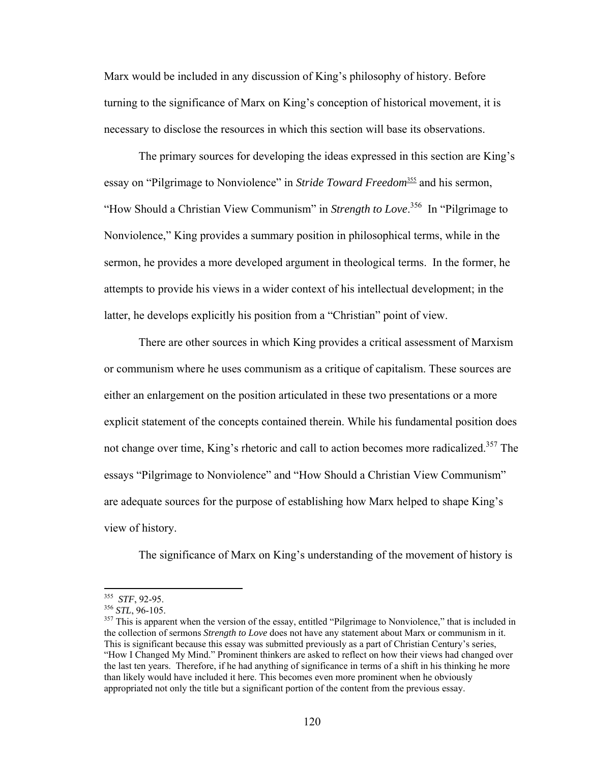Marx would be included in any discussion of King's philosophy of history. Before turning to the significance of Marx on King's conception of historical movement, it is necessary to disclose the resources in which this section will base its observations.

The primary sources for developing the ideas expressed in this section are King's essay on "Pilgrimage to Nonviolence" in ***Stride Toward Freedom***[355] and his sermon, "How Should a Christian View Communism" in ***Strength to Love***.[356] In "Pilgrimage to Nonviolence," King provides a summary position in philosophical terms, while in the sermon, he provides a more developed argument in theological terms. In the former, he attempts to provide his views in a wider context of his intellectual development; in the latter, he develops explicitly his position from a "Christian" point of view.

There are other sources in which King provides a critical assessment of Marxism or communism where he uses communism as a critique of capitalism. These sources are either an enlargement on the position articulated in these two presentations or a more explicit statement of the concepts contained therein. While his fundamental position does not change over time, King's rhetoric and call to action becomes more radicalized.[357] The essays "Pilgrimage to Nonviolence" and "How Should a Christian View Communism" are adequate sources for the purpose of establishing how Marx helped to shape King's view of history.

The significance of Marx on King's understanding of the movement of history is

---

[355] *STF*, 92-95.

[356] *STL*, 96-105.

[357] This is apparent when the version of the essay, entitled "Pilgrimage to Nonviolence," that is included in the collection of sermons *Strength to Love* does not have any statement about Marx or communism in it. This is significant because this essay was submitted previously as a part of Christian Century's series, "How I Changed My Mind." Prominent thinkers are asked to reflect on how their views had changed over the last ten years. Therefore, if he had anything of significance in terms of a shift in his thinking he more than likely would have included it here. This becomes even more prominent when he obviously appropriated not only the title but a significant portion of the content from the previous essay.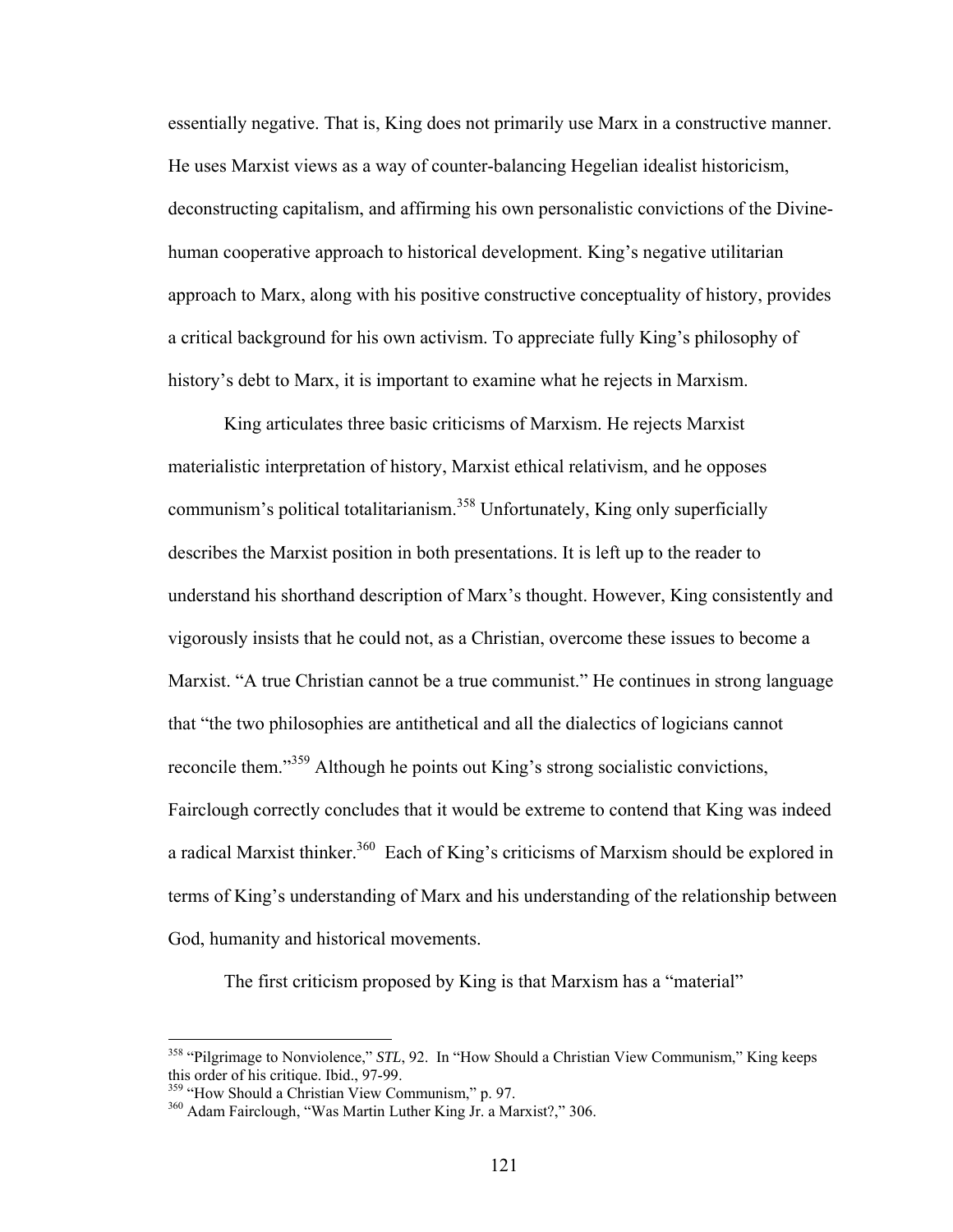essentially negative. That is, King does not primarily use Marx in a constructive manner. He uses Marxist views as a way of counter-balancing Hegelian idealist historicism, deconstructing capitalism, and affirming his own personalistic convictions of the Divine-human cooperative approach to historical development. King's negative utilitarian approach to Marx, along with his positive constructive conceptuality of history, provides a critical background for his own activism. To appreciate fully King's philosophy of history's debt to Marx, it is important to examine what he rejects in Marxism.

King articulates three basic criticisms of Marxism. He rejects Marxist materialistic interpretation of history, Marxist ethical relativism, and he opposes communism's political totalitarianism.[358] Unfortunately, King only superficially describes the Marxist position in both presentations. It is left up to the reader to understand his shorthand description of Marx's thought. However, King consistently and vigorously insists that he could not, as a Christian, overcome these issues to become a Marxist. "A true Christian cannot be a true communist." He continues in strong language that "the two philosophies are antithetical and all the dialectics of logicians cannot reconcile them."[359] Although he points out King's strong socialistic convictions, Fairclough correctly concludes that it would be extreme to contend that King was indeed a radical Marxist thinker.[360] Each of King's criticisms of Marxism should be explored in terms of King's understanding of Marx and his understanding of the relationship between God, humanity and historical movements.

The first criticism proposed by King is that Marxism has a "material"

---

[358] "Pilgrimage to Nonviolence," *STL*, 92. In "How Should a Christian View Communism," King keeps this order of his critique. Ibid., 97-99.

[359] "How Should a Christian View Communism," p. 97.

[360] Adam Fairclough, "Was Martin Luther King Jr. a Marxist?," 306.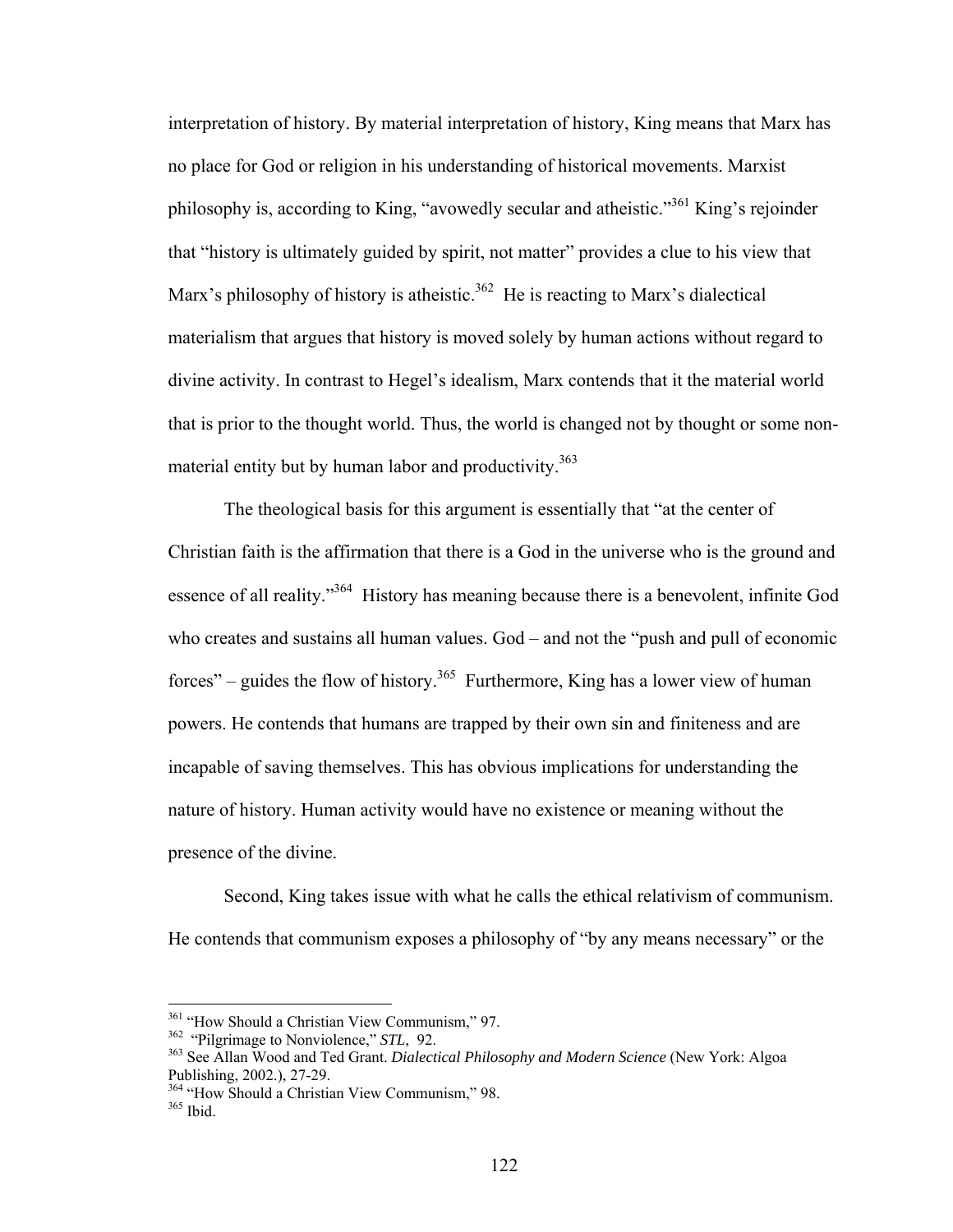interpretation of history. By material interpretation of history, King means that Marx has no place for God or religion in his understanding of historical movements. Marxist philosophy is, according to King, "avowedly secular and atheistic."[361] King's rejoinder that "history is ultimately guided by spirit, not matter" provides a clue to his view that Marx's philosophy of history is atheistic.[362] He is reacting to Marx's dialectical materialism that argues that history is moved solely by human actions without regard to divine activity. In contrast to Hegel's idealism, Marx contends that it the material world that is prior to the thought world. Thus, the world is changed not by thought or some non-material entity but by human labor and productivity.[363]

The theological basis for this argument is essentially that "at the center of Christian faith is the affirmation that there is a God in the universe who is the ground and essence of all reality."[364] History has meaning because there is a benevolent, infinite God who creates and sustains all human values. God – and not the "push and pull of economic forces" – guides the flow of history.[365] Furthermore, King has a lower view of human powers. He contends that humans are trapped by their own sin and finiteness and are incapable of saving themselves. This has obvious implications for understanding the nature of history. Human activity would have no existence or meaning without the presence of the divine.

Second, King takes issue with what he calls the ethical relativism of communism. He contends that communism exposes a philosophy of "by any means necessary" or the

---

[361] "How Should a Christian View Communism," 97.
[362] "Pilgrimage to Nonviolence," *STL*, 92.
[363] See Allan Wood and Ted Grant. *Dialectical Philosophy and Modern Science* (New York: Algoa Publishing, 2002.), 27-29.
[364] "How Should a Christian View Communism," 98.
[365] Ibid.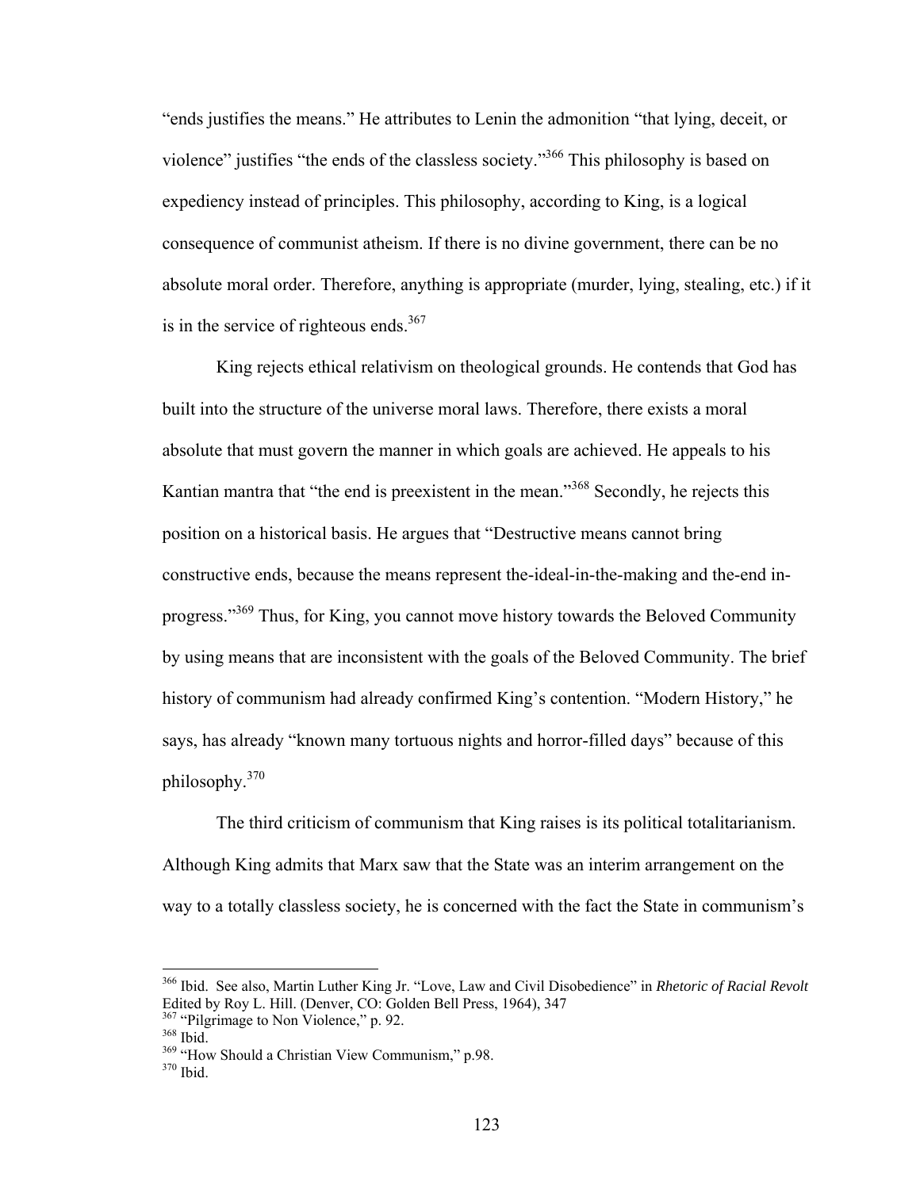"ends justifies the means." He attributes to Lenin the admonition "that lying, deceit, or violence" justifies "the ends of the classless society."[366] This philosophy is based on expediency instead of principles. This philosophy, according to King, is a logical consequence of communist atheism. If there is no divine government, there can be no absolute moral order. Therefore, anything is appropriate (murder, lying, stealing, etc.) if it is in the service of righteous ends.[367]

King rejects ethical relativism on theological grounds. He contends that God has built into the structure of the universe moral laws. Therefore, there exists a moral absolute that must govern the manner in which goals are achieved. He appeals to his Kantian mantra that "the end is preexistent in the mean."[368] Secondly, he rejects this position on a historical basis. He argues that "Destructive means cannot bring constructive ends, because the means represent the-ideal-in-the-making and the-end in-progress."[369] Thus, for King, you cannot move history towards the Beloved Community by using means that are inconsistent with the goals of the Beloved Community. The brief history of communism had already confirmed King's contention. "Modern History," he says, has already "known many tortuous nights and horror-filled days" because of this philosophy.[370]

The third criticism of communism that King raises is its political totalitarianism. Although King admits that Marx saw that the State was an interim arrangement on the way to a totally classless society, he is concerned with the fact the State in communism's

---

[366] Ibid. See also, Martin Luther King Jr. "Love, Law and Civil Disobedience" in *Rhetoric of Racial Revolt* Edited by Roy L. Hill. (Denver, CO: Golden Bell Press, 1964), 347

[367] "Pilgrimage to Non Violence," p. 92.

[368] Ibid.

[369] "How Should a Christian View Communism," p.98.

[370] Ibid.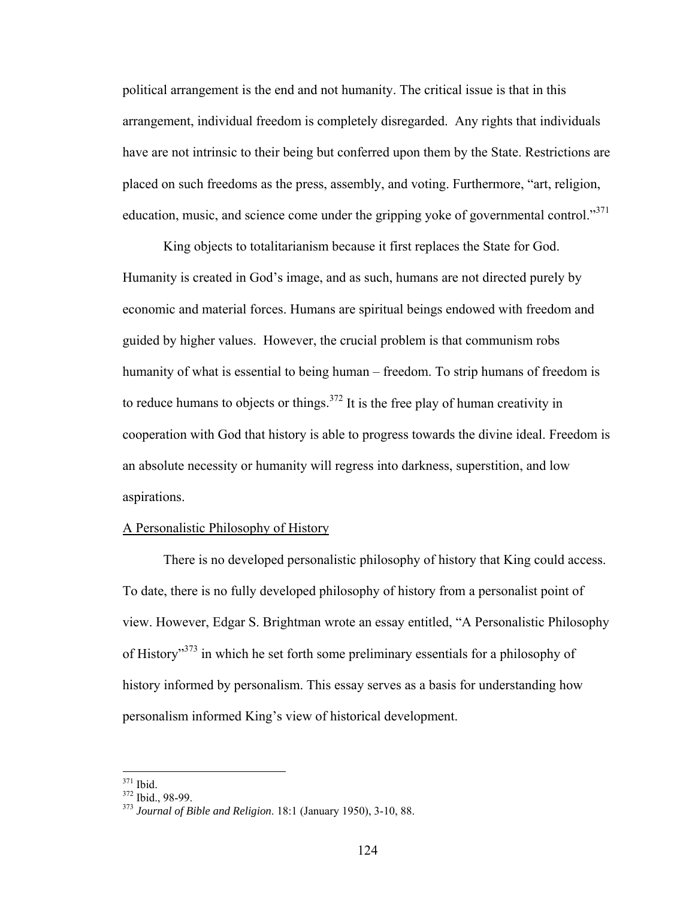political arrangement is the end and not humanity. The critical issue is that in this arrangement, individual freedom is completely disregarded. Any rights that individuals have are not intrinsic to their being but conferred upon them by the State. Restrictions are placed on such freedoms as the press, assembly, and voting. Furthermore, "art, religion, education, music, and science come under the gripping yoke of governmental control."[371]

King objects to totalitarianism because it first replaces the State for God. Humanity is created in God's image, and as such, humans are not directed purely by economic and material forces. Humans are spiritual beings endowed with freedom and guided by higher values. However, the crucial problem is that communism robs humanity of what is essential to being human – freedom. To strip humans of freedom is to reduce humans to objects or things.[372] It is the free play of human creativity in cooperation with God that history is able to progress towards the divine ideal. Freedom is an absolute necessity or humanity will regress into darkness, superstition, and low aspirations.

<u>A Personalistic Philosophy of History</u>

There is no developed personalistic philosophy of history that King could access. To date, there is no fully developed philosophy of history from a personalist point of view. However, Edgar S. Brightman wrote an essay entitled, "A Personalistic Philosophy of History"[373] in which he set forth some preliminary essentials for a philosophy of history informed by personalism. This essay serves as a basis for understanding how personalism informed King's view of historical development.

---

[371] Ibid.

[372] Ibid., 98-99.

[373] *Journal of Bible and Religion*. 18:1 (January 1950), 3-10, 88.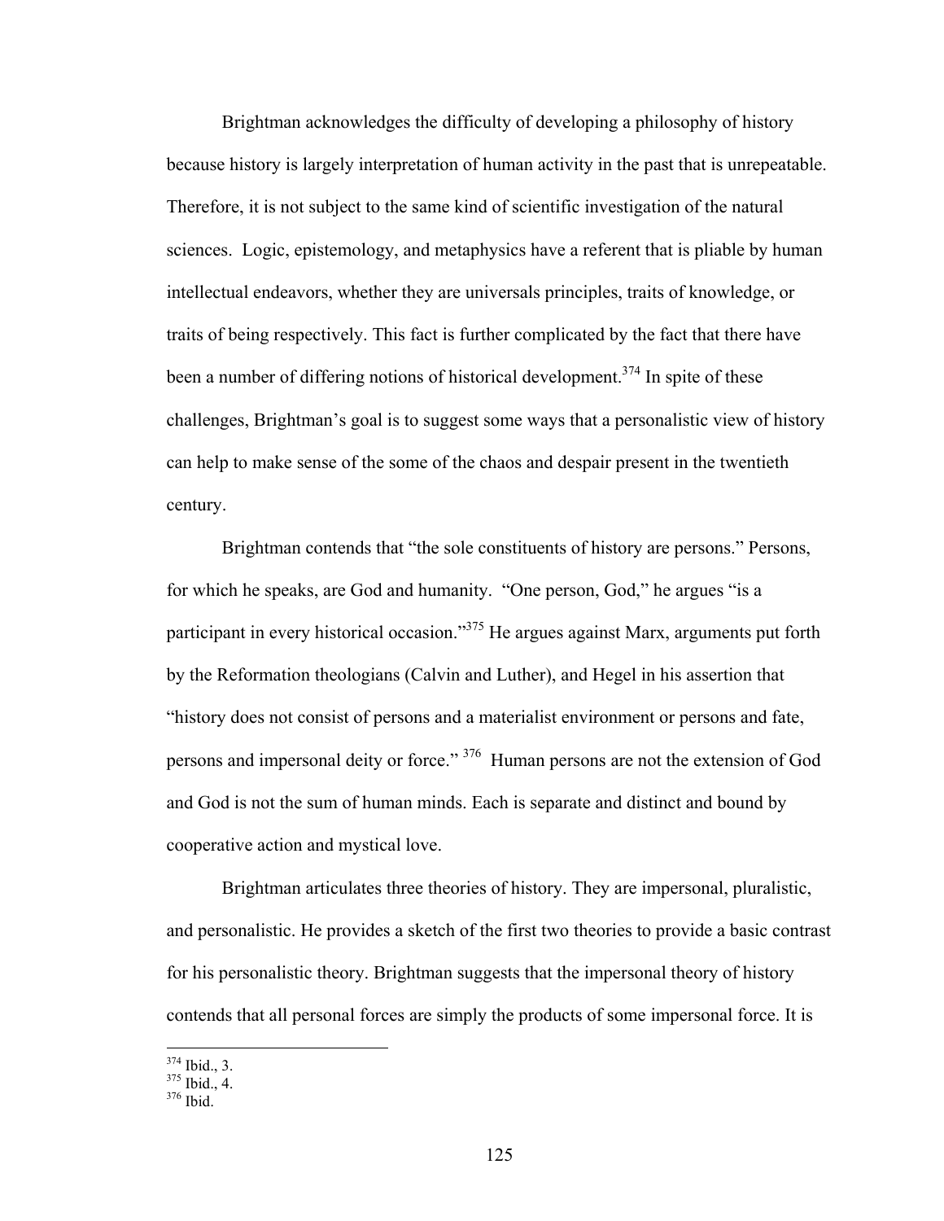Brightman acknowledges the difficulty of developing a philosophy of history because history is largely interpretation of human activity in the past that is unrepeatable. Therefore, it is not subject to the same kind of scientific investigation of the natural sciences. Logic, epistemology, and metaphysics have a referent that is pliable by human intellectual endeavors, whether they are universals principles, traits of knowledge, or traits of being respectively. This fact is further complicated by the fact that there have been a number of differing notions of historical development.[374] In spite of these challenges, Brightman's goal is to suggest some ways that a personalistic view of history can help to make sense of the some of the chaos and despair present in the twentieth century.

Brightman contends that "the sole constituents of history are persons." Persons, for which he speaks, are God and humanity. "One person, God," he argues "is a participant in every historical occasion."[375] He argues against Marx, arguments put forth by the Reformation theologians (Calvin and Luther), and Hegel in his assertion that "history does not consist of persons and a materialist environment or persons and fate, persons and impersonal deity or force." [376] Human persons are not the extension of God and God is not the sum of human minds. Each is separate and distinct and bound by cooperative action and mystical love.

Brightman articulates three theories of history. They are impersonal, pluralistic, and personalistic. He provides a sketch of the first two theories to provide a basic contrast for his personalistic theory. Brightman suggests that the impersonal theory of history contends that all personal forces are simply the products of some impersonal force. It is

---

[374] Ibid., 3.
[375] Ibid., 4.
[376] Ibid.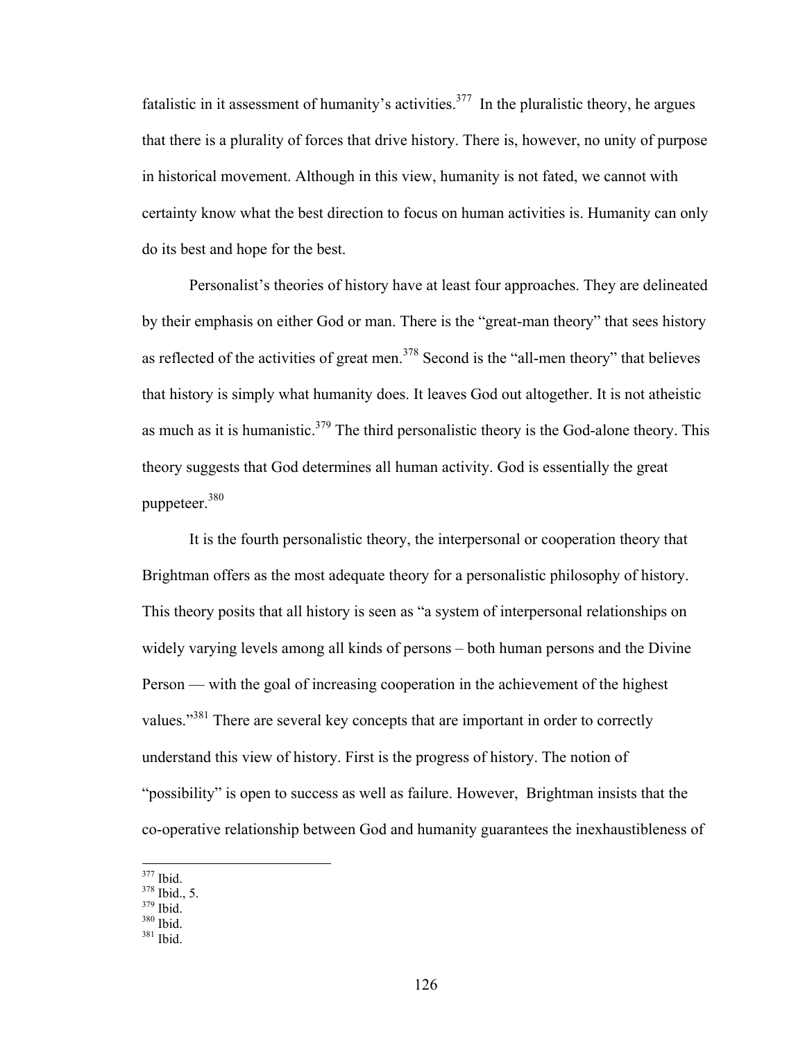fatalistic in it assessment of humanity's activities.[377] In the pluralistic theory, he argues that there is a plurality of forces that drive history. There is, however, no unity of purpose in historical movement. Although in this view, humanity is not fated, we cannot with certainty know what the best direction to focus on human activities is. Humanity can only do its best and hope for the best.

Personalist's theories of history have at least four approaches. They are delineated by their emphasis on either God or man. There is the "great-man theory" that sees history as reflected of the activities of great men.[378] Second is the "all-men theory" that believes that history is simply what humanity does. It leaves God out altogether. It is not atheistic as much as it is humanistic.[379] The third personalistic theory is the God-alone theory. This theory suggests that God determines all human activity. God is essentially the great puppeteer.[380]

It is the fourth personalistic theory, the interpersonal or cooperation theory that Brightman offers as the most adequate theory for a personalistic philosophy of history. This theory posits that all history is seen as "a system of interpersonal relationships on widely varying levels among all kinds of persons – both human persons and the Divine Person — with the goal of increasing cooperation in the achievement of the highest values."[381] There are several key concepts that are important in order to correctly understand this view of history. First is the progress of history. The notion of "possibility" is open to success as well as failure. However, Brightman insists that the co-operative relationship between God and humanity guarantees the inexhaustibleness of

---

[377] Ibid.
[378] Ibid., 5.
[379] Ibid.
[380] Ibid.
[381] Ibid.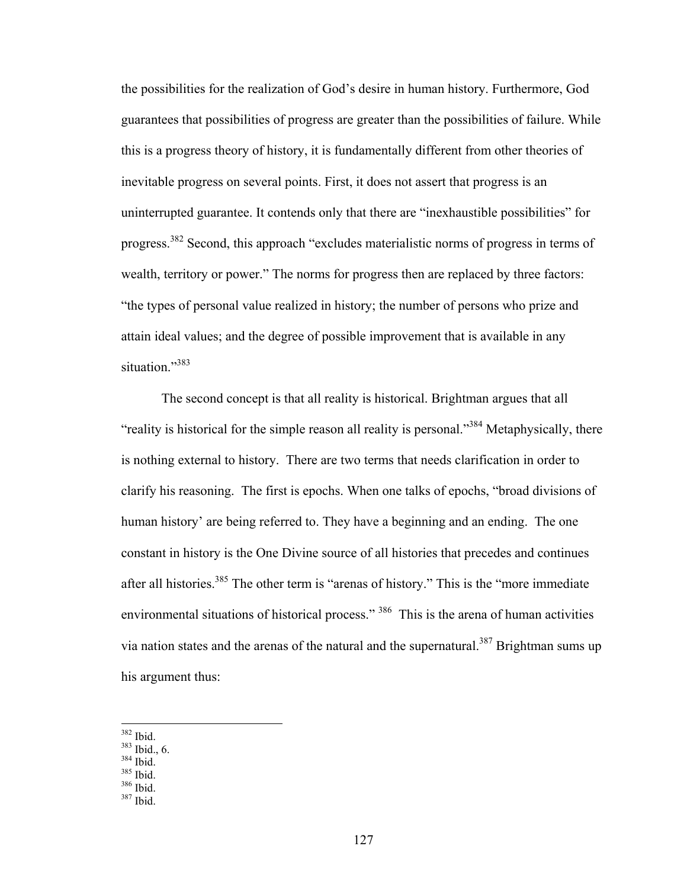the possibilities for the realization of God's desire in human history. Furthermore, God guarantees that possibilities of progress are greater than the possibilities of failure. While this is a progress theory of history, it is fundamentally different from other theories of inevitable progress on several points. First, it does not assert that progress is an uninterrupted guarantee. It contends only that there are "inexhaustible possibilities" for progress.[382] Second, this approach "excludes materialistic norms of progress in terms of wealth, territory or power." The norms for progress then are replaced by three factors: "the types of personal value realized in history; the number of persons who prize and attain ideal values; and the degree of possible improvement that is available in any situation."[383]

The second concept is that all reality is historical. Brightman argues that all "reality is historical for the simple reason all reality is personal."[384] Metaphysically, there is nothing external to history. There are two terms that needs clarification in order to clarify his reasoning. The first is epochs. When one talks of epochs, "broad divisions of human history' are being referred to. They have a beginning and an ending. The one constant in history is the One Divine source of all histories that precedes and continues after all histories.[385] The other term is "arenas of history." This is the "more immediate environmental situations of historical process." [386] This is the arena of human activities via nation states and the arenas of the natural and the supernatural.[387] Brightman sums up his argument thus:

---

[382] Ibid.
[383] Ibid., 6.
[384] Ibid.
[385] Ibid.
[386] Ibid.
[387] Ibid.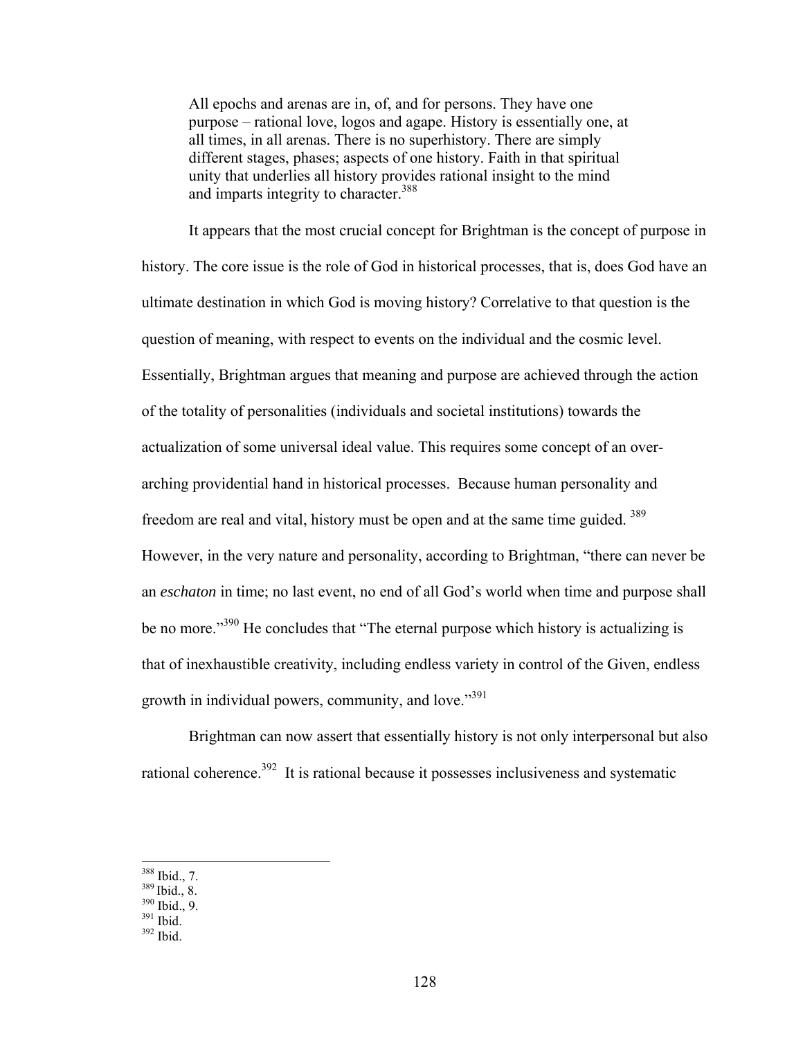> All epochs and arenas are in, of, and for persons. They have one purpose – rational love, logos and agape. History is essentially one, at all times, in all arenas. There is no superhistory. There are simply different stages, phases; aspects of one history. Faith in that spiritual unity that underlies all history provides rational insight to the mind and imparts integrity to character.[388]

It appears that the most crucial concept for Brightman is the concept of purpose in history. The core issue is the role of God in historical processes, that is, does God have an ultimate destination in which God is moving history? Correlative to that question is the question of meaning, with respect to events on the individual and the cosmic level. Essentially, Brightman argues that meaning and purpose are achieved through the action of the totality of personalities (individuals and societal institutions) towards the actualization of some universal ideal value. This requires some concept of an over-arching providential hand in historical processes. Because human personality and freedom are real and vital, history must be open and at the same time guided.[389] However, in the very nature and personality, according to Brightman, "there can never be an *eschaton* in time; no last event, no end of all God's world when time and purpose shall be no more."[390] He concludes that "The eternal purpose which history is actualizing is that of inexhaustible creativity, including endless variety in control of the Given, endless growth in individual powers, community, and love."[391]

Brightman can now assert that essentially history is not only interpersonal but also rational coherence.[392] It is rational because it possesses inclusiveness and systematic

---

[388] Ibid., 7.
[389] Ibid., 8.
[390] Ibid., 9.
[391] Ibid.
[392] Ibid.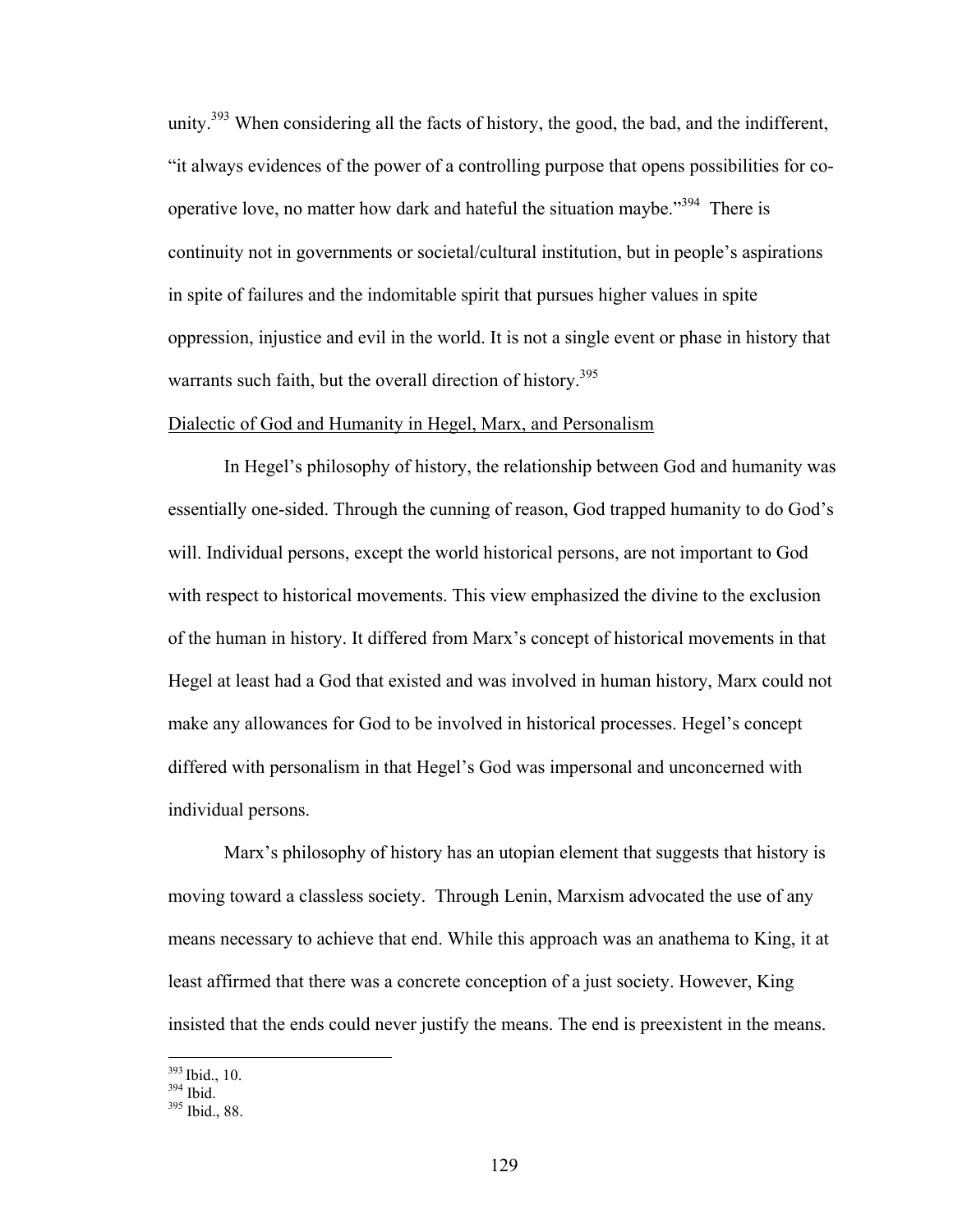unity.[393] When considering all the facts of history, the good, the bad, and the indifferent, "it always evidences of the power of a controlling purpose that opens possibilities for co-operative love, no matter how dark and hateful the situation maybe."[394] There is continuity not in governments or societal/cultural institution, but in people's aspirations in spite of failures and the indomitable spirit that pursues higher values in spite oppression, injustice and evil in the world. It is not a single event or phase in history that warrants such faith, but the overall direction of history.[395]

<u>Dialectic of God and Humanity in Hegel, Marx, and Personalism</u>

In Hegel's philosophy of history, the relationship between God and humanity was essentially one-sided. Through the cunning of reason, God trapped humanity to do God's will. Individual persons, except the world historical persons, are not important to God with respect to historical movements. This view emphasized the divine to the exclusion of the human in history. It differed from Marx's concept of historical movements in that Hegel at least had a God that existed and was involved in human history, Marx could not make any allowances for God to be involved in historical processes. Hegel's concept differed with personalism in that Hegel's God was impersonal and unconcerned with individual persons.

Marx's philosophy of history has an utopian element that suggests that history is moving toward a classless society. Through Lenin, Marxism advocated the use of any means necessary to achieve that end. While this approach was an anathema to King, it at least affirmed that there was a concrete conception of a just society. However, King insisted that the ends could never justify the means. The end is preexistent in the means.

---

[393] Ibid., 10.
[394] Ibid.
[395] Ibid., 88.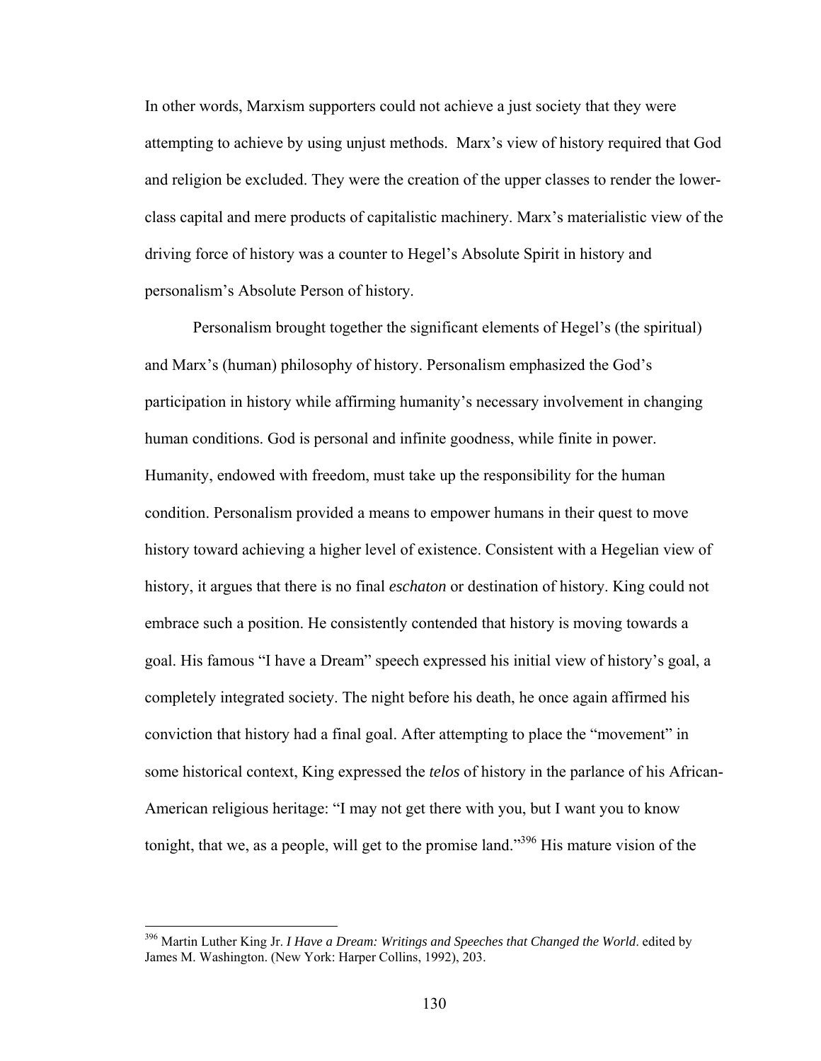In other words, Marxism supporters could not achieve a just society that they were attempting to achieve by using unjust methods. Marx's view of history required that God and religion be excluded. They were the creation of the upper classes to render the lower-class capital and mere products of capitalistic machinery. Marx's materialistic view of the driving force of history was a counter to Hegel's Absolute Spirit in history and personalism's Absolute Person of history.

Personalism brought together the significant elements of Hegel's (the spiritual) and Marx's (human) philosophy of history. Personalism emphasized the God's participation in history while affirming humanity's necessary involvement in changing human conditions. God is personal and infinite goodness, while finite in power. Humanity, endowed with freedom, must take up the responsibility for the human condition. Personalism provided a means to empower humans in their quest to move history toward achieving a higher level of existence. Consistent with a Hegelian view of history, it argues that there is no final *eschaton* or destination of history. King could not embrace such a position. He consistently contended that history is moving towards a goal. His famous "I have a Dream" speech expressed his initial view of history's goal, a completely integrated society. The night before his death, he once again affirmed his conviction that history had a final goal. After attempting to place the "movement" in some historical context, King expressed the *telos* of history in the parlance of his African-American religious heritage: "I may not get there with you, but I want you to know tonight, that we, as a people, will get to the promise land."[396] His mature vision of the

[396] Martin Luther King Jr. *I Have a Dream: Writings and Speeches that Changed the World*. edited by James M. Washington. (New York: Harper Collins, 1992), 203.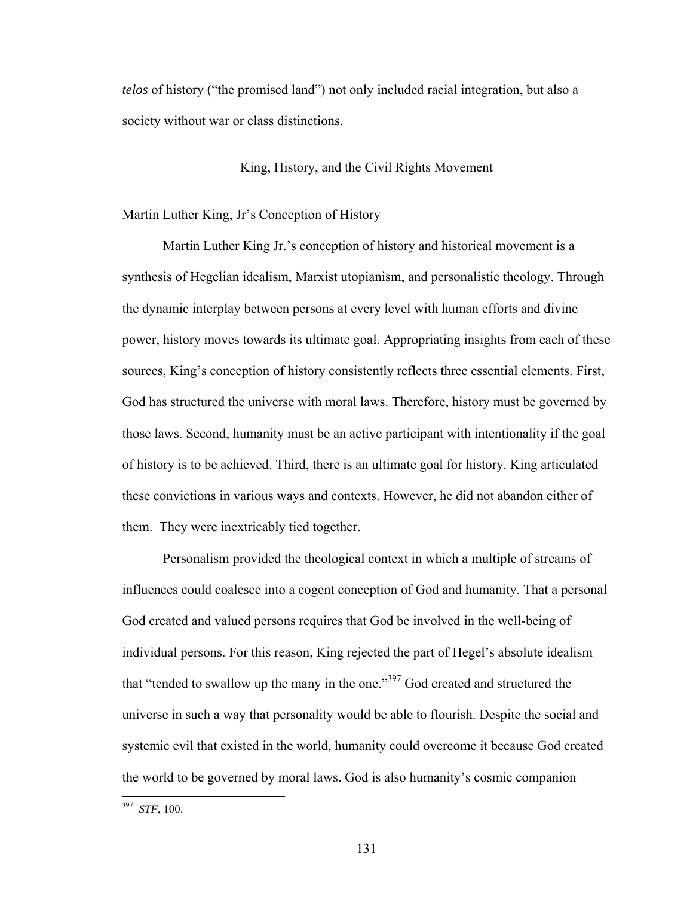*telos* of history ("the promised land") not only included racial integration, but also a society without war or class distinctions.

## King, History, and the Civil Rights Movement

### Martin Luther King, Jr's Conception of History

Martin Luther King Jr.'s conception of history and historical movement is a synthesis of Hegelian idealism, Marxist utopianism, and personalistic theology. Through the dynamic interplay between persons at every level with human efforts and divine power, history moves towards its ultimate goal. Appropriating insights from each of these sources, King's conception of history consistently reflects three essential elements. First, God has structured the universe with moral laws. Therefore, history must be governed by those laws. Second, humanity must be an active participant with intentionality if the goal of history is to be achieved. Third, there is an ultimate goal for history. King articulated these convictions in various ways and contexts. However, he did not abandon either of them. They were inextricably tied together.

Personalism provided the theological context in which a multiple of streams of influences could coalesce into a cogent conception of God and humanity. That a personal God created and valued persons requires that God be involved in the well-being of individual persons. For this reason, King rejected the part of Hegel's absolute idealism that "tended to swallow up the many in the one."[397] God created and structured the universe in such a way that personality would be able to flourish. Despite the social and systemic evil that existed in the world, humanity could overcome it because God created the world to be governed by moral laws. God is also humanity's cosmic companion

---

[397] *STF*, 100.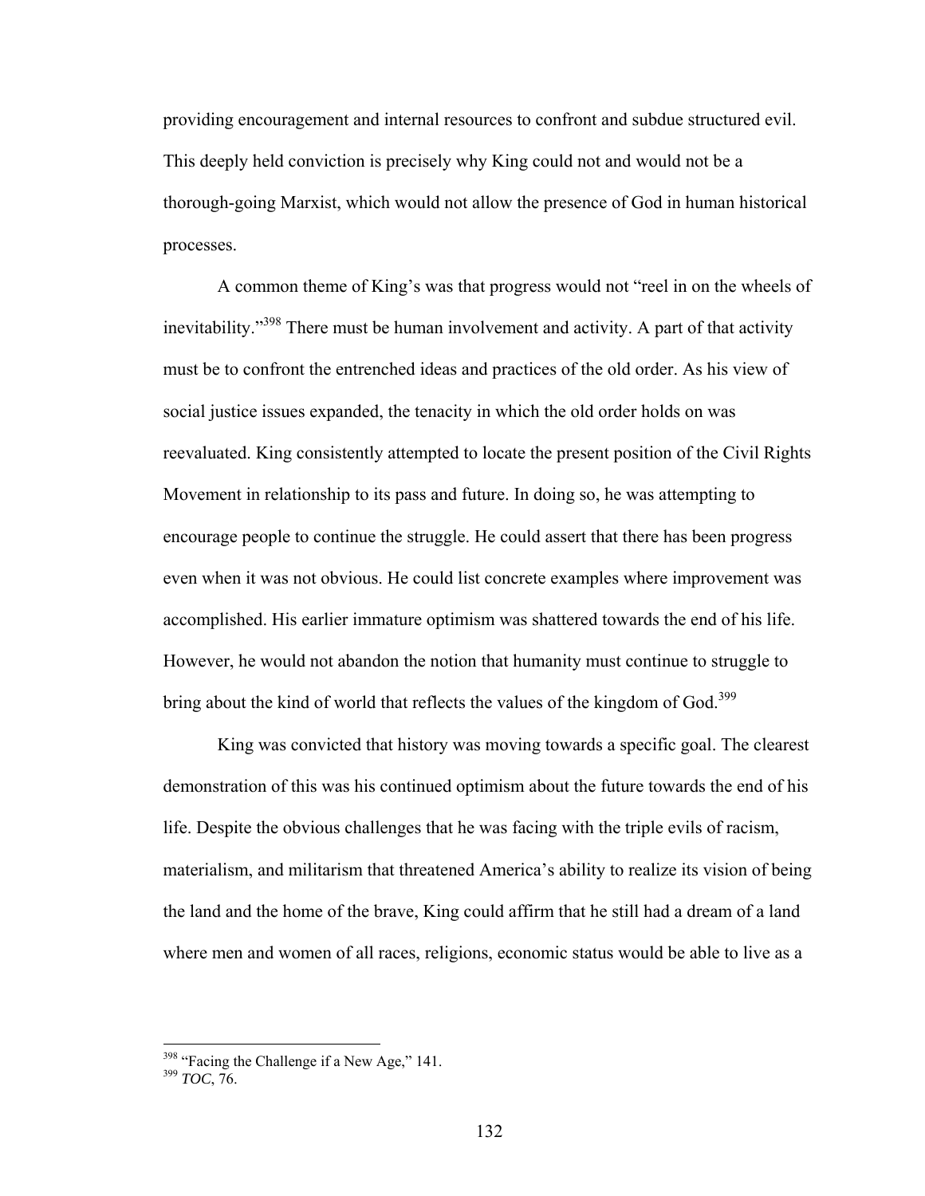providing encouragement and internal resources to confront and subdue structured evil. This deeply held conviction is precisely why King could not and would not be a thorough-going Marxist, which would not allow the presence of God in human historical processes.

A common theme of King's was that progress would not "reel in on the wheels of inevitability."[398] There must be human involvement and activity. A part of that activity must be to confront the entrenched ideas and practices of the old order. As his view of social justice issues expanded, the tenacity in which the old order holds on was reevaluated. King consistently attempted to locate the present position of the Civil Rights Movement in relationship to its pass and future. In doing so, he was attempting to encourage people to continue the struggle. He could assert that there has been progress even when it was not obvious. He could list concrete examples where improvement was accomplished. His earlier immature optimism was shattered towards the end of his life. However, he would not abandon the notion that humanity must continue to struggle to bring about the kind of world that reflects the values of the kingdom of God.[399]

King was convicted that history was moving towards a specific goal. The clearest demonstration of this was his continued optimism about the future towards the end of his life. Despite the obvious challenges that he was facing with the triple evils of racism, materialism, and militarism that threatened America's ability to realize its vision of being the land and the home of the brave, King could affirm that he still had a dream of a land where men and women of all races, religions, economic status would be able to live as a

---

[398] "Facing the Challenge if a New Age," 141.

[399] *TOC*, 76.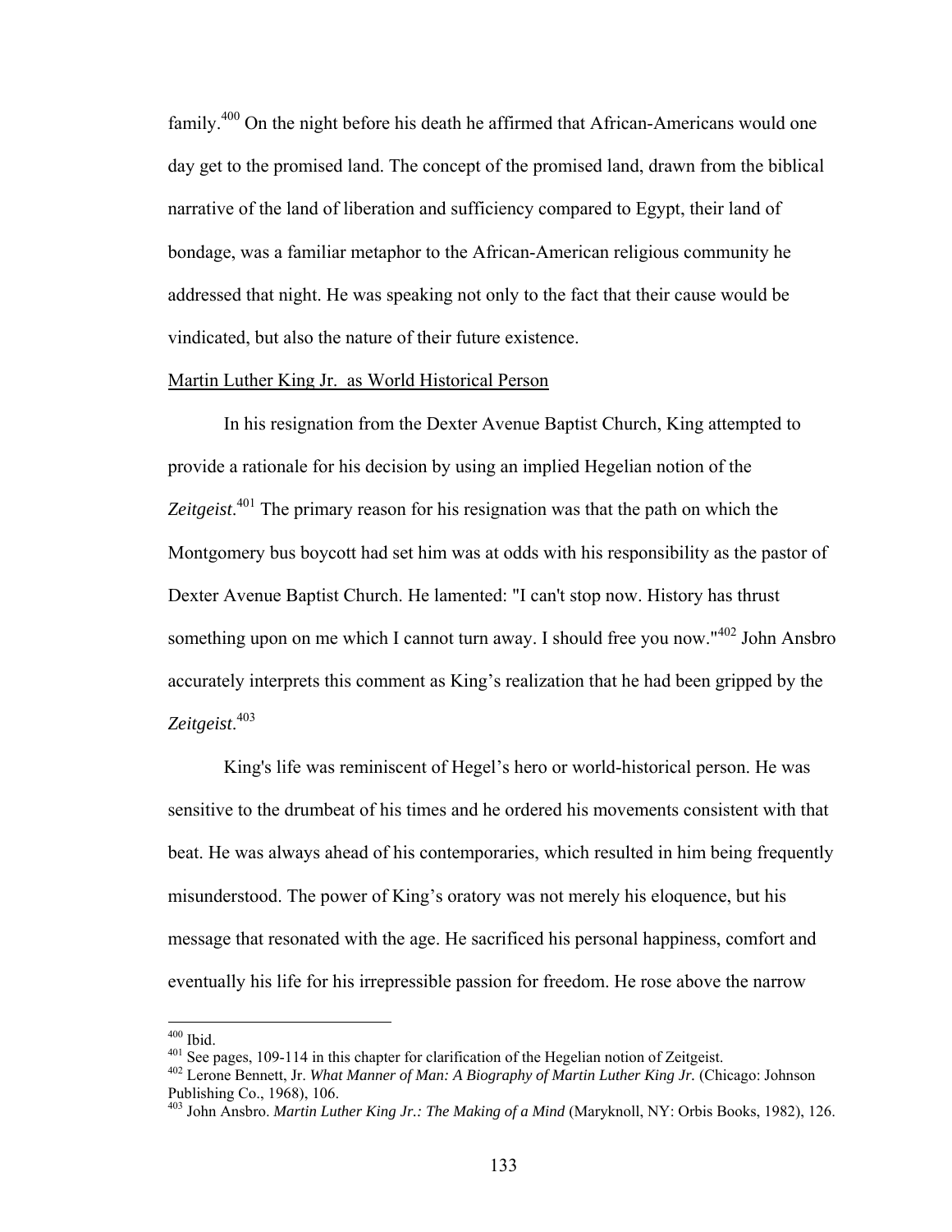family.[400] On the night before his death he affirmed that African-Americans would one day get to the promised land. The concept of the promised land, drawn from the biblical narrative of the land of liberation and sufficiency compared to Egypt, their land of bondage, was a familiar metaphor to the African-American religious community he addressed that night. He was speaking not only to the fact that their cause would be vindicated, but also the nature of their future existence.

<u>Martin Luther King Jr.  as World Historical Person</u>

In his resignation from the Dexter Avenue Baptist Church, King attempted to provide a rationale for his decision by using an implied Hegelian notion of the *Zeitgeist*.[401] The primary reason for his resignation was that the path on which the Montgomery bus boycott had set him was at odds with his responsibility as the pastor of Dexter Avenue Baptist Church. He lamented: "I can't stop now. History has thrust something upon on me which I cannot turn away. I should free you now."[402] John Ansbro accurately interprets this comment as King's realization that he had been gripped by the *Zeitgeist*.[403]

King's life was reminiscent of Hegel's hero or world-historical person. He was sensitive to the drumbeat of his times and he ordered his movements consistent with that beat. He was always ahead of his contemporaries, which resulted in him being frequently misunderstood. The power of King's oratory was not merely his eloquence, but his message that resonated with the age. He sacrificed his personal happiness, comfort and eventually his life for his irrepressible passion for freedom. He rose above the narrow

---

[400] Ibid.

[401] See pages, 109-114 in this chapter for clarification of the Hegelian notion of Zeitgeist.

[402] Lerone Bennett, Jr. *What Manner of Man: A Biography of Martin Luther King Jr.* (Chicago: Johnson Publishing Co., 1968), 106.

[403] John Ansbro. *Martin Luther King Jr.: The Making of a Mind* (Maryknoll, NY: Orbis Books, 1982), 126.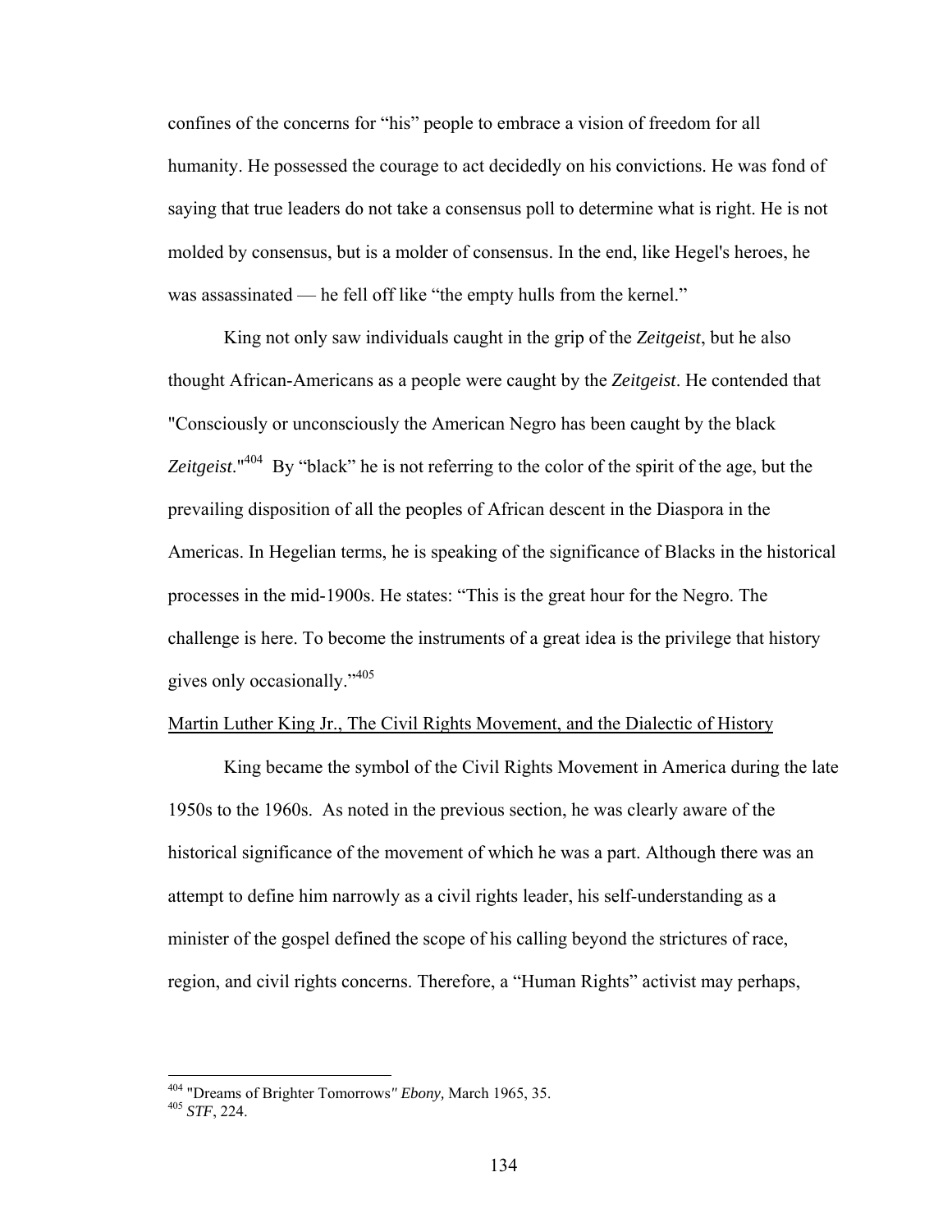confines of the concerns for "his" people to embrace a vision of freedom for all humanity. He possessed the courage to act decidedly on his convictions. He was fond of saying that true leaders do not take a consensus poll to determine what is right. He is not molded by consensus, but is a molder of consensus. In the end, like Hegel's heroes, he was assassinated — he fell off like "the empty hulls from the kernel."

King not only saw individuals caught in the grip of the *Zeitgeist*, but he also thought African-Americans as a people were caught by the *Zeitgeist*. He contended that "Consciously or unconsciously the American Negro has been caught by the black *Zeitgeist*."[404] By "black" he is not referring to the color of the spirit of the age, but the prevailing disposition of all the peoples of African descent in the Diaspora in the Americas. In Hegelian terms, he is speaking of the significance of Blacks in the historical processes in the mid-1900s. He states: "This is the great hour for the Negro. The challenge is here. To become the instruments of a great idea is the privilege that history gives only occasionally."[405]

<u>Martin Luther King Jr., The Civil Rights Movement, and the Dialectic of History</u>

King became the symbol of the Civil Rights Movement in America during the late 1950s to the 1960s. As noted in the previous section, he was clearly aware of the historical significance of the movement of which he was a part. Although there was an attempt to define him narrowly as a civil rights leader, his self-understanding as a minister of the gospel defined the scope of his calling beyond the strictures of race, region, and civil rights concerns. Therefore, a "Human Rights" activist may perhaps,

---

[404] "Dreams of Brighter Tomorrows" *Ebony,* March 1965, 35.
[405] *STF*, 224.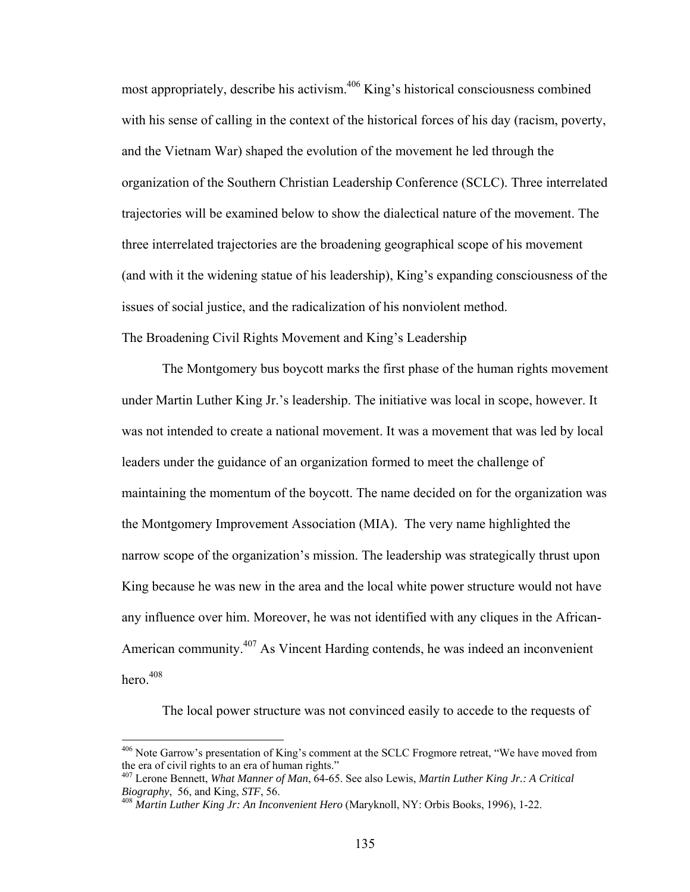most appropriately, describe his activism.[406] King's historical consciousness combined with his sense of calling in the context of the historical forces of his day (racism, poverty, and the Vietnam War) shaped the evolution of the movement he led through the organization of the Southern Christian Leadership Conference (SCLC). Three interrelated trajectories will be examined below to show the dialectical nature of the movement. The three interrelated trajectories are the broadening geographical scope of his movement (and with it the widening statue of his leadership), King's expanding consciousness of the issues of social justice, and the radicalization of his nonviolent method.

## The Broadening Civil Rights Movement and King's Leadership

The Montgomery bus boycott marks the first phase of the human rights movement under Martin Luther King Jr.'s leadership. The initiative was local in scope, however. It was not intended to create a national movement. It was a movement that was led by local leaders under the guidance of an organization formed to meet the challenge of maintaining the momentum of the boycott. The name decided on for the organization was the Montgomery Improvement Association (MIA). The very name highlighted the narrow scope of the organization's mission. The leadership was strategically thrust upon King because he was new in the area and the local white power structure would not have any influence over him. Moreover, he was not identified with any cliques in the African-American community.[407] As Vincent Harding contends, he was indeed an inconvenient hero.[408]

The local power structure was not convinced easily to accede to the requests of

---

[406] Note Garrow's presentation of King's comment at the SCLC Frogmore retreat, "We have moved from the era of civil rights to an era of human rights."

[407] Lerone Bennett, *What Manner of Man*, 64-65. See also Lewis, *Martin Luther King Jr.: A Critical Biography*, 56, and King, *STF*, 56.

[408] *Martin Luther King Jr: An Inconvenient Hero* (Maryknoll, NY: Orbis Books, 1996), 1-22.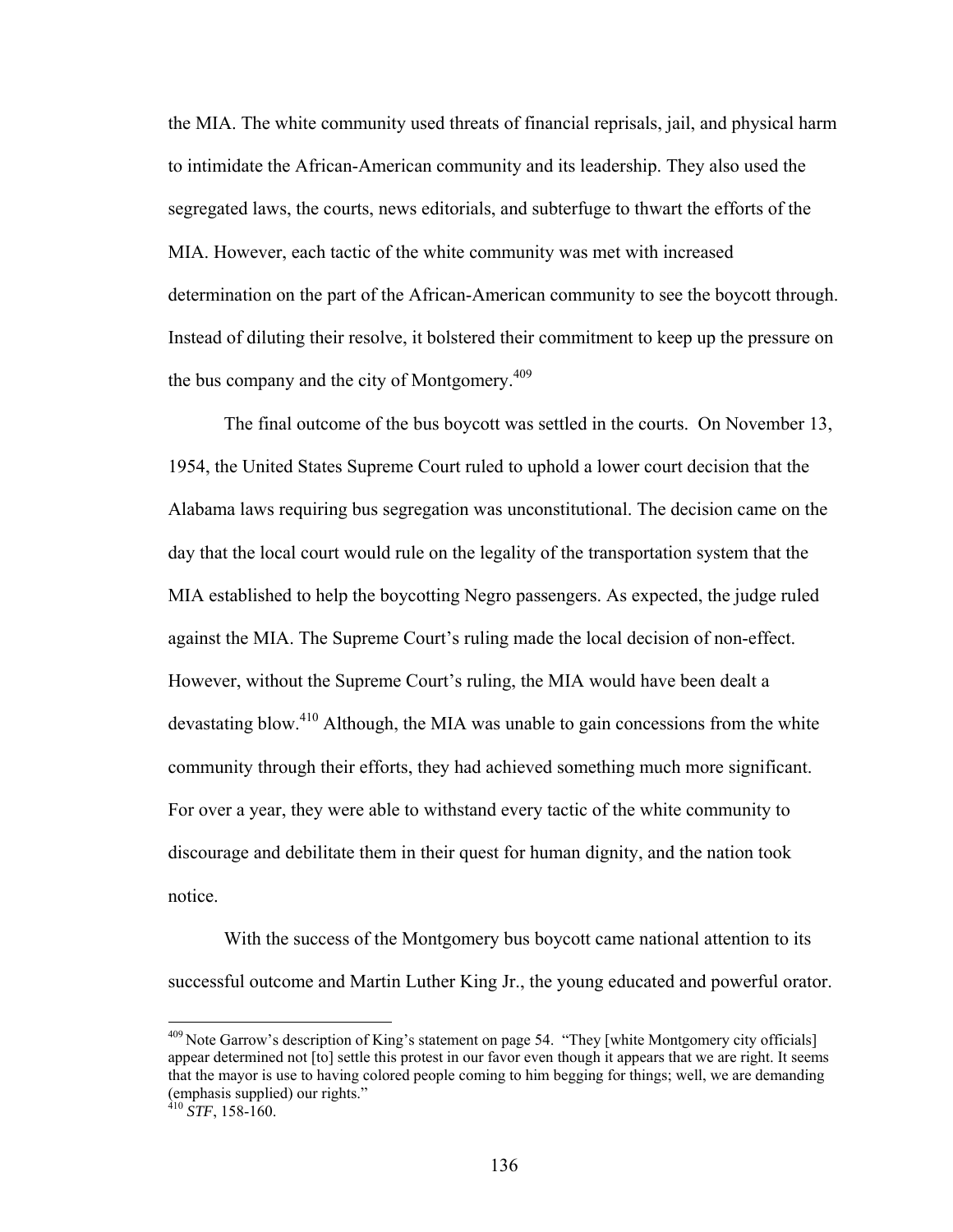the MIA. The white community used threats of financial reprisals, jail, and physical harm to intimidate the African-American community and its leadership. They also used the segregated laws, the courts, news editorials, and subterfuge to thwart the efforts of the MIA. However, each tactic of the white community was met with increased determination on the part of the African-American community to see the boycott through. Instead of diluting their resolve, it bolstered their commitment to keep up the pressure on the bus company and the city of Montgomery.[409]

The final outcome of the bus boycott was settled in the courts. On November 13, 1954, the United States Supreme Court ruled to uphold a lower court decision that the Alabama laws requiring bus segregation was unconstitutional. The decision came on the day that the local court would rule on the legality of the transportation system that the MIA established to help the boycotting Negro passengers. As expected, the judge ruled against the MIA. The Supreme Court's ruling made the local decision of non-effect. However, without the Supreme Court's ruling, the MIA would have been dealt a devastating blow.[410] Although, the MIA was unable to gain concessions from the white community through their efforts, they had achieved something much more significant. For over a year, they were able to withstand every tactic of the white community to discourage and debilitate them in their quest for human dignity, and the nation took notice.

With the success of the Montgomery bus boycott came national attention to its successful outcome and Martin Luther King Jr., the young educated and powerful orator.

---

[409] Note Garrow's description of King's statement on page 54. "They [white Montgomery city officials] appear determined not [to] settle this protest in our favor even though it appears that we are right. It seems that the mayor is use to having colored people coming to him begging for things; well, we are demanding (emphasis supplied) our rights."

[410] *STF*, 158-160.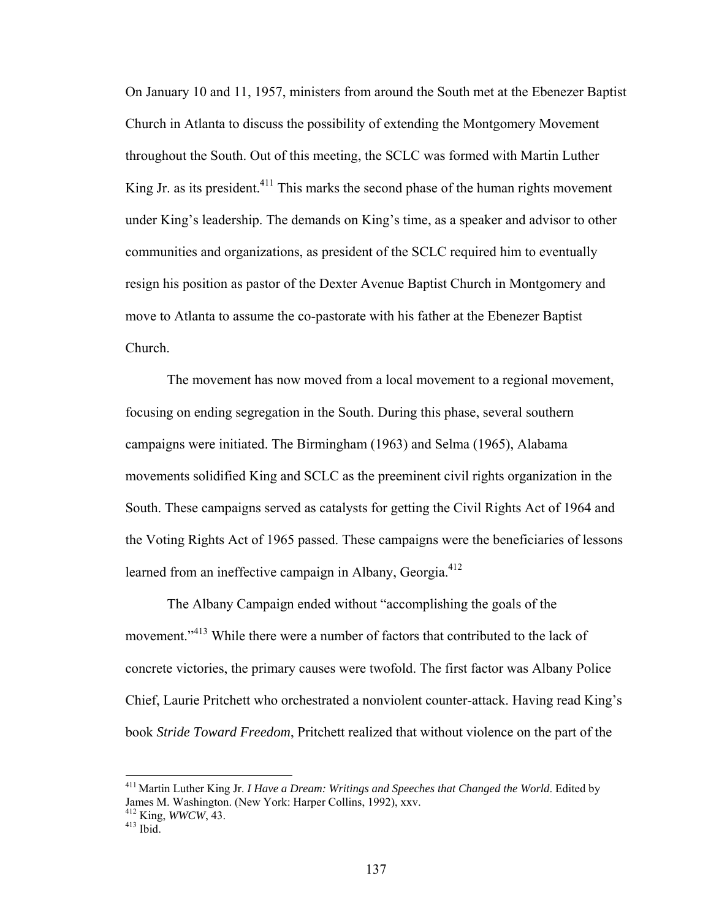On January 10 and 11, 1957, ministers from around the South met at the Ebenezer Baptist Church in Atlanta to discuss the possibility of extending the Montgomery Movement throughout the South. Out of this meeting, the SCLC was formed with Martin Luther King Jr. as its president.[411] This marks the second phase of the human rights movement under King's leadership. The demands on King's time, as a speaker and advisor to other communities and organizations, as president of the SCLC required him to eventually resign his position as pastor of the Dexter Avenue Baptist Church in Montgomery and move to Atlanta to assume the co-pastorate with his father at the Ebenezer Baptist Church.

The movement has now moved from a local movement to a regional movement, focusing on ending segregation in the South. During this phase, several southern campaigns were initiated. The Birmingham (1963) and Selma (1965), Alabama movements solidified King and SCLC as the preeminent civil rights organization in the South. These campaigns served as catalysts for getting the Civil Rights Act of 1964 and the Voting Rights Act of 1965 passed. These campaigns were the beneficiaries of lessons learned from an ineffective campaign in Albany, Georgia.[412]

The Albany Campaign ended without "accomplishing the goals of the movement."[413] While there were a number of factors that contributed to the lack of concrete victories, the primary causes were twofold. The first factor was Albany Police Chief, Laurie Pritchett who orchestrated a nonviolent counter-attack. Having read King's book *Stride Toward Freedom*, Pritchett realized that without violence on the part of the

---

[411] Martin Luther King Jr. *I Have a Dream: Writings and Speeches that Changed the World*. Edited by James M. Washington. (New York: Harper Collins, 1992), xxv.

[412] King, *WWCW*, 43.

[413] Ibid.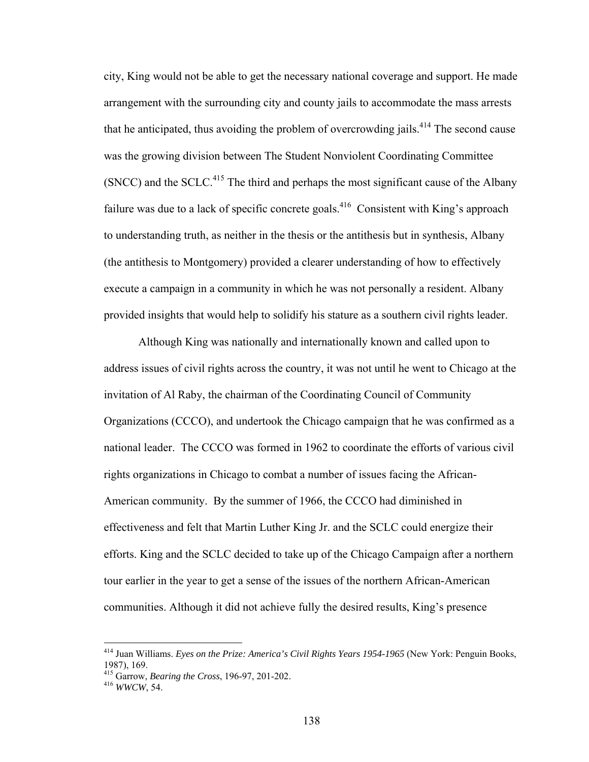city, King would not be able to get the necessary national coverage and support. He made arrangement with the surrounding city and county jails to accommodate the mass arrests that he anticipated, thus avoiding the problem of overcrowding jails.[414] The second cause was the growing division between The Student Nonviolent Coordinating Committee (SNCC) and the SCLC.[415] The third and perhaps the most significant cause of the Albany failure was due to a lack of specific concrete goals.[416] Consistent with King's approach to understanding truth, as neither in the thesis or the antithesis but in synthesis, Albany (the antithesis to Montgomery) provided a clearer understanding of how to effectively execute a campaign in a community in which he was not personally a resident. Albany provided insights that would help to solidify his stature as a southern civil rights leader.

Although King was nationally and internationally known and called upon to address issues of civil rights across the country, it was not until he went to Chicago at the invitation of Al Raby, the chairman of the Coordinating Council of Community Organizations (CCCO), and undertook the Chicago campaign that he was confirmed as a national leader. The CCCO was formed in 1962 to coordinate the efforts of various civil rights organizations in Chicago to combat a number of issues facing the African-American community. By the summer of 1966, the CCCO had diminished in effectiveness and felt that Martin Luther King Jr. and the SCLC could energize their efforts. King and the SCLC decided to take up of the Chicago Campaign after a northern tour earlier in the year to get a sense of the issues of the northern African-American communities. Although it did not achieve fully the desired results, King's presence

---

[414] Juan Williams. *Eyes on the Prize: America's Civil Rights Years 1954-1965* (New York: Penguin Books, 1987), 169.

[415] Garrow, *Bearing the Cross*, 196-97, 201-202.

[416] *WWCW*, 54.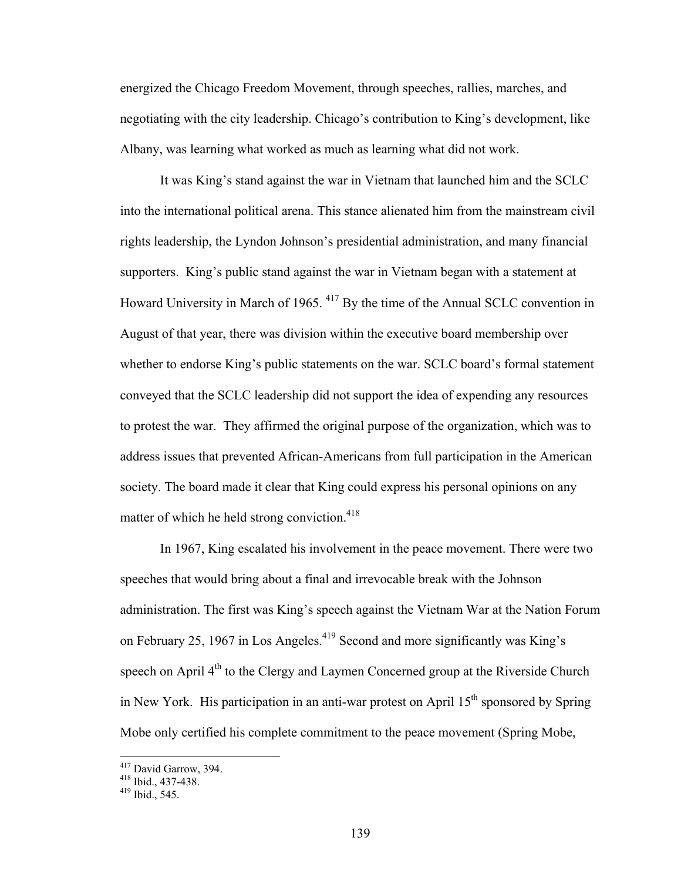energized the Chicago Freedom Movement, through speeches, rallies, marches, and negotiating with the city leadership. Chicago's contribution to King's development, like Albany, was learning what worked as much as learning what did not work.

It was King's stand against the war in Vietnam that launched him and the SCLC into the international political arena. This stance alienated him from the mainstream civil rights leadership, the Lyndon Johnson's presidential administration, and many financial supporters. King's public stand against the war in Vietnam began with a statement at Howard University in March of 1965. [417] By the time of the Annual SCLC convention in August of that year, there was division within the executive board membership over whether to endorse King's public statements on the war. SCLC board's formal statement conveyed that the SCLC leadership did not support the idea of expending any resources to protest the war. They affirmed the original purpose of the organization, which was to address issues that prevented African-Americans from full participation in the American society. The board made it clear that King could express his personal opinions on any matter of which he held strong conviction.[418]

In 1967, King escalated his involvement in the peace movement. There were two speeches that would bring about a final and irrevocable break with the Johnson administration. The first was King's speech against the Vietnam War at the Nation Forum on February 25, 1967 in Los Angeles.[419] Second and more significantly was King's speech on April 4th to the Clergy and Laymen Concerned group at the Riverside Church in New York. His participation in an anti-war protest on April 15th sponsored by Spring Mobe only certified his complete commitment to the peace movement (Spring Mobe,

---

[417] David Garrow, 394.
[418] Ibid., 437-438.
[419] Ibid., 545.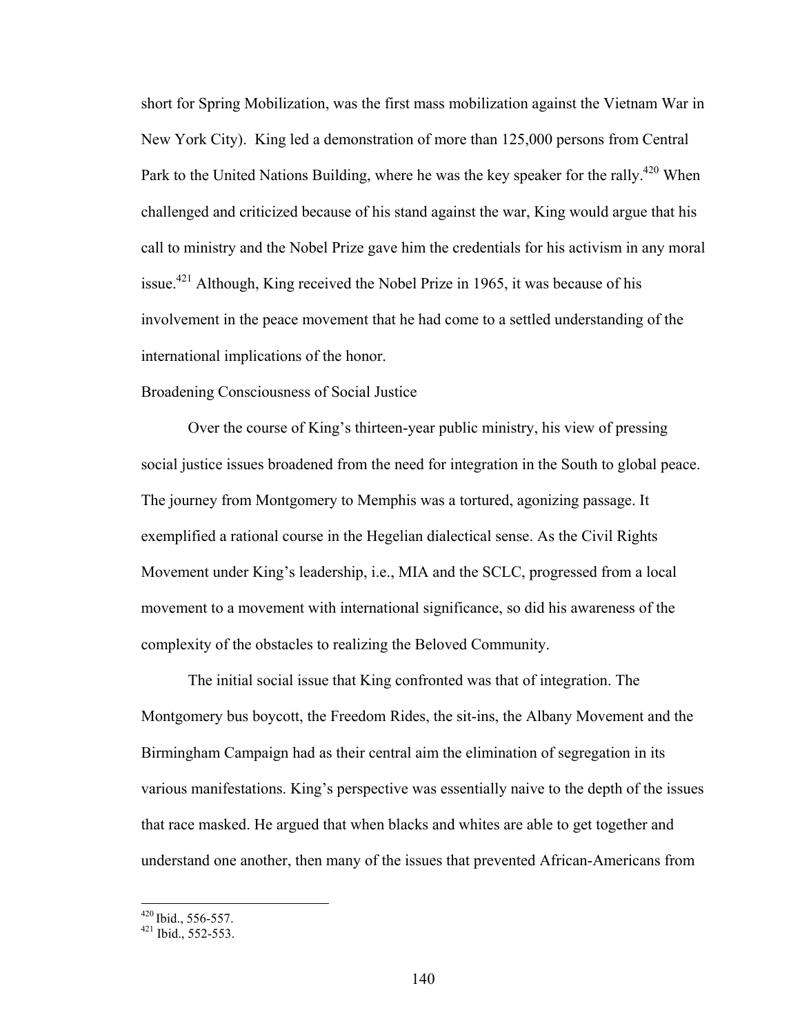short for Spring Mobilization, was the first mass mobilization against the Vietnam War in New York City). King led a demonstration of more than 125,000 persons from Central Park to the United Nations Building, where he was the key speaker for the rally.[420] When challenged and criticized because of his stand against the war, King would argue that his call to ministry and the Nobel Prize gave him the credentials for his activism in any moral issue.[421] Although, King received the Nobel Prize in 1965, it was because of his involvement in the peace movement that he had come to a settled understanding of the international implications of the honor.

### Broadening Consciousness of Social Justice

Over the course of King's thirteen-year public ministry, his view of pressing social justice issues broadened from the need for integration in the South to global peace. The journey from Montgomery to Memphis was a tortured, agonizing passage. It exemplified a rational course in the Hegelian dialectical sense. As the Civil Rights Movement under King's leadership, i.e., MIA and the SCLC, progressed from a local movement to a movement with international significance, so did his awareness of the complexity of the obstacles to realizing the Beloved Community.

The initial social issue that King confronted was that of integration. The Montgomery bus boycott, the Freedom Rides, the sit-ins, the Albany Movement and the Birmingham Campaign had as their central aim the elimination of segregation in its various manifestations. King's perspective was essentially naive to the depth of the issues that race masked. He argued that when blacks and whites are able to get together and understand one another, then many of the issues that prevented African-Americans from

---

[420] Ibid., 556-557.

[421] Ibid., 552-553.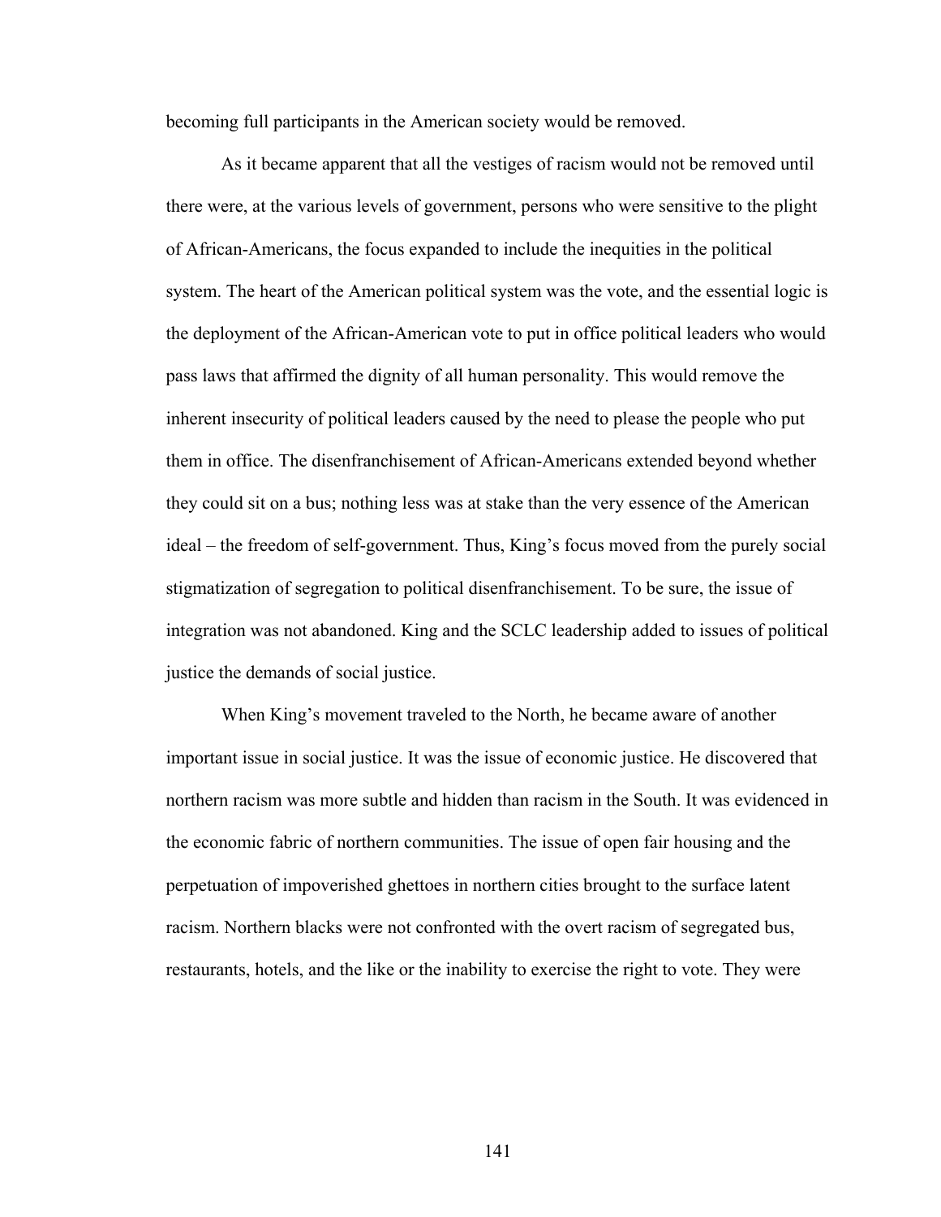becoming full participants in the American society would be removed.

As it became apparent that all the vestiges of racism would not be removed until there were, at the various levels of government, persons who were sensitive to the plight of African-Americans, the focus expanded to include the inequities in the political system. The heart of the American political system was the vote, and the essential logic is the deployment of the African-American vote to put in office political leaders who would pass laws that affirmed the dignity of all human personality. This would remove the inherent insecurity of political leaders caused by the need to please the people who put them in office. The disenfranchisement of African-Americans extended beyond whether they could sit on a bus; nothing less was at stake than the very essence of the American ideal – the freedom of self-government. Thus, King's focus moved from the purely social stigmatization of segregation to political disenfranchisement. To be sure, the issue of integration was not abandoned. King and the SCLC leadership added to issues of political justice the demands of social justice.

When King's movement traveled to the North, he became aware of another important issue in social justice. It was the issue of economic justice. He discovered that northern racism was more subtle and hidden than racism in the South. It was evidenced in the economic fabric of northern communities. The issue of open fair housing and the perpetuation of impoverished ghettoes in northern cities brought to the surface latent racism. Northern blacks were not confronted with the overt racism of segregated bus, restaurants, hotels, and the like or the inability to exercise the right to vote. They were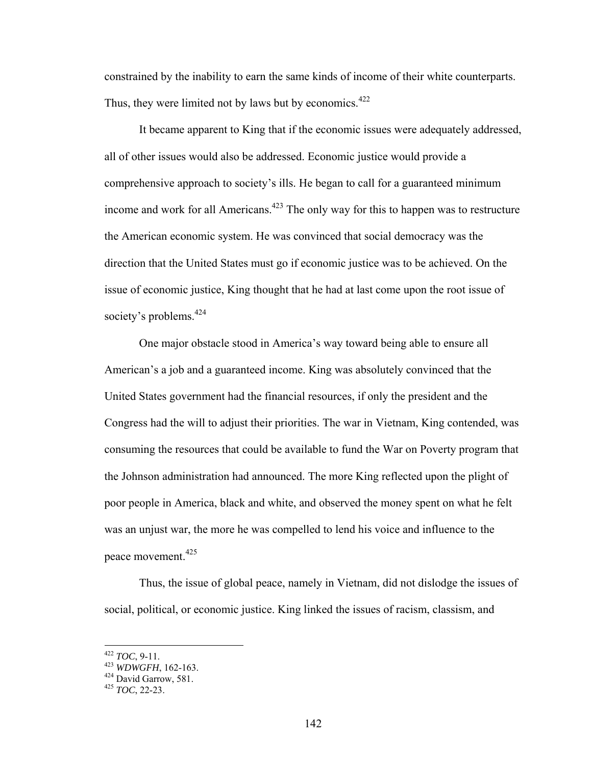constrained by the inability to earn the same kinds of income of their white counterparts. Thus, they were limited not by laws but by economics.[422]

It became apparent to King that if the economic issues were adequately addressed, all of other issues would also be addressed. Economic justice would provide a comprehensive approach to society's ills. He began to call for a guaranteed minimum income and work for all Americans.[423] The only way for this to happen was to restructure the American economic system. He was convinced that social democracy was the direction that the United States must go if economic justice was to be achieved. On the issue of economic justice, King thought that he had at last come upon the root issue of society's problems.[424]

One major obstacle stood in America's way toward being able to ensure all American's a job and a guaranteed income. King was absolutely convinced that the United States government had the financial resources, if only the president and the Congress had the will to adjust their priorities. The war in Vietnam, King contended, was consuming the resources that could be available to fund the War on Poverty program that the Johnson administration had announced. The more King reflected upon the plight of poor people in America, black and white, and observed the money spent on what he felt was an unjust war, the more he was compelled to lend his voice and influence to the peace movement.[425]

Thus, the issue of global peace, namely in Vietnam, did not dislodge the issues of social, political, or economic justice. King linked the issues of racism, classism, and

---

[422] *TOC*, 9-11.
[423] *WDWGFH*, 162-163.
[424] David Garrow, 581.
[425] *TOC*, 22-23.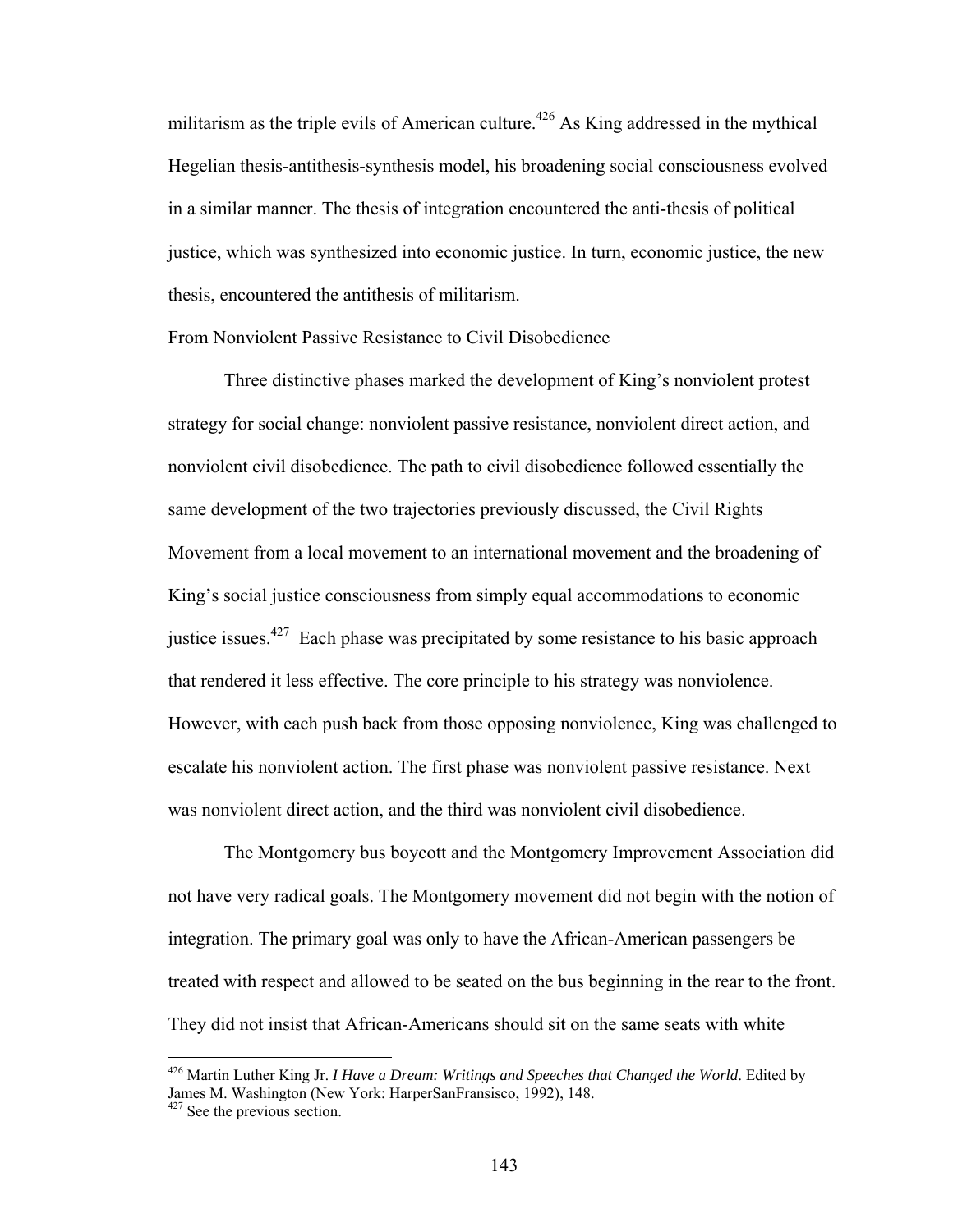militarism as the triple evils of American culture.[426] As King addressed in the mythical Hegelian thesis-antithesis-synthesis model, his broadening social consciousness evolved in a similar manner. The thesis of integration encountered the anti-thesis of political justice, which was synthesized into economic justice. In turn, economic justice, the new thesis, encountered the antithesis of militarism.

## From Nonviolent Passive Resistance to Civil Disobedience

Three distinctive phases marked the development of King's nonviolent protest strategy for social change: nonviolent passive resistance, nonviolent direct action, and nonviolent civil disobedience. The path to civil disobedience followed essentially the same development of the two trajectories previously discussed, the Civil Rights Movement from a local movement to an international movement and the broadening of King's social justice consciousness from simply equal accommodations to economic justice issues.[427] Each phase was precipitated by some resistance to his basic approach that rendered it less effective. The core principle to his strategy was nonviolence. However, with each push back from those opposing nonviolence, King was challenged to escalate his nonviolent action. The first phase was nonviolent passive resistance. Next was nonviolent direct action, and the third was nonviolent civil disobedience.

The Montgomery bus boycott and the Montgomery Improvement Association did not have very radical goals. The Montgomery movement did not begin with the notion of integration. The primary goal was only to have the African-American passengers be treated with respect and allowed to be seated on the bus beginning in the rear to the front. They did not insist that African-Americans should sit on the same seats with white

---

[426] Martin Luther King Jr. *I Have a Dream: Writings and Speeches that Changed the World*. Edited by James M. Washington (New York: HarperSanFransisco, 1992), 148.

[427] See the previous section.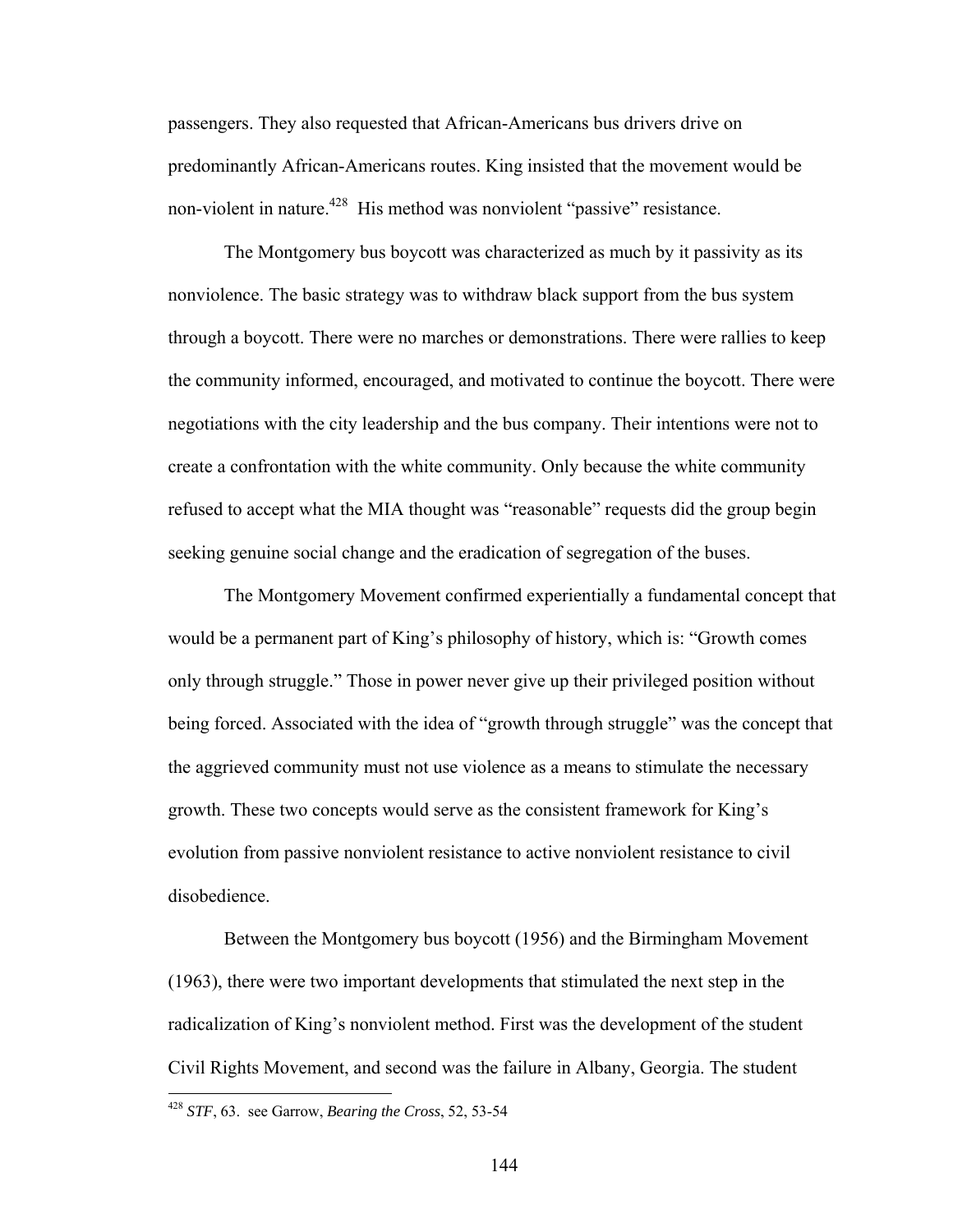passengers. They also requested that African-Americans bus drivers drive on predominantly African-Americans routes. King insisted that the movement would be non-violent in nature.[428] His method was nonviolent "passive" resistance.

The Montgomery bus boycott was characterized as much by it passivity as its nonviolence. The basic strategy was to withdraw black support from the bus system through a boycott. There were no marches or demonstrations. There were rallies to keep the community informed, encouraged, and motivated to continue the boycott. There were negotiations with the city leadership and the bus company. Their intentions were not to create a confrontation with the white community. Only because the white community refused to accept what the MIA thought was "reasonable" requests did the group begin seeking genuine social change and the eradication of segregation of the buses.

The Montgomery Movement confirmed experientially a fundamental concept that would be a permanent part of King's philosophy of history, which is: "Growth comes only through struggle." Those in power never give up their privileged position without being forced. Associated with the idea of "growth through struggle" was the concept that the aggrieved community must not use violence as a means to stimulate the necessary growth. These two concepts would serve as the consistent framework for King's evolution from passive nonviolent resistance to active nonviolent resistance to civil disobedience.

Between the Montgomery bus boycott (1956) and the Birmingham Movement (1963), there were two important developments that stimulated the next step in the radicalization of King's nonviolent method. First was the development of the student Civil Rights Movement, and second was the failure in Albany, Georgia. The student

[428] *STF*, 63. see Garrow, *Bearing the Cross*, 52, 53-54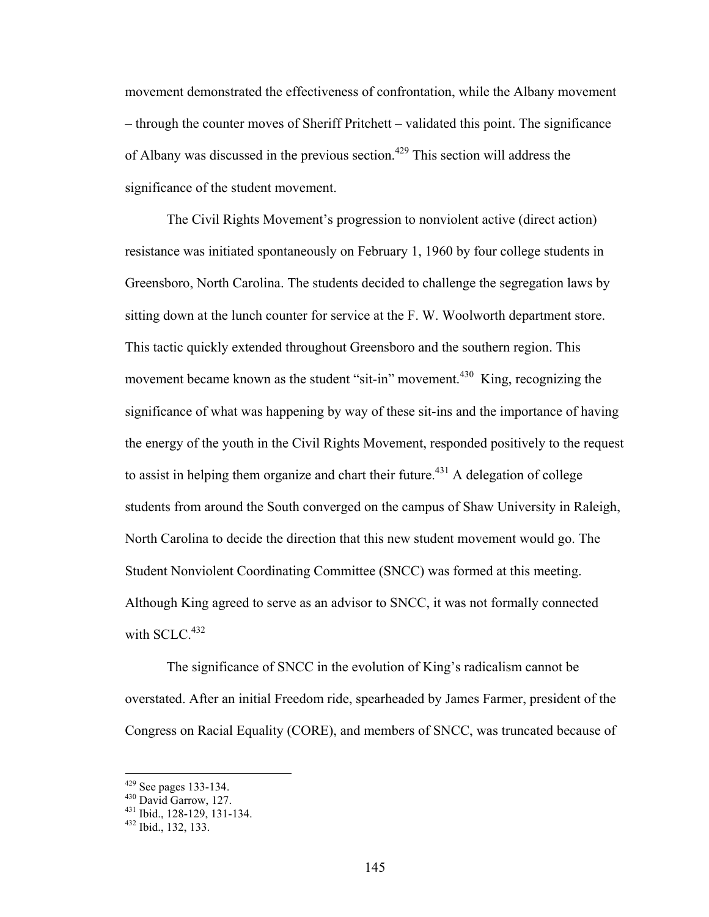movement demonstrated the effectiveness of confrontation, while the Albany movement – through the counter moves of Sheriff Pritchett – validated this point. The significance of Albany was discussed in the previous section.[429] This section will address the significance of the student movement.

The Civil Rights Movement's progression to nonviolent active (direct action) resistance was initiated spontaneously on February 1, 1960 by four college students in Greensboro, North Carolina. The students decided to challenge the segregation laws by sitting down at the lunch counter for service at the F. W. Woolworth department store. This tactic quickly extended throughout Greensboro and the southern region. This movement became known as the student "sit-in" movement.[430] King, recognizing the significance of what was happening by way of these sit-ins and the importance of having the energy of the youth in the Civil Rights Movement, responded positively to the request to assist in helping them organize and chart their future.[431] A delegation of college students from around the South converged on the campus of Shaw University in Raleigh, North Carolina to decide the direction that this new student movement would go. The Student Nonviolent Coordinating Committee (SNCC) was formed at this meeting. Although King agreed to serve as an advisor to SNCC, it was not formally connected with SCLC.[432]

The significance of SNCC in the evolution of King's radicalism cannot be overstated. After an initial Freedom ride, spearheaded by James Farmer, president of the Congress on Racial Equality (CORE), and members of SNCC, was truncated because of

---

[429] See pages 133-134.
[430] David Garrow, 127.
[431] Ibid., 128-129, 131-134.
[432] Ibid., 132, 133.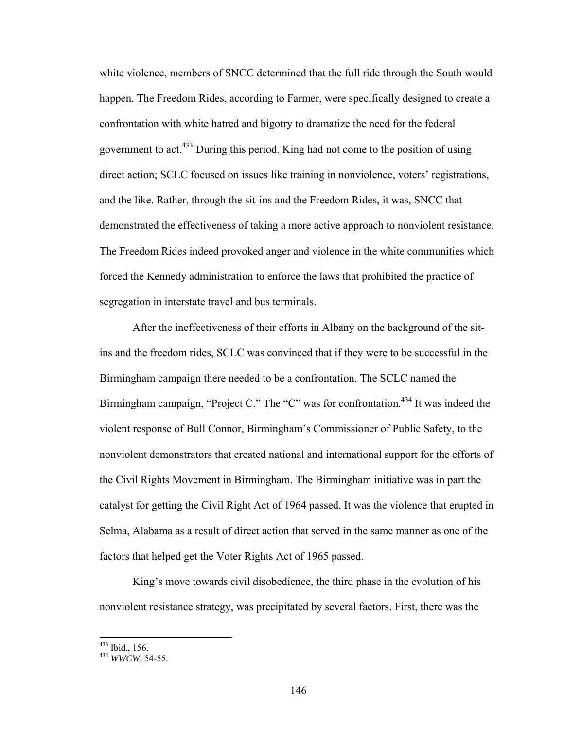white violence, members of SNCC determined that the full ride through the South would happen. The Freedom Rides, according to Farmer, were specifically designed to create a confrontation with white hatred and bigotry to dramatize the need for the federal government to act.[433] During this period, King had not come to the position of using direct action; SCLC focused on issues like training in nonviolence, voters' registrations, and the like. Rather, through the sit-ins and the Freedom Rides, it was, SNCC that demonstrated the effectiveness of taking a more active approach to nonviolent resistance. The Freedom Rides indeed provoked anger and violence in the white communities which forced the Kennedy administration to enforce the laws that prohibited the practice of segregation in interstate travel and bus terminals.

After the ineffectiveness of their efforts in Albany on the background of the sit-ins and the freedom rides, SCLC was convinced that if they were to be successful in the Birmingham campaign there needed to be a confrontation. The SCLC named the Birmingham campaign, "Project C." The "C" was for confrontation.[434] It was indeed the violent response of Bull Connor, Birmingham's Commissioner of Public Safety, to the nonviolent demonstrators that created national and international support for the efforts of the Civil Rights Movement in Birmingham. The Birmingham initiative was in part the catalyst for getting the Civil Right Act of 1964 passed. It was the violence that erupted in Selma, Alabama as a result of direct action that served in the same manner as one of the factors that helped get the Voter Rights Act of 1965 passed.

King's move towards civil disobedience, the third phase in the evolution of his nonviolent resistance strategy, was precipitated by several factors. First, there was the

[433] Ibid., 156.
[434] *WWCW*, 54-55.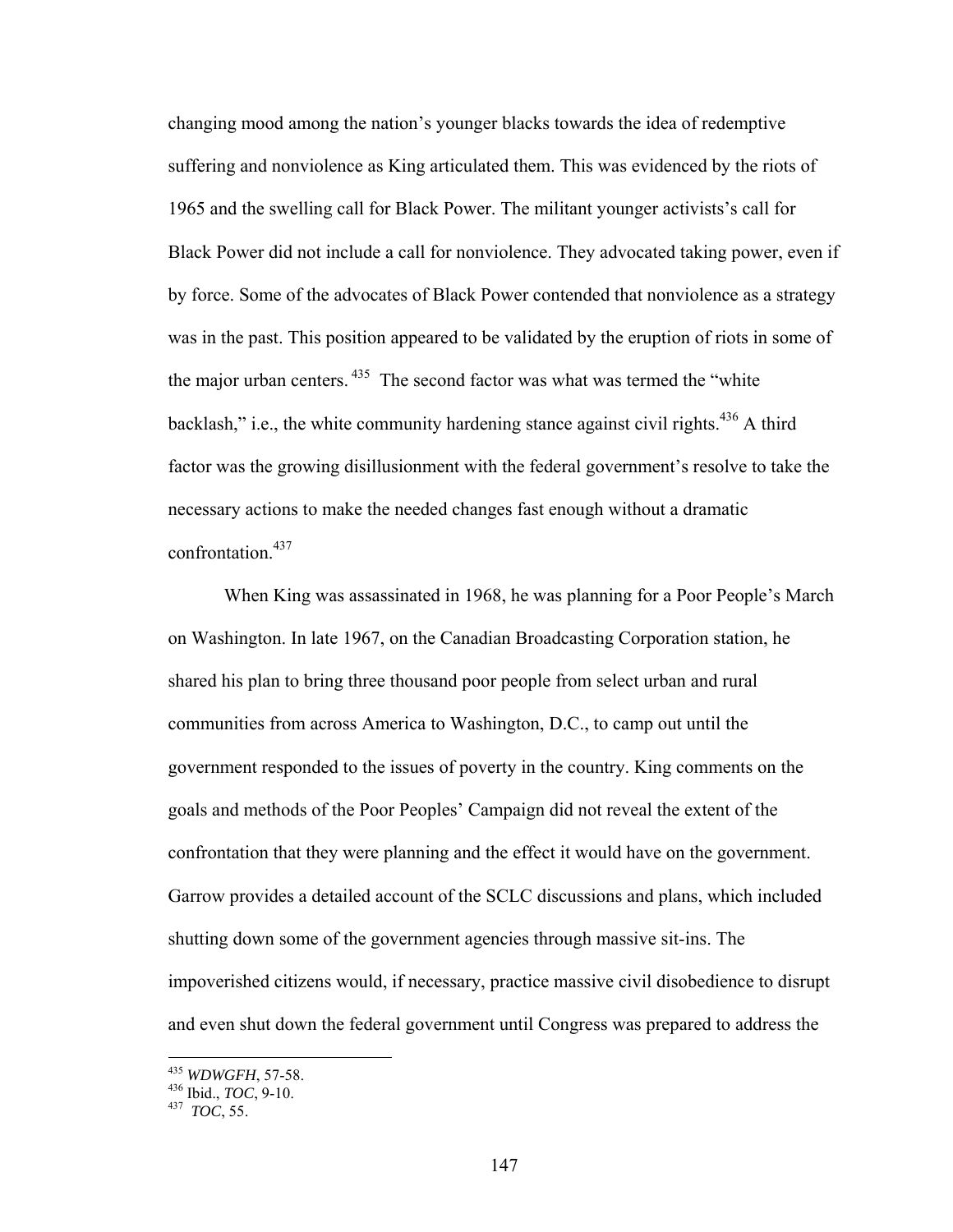changing mood among the nation's younger blacks towards the idea of redemptive suffering and nonviolence as King articulated them. This was evidenced by the riots of 1965 and the swelling call for Black Power. The militant younger activists's call for Black Power did not include a call for nonviolence. They advocated taking power, even if by force. Some of the advocates of Black Power contended that nonviolence as a strategy was in the past. This position appeared to be validated by the eruption of riots in some of the major urban centers.[435] The second factor was what was termed the "white backlash," i.e., the white community hardening stance against civil rights.[436] A third factor was the growing disillusionment with the federal government's resolve to take the necessary actions to make the needed changes fast enough without a dramatic confrontation.[437]

When King was assassinated in 1968, he was planning for a Poor People's March on Washington. In late 1967, on the Canadian Broadcasting Corporation station, he shared his plan to bring three thousand poor people from select urban and rural communities from across America to Washington, D.C., to camp out until the government responded to the issues of poverty in the country. King comments on the goals and methods of the Poor Peoples' Campaign did not reveal the extent of the confrontation that they were planning and the effect it would have on the government. Garrow provides a detailed account of the SCLC discussions and plans, which included shutting down some of the government agencies through massive sit-ins. The impoverished citizens would, if necessary, practice massive civil disobedience to disrupt and even shut down the federal government until Congress was prepared to address the

---

[435] *WDWGFH*, 57-58.
[436] Ibid., *TOC*, 9-10.
[437] *TOC*, 55.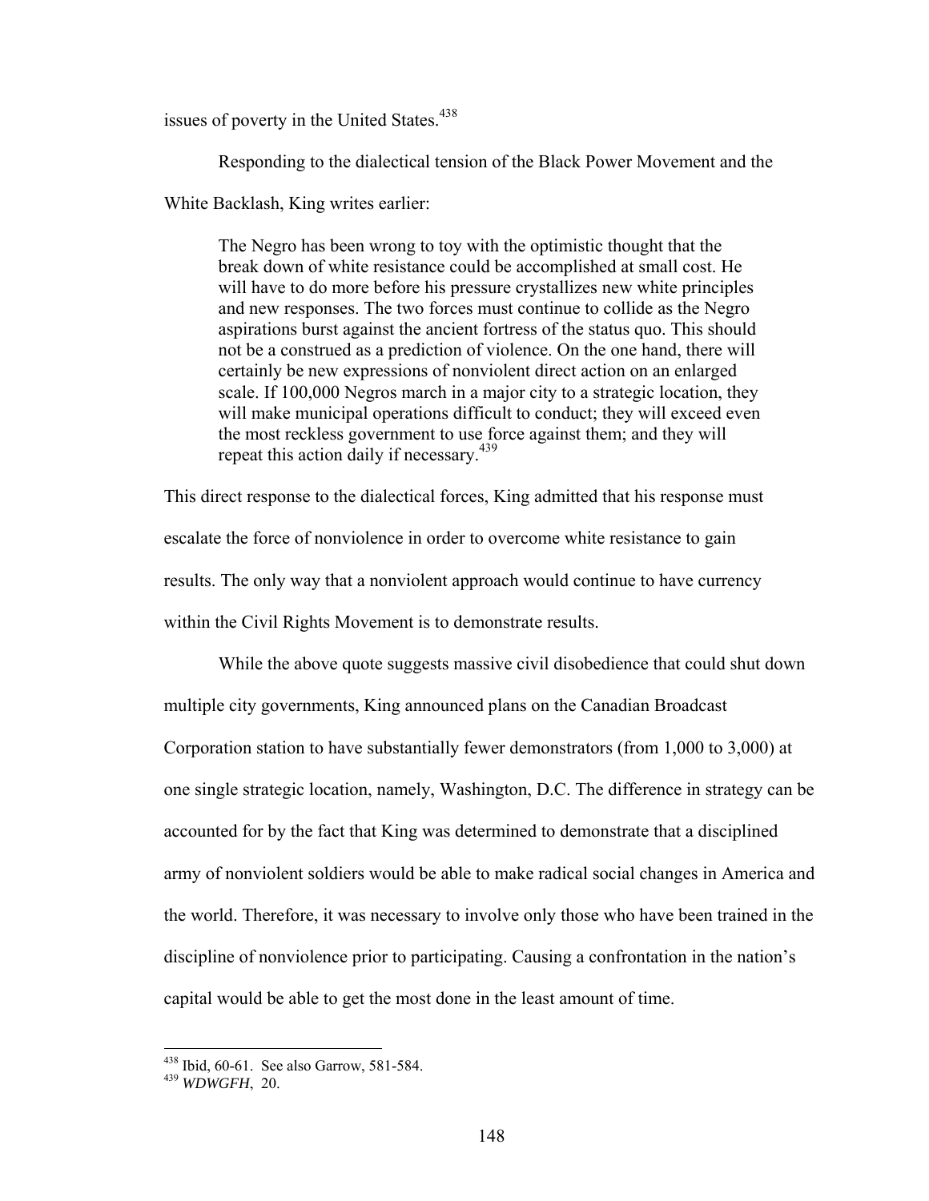issues of poverty in the United States.[438]

Responding to the dialectical tension of the Black Power Movement and the White Backlash, King writes earlier:

> The Negro has been wrong to toy with the optimistic thought that the break down of white resistance could be accomplished at small cost. He will have to do more before his pressure crystallizes new white principles and new responses. The two forces must continue to collide as the Negro aspirations burst against the ancient fortress of the status quo. This should not be a construed as a prediction of violence. On the one hand, there will certainly be new expressions of nonviolent direct action on an enlarged scale. If 100,000 Negros march in a major city to a strategic location, they will make municipal operations difficult to conduct; they will exceed even the most reckless government to use force against them; and they will repeat this action daily if necessary.[439]

This direct response to the dialectical forces, King admitted that his response must escalate the force of nonviolence in order to overcome white resistance to gain results. The only way that a nonviolent approach would continue to have currency within the Civil Rights Movement is to demonstrate results.

While the above quote suggests massive civil disobedience that could shut down multiple city governments, King announced plans on the Canadian Broadcast Corporation station to have substantially fewer demonstrators (from 1,000 to 3,000) at one single strategic location, namely, Washington, D.C. The difference in strategy can be accounted for by the fact that King was determined to demonstrate that a disciplined army of nonviolent soldiers would be able to make radical social changes in America and the world. Therefore, it was necessary to involve only those who have been trained in the discipline of nonviolence prior to participating. Causing a confrontation in the nation's capital would be able to get the most done in the least amount of time.

---

[438] Ibid, 60-61. See also Garrow, 581-584.

[439] *WDWGFH*, 20.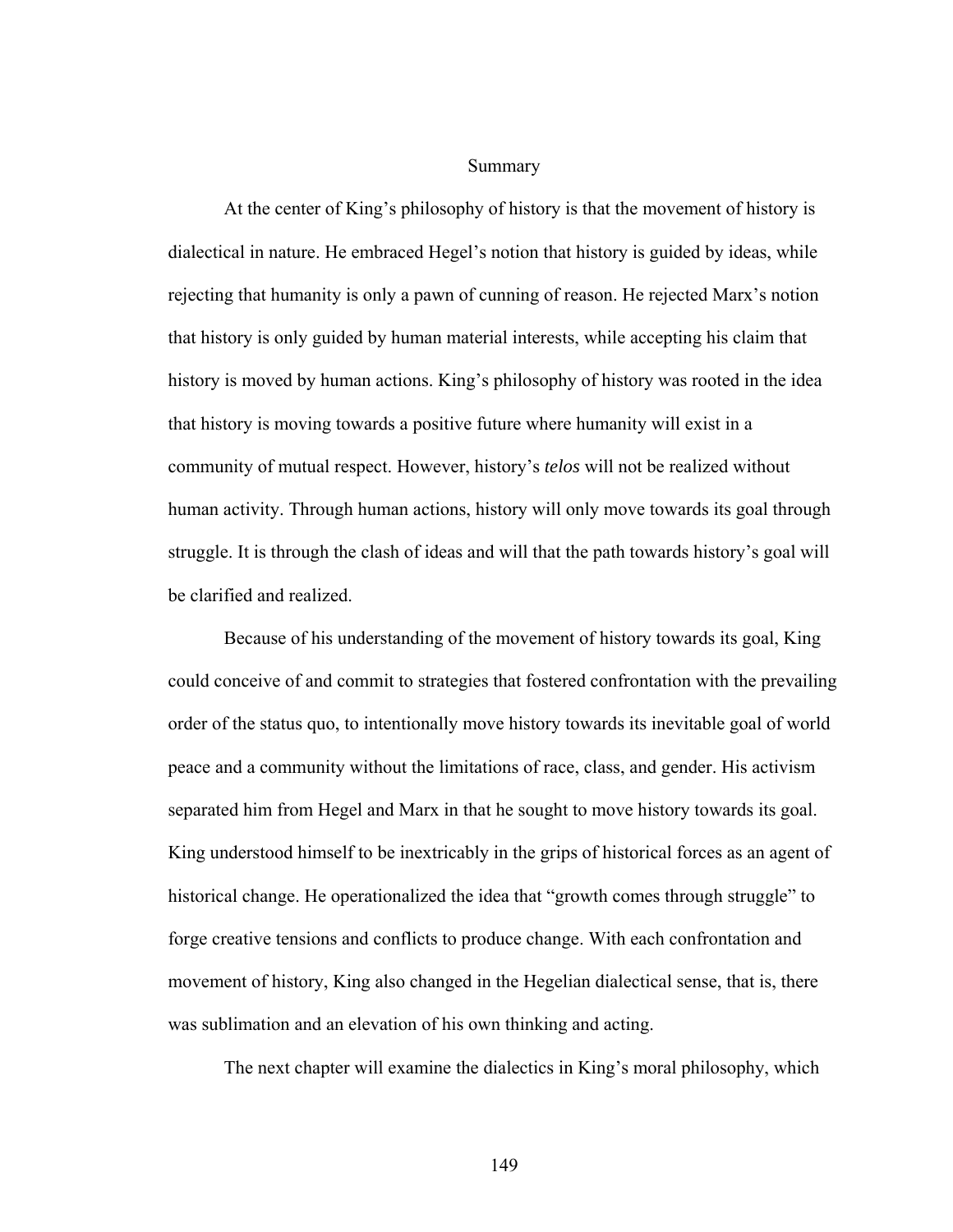## Summary

At the center of King's philosophy of history is that the movement of history is dialectical in nature. He embraced Hegel's notion that history is guided by ideas, while rejecting that humanity is only a pawn of cunning of reason. He rejected Marx's notion that history is only guided by human material interests, while accepting his claim that history is moved by human actions. King's philosophy of history was rooted in the idea that history is moving towards a positive future where humanity will exist in a community of mutual respect. However, history's *telos* will not be realized without human activity. Through human actions, history will only move towards its goal through struggle. It is through the clash of ideas and will that the path towards history's goal will be clarified and realized.

Because of his understanding of the movement of history towards its goal, King could conceive of and commit to strategies that fostered confrontation with the prevailing order of the status quo, to intentionally move history towards its inevitable goal of world peace and a community without the limitations of race, class, and gender. His activism separated him from Hegel and Marx in that he sought to move history towards its goal. King understood himself to be inextricably in the grips of historical forces as an agent of historical change. He operationalized the idea that "growth comes through struggle" to forge creative tensions and conflicts to produce change. With each confrontation and movement of history, King also changed in the Hegelian dialectical sense, that is, there was sublimation and an elevation of his own thinking and acting.

The next chapter will examine the dialectics in King's moral philosophy, which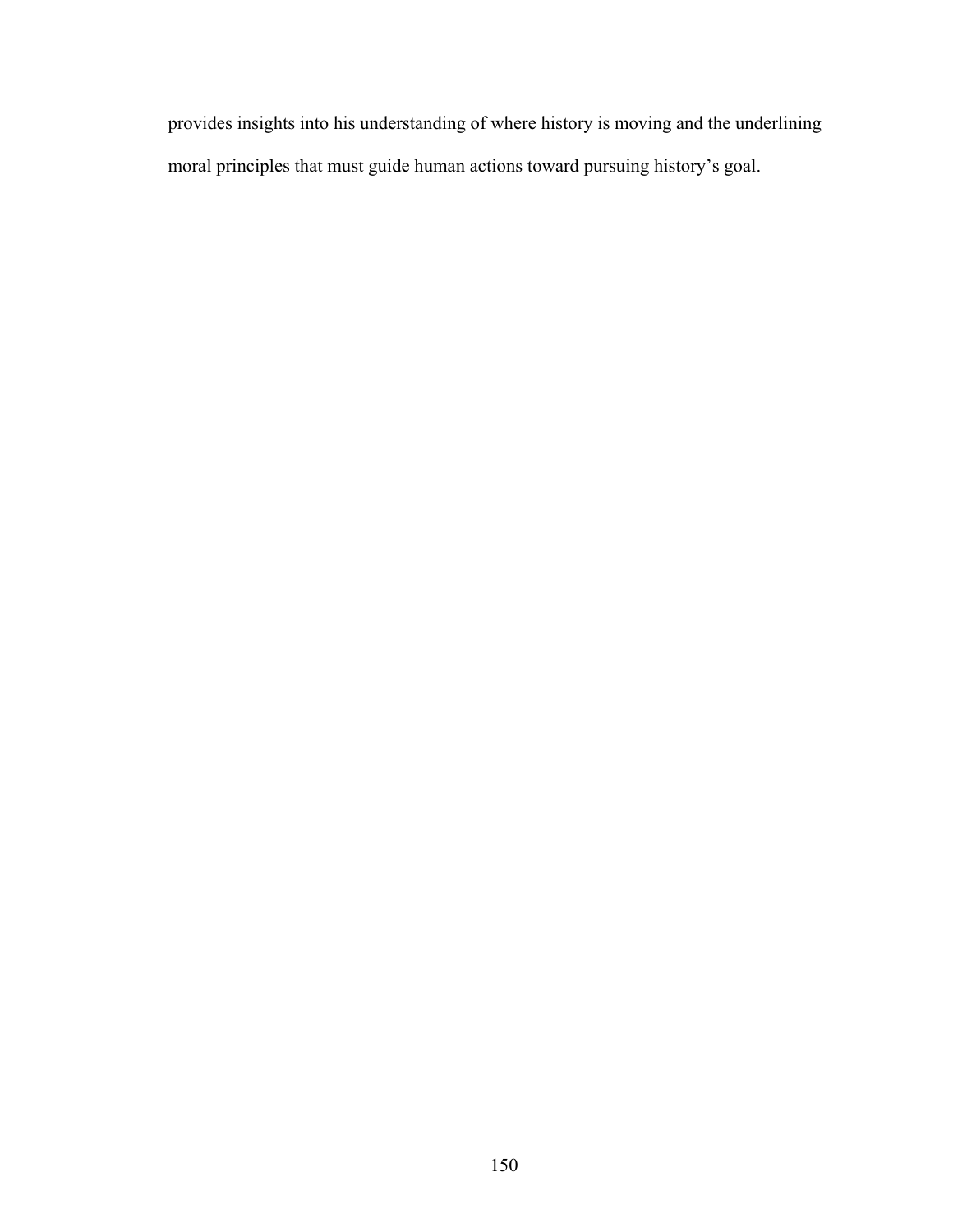provides insights into his understanding of where history is moving and the underlining moral principles that must guide human actions toward pursuing history’s goal.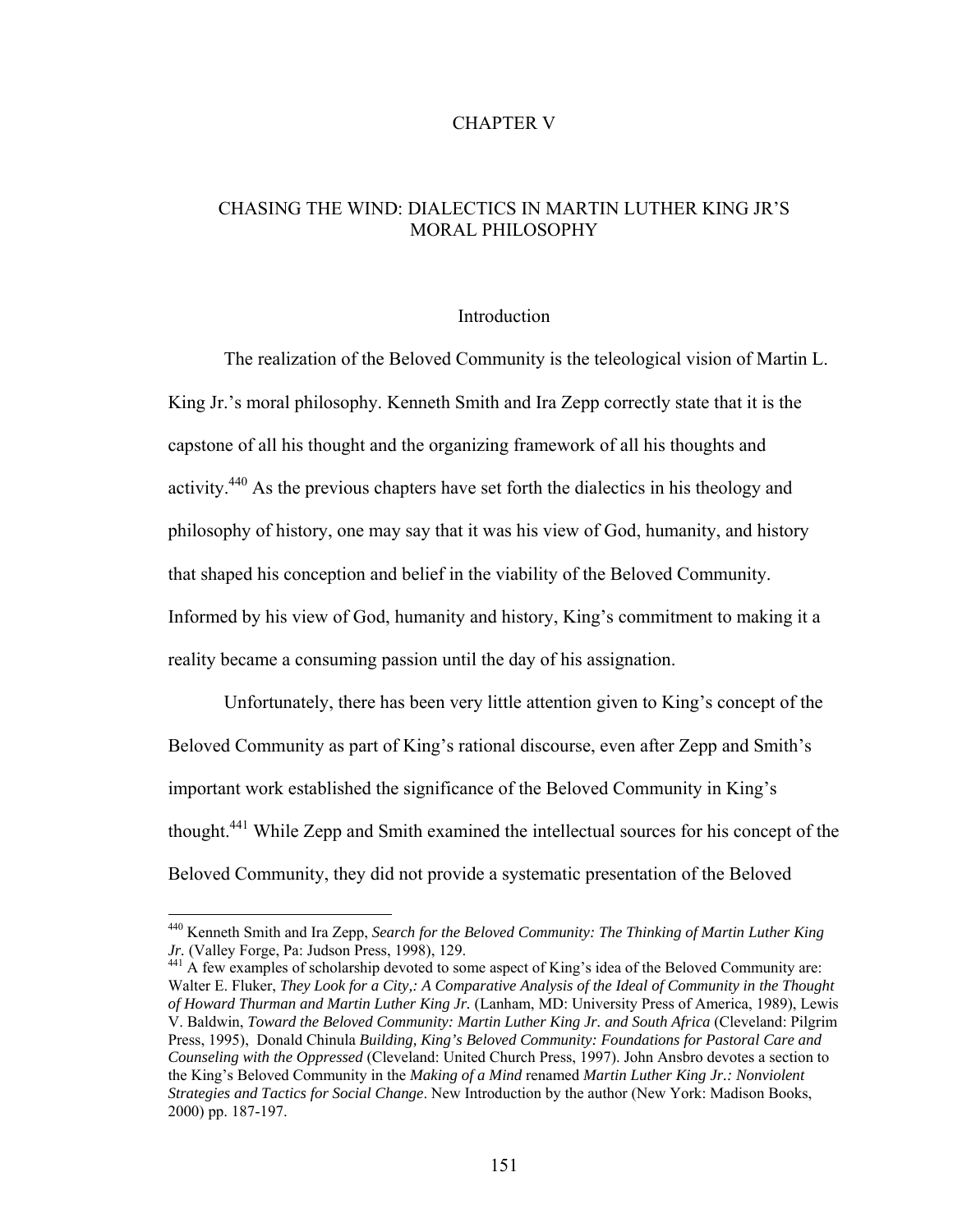# CHAPTER V

## CHASING THE WIND: DIALECTICS IN MARTIN LUTHER KING JR'S MORAL PHILOSOPHY

### Introduction

The realization of the Beloved Community is the teleological vision of Martin L. King Jr.'s moral philosophy. Kenneth Smith and Ira Zepp correctly state that it is the capstone of all his thought and the organizing framework of all his thoughts and activity.[440] As the previous chapters have set forth the dialectics in his theology and philosophy of history, one may say that it was his view of God, humanity, and history that shaped his conception and belief in the viability of the Beloved Community. Informed by his view of God, humanity and history, King's commitment to making it a reality became a consuming passion until the day of his assignation.

Unfortunately, there has been very little attention given to King's concept of the Beloved Community as part of King's rational discourse, even after Zepp and Smith's important work established the significance of the Beloved Community in King's thought.[441] While Zepp and Smith examined the intellectual sources for his concept of the Beloved Community, they did not provide a systematic presentation of the Beloved

---

[440] Kenneth Smith and Ira Zepp, *Search for the Beloved Community: The Thinking of Martin Luther King Jr.* (Valley Forge, Pa: Judson Press, 1998), 129.

[441] A few examples of scholarship devoted to some aspect of King's idea of the Beloved Community are: Walter E. Fluker, *They Look for a City,: A Comparative Analysis of the Ideal of Community in the Thought of Howard Thurman and Martin Luther King Jr.* (Lanham, MD: University Press of America, 1989), Lewis V. Baldwin, *Toward the Beloved Community: Martin Luther King Jr. and South Africa* (Cleveland: Pilgrim Press, 1995), Donald Chinula *Building, King's Beloved Community: Foundations for Pastoral Care and Counseling with the Oppressed* (Cleveland: United Church Press, 1997). John Ansbro devotes a section to the King's Beloved Community in the *Making of a Mind* renamed *Martin Luther King Jr.: Nonviolent Strategies and Tactics for Social Change*. New Introduction by the author (New York: Madison Books, 2000) pp. 187-197.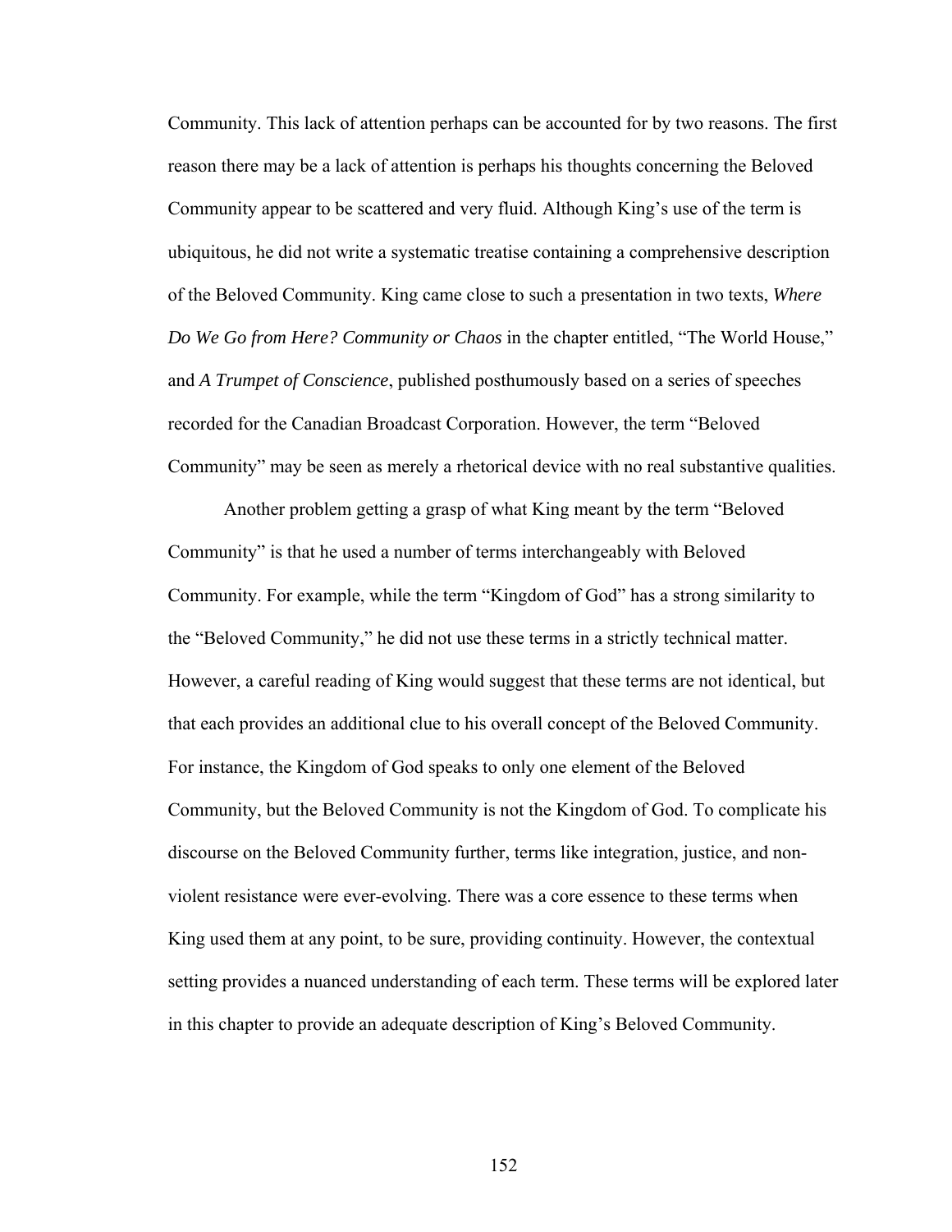Community. This lack of attention perhaps can be accounted for by two reasons. The first reason there may be a lack of attention is perhaps his thoughts concerning the Beloved Community appear to be scattered and very fluid. Although King's use of the term is ubiquitous, he did not write a systematic treatise containing a comprehensive description of the Beloved Community. King came close to such a presentation in two texts, *Where Do We Go from Here? Community or Chaos* in the chapter entitled, "The World House," and *A Trumpet of Conscience*, published posthumously based on a series of speeches recorded for the Canadian Broadcast Corporation. However, the term "Beloved Community" may be seen as merely a rhetorical device with no real substantive qualities.

Another problem getting a grasp of what King meant by the term "Beloved Community" is that he used a number of terms interchangeably with Beloved Community. For example, while the term "Kingdom of God" has a strong similarity to the "Beloved Community," he did not use these terms in a strictly technical matter. However, a careful reading of King would suggest that these terms are not identical, but that each provides an additional clue to his overall concept of the Beloved Community. For instance, the Kingdom of God speaks to only one element of the Beloved Community, but the Beloved Community is not the Kingdom of God. To complicate his discourse on the Beloved Community further, terms like integration, justice, and non-violent resistance were ever-evolving. There was a core essence to these terms when King used them at any point, to be sure, providing continuity. However, the contextual setting provides a nuanced understanding of each term. These terms will be explored later in this chapter to provide an adequate description of King's Beloved Community.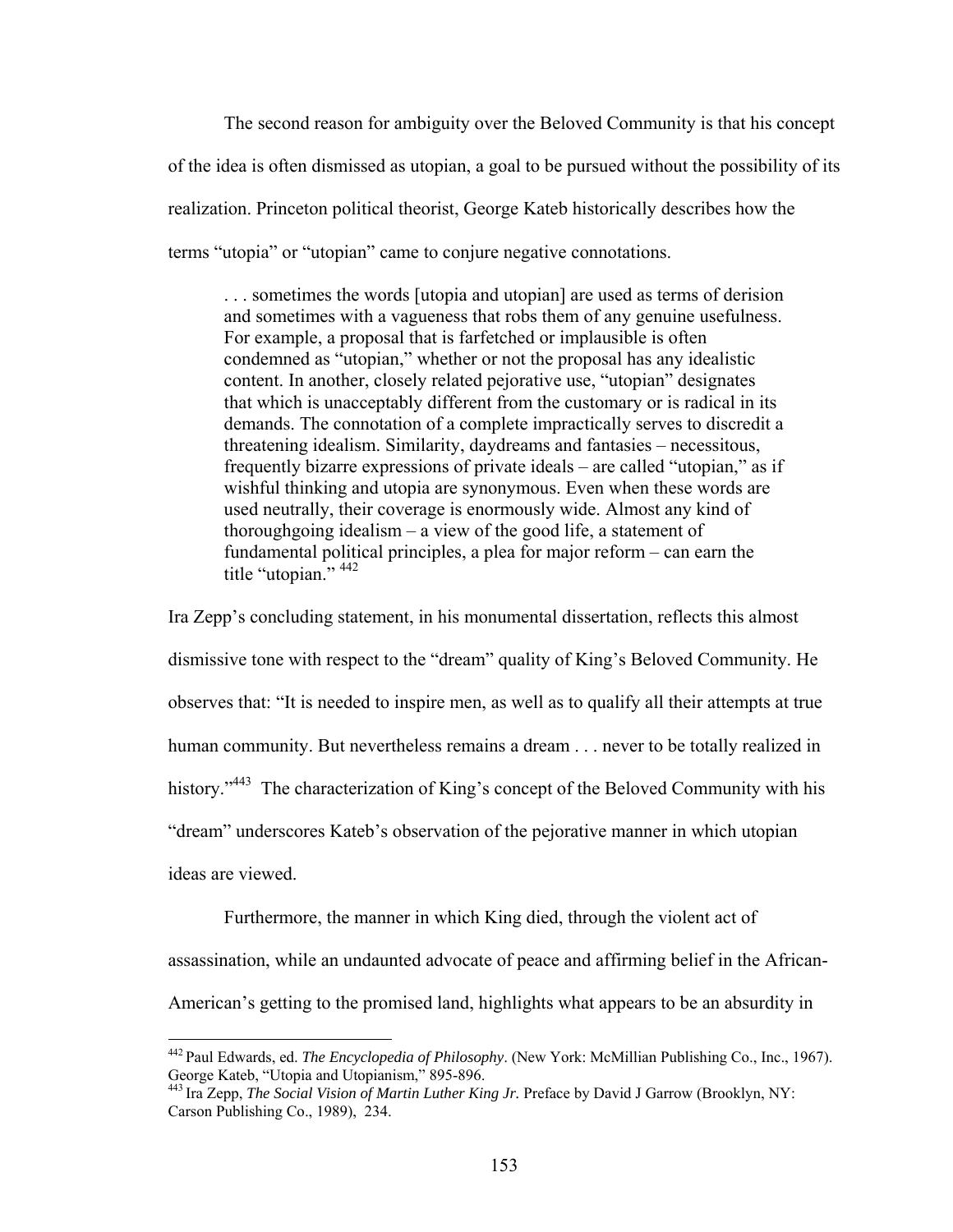The second reason for ambiguity over the Beloved Community is that his concept of the idea is often dismissed as utopian, a goal to be pursued without the possibility of its realization. Princeton political theorist, George Kateb historically describes how the terms "utopia" or "utopian" came to conjure negative connotations.

> . . . sometimes the words [utopia and utopian] are used as terms of derision and sometimes with a vagueness that robs them of any genuine usefulness. For example, a proposal that is farfetched or implausible is often condemned as "utopian," whether or not the proposal has any idealistic content. In another, closely related pejorative use, "utopian" designates that which is unacceptably different from the customary or is radical in its demands. The connotation of a complete impractically serves to discredit a threatening idealism. Similarity, daydreams and fantasies – necessitous, frequently bizarre expressions of private ideals – are called "utopian," as if wishful thinking and utopia are synonymous. Even when these words are used neutrally, their coverage is enormously wide. Almost any kind of thoroughgoing idealism – a view of the good life, a statement of fundamental political principles, a plea for major reform – can earn the title "utopian." [442]

Ira Zepp's concluding statement, in his monumental dissertation, reflects this almost dismissive tone with respect to the "dream" quality of King's Beloved Community. He observes that: "It is needed to inspire men, as well as to qualify all their attempts at true human community. But nevertheless remains a dream . . . never to be totally realized in history."[443] The characterization of King's concept of the Beloved Community with his "dream" underscores Kateb's observation of the pejorative manner in which utopian ideas are viewed.

Furthermore, the manner in which King died, through the violent act of assassination, while an undaunted advocate of peace and affirming belief in the African-American's getting to the promised land, highlights what appears to be an absurdity in

---

[442] Paul Edwards, ed. *The Encyclopedia of Philosophy*. (New York: McMillian Publishing Co., Inc., 1967). George Kateb, "Utopia and Utopianism," 895-896.

[443] Ira Zepp, *The Social Vision of Martin Luther King Jr.* Preface by David J Garrow (Brooklyn, NY: Carson Publishing Co., 1989), 234.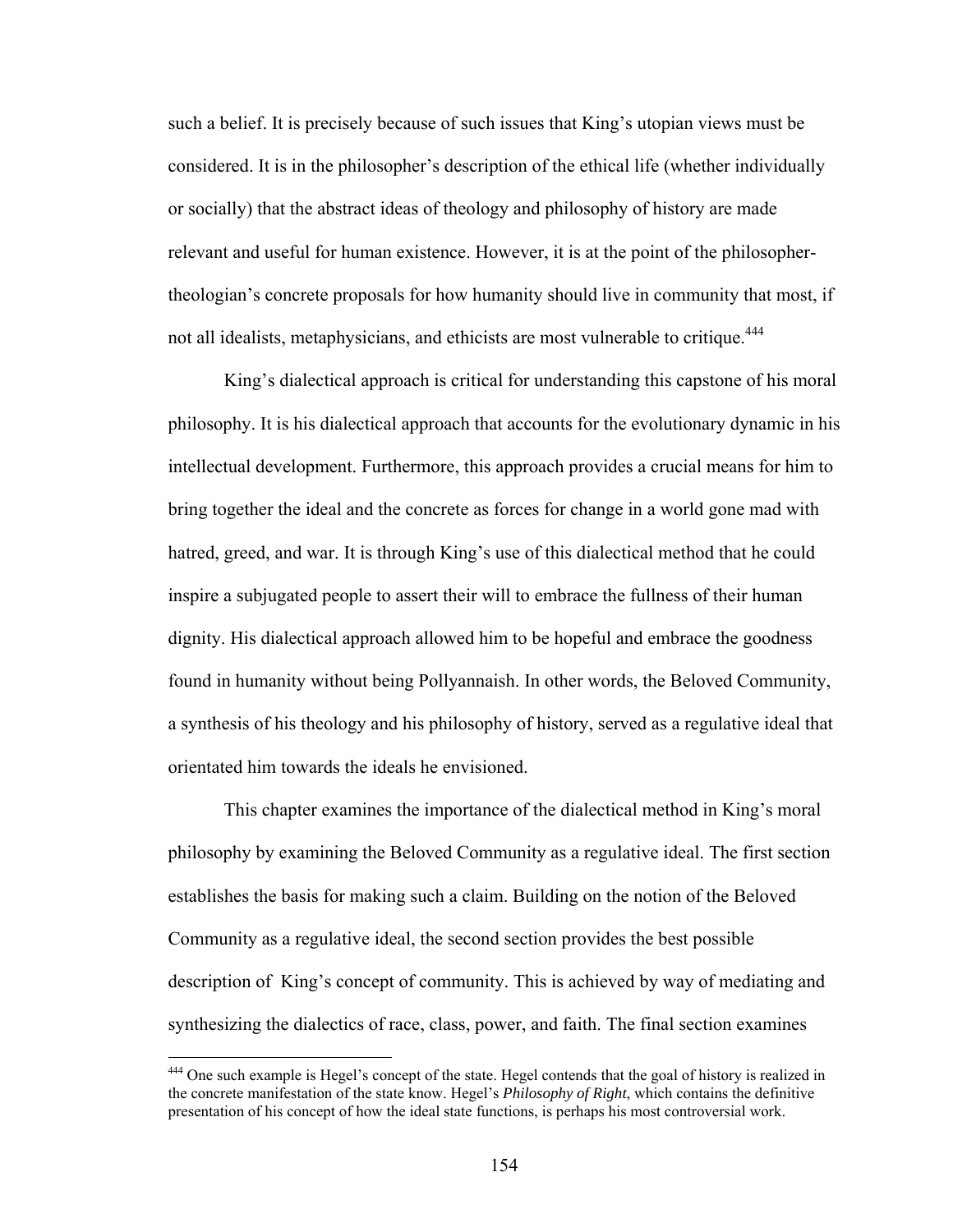such a belief. It is precisely because of such issues that King's utopian views must be considered. It is in the philosopher's description of the ethical life (whether individually or socially) that the abstract ideas of theology and philosophy of history are made relevant and useful for human existence. However, it is at the point of the philosopher-theologian's concrete proposals for how humanity should live in community that most, if not all idealists, metaphysicians, and ethicists are most vulnerable to critique.[444]

King's dialectical approach is critical for understanding this capstone of his moral philosophy. It is his dialectical approach that accounts for the evolutionary dynamic in his intellectual development. Furthermore, this approach provides a crucial means for him to bring together the ideal and the concrete as forces for change in a world gone mad with hatred, greed, and war. It is through King's use of this dialectical method that he could inspire a subjugated people to assert their will to embrace the fullness of their human dignity. His dialectical approach allowed him to be hopeful and embrace the goodness found in humanity without being Pollyannaish. In other words, the Beloved Community, a synthesis of his theology and his philosophy of history, served as a regulative ideal that orientated him towards the ideals he envisioned.

This chapter examines the importance of the dialectical method in King's moral philosophy by examining the Beloved Community as a regulative ideal. The first section establishes the basis for making such a claim. Building on the notion of the Beloved Community as a regulative ideal, the second section provides the best possible description of King's concept of community. This is achieved by way of mediating and synthesizing the dialectics of race, class, power, and faith. The final section examines

[444] One such example is Hegel's concept of the state. Hegel contends that the goal of history is realized in the concrete manifestation of the state know. Hegel's *Philosophy of Right*, which contains the definitive presentation of his concept of how the ideal state functions, is perhaps his most controversial work.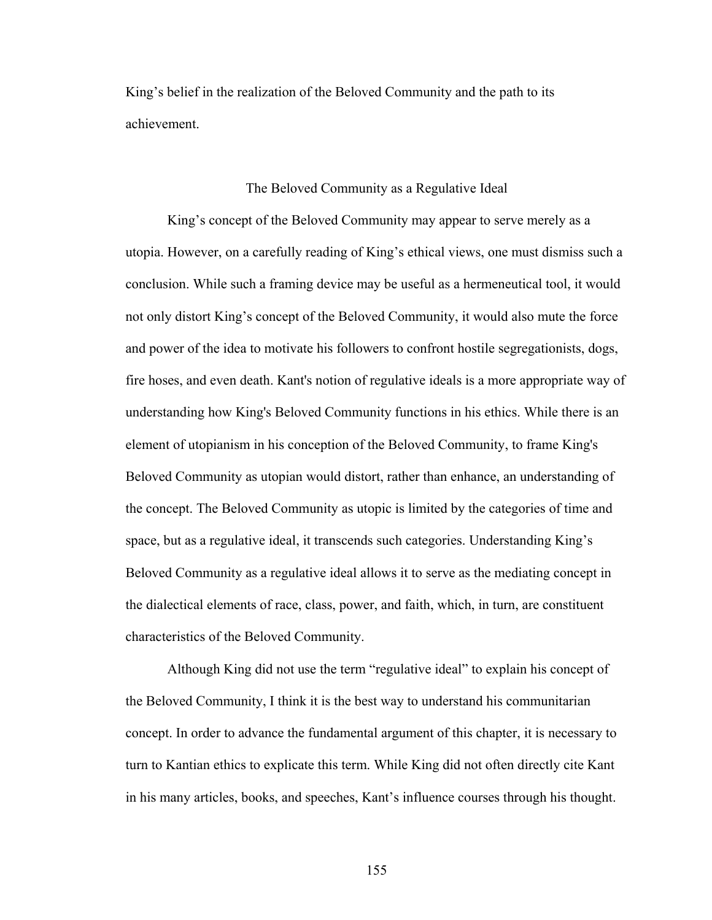King's belief in the realization of the Beloved Community and the path to its achievement.

## The Beloved Community as a Regulative Ideal

King's concept of the Beloved Community may appear to serve merely as a utopia. However, on a carefully reading of King's ethical views, one must dismiss such a conclusion. While such a framing device may be useful as a hermeneutical tool, it would not only distort King's concept of the Beloved Community, it would also mute the force and power of the idea to motivate his followers to confront hostile segregationists, dogs, fire hoses, and even death. Kant's notion of regulative ideals is a more appropriate way of understanding how King's Beloved Community functions in his ethics. While there is an element of utopianism in his conception of the Beloved Community, to frame King's Beloved Community as utopian would distort, rather than enhance, an understanding of the concept. The Beloved Community as utopic is limited by the categories of time and space, but as a regulative ideal, it transcends such categories. Understanding King's Beloved Community as a regulative ideal allows it to serve as the mediating concept in the dialectical elements of race, class, power, and faith, which, in turn, are constituent characteristics of the Beloved Community.

Although King did not use the term "regulative ideal" to explain his concept of the Beloved Community, I think it is the best way to understand his communitarian concept. In order to advance the fundamental argument of this chapter, it is necessary to turn to Kantian ethics to explicate this term. While King did not often directly cite Kant in his many articles, books, and speeches, Kant's influence courses through his thought.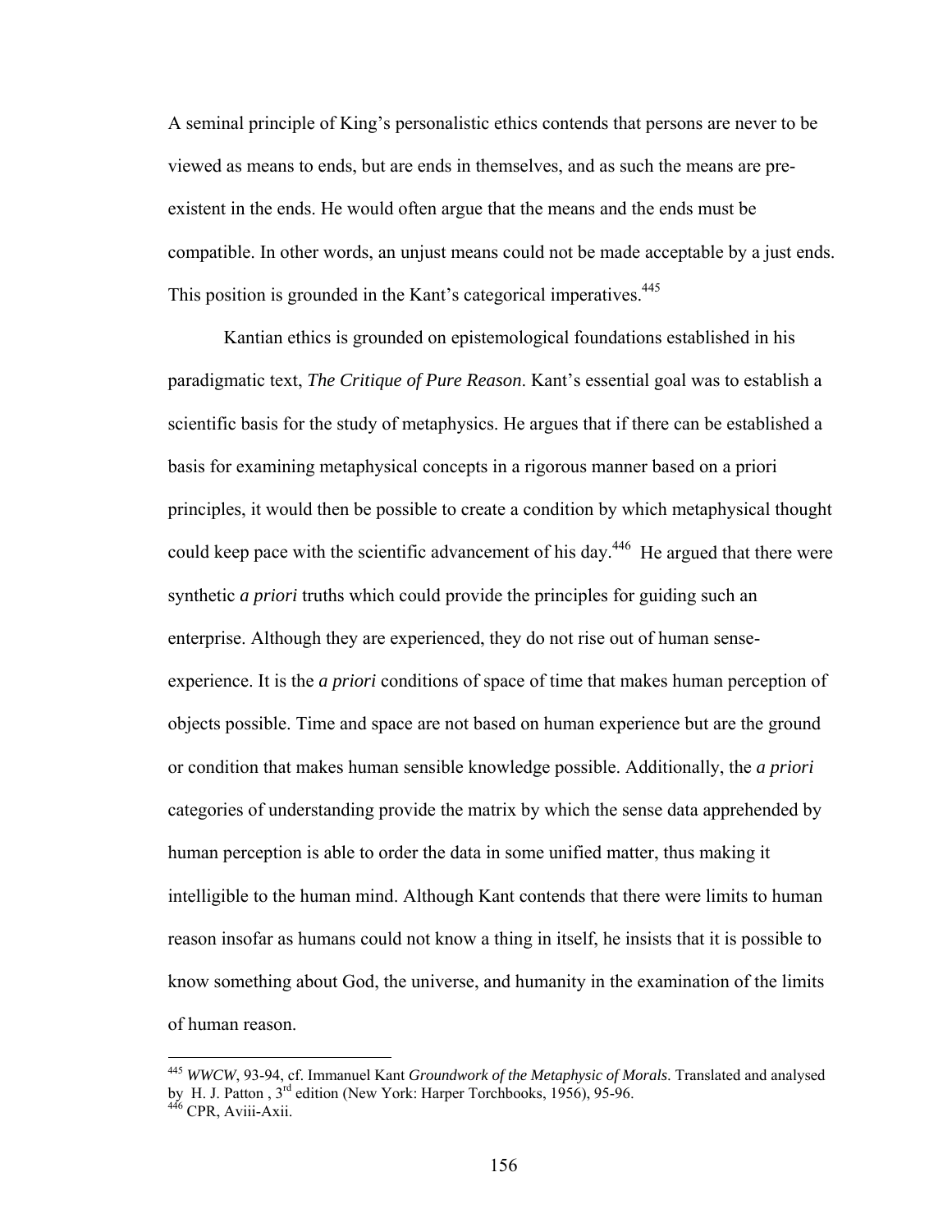A seminal principle of King's personalistic ethics contends that persons are never to be viewed as means to ends, but are ends in themselves, and as such the means are pre-existent in the ends. He would often argue that the means and the ends must be compatible. In other words, an unjust means could not be made acceptable by a just ends. This position is grounded in the Kant's categorical imperatives.[445]

Kantian ethics is grounded on epistemological foundations established in his paradigmatic text, *The Critique of Pure Reason*. Kant's essential goal was to establish a scientific basis for the study of metaphysics. He argues that if there can be established a basis for examining metaphysical concepts in a rigorous manner based on a priori principles, it would then be possible to create a condition by which metaphysical thought could keep pace with the scientific advancement of his day.[446] He argued that there were synthetic *a priori* truths which could provide the principles for guiding such an enterprise. Although they are experienced, they do not rise out of human sense-experience. It is the *a priori* conditions of space of time that makes human perception of objects possible. Time and space are not based on human experience but are the ground or condition that makes human sensible knowledge possible. Additionally, the *a priori* categories of understanding provide the matrix by which the sense data apprehended by human perception is able to order the data in some unified matter, thus making it intelligible to the human mind. Although Kant contends that there were limits to human reason insofar as humans could not know a thing in itself, he insists that it is possible to know something about God, the universe, and humanity in the examination of the limits of human reason.

---

[445] *WWCW*, 93-94, cf. Immanuel Kant *Groundwork of the Metaphysic of Morals*. Translated and analysed by H. J. Patton , 3rd edition (New York: Harper Torchbooks, 1956), 95-96.

[446] CPR, Aviii-Axii.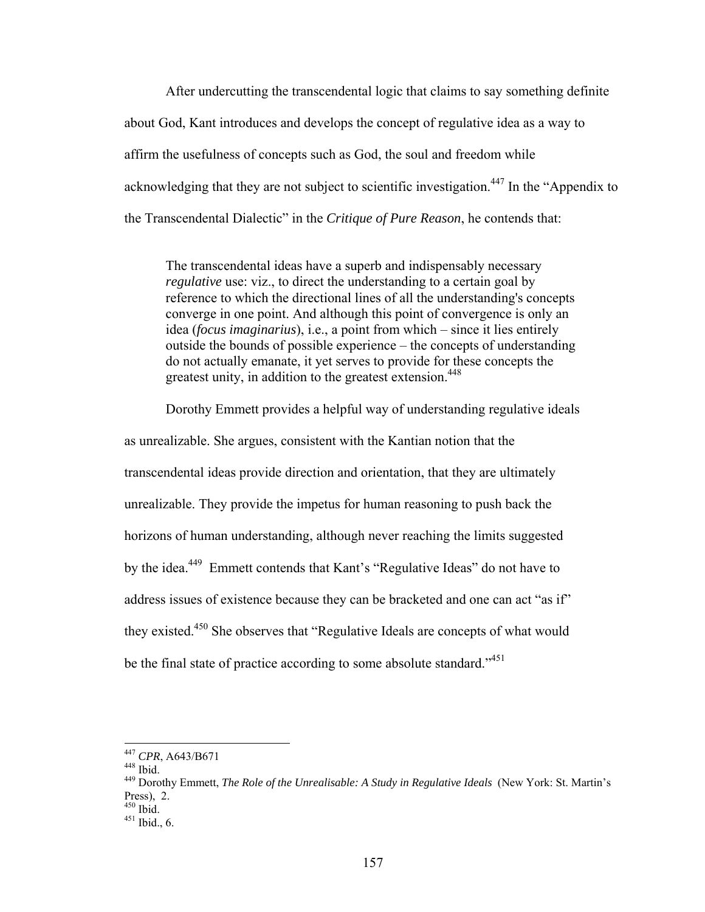After undercutting the transcendental logic that claims to say something definite about God, Kant introduces and develops the concept of regulative idea as a way to affirm the usefulness of concepts such as God, the soul and freedom while acknowledging that they are not subject to scientific investigation.[447] In the "Appendix to the Transcendental Dialectic" in the *Critique of Pure Reason*, he contends that:

> The transcendental ideas have a superb and indispensably necessary *regulative* use: viz., to direct the understanding to a certain goal by reference to which the directional lines of all the understanding's concepts converge in one point. And although this point of convergence is only an idea (*focus imaginarius*), i.e., a point from which – since it lies entirely outside the bounds of possible experience – the concepts of understanding do not actually emanate, it yet serves to provide for these concepts the greatest unity, in addition to the greatest extension.[448]

Dorothy Emmett provides a helpful way of understanding regulative ideals as unrealizable. She argues, consistent with the Kantian notion that the transcendental ideas provide direction and orientation, that they are ultimately unrealizable. They provide the impetus for human reasoning to push back the horizons of human understanding, although never reaching the limits suggested by the idea.[449] Emmett contends that Kant's "Regulative Ideas" do not have to address issues of existence because they can be bracketed and one can act "as if" they existed.[450] She observes that "Regulative Ideals are concepts of what would be the final state of practice according to some absolute standard."[451]

---

[447] *CPR*, A643/B671

[448] Ibid.

[449] Dorothy Emmett, *The Role of the Unrealisable: A Study in Regulative Ideals* (New York: St. Martin's Press), 2.

[450] Ibid.

[451] Ibid., 6.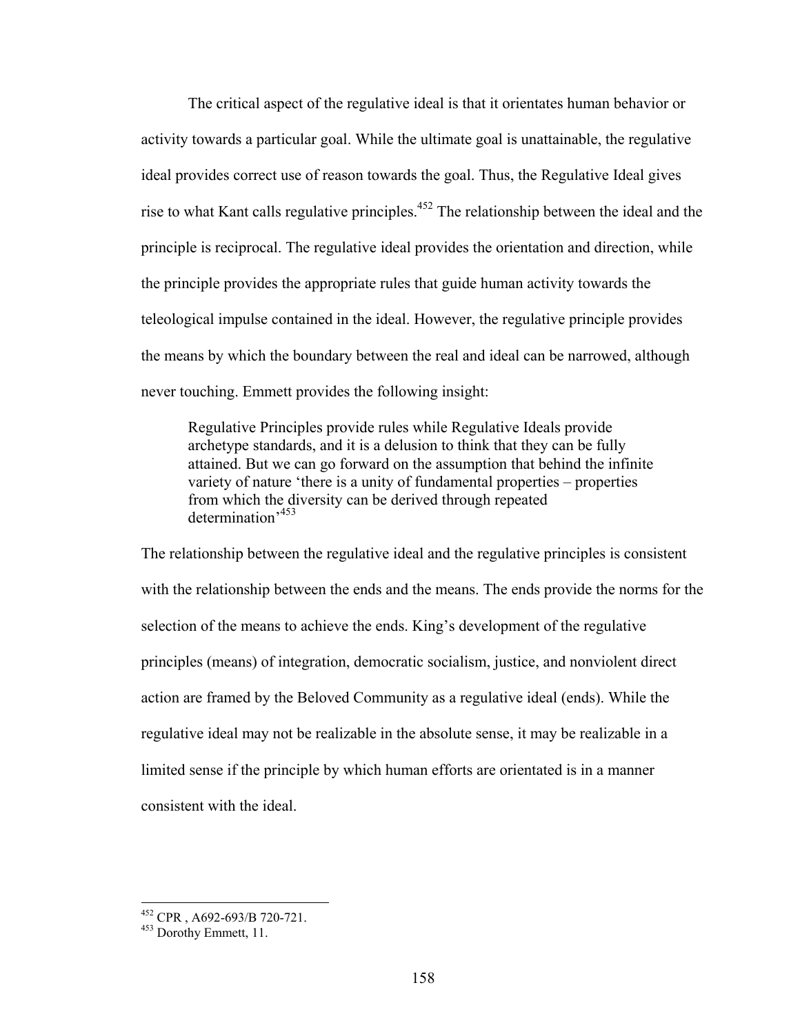The critical aspect of the regulative ideal is that it orientates human behavior or activity towards a particular goal. While the ultimate goal is unattainable, the regulative ideal provides correct use of reason towards the goal. Thus, the Regulative Ideal gives rise to what Kant calls regulative principles.[452] The relationship between the ideal and the principle is reciprocal. The regulative ideal provides the orientation and direction, while the principle provides the appropriate rules that guide human activity towards the teleological impulse contained in the ideal. However, the regulative principle provides the means by which the boundary between the real and ideal can be narrowed, although never touching. Emmett provides the following insight:

> Regulative Principles provide rules while Regulative Ideals provide archetype standards, and it is a delusion to think that they can be fully attained. But we can go forward on the assumption that behind the infinite variety of nature 'there is a unity of fundamental properties – properties from which the diversity can be derived through repeated determination'[453]

The relationship between the regulative ideal and the regulative principles is consistent with the relationship between the ends and the means. The ends provide the norms for the selection of the means to achieve the ends. King's development of the regulative principles (means) of integration, democratic socialism, justice, and nonviolent direct action are framed by the Beloved Community as a regulative ideal (ends). While the regulative ideal may not be realizable in the absolute sense, it may be realizable in a limited sense if the principle by which human efforts are orientated is in a manner consistent with the ideal.

---

[452] CPR , A692-693/B 720-721.

[453] Dorothy Emmett, 11.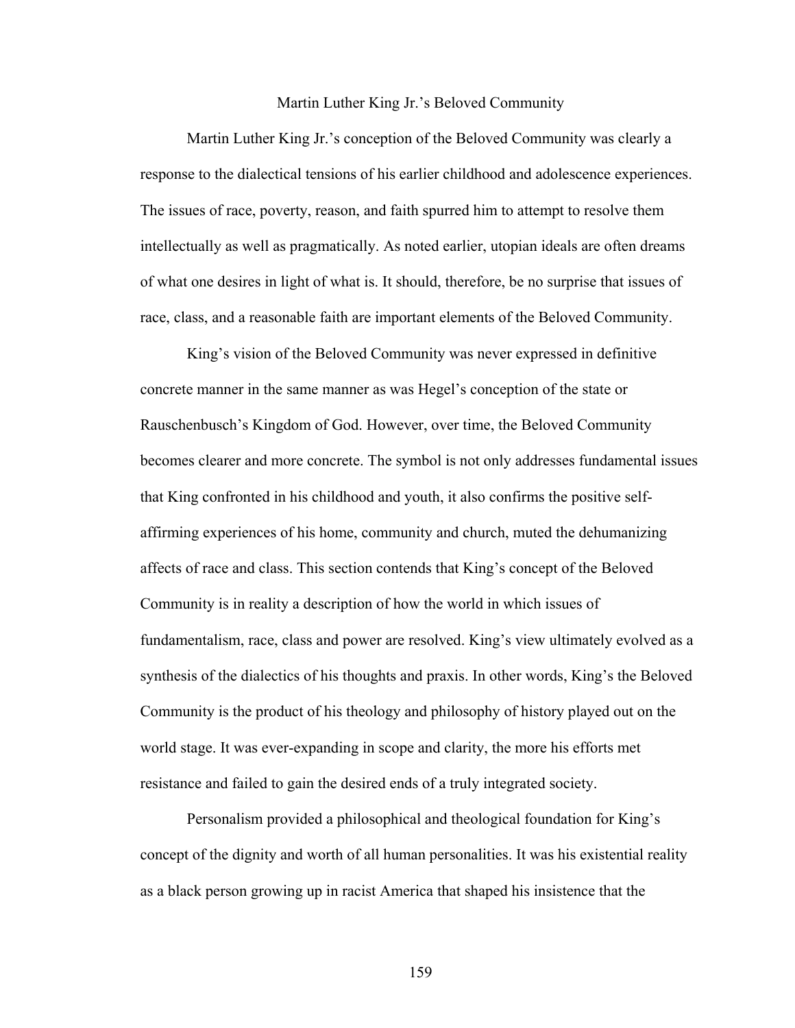## Martin Luther King Jr.'s Beloved Community

Martin Luther King Jr.'s conception of the Beloved Community was clearly a response to the dialectical tensions of his earlier childhood and adolescence experiences. The issues of race, poverty, reason, and faith spurred him to attempt to resolve them intellectually as well as pragmatically. As noted earlier, utopian ideals are often dreams of what one desires in light of what is. It should, therefore, be no surprise that issues of race, class, and a reasonable faith are important elements of the Beloved Community.

King's vision of the Beloved Community was never expressed in definitive concrete manner in the same manner as was Hegel's conception of the state or Rauschenbusch's Kingdom of God. However, over time, the Beloved Community becomes clearer and more concrete. The symbol is not only addresses fundamental issues that King confronted in his childhood and youth, it also confirms the positive self-affirming experiences of his home, community and church, muted the dehumanizing affects of race and class. This section contends that King's concept of the Beloved Community is in reality a description of how the world in which issues of fundamentalism, race, class and power are resolved. King's view ultimately evolved as a synthesis of the dialectics of his thoughts and praxis. In other words, King's the Beloved Community is the product of his theology and philosophy of history played out on the world stage. It was ever-expanding in scope and clarity, the more his efforts met resistance and failed to gain the desired ends of a truly integrated society.

Personalism provided a philosophical and theological foundation for King's concept of the dignity and worth of all human personalities. It was his existential reality as a black person growing up in racist America that shaped his insistence that the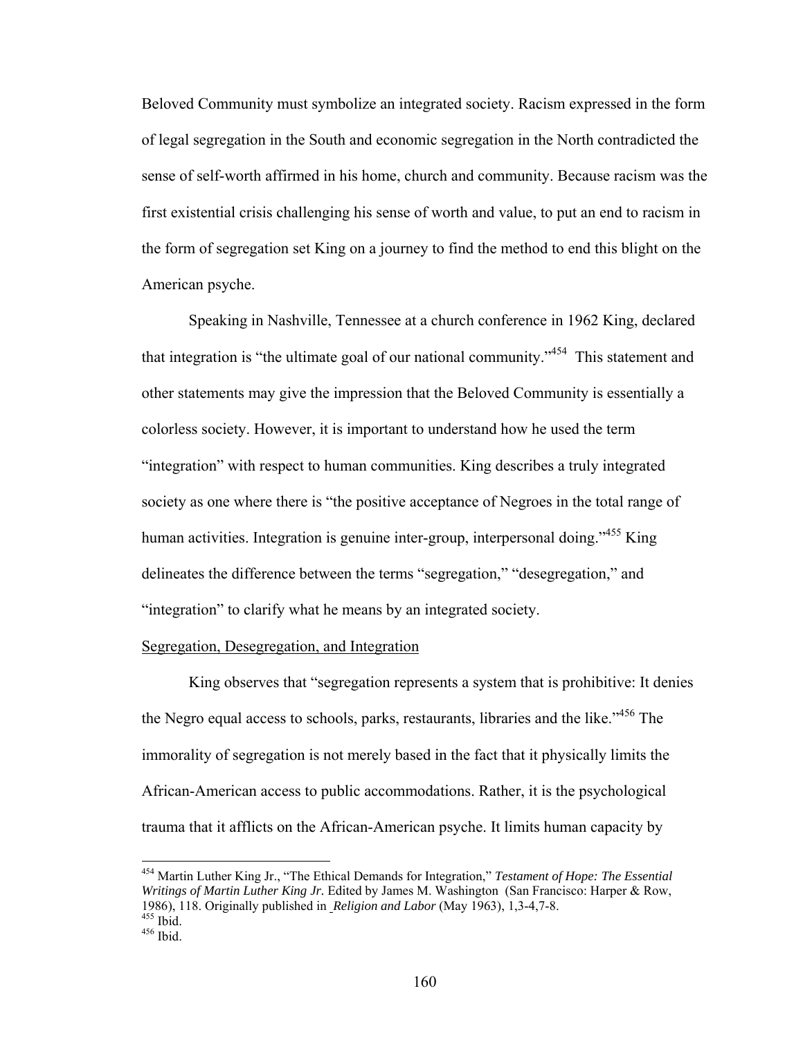Beloved Community must symbolize an integrated society. Racism expressed in the form of legal segregation in the South and economic segregation in the North contradicted the sense of self-worth affirmed in his home, church and community. Because racism was the first existential crisis challenging his sense of worth and value, to put an end to racism in the form of segregation set King on a journey to find the method to end this blight on the American psyche.

Speaking in Nashville, Tennessee at a church conference in 1962 King, declared that integration is "the ultimate goal of our national community."[454] This statement and other statements may give the impression that the Beloved Community is essentially a colorless society. However, it is important to understand how he used the term "integration" with respect to human communities. King describes a truly integrated society as one where there is "the positive acceptance of Negroes in the total range of human activities. Integration is genuine inter-group, interpersonal doing."[455] King delineates the difference between the terms "segregation," "desegregation," and "integration" to clarify what he means by an integrated society.

<u>Segregation, Desegregation, and Integration</u>

King observes that "segregation represents a system that is prohibitive: It denies the Negro equal access to schools, parks, restaurants, libraries and the like."[456] The immorality of segregation is not merely based in the fact that it physically limits the African-American access to public accommodations. Rather, it is the psychological trauma that it afflicts on the African-American psyche. It limits human capacity by

---

[454] Martin Luther King Jr., "The Ethical Demands for Integration," *Testament of Hope: The Essential Writings of Martin Luther King Jr.* Edited by James M. Washington (San Francisco: Harper & Row, 1986), 118. Originally published in *Religion and Labor* (May 1963), 1,3-4,7-8.

[455] Ibid.

[456] Ibid.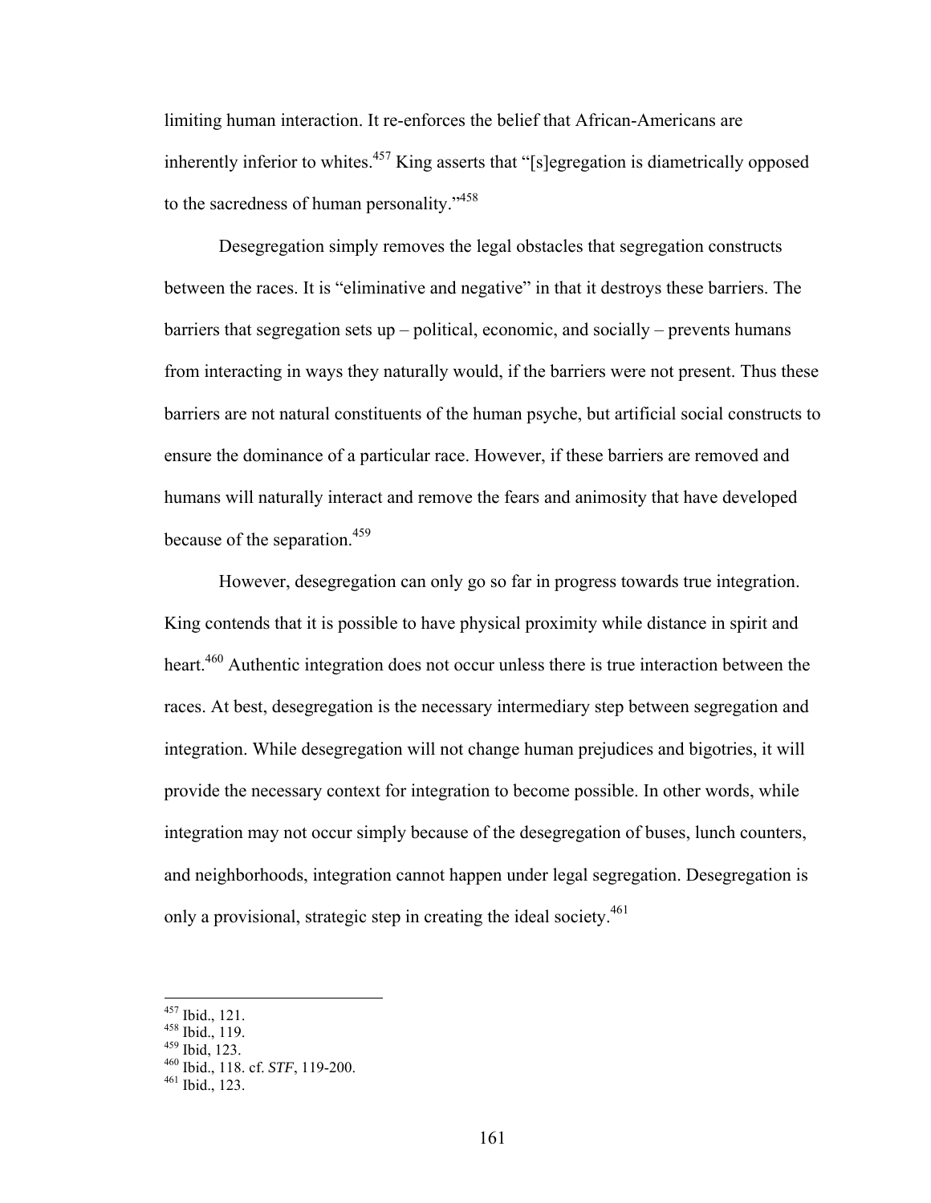limiting human interaction. It re-enforces the belief that African-Americans are inherently inferior to whites.[457] King asserts that "[s]egregation is diametrically opposed to the sacredness of human personality."[458]

Desegregation simply removes the legal obstacles that segregation constructs between the races. It is "eliminative and negative" in that it destroys these barriers. The barriers that segregation sets up – political, economic, and socially – prevents humans from interacting in ways they naturally would, if the barriers were not present. Thus these barriers are not natural constituents of the human psyche, but artificial social constructs to ensure the dominance of a particular race. However, if these barriers are removed and humans will naturally interact and remove the fears and animosity that have developed because of the separation.[459]

However, desegregation can only go so far in progress towards true integration. King contends that it is possible to have physical proximity while distance in spirit and heart.[460] Authentic integration does not occur unless there is true interaction between the races. At best, desegregation is the necessary intermediary step between segregation and integration. While desegregation will not change human prejudices and bigotries, it will provide the necessary context for integration to become possible. In other words, while integration may not occur simply because of the desegregation of buses, lunch counters, and neighborhoods, integration cannot happen under legal segregation. Desegregation is only a provisional, strategic step in creating the ideal society.[461]

---

[457] Ibid., 121.
[458] Ibid., 119.
[459] Ibid, 123.
[460] Ibid., 118. cf. *STF*, 119-200.
[461] Ibid., 123.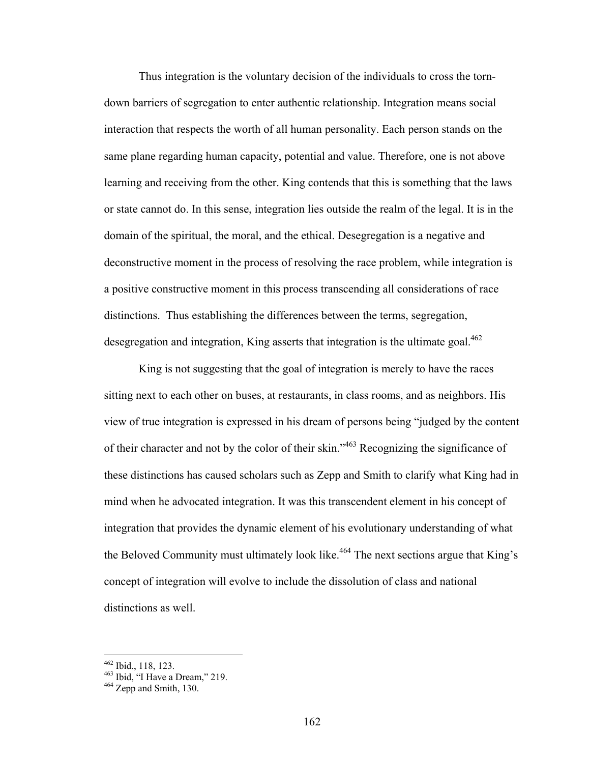Thus integration is the voluntary decision of the individuals to cross the torn-down barriers of segregation to enter authentic relationship. Integration means social interaction that respects the worth of all human personality. Each person stands on the same plane regarding human capacity, potential and value. Therefore, one is not above learning and receiving from the other. King contends that this is something that the laws or state cannot do. In this sense, integration lies outside the realm of the legal. It is in the domain of the spiritual, the moral, and the ethical. Desegregation is a negative and deconstructive moment in the process of resolving the race problem, while integration is a positive constructive moment in this process transcending all considerations of race distinctions. Thus establishing the differences between the terms, segregation, desegregation and integration, King asserts that integration is the ultimate goal.[462]

King is not suggesting that the goal of integration is merely to have the races sitting next to each other on buses, at restaurants, in class rooms, and as neighbors. His view of true integration is expressed in his dream of persons being "judged by the content of their character and not by the color of their skin."[463] Recognizing the significance of these distinctions has caused scholars such as Zepp and Smith to clarify what King had in mind when he advocated integration. It was this transcendent element in his concept of integration that provides the dynamic element of his evolutionary understanding of what the Beloved Community must ultimately look like.[464] The next sections argue that King's concept of integration will evolve to include the dissolution of class and national distinctions as well.

---

[462] Ibid., 118, 123.
[463] Ibid, "I Have a Dream," 219.
[464] Zepp and Smith, 130.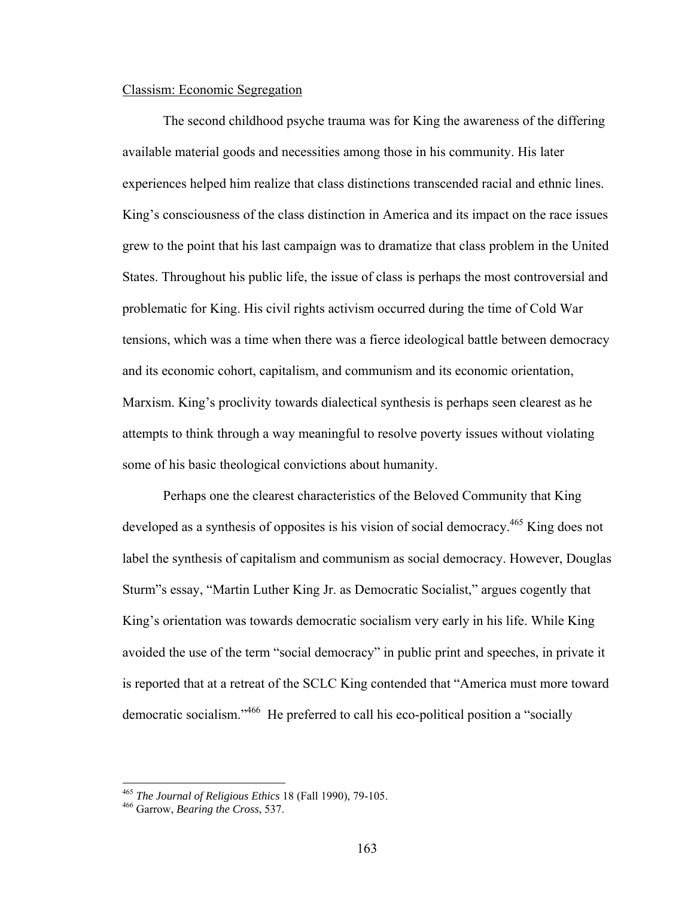Classism: Economic Segregation

The second childhood psyche trauma was for King the awareness of the differing available material goods and necessities among those in his community. His later experiences helped him realize that class distinctions transcended racial and ethnic lines. King's consciousness of the class distinction in America and its impact on the race issues grew to the point that his last campaign was to dramatize that class problem in the United States. Throughout his public life, the issue of class is perhaps the most controversial and problematic for King. His civil rights activism occurred during the time of Cold War tensions, which was a time when there was a fierce ideological battle between democracy and its economic cohort, capitalism, and communism and its economic orientation, Marxism. King's proclivity towards dialectical synthesis is perhaps seen clearest as he attempts to think through a way meaningful to resolve poverty issues without violating some of his basic theological convictions about humanity.

Perhaps one the clearest characteristics of the Beloved Community that King developed as a synthesis of opposites is his vision of social democracy.[465] King does not label the synthesis of capitalism and communism as social democracy. However, Douglas Sturm"s essay, "Martin Luther King Jr. as Democratic Socialist," argues cogently that King's orientation was towards democratic socialism very early in his life. While King avoided the use of the term "social democracy" in public print and speeches, in private it is reported that at a retreat of the SCLC King contended that "America must more toward democratic socialism."[466] He preferred to call his eco-political position a "socially

---

[465] *The Journal of Religious Ethics* 18 (Fall 1990), 79-105.

[466] Garrow, *Bearing the Cross*, 537.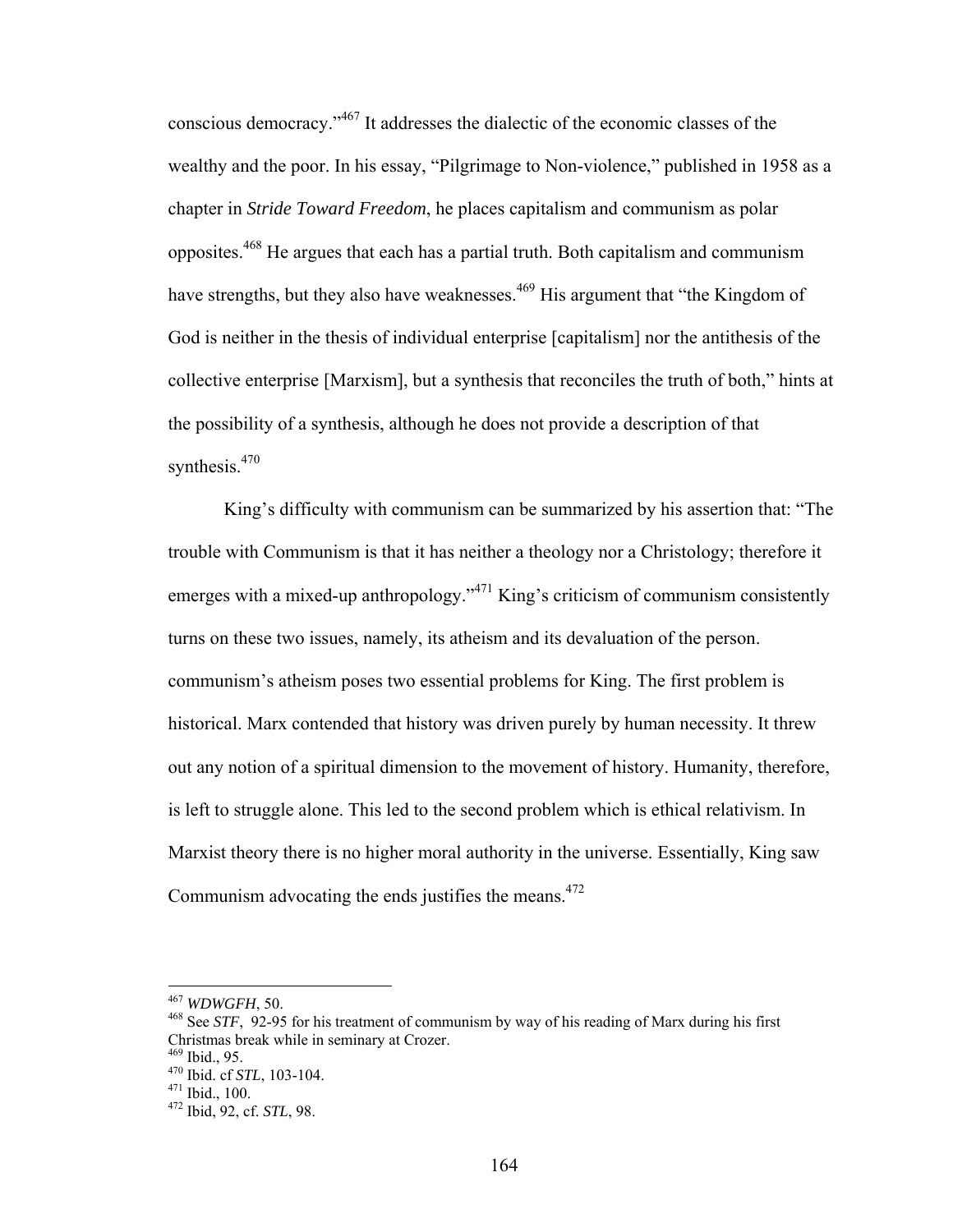conscious democracy."[467] It addresses the dialectic of the economic classes of the wealthy and the poor. In his essay, "Pilgrimage to Non-violence," published in 1958 as a chapter in *Stride Toward Freedom*, he places capitalism and communism as polar opposites.[468] He argues that each has a partial truth. Both capitalism and communism have strengths, but they also have weaknesses.[469] His argument that "the Kingdom of God is neither in the thesis of individual enterprise [capitalism] nor the antithesis of the collective enterprise [Marxism], but a synthesis that reconciles the truth of both," hints at the possibility of a synthesis, although he does not provide a description of that synthesis.[470]

King's difficulty with communism can be summarized by his assertion that: "The trouble with Communism is that it has neither a theology nor a Christology; therefore it emerges with a mixed-up anthropology."[471] King's criticism of communism consistently turns on these two issues, namely, its atheism and its devaluation of the person. communism's atheism poses two essential problems for King. The first problem is historical. Marx contended that history was driven purely by human necessity. It threw out any notion of a spiritual dimension to the movement of history. Humanity, therefore, is left to struggle alone. This led to the second problem which is ethical relativism. In Marxist theory there is no higher moral authority in the universe. Essentially, King saw Communism advocating the ends justifies the means.[472]

---

[467] *WDWGFH*, 50.
[468] See *STF*, 92-95 for his treatment of communism by way of his reading of Marx during his first Christmas break while in seminary at Crozer.
[469] Ibid., 95.
[470] Ibid. cf *STL*, 103-104.
[471] Ibid., 100.
[472] Ibid, 92, cf. *STL*, 98.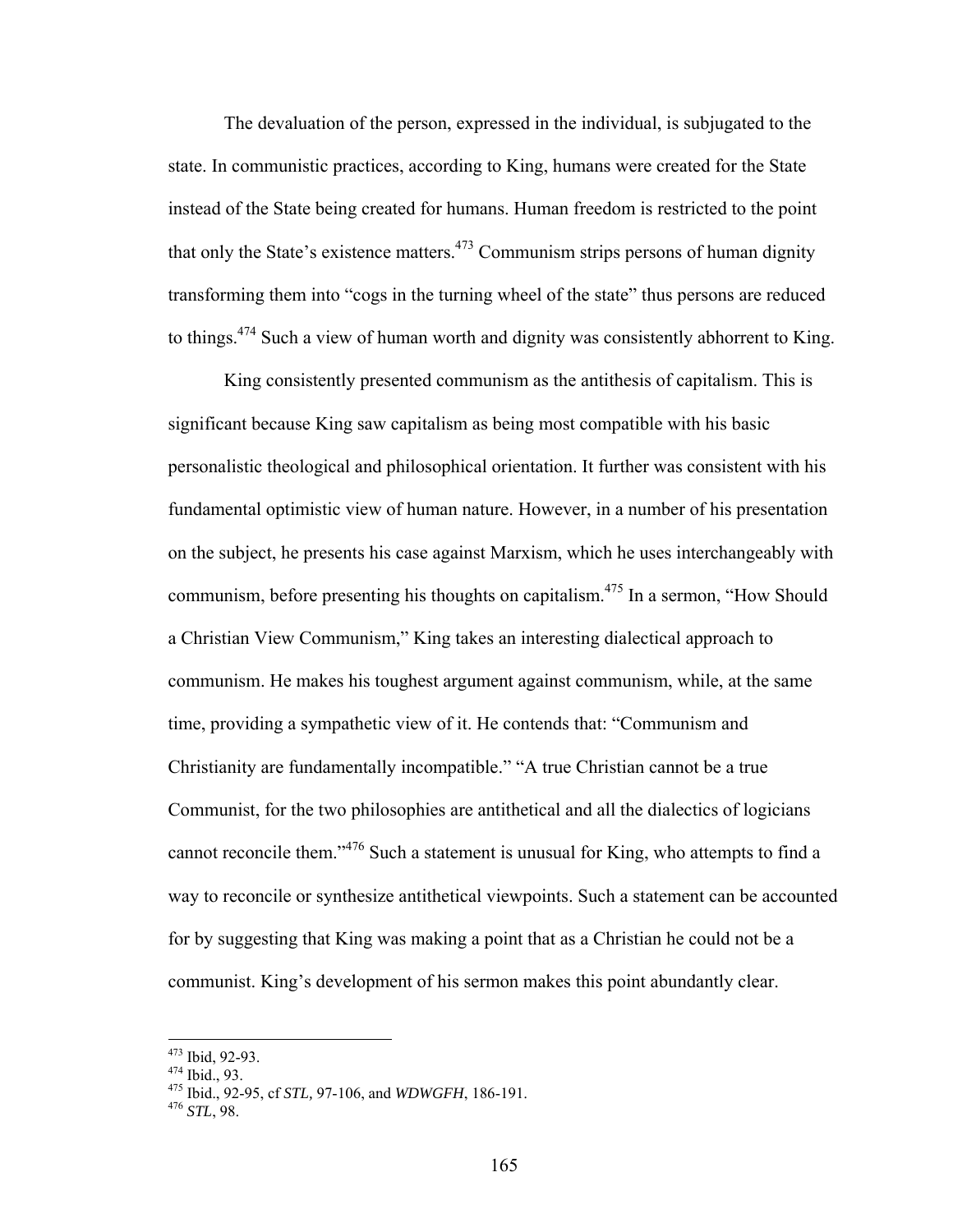The devaluation of the person, expressed in the individual, is subjugated to the state. In communistic practices, according to King, humans were created for the State instead of the State being created for humans. Human freedom is restricted to the point that only the State's existence matters.[473] Communism strips persons of human dignity transforming them into "cogs in the turning wheel of the state" thus persons are reduced to things.[474] Such a view of human worth and dignity was consistently abhorrent to King.

King consistently presented communism as the antithesis of capitalism. This is significant because King saw capitalism as being most compatible with his basic personalistic theological and philosophical orientation. It further was consistent with his fundamental optimistic view of human nature. However, in a number of his presentation on the subject, he presents his case against Marxism, which he uses interchangeably with communism, before presenting his thoughts on capitalism.[475] In a sermon, "How Should a Christian View Communism," King takes an interesting dialectical approach to communism. He makes his toughest argument against communism, while, at the same time, providing a sympathetic view of it. He contends that: "Communism and Christianity are fundamentally incompatible." "A true Christian cannot be a true Communist, for the two philosophies are antithetical and all the dialectics of logicians cannot reconcile them."[476] Such a statement is unusual for King, who attempts to find a way to reconcile or synthesize antithetical viewpoints. Such a statement can be accounted for by suggesting that King was making a point that as a Christian he could not be a communist. King's development of his sermon makes this point abundantly clear.

---

[473] Ibid, 92-93.
[474] Ibid., 93.
[475] Ibid., 92-95, cf *STL*, 97-106, and *WDWGFH*, 186-191.
[476] *STL*, 98.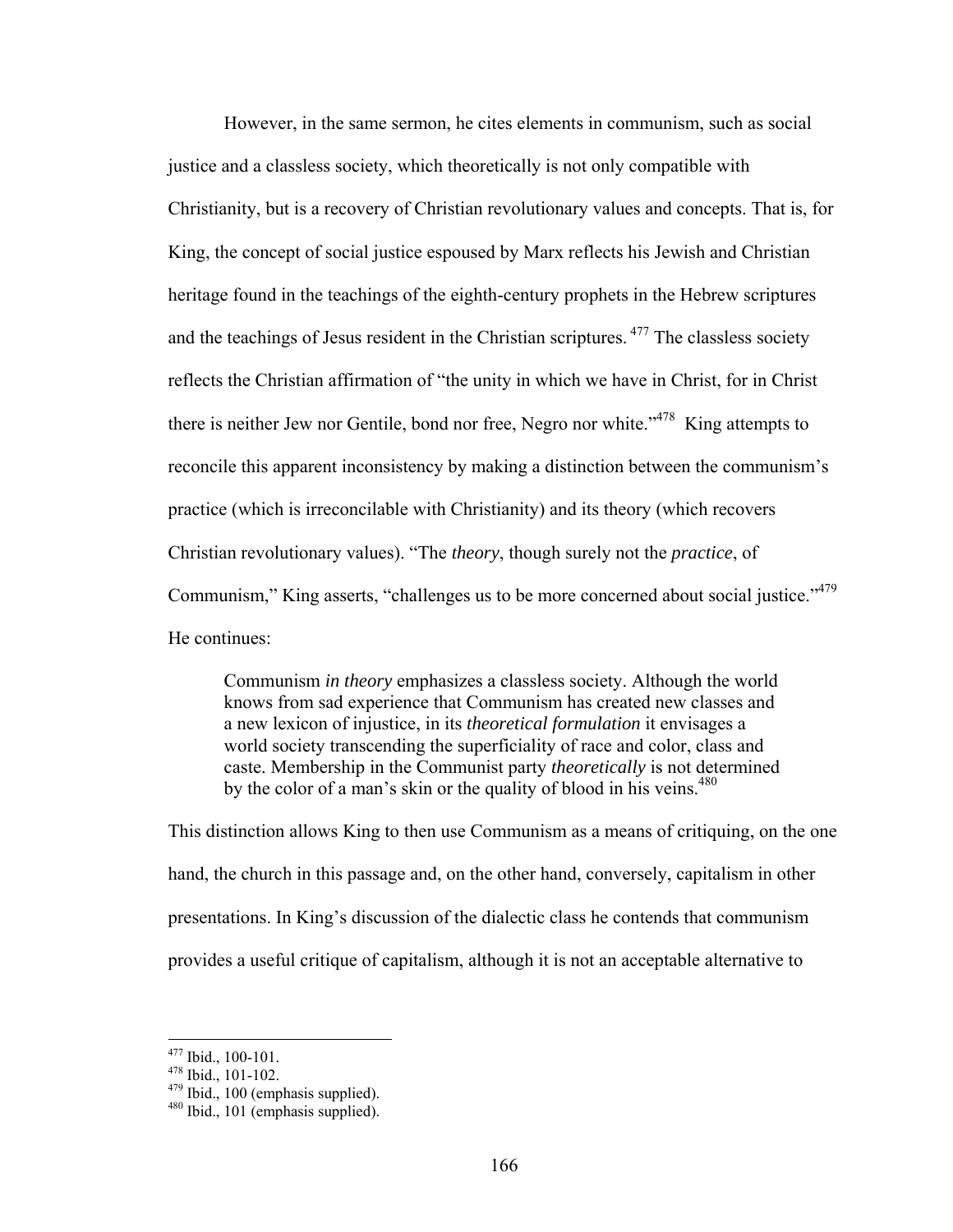However, in the same sermon, he cites elements in communism, such as social justice and a classless society, which theoretically is not only compatible with Christianity, but is a recovery of Christian revolutionary values and concepts. That is, for King, the concept of social justice espoused by Marx reflects his Jewish and Christian heritage found in the teachings of the eighth-century prophets in the Hebrew scriptures and the teachings of Jesus resident in the Christian scriptures.[477] The classless society reflects the Christian affirmation of "the unity in which we have in Christ, for in Christ there is neither Jew nor Gentile, bond nor free, Negro nor white."[478] King attempts to reconcile this apparent inconsistency by making a distinction between the communism's practice (which is irreconcilable with Christianity) and its theory (which recovers Christian revolutionary values). "The *theory*, though surely not the *practice*, of Communism," King asserts, "challenges us to be more concerned about social justice."[479] He continues:

> Communism *in theory* emphasizes a classless society. Although the world knows from sad experience that Communism has created new classes and a new lexicon of injustice, in its *theoretical formulation* it envisages a world society transcending the superficiality of race and color, class and caste. Membership in the Communist party *theoretically* is not determined by the color of a man's skin or the quality of blood in his veins.[480]

This distinction allows King to then use Communism as a means of critiquing, on the one hand, the church in this passage and, on the other hand, conversely, capitalism in other presentations. In King's discussion of the dialectic class he contends that communism provides a useful critique of capitalism, although it is not an acceptable alternative to

---

[477] Ibid., 100-101.
[478] Ibid., 101-102.
[479] Ibid., 100 (emphasis supplied).
[480] Ibid., 101 (emphasis supplied).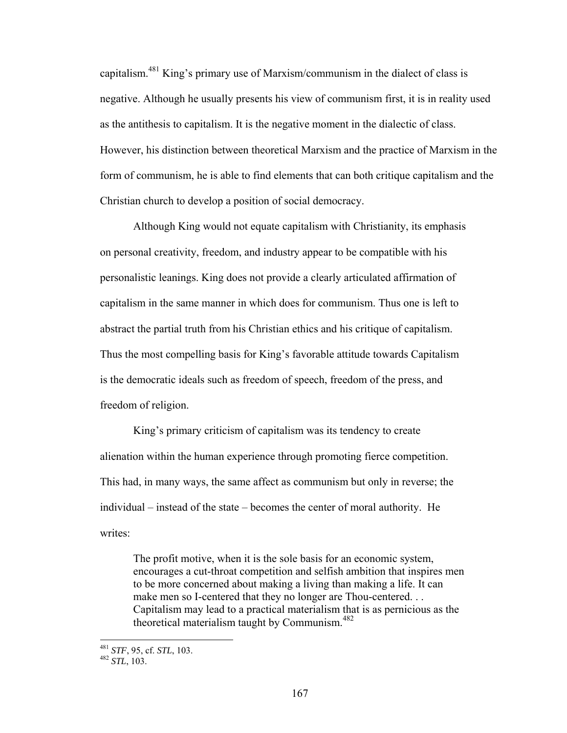capitalism.[481] King's primary use of Marxism/communism in the dialect of class is negative. Although he usually presents his view of communism first, it is in reality used as the antithesis to capitalism. It is the negative moment in the dialectic of class. However, his distinction between theoretical Marxism and the practice of Marxism in the form of communism, he is able to find elements that can both critique capitalism and the Christian church to develop a position of social democracy.

Although King would not equate capitalism with Christianity, its emphasis on personal creativity, freedom, and industry appear to be compatible with his personalistic leanings. King does not provide a clearly articulated affirmation of capitalism in the same manner in which does for communism. Thus one is left to abstract the partial truth from his Christian ethics and his critique of capitalism. Thus the most compelling basis for King's favorable attitude towards Capitalism is the democratic ideals such as freedom of speech, freedom of the press, and freedom of religion.

King's primary criticism of capitalism was its tendency to create alienation within the human experience through promoting fierce competition. This had, in many ways, the same affect as communism but only in reverse; the individual – instead of the state – becomes the center of moral authority. He writes:

> The profit motive, when it is the sole basis for an economic system, encourages a cut-throat competition and selfish ambition that inspires men to be more concerned about making a living than making a life. It can make men so I-centered that they no longer are Thou-centered. . . Capitalism may lead to a practical materialism that is as pernicious as the theoretical materialism taught by Communism.[482]

---

[481] *STF*, 95, cf. *STL*, 103.
[482] *STL*, 103.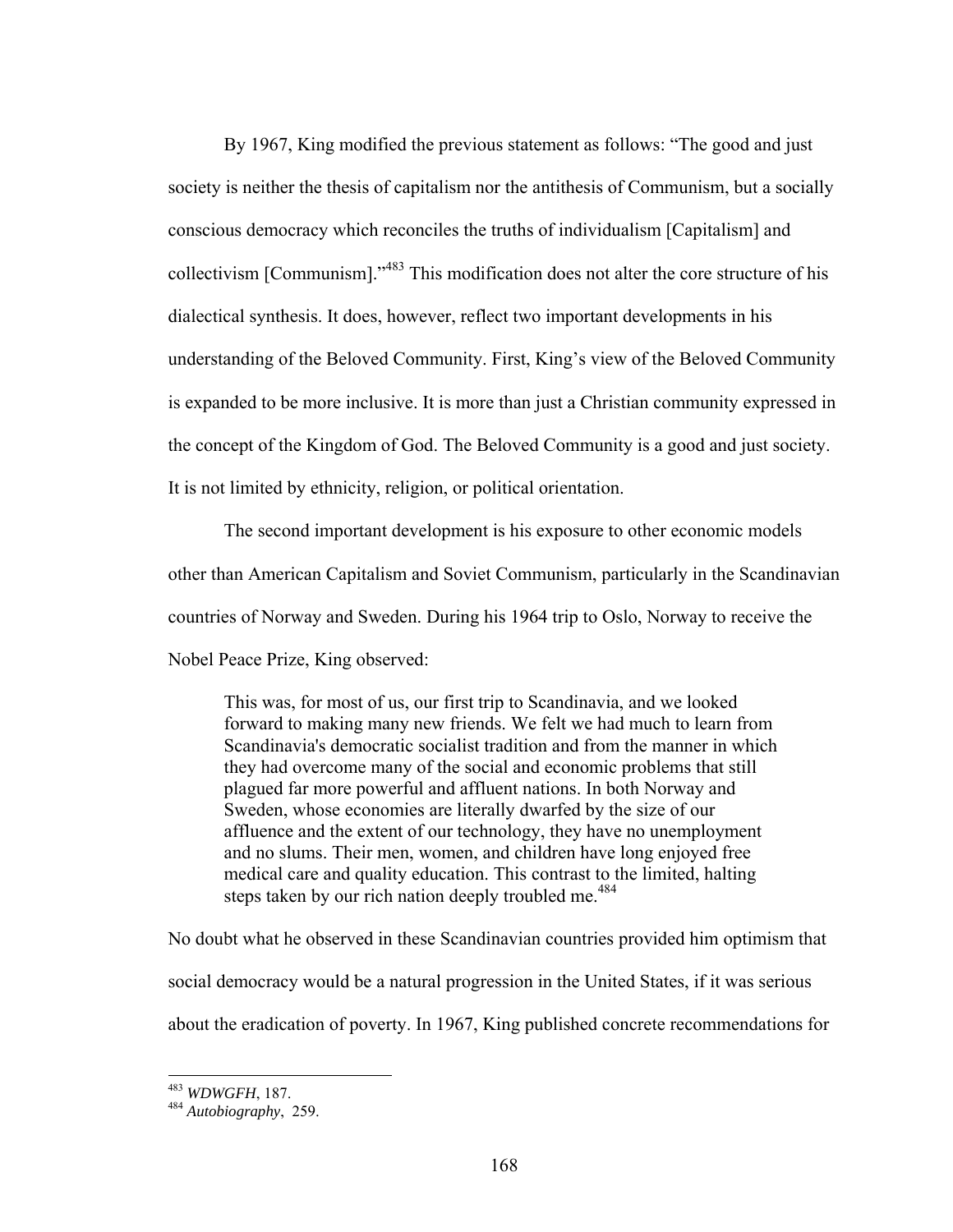By 1967, King modified the previous statement as follows: "The good and just society is neither the thesis of capitalism nor the antithesis of Communism, but a socially conscious democracy which reconciles the truths of individualism [Capitalism] and collectivism [Communism]."[483] This modification does not alter the core structure of his dialectical synthesis. It does, however, reflect two important developments in his understanding of the Beloved Community. First, King's view of the Beloved Community is expanded to be more inclusive. It is more than just a Christian community expressed in the concept of the Kingdom of God. The Beloved Community is a good and just society. It is not limited by ethnicity, religion, or political orientation.

The second important development is his exposure to other economic models other than American Capitalism and Soviet Communism, particularly in the Scandinavian countries of Norway and Sweden. During his 1964 trip to Oslo, Norway to receive the Nobel Peace Prize, King observed:

> This was, for most of us, our first trip to Scandinavia, and we looked forward to making many new friends. We felt we had much to learn from Scandinavia's democratic socialist tradition and from the manner in which they had overcome many of the social and economic problems that still plagued far more powerful and affluent nations. In both Norway and Sweden, whose economies are literally dwarfed by the size of our affluence and the extent of our technology, they have no unemployment and no slums. Their men, women, and children have long enjoyed free medical care and quality education. This contrast to the limited, halting steps taken by our rich nation deeply troubled me.[484]

No doubt what he observed in these Scandinavian countries provided him optimism that social democracy would be a natural progression in the United States, if it was serious about the eradication of poverty. In 1967, King published concrete recommendations for

---

[483] *WDWGFH*, 187.

[484] *Autobiography*, 259.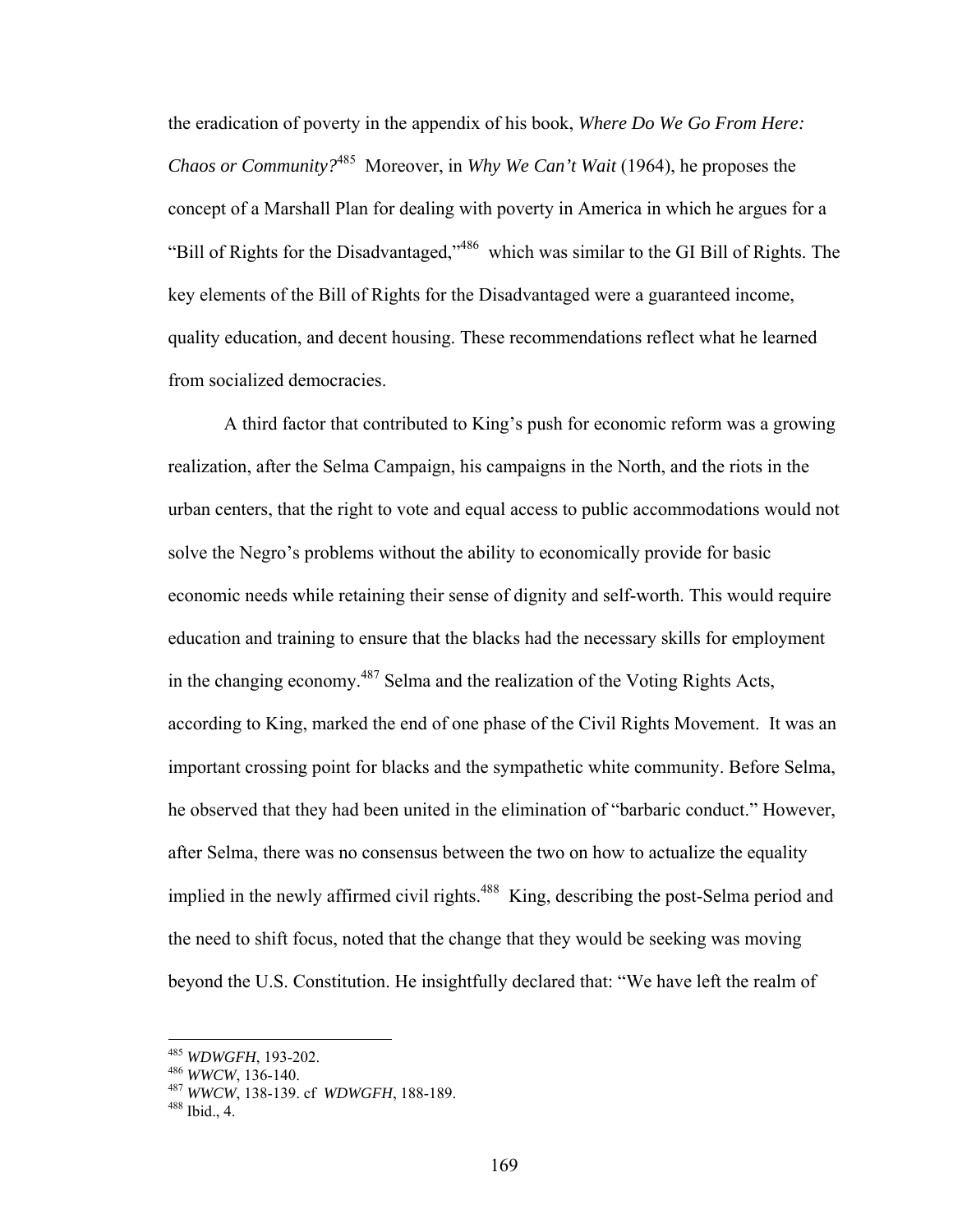the eradication of poverty in the appendix of his book, *Where Do We Go From Here: Chaos or Community?*[485] Moreover, in *Why We Can't Wait* (1964), he proposes the concept of a Marshall Plan for dealing with poverty in America in which he argues for a "Bill of Rights for the Disadvantaged,"[486] which was similar to the GI Bill of Rights. The key elements of the Bill of Rights for the Disadvantaged were a guaranteed income, quality education, and decent housing. These recommendations reflect what he learned from socialized democracies.

A third factor that contributed to King's push for economic reform was a growing realization, after the Selma Campaign, his campaigns in the North, and the riots in the urban centers, that the right to vote and equal access to public accommodations would not solve the Negro's problems without the ability to economically provide for basic economic needs while retaining their sense of dignity and self-worth. This would require education and training to ensure that the blacks had the necessary skills for employment in the changing economy.[487] Selma and the realization of the Voting Rights Acts, according to King, marked the end of one phase of the Civil Rights Movement. It was an important crossing point for blacks and the sympathetic white community. Before Selma, he observed that they had been united in the elimination of "barbaric conduct." However, after Selma, there was no consensus between the two on how to actualize the equality implied in the newly affirmed civil rights.[488] King, describing the post-Selma period and the need to shift focus, noted that the change that they would be seeking was moving beyond the U.S. Constitution. He insightfully declared that: "We have left the realm of

---

[485] *WDWGFH*, 193-202.

[486] *WWCW*, 136-140.

[487] *WWCW*, 138-139. cf *WDWGFH*, 188-189.

[488] Ibid., 4.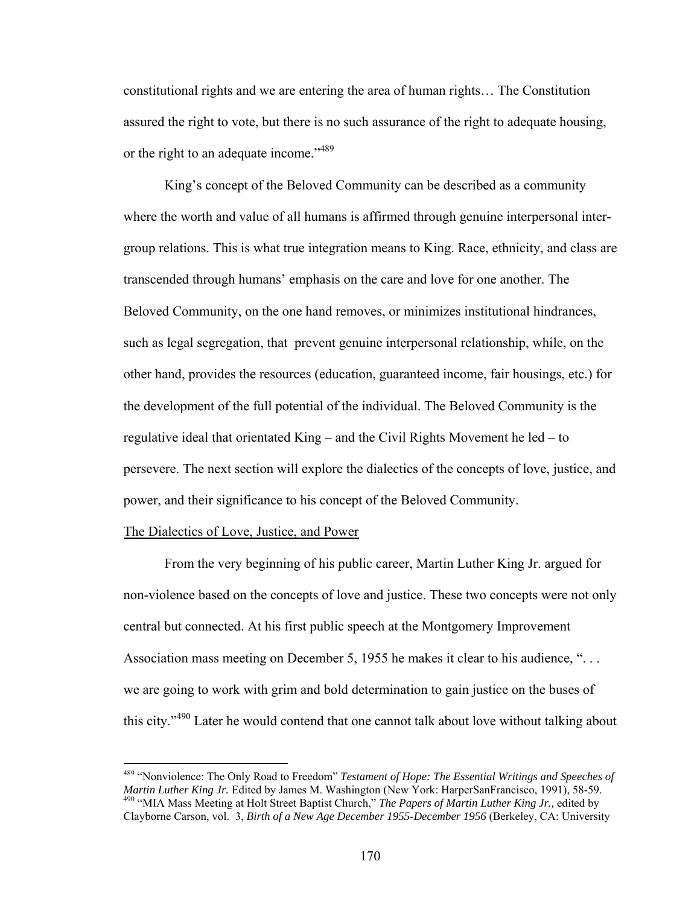constitutional rights and we are entering the area of human rights… The Constitution assured the right to vote, but there is no such assurance of the right to adequate housing, or the right to an adequate income."[489]

King's concept of the Beloved Community can be described as a community where the worth and value of all humans is affirmed through genuine interpersonal inter-group relations. This is what true integration means to King. Race, ethnicity, and class are transcended through humans' emphasis on the care and love for one another. The Beloved Community, on the one hand removes, or minimizes institutional hindrances, such as legal segregation, that prevent genuine interpersonal relationship, while, on the other hand, provides the resources (education, guaranteed income, fair housings, etc.) for the development of the full potential of the individual. The Beloved Community is the regulative ideal that orientated King – and the Civil Rights Movement he led – to persevere. The next section will explore the dialectics of the concepts of love, justice, and power, and their significance to his concept of the Beloved Community.

<u>The Dialectics of Love, Justice, and Power</u>

From the very beginning of his public career, Martin Luther King Jr. argued for non-violence based on the concepts of love and justice. These two concepts were not only central but connected. At his first public speech at the Montgomery Improvement Association mass meeting on December 5, 1955 he makes it clear to his audience, ". . . we are going to work with grim and bold determination to gain justice on the buses of this city."[490] Later he would contend that one cannot talk about love without talking about

---

[489] "Nonviolence: The Only Road to Freedom" ***Testament of Hope: The Essential Writings and Speeches of Martin Luther King Jr.*** Edited by James M. Washington (New York: HarperSanFrancisco, 1991), 58-59.

[490] "MIA Mass Meeting at Holt Street Baptist Church," *The Papers of Martin Luther King Jr.,* edited by Clayborne Carson, vol. 3, *Birth of a New Age December 1955-December 1956* (Berkeley, CA: University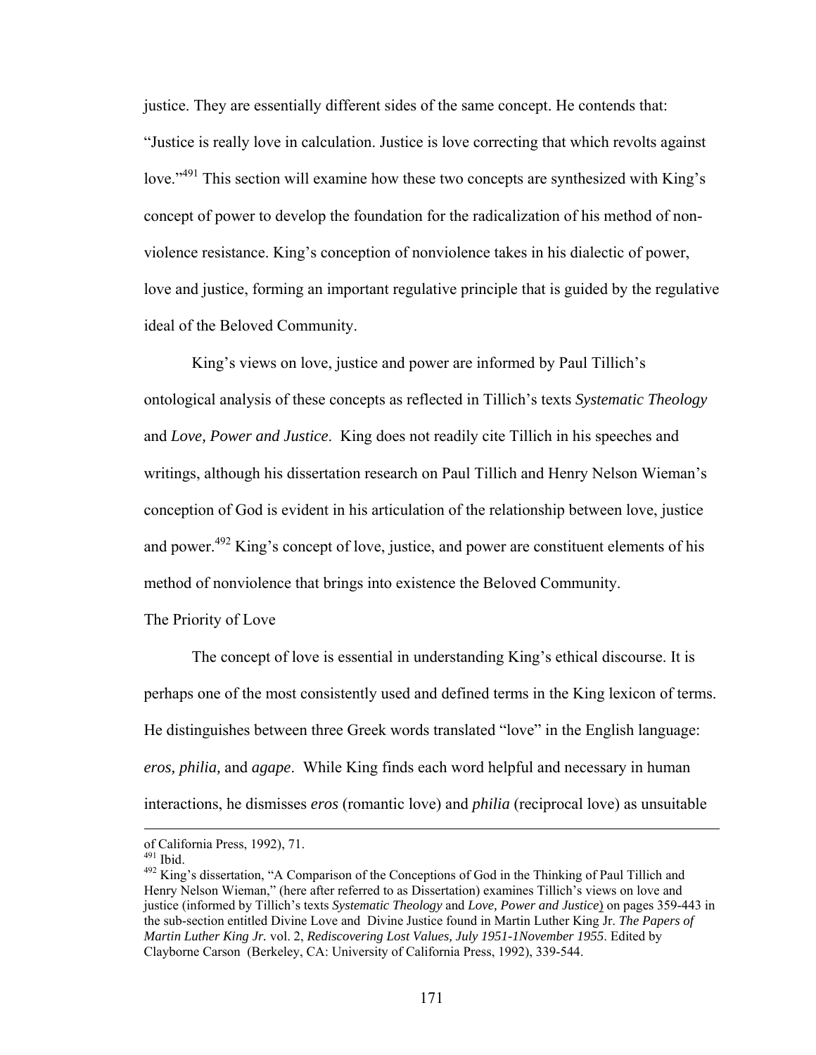justice. They are essentially different sides of the same concept. He contends that: "Justice is really love in calculation. Justice is love correcting that which revolts against love."[491] This section will examine how these two concepts are synthesized with King's concept of power to develop the foundation for the radicalization of his method of non-violence resistance. King's conception of nonviolence takes in his dialectic of power, love and justice, forming an important regulative principle that is guided by the regulative ideal of the Beloved Community.

King's views on love, justice and power are informed by Paul Tillich's ontological analysis of these concepts as reflected in Tillich's texts *Systematic Theology* and *Love, Power and Justice*. King does not readily cite Tillich in his speeches and writings, although his dissertation research on Paul Tillich and Henry Nelson Wieman's conception of God is evident in his articulation of the relationship between love, justice and power.[492] King's concept of love, justice, and power are constituent elements of his method of nonviolence that brings into existence the Beloved Community.

### The Priority of Love

The concept of love is essential in understanding King's ethical discourse. It is perhaps one of the most consistently used and defined terms in the King lexicon of terms. He distinguishes between three Greek words translated "love" in the English language: *eros, philia,* and *agape*. While King finds each word helpful and necessary in human interactions, he dismisses *eros* (romantic love) and *philia* (reciprocal love) as unsuitable

---

of California Press, 1992), 71.

[491] Ibid.

[492] King's dissertation, "A Comparison of the Conceptions of God in the Thinking of Paul Tillich and Henry Nelson Wieman," (here after referred to as Dissertation) examines Tillich's views on love and justice (informed by Tillich's texts *Systematic Theology* and *Love, Power and Justice*) on pages 359-443 in the sub-section entitled Divine Love and Divine Justice found in Martin Luther King Jr. *The Papers of Martin Luther King Jr.* vol. 2, *Rediscovering Lost Values, July 1951-1November 1955*. Edited by Clayborne Carson (Berkeley, CA: University of California Press, 1992), 339-544.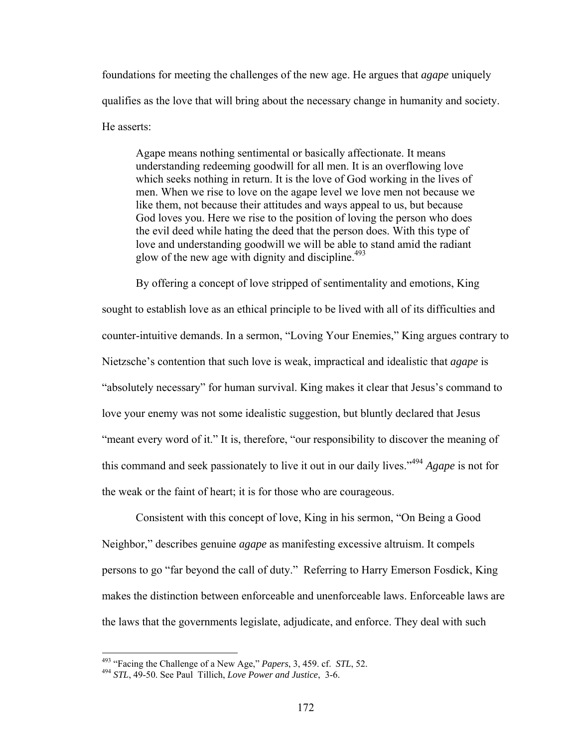foundations for meeting the challenges of the new age. He argues that *agape* uniquely qualifies as the love that will bring about the necessary change in humanity and society. He asserts:

> Agape means nothing sentimental or basically affectionate. It means understanding redeeming goodwill for all men. It is an overflowing love which seeks nothing in return. It is the love of God working in the lives of men. When we rise to love on the agape level we love men not because we like them, not because their attitudes and ways appeal to us, but because God loves you. Here we rise to the position of loving the person who does the evil deed while hating the deed that the person does. With this type of love and understanding goodwill we will be able to stand amid the radiant glow of the new age with dignity and discipline.[493]

By offering a concept of love stripped of sentimentality and emotions, King sought to establish love as an ethical principle to be lived with all of its difficulties and counter-intuitive demands. In a sermon, "Loving Your Enemies," King argues contrary to Nietzsche's contention that such love is weak, impractical and idealistic that *agape* is "absolutely necessary" for human survival. King makes it clear that Jesus's command to love your enemy was not some idealistic suggestion, but bluntly declared that Jesus "meant every word of it." It is, therefore, "our responsibility to discover the meaning of this command and seek passionately to live it out in our daily lives."[494] *Agape* is not for the weak or the faint of heart; it is for those who are courageous.

Consistent with this concept of love, King in his sermon, "On Being a Good Neighbor," describes genuine *agape* as manifesting excessive altruism. It compels persons to go "far beyond the call of duty." Referring to Harry Emerson Fosdick, King makes the distinction between enforceable and unenforceable laws. Enforceable laws are the laws that the governments legislate, adjudicate, and enforce. They deal with such

---

[493] "Facing the Challenge of a New Age," *Papers*, 3, 459. cf. *STL*, 52.

[494] *STL*, 49-50. See Paul Tillich, *Love Power and Justice*, 3-6.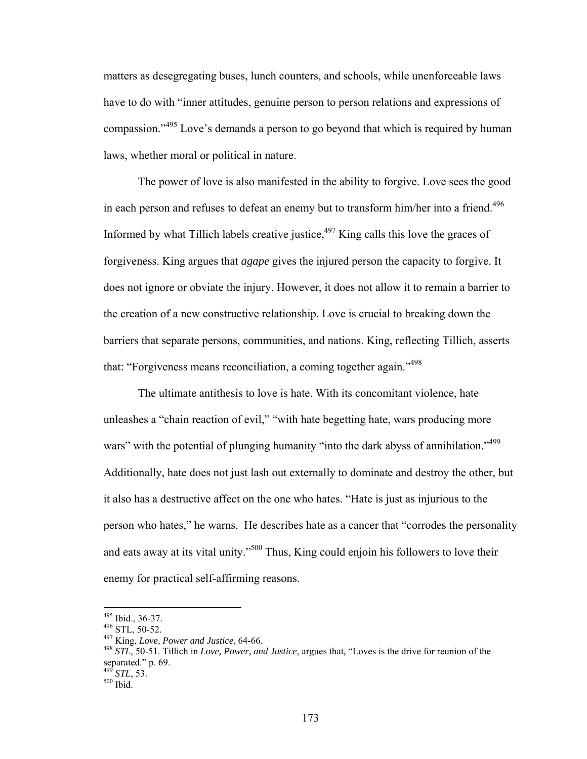matters as desegregating buses, lunch counters, and schools, while unenforceable laws have to do with "inner attitudes, genuine person to person relations and expressions of compassion."[495] Love's demands a person to go beyond that which is required by human laws, whether moral or political in nature.

The power of love is also manifested in the ability to forgive. Love sees the good in each person and refuses to defeat an enemy but to transform him/her into a friend.[496] Informed by what Tillich labels creative justice,[497] King calls this love the graces of forgiveness. King argues that *agape* gives the injured person the capacity to forgive. It does not ignore or obviate the injury. However, it does not allow it to remain a barrier to the creation of a new constructive relationship. Love is crucial to breaking down the barriers that separate persons, communities, and nations. King, reflecting Tillich, asserts that: "Forgiveness means reconciliation, a coming together again."[498]

The ultimate antithesis to love is hate. With its concomitant violence, hate unleashes a "chain reaction of evil," "with hate begetting hate, wars producing more wars" with the potential of plunging humanity "into the dark abyss of annihilation."[499] Additionally, hate does not just lash out externally to dominate and destroy the other, but it also has a destructive affect on the one who hates. "Hate is just as injurious to the person who hates," he warns. He describes hate as a cancer that "corrodes the personality and eats away at its vital unity."[500] Thus, King could enjoin his followers to love their enemy for practical self-affirming reasons.

---

[495] Ibid., 36-37.
[496] STL, 50-52.
[497] King, *Love, Power and Justice*, 64-66.
[498] *STL*, 50-51. Tillich in *Love, Power, and Justice*, argues that, "Loves is the drive for reunion of the separated." p. 69.
[499] *STL*, 53.
[500] Ibid.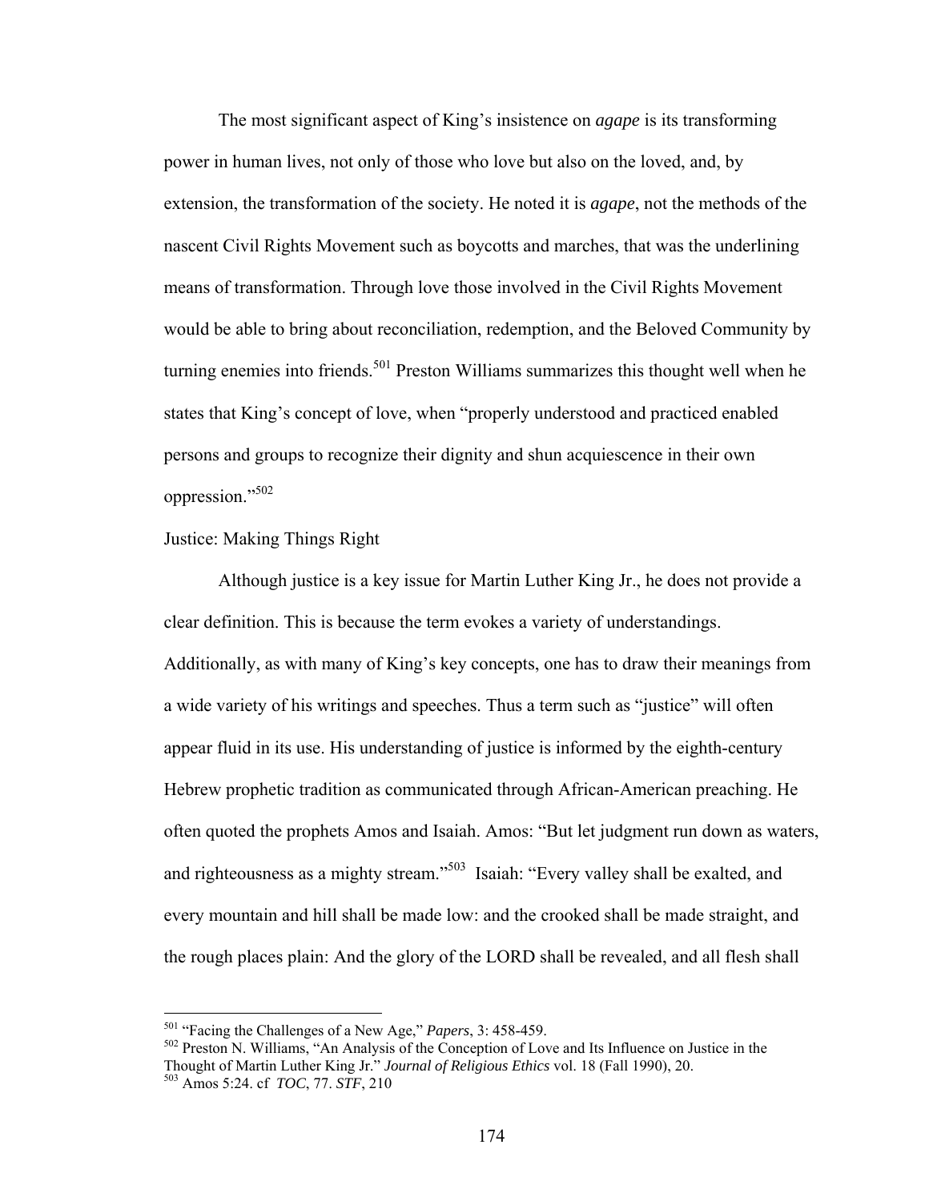The most significant aspect of King's insistence on *agape* is its transforming power in human lives, not only of those who love but also on the loved, and, by extension, the transformation of the society. He noted it is *agape*, not the methods of the nascent Civil Rights Movement such as boycotts and marches, that was the underlining means of transformation. Through love those involved in the Civil Rights Movement would be able to bring about reconciliation, redemption, and the Beloved Community by turning enemies into friends.[501] Preston Williams summarizes this thought well when he states that King's concept of love, when "properly understood and practiced enabled persons and groups to recognize their dignity and shun acquiescence in their own oppression."[502]

Justice: Making Things Right

Although justice is a key issue for Martin Luther King Jr., he does not provide a clear definition. This is because the term evokes a variety of understandings. Additionally, as with many of King's key concepts, one has to draw their meanings from a wide variety of his writings and speeches. Thus a term such as "justice" will often appear fluid in its use. His understanding of justice is informed by the eighth-century Hebrew prophetic tradition as communicated through African-American preaching. He often quoted the prophets Amos and Isaiah. Amos: "But let judgment run down as waters, and righteousness as a mighty stream."[503] Isaiah: "Every valley shall be exalted, and every mountain and hill shall be made low: and the crooked shall be made straight, and the rough places plain: And the glory of the LORD shall be revealed, and all flesh shall

---

[501] "Facing the Challenges of a New Age," *Papers*, 3: 458-459.

[502] Preston N. Williams, "An Analysis of the Conception of Love and Its Influence on Justice in the Thought of Martin Luther King Jr." *Journal of Religious Ethics* vol. 18 (Fall 1990), 20.

[503] Amos 5:24. cf *TOC*, 77. *STF*, 210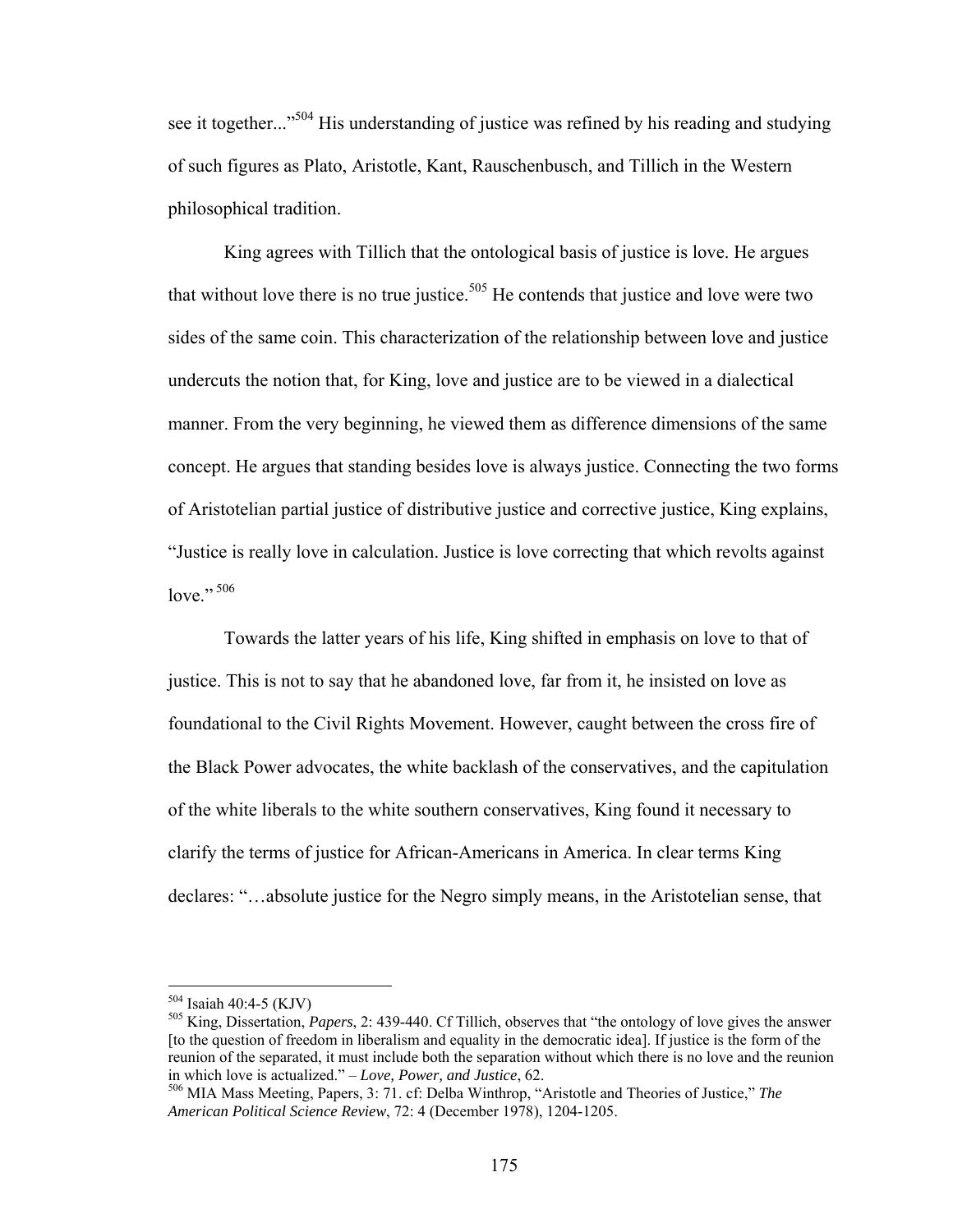see it together..."[504] His understanding of justice was refined by his reading and studying of such figures as Plato, Aristotle, Kant, Rauschenbusch, and Tillich in the Western philosophical tradition.

King agrees with Tillich that the ontological basis of justice is love. He argues that without love there is no true justice.[505] He contends that justice and love were two sides of the same coin. This characterization of the relationship between love and justice undercuts the notion that, for King, love and justice are to be viewed in a dialectical manner. From the very beginning, he viewed them as difference dimensions of the same concept. He argues that standing besides love is always justice. Connecting the two forms of Aristotelian partial justice of distributive justice and corrective justice, King explains, "Justice is really love in calculation. Justice is love correcting that which revolts against love."[506]

Towards the latter years of his life, King shifted in emphasis on love to that of justice. This is not to say that he abandoned love, far from it, he insisted on love as foundational to the Civil Rights Movement. However, caught between the cross fire of the Black Power advocates, the white backlash of the conservatives, and the capitulation of the white liberals to the white southern conservatives, King found it necessary to clarify the terms of justice for African-Americans in America. In clear terms King declares: "…absolute justice for the Negro simply means, in the Aristotelian sense, that

---

[504] Isaiah 40:4-5 (KJV)

[505] King, Dissertation, *Papers*, 2: 439-440. Cf Tillich, observes that "the ontology of love gives the answer [to the question of freedom in liberalism and equality in the democratic idea]. If justice is the form of the reunion of the separated, it must include both the separation without which there is no love and the reunion in which love is actualized." – *Love, Power, and Justice*, 62.

[506] MIA Mass Meeting, Papers, 3: 71. cf: Delba Winthrop, "Aristotle and Theories of Justice," *The American Political Science Review*, 72: 4 (December 1978), 1204-1205.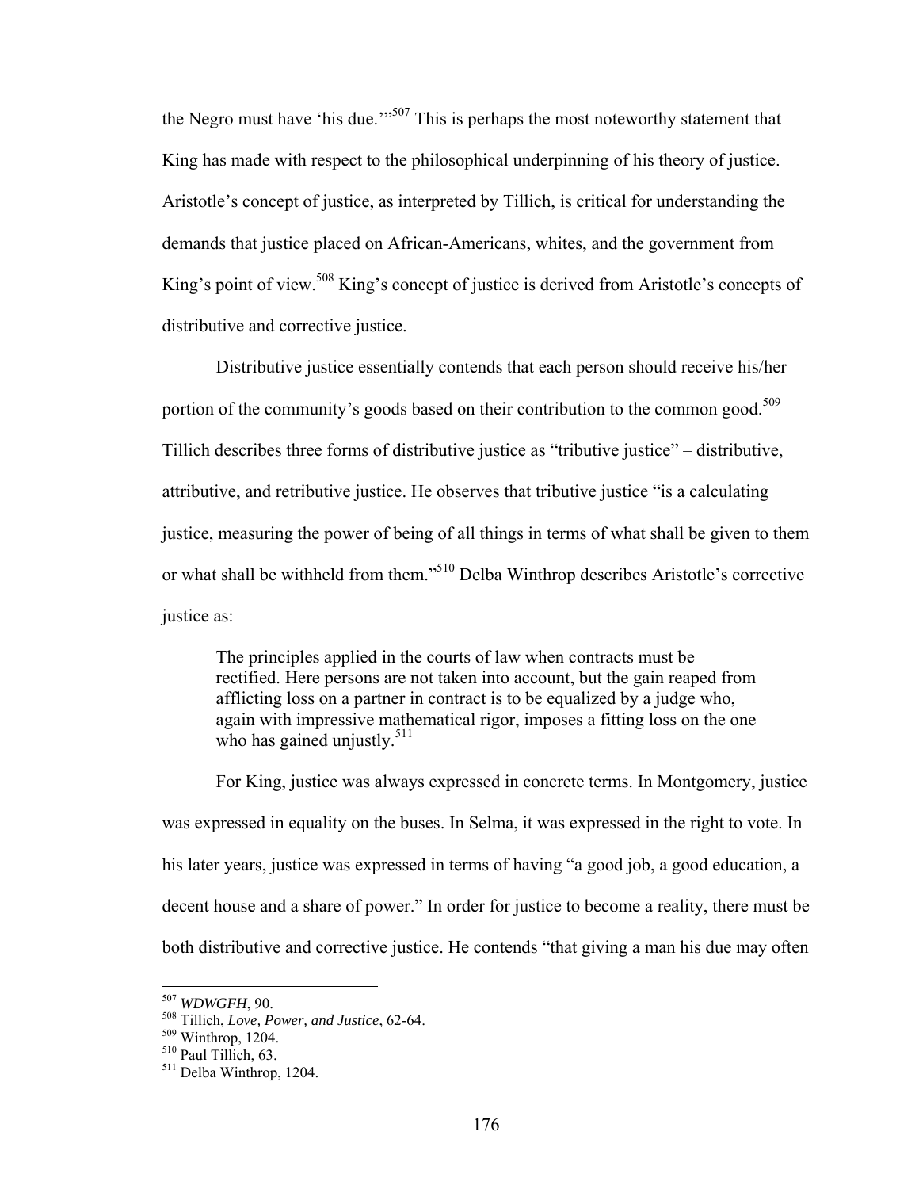the Negro must have 'his due.'"[507] This is perhaps the most noteworthy statement that King has made with respect to the philosophical underpinning of his theory of justice. Aristotle's concept of justice, as interpreted by Tillich, is critical for understanding the demands that justice placed on African-Americans, whites, and the government from King's point of view.[508] King's concept of justice is derived from Aristotle's concepts of distributive and corrective justice.

Distributive justice essentially contends that each person should receive his/her portion of the community's goods based on their contribution to the common good.[509] Tillich describes three forms of distributive justice as "tributive justice" – distributive, attributive, and retributive justice. He observes that tributive justice "is a calculating justice, measuring the power of being of all things in terms of what shall be given to them or what shall be withheld from them."[510] Delba Winthrop describes Aristotle's corrective justice as:

> The principles applied in the courts of law when contracts must be rectified. Here persons are not taken into account, but the gain reaped from afflicting loss on a partner in contract is to be equalized by a judge who, again with impressive mathematical rigor, imposes a fitting loss on the one who has gained unjustly.[511]

For King, justice was always expressed in concrete terms. In Montgomery, justice was expressed in equality on the buses. In Selma, it was expressed in the right to vote. In his later years, justice was expressed in terms of having "a good job, a good education, a decent house and a share of power." In order for justice to become a reality, there must be both distributive and corrective justice. He contends "that giving a man his due may often

---

[507] *WDWGFH*, 90.
[508] Tillich, *Love, Power, and Justice*, 62-64.
[509] Winthrop, 1204.
[510] Paul Tillich, 63.
[511] Delba Winthrop, 1204.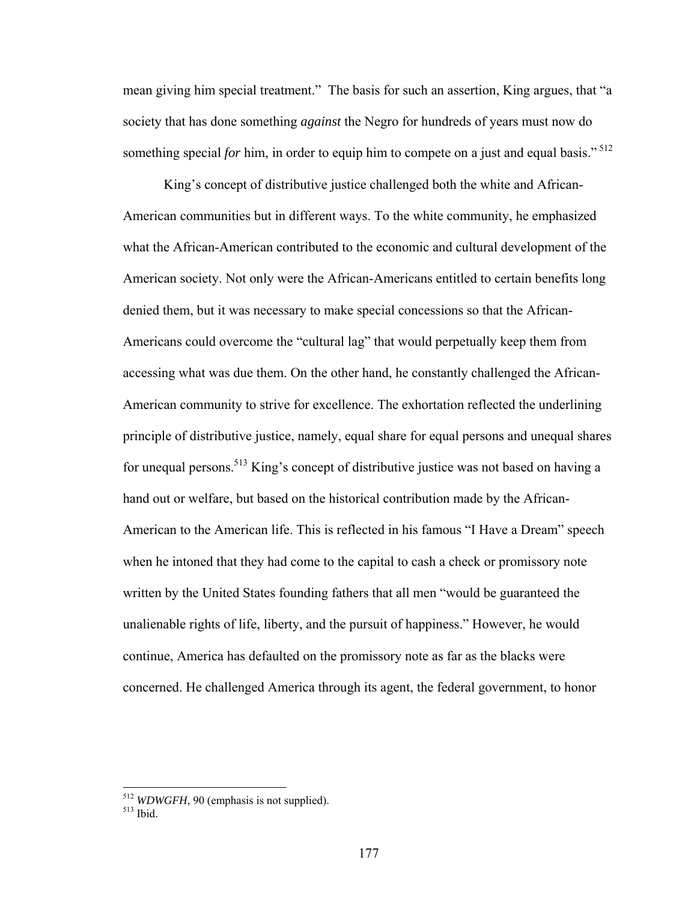mean giving him special treatment." The basis for such an assertion, King argues, that "a society that has done something *against* the Negro for hundreds of years must now do something special *for* him, in order to equip him to compete on a just and equal basis."[512]

King's concept of distributive justice challenged both the white and African-American communities but in different ways. To the white community, he emphasized what the African-American contributed to the economic and cultural development of the American society. Not only were the African-Americans entitled to certain benefits long denied them, but it was necessary to make special concessions so that the African-Americans could overcome the "cultural lag" that would perpetually keep them from accessing what was due them. On the other hand, he constantly challenged the African-American community to strive for excellence. The exhortation reflected the underlining principle of distributive justice, namely, equal share for equal persons and unequal shares for unequal persons.[513] King's concept of distributive justice was not based on having a hand out or welfare, but based on the historical contribution made by the African-American to the American life. This is reflected in his famous "I Have a Dream" speech when he intoned that they had come to the capital to cash a check or promissory note written by the United States founding fathers that all men "would be guaranteed the unalienable rights of life, liberty, and the pursuit of happiness." However, he would continue, America has defaulted on the promissory note as far as the blacks were concerned. He challenged America through its agent, the federal government, to honor

[512] *WDWGFH*, 90 (emphasis is not supplied).
[513] Ibid.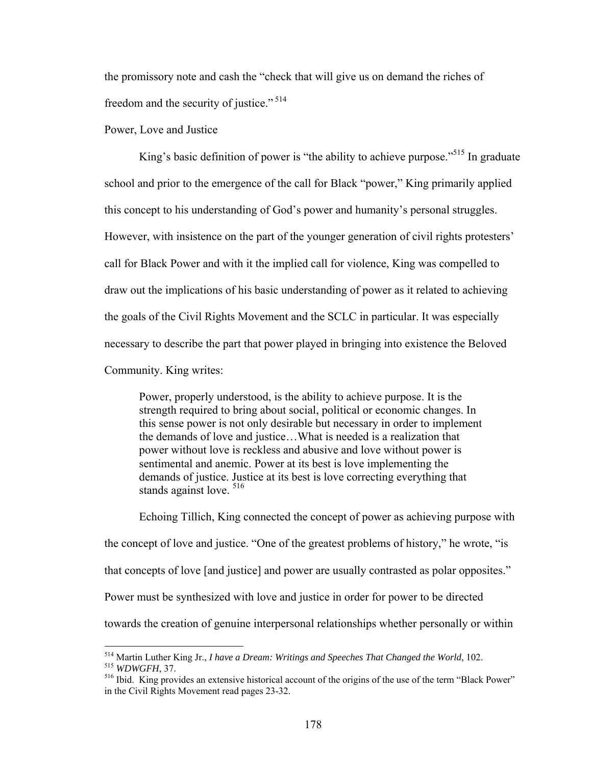the promissory note and cash the "check that will give us on demand the riches of freedom and the security of justice."[514]

## Power, Love and Justice

King's basic definition of power is "the ability to achieve purpose."[515] In graduate school and prior to the emergence of the call for Black "power," King primarily applied this concept to his understanding of God's power and humanity's personal struggles. However, with insistence on the part of the younger generation of civil rights protesters' call for Black Power and with it the implied call for violence, King was compelled to draw out the implications of his basic understanding of power as it related to achieving the goals of the Civil Rights Movement and the SCLC in particular. It was especially necessary to describe the part that power played in bringing into existence the Beloved Community. King writes:

> Power, properly understood, is the ability to achieve purpose. It is the strength required to bring about social, political or economic changes. In this sense power is not only desirable but necessary in order to implement the demands of love and justice…What is needed is a realization that power without love is reckless and abusive and love without power is sentimental and anemic. Power at its best is love implementing the demands of justice. Justice at its best is love correcting everything that stands against love. [516]

Echoing Tillich, King connected the concept of power as achieving purpose with the concept of love and justice. "One of the greatest problems of history," he wrote, "is that concepts of love [and justice] and power are usually contrasted as polar opposites." Power must be synthesized with love and justice in order for power to be directed towards the creation of genuine interpersonal relationships whether personally or within

---

[514] Martin Luther King Jr., *I have a Dream: Writings and Speeches That Changed the World*, 102.

[515] *WDWGFH*, 37.

[516] Ibid. King provides an extensive historical account of the origins of the use of the term "Black Power" in the Civil Rights Movement read pages 23-32.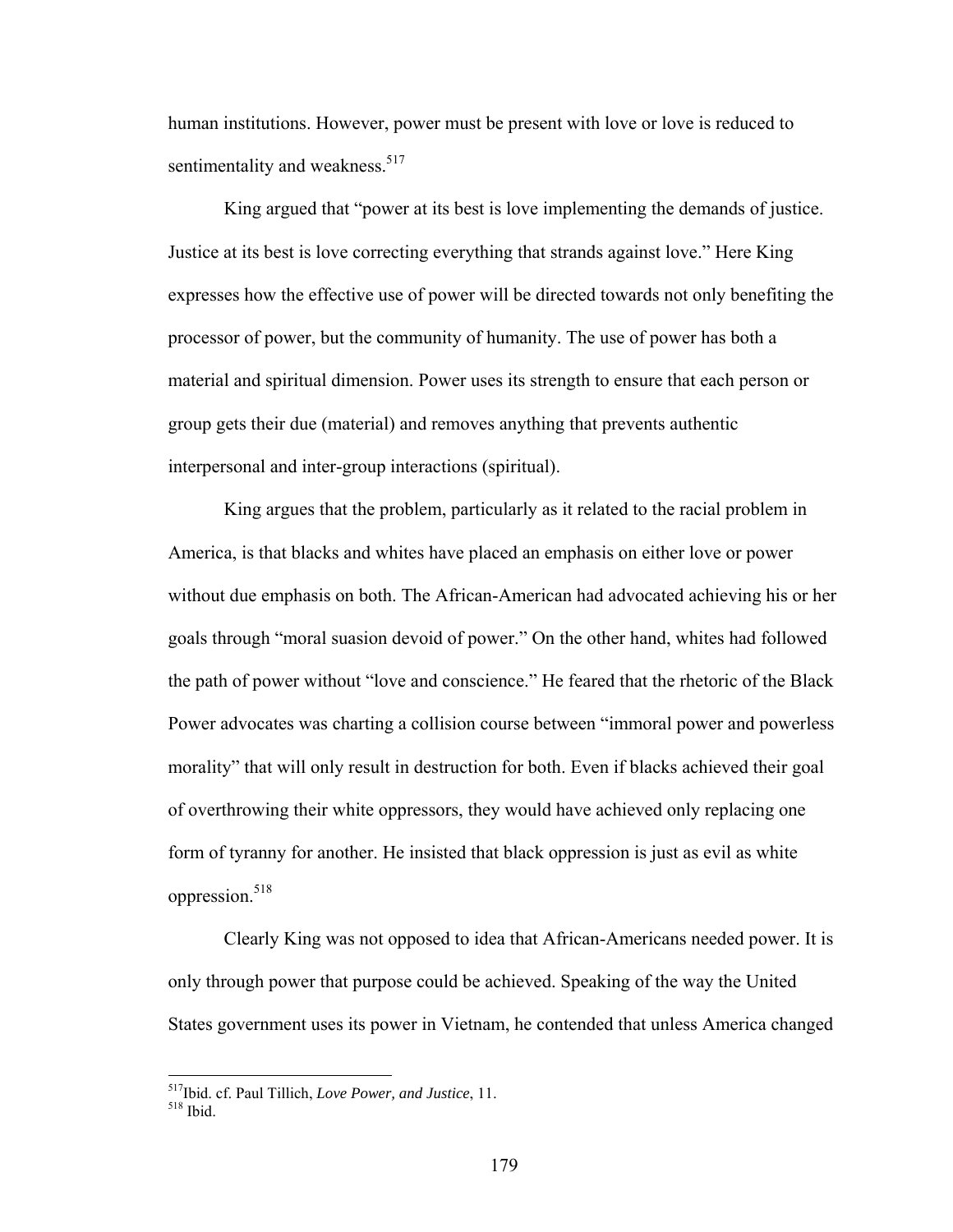human institutions. However, power must be present with love or love is reduced to sentimentality and weakness.[517]

King argued that "power at its best is love implementing the demands of justice. Justice at its best is love correcting everything that strands against love." Here King expresses how the effective use of power will be directed towards not only benefiting the processor of power, but the community of humanity. The use of power has both a material and spiritual dimension. Power uses its strength to ensure that each person or group gets their due (material) and removes anything that prevents authentic interpersonal and inter-group interactions (spiritual).

King argues that the problem, particularly as it related to the racial problem in America, is that blacks and whites have placed an emphasis on either love or power without due emphasis on both. The African-American had advocated achieving his or her goals through "moral suasion devoid of power." On the other hand, whites had followed the path of power without "love and conscience." He feared that the rhetoric of the Black Power advocates was charting a collision course between "immoral power and powerless morality" that will only result in destruction for both. Even if blacks achieved their goal of overthrowing their white oppressors, they would have achieved only replacing one form of tyranny for another. He insisted that black oppression is just as evil as white oppression.[518]

Clearly King was not opposed to idea that African-Americans needed power. It is only through power that purpose could be achieved. Speaking of the way the United States government uses its power in Vietnam, he contended that unless America changed

---

[517]Ibid. cf. Paul Tillich, *Love Power, and Justice*, 11.

[518] Ibid.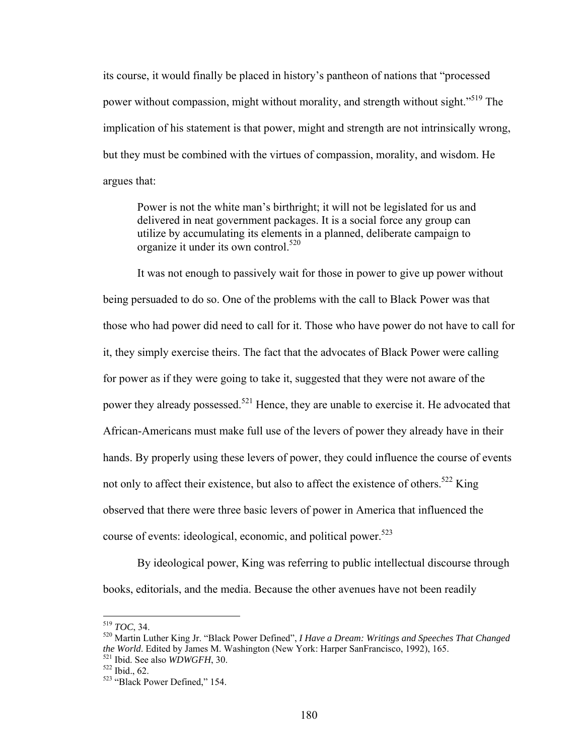its course, it would finally be placed in history's pantheon of nations that "processed power without compassion, might without morality, and strength without sight."[519] The implication of his statement is that power, might and strength are not intrinsically wrong, but they must be combined with the virtues of compassion, morality, and wisdom. He argues that:

> Power is not the white man's birthright; it will not be legislated for us and delivered in neat government packages. It is a social force any group can utilize by accumulating its elements in a planned, deliberate campaign to organize it under its own control.[520]

It was not enough to passively wait for those in power to give up power without being persuaded to do so. One of the problems with the call to Black Power was that those who had power did need to call for it. Those who have power do not have to call for it, they simply exercise theirs. The fact that the advocates of Black Power were calling for power as if they were going to take it, suggested that they were not aware of the power they already possessed.[521] Hence, they are unable to exercise it. He advocated that African-Americans must make full use of the levers of power they already have in their hands. By properly using these levers of power, they could influence the course of events not only to affect their existence, but also to affect the existence of others.[522] King observed that there were three basic levers of power in America that influenced the course of events: ideological, economic, and political power.[523]

By ideological power, King was referring to public intellectual discourse through books, editorials, and the media. Because the other avenues have not been readily

---

[519] *TOC*, 34.

[520] Martin Luther King Jr. "Black Power Defined", *I Have a Dream: Writings and Speeches That Changed the World*. Edited by James M. Washington (New York: Harper SanFrancisco, 1992), 165.

[521] Ibid. See also *WDWGFH*, 30.

[522] Ibid., 62.

[523] "Black Power Defined," 154.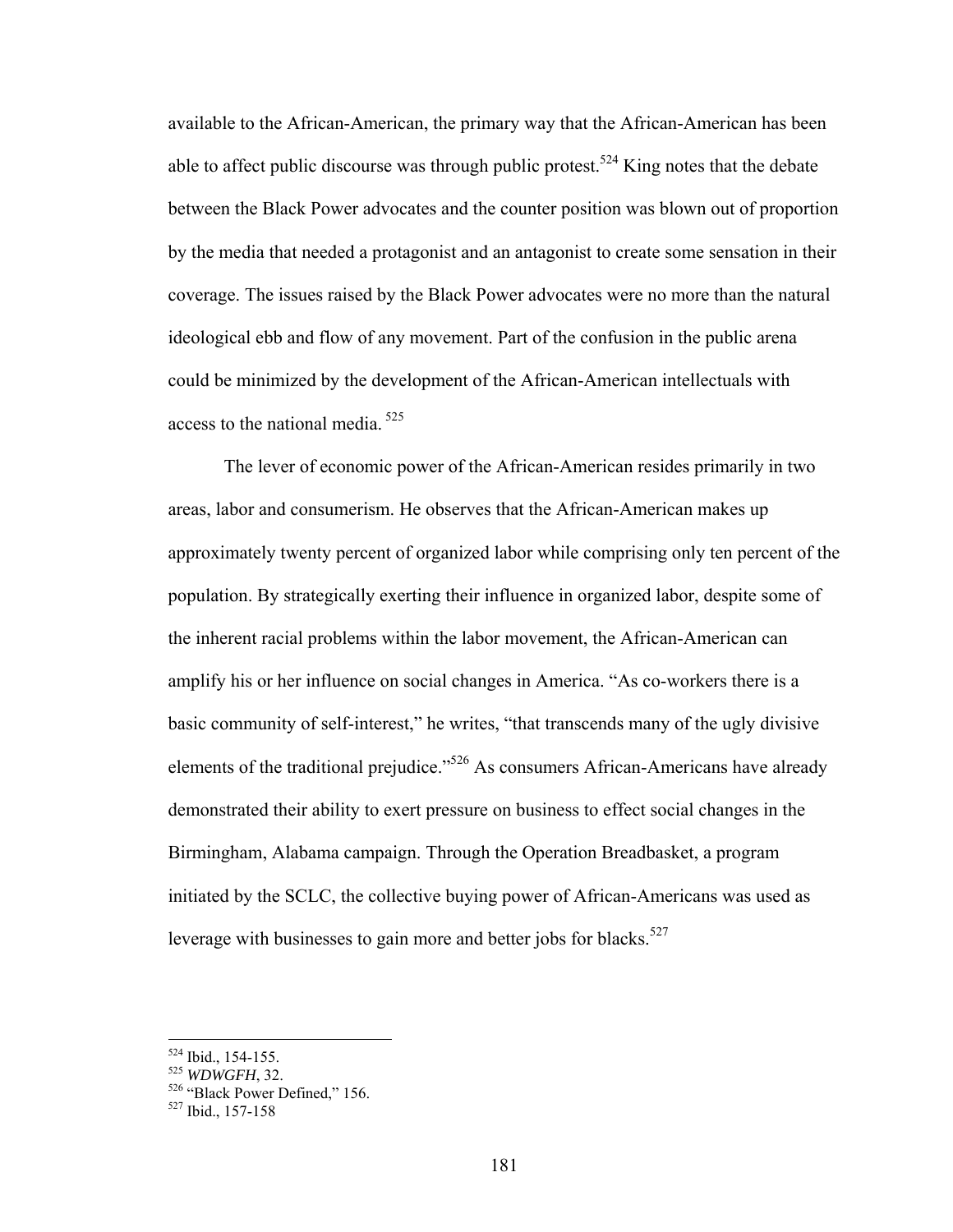available to the African-American, the primary way that the African-American has been able to affect public discourse was through public protest.[524] King notes that the debate between the Black Power advocates and the counter position was blown out of proportion by the media that needed a protagonist and an antagonist to create some sensation in their coverage. The issues raised by the Black Power advocates were no more than the natural ideological ebb and flow of any movement. Part of the confusion in the public arena could be minimized by the development of the African-American intellectuals with access to the national media.[525]

The lever of economic power of the African-American resides primarily in two areas, labor and consumerism. He observes that the African-American makes up approximately twenty percent of organized labor while comprising only ten percent of the population. By strategically exerting their influence in organized labor, despite some of the inherent racial problems within the labor movement, the African-American can amplify his or her influence on social changes in America. "As co-workers there is a basic community of self-interest," he writes, "that transcends many of the ugly divisive elements of the traditional prejudice."[526] As consumers African-Americans have already demonstrated their ability to exert pressure on business to effect social changes in the Birmingham, Alabama campaign. Through the Operation Breadbasket, a program initiated by the SCLC, the collective buying power of African-Americans was used as leverage with businesses to gain more and better jobs for blacks.[527]

---

[524] Ibid., 154-155.
[525] *WDWGFH*, 32.
[526] "Black Power Defined," 156.
[527] Ibid., 157-158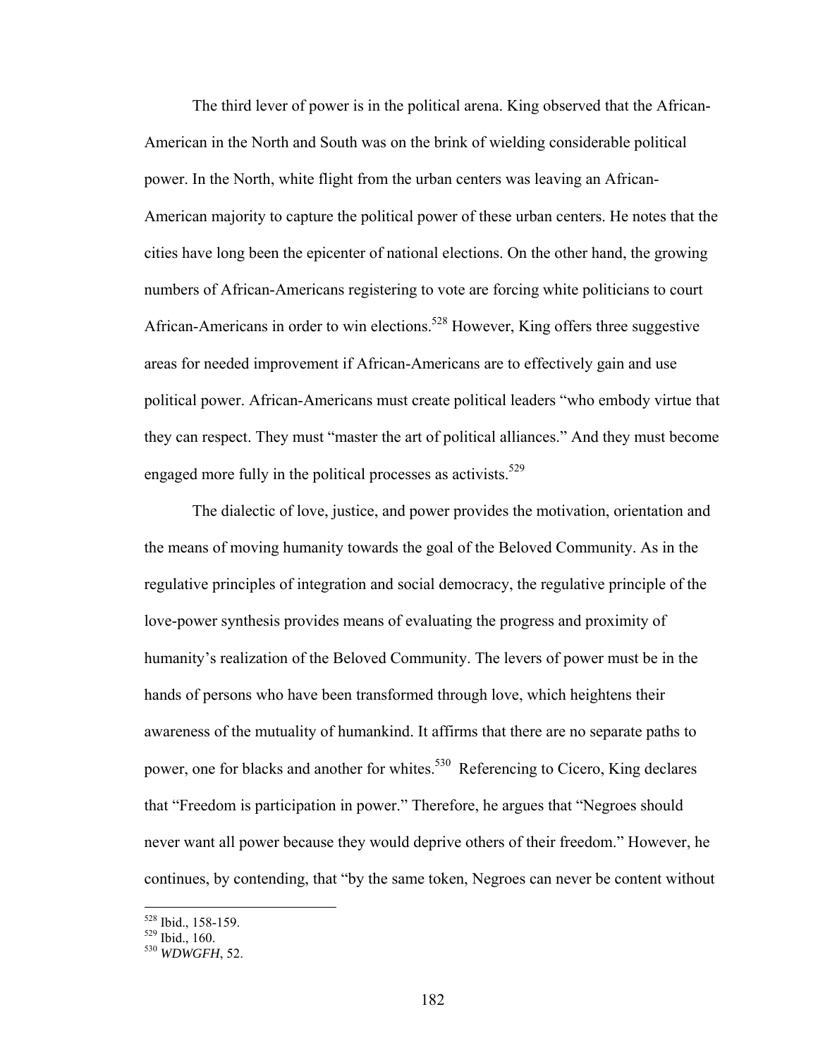The third lever of power is in the political arena. King observed that the African-American in the North and South was on the brink of wielding considerable political power. In the North, white flight from the urban centers was leaving an African-American majority to capture the political power of these urban centers. He notes that the cities have long been the epicenter of national elections. On the other hand, the growing numbers of African-Americans registering to vote are forcing white politicians to court African-Americans in order to win elections.[528] However, King offers three suggestive areas for needed improvement if African-Americans are to effectively gain and use political power. African-Americans must create political leaders "who embody virtue that they can respect. They must "master the art of political alliances." And they must become engaged more fully in the political processes as activists.[529]

The dialectic of love, justice, and power provides the motivation, orientation and the means of moving humanity towards the goal of the Beloved Community. As in the regulative principles of integration and social democracy, the regulative principle of the love-power synthesis provides means of evaluating the progress and proximity of humanity's realization of the Beloved Community. The levers of power must be in the hands of persons who have been transformed through love, which heightens their awareness of the mutuality of humankind. It affirms that there are no separate paths to power, one for blacks and another for whites.[530] Referencing to Cicero, King declares that "Freedom is participation in power." Therefore, he argues that "Negroes should never want all power because they would deprive others of their freedom." However, he continues, by contending, that "by the same token, Negroes can never be content without

---

[528] Ibid., 158-159.
[529] Ibid., 160.
[530] *WDWGFH*, 52.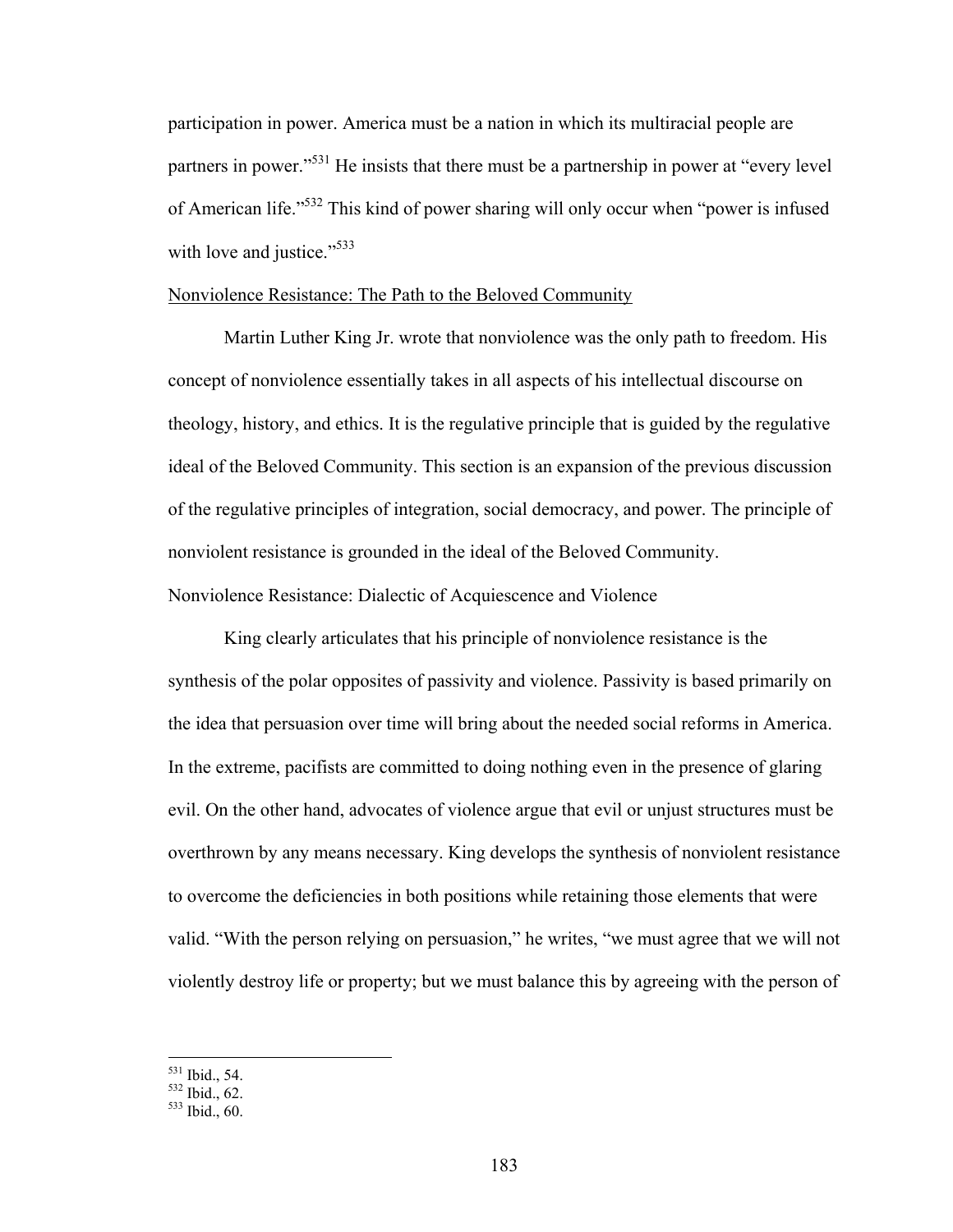participation in power. America must be a nation in which its multiracial people are partners in power."[531] He insists that there must be a partnership in power at "every level of American life."[532] This kind of power sharing will only occur when "power is infused with love and justice."[533]

<u>Nonviolence Resistance: The Path to the Beloved Community</u>

Martin Luther King Jr. wrote that nonviolence was the only path to freedom. His concept of nonviolence essentially takes in all aspects of his intellectual discourse on theology, history, and ethics. It is the regulative principle that is guided by the regulative ideal of the Beloved Community. This section is an expansion of the previous discussion of the regulative principles of integration, social democracy, and power. The principle of nonviolent resistance is grounded in the ideal of the Beloved Community.

Nonviolence Resistance: Dialectic of Acquiescence and Violence

King clearly articulates that his principle of nonviolence resistance is the synthesis of the polar opposites of passivity and violence. Passivity is based primarily on the idea that persuasion over time will bring about the needed social reforms in America. In the extreme, pacifists are committed to doing nothing even in the presence of glaring evil. On the other hand, advocates of violence argue that evil or unjust structures must be overthrown by any means necessary. King develops the synthesis of nonviolent resistance to overcome the deficiencies in both positions while retaining those elements that were valid. "With the person relying on persuasion," he writes, "we must agree that we will not violently destroy life or property; but we must balance this by agreeing with the person of

[531] Ibid., 54.
[532] Ibid., 62.
[533] Ibid., 60.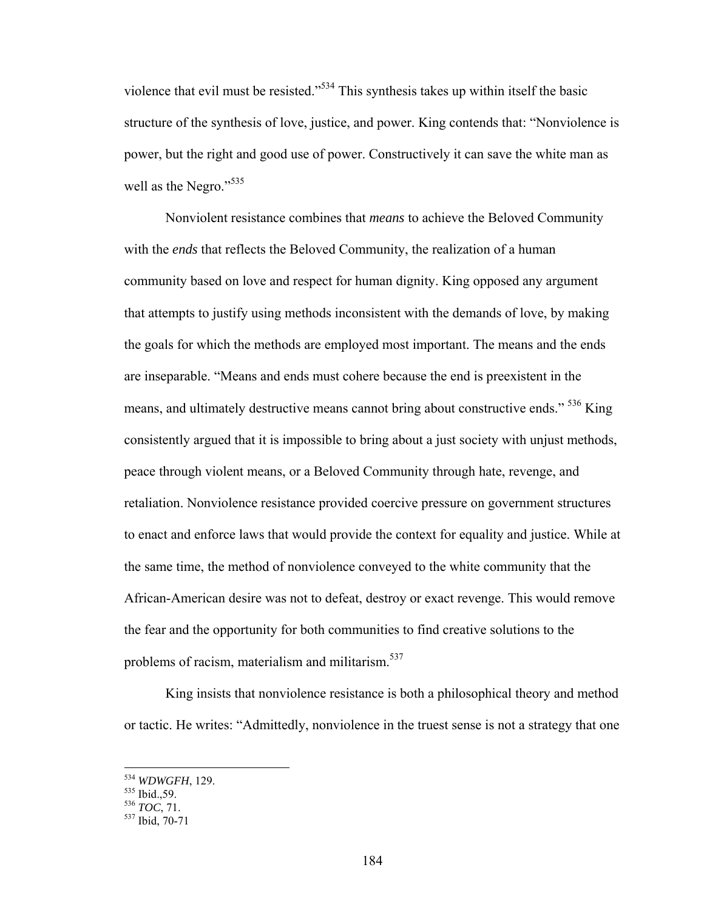violence that evil must be resisted."[534] This synthesis takes up within itself the basic structure of the synthesis of love, justice, and power. King contends that: "Nonviolence is power, but the right and good use of power. Constructively it can save the white man as well as the Negro."[535]

Nonviolent resistance combines that *means* to achieve the Beloved Community with the *ends* that reflects the Beloved Community, the realization of a human community based on love and respect for human dignity. King opposed any argument that attempts to justify using methods inconsistent with the demands of love, by making the goals for which the methods are employed most important. The means and the ends are inseparable. "Means and ends must cohere because the end is preexistent in the means, and ultimately destructive means cannot bring about constructive ends." [536] King consistently argued that it is impossible to bring about a just society with unjust methods, peace through violent means, or a Beloved Community through hate, revenge, and retaliation. Nonviolence resistance provided coercive pressure on government structures to enact and enforce laws that would provide the context for equality and justice. While at the same time, the method of nonviolence conveyed to the white community that the African-American desire was not to defeat, destroy or exact revenge. This would remove the fear and the opportunity for both communities to find creative solutions to the problems of racism, materialism and militarism.[537]

King insists that nonviolence resistance is both a philosophical theory and method or tactic. He writes: "Admittedly, nonviolence in the truest sense is not a strategy that one

---

[534] *WDWGFH*, 129.
[535] Ibid.,59.
[536] *TOC*, 71.
[537] Ibid, 70-71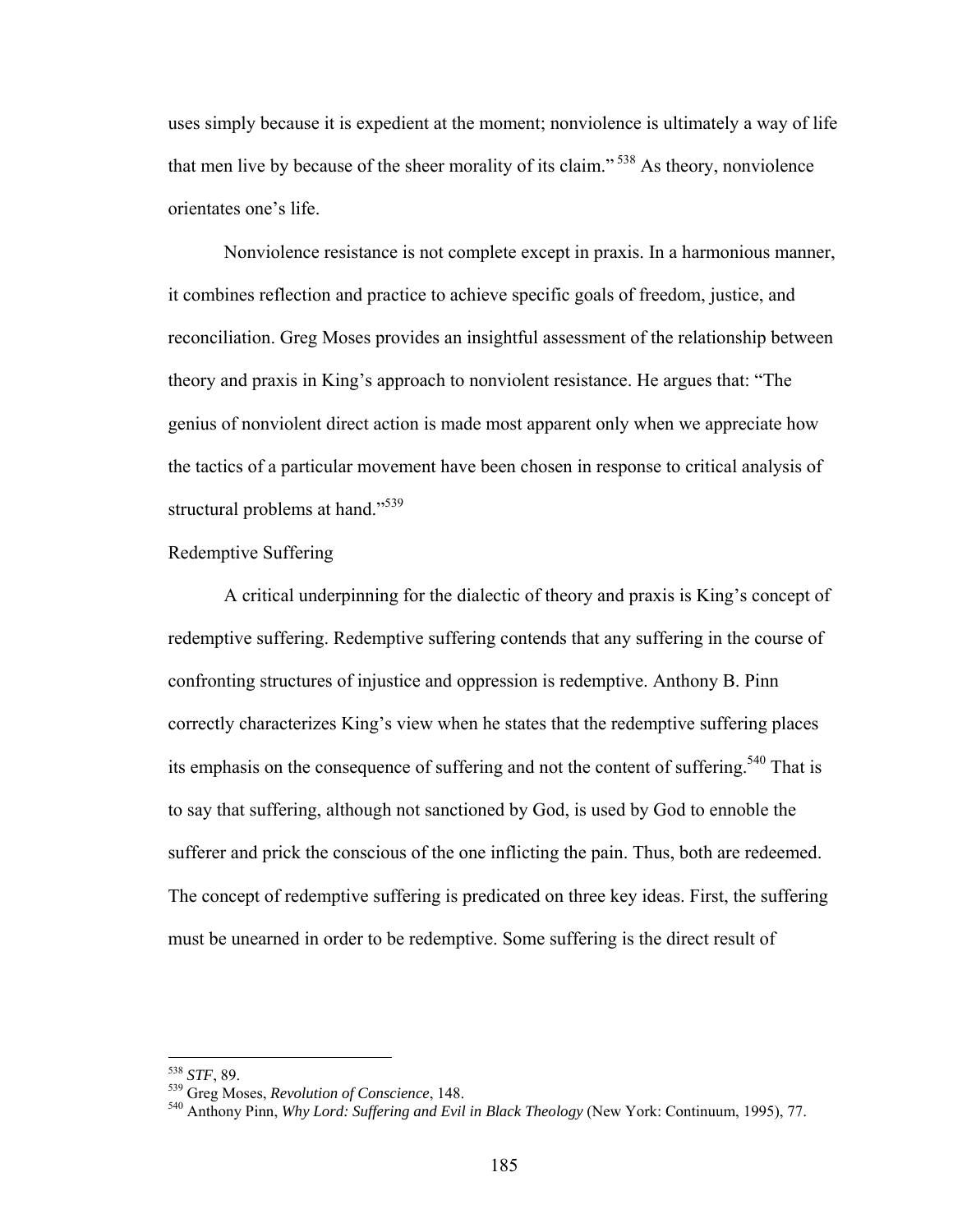uses simply because it is expedient at the moment; nonviolence is ultimately a way of life that men live by because of the sheer morality of its claim."[538] As theory, nonviolence orientates one's life.

Nonviolence resistance is not complete except in praxis. In a harmonious manner, it combines reflection and practice to achieve specific goals of freedom, justice, and reconciliation. Greg Moses provides an insightful assessment of the relationship between theory and praxis in King's approach to nonviolent resistance. He argues that: "The genius of nonviolent direct action is made most apparent only when we appreciate how the tactics of a particular movement have been chosen in response to critical analysis of structural problems at hand."[539]

Redemptive Suffering

A critical underpinning for the dialectic of theory and praxis is King's concept of redemptive suffering. Redemptive suffering contends that any suffering in the course of confronting structures of injustice and oppression is redemptive. Anthony B. Pinn correctly characterizes King's view when he states that the redemptive suffering places its emphasis on the consequence of suffering and not the content of suffering.[540] That is to say that suffering, although not sanctioned by God, is used by God to ennoble the sufferer and prick the conscious of the one inflicting the pain. Thus, both are redeemed. The concept of redemptive suffering is predicated on three key ideas. First, the suffering must be unearned in order to be redemptive. Some suffering is the direct result of

---

[538] *STF*, 89.

[539] Greg Moses, *Revolution of Conscience*, 148.

[540] Anthony Pinn, *Why Lord: Suffering and Evil in Black Theology* (New York: Continuum, 1995), 77.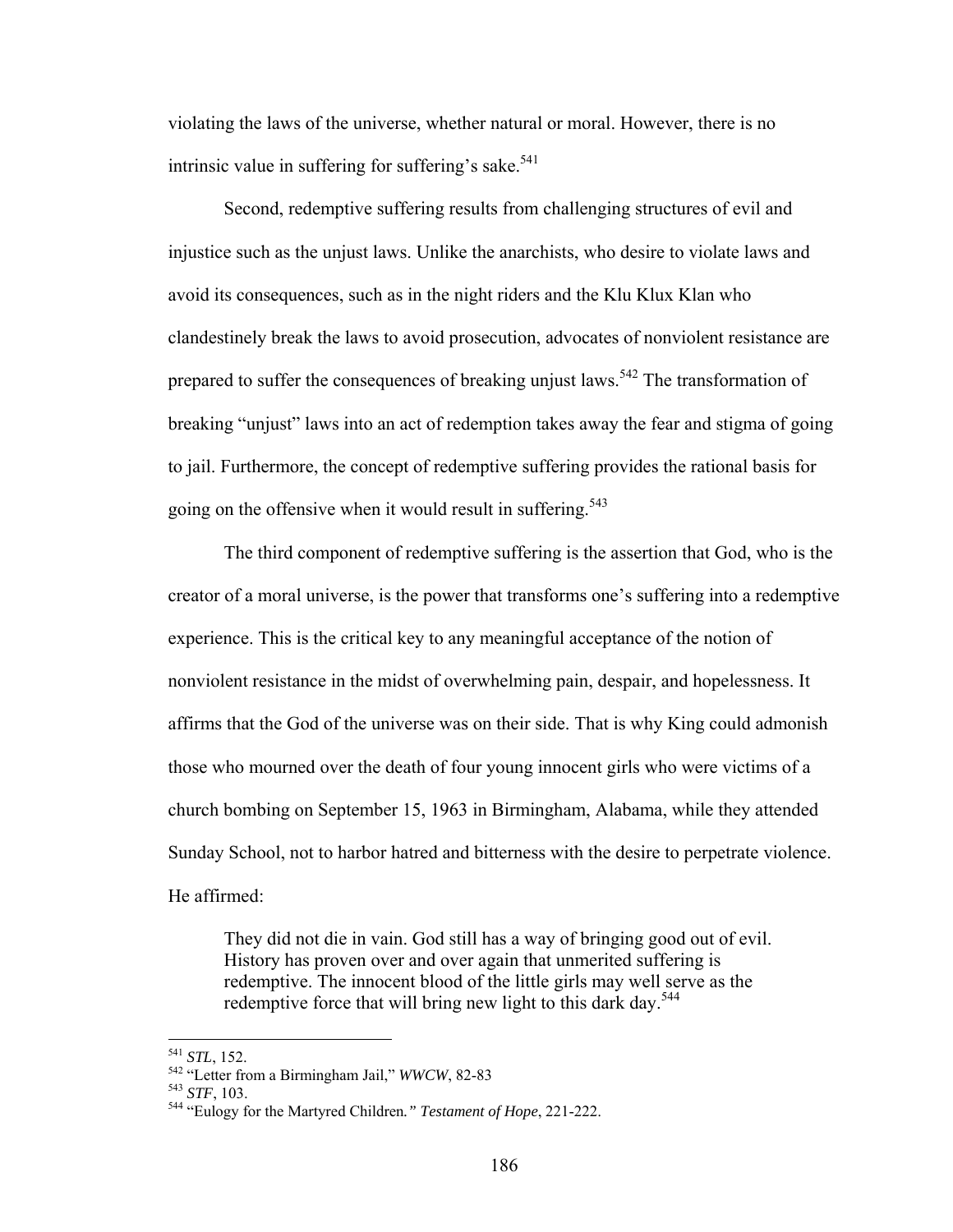violating the laws of the universe, whether natural or moral. However, there is no intrinsic value in suffering for suffering's sake.[541]

Second, redemptive suffering results from challenging structures of evil and injustice such as the unjust laws. Unlike the anarchists, who desire to violate laws and avoid its consequences, such as in the night riders and the Klu Klux Klan who clandestinely break the laws to avoid prosecution, advocates of nonviolent resistance are prepared to suffer the consequences of breaking unjust laws.[542] The transformation of breaking "unjust" laws into an act of redemption takes away the fear and stigma of going to jail. Furthermore, the concept of redemptive suffering provides the rational basis for going on the offensive when it would result in suffering.[543]

The third component of redemptive suffering is the assertion that God, who is the creator of a moral universe, is the power that transforms one's suffering into a redemptive experience. This is the critical key to any meaningful acceptance of the notion of nonviolent resistance in the midst of overwhelming pain, despair, and hopelessness. It affirms that the God of the universe was on their side. That is why King could admonish those who mourned over the death of four young innocent girls who were victims of a church bombing on September 15, 1963 in Birmingham, Alabama, while they attended Sunday School, not to harbor hatred and bitterness with the desire to perpetrate violence. He affirmed:

> They did not die in vain. God still has a way of bringing good out of evil. History has proven over and over again that unmerited suffering is redemptive. The innocent blood of the little girls may well serve as the redemptive force that will bring new light to this dark day.[544]

---

[541] *STL*, 152.

[542] "Letter from a Birmingham Jail," *WWCW*, 82-83

[543] *STF*, 103.

[544] "Eulogy for the Martyred Children*." Testament of Hope*, 221-222.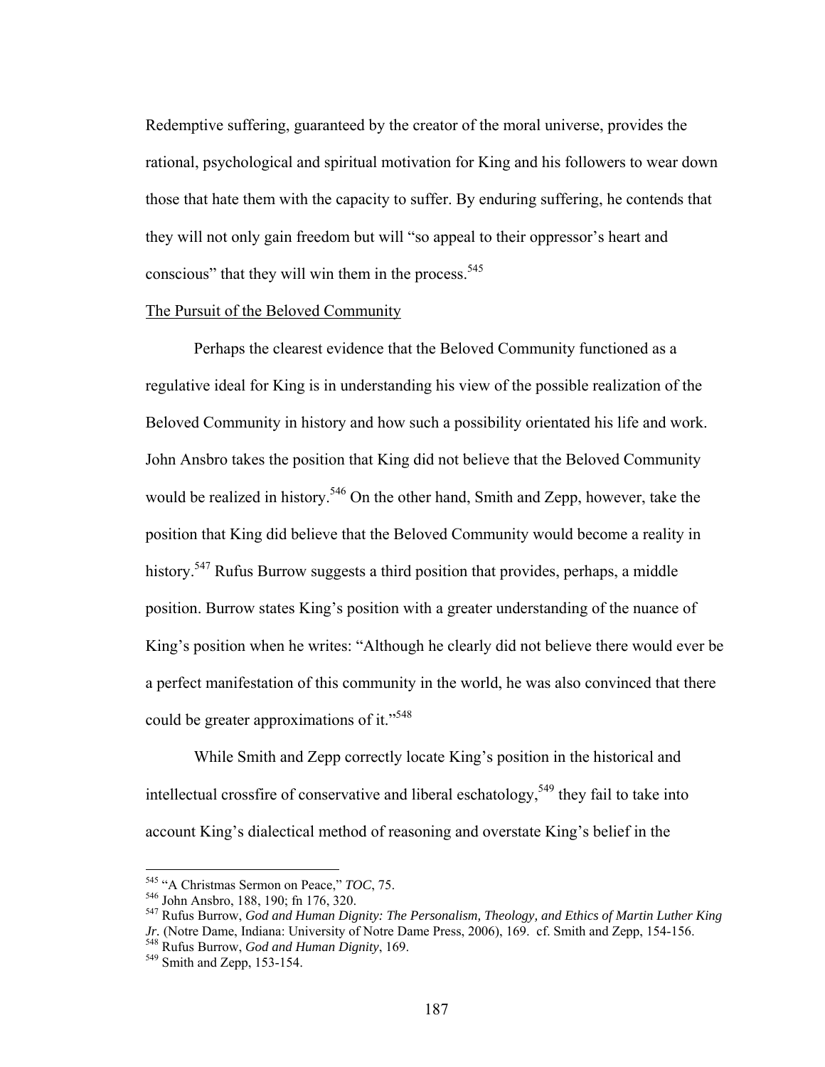Redemptive suffering, guaranteed by the creator of the moral universe, provides the rational, psychological and spiritual motivation for King and his followers to wear down those that hate them with the capacity to suffer. By enduring suffering, he contends that they will not only gain freedom but will "so appeal to their oppressor's heart and conscious" that they will win them in the process.[545]

<u>The Pursuit of the Beloved Community</u>

Perhaps the clearest evidence that the Beloved Community functioned as a regulative ideal for King is in understanding his view of the possible realization of the Beloved Community in history and how such a possibility orientated his life and work. John Ansbro takes the position that King did not believe that the Beloved Community would be realized in history.[546] On the other hand, Smith and Zepp, however, take the position that King did believe that the Beloved Community would become a reality in history.[547] Rufus Burrow suggests a third position that provides, perhaps, a middle position. Burrow states King's position with a greater understanding of the nuance of King's position when he writes: "Although he clearly did not believe there would ever be a perfect manifestation of this community in the world, he was also convinced that there could be greater approximations of it."[548]

While Smith and Zepp correctly locate King's position in the historical and intellectual crossfire of conservative and liberal eschatology,[549] they fail to take into account King's dialectical method of reasoning and overstate King's belief in the

---

[545] "A Christmas Sermon on Peace," *TOC*, 75.

[546] John Ansbro, 188, 190; fn 176, 320.

[547] Rufus Burrow, *God and Human Dignity: The Personalism, Theology, and Ethics of Martin Luther King Jr.* (Notre Dame, Indiana: University of Notre Dame Press, 2006), 169. cf. Smith and Zepp, 154-156.

[548] Rufus Burrow, *God and Human Dignity*, 169.

[549] Smith and Zepp, 153-154.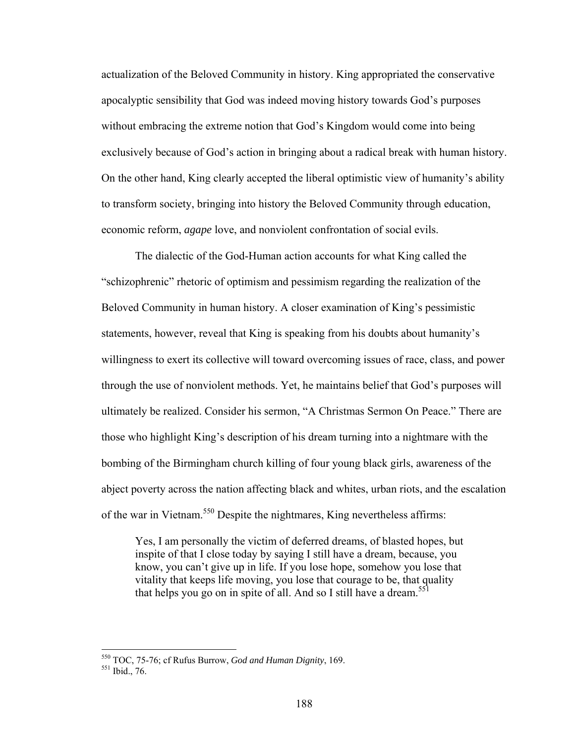actualization of the Beloved Community in history. King appropriated the conservative apocalyptic sensibility that God was indeed moving history towards God's purposes without embracing the extreme notion that God's Kingdom would come into being exclusively because of God's action in bringing about a radical break with human history. On the other hand, King clearly accepted the liberal optimistic view of humanity's ability to transform society, bringing into history the Beloved Community through education, economic reform, *agape* love, and nonviolent confrontation of social evils.

The dialectic of the God-Human action accounts for what King called the "schizophrenic" rhetoric of optimism and pessimism regarding the realization of the Beloved Community in human history. A closer examination of King's pessimistic statements, however, reveal that King is speaking from his doubts about humanity's willingness to exert its collective will toward overcoming issues of race, class, and power through the use of nonviolent methods. Yet, he maintains belief that God's purposes will ultimately be realized. Consider his sermon, "A Christmas Sermon On Peace." There are those who highlight King's description of his dream turning into a nightmare with the bombing of the Birmingham church killing of four young black girls, awareness of the abject poverty across the nation affecting black and whites, urban riots, and the escalation of the war in Vietnam.[550] Despite the nightmares, King nevertheless affirms:

> Yes, I am personally the victim of deferred dreams, of blasted hopes, but inspite of that I close today by saying I still have a dream, because, you know, you can't give up in life. If you lose hope, somehow you lose that vitality that keeps life moving, you lose that courage to be, that quality that helps you go on in spite of all. And so I still have a dream.[551]

---

[550] TOC, 75-76; cf Rufus Burrow, *God and Human Dignity*, 169.

[551] Ibid., 76.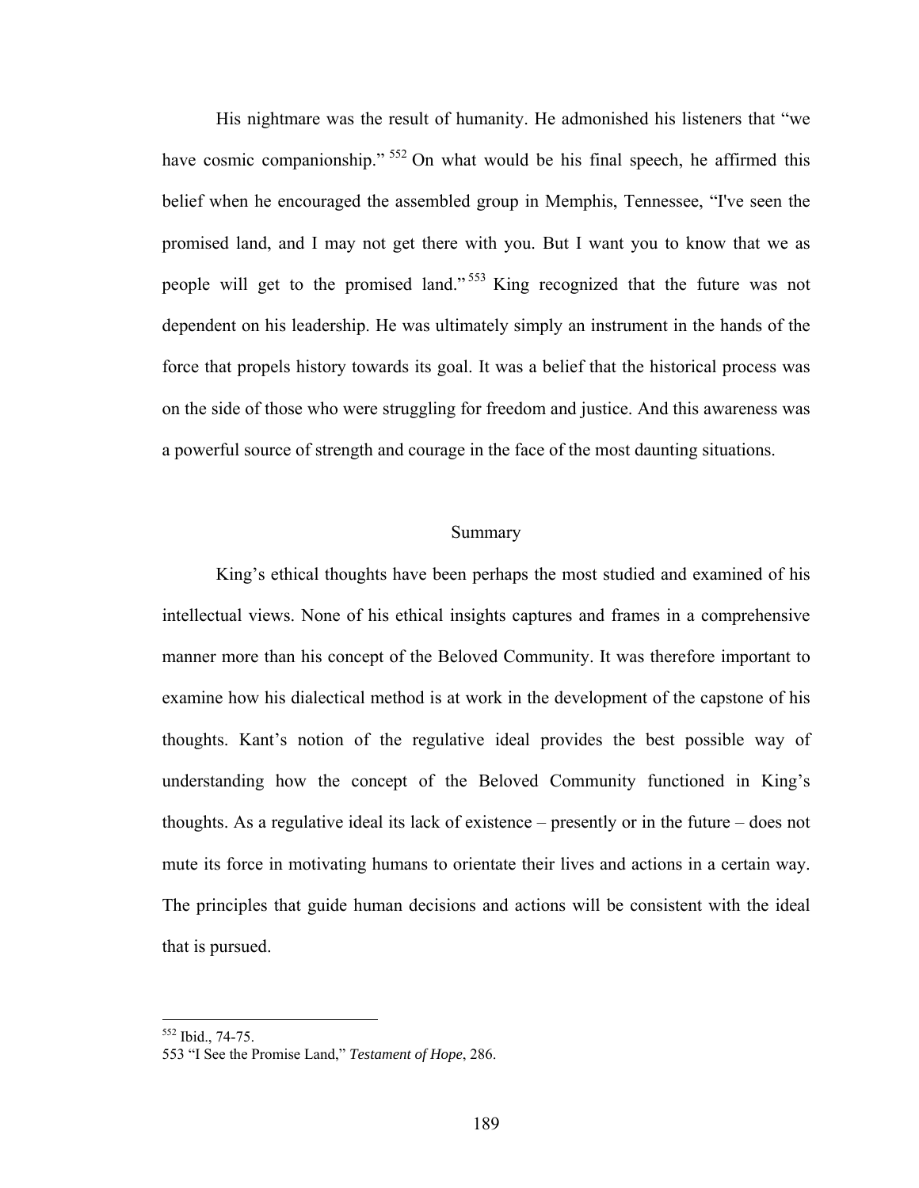His nightmare was the result of humanity. He admonished his listeners that "we have cosmic companionship." [552] On what would be his final speech, he affirmed this belief when he encouraged the assembled group in Memphis, Tennessee, "I've seen the promised land, and I may not get there with you. But I want you to know that we as people will get to the promised land." [553] King recognized that the future was not dependent on his leadership. He was ultimately simply an instrument in the hands of the force that propels history towards its goal. It was a belief that the historical process was on the side of those who were struggling for freedom and justice. And this awareness was a powerful source of strength and courage in the face of the most daunting situations.

## Summary

King's ethical thoughts have been perhaps the most studied and examined of his intellectual views. None of his ethical insights captures and frames in a comprehensive manner more than his concept of the Beloved Community. It was therefore important to examine how his dialectical method is at work in the development of the capstone of his thoughts. Kant's notion of the regulative ideal provides the best possible way of understanding how the concept of the Beloved Community functioned in King's thoughts. As a regulative ideal its lack of existence – presently or in the future – does not mute its force in motivating humans to orientate their lives and actions in a certain way. The principles that guide human decisions and actions will be consistent with the ideal that is pursued.

---

[552] Ibid., 74-75.

553 "I See the Promise Land," *Testament of Hope*, 286.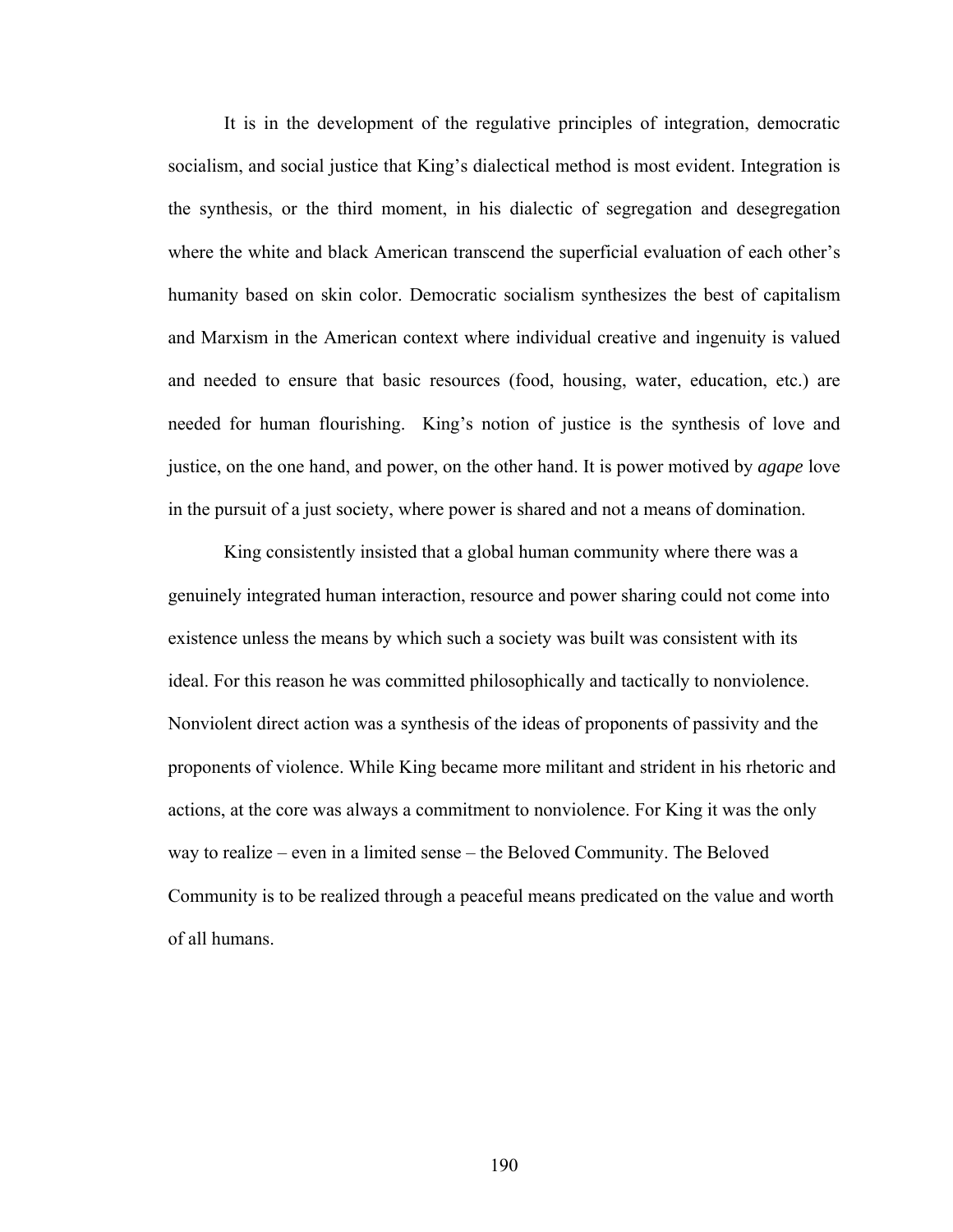It is in the development of the regulative principles of integration, democratic socialism, and social justice that King's dialectical method is most evident. Integration is the synthesis, or the third moment, in his dialectic of segregation and desegregation where the white and black American transcend the superficial evaluation of each other's humanity based on skin color. Democratic socialism synthesizes the best of capitalism and Marxism in the American context where individual creative and ingenuity is valued and needed to ensure that basic resources (food, housing, water, education, etc.) are needed for human flourishing. King's notion of justice is the synthesis of love and justice, on the one hand, and power, on the other hand. It is power motived by *agape* love in the pursuit of a just society, where power is shared and not a means of domination.

King consistently insisted that a global human community where there was a genuinely integrated human interaction, resource and power sharing could not come into existence unless the means by which such a society was built was consistent with its ideal. For this reason he was committed philosophically and tactically to nonviolence. Nonviolent direct action was a synthesis of the ideas of proponents of passivity and the proponents of violence. While King became more militant and strident in his rhetoric and actions, at the core was always a commitment to nonviolence. For King it was the only way to realize – even in a limited sense – the Beloved Community. The Beloved Community is to be realized through a peaceful means predicated on the value and worth of all humans.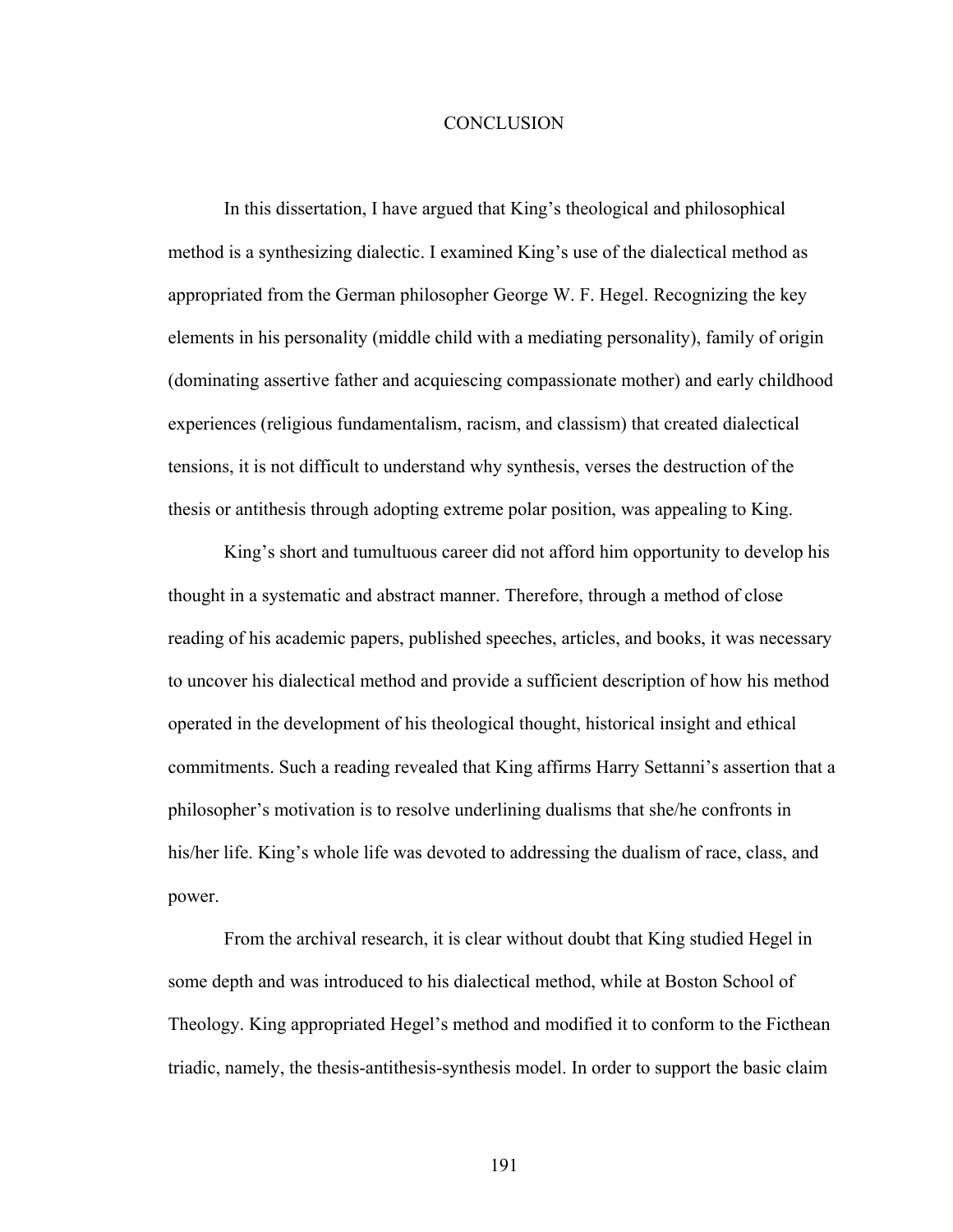# CONCLUSION

In this dissertation, I have argued that King's theological and philosophical method is a synthesizing dialectic. I examined King's use of the dialectical method as appropriated from the German philosopher George W. F. Hegel. Recognizing the key elements in his personality (middle child with a mediating personality), family of origin (dominating assertive father and acquiescing compassionate mother) and early childhood experiences (religious fundamentalism, racism, and classism) that created dialectical tensions, it is not difficult to understand why synthesis, verses the destruction of the thesis or antithesis through adopting extreme polar position, was appealing to King.

King's short and tumultuous career did not afford him opportunity to develop his thought in a systematic and abstract manner. Therefore, through a method of close reading of his academic papers, published speeches, articles, and books, it was necessary to uncover his dialectical method and provide a sufficient description of how his method operated in the development of his theological thought, historical insight and ethical commitments. Such a reading revealed that King affirms Harry Settanni's assertion that a philosopher's motivation is to resolve underlining dualisms that she/he confronts in his/her life. King's whole life was devoted to addressing the dualism of race, class, and power.

From the archival research, it is clear without doubt that King studied Hegel in some depth and was introduced to his dialectical method, while at Boston School of Theology. King appropriated Hegel's method and modified it to conform to the Ficthean triadic, namely, the thesis-antithesis-synthesis model. In order to support the basic claim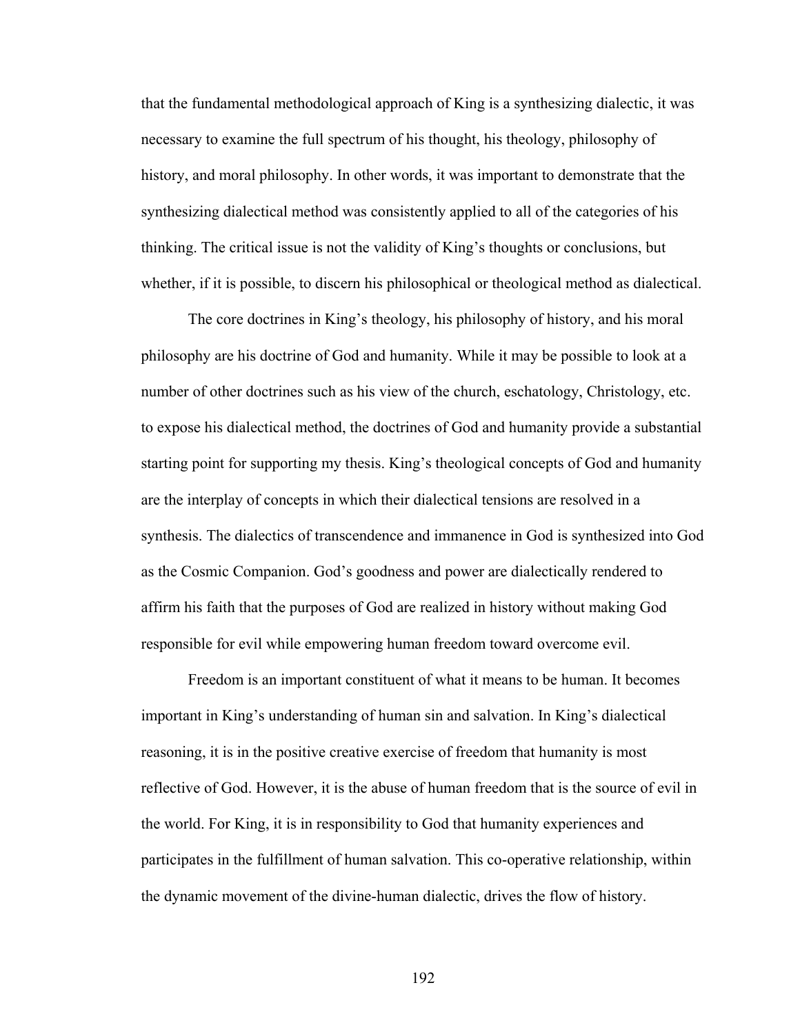that the fundamental methodological approach of King is a synthesizing dialectic, it was necessary to examine the full spectrum of his thought, his theology, philosophy of history, and moral philosophy. In other words, it was important to demonstrate that the synthesizing dialectical method was consistently applied to all of the categories of his thinking. The critical issue is not the validity of King's thoughts or conclusions, but whether, if it is possible, to discern his philosophical or theological method as dialectical.

The core doctrines in King's theology, his philosophy of history, and his moral philosophy are his doctrine of God and humanity. While it may be possible to look at a number of other doctrines such as his view of the church, eschatology, Christology, etc. to expose his dialectical method, the doctrines of God and humanity provide a substantial starting point for supporting my thesis. King's theological concepts of God and humanity are the interplay of concepts in which their dialectical tensions are resolved in a synthesis. The dialectics of transcendence and immanence in God is synthesized into God as the Cosmic Companion. God's goodness and power are dialectically rendered to affirm his faith that the purposes of God are realized in history without making God responsible for evil while empowering human freedom toward overcome evil.

Freedom is an important constituent of what it means to be human. It becomes important in King's understanding of human sin and salvation. In King's dialectical reasoning, it is in the positive creative exercise of freedom that humanity is most reflective of God. However, it is the abuse of human freedom that is the source of evil in the world. For King, it is in responsibility to God that humanity experiences and participates in the fulfillment of human salvation. This co-operative relationship, within the dynamic movement of the divine-human dialectic, drives the flow of history.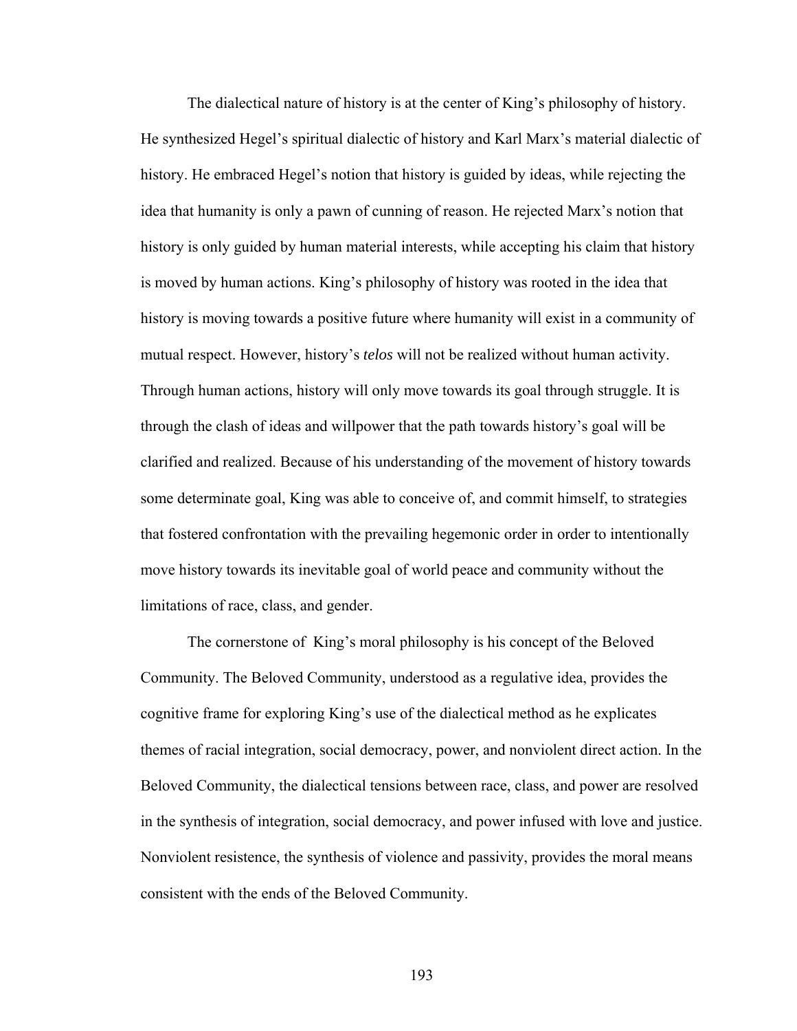The dialectical nature of history is at the center of King's philosophy of history. He synthesized Hegel's spiritual dialectic of history and Karl Marx's material dialectic of history. He embraced Hegel's notion that history is guided by ideas, while rejecting the idea that humanity is only a pawn of cunning of reason. He rejected Marx's notion that history is only guided by human material interests, while accepting his claim that history is moved by human actions. King's philosophy of history was rooted in the idea that history is moving towards a positive future where humanity will exist in a community of mutual respect. However, history's *telos* will not be realized without human activity. Through human actions, history will only move towards its goal through struggle. It is through the clash of ideas and willpower that the path towards history's goal will be clarified and realized. Because of his understanding of the movement of history towards some determinate goal, King was able to conceive of, and commit himself, to strategies that fostered confrontation with the prevailing hegemonic order in order to intentionally move history towards its inevitable goal of world peace and community without the limitations of race, class, and gender.

The cornerstone of King's moral philosophy is his concept of the Beloved Community. The Beloved Community, understood as a regulative idea, provides the cognitive frame for exploring King's use of the dialectical method as he explicates themes of racial integration, social democracy, power, and nonviolent direct action. In the Beloved Community, the dialectical tensions between race, class, and power are resolved in the synthesis of integration, social democracy, and power infused with love and justice. Nonviolent resistence, the synthesis of violence and passivity, provides the moral means consistent with the ends of the Beloved Community.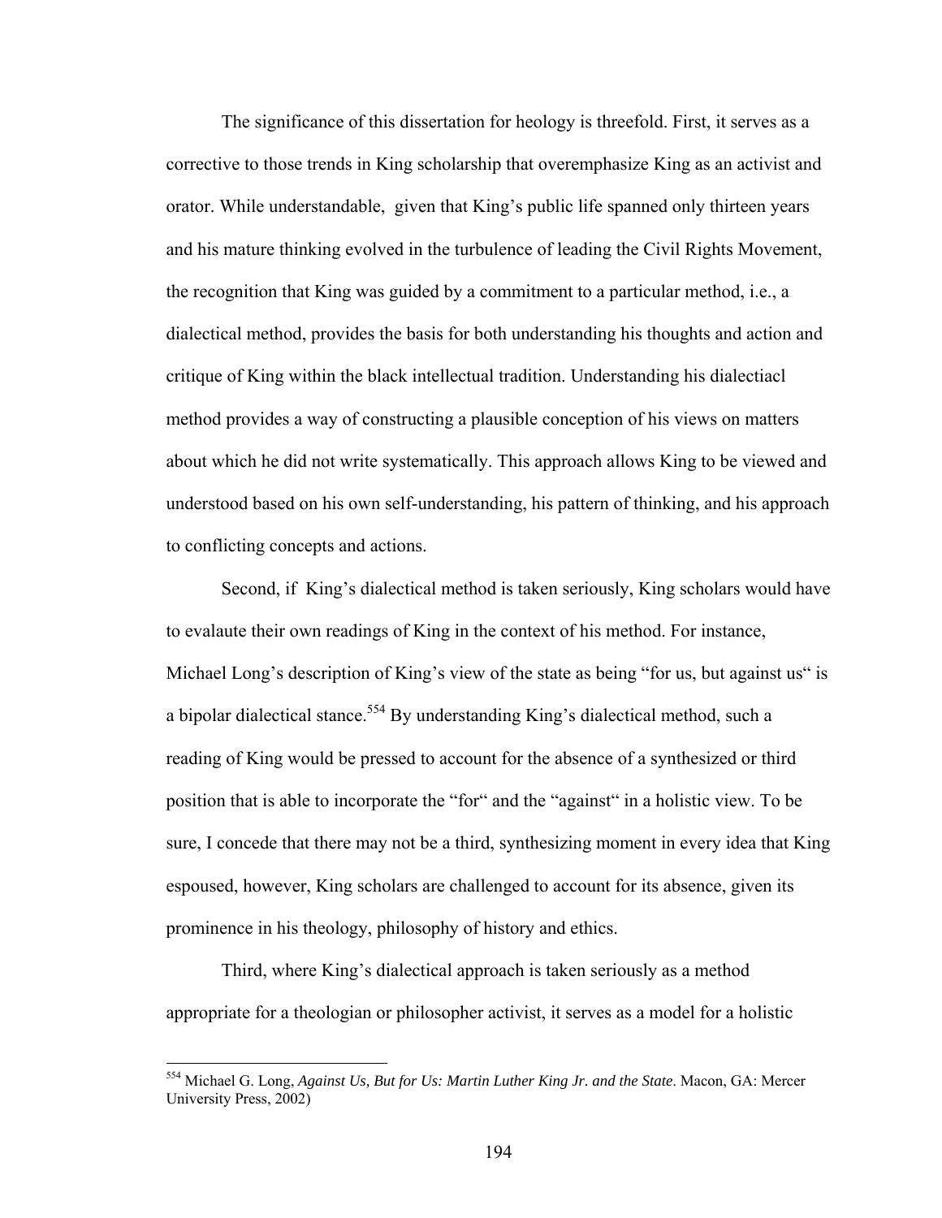The significance of this dissertation for heology is threefold. First, it serves as a corrective to those trends in King scholarship that overemphasize King as an activist and orator. While understandable, given that King's public life spanned only thirteen years and his mature thinking evolved in the turbulence of leading the Civil Rights Movement, the recognition that King was guided by a commitment to a particular method, i.e., a dialectical method, provides the basis for both understanding his thoughts and action and critique of King within the black intellectual tradition. Understanding his dialectiacl method provides a way of constructing a plausible conception of his views on matters about which he did not write systematically. This approach allows King to be viewed and understood based on his own self-understanding, his pattern of thinking, and his approach to conflicting concepts and actions.

Second, if King's dialectical method is taken seriously, King scholars would have to evalaute their own readings of King in the context of his method. For instance, Michael Long's description of King's view of the state as being "for us, but against us" is a bipolar dialectical stance.[554] By understanding King's dialectical method, such a reading of King would be pressed to account for the absence of a synthesized or third position that is able to incorporate the "for" and the "against" in a holistic view. To be sure, I concede that there may not be a third, synthesizing moment in every idea that King espoused, however, King scholars are challenged to account for its absence, given its prominence in his theology, philosophy of history and ethics.

Third, where King's dialectical approach is taken seriously as a method appropriate for a theologian or philosopher activist, it serves as a model for a holistic

---

[554] Michael G. Long, *Against Us, But for Us: Martin Luther King Jr. and the State*. Macon, GA: Mercer University Press, 2002)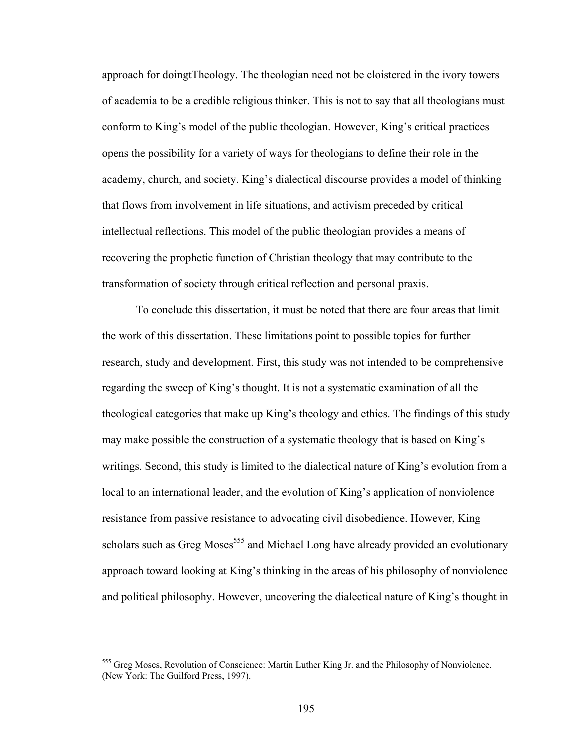approach for doingtTheology. The theologian need not be cloistered in the ivory towers of academia to be a credible religious thinker. This is not to say that all theologians must conform to King's model of the public theologian. However, King's critical practices opens the possibility for a variety of ways for theologians to define their role in the academy, church, and society. King's dialectical discourse provides a model of thinking that flows from involvement in life situations, and activism preceded by critical intellectual reflections. This model of the public theologian provides a means of recovering the prophetic function of Christian theology that may contribute to the transformation of society through critical reflection and personal praxis.

To conclude this dissertation, it must be noted that there are four areas that limit the work of this dissertation. These limitations point to possible topics for further research, study and development. First, this study was not intended to be comprehensive regarding the sweep of King's thought. It is not a systematic examination of all the theological categories that make up King's theology and ethics. The findings of this study may make possible the construction of a systematic theology that is based on King's writings. Second, this study is limited to the dialectical nature of King's evolution from a local to an international leader, and the evolution of King's application of nonviolence resistance from passive resistance to advocating civil disobedience. However, King scholars such as Greg Moses[555] and Michael Long have already provided an evolutionary approach toward looking at King's thinking in the areas of his philosophy of nonviolence and political philosophy. However, uncovering the dialectical nature of King's thought in

---

[555] Greg Moses, Revolution of Conscience: Martin Luther King Jr. and the Philosophy of Nonviolence. (New York: The Guilford Press, 1997).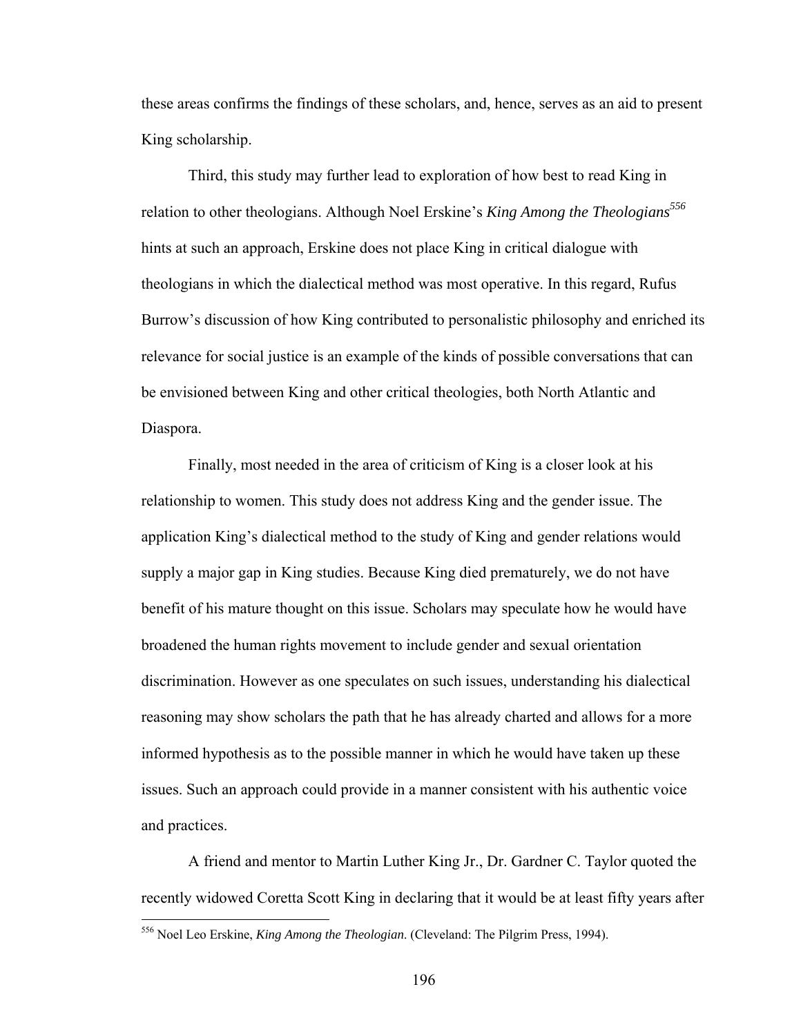these areas confirms the findings of these scholars, and, hence, serves as an aid to present King scholarship.

Third, this study may further lead to exploration of how best to read King in relation to other theologians. Although Noel Erskine's *King Among the Theologians*[556] hints at such an approach, Erskine does not place King in critical dialogue with theologians in which the dialectical method was most operative. In this regard, Rufus Burrow's discussion of how King contributed to personalistic philosophy and enriched its relevance for social justice is an example of the kinds of possible conversations that can be envisioned between King and other critical theologies, both North Atlantic and Diaspora.

Finally, most needed in the area of criticism of King is a closer look at his relationship to women. This study does not address King and the gender issue. The application King's dialectical method to the study of King and gender relations would supply a major gap in King studies. Because King died prematurely, we do not have benefit of his mature thought on this issue. Scholars may speculate how he would have broadened the human rights movement to include gender and sexual orientation discrimination. However as one speculates on such issues, understanding his dialectical reasoning may show scholars the path that he has already charted and allows for a more informed hypothesis as to the possible manner in which he would have taken up these issues. Such an approach could provide in a manner consistent with his authentic voice and practices.

A friend and mentor to Martin Luther King Jr., Dr. Gardner C. Taylor quoted the recently widowed Coretta Scott King in declaring that it would be at least fifty years after

---

[556] Noel Leo Erskine, *King Among the Theologian*. (Cleveland: The Pilgrim Press, 1994).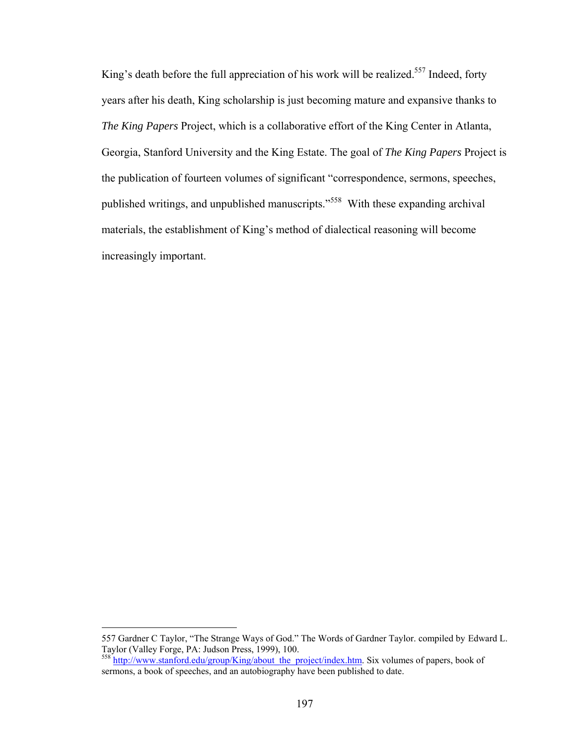King's death before the full appreciation of his work will be realized.[557] Indeed, forty years after his death, King scholarship is just becoming mature and expansive thanks to *The King Papers* Project, which is a collaborative effort of the King Center in Atlanta, Georgia, Stanford University and the King Estate. The goal of *The King Papers* Project is the publication of fourteen volumes of significant "correspondence, sermons, speeches, published writings, and unpublished manuscripts."[558] With these expanding archival materials, the establishment of King's method of dialectical reasoning will become increasingly important.

---

557 Gardner C Taylor, "The Strange Ways of God." The Words of Gardner Taylor. compiled by Edward L. Taylor (Valley Forge, PA: Judson Press, 1999), 100.

[558] http://www.stanford.edu/group/King/about_the_project/index.htm. Six volumes of papers, book of sermons, a book of speeches, and an autobiography have been published to date.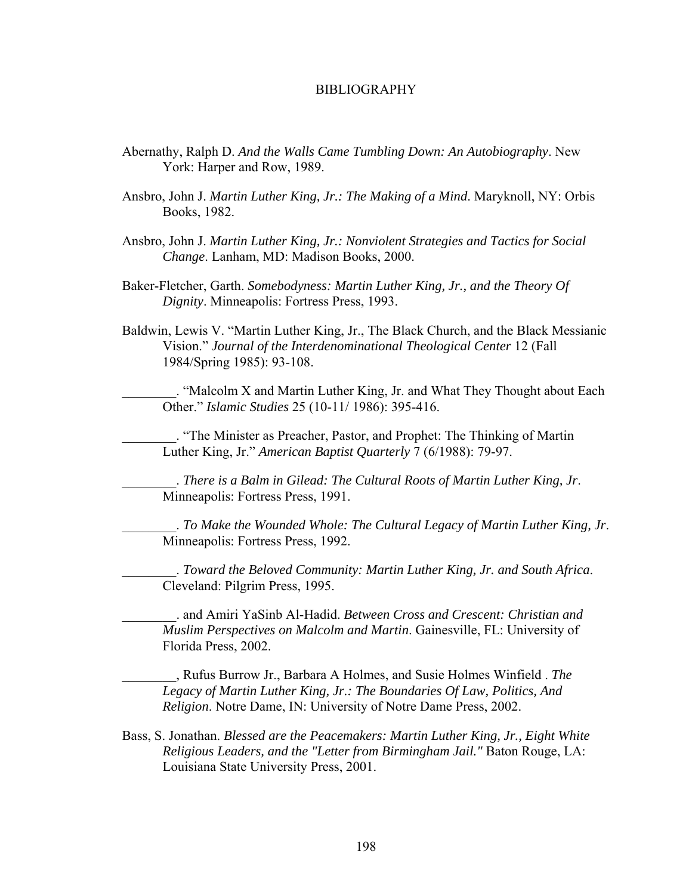# BIBLIOGRAPHY

Abernathy, Ralph D. *And the Walls Came Tumbling Down: An Autobiography*. New York: Harper and Row, 1989.

Ansbro, John J. *Martin Luther King, Jr.: The Making of a Mind*. Maryknoll, NY: Orbis Books, 1982.

Ansbro, John J. *Martin Luther King, Jr.: Nonviolent Strategies and Tactics for Social Change*. Lanham, MD: Madison Books, 2000.

Baker-Fletcher, Garth. *Somebodyness: Martin Luther King, Jr., and the Theory Of Dignity*. Minneapolis: Fortress Press, 1993.

Baldwin, Lewis V. "Martin Luther King, Jr., The Black Church, and the Black Messianic Vision." *Journal of the Interdenominational Theological Center* 12 (Fall 1984/Spring 1985): 93-108.

________. "Malcolm X and Martin Luther King, Jr. and What They Thought about Each Other." *Islamic Studies* 25 (10-11/ 1986): 395-416.

________. "The Minister as Preacher, Pastor, and Prophet: The Thinking of Martin Luther King, Jr." *American Baptist Quarterly* 7 (6/1988): 79-97.

________. *There is a Balm in Gilead: The Cultural Roots of Martin Luther King, Jr*. Minneapolis: Fortress Press, 1991.

________. *To Make the Wounded Whole: The Cultural Legacy of Martin Luther King, Jr*. Minneapolis: Fortress Press, 1992.

________. *Toward the Beloved Community: Martin Luther King, Jr. and South Africa*. Cleveland: Pilgrim Press, 1995.

________. and Amiri YaSinb Al-Hadid. *Between Cross and Crescent: Christian and Muslim Perspectives on Malcolm and Martin*. Gainesville, FL: University of Florida Press, 2002.

________, Rufus Burrow Jr., Barbara A Holmes, and Susie Holmes Winfield . *The Legacy of Martin Luther King, Jr.: The Boundaries Of Law, Politics, And Religion*. Notre Dame, IN: University of Notre Dame Press, 2002.

Bass, S. Jonathan. *Blessed are the Peacemakers: Martin Luther King, Jr., Eight White Religious Leaders, and the "Letter from Birmingham Jail."* Baton Rouge, LA: Louisiana State University Press, 2001.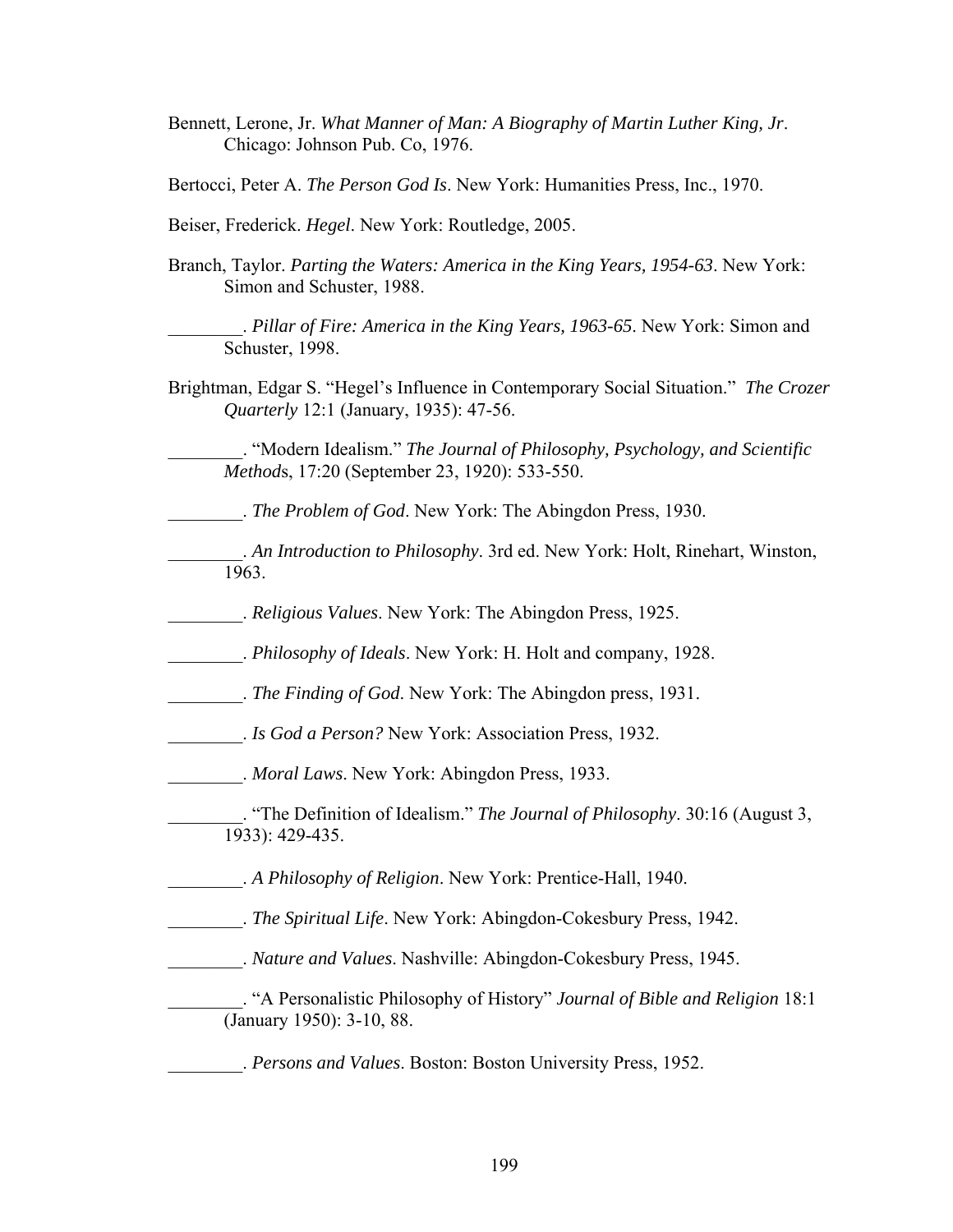Bennett, Lerone, Jr. *What Manner of Man: A Biography of Martin Luther King, Jr*. Chicago: Johnson Pub. Co, 1976.

Bertocci, Peter A. *The Person God Is*. New York: Humanities Press, Inc., 1970.

Beiser, Frederick. *Hegel*. New York: Routledge, 2005.

Branch, Taylor. *Parting the Waters: America in the King Years, 1954-63*. New York: Simon and Schuster, 1988.

________. *Pillar of Fire: America in the King Years, 1963-65*. New York: Simon and Schuster, 1998.

Brightman, Edgar S. "Hegel's Influence in Contemporary Social Situation." *The Crozer Quarterly* 12:1 (January, 1935): 47-56.

________. "Modern Idealism." *The Journal of Philosophy, Psychology, and Scientific Method*s, 17:20 (September 23, 1920): 533-550.

________. *The Problem of God*. New York: The Abingdon Press, 1930.

________. *An Introduction to Philosophy*. 3rd ed. New York: Holt, Rinehart, Winston, 1963.

________. *Religious Values*. New York: The Abingdon Press, 1925.

________. *Philosophy of Ideals*. New York: H. Holt and company, 1928.

________. *The Finding of God*. New York: The Abingdon press, 1931.

________. *Is God a Person?* New York: Association Press, 1932.

________. *Moral Laws*. New York: Abingdon Press, 1933.

________. "The Definition of Idealism." *The Journal of Philosophy*. 30:16 (August 3, 1933): 429-435.

________. *A Philosophy of Religion*. New York: Prentice-Hall, 1940.

________. *The Spiritual Life*. New York: Abingdon-Cokesbury Press, 1942.

________. *Nature and Values*. Nashville: Abingdon-Cokesbury Press, 1945.

________. "A Personalistic Philosophy of History" *Journal of Bible and Religion* 18:1 (January 1950): 3-10, 88.

________. *Persons and Values*. Boston: Boston University Press, 1952.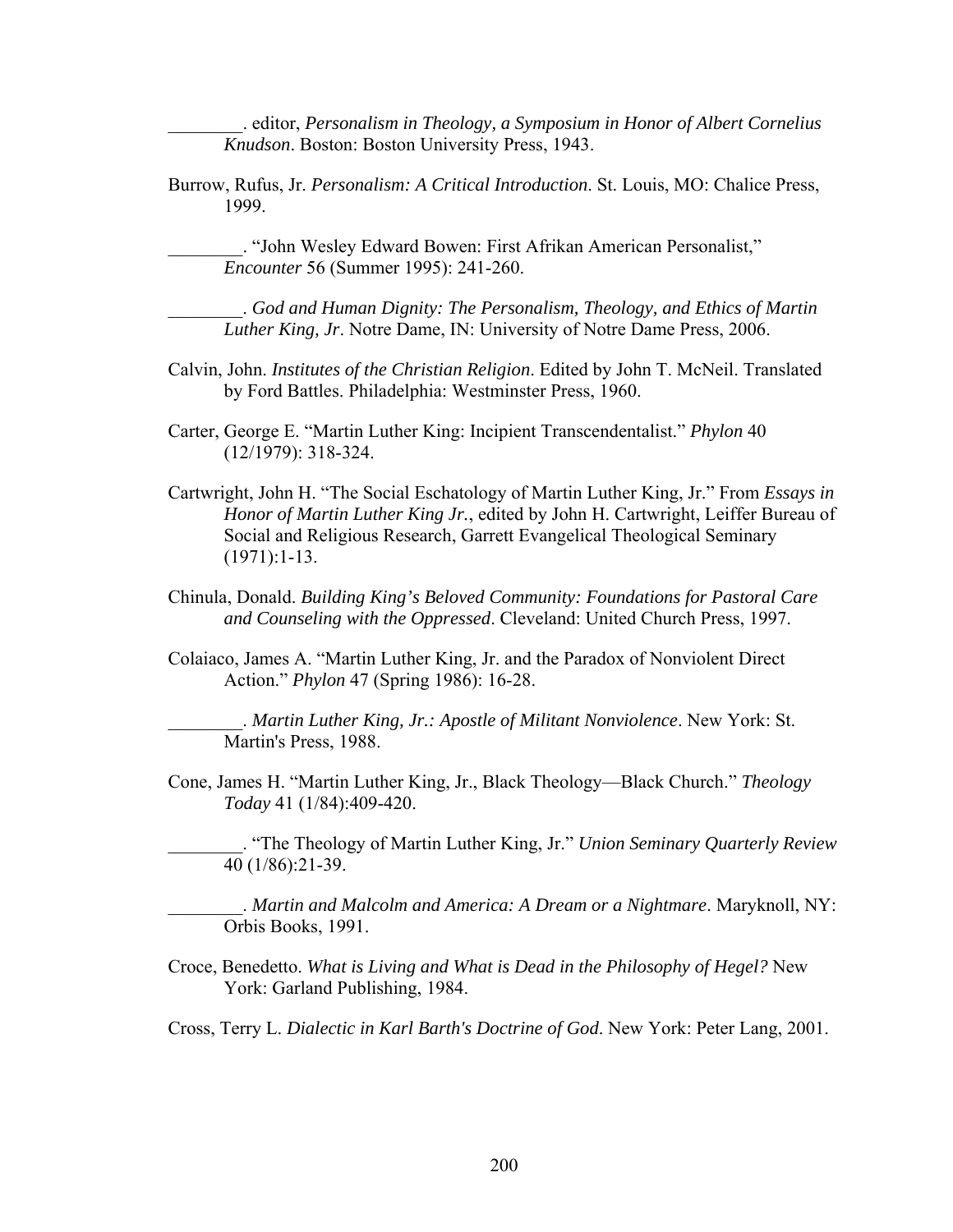________. editor, *Personalism in Theology, a Symposium in Honor of Albert Cornelius Knudson*. Boston: Boston University Press, 1943.

Burrow, Rufus, Jr. *Personalism: A Critical Introduction*. St. Louis, MO: Chalice Press, 1999.

________. "John Wesley Edward Bowen: First Afrikan American Personalist," *Encounter* 56 (Summer 1995): 241-260.

________. *God and Human Dignity: The Personalism, Theology, and Ethics of Martin Luther King, Jr*. Notre Dame, IN: University of Notre Dame Press, 2006.

Calvin, John. *Institutes of the Christian Religion*. Edited by John T. McNeil. Translated by Ford Battles. Philadelphia: Westminster Press, 1960.

Carter, George E. "Martin Luther King: Incipient Transcendentalist." *Phylon* 40 (12/1979): 318-324.

Cartwright, John H. "The Social Eschatology of Martin Luther King, Jr." From *Essays in Honor of Martin Luther King Jr.*, edited by John H. Cartwright, Leiffer Bureau of Social and Religious Research, Garrett Evangelical Theological Seminary (1971):1-13.

Chinula, Donald. *Building King's Beloved Community: Foundations for Pastoral Care and Counseling with the Oppressed*. Cleveland: United Church Press, 1997.

Colaiaco, James A. "Martin Luther King, Jr. and the Paradox of Nonviolent Direct Action." *Phylon* 47 (Spring 1986): 16-28.

________. *Martin Luther King, Jr.: Apostle of Militant Nonviolence*. New York: St. Martin's Press, 1988.

Cone, James H. "Martin Luther King, Jr., Black Theology—Black Church." *Theology Today* 41 (1/84):409-420.

________. "The Theology of Martin Luther King, Jr." *Union Seminary Quarterly Review* 40 (1/86):21-39.

________. *Martin and Malcolm and America: A Dream or a Nightmare*. Maryknoll, NY: Orbis Books, 1991.

Croce, Benedetto. *What is Living and What is Dead in the Philosophy of Hegel?* New York: Garland Publishing, 1984.

Cross, Terry L. *Dialectic in Karl Barth's Doctrine of God*. New York: Peter Lang, 2001.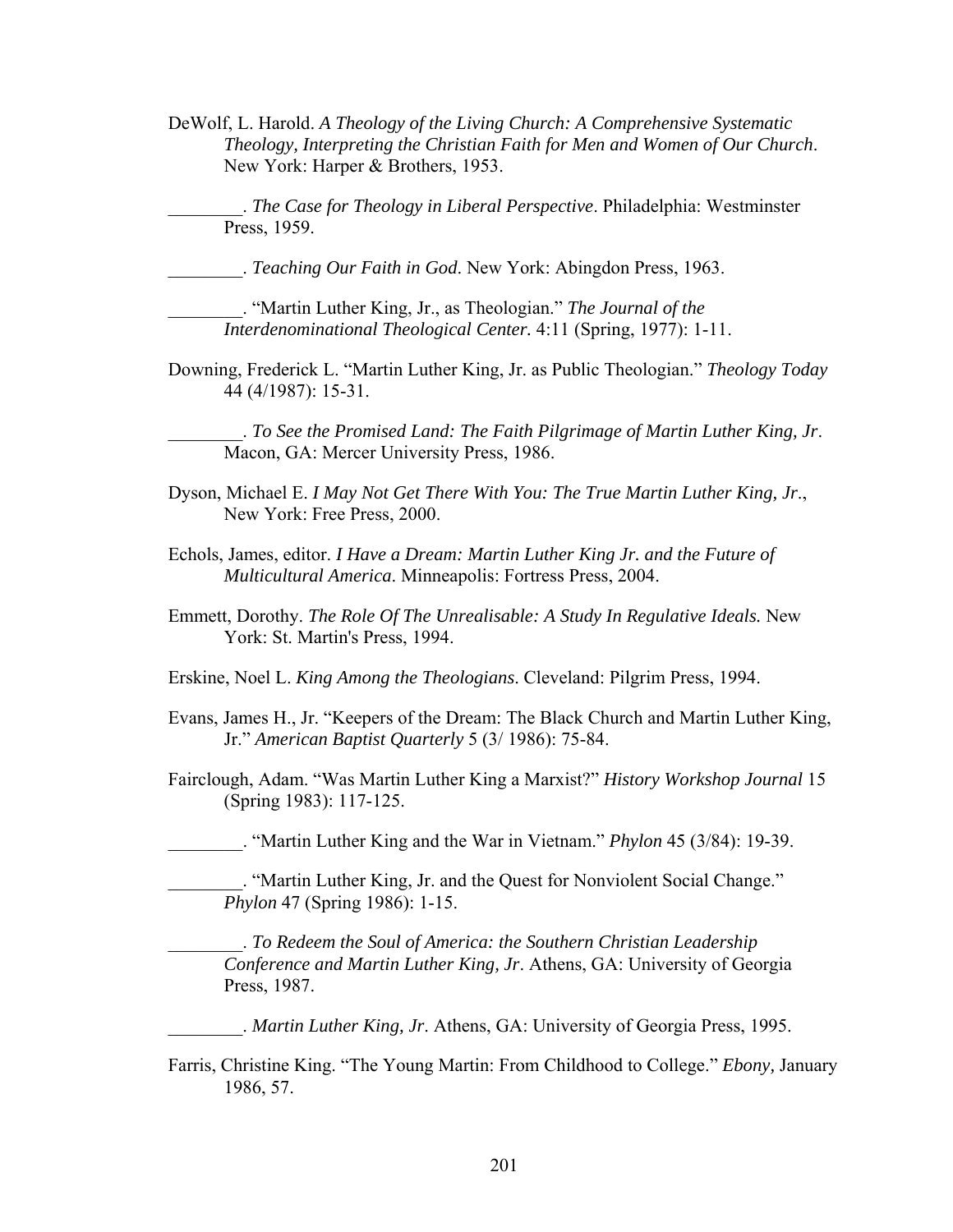DeWolf, L. Harold. *A Theology of the Living Church: A Comprehensive Systematic Theology, Interpreting the Christian Faith for Men and Women of Our Church*. New York: Harper & Brothers, 1953.

________. *The Case for Theology in Liberal Perspective*. Philadelphia: Westminster Press, 1959.

________. *Teaching Our Faith in God*. New York: Abingdon Press, 1963.

________. "Martin Luther King, Jr., as Theologian." *The Journal of the Interdenominational Theological Center.* 4:11 (Spring, 1977): 1-11.

Downing, Frederick L. "Martin Luther King, Jr. as Public Theologian." *Theology Today* 44 (4/1987): 15-31.

________. *To See the Promised Land: The Faith Pilgrimage of Martin Luther King, Jr*. Macon, GA: Mercer University Press, 1986.

Dyson, Michael E. *I May Not Get There With You: The True Martin Luther King, Jr*., New York: Free Press, 2000.

Echols, James, editor. *I Have a Dream: Martin Luther King Jr. and the Future of Multicultural America*. Minneapolis: Fortress Press, 2004.

Emmett, Dorothy. *The Role Of The Unrealisable: A Study In Regulative Ideals.* New York: St. Martin's Press, 1994.

Erskine, Noel L. *King Among the Theologians*. Cleveland: Pilgrim Press, 1994.

Evans, James H., Jr. "Keepers of the Dream: The Black Church and Martin Luther King, Jr." *American Baptist Quarterly* 5 (3/ 1986): 75-84.

Fairclough, Adam. "Was Martin Luther King a Marxist?" *History Workshop Journal* 15 (Spring 1983): 117-125.

________. "Martin Luther King and the War in Vietnam." *Phylon* 45 (3/84): 19-39.

________. "Martin Luther King, Jr. and the Quest for Nonviolent Social Change." *Phylon* 47 (Spring 1986): 1-15.

________. *To Redeem the Soul of America: the Southern Christian Leadership Conference and Martin Luther King, Jr*. Athens, GA: University of Georgia Press, 1987.

________. *Martin Luther King, Jr.* Athens, GA: University of Georgia Press, 1995.

Farris, Christine King. "The Young Martin: From Childhood to College." *Ebony,* January 1986, 57.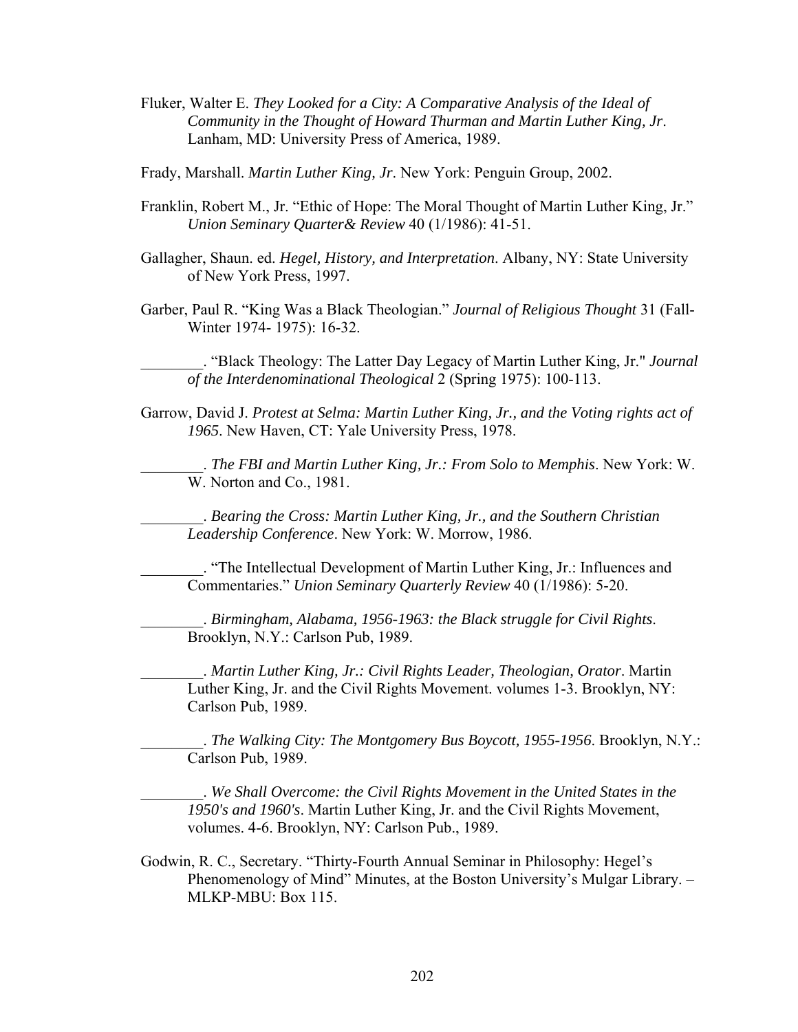Fluker, Walter E. *They Looked for a City: A Comparative Analysis of the Ideal of Community in the Thought of Howard Thurman and Martin Luther King, Jr*. Lanham, MD: University Press of America, 1989.

Frady, Marshall. *Martin Luther King, Jr*. New York: Penguin Group, 2002.

Franklin, Robert M., Jr. "Ethic of Hope: The Moral Thought of Martin Luther King, Jr." *Union Seminary Quarter& Review* 40 (1/1986): 41-51.

Gallagher, Shaun. ed. *Hegel, History, and Interpretation*. Albany, NY: State University of New York Press, 1997.

Garber, Paul R. "King Was a Black Theologian." *Journal of Religious Thought* 31 (Fall-Winter 1974- 1975): 16-32.

________. "Black Theology: The Latter Day Legacy of Martin Luther King, Jr." *Journal of the Interdenominational Theological* 2 (Spring 1975): 100-113.

Garrow, David J. *Protest at Selma: Martin Luther King, Jr., and the Voting rights act of 1965*. New Haven, CT: Yale University Press, 1978.

________. *The FBI and Martin Luther King, Jr.: From Solo to Memphis*. New York: W. W. Norton and Co., 1981.

________. *Bearing the Cross: Martin Luther King, Jr., and the Southern Christian Leadership Conference*. New York: W. Morrow, 1986.

________. "The Intellectual Development of Martin Luther King, Jr.: Influences and Commentaries." *Union Seminary Quarterly Review* 40 (1/1986): 5-20.

________. *Birmingham, Alabama, 1956-1963: the Black struggle for Civil Rights*. Brooklyn, N.Y.: Carlson Pub, 1989.

________. *Martin Luther King, Jr.: Civil Rights Leader, Theologian, Orator*. Martin Luther King, Jr. and the Civil Rights Movement. volumes 1-3. Brooklyn, NY: Carlson Pub, 1989.

________. *The Walking City: The Montgomery Bus Boycott, 1955-1956*. Brooklyn, N.Y.: Carlson Pub, 1989.

________. *We Shall Overcome: the Civil Rights Movement in the United States in the 1950's and 1960's*. Martin Luther King, Jr. and the Civil Rights Movement, volumes. 4-6. Brooklyn, NY: Carlson Pub., 1989.

Godwin, R. C., Secretary. "Thirty-Fourth Annual Seminar in Philosophy: Hegel's Phenomenology of Mind" Minutes, at the Boston University's Mulgar Library. – MLKP-MBU: Box 115.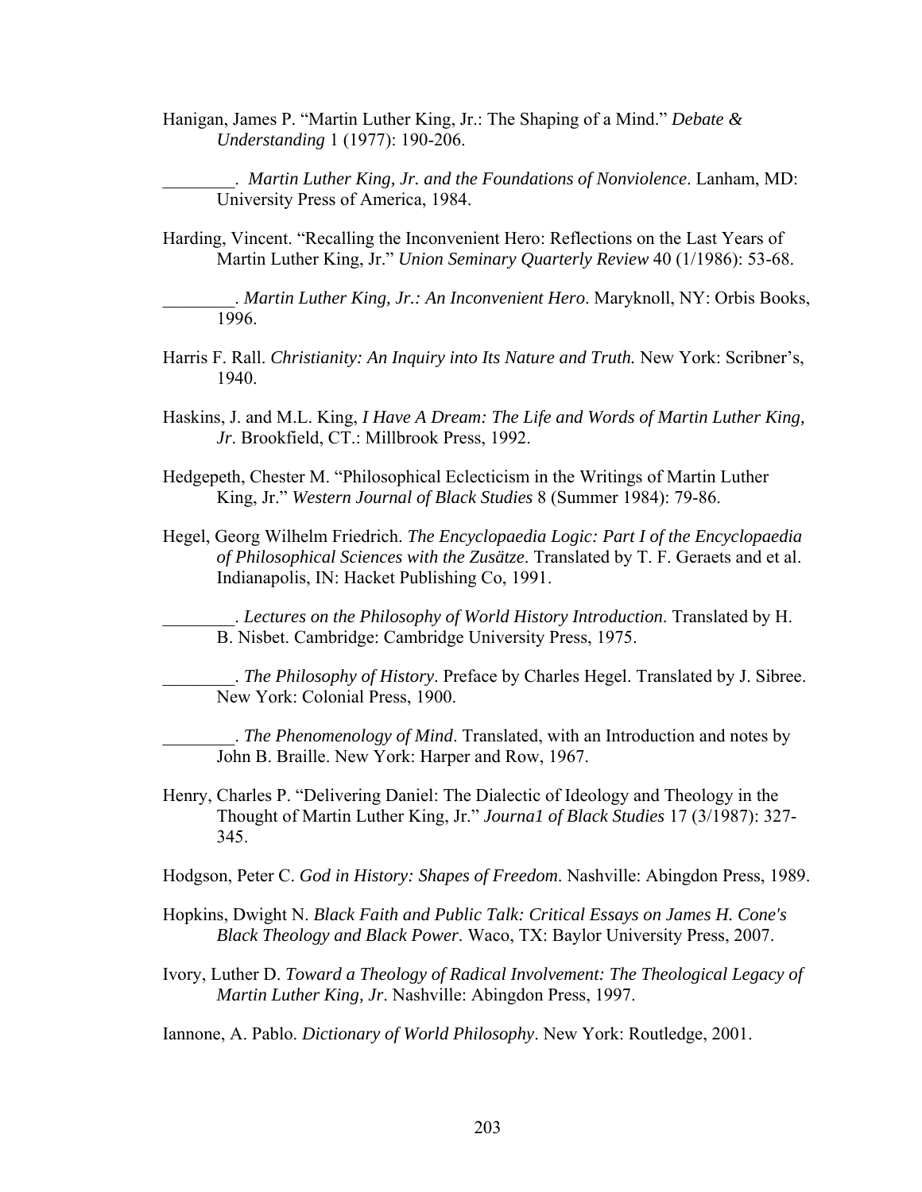Hanigan, James P. "Martin Luther King, Jr.: The Shaping of a Mind." *Debate & Understanding* 1 (1977): 190-206.

________. *Martin Luther King, Jr. and the Foundations of Nonviolence*. Lanham, MD: University Press of America, 1984.

Harding, Vincent. "Recalling the Inconvenient Hero: Reflections on the Last Years of Martin Luther King, Jr." *Union Seminary Quarterly Review* 40 (1/1986): 53-68.

________. *Martin Luther King, Jr.: An Inconvenient Hero*. Maryknoll, NY: Orbis Books, 1996.

Harris F. Rall. *Christianity: An Inquiry into Its Nature and Truth.* New York: Scribner's, 1940.

Haskins, J. and M.L. King, *I Have A Dream: The Life and Words of Martin Luther King, Jr*. Brookfield, CT.: Millbrook Press, 1992.

Hedgepeth, Chester M. "Philosophical Eclecticism in the Writings of Martin Luther King, Jr." *Western Journal of Black Studies* 8 (Summer 1984): 79-86.

Hegel, Georg Wilhelm Friedrich. *The Encyclopaedia Logic: Part I of the Encyclopaedia of Philosophical Sciences with the Zusätze*. Translated by T. F. Geraets and et al. Indianapolis, IN: Hacket Publishing Co, 1991.

________. *Lectures on the Philosophy of World History Introduction*. Translated by H. B. Nisbet. Cambridge: Cambridge University Press, 1975.

________. *The Philosophy of History*. Preface by Charles Hegel. Translated by J. Sibree. New York: Colonial Press, 1900.

________. *The Phenomenology of Mind*. Translated, with an Introduction and notes by John B. Braille. New York: Harper and Row, 1967.

Henry, Charles P. "Delivering Daniel: The Dialectic of Ideology and Theology in the Thought of Martin Luther King, Jr." *Journa1 of Black Studies* 17 (3/1987): 327-345.

Hodgson, Peter C. *God in History: Shapes of Freedom*. Nashville: Abingdon Press, 1989.

Hopkins, Dwight N. *Black Faith and Public Talk: Critical Essays on James H. Cone's Black Theology and Black Power*. Waco, TX: Baylor University Press, 2007.

Ivory, Luther D. *Toward a Theology of Radical Involvement: The Theological Legacy of Martin Luther King, Jr*. Nashville: Abingdon Press, 1997.

Iannone, A. Pablo. *Dictionary of World Philosophy*. New York: Routledge, 2001.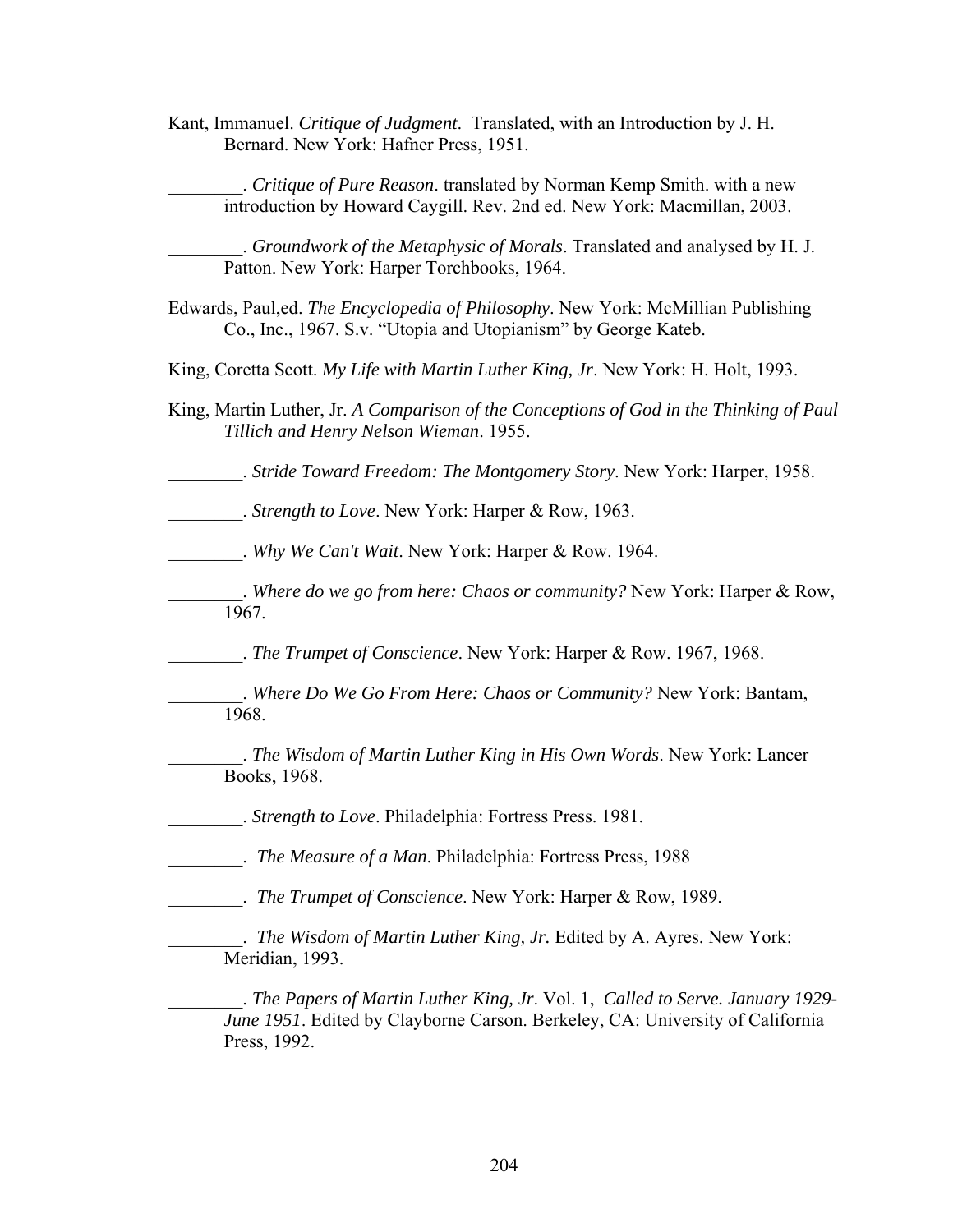Kant, Immanuel. *Critique of Judgment*. Translated, with an Introduction by J. H. Bernard. New York: Hafner Press, 1951.

________. *Critique of Pure Reason*. translated by Norman Kemp Smith. with a new introduction by Howard Caygill. Rev. 2nd ed. New York: Macmillan, 2003.

________. *Groundwork of the Metaphysic of Morals*. Translated and analysed by H. J. Patton. New York: Harper Torchbooks, 1964.

Edwards, Paul,ed. *The Encyclopedia of Philosophy*. New York: McMillian Publishing Co., Inc., 1967. S.v. "Utopia and Utopianism" by George Kateb.

King, Coretta Scott. *My Life with Martin Luther King, Jr*. New York: H. Holt, 1993.

King, Martin Luther, Jr. *A Comparison of the Conceptions of God in the Thinking of Paul Tillich and Henry Nelson Wieman*. 1955.

________. *Stride Toward Freedom: The Montgomery Story*. New York: Harper, 1958.

________. *Strength to Love*. New York: Harper & Row, 1963.

________. *Why We Can't Wait*. New York: Harper & Row. 1964.

________. *Where do we go from here: Chaos or community?* New York: Harper & Row, 1967.

________. *The Trumpet of Conscience*. New York: Harper & Row. 1967, 1968.

________. *Where Do We Go From Here: Chaos or Community?* New York: Bantam, 1968.

________. *The Wisdom of Martin Luther King in His Own Words*. New York: Lancer Books, 1968.

________. *Strength to Love*. Philadelphia: Fortress Press. 1981.

________. *The Measure of a Man*. Philadelphia: Fortress Press, 1988

________. *The Trumpet of Conscience*. New York: Harper & Row, 1989.

________. *The Wisdom of Martin Luther King, Jr.* Edited by A. Ayres. New York: Meridian, 1993.

________. *The Papers of Martin Luther King, Jr*. Vol. 1, *Called to Serve. January 1929-June 1951*. Edited by Clayborne Carson. Berkeley, CA: University of California Press, 1992.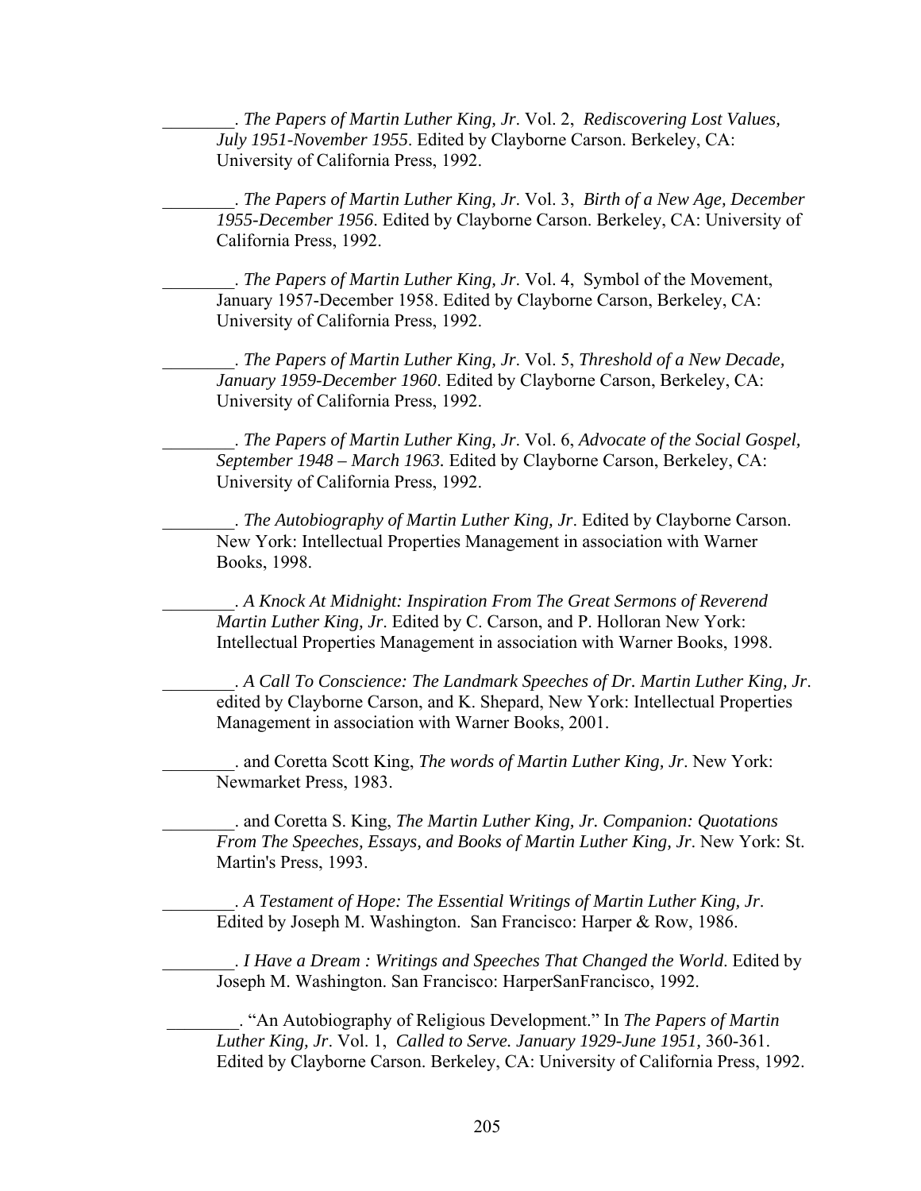________. *The Papers of Martin Luther King, Jr*. Vol. 2, *Rediscovering Lost Values, July 1951-November 1955*. Edited by Clayborne Carson. Berkeley, CA: University of California Press, 1992.

________. *The Papers of Martin Luther King, Jr*. Vol. 3, *Birth of a New Age, December 1955-December 1956*. Edited by Clayborne Carson. Berkeley, CA: University of California Press, 1992.

________. *The Papers of Martin Luther King, Jr*. Vol. 4, Symbol of the Movement, January 1957-December 1958. Edited by Clayborne Carson, Berkeley, CA: University of California Press, 1992.

________. *The Papers of Martin Luther King, Jr*. Vol. 5, *Threshold of a New Decade, January 1959-December 1960*. Edited by Clayborne Carson, Berkeley, CA: University of California Press, 1992.

________. *The Papers of Martin Luther King, Jr*. Vol. 6, *Advocate of the Social Gospel, September 1948 – March 1963.* Edited by Clayborne Carson, Berkeley, CA: University of California Press, 1992.

________. *The Autobiography of Martin Luther King, Jr*. Edited by Clayborne Carson. New York: Intellectual Properties Management in association with Warner Books, 1998.

________. *A Knock At Midnight: Inspiration From The Great Sermons of Reverend Martin Luther King, Jr*. Edited by C. Carson, and P. Holloran New York: Intellectual Properties Management in association with Warner Books, 1998.

________. *A Call To Conscience: The Landmark Speeches of Dr. Martin Luther King, Jr*. edited by Clayborne Carson, and K. Shepard, New York: Intellectual Properties Management in association with Warner Books, 2001.

________. and Coretta Scott King, *The words of Martin Luther King, Jr*. New York: Newmarket Press, 1983.

________. and Coretta S. King, *The Martin Luther King, Jr. Companion: Quotations From The Speeches, Essays, and Books of Martin Luther King, Jr*. New York: St. Martin's Press, 1993.

________. *A Testament of Hope: The Essential Writings of Martin Luther King, Jr*. Edited by Joseph M. Washington. San Francisco: Harper & Row, 1986.

________. *I Have a Dream : Writings and Speeches That Changed the World*. Edited by Joseph M. Washington. San Francisco: HarperSanFrancisco, 1992.

________. "An Autobiography of Religious Development." In *The Papers of Martin Luther King, Jr*. Vol. 1, *Called to Serve. January 1929-June 1951,* 360-361. Edited by Clayborne Carson. Berkeley, CA: University of California Press, 1992.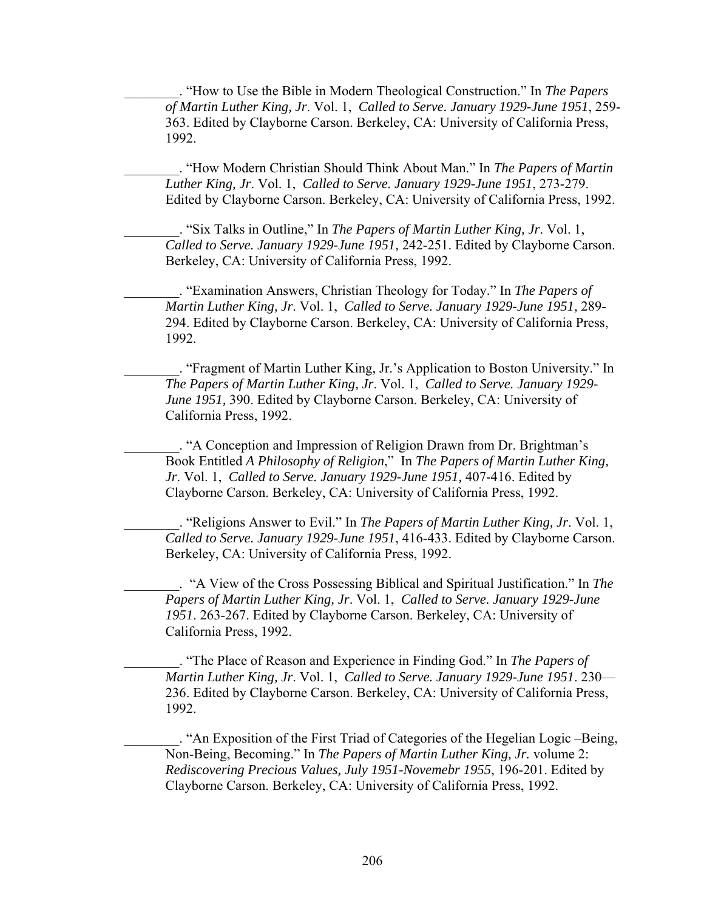________. "How to Use the Bible in Modern Theological Construction." In *The Papers of Martin Luther King, Jr.* Vol. 1, *Called to Serve. January 1929-June 1951*, 259-363. Edited by Clayborne Carson. Berkeley, CA: University of California Press, 1992.

________. "How Modern Christian Should Think About Man." In *The Papers of Martin Luther King, Jr*. Vol. 1, *Called to Serve. January 1929-June 1951*, 273-279. Edited by Clayborne Carson. Berkeley, CA: University of California Press, 1992.

________. "Six Talks in Outline," In *The Papers of Martin Luther King, Jr*. Vol. 1, *Called to Serve. January 1929-June 1951,* 242-251. Edited by Clayborne Carson. Berkeley, CA: University of California Press, 1992.

________. "Examination Answers, Christian Theology for Today." In *The Papers of Martin Luther King, Jr*. Vol. 1, *Called to Serve. January 1929-June 1951,* 289-294. Edited by Clayborne Carson. Berkeley, CA: University of California Press, 1992.

________. "Fragment of Martin Luther King, Jr.'s Application to Boston University." In *The Papers of Martin Luther King, Jr*. Vol. 1, *Called to Serve. January 1929-June 1951,* 390. Edited by Clayborne Carson. Berkeley, CA: University of California Press, 1992.

________. "A Conception and Impression of Religion Drawn from Dr. Brightman's Book Entitled *A Philosophy of Religion*," In *The Papers of Martin Luther King, Jr*. Vol. 1, *Called to Serve. January 1929-June 1951,* 407-416. Edited by Clayborne Carson. Berkeley, CA: University of California Press, 1992.

________. "Religions Answer to Evil." In *The Papers of Martin Luther King, Jr*. Vol. 1, *Called to Serve. January 1929-June 1951*, 416-433. Edited by Clayborne Carson. Berkeley, CA: University of California Press, 1992.

________. "A View of the Cross Possessing Biblical and Spiritual Justification." In *The Papers of Martin Luther King, Jr*. Vol. 1, *Called to Serve. January 1929-June 1951*. 263-267. Edited by Clayborne Carson. Berkeley, CA: University of California Press, 1992.

________. "The Place of Reason and Experience in Finding God." In *The Papers of Martin Luther King, Jr*. Vol. 1, *Called to Serve. January 1929-June 1951*. 230—236. Edited by Clayborne Carson. Berkeley, CA: University of California Press, 1992.

________. "An Exposition of the First Triad of Categories of the Hegelian Logic –Being, Non-Being, Becoming." In *The Papers of Martin Luther King, Jr.* volume 2: *Rediscovering Precious Values, July 1951-Novemebr 1955*, 196-201. Edited by Clayborne Carson. Berkeley, CA: University of California Press, 1992.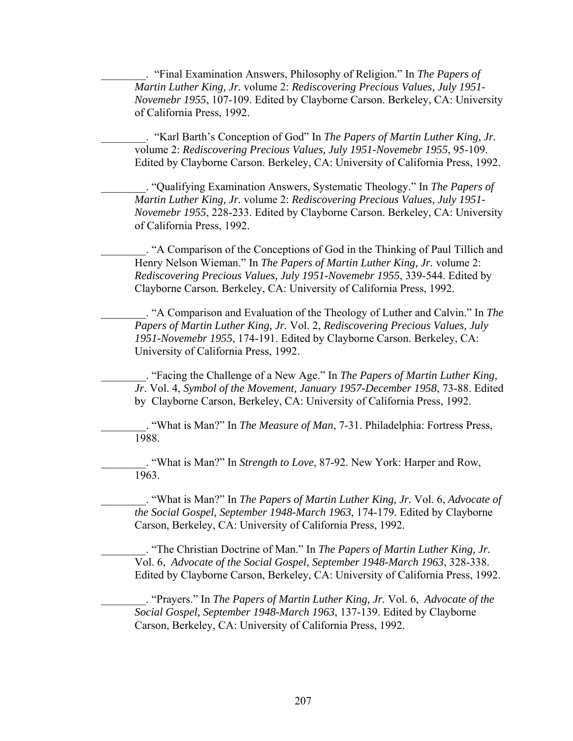________. "Final Examination Answers, Philosophy of Religion." In *The Papers of Martin Luther King, Jr.* volume 2: *Rediscovering Precious Values, July 1951-Novemebr 1955*, 107-109. Edited by Clayborne Carson. Berkeley, CA: University of California Press, 1992.

________. "Karl Barth's Conception of God" In *The Papers of Martin Luther King, Jr.* volume 2: *Rediscovering Precious Values, July 1951-Novemebr 1955*, 95-109. Edited by Clayborne Carson. Berkeley, CA: University of California Press, 1992.

________. "Qualifying Examination Answers, Systematic Theology." In *The Papers of Martin Luther King, Jr.* volume 2: *Rediscovering Precious Values, July 1951-Novemebr 1955*, 228-233. Edited by Clayborne Carson. Berkeley, CA: University of California Press, 1992.

________. "A Comparison of the Conceptions of God in the Thinking of Paul Tillich and Henry Nelson Wieman." In *The Papers of Martin Luther King, Jr.* volume 2: *Rediscovering Precious Values, July 1951-Novemebr 1955*, 339-544. Edited by Clayborne Carson. Berkeley, CA: University of California Press, 1992.

________. "A Comparison and Evaluation of the Theology of Luther and Calvin." In *The Papers of Martin Luther King, Jr.* Vol. 2, *Rediscovering Precious Values, July 1951-Novemebr 1955*, 174-191. Edited by Clayborne Carson. Berkeley, CA: University of California Press, 1992.

________. "Facing the Challenge of a New Age." In *The Papers of Martin Luther King, Jr*. Vol. 4, *Symbol of the Movement, January 1957-December 1958*, 73-88. Edited by Clayborne Carson, Berkeley, CA: University of California Press, 1992.

________. "What is Man?" In *The Measure of Man*, 7-31. Philadelphia: Fortress Press, 1988.

________. "What is Man?" In *Strength to Love*, 87-92. New York: Harper and Row, 1963.

________. "What is Man?" In *The Papers of Martin Luther King, Jr.* Vol. 6, *Advocate of the Social Gospel, September 1948-March 1963*, 174-179. Edited by Clayborne Carson, Berkeley, CA: University of California Press, 1992.

________. "The Christian Doctrine of Man." In *The Papers of Martin Luther King, Jr.* Vol. 6, *Advocate of the Social Gospel, September 1948-March 1963*, 328-338. Edited by Clayborne Carson, Berkeley, CA: University of California Press, 1992.

________. "Prayers." In *The Papers of Martin Luther King, Jr.* Vol. 6, *Advocate of the Social Gospel, September 1948-March 1963*, 137-139. Edited by Clayborne Carson, Berkeley, CA: University of California Press, 1992.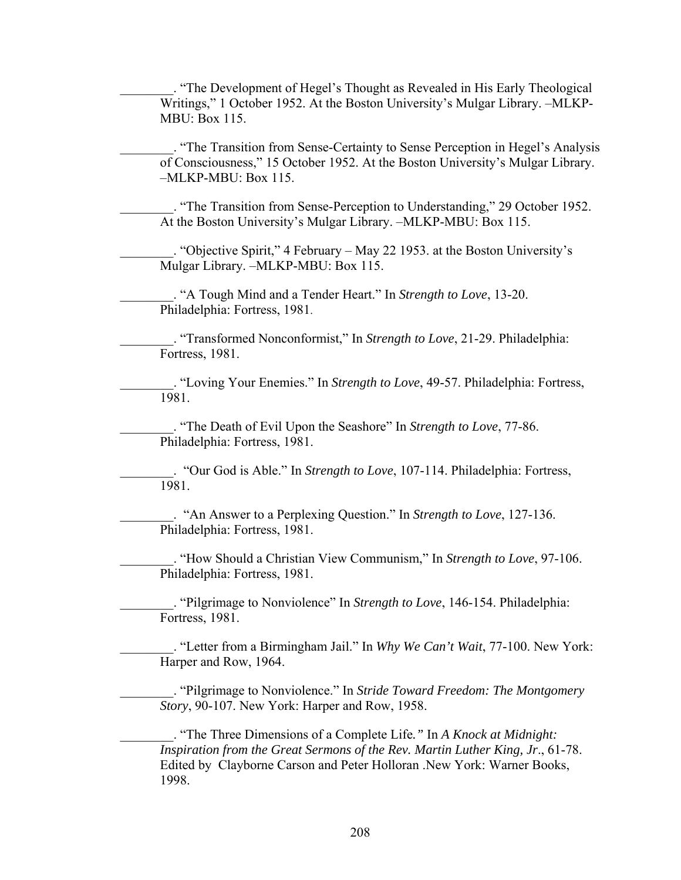________. "The Development of Hegel's Thought as Revealed in His Early Theological Writings," 1 October 1952. At the Boston University's Mulgar Library. –MLKP-MBU: Box 115.

________. "The Transition from Sense-Certainty to Sense Perception in Hegel's Analysis of Consciousness," 15 October 1952. At the Boston University's Mulgar Library. –MLKP-MBU: Box 115.

________. "The Transition from Sense-Perception to Understanding," 29 October 1952. At the Boston University's Mulgar Library. –MLKP-MBU: Box 115.

________. "Objective Spirit," 4 February – May 22 1953. at the Boston University's Mulgar Library. –MLKP-MBU: Box 115.

________. "A Tough Mind and a Tender Heart." In *Strength to Love*, 13-20. Philadelphia: Fortress, 1981.

________. "Transformed Nonconformist," In *Strength to Love*, 21-29. Philadelphia: Fortress, 1981.

________. "Loving Your Enemies." In *Strength to Love*, 49-57. Philadelphia: Fortress, 1981.

________. "The Death of Evil Upon the Seashore" In *Strength to Love*, 77-86. Philadelphia: Fortress, 1981.

________. "Our God is Able." In *Strength to Love*, 107-114. Philadelphia: Fortress, 1981.

________. "An Answer to a Perplexing Question." In *Strength to Love*, 127-136. Philadelphia: Fortress, 1981.

________. "How Should a Christian View Communism," In *Strength to Love*, 97-106. Philadelphia: Fortress, 1981.

________. "Pilgrimage to Nonviolence" In *Strength to Love*, 146-154. Philadelphia: Fortress, 1981.

________. "Letter from a Birmingham Jail." In *Why We Can't Wait*, 77-100. New York: Harper and Row, 1964.

________. "Pilgrimage to Nonviolence." In *Stride Toward Freedom: The Montgomery Story*, 90-107. New York: Harper and Row, 1958.

________. "The Three Dimensions of a Complete Life." In *A Knock at Midnight: Inspiration from the Great Sermons of the Rev. Martin Luther King, Jr*., 61-78. Edited by Clayborne Carson and Peter Holloran .New York: Warner Books, 1998.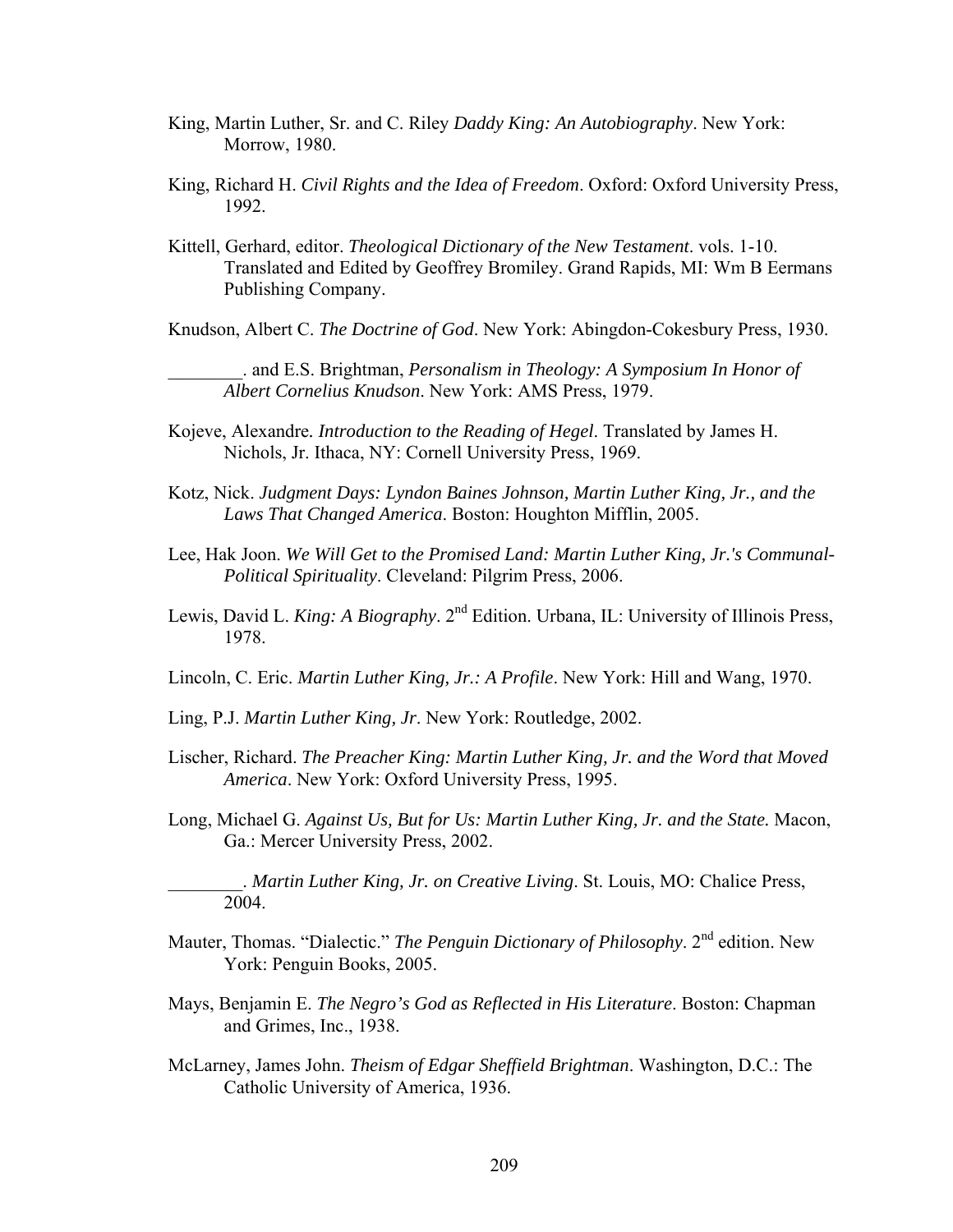King, Martin Luther, Sr. and C. Riley *Daddy King: An Autobiography*. New York: Morrow, 1980.

King, Richard H. *Civil Rights and the Idea of Freedom*. Oxford: Oxford University Press, 1992.

Kittell, Gerhard, editor. *Theological Dictionary of the New Testament*. vols. 1-10. Translated and Edited by Geoffrey Bromiley. Grand Rapids, MI: Wm B Eermans Publishing Company.

Knudson, Albert C. *The Doctrine of God*. New York: Abingdon-Cokesbury Press, 1930.

________. and E.S. Brightman, *Personalism in Theology: A Symposium In Honor of Albert Cornelius Knudson*. New York: AMS Press, 1979.

Kojeve, Alexandre. *Introduction to the Reading of Hegel*. Translated by James H. Nichols, Jr. Ithaca, NY: Cornell University Press, 1969.

Kotz, Nick. *Judgment Days: Lyndon Baines Johnson, Martin Luther King, Jr., and the Laws That Changed America*. Boston: Houghton Mifflin, 2005.

Lee, Hak Joon. *We Will Get to the Promised Land: Martin Luther King, Jr.'s Communal-Political Spirituality*. Cleveland: Pilgrim Press, 2006.

Lewis, David L. *King: A Biography*. 2nd Edition. Urbana, IL: University of Illinois Press, 1978.

Lincoln, C. Eric. *Martin Luther King, Jr.: A Profile*. New York: Hill and Wang, 1970.

Ling, P.J. *Martin Luther King, Jr*. New York: Routledge, 2002.

Lischer, Richard. *The Preacher King: Martin Luther King, Jr. and the Word that Moved America*. New York: Oxford University Press, 1995.

Long, Michael G. *Against Us, But for Us: Martin Luther King, Jr. and the State.* Macon, Ga.: Mercer University Press, 2002.

________. *Martin Luther King, Jr. on Creative Living*. St. Louis, MO: Chalice Press, 2004.

Mauter, Thomas. "Dialectic." *The Penguin Dictionary of Philosophy*. 2nd edition. New York: Penguin Books, 2005.

Mays, Benjamin E. *The Negro's God as Reflected in His Literature*. Boston: Chapman and Grimes, Inc., 1938.

McLarney, James John. *Theism of Edgar Sheffield Brightman*. Washington, D.C.: The Catholic University of America, 1936.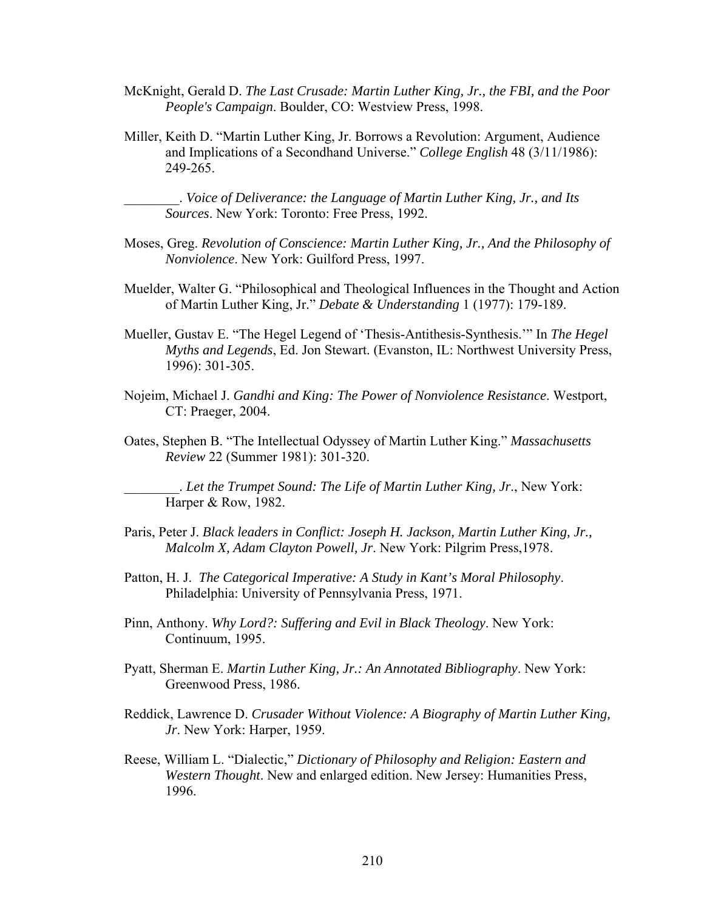McKnight, Gerald D. *The Last Crusade: Martin Luther King, Jr., the FBI, and the Poor People's Campaign*. Boulder, CO: Westview Press, 1998.

Miller, Keith D. "Martin Luther King, Jr. Borrows a Revolution: Argument, Audience and Implications of a Secondhand Universe." *College English* 48 (3/11/1986): 249-265.

________. *Voice of Deliverance: the Language of Martin Luther King, Jr., and Its Sources*. New York: Toronto: Free Press, 1992.

Moses, Greg. *Revolution of Conscience: Martin Luther King, Jr., And the Philosophy of Nonviolence*. New York: Guilford Press, 1997.

Muelder, Walter G. "Philosophical and Theological Influences in the Thought and Action of Martin Luther King, Jr." *Debate & Understanding* 1 (1977): 179-189.

Mueller, Gustav E. "The Hegel Legend of 'Thesis-Antithesis-Synthesis.'" In *The Hegel Myths and Legends*, Ed. Jon Stewart. (Evanston, IL: Northwest University Press, 1996): 301-305.

Nojeim, Michael J. *Gandhi and King: The Power of Nonviolence Resistance*. Westport, CT: Praeger, 2004.

Oates, Stephen B. "The Intellectual Odyssey of Martin Luther King." *Massachusetts Review* 22 (Summer 1981): 301-320.

________. *Let the Trumpet Sound: The Life of Martin Luther King, Jr*., New York: Harper & Row, 1982.

Paris, Peter J. *Black leaders in Conflict: Joseph H. Jackson, Martin Luther King, Jr., Malcolm X, Adam Clayton Powell, Jr*. New York: Pilgrim Press,1978.

Patton, H. J. *The Categorical Imperative: A Study in Kant's Moral Philosophy*. Philadelphia: University of Pennsylvania Press, 1971.

Pinn, Anthony. *Why Lord?: Suffering and Evil in Black Theology*. New York: Continuum, 1995.

Pyatt, Sherman E. *Martin Luther King, Jr.: An Annotated Bibliography*. New York: Greenwood Press, 1986.

Reddick, Lawrence D. *Crusader Without Violence: A Biography of Martin Luther King, Jr*. New York: Harper, 1959.

Reese, William L. "Dialectic," *Dictionary of Philosophy and Religion: Eastern and Western Thought*. New and enlarged edition. New Jersey: Humanities Press, 1996.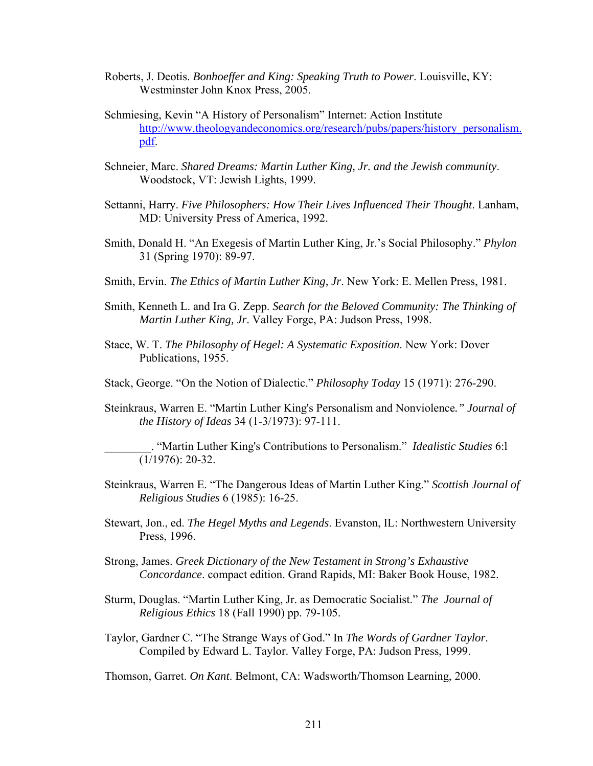Roberts, J. Deotis. *Bonhoeffer and King: Speaking Truth to Power*. Louisville, KY: Westminster John Knox Press, 2005.

Schmiesing, Kevin "A History of Personalism" Internet: Action Institute http://www.theologyandeconomics.org/research/pubs/papers/history_personalism.pdf.

Schneier, Marc. *Shared Dreams: Martin Luther King, Jr. and the Jewish community*. Woodstock, VT: Jewish Lights, 1999.

Settanni, Harry. *Five Philosophers: How Their Lives Influenced Their Thought*. Lanham, MD: University Press of America, 1992.

Smith, Donald H. "An Exegesis of Martin Luther King, Jr.'s Social Philosophy." *Phylon* 31 (Spring 1970): 89-97.

Smith, Ervin. *The Ethics of Martin Luther King, Jr*. New York: E. Mellen Press, 1981.

Smith, Kenneth L. and Ira G. Zepp. *Search for the Beloved Community: The Thinking of Martin Luther King, Jr*. Valley Forge, PA: Judson Press, 1998.

Stace, W. T. *The Philosophy of Hegel: A Systematic Exposition*. New York: Dover Publications, 1955.

Stack, George. "On the Notion of Dialectic." *Philosophy Today* 15 (1971): 276-290.

Steinkraus, Warren E. "Martin Luther King's Personalism and Nonviolence*." Journal of the History of Ideas* 34 (1-3/1973): 97-111.

________. "Martin Luther King's Contributions to Personalism." *Idealistic Studies* 6:l (1/1976): 20-32.

Steinkraus, Warren E. "The Dangerous Ideas of Martin Luther King." *Scottish Journal of Religious Studies* 6 (1985): 16-25.

Stewart, Jon., ed. *The Hegel Myths and Legends*. Evanston, IL: Northwestern University Press, 1996.

Strong, James. *Greek Dictionary of the New Testament in Strong's Exhaustive Concordance*. compact edition. Grand Rapids, MI: Baker Book House, 1982.

Sturm, Douglas. "Martin Luther King, Jr. as Democratic Socialist." *The Journal of Religious Ethics* 18 (Fall 1990) pp. 79-105.

Taylor, Gardner C. "The Strange Ways of God." In *The Words of Gardner Taylor*. Compiled by Edward L. Taylor. Valley Forge, PA: Judson Press, 1999.

Thomson, Garret. *On Kant*. Belmont, CA: Wadsworth/Thomson Learning, 2000.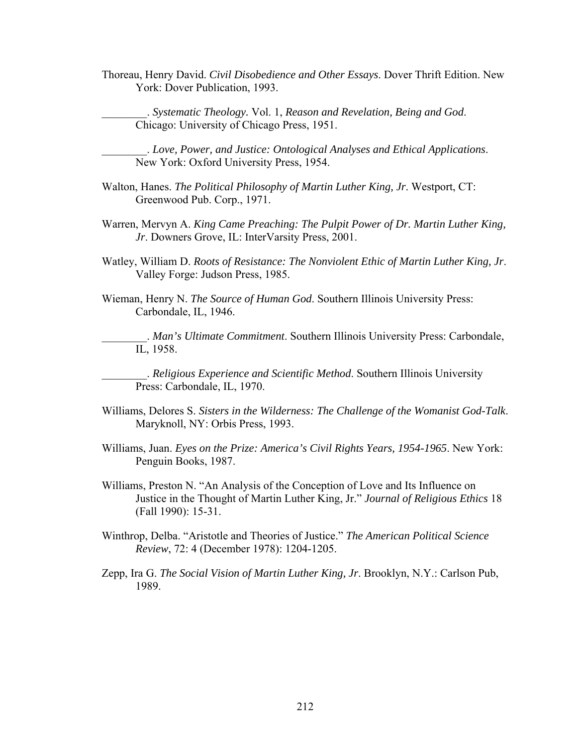Thoreau, Henry David. *Civil Disobedience and Other Essays*. Dover Thrift Edition. New York: Dover Publication, 1993.

________. *Systematic Theology.* Vol. 1, *Reason and Revelation, Being and God*. Chicago: University of Chicago Press, 1951.

________. *Love, Power, and Justice: Ontological Analyses and Ethical Applications*. New York: Oxford University Press, 1954.

Walton, Hanes. *The Political Philosophy of Martin Luther King, Jr.* Westport, CT: Greenwood Pub. Corp., 1971.

Warren, Mervyn A. *King Came Preaching: The Pulpit Power of Dr. Martin Luther King, Jr*. Downers Grove, IL: InterVarsity Press, 2001.

Watley, William D. *Roots of Resistance: The Nonviolent Ethic of Martin Luther King, Jr*. Valley Forge: Judson Press, 1985.

Wieman, Henry N. *The Source of Human God*. Southern Illinois University Press: Carbondale, IL, 1946.

________. *Man's Ultimate Commitment*. Southern Illinois University Press: Carbondale, IL, 1958.

________. *Religious Experience and Scientific Method*. Southern Illinois University Press: Carbondale, IL, 1970.

Williams, Delores S. *Sisters in the Wilderness: The Challenge of the Womanist God-Talk*. Maryknoll, NY: Orbis Press, 1993.

Williams, Juan. *Eyes on the Prize: America's Civil Rights Years, 1954-1965*. New York: Penguin Books, 1987.

Williams, Preston N. "An Analysis of the Conception of Love and Its Influence on Justice in the Thought of Martin Luther King, Jr." *Journal of Religious Ethics* 18 (Fall 1990): 15-31.

Winthrop, Delba. "Aristotle and Theories of Justice." *The American Political Science Review*, 72: 4 (December 1978): 1204-1205.

Zepp, Ira G. *The Social Vision of Martin Luther King, Jr*. Brooklyn, N.Y.: Carlson Pub, 1989.